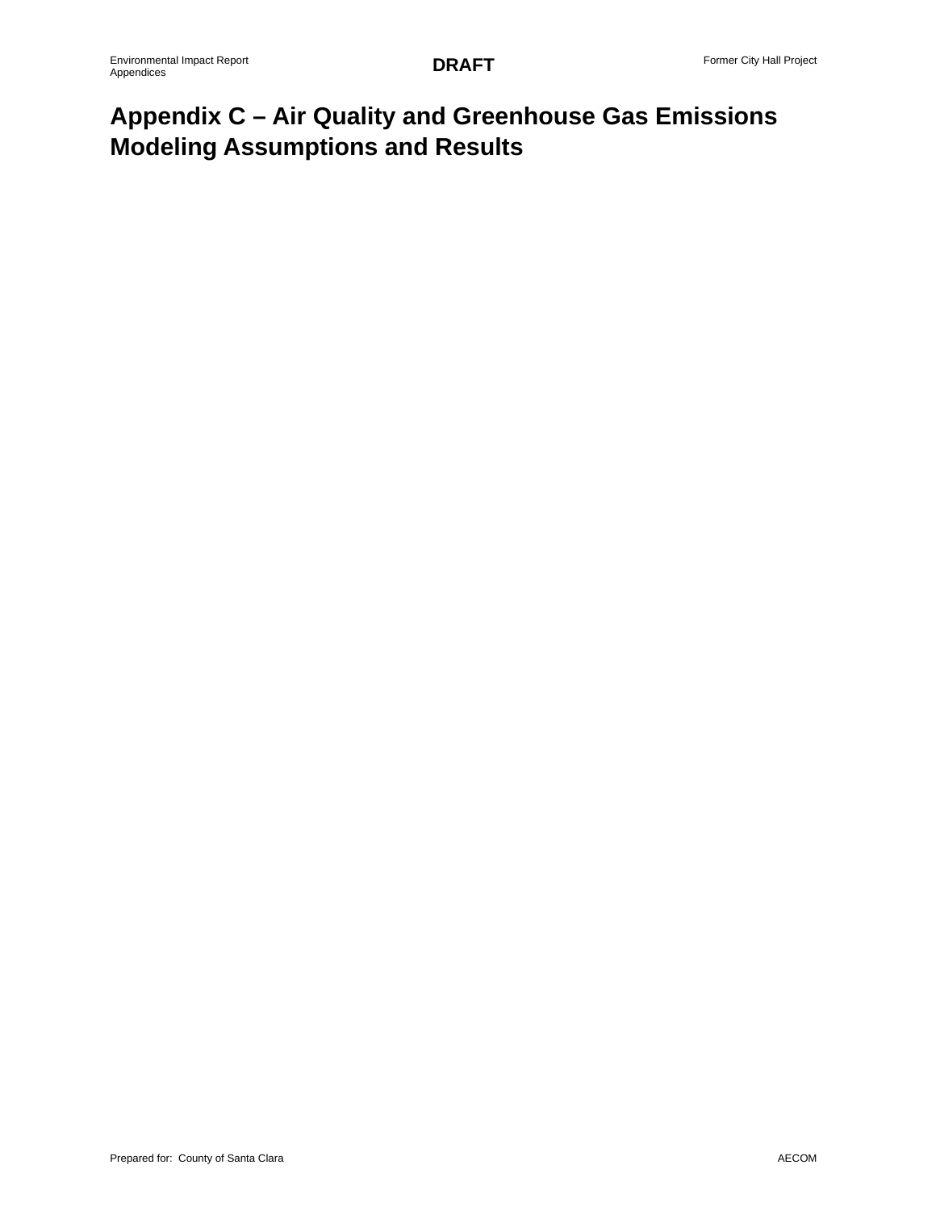# Appendix C – Air Quality and Greenhouse Gas Emissions Modeling Assumptions and Results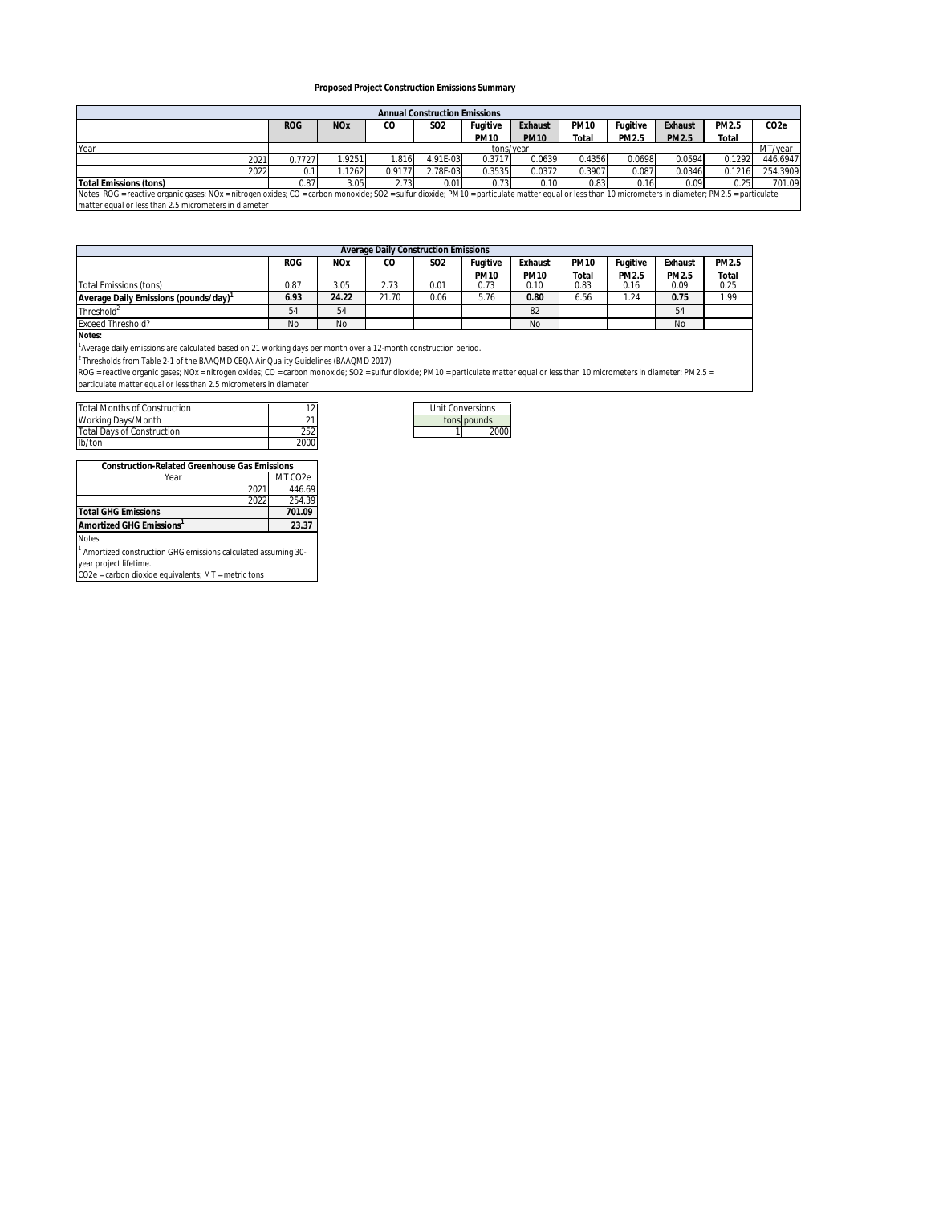### Proposed Project Construction Emissions Summary

| Annual Construction Emissions | | | | | | | | | | | |
|---|---|---|---|---|---|---|---|---|---|---|---|
| | ROG | NOx | CO | SO2 | Fugitive PM10 | Exhaust PM10 | PM10 Total | Fugitive PM2.5 | Exhaust PM2.5 | PM2.5 Total | CO2e |
| Year | tons/year | | | | | | | | | | MT/year |
| 2021 | 0.7727 | 1.9251 | 1.816 | 4.91E-03 | 0.3717 | 0.0639 | 0.4356 | 0.0698 | 0.0594 | 0.1292 | 446.6947 |
| 2022 | 0.1 | 1.1262 | 0.9177 | 2.78E-03 | 0.3535 | 0.0372 | 0.3907 | 0.087 | 0.0346 | 0.1216 | 254.3909 |
| **Total Emissions (tons)** | 0.87 | 3.05 | 2.73 | 0.01 | 0.73 | 0.10 | 0.83 | 0.16 | 0.09 | 0.25 | 701.09 |

Notes: ROG = reactive organic gases; NOx = nitrogen oxides; CO = carbon monoxide; SO2 = sulfur dioxide; PM10 = particulate matter equal or less than 10 micrometers in diameter; PM2.5 = particulate matter equal or less than 2.5 micrometers in diameter

| Average Daily Construction Emissions | | | | | | | | | | |
|---|---|---|---|---|---|---|---|---|---|---|
| | ROG | NOx | CO | SO2 | Fugitive PM10 | Exhaust PM10 | PM10 Total | Fugitive PM2.5 | Exhaust PM2.5 | PM2.5 Total |
| Total Emissions (tons) | 0.87 | 3.05 | 2.73 | 0.01 | 0.73 | 0.10 | 0.83 | 0.16 | 0.09 | 0.25 |
| **Average Daily Emissions (pounds/day)[1]** | **6.93** | **24.22** | 21.70 | 0.06 | 5.76 | **0.80** | 6.56 | 1.24 | **0.75** | 1.99 |
| Threshold[2] | 54 | 54 | | | | 82 | | | 54 | |
| Exceed Threshold? | No | No | | | | No | | | No | |

**Notes:**

[1]Average daily emissions are calculated based on 21 working days per month over a 12-month construction period.

[2] Thresholds from Table 2-1 of the BAAQMD CEQA Air Quality Guidelines (BAAQMD 2017)

ROG = reactive organic gases; NOx = nitrogen oxides; CO = carbon monoxide; SO2 = sulfur dioxide; PM10 = particulate matter equal or less than 10 micrometers in diameter; PM2.5 = particulate matter equal or less than 2.5 micrometers in diameter

| | |
|---|---|
| Total Months of Construction | 12 |
| Working Days/Month | 21 |
| Total Days of Construction | 252 |
| lb/ton | 2000 |

| Unit Conversions | |
|---|---|
| tons | pounds |
| 1 | 2000 |

| Construction-Related Greenhouse Gas Emissions | |
|---|---|
| Year | MT CO2e |
| 2021 | 446.69 |
| 2022 | 254.39 |
| **Total GHG Emissions** | **701.09** |
| **Amortized GHG Emissions[1]** | **23.37** |

Notes:

[1] Amortized construction GHG emissions calculated assuming 30-year project lifetime.

CO2e = carbon dioxide equivalents; MT = metric tons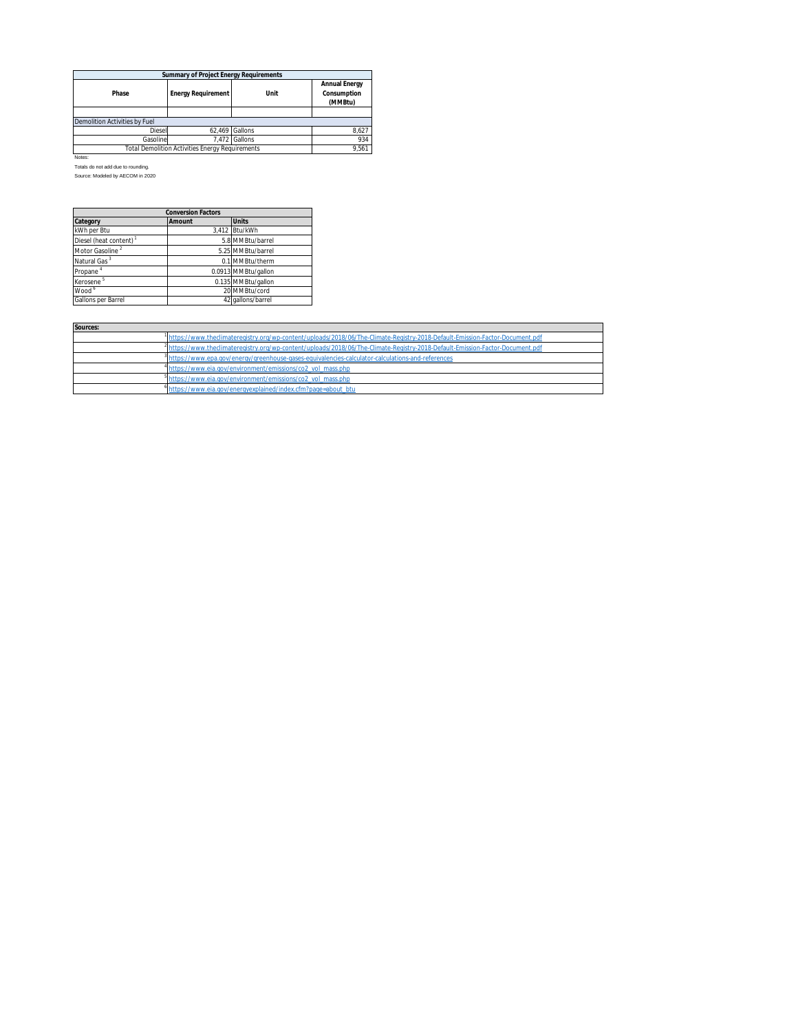| Summary of Project Energy Requirements | | | |
|---|---|---|---|
| Phase | Energy Requirement | Unit | Annual Energy Consumption (MMBtu) |
| | | | |
| Demolition Activities by Fuel | | | |
| Diesel | 62,469 | Gallons | 8,627 |
| Gasoline | 7,472 | Gallons | 934 |
| Total Demolition Activities Energy Requirements | | | 9,561 |

Notes:

Totals do not add due to rounding.

Source: Modeled by AECOM in 2020

| Conversion Factors | | |
|---|---|---|
| Category | Amount | Units |
| kWh per Btu | 3,412 | Btu/kWh |
| Diesel (heat content) [1] | 5.8 | MMBtu/barrel |
| Motor Gasoline [2] | 5.25 | MMBtu/barrel |
| Natural Gas [3] | 0.1 | MMBtu/therm |
| Propane [4] | 0.0913 | MMBtu/gallon |
| Kerosene [5] | 0.135 | MMBtu/gallon |
| Wood [6] | 20 | MMBtu/cord |
| Gallons per Barrel | 42 | gallons/barrel |

| Sources: | |
|---|---|
| | [1] https://www.theclimateregistry.org/wp-content/uploads/2018/06/The-Climate-Registry-2018-Default-Emission-Factor-Document.pdf |
| | [2] https://www.theclimateregistry.org/wp-content/uploads/2018/06/The-Climate-Registry-2018-Default-Emission-Factor-Document.pdf |
| | [3] https://www.epa.gov/energy/greenhouse-gases-equivalencies-calculator-calculations-and-references |
| | [4] https://www.eia.gov/environment/emissions/co2_vol_mass.php |
| | [5] https://www.eia.gov/environment/emissions/co2_vol_mass.php |
| | [6] https://www.eia.gov/energyexplained/index.cfm?page=about_btu |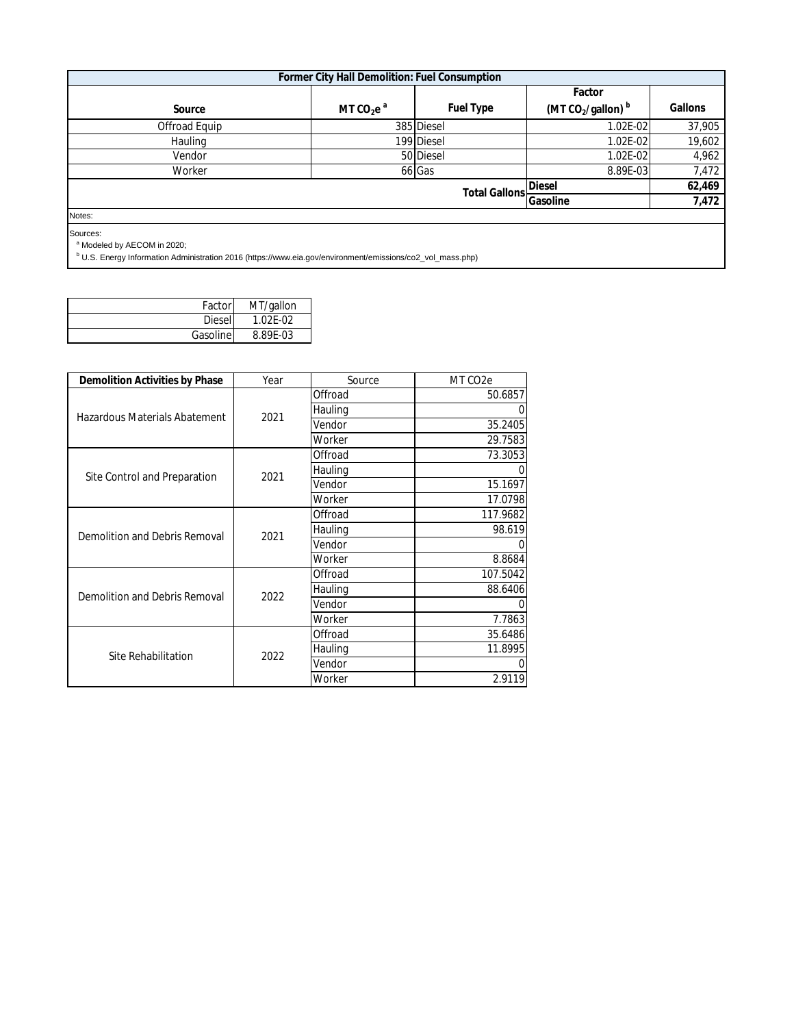| Former City Hall Demolition: Fuel Consumption | | | | |
|---|---|---|---|---|
| Source | MT $CO_2e$ [a] | Fuel Type | Factor (MT $CO_2$/gallon) [b] | Gallons |
| Offroad Equip | 385 | Diesel | 1.02E-02 | 37,905 |
| Hauling | 199 | Diesel | 1.02E-02 | 19,602 |
| Vendor | 50 | Diesel | 1.02E-02 | 4,962 |
| Worker | 66 | Gas | 8.89E-03 | 7,472 |
| | | **Total Gallons** | **Diesel** | **62,469** |
| | | | **Gasoline** | **7,472** |

Notes:

Sources:
[a] Modeled by AECOM in 2020;
[b] U.S. Energy Information Administration 2016 (https://www.eia.gov/environment/emissions/co2_vol_mass.php)

| Factor | MT/gallon |
|---|---|
| Diesel | 1.02E-02 |
| Gasoline | 8.89E-03 |

| Demolition Activities by Phase | Year | Source | MT CO2e |
|---|---|---|---|
| Hazardous Materials Abatement | 2021 | Offroad | 50.6857 |
| | | Hauling | 0 |
| | | Vendor | 35.2405 |
| | | Worker | 29.7583 |
| Site Control and Preparation | 2021 | Offroad | 73.3053 |
| | | Hauling | 0 |
| | | Vendor | 15.1697 |
| | | Worker | 17.0798 |
| Demolition and Debris Removal | 2021 | Offroad | 117.9682 |
| | | Hauling | 98.619 |
| | | Vendor | 0 |
| | | Worker | 8.8684 |
| Demolition and Debris Removal | 2022 | Offroad | 107.5042 |
| | | Hauling | 88.6406 |
| | | Vendor | 0 |
| | | Worker | 7.7863 |
| Site Rehabilitation | 2022 | Offroad | 35.6486 |
| | | Hauling | 11.8995 |
| | | Vendor | 0 |
| | | Worker | 2.9119 |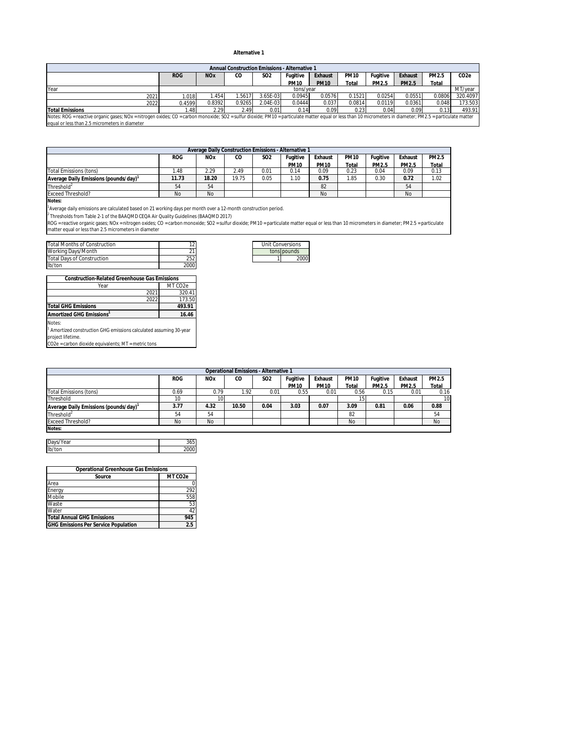# Alternative 1

| Annual Construction Emissions - Alternative 1 | | | | | | | | | | | |
|---|---|---|---|---|---|---|---|---|---|---|---|
| | ROG | NOx | CO | SO2 | Fugitive PM10 | Exhaust PM10 | PM10 Total | Fugitive PM2.5 | Exhaust PM2.5 | PM2.5 Total | CO2e |
| Year | tons/year | | | | | | | | | | MT/year |
| 2021 | 1.018 | 1.454 | 1.5617 | 3.65E-03 | 0.0945 | 0.0576 | 0.1521 | 0.0254 | 0.0551 | 0.0806 | 320.4097 |
| 2022 | 0.4599 | 0.8392 | 0.9265 | 2.04E-03 | 0.0444 | 0.037 | 0.0814 | 0.0119 | 0.0361 | 0.048 | 173.503 |
| **Total Emissions** | 1.48 | 2.29 | 2.49 | 0.01 | 0.14 | 0.09 | 0.23 | 0.04 | 0.09 | 0.13 | 493.91 |

Notes: ROG = reactive organic gases; NOx = nitrogen oxides; CO = carbon monoxide; SO2 = sulfur dioxide; PM10 = particulate matter equal or less than 10 micrometers in diameter; PM2.5 = particulate matter equal or less than 2.5 micrometers in diameter

| Average Daily Construction Emissions - Alternative 1 | | | | | | | | | | |
|---|---|---|---|---|---|---|---|---|---|---|
| | ROG | NOx | CO | SO2 | Fugitive PM10 | Exhaust PM10 | PM10 Total | Fugitive PM2.5 | Exhaust PM2.5 | PM2.5 Total |
| Total Emissions (tons) | 1.48 | 2.29 | 2.49 | 0.01 | 0.14 | 0.09 | 0.23 | 0.04 | 0.09 | 0.13 |
| **Average Daily Emissions (pounds/day)[1]** | **11.73** | **18.20** | 19.75 | 0.05 | 1.10 | **0.75** | 1.85 | 0.30 | **0.72** | 1.02 |
| Threshold[2] | 54 | 54 | | | | 82 | | | 54 | |
| Exceed Threshold? | No | No | | | | No | | | No | |

**Notes:**

[1]Average daily emissions are calculated based on 21 working days per month over a 12-month construction period.

[2]Thresholds from Table 2-1 of the BAAQMD CEQA Air Quality Guidelines (BAAQMD 2017)

ROG = reactive organic gases; NOx = nitrogen oxides; CO = carbon monoxide; SO2 = sulfur dioxide; PM10 = particulate matter equal or less than 10 micrometers in diameter; PM2.5 = particulate matter equal or less than 2.5 micrometers in diameter

| | |
|---|---|
| Total Months of Construction | 12 |
| Working Days/Month | 21 |
| Total Days of Construction | 252 |
| lb/ton | 2000 |

| Unit Conversions | |
|---|---|
| tons | pounds |
| 1 | 2000 |

| Construction-Related Greenhouse Gas Emissions | |
|---|---|
| Year | MT CO2e |
| 2021 | 320.41 |
| 2022 | 173.50 |
| **Total GHG Emissions** | **493.91** |
| **Amortized GHG Emissions[1]** | **16.46** |

Notes:

[1] Amortized construction GHG emissions calculated assuming 30-year project lifetime.

CO2e = carbon dioxide equivalents; MT = metric tons

| Operational Emissions - Alternative 1 | | | | | | | | | | |
|---|---|---|---|---|---|---|---|---|---|---|
| | ROG | NOx | CO | SO2 | Fugitive PM10 | Exhaust PM10 | PM10 Total | Fugitive PM2.5 | Exhaust PM2.5 | PM2.5 Total |
| Total Emissions (tons) | 0.69 | 0.79 | 1.92 | 0.01 | 0.55 | 0.01 | 0.56 | 0.15 | 0.01 | 0.16 |
| Threshold | 10 | 10 | | | | | 15 | | | 10 |
| **Average Daily Emissions (pounds/day)[1]** | **3.77** | **4.32** | **10.50** | **0.04** | **3.03** | **0.07** | **3.09** | **0.81** | **0.06** | **0.88** |
| Threshold[2] | 54 | 54 | | | | | 82 | | | 54 |
| Exceed Threshold? | No | No | | | | | No | | | No |

**Notes:**

| | |
|---|---|
| Days/Year | 365 |
| lb/ton | 2000 |

| Operational Greenhouse Gas Emissions | |
|---|---|
| **Source** | **MT CO2e** |
| Area | 0 |
| Energy | 292 |
| Mobile | 558 |
| Waste | 53 |
| Water | 42 |
| **Total Annual GHG Emissions** | **945** |
| **GHG Emissions Per Service Population** | **2.5** |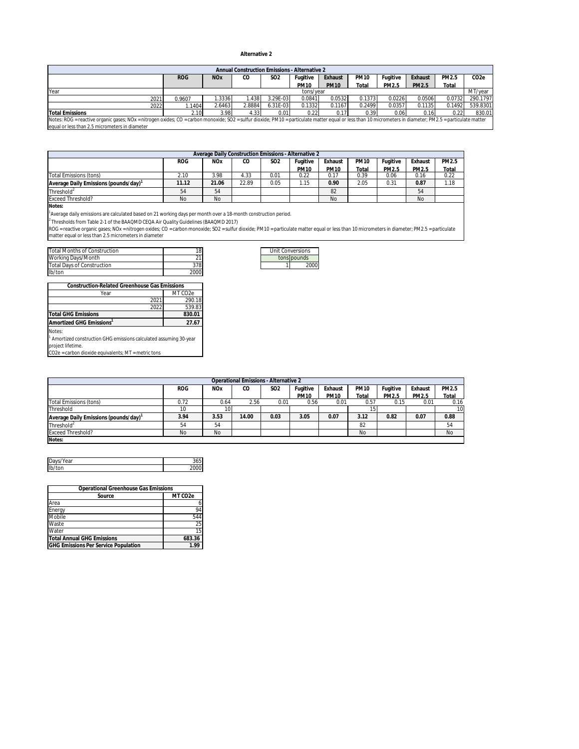# Alternative 2

| Annual Construction Emissions - Alternative 2 | | | | | | | | | | | |
|---|---|---|---|---|---|---|---|---|---|---|---|
| | ROG | NOx | CO | SO2 | Fugitive PM10 | Exhaust PM10 | PM10 Total | Fugitive PM2.5 | Exhaust PM2.5 | PM2.5 Total | CO2e |
| Year | tons/year | | | | | | | | | | MT/year |
| 2021 | 0.9607 | 1.3336 | 1.438 | 3.29E-03 | 0.0841 | 0.0532 | 0.1373 | 0.0226 | 0.0506 | 0.0732 | 290.1797 |
| 2022 | 1.1404 | 2.6463 | 2.8884 | 6.31E-03 | 0.1332 | 0.1167 | 0.2499 | 0.0357 | 0.1135 | 0.1492 | 539.8301 |
| **Total Emissions** | 2.10 | 3.98 | 4.33 | 0.01 | 0.22 | 0.17 | 0.39 | 0.06 | 0.16 | 0.22 | 830.01 |

Notes: ROG = reactive organic gases; NOx = nitrogen oxides; CO = carbon monoxide; SO2 = sulfur dioxide; PM10 = particulate matter equal or less than 10 micrometers in diameter; PM2.5 = particulate matter equal or less than 2.5 micrometers in diameter

| Average Daily Construction Emissions - Alternative 2 | | | | | | | | | | |
|---|---|---|---|---|---|---|---|---|---|---|
| | ROG | NOx | CO | SO2 | Fugitive PM10 | Exhaust PM10 | PM10 Total | Fugitive PM2.5 | Exhaust PM2.5 | PM2.5 Total |
| Total Emissions (tons) | 2.10 | 3.98 | 4.33 | 0.01 | 0.22 | 0.17 | 0.39 | 0.06 | 0.16 | 0.22 |
| **Average Daily Emissions (pounds/day)[1]** | **11.12** | **21.06** | 22.89 | 0.05 | 1.15 | **0.90** | 2.05 | 0.31 | **0.87** | 1.18 |
| Threshold[2] | 54 | 54 | | | | 82 | | | 54 | |
| Exceed Threshold? | No | No | | | | No | | | No | |

**Notes:**

[1]Average daily emissions are calculated based on 21 working days per month over a 18-month construction period.

[2]Thresholds from Table 2-1 of the BAAQMD CEQA Air Quality Guidelines (BAAQMD 2017)

ROG = reactive organic gases; NOx = nitrogen oxides; CO = carbon monoxide; SO2 = sulfur dioxide; PM10 = particulate matter equal or less than 10 micrometers in diameter; PM2.5 = particulate matter equal or less than 2.5 micrometers in diameter

| | |
|---|---|
| Total Months of Construction | 18 |
| Working Days/Month | 21 |
| Total Days of Construction | 378 |
| lb/ton | 2000 |

| Unit Conversions | |
|---|---|
| tons | pounds |
| 1 | 2000 |

| Construction-Related Greenhouse Gas Emissions | |
|---|---|
| Year | MT CO2e |
| 2021 | 290.18 |
| 2022 | 539.83 |
| **Total GHG Emissions** | **830.01** |
| **Amortized GHG Emissions[1]** | **27.67** |

Notes:

[1] Amortized construction GHG emissions calculated assuming 30-year project lifetime.

CO2e = carbon dioxide equivalents; MT = metric tons

| Operational Emissions - Alternative 2 | | | | | | | | | | |
|---|---|---|---|---|---|---|---|---|---|---|
| | ROG | NOx | CO | SO2 | Fugitive PM10 | Exhaust PM10 | PM10 Total | Fugitive PM2.5 | Exhaust PM2.5 | PM2.5 Total |
| Total Emissions (tons) | 0.72 | 0.64 | 2.56 | 0.01 | 0.56 | 0.01 | 0.57 | 0.15 | 0.01 | 0.16 |
| Threshold | 10 | 10 | | | | | 15 | | | 10 |
| **Average Daily Emissions (pounds/day)[1]** | **3.94** | **3.53** | **14.00** | **0.03** | **3.05** | **0.07** | **3.12** | **0.82** | **0.07** | **0.88** |
| Threshold[2] | 54 | 54 | | | | | 82 | | | 54 |
| Exceed Threshold? | No | No | | | | | No | | | No |

**Notes:**

| | |
|---|---|
| Days/Year | 365 |
| lb/ton | 2000 |

| Operational Greenhouse Gas Emissions | |
|---|---|
| Source | MT CO2e |
| Area | 6 |
| Energy | 94 |
| Mobile | 544 |
| Waste | 25 |
| Water | 15 |
| **Total Annual GHG Emissions** | **683.36** |
| **GHG Emissions Per Service Population** | **1.99** |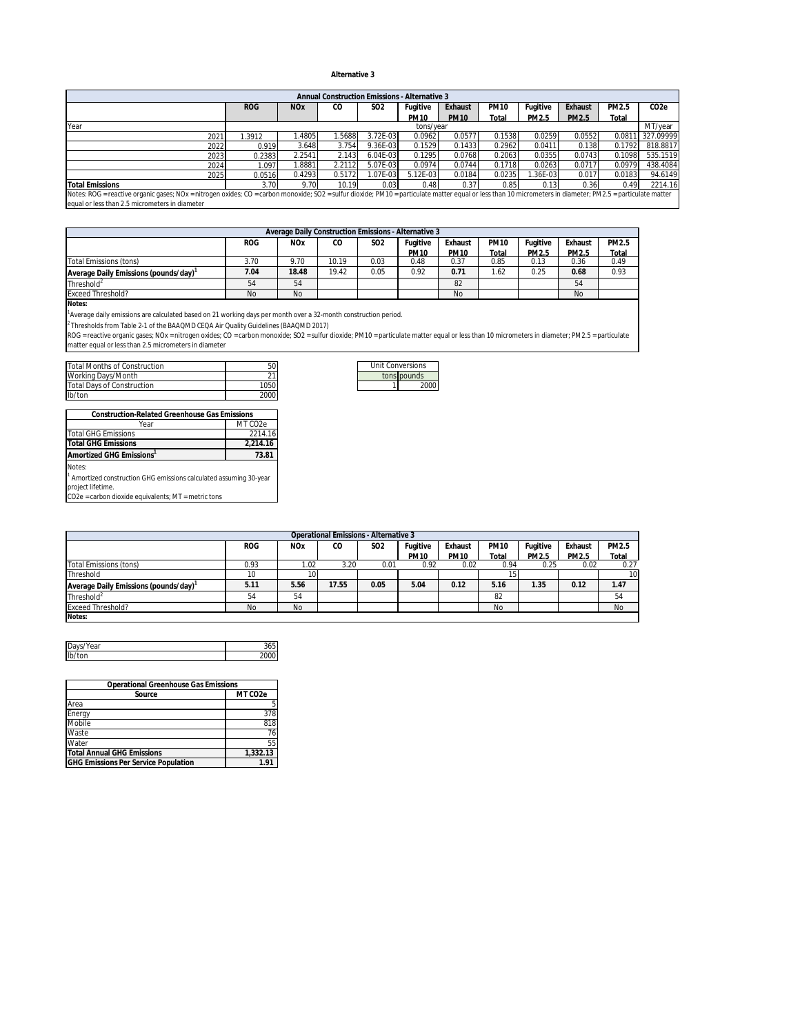# Alternative 3

| Annual Construction Emissions - Alternative 3 | | | | | | | | | | | |
|---|---|---|---|---|---|---|---|---|---|---|---|
| | ROG | NOx | CO | SO2 | Fugitive PM10 | Exhaust PM10 | PM10 Total | Fugitive PM2.5 | Exhaust PM2.5 | PM2.5 Total | CO2e |
| Year | tons/year | | | | | | | | | | MT/year |
| 2021 | 1.3912 | 1.4805 | 1.5688 | 3.72E-03 | 0.0962 | 0.0577 | 0.1538 | 0.0259 | 0.0552 | 0.0811 | 327.09999 |
| 2022 | 0.919 | 3.648 | 3.754 | 9.36E-03 | 0.1529 | 0.1433 | 0.2962 | 0.0411 | 0.138 | 0.1792 | 818.8817 |
| 2023 | 0.2383 | 2.2541 | 2.143 | 6.04E-03 | 0.1295 | 0.0768 | 0.2063 | 0.0355 | 0.0743 | 0.1098 | 535.1519 |
| 2024 | 1.097 | 1.8881 | 2.2112 | 5.07E-03 | 0.0974 | 0.0744 | 0.1718 | 0.0263 | 0.0717 | 0.0979 | 438.4084 |
| 2025 | 0.0516 | 0.4293 | 0.5172 | 1.07E-03 | 5.12E-03 | 0.0184 | 0.0235 | 1.36E-03 | 0.017 | 0.0183 | 94.6149 |
| **Total Emissions** | 3.70 | 9.70 | 10.19 | 0.03 | 0.48 | 0.37 | 0.85 | 0.13 | 0.36 | 0.49 | 2214.16 |

Notes: ROG = reactive organic gases; NOx = nitrogen oxides; CO = carbon monoxide; SO2 = sulfur dioxide; PM10 = particulate matter equal or less than 10 micrometers in diameter; PM2.5 = particulate matter equal or less than 2.5 micrometers in diameter

| Average Daily Construction Emissions - Alternative 3 | | | | | | | | | | |
|---|---|---|---|---|---|---|---|---|---|---|
| | ROG | NOx | CO | SO2 | Fugitive PM10 | Exhaust PM10 | PM10 Total | Fugitive PM2.5 | Exhaust PM2.5 | PM2.5 Total |
| Total Emissions (tons) | 3.70 | 9.70 | 10.19 | 0.03 | 0.48 | 0.37 | 0.85 | 0.13 | 0.36 | 0.49 |
| **Average Daily Emissions (pounds/day)[1]** | **7.04** | **18.48** | 19.42 | 0.05 | 0.92 | **0.71** | 1.62 | 0.25 | **0.68** | 0.93 |
| Threshold[2] | 54 | 54 | | | | 82 | | | 54 | |
| Exceed Threshold? | No | No | | | | No | | | No | |

**Notes:**

[1]Average daily emissions are calculated based on 21 working days per month over a 32-month construction period.

[2]Thresholds from Table 2-1 of the BAAQMD CEQA Air Quality Guidelines (BAAQMD 2017)

ROG = reactive organic gases; NOx = nitrogen oxides; CO = carbon monoxide; SO2 = sulfur dioxide; PM10 = particulate matter equal or less than 10 micrometers in diameter; PM2.5 = particulate matter equal or less than 2.5 micrometers in diameter

| | |
|---|---|
| Total Months of Construction | 50 |
| Working Days/Month | 21 |
| Total Days of Construction | 1050 |
| lb/ton | 2000 |

| Unit Conversions | |
|---|---|
| tons | pounds |
| 1 | 2000 |

| Construction-Related Greenhouse Gas Emissions | |
|---|---|
| Year | MT CO2e |
| Total GHG Emissions | 2214.16 |
| **Total GHG Emissions** | **2,214.16** |
| **Amortized GHG Emissions[1]** | **73.81** |

Notes:

[1] Amortized construction GHG emissions calculated assuming 30-year project lifetime.

CO2e = carbon dioxide equivalents; MT = metric tons

| Operational Emissions - Alternative 3 | | | | | | | | | | |
|---|---|---|---|---|---|---|---|---|---|---|
| | ROG | NOx | CO | SO2 | Fugitive PM10 | Exhaust PM10 | PM10 Total | Fugitive PM2.5 | Exhaust PM2.5 | PM2.5 Total |
| Total Emissions (tons) | 0.93 | 1.02 | 3.20 | 0.01 | 0.92 | 0.02 | 0.94 | 0.25 | 0.02 | 0.27 |
| Threshold | 10 | 10 | | | | | 15 | | | 10 |
| **Average Daily Emissions (pounds/day)[1]** | **5.11** | **5.56** | **17.55** | **0.05** | **5.04** | **0.12** | **5.16** | **1.35** | **0.12** | **1.47** |
| Threshold[2] | 54 | 54 | | | | | 82 | | | 54 |
| Exceed Threshold? | No | No | | | | | No | | | No |

**Notes:**

| | |
|---|---|
| Days/Year | 365 |
| lb/ton | 2000 |

| Operational Greenhouse Gas Emissions | |
|---|---|
| Source | MT CO2e |
| Area | 5 |
| Energy | 378 |
| Mobile | 818 |
| Waste | 76 |
| Water | 55 |
| **Total Annual GHG Emissions** | **1,332.13** |
| **GHG Emissions Per Service Population** | **1.91** |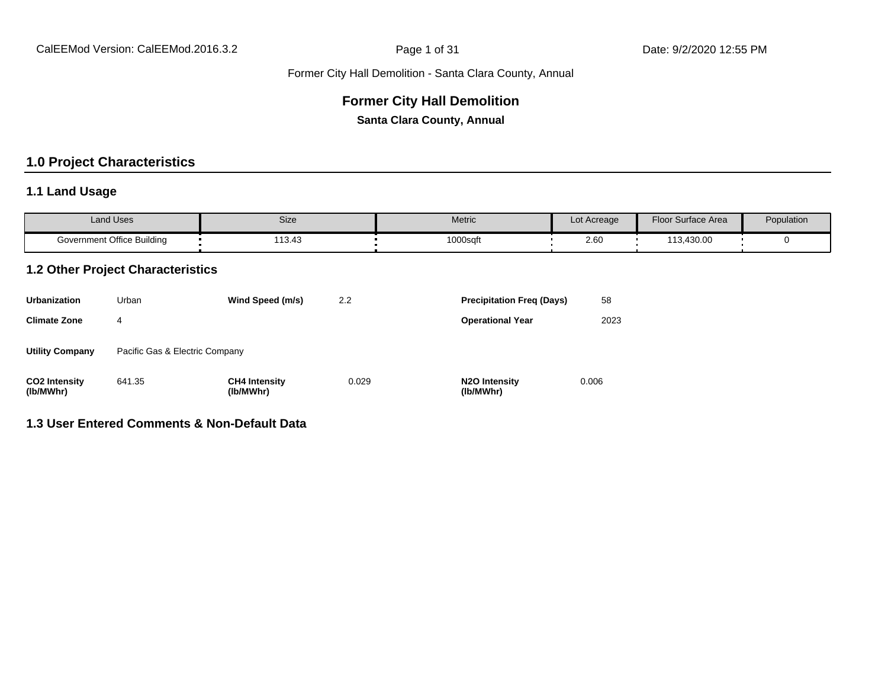# Former City Hall Demolition

**Santa Clara County, Annual**

## 1.0 Project Characteristics

### 1.1 Land Usage

| Land Uses | Size | Metric | Lot Acreage | Floor Surface Area | Population |
|---|---|---|---|---|---|
| Government Office Building | 113.43 | 1000sqft | 2.60 | 113,430.00 | 0 |

### 1.2 Other Project Characteristics

| | | | | | |
|---|---|---|---|---|---|
| **Urbanization** | Urban | **Wind Speed (m/s)** | 2.2 | **Precipitation Freq (Days)** | 58 |
| **Climate Zone** | 4 | | | **Operational Year** | 2023 |
| **Utility Company** | Pacific Gas & Electric Company | | | | |
| **CO2 Intensity (lb/MWhr)** | 641.35 | **CH4 Intensity (lb/MWhr)** | 0.029 | **N2O Intensity (lb/MWhr)** | 0.006 |

### 1.3 User Entered Comments & Non-Default Data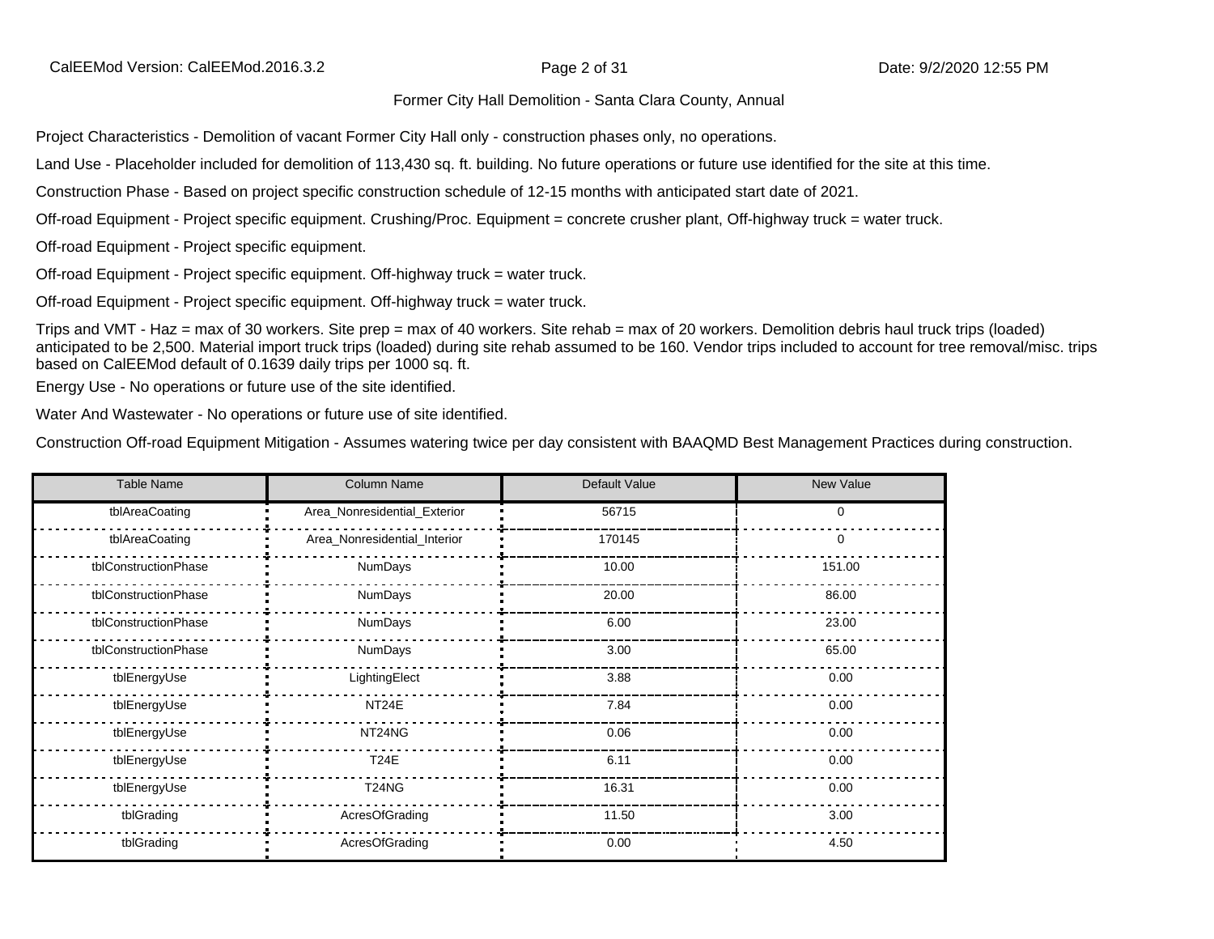Project Characteristics - Demolition of vacant Former City Hall only - construction phases only, no operations.

Land Use - Placeholder included for demolition of 113,430 sq. ft. building. No future operations or future use identified for the site at this time.

Construction Phase - Based on project specific construction schedule of 12-15 months with anticipated start date of 2021.

Off-road Equipment - Project specific equipment. Crushing/Proc. Equipment = concrete crusher plant, Off-highway truck = water truck.

Off-road Equipment - Project specific equipment.

Off-road Equipment - Project specific equipment. Off-highway truck = water truck.

Off-road Equipment - Project specific equipment. Off-highway truck = water truck.

Trips and VMT - Haz = max of 30 workers. Site prep = max of 40 workers. Site rehab = max of 20 workers. Demolition debris haul truck trips (loaded) anticipated to be 2,500. Material import truck trips (loaded) during site rehab assumed to be 160. Vendor trips included to account for tree removal/misc. trips based on CalEEMod default of 0.1639 daily trips per 1000 sq. ft.

Energy Use - No operations or future use of the site identified.

Water And Wastewater - No operations or future use of site identified.

Construction Off-road Equipment Mitigation - Assumes watering twice per day consistent with BAAQMD Best Management Practices during construction.

| Table Name | Column Name | Default Value | New Value |
|---|---|---|---|
| tblAreaCoating | Area_Nonresidential_Exterior | 56715 | 0 |
| tblAreaCoating | Area_Nonresidential_Interior | 170145 | 0 |
| tblConstructionPhase | NumDays | 10.00 | 151.00 |
| tblConstructionPhase | NumDays | 20.00 | 86.00 |
| tblConstructionPhase | NumDays | 6.00 | 23.00 |
| tblConstructionPhase | NumDays | 3.00 | 65.00 |
| tblEnergyUse | LightingElect | 3.88 | 0.00 |
| tblEnergyUse | NT24E | 7.84 | 0.00 |
| tblEnergyUse | NT24NG | 0.06 | 0.00 |
| tblEnergyUse | T24E | 6.11 | 0.00 |
| tblEnergyUse | T24NG | 16.31 | 0.00 |
| tblGrading | AcresOfGrading | 11.50 | 3.00 |
| tblGrading | AcresOfGrading | 0.00 | 4.50 |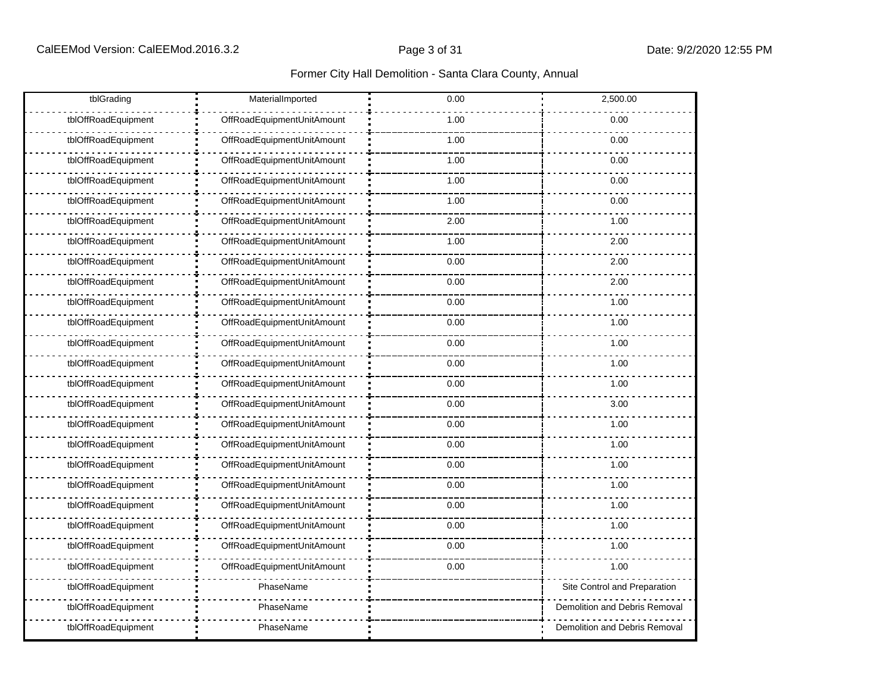| tblGrading | MaterialImported | 0.00 | 2,500.00 |
|---|---|---|---|
| tblOffRoadEquipment | OffRoadEquipmentUnitAmount | 1.00 | 0.00 |
| tblOffRoadEquipment | OffRoadEquipmentUnitAmount | 1.00 | 0.00 |
| tblOffRoadEquipment | OffRoadEquipmentUnitAmount | 1.00 | 0.00 |
| tblOffRoadEquipment | OffRoadEquipmentUnitAmount | 1.00 | 0.00 |
| tblOffRoadEquipment | OffRoadEquipmentUnitAmount | 1.00 | 0.00 |
| tblOffRoadEquipment | OffRoadEquipmentUnitAmount | 2.00 | 1.00 |
| tblOffRoadEquipment | OffRoadEquipmentUnitAmount | 1.00 | 2.00 |
| tblOffRoadEquipment | OffRoadEquipmentUnitAmount | 0.00 | 2.00 |
| tblOffRoadEquipment | OffRoadEquipmentUnitAmount | 0.00 | 2.00 |
| tblOffRoadEquipment | OffRoadEquipmentUnitAmount | 0.00 | 1.00 |
| tblOffRoadEquipment | OffRoadEquipmentUnitAmount | 0.00 | 1.00 |
| tblOffRoadEquipment | OffRoadEquipmentUnitAmount | 0.00 | 1.00 |
| tblOffRoadEquipment | OffRoadEquipmentUnitAmount | 0.00 | 1.00 |
| tblOffRoadEquipment | OffRoadEquipmentUnitAmount | 0.00 | 1.00 |
| tblOffRoadEquipment | OffRoadEquipmentUnitAmount | 0.00 | 3.00 |
| tblOffRoadEquipment | OffRoadEquipmentUnitAmount | 0.00 | 1.00 |
| tblOffRoadEquipment | OffRoadEquipmentUnitAmount | 0.00 | 1.00 |
| tblOffRoadEquipment | OffRoadEquipmentUnitAmount | 0.00 | 1.00 |
| tblOffRoadEquipment | OffRoadEquipmentUnitAmount | 0.00 | 1.00 |
| tblOffRoadEquipment | OffRoadEquipmentUnitAmount | 0.00 | 1.00 |
| tblOffRoadEquipment | OffRoadEquipmentUnitAmount | 0.00 | 1.00 |
| tblOffRoadEquipment | OffRoadEquipmentUnitAmount | 0.00 | 1.00 |
| tblOffRoadEquipment | OffRoadEquipmentUnitAmount | 0.00 | 1.00 |
| tblOffRoadEquipment | PhaseName | | Site Control and Preparation |
| tblOffRoadEquipment | PhaseName | | Demolition and Debris Removal |
| tblOffRoadEquipment | PhaseName | | Demolition and Debris Removal |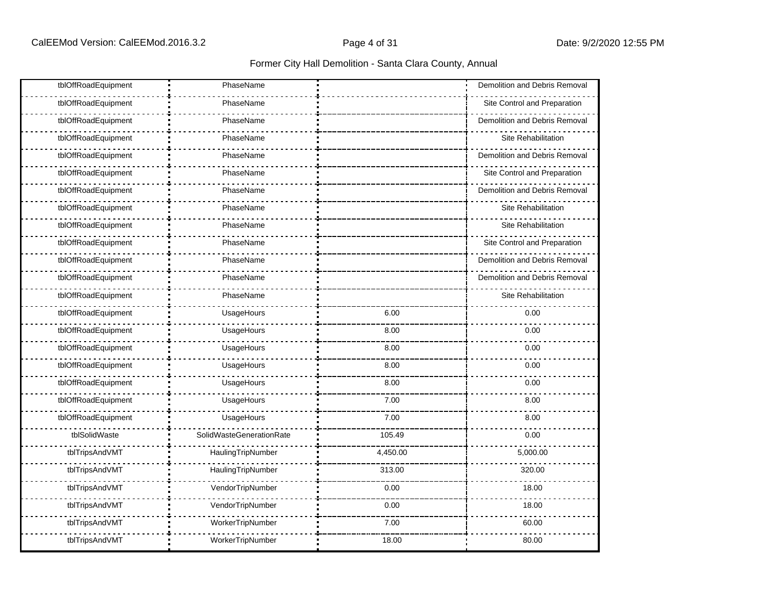| | | | |
|---|---|---|---|
| tblOffRoadEquipment | PhaseName | | Demolition and Debris Removal |
| tblOffRoadEquipment | PhaseName | | Site Control and Preparation |
| tblOffRoadEquipment | PhaseName | | Demolition and Debris Removal |
| tblOffRoadEquipment | PhaseName | | Site Rehabilitation |
| tblOffRoadEquipment | PhaseName | | Demolition and Debris Removal |
| tblOffRoadEquipment | PhaseName | | Site Control and Preparation |
| tblOffRoadEquipment | PhaseName | | Demolition and Debris Removal |
| tblOffRoadEquipment | PhaseName | | Site Rehabilitation |
| tblOffRoadEquipment | PhaseName | | Site Rehabilitation |
| tblOffRoadEquipment | PhaseName | | Site Control and Preparation |
| tblOffRoadEquipment | PhaseName | | Demolition and Debris Removal |
| tblOffRoadEquipment | PhaseName | | Demolition and Debris Removal |
| tblOffRoadEquipment | PhaseName | | Site Rehabilitation |
| tblOffRoadEquipment | UsageHours | 6.00 | 0.00 |
| tblOffRoadEquipment | UsageHours | 8.00 | 0.00 |
| tblOffRoadEquipment | UsageHours | 8.00 | 0.00 |
| tblOffRoadEquipment | UsageHours | 8.00 | 0.00 |
| tblOffRoadEquipment | UsageHours | 8.00 | 0.00 |
| tblOffRoadEquipment | UsageHours | 7.00 | 8.00 |
| tblOffRoadEquipment | UsageHours | 7.00 | 8.00 |
| tblSolidWaste | SolidWasteGenerationRate | 105.49 | 0.00 |
| tblTripsAndVMT | HaulingTripNumber | 4,450.00 | 5,000.00 |
| tblTripsAndVMT | HaulingTripNumber | 313.00 | 320.00 |
| tblTripsAndVMT | VendorTripNumber | 0.00 | 18.00 |
| tblTripsAndVMT | VendorTripNumber | 0.00 | 18.00 |
| tblTripsAndVMT | WorkerTripNumber | 7.00 | 60.00 |
| tblTripsAndVMT | WorkerTripNumber | 18.00 | 80.00 |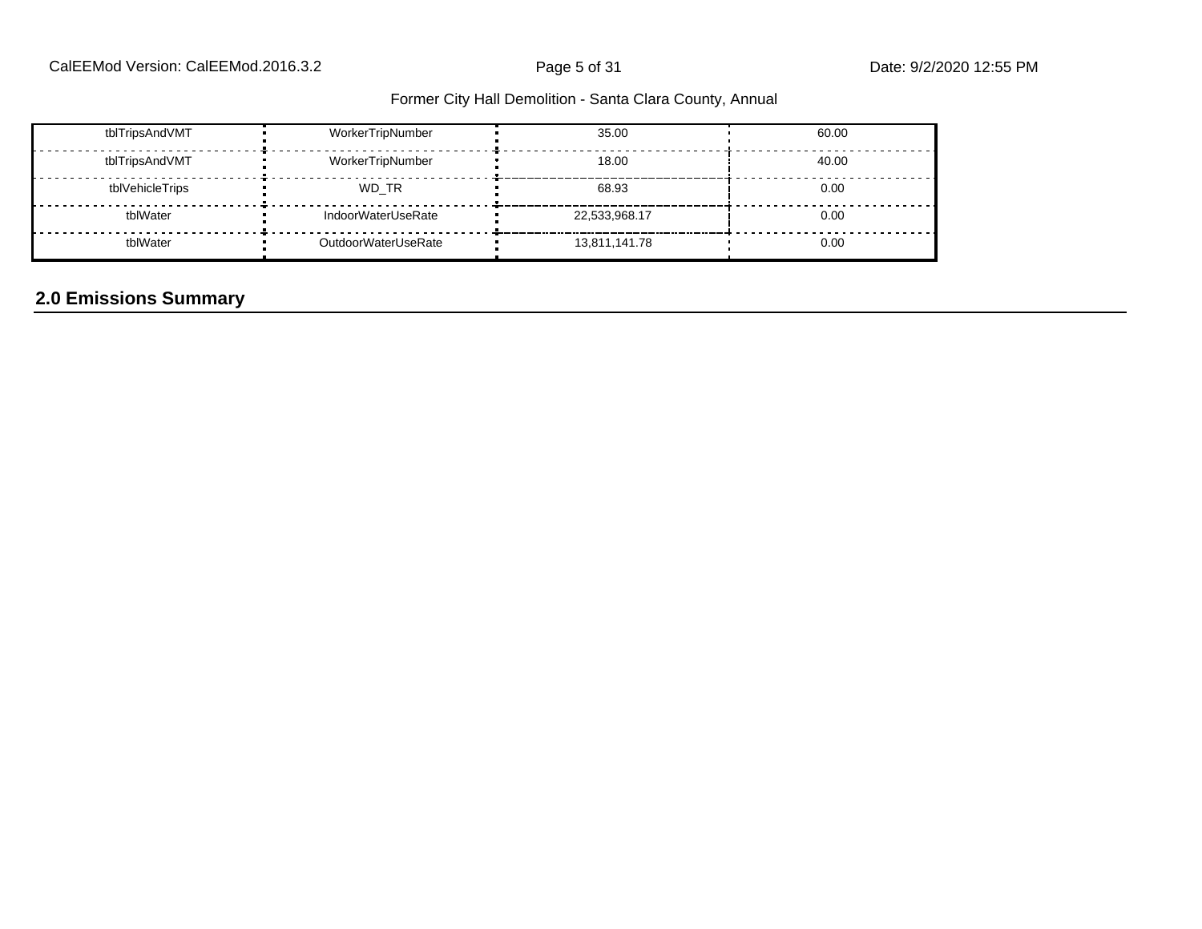| tblTripsAndVMT | WorkerTripNumber | 35.00 | 60.00 |
|---|---|---|---|
| tblTripsAndVMT | WorkerTripNumber | 18.00 | 40.00 |
| tblVehicleTrips | WD_TR | 68.93 | 0.00 |
| tblWater | IndoorWaterUseRate | 22,533,968.17 | 0.00 |
| tblWater | OutdoorWaterUseRate | 13,811,141.78 | 0.00 |

## 2.0 Emissions Summary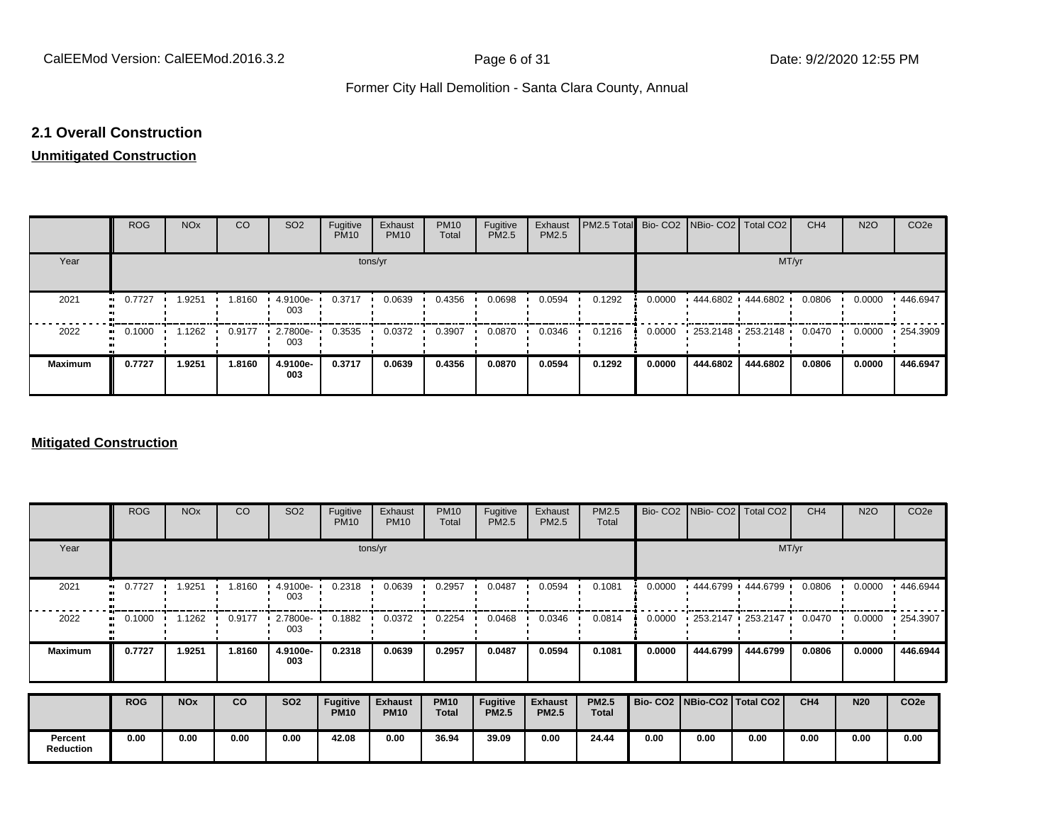## 2.1 Overall Construction

**Unmitigated Construction**

| | ROG | NOx | CO | SO2 | Fugitive PM10 | Exhaust PM10 | PM10 Total | Fugitive PM2.5 | Exhaust PM2.5 | PM2.5 Total | Bio- CO2 | NBio- CO2 | Total CO2 | CH4 | N2O | CO2e |
|---|---|---|---|---|---|---|---|---|---|---|---|---|---|---|---|---|
| Year | tons/yr | | | | | | | | | | MT/yr | | | | | |
| 2021 | 0.7727 | 1.9251 | 1.8160 | 4.9100e-003 | 0.3717 | 0.0639 | 0.4356 | 0.0698 | 0.0594 | 0.1292 | 0.0000 | 444.6802 | 444.6802 | 0.0806 | 0.0000 | 446.6947 |
| 2022 | 0.1000 | 1.1262 | 0.9177 | 2.7800e-003 | 0.3535 | 0.0372 | 0.3907 | 0.0870 | 0.0346 | 0.1216 | 0.0000 | 253.2148 | 253.2148 | 0.0470 | 0.0000 | 254.3909 |
| **Maximum** | **0.7727** | **1.9251** | **1.8160** | **4.9100e-003** | **0.3717** | **0.0639** | **0.4356** | **0.0870** | **0.0594** | **0.1292** | **0.0000** | **444.6802** | **444.6802** | **0.0806** | **0.0000** | **446.6947** |

**Mitigated Construction**

| | ROG | NOx | CO | SO2 | Fugitive PM10 | Exhaust PM10 | PM10 Total | Fugitive PM2.5 | Exhaust PM2.5 | PM2.5 Total | Bio- CO2 | NBio- CO2 | Total CO2 | CH4 | N2O | CO2e |
|---|---|---|---|---|---|---|---|---|---|---|---|---|---|---|---|---|
| Year | tons/yr | | | | | | | | | | MT/yr | | | | | |
| 2021 | 0.7727 | 1.9251 | 1.8160 | 4.9100e-003 | 0.2318 | 0.0639 | 0.2957 | 0.0487 | 0.0594 | 0.1081 | 0.0000 | 444.6799 | 444.6799 | 0.0806 | 0.0000 | 446.6944 |
| 2022 | 0.1000 | 1.1262 | 0.9177 | 2.7800e-003 | 0.1882 | 0.0372 | 0.2254 | 0.0468 | 0.0346 | 0.0814 | 0.0000 | 253.2147 | 253.2147 | 0.0470 | 0.0000 | 254.3907 |
| **Maximum** | **0.7727** | **1.9251** | **1.8160** | **4.9100e-003** | **0.2318** | **0.0639** | **0.2957** | **0.0487** | **0.0594** | **0.1081** | **0.0000** | **444.6799** | **444.6799** | **0.0806** | **0.0000** | **446.6944** |

| | ROG | NOx | CO | SO2 | Fugitive PM10 | Exhaust PM10 | PM10 Total | Fugitive PM2.5 | Exhaust PM2.5 | PM2.5 Total | Bio- CO2 | NBio-CO2 | Total CO2 | CH4 | N20 | CO2e |
|---|---|---|---|---|---|---|---|---|---|---|---|---|---|---|---|---|
| **Percent Reduction** | **0.00** | **0.00** | **0.00** | **0.00** | **42.08** | **0.00** | **36.94** | **39.09** | **0.00** | **24.44** | **0.00** | **0.00** | **0.00** | **0.00** | **0.00** | **0.00** |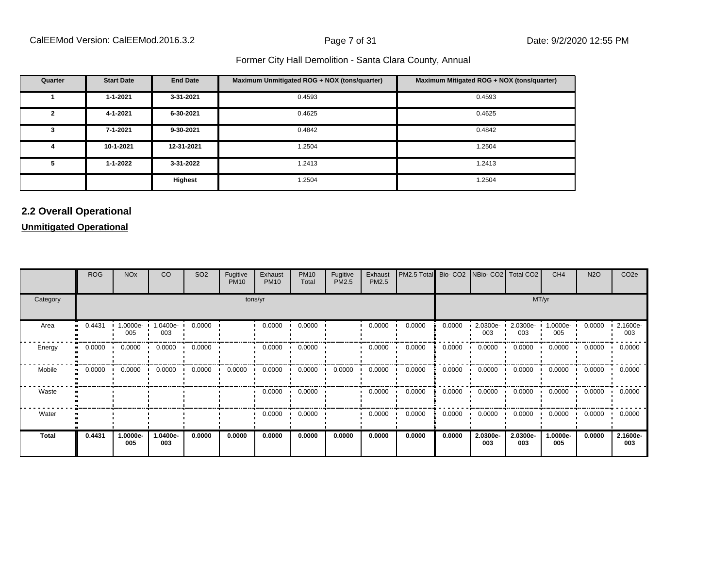| Quarter | Start Date | End Date | Maximum Unmitigated ROG + NOX (tons/quarter) | Maximum Mitigated ROG + NOX (tons/quarter) |
|---|---|---|---|---|
| 1 | 1-1-2021 | 3-31-2021 | 0.4593 | 0.4593 |
| 2 | 4-1-2021 | 6-30-2021 | 0.4625 | 0.4625 |
| 3 | 7-1-2021 | 9-30-2021 | 0.4842 | 0.4842 |
| 4 | 10-1-2021 | 12-31-2021 | 1.2504 | 1.2504 |
| 5 | 1-1-2022 | 3-31-2022 | 1.2413 | 1.2413 |
| | | **Highest** | 1.2504 | 1.2504 |

## 2.2 Overall Operational

**Unmitigated Operational**

| | ROG | NOx | CO | SO2 | Fugitive PM10 | Exhaust PM10 | PM10 Total | Fugitive PM2.5 | Exhaust PM2.5 | PM2.5 Total | Bio- CO2 | NBio- CO2 | Total CO2 | CH4 | N2O | CO2e |
|---|---|---|---|---|---|---|---|---|---|---|---|---|---|---|---|---|
| Category | tons/yr | | | | | | | | | | MT/yr | | | | | |
| Area | 0.4431 | 1.0000e-005 | 1.0400e-003 | 0.0000 | | 0.0000 | 0.0000 | | 0.0000 | 0.0000 | 0.0000 | 2.0300e-003 | 2.0300e-003 | 1.0000e-005 | 0.0000 | 2.1600e-003 |
| Energy | 0.0000 | 0.0000 | 0.0000 | 0.0000 | | 0.0000 | 0.0000 | | 0.0000 | 0.0000 | 0.0000 | 0.0000 | 0.0000 | 0.0000 | 0.0000 | 0.0000 |
| Mobile | 0.0000 | 0.0000 | 0.0000 | 0.0000 | 0.0000 | 0.0000 | 0.0000 | 0.0000 | 0.0000 | 0.0000 | 0.0000 | 0.0000 | 0.0000 | 0.0000 | 0.0000 | 0.0000 |
| Waste | | | | | | 0.0000 | 0.0000 | | 0.0000 | 0.0000 | 0.0000 | 0.0000 | 0.0000 | 0.0000 | 0.0000 | 0.0000 |
| Water | | | | | | 0.0000 | 0.0000 | | 0.0000 | 0.0000 | 0.0000 | 0.0000 | 0.0000 | 0.0000 | 0.0000 | 0.0000 |
| **Total** | **0.4431** | **1.0000e-005** | **1.0400e-003** | **0.0000** | **0.0000** | **0.0000** | **0.0000** | **0.0000** | **0.0000** | **0.0000** | **0.0000** | **2.0300e-003** | **2.0300e-003** | **1.0000e-005** | **0.0000** | **2.1600e-003** |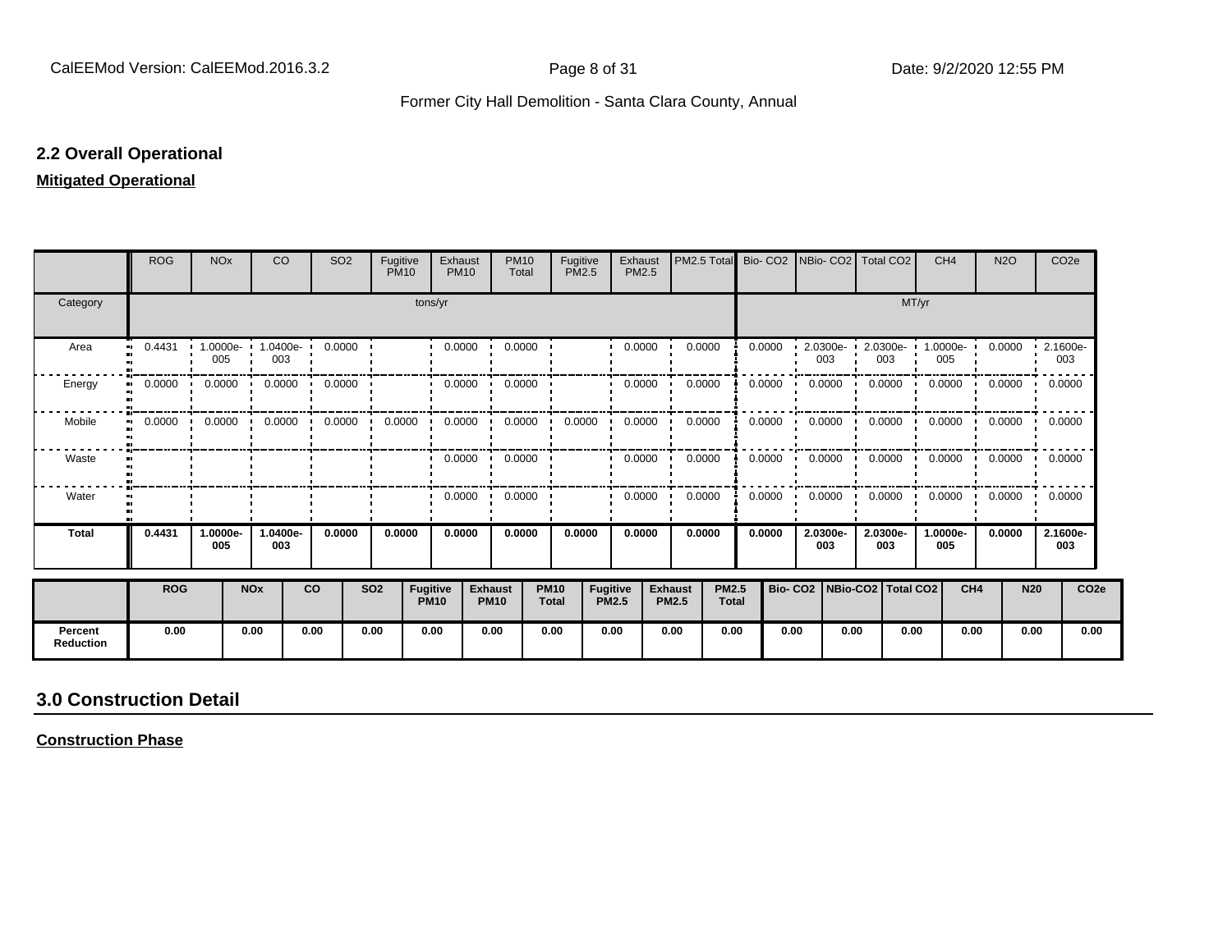## 2.2 Overall Operational

**Mitigated Operational**

| | ROG | NOx | CO | SO2 | Fugitive PM10 | Exhaust PM10 | PM10 Total | Fugitive PM2.5 | Exhaust PM2.5 | PM2.5 Total | Bio- CO2 | NBio- CO2 | Total CO2 | CH4 | N2O | CO2e |
|---|---|---|---|---|---|---|---|---|---|---|---|---|---|---|---|---|
| Category | tons/yr | | | | | | | | | | MT/yr | | | | | |
| Area | 0.4431 | 1.0000e-005 | 1.0400e-003 | 0.0000 | | 0.0000 | 0.0000 | | 0.0000 | 0.0000 | 0.0000 | 2.0300e-003 | 2.0300e-003 | 1.0000e-005 | 0.0000 | 2.1600e-003 |
| Energy | 0.0000 | 0.0000 | 0.0000 | 0.0000 | | 0.0000 | 0.0000 | | 0.0000 | 0.0000 | 0.0000 | 0.0000 | 0.0000 | 0.0000 | 0.0000 | 0.0000 |
| Mobile | 0.0000 | 0.0000 | 0.0000 | 0.0000 | 0.0000 | 0.0000 | 0.0000 | 0.0000 | 0.0000 | 0.0000 | 0.0000 | 0.0000 | 0.0000 | 0.0000 | 0.0000 | 0.0000 |
| Waste | | | | | | 0.0000 | 0.0000 | | 0.0000 | 0.0000 | 0.0000 | 0.0000 | 0.0000 | 0.0000 | 0.0000 | 0.0000 |
| Water | | | | | | 0.0000 | 0.0000 | | 0.0000 | 0.0000 | 0.0000 | 0.0000 | 0.0000 | 0.0000 | 0.0000 | 0.0000 |
| **Total** | **0.4431** | **1.0000e-005** | **1.0400e-003** | **0.0000** | **0.0000** | **0.0000** | **0.0000** | **0.0000** | **0.0000** | **0.0000** | **0.0000** | **2.0300e-003** | **2.0300e-003** | **1.0000e-005** | **0.0000** | **2.1600e-003** |

| | ROG | NOx | CO | SO2 | Fugitive PM10 | Exhaust PM10 | PM10 Total | Fugitive PM2.5 | Exhaust PM2.5 | PM2.5 Total | Bio- CO2 | NBio-CO2 | Total CO2 | CH4 | N20 | CO2e |
|---|---|---|---|---|---|---|---|---|---|---|---|---|---|---|---|---|
| **Percent Reduction** | 0.00 | 0.00 | 0.00 | 0.00 | 0.00 | 0.00 | 0.00 | 0.00 | 0.00 | 0.00 | 0.00 | 0.00 | 0.00 | 0.00 | 0.00 | 0.00 |

## 3.0 Construction Detail

**Construction Phase**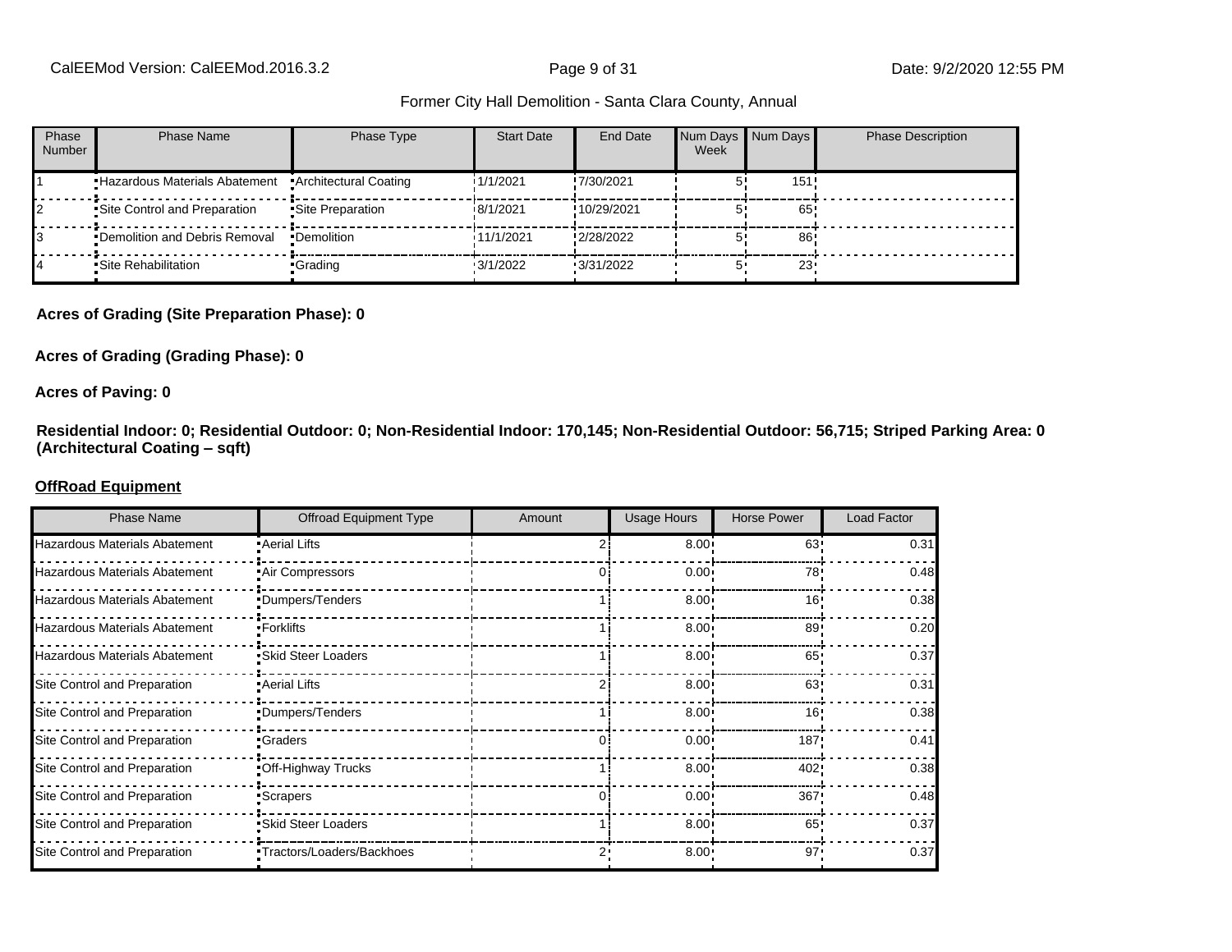| Phase Number | Phase Name | Phase Type | Start Date | End Date | Num Days Week | Num Days | Phase Description |
|---|---|---|---|---|---|---|---|
| 1 | Hazardous Materials Abatement | Architectural Coating | 1/1/2021 | 7/30/2021 | 5 | 151 | |
| 2 | Site Control and Preparation | Site Preparation | 8/1/2021 | 10/29/2021 | 5 | 65 | |
| 3 | Demolition and Debris Removal | Demolition | 11/1/2021 | 2/28/2022 | 5 | 86 | |
| 4 | Site Rehabilitation | Grading | 3/1/2022 | 3/31/2022 | 5 | 23 | |

**Acres of Grading (Site Preparation Phase): 0**

**Acres of Grading (Grading Phase): 0**

**Acres of Paving: 0**

**Residential Indoor: 0; Residential Outdoor: 0; Non-Residential Indoor: 170,145; Non-Residential Outdoor: 56,715; Striped Parking Area: 0 (Architectural Coating – sqft)**

**OffRoad Equipment**

| Phase Name | Offroad Equipment Type | Amount | Usage Hours | Horse Power | Load Factor |
|---|---|---|---|---|---|
| Hazardous Materials Abatement | Aerial Lifts | 2 | 8.00 | 63 | 0.31 |
| Hazardous Materials Abatement | Air Compressors | 0 | 0.00 | 78 | 0.48 |
| Hazardous Materials Abatement | Dumpers/Tenders | 1 | 8.00 | 16 | 0.38 |
| Hazardous Materials Abatement | Forklifts | 1 | 8.00 | 89 | 0.20 |
| Hazardous Materials Abatement | Skid Steer Loaders | 1 | 8.00 | 65 | 0.37 |
| Site Control and Preparation | Aerial Lifts | 2 | 8.00 | 63 | 0.31 |
| Site Control and Preparation | Dumpers/Tenders | 1 | 8.00 | 16 | 0.38 |
| Site Control and Preparation | Graders | 0 | 0.00 | 187 | 0.41 |
| Site Control and Preparation | Off-Highway Trucks | 1 | 8.00 | 402 | 0.38 |
| Site Control and Preparation | Scrapers | 0 | 0.00 | 367 | 0.48 |
| Site Control and Preparation | Skid Steer Loaders | 1 | 8.00 | 65 | 0.37 |
| Site Control and Preparation | Tractors/Loaders/Backhoes | 2 | 8.00 | 97 | 0.37 |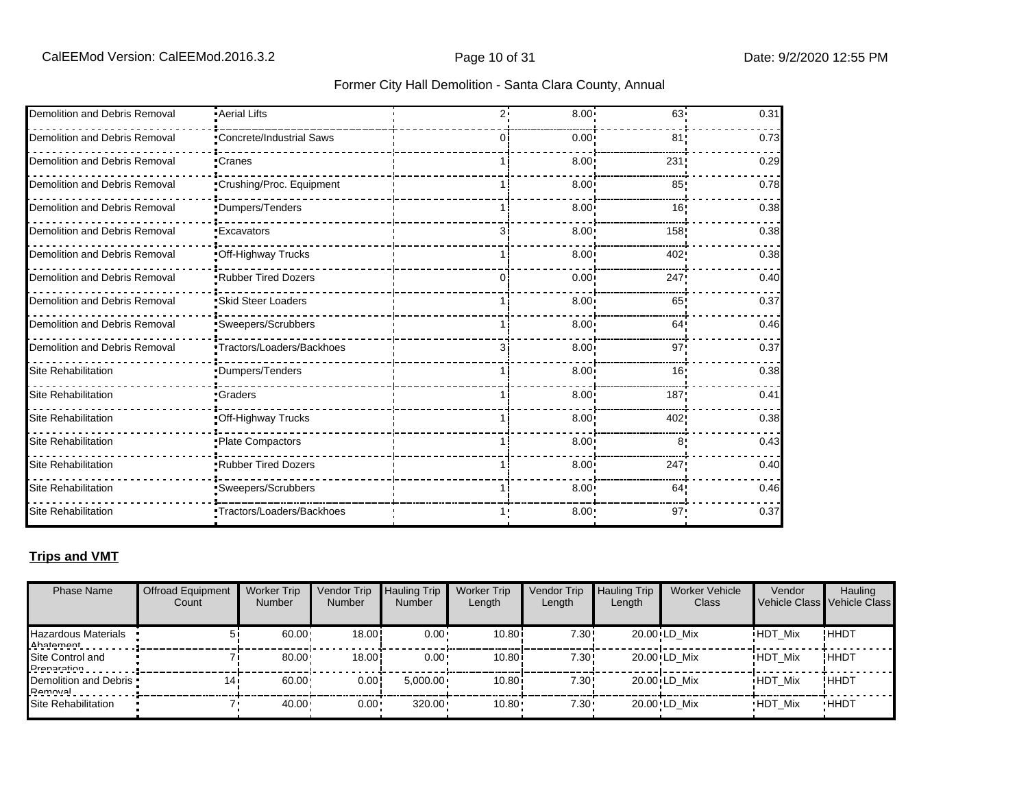| Demolition and Debris Removal | Aerial Lifts | 2 | 8.00 | 63 | 0.31 |
|---|---|---|---|---|---|
| Demolition and Debris Removal | Concrete/Industrial Saws | 0 | 0.00 | 81 | 0.73 |
| Demolition and Debris Removal | Cranes | 1 | 8.00 | 231 | 0.29 |
| Demolition and Debris Removal | Crushing/Proc. Equipment | 1 | 8.00 | 85 | 0.78 |
| Demolition and Debris Removal | Dumpers/Tenders | 1 | 8.00 | 16 | 0.38 |
| Demolition and Debris Removal | Excavators | 3 | 8.00 | 158 | 0.38 |
| Demolition and Debris Removal | Off-Highway Trucks | 1 | 8.00 | 402 | 0.38 |
| Demolition and Debris Removal | Rubber Tired Dozers | 0 | 0.00 | 247 | 0.40 |
| Demolition and Debris Removal | Skid Steer Loaders | 1 | 8.00 | 65 | 0.37 |
| Demolition and Debris Removal | Sweepers/Scrubbers | 1 | 8.00 | 64 | 0.46 |
| Demolition and Debris Removal | Tractors/Loaders/Backhoes | 3 | 8.00 | 97 | 0.37 |
| Site Rehabilitation | Dumpers/Tenders | 1 | 8.00 | 16 | 0.38 |
| Site Rehabilitation | Graders | 1 | 8.00 | 187 | 0.41 |
| Site Rehabilitation | Off-Highway Trucks | 1 | 8.00 | 402 | 0.38 |
| Site Rehabilitation | Plate Compactors | 1 | 8.00 | 8 | 0.43 |
| Site Rehabilitation | Rubber Tired Dozers | 1 | 8.00 | 247 | 0.40 |
| Site Rehabilitation | Sweepers/Scrubbers | 1 | 8.00 | 64 | 0.46 |
| Site Rehabilitation | Tractors/Loaders/Backhoes | 1 | 8.00 | 97 | 0.37 |

**Trips and VMT**

| Phase Name | Offroad Equipment Count | Worker Trip Number | Vendor Trip Number | Hauling Trip Number | Worker Trip Length | Vendor Trip Length | Hauling Trip Length | Worker Vehicle Class | Vendor Vehicle Class | Hauling Vehicle Class |
|---|---|---|---|---|---|---|---|---|---|---|
| Hazardous Materials Abatement | 5 | 60.00 | 18.00 | 0.00 | 10.80 | 7.30 | 20.00 | LD_Mix | HDT_Mix | HHDT |
| Site Control and Preparation | 7 | 80.00 | 18.00 | 0.00 | 10.80 | 7.30 | 20.00 | LD_Mix | HDT_Mix | HHDT |
| Demolition and Debris Removal | 14 | 60.00 | 0.00 | 5,000.00 | 10.80 | 7.30 | 20.00 | LD_Mix | HDT_Mix | HHDT |
| Site Rehabilitation | 7 | 40.00 | 0.00 | 320.00 | 10.80 | 7.30 | 20.00 | LD_Mix | HDT_Mix | HHDT |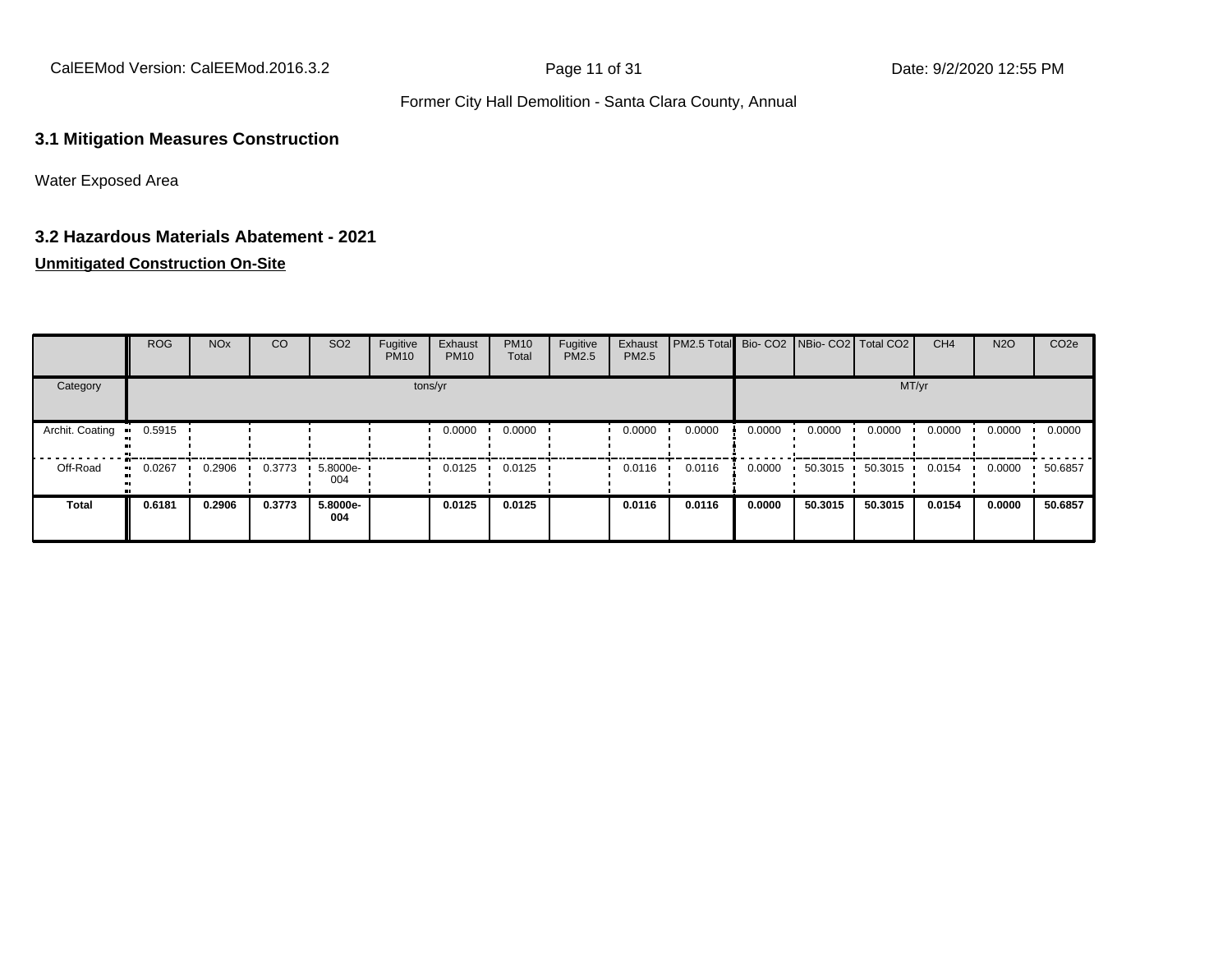## 3.1 Mitigation Measures Construction

Water Exposed Area

## 3.2 Hazardous Materials Abatement - 2021

**Unmitigated Construction On-Site**

| | ROG | NOx | CO | SO2 | Fugitive PM10 | Exhaust PM10 | PM10 Total | Fugitive PM2.5 | Exhaust PM2.5 | PM2.5 Total | Bio- CO2 | NBio- CO2 | Total CO2 | CH4 | N2O | CO2e |
|---|---|---|---|---|---|---|---|---|---|---|---|---|---|---|---|---|
| Category | tons/yr | | | | | | | | | | MT/yr | | | | | |
| Archit. Coating | 0.5915 | | | | | 0.0000 | 0.0000 | | 0.0000 | 0.0000 | 0.0000 | 0.0000 | 0.0000 | 0.0000 | 0.0000 | 0.0000 |
| Off-Road | 0.0267 | 0.2906 | 0.3773 | 5.8000e-004 | | 0.0125 | 0.0125 | | 0.0116 | 0.0116 | 0.0000 | 50.3015 | 50.3015 | 0.0154 | 0.0000 | 50.6857 |
| **Total** | **0.6181** | **0.2906** | **0.3773** | **5.8000e-004** | | **0.0125** | **0.0125** | | **0.0116** | **0.0116** | **0.0000** | **50.3015** | **50.3015** | **0.0154** | **0.0000** | **50.6857** |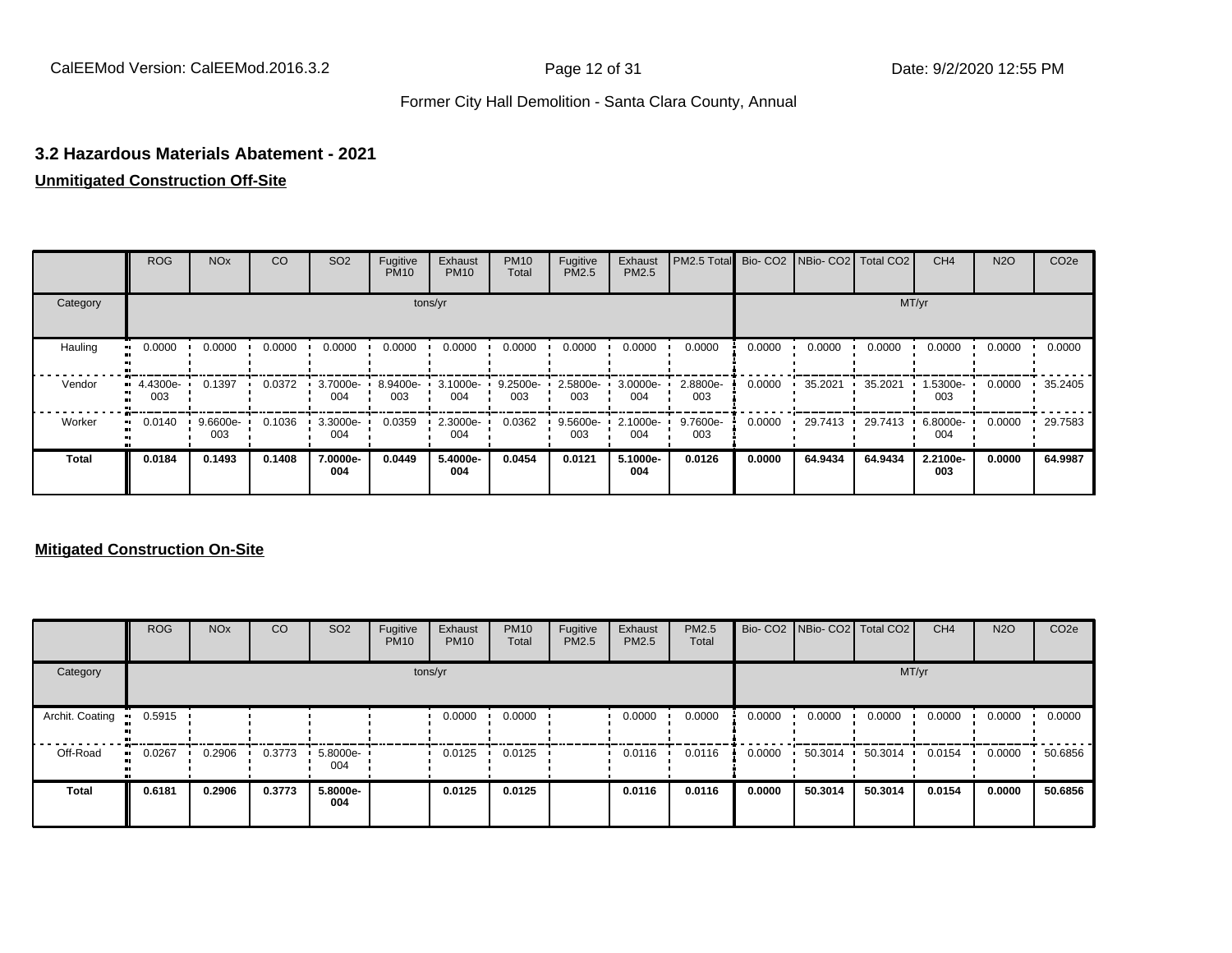## 3.2 Hazardous Materials Abatement - 2021

**Unmitigated Construction Off-Site**

| | ROG | NOx | CO | SO2 | Fugitive PM10 | Exhaust PM10 | PM10 Total | Fugitive PM2.5 | Exhaust PM2.5 | PM2.5 Total | Bio- CO2 | NBio- CO2 | Total CO2 | CH4 | N2O | CO2e |
|---|---|---|---|---|---|---|---|---|---|---|---|---|---|---|---|---|
| Category | tons/yr | | | | | | | | | | MT/yr | | | | | |
| Hauling | 0.0000 | 0.0000 | 0.0000 | 0.0000 | 0.0000 | 0.0000 | 0.0000 | 0.0000 | 0.0000 | 0.0000 | 0.0000 | 0.0000 | 0.0000 | 0.0000 | 0.0000 | 0.0000 |
| Vendor | 4.4300e-003 | 0.1397 | 0.0372 | 3.7000e-004 | 8.9400e-003 | 3.1000e-004 | 9.2500e-003 | 2.5800e-003 | 3.0000e-004 | 2.8800e-003 | 0.0000 | 35.2021 | 35.2021 | 1.5300e-003 | 0.0000 | 35.2405 |
| Worker | 0.0140 | 9.6600e-003 | 0.1036 | 3.3000e-004 | 0.0359 | 2.3000e-004 | 0.0362 | 9.5600e-003 | 2.1000e-004 | 9.7600e-003 | 0.0000 | 29.7413 | 29.7413 | 6.8000e-004 | 0.0000 | 29.7583 |
| **Total** | **0.0184** | **0.1493** | **0.1408** | **7.0000e-004** | **0.0449** | **5.4000e-004** | **0.0454** | **0.0121** | **5.1000e-004** | **0.0126** | **0.0000** | **64.9434** | **64.9434** | **2.2100e-003** | **0.0000** | **64.9987** |

**Mitigated Construction On-Site**

| | ROG | NOx | CO | SO2 | Fugitive PM10 | Exhaust PM10 | PM10 Total | Fugitive PM2.5 | Exhaust PM2.5 | PM2.5 Total | Bio- CO2 | NBio- CO2 | Total CO2 | CH4 | N2O | CO2e |
|---|---|---|---|---|---|---|---|---|---|---|---|---|---|---|---|---|
| Category | tons/yr | | | | | | | | | | MT/yr | | | | | |
| Archit. Coating | 0.5915 | | | | | 0.0000 | 0.0000 | | 0.0000 | 0.0000 | 0.0000 | 0.0000 | 0.0000 | 0.0000 | 0.0000 | 0.0000 |
| Off-Road | 0.0267 | 0.2906 | 0.3773 | 5.8000e-004 | | 0.0125 | 0.0125 | | 0.0116 | 0.0116 | 0.0000 | 50.3014 | 50.3014 | 0.0154 | 0.0000 | 50.6856 |
| **Total** | **0.6181** | **0.2906** | **0.3773** | **5.8000e-004** | | **0.0125** | **0.0125** | | **0.0116** | **0.0116** | **0.0000** | **50.3014** | **50.3014** | **0.0154** | **0.0000** | **50.6856** |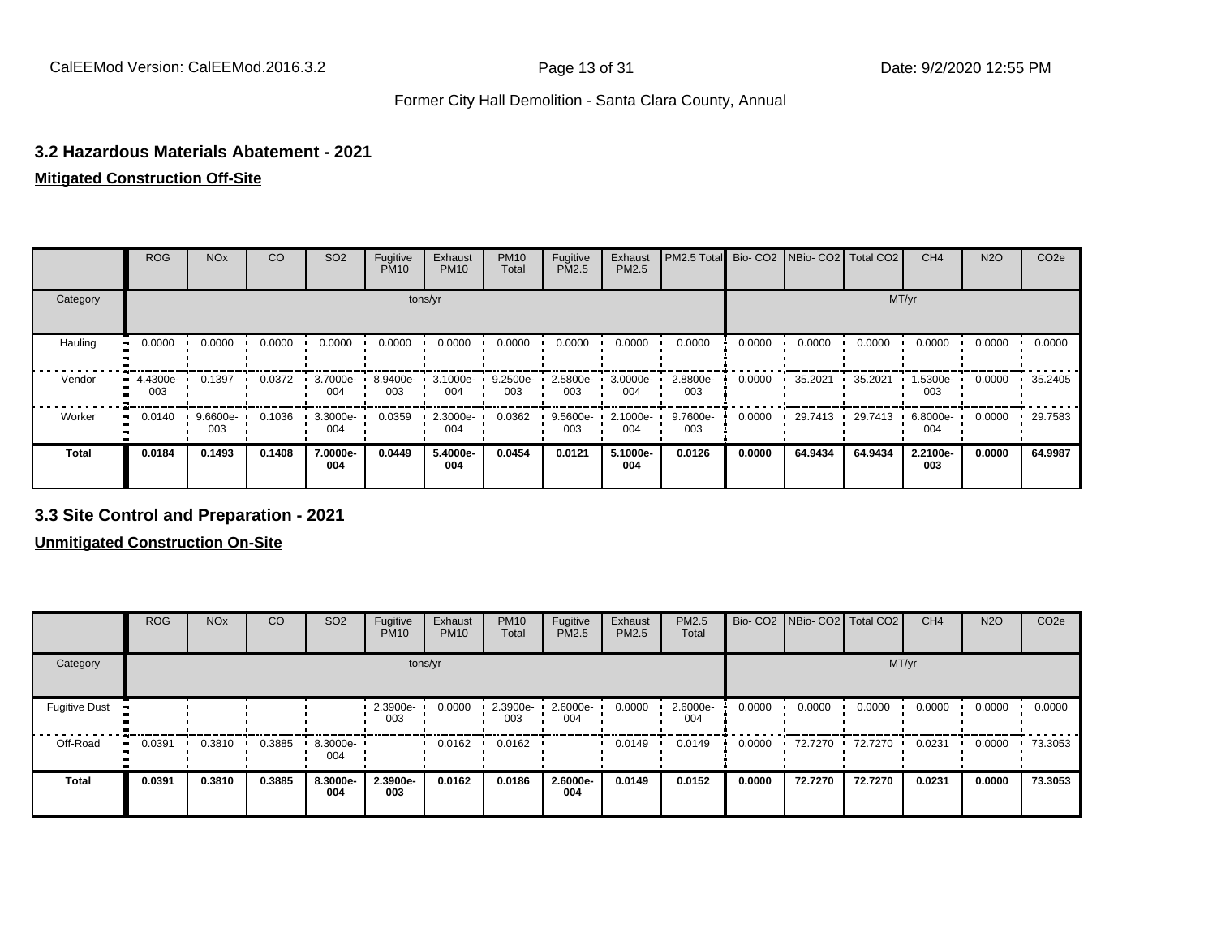### 3.2 Hazardous Materials Abatement - 2021

**Mitigated Construction Off-Site**

| | ROG | NOx | CO | SO2 | Fugitive PM10 | Exhaust PM10 | PM10 Total | Fugitive PM2.5 | Exhaust PM2.5 | PM2.5 Total | Bio- CO2 | NBio- CO2 | Total CO2 | CH4 | N2O | CO2e |
|---|---|---|---|---|---|---|---|---|---|---|---|---|---|---|---|---|
| Category | tons/yr | | | | | | | | | | MT/yr | | | | | |
| Hauling | 0.0000 | 0.0000 | 0.0000 | 0.0000 | 0.0000 | 0.0000 | 0.0000 | 0.0000 | 0.0000 | 0.0000 | 0.0000 | 0.0000 | 0.0000 | 0.0000 | 0.0000 | 0.0000 |
| Vendor | 4.4300e-003 | 0.1397 | 0.0372 | 3.7000e-004 | 8.9400e-003 | 3.1000e-004 | 9.2500e-003 | 2.5800e-003 | 3.0000e-004 | 2.8800e-003 | 0.0000 | 35.2021 | 35.2021 | 1.5300e-003 | 0.0000 | 35.2405 |
| Worker | 0.0140 | 9.6600e-003 | 0.1036 | 3.3000e-004 | 0.0359 | 2.3000e-004 | 0.0362 | 9.5600e-003 | 2.1000e-004 | 9.7600e-003 | 0.0000 | 29.7413 | 29.7413 | 6.8000e-004 | 0.0000 | 29.7583 |
| **Total** | **0.0184** | **0.1493** | **0.1408** | **7.0000e-004** | **0.0449** | **5.4000e-004** | **0.0454** | **0.0121** | **5.1000e-004** | **0.0126** | **0.0000** | **64.9434** | **64.9434** | **2.2100e-003** | **0.0000** | **64.9987** |

### 3.3 Site Control and Preparation - 2021

**Unmitigated Construction On-Site**

| | ROG | NOx | CO | SO2 | Fugitive PM10 | Exhaust PM10 | PM10 Total | Fugitive PM2.5 | Exhaust PM2.5 | PM2.5 Total | Bio- CO2 | NBio- CO2 | Total CO2 | CH4 | N2O | CO2e |
|---|---|---|---|---|---|---|---|---|---|---|---|---|---|---|---|---|
| Category | tons/yr | | | | | | | | | | MT/yr | | | | | |
| Fugitive Dust | | | | | 2.3900e-003 | 0.0000 | 2.3900e-003 | 2.6000e-004 | 0.0000 | 2.6000e-004 | 0.0000 | 0.0000 | 0.0000 | 0.0000 | 0.0000 | 0.0000 |
| Off-Road | 0.0391 | 0.3810 | 0.3885 | 8.3000e-004 | | 0.0162 | 0.0162 | | 0.0149 | 0.0149 | 0.0000 | 72.7270 | 72.7270 | 0.0231 | 0.0000 | 73.3053 |
| **Total** | **0.0391** | **0.3810** | **0.3885** | **8.3000e-004** | **2.3900e-003** | **0.0162** | **0.0186** | **2.6000e-004** | **0.0149** | **0.0152** | **0.0000** | **72.7270** | **72.7270** | **0.0231** | **0.0000** | **73.3053** |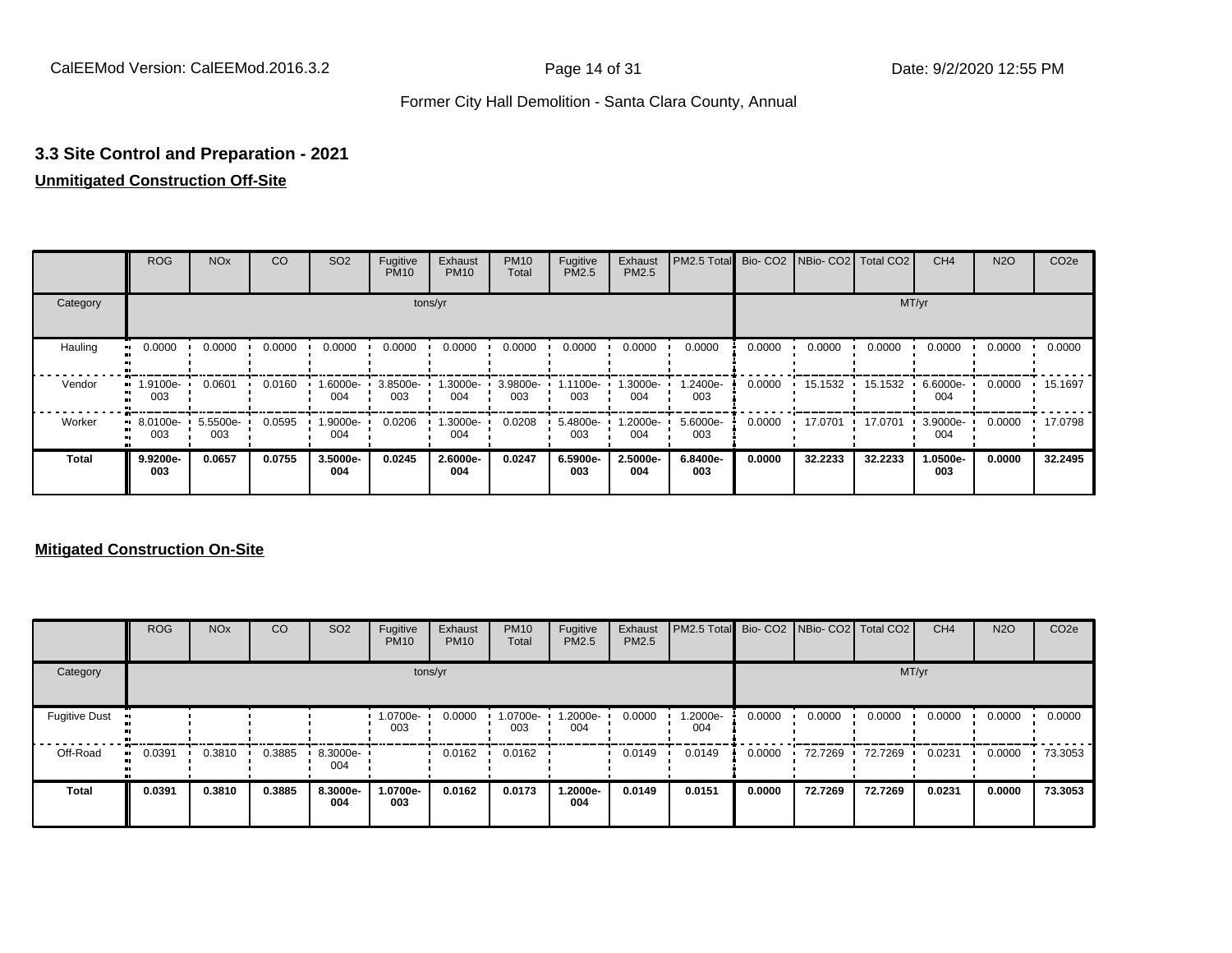## 3.3 Site Control and Preparation - 2021

**Unmitigated Construction Off-Site**

| | ROG | NOx | CO | SO2 | Fugitive PM10 | Exhaust PM10 | PM10 Total | Fugitive PM2.5 | Exhaust PM2.5 | PM2.5 Total | Bio- CO2 | NBio- CO2 | Total CO2 | CH4 | N2O | CO2e |
|---|---|---|---|---|---|---|---|---|---|---|---|---|---|---|---|---|
| Category | tons/yr | | | | | | | | | | MT/yr | | | | | |
| Hauling | 0.0000 | 0.0000 | 0.0000 | 0.0000 | 0.0000 | 0.0000 | 0.0000 | 0.0000 | 0.0000 | 0.0000 | 0.0000 | 0.0000 | 0.0000 | 0.0000 | 0.0000 | 0.0000 |
| Vendor | 1.9100e-003 | 0.0601 | 0.0160 | 1.6000e-004 | 3.8500e-003 | 1.3000e-004 | 3.9800e-003 | 1.1100e-003 | 1.3000e-004 | 1.2400e-003 | 0.0000 | 15.1532 | 15.1532 | 6.6000e-004 | 0.0000 | 15.1697 |
| Worker | 8.0100e-003 | 5.5500e-003 | 0.0595 | 1.9000e-004 | 0.0206 | 1.3000e-004 | 0.0208 | 5.4800e-003 | 1.2000e-004 | 5.6000e-003 | 0.0000 | 17.0701 | 17.0701 | 3.9000e-004 | 0.0000 | 17.0798 |
| **Total** | **9.9200e-003** | **0.0657** | **0.0755** | **3.5000e-004** | **0.0245** | **2.6000e-004** | **0.0247** | **6.5900e-003** | **2.5000e-004** | **6.8400e-003** | **0.0000** | **32.2233** | **32.2233** | **1.0500e-003** | **0.0000** | **32.2495** |

**Mitigated Construction On-Site**

| | ROG | NOx | CO | SO2 | Fugitive PM10 | Exhaust PM10 | PM10 Total | Fugitive PM2.5 | Exhaust PM2.5 | PM2.5 Total | Bio- CO2 | NBio- CO2 | Total CO2 | CH4 | N2O | CO2e |
|---|---|---|---|---|---|---|---|---|---|---|---|---|---|---|---|---|
| Category | tons/yr | | | | | | | | | | MT/yr | | | | | |
| Fugitive Dust | | | | | 1.0700e-003 | 0.0000 | 1.0700e-003 | 1.2000e-004 | 0.0000 | 1.2000e-004 | 0.0000 | 0.0000 | 0.0000 | 0.0000 | 0.0000 | 0.0000 |
| Off-Road | 0.0391 | 0.3810 | 0.3885 | 8.3000e-004 | | 0.0162 | 0.0162 | | 0.0149 | 0.0149 | 0.0000 | 72.7269 | 72.7269 | 0.0231 | 0.0000 | 73.3053 |
| **Total** | **0.0391** | **0.3810** | **0.3885** | **8.3000e-004** | **1.0700e-003** | **0.0162** | **0.0173** | **1.2000e-004** | **0.0149** | **0.0151** | **0.0000** | **72.7269** | **72.7269** | **0.0231** | **0.0000** | **73.3053** |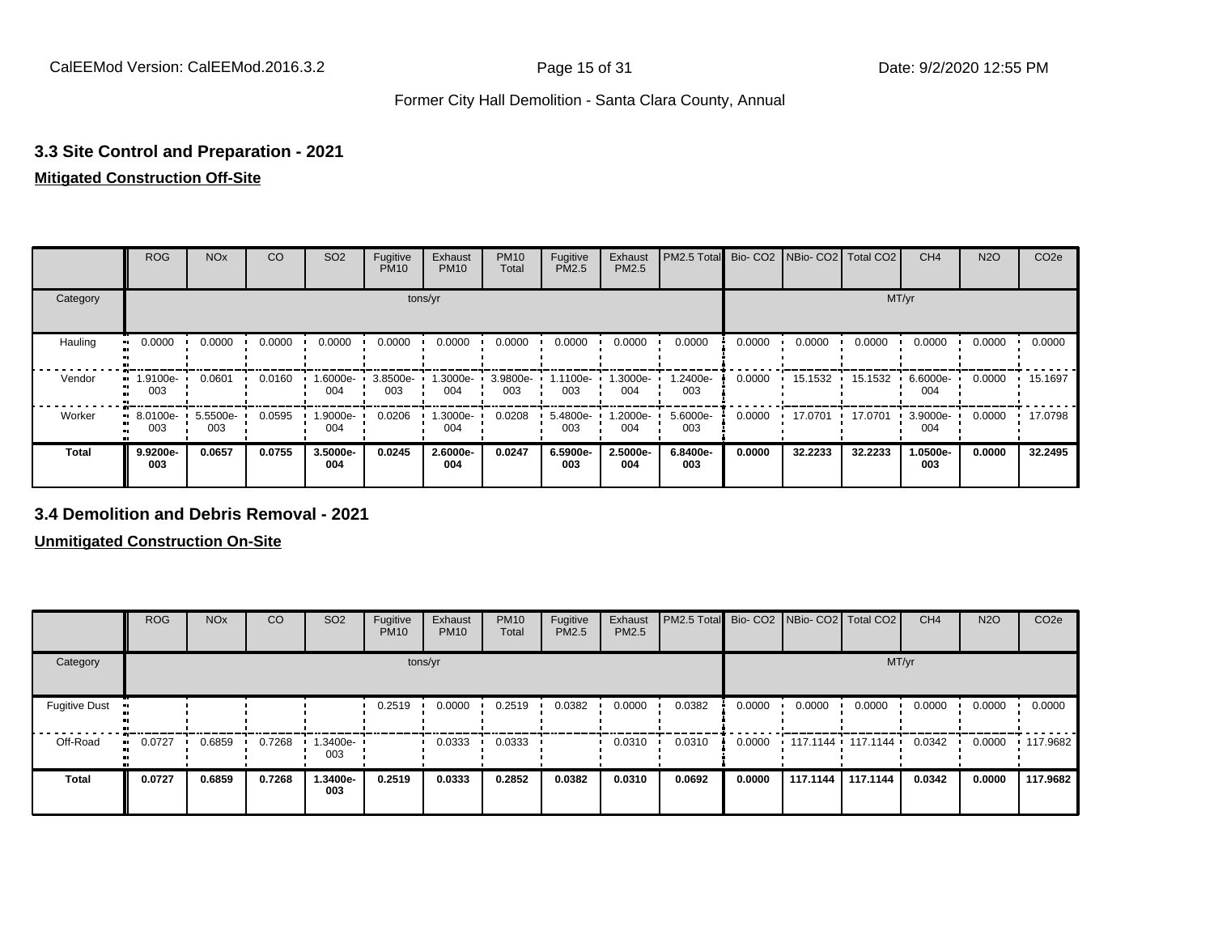## 3.3 Site Control and Preparation - 2021

**Mitigated Construction Off-Site**

| | ROG | NOx | CO | SO2 | Fugitive PM10 | Exhaust PM10 | PM10 Total | Fugitive PM2.5 | Exhaust PM2.5 | PM2.5 Total | Bio- CO2 | NBio- CO2 | Total CO2 | CH4 | N2O | CO2e |
|---|---|---|---|---|---|---|---|---|---|---|---|---|---|---|---|---|
| Category | tons/yr | | | | | | | | | | MT/yr | | | | | |
| Hauling | 0.0000 | 0.0000 | 0.0000 | 0.0000 | 0.0000 | 0.0000 | 0.0000 | 0.0000 | 0.0000 | 0.0000 | 0.0000 | 0.0000 | 0.0000 | 0.0000 | 0.0000 | 0.0000 |
| Vendor | 1.9100e-003 | 0.0601 | 0.0160 | 1.6000e-004 | 3.8500e-003 | 1.3000e-004 | 3.9800e-003 | 1.1100e-003 | 1.3000e-004 | 1.2400e-003 | 0.0000 | 15.1532 | 15.1532 | 6.6000e-004 | 0.0000 | 15.1697 |
| Worker | 8.0100e-003 | 5.5500e-003 | 0.0595 | 1.9000e-004 | 0.0206 | 1.3000e-004 | 0.0208 | 5.4800e-003 | 1.2000e-004 | 5.6000e-003 | 0.0000 | 17.0701 | 17.0701 | 3.9000e-004 | 0.0000 | 17.0798 |
| **Total** | **9.9200e-003** | **0.0657** | **0.0755** | **3.5000e-004** | **0.0245** | **2.6000e-004** | **0.0247** | **6.5900e-003** | **2.5000e-004** | **6.8400e-003** | **0.0000** | **32.2233** | **32.2233** | **1.0500e-003** | **0.0000** | **32.2495** |

## 3.4 Demolition and Debris Removal - 2021

**Unmitigated Construction On-Site**

| | ROG | NOx | CO | SO2 | Fugitive PM10 | Exhaust PM10 | PM10 Total | Fugitive PM2.5 | Exhaust PM2.5 | PM2.5 Total | Bio- CO2 | NBio- CO2 | Total CO2 | CH4 | N2O | CO2e |
|---|---|---|---|---|---|---|---|---|---|---|---|---|---|---|---|---|
| Category | tons/yr | | | | | | | | | | MT/yr | | | | | |
| Fugitive Dust | | | | | 0.2519 | 0.0000 | 0.2519 | 0.0382 | 0.0000 | 0.0382 | 0.0000 | 0.0000 | 0.0000 | 0.0000 | 0.0000 | 0.0000 |
| Off-Road | 0.0727 | 0.6859 | 0.7268 | 1.3400e-003 | | 0.0333 | 0.0333 | | 0.0310 | 0.0310 | 0.0000 | 117.1144 | 117.1144 | 0.0342 | 0.0000 | 117.9682 |
| **Total** | **0.0727** | **0.6859** | **0.7268** | **1.3400e-003** | **0.2519** | **0.0333** | **0.2852** | **0.0382** | **0.0310** | **0.0692** | **0.0000** | **117.1144** | **117.1144** | **0.0342** | **0.0000** | **117.9682** |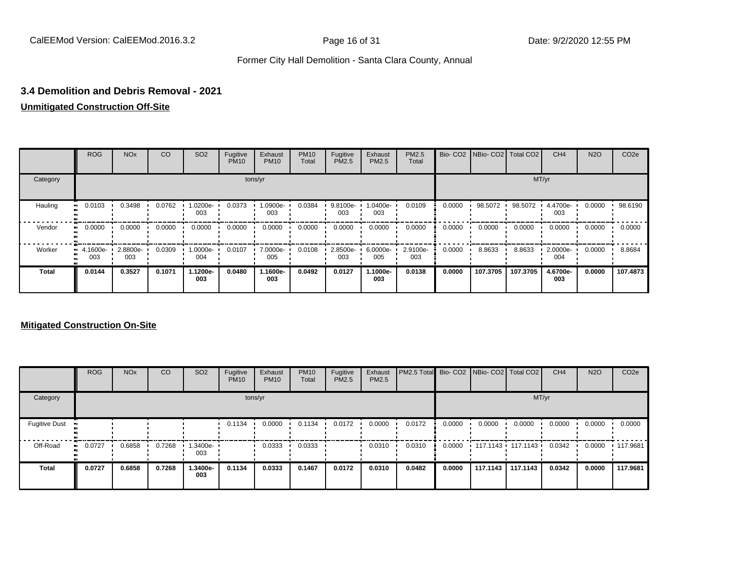### 3.4 Demolition and Debris Removal - 2021

**Unmitigated Construction Off-Site**

| | ROG | NOx | CO | SO2 | Fugitive PM10 | Exhaust PM10 | PM10 Total | Fugitive PM2.5 | Exhaust PM2.5 | PM2.5 Total | Bio- CO2 | NBio- CO2 | Total CO2 | CH4 | N2O | CO2e |
|---|---|---|---|---|---|---|---|---|---|---|---|---|---|---|---|---|
| Category | tons/yr | | | | | | | | | | MT/yr | | | | | |
| Hauling | 0.0103 | 0.3498 | 0.0762 | 1.0200e-003 | 0.0373 | 1.0900e-003 | 0.0384 | 9.8100e-003 | 1.0400e-003 | 0.0109 | 0.0000 | 98.5072 | 98.5072 | 4.4700e-003 | 0.0000 | 98.6190 |
| Vendor | 0.0000 | 0.0000 | 0.0000 | 0.0000 | 0.0000 | 0.0000 | 0.0000 | 0.0000 | 0.0000 | 0.0000 | 0.0000 | 0.0000 | 0.0000 | 0.0000 | 0.0000 | 0.0000 |
| Worker | 4.1600e-003 | 2.8800e-003 | 0.0309 | 1.0000e-004 | 0.0107 | 7.0000e-005 | 0.0108 | 2.8500e-003 | 6.0000e-005 | 2.9100e-003 | 0.0000 | 8.8633 | 8.8633 | 2.0000e-004 | 0.0000 | 8.8684 |
| **Total** | **0.0144** | **0.3527** | **0.1071** | **1.1200e-003** | **0.0480** | **1.1600e-003** | **0.0492** | **0.0127** | **1.1000e-003** | **0.0138** | **0.0000** | **107.3705** | **107.3705** | **4.6700e-003** | **0.0000** | **107.4873** |

**Mitigated Construction On-Site**

| | ROG | NOx | CO | SO2 | Fugitive PM10 | Exhaust PM10 | PM10 Total | Fugitive PM2.5 | Exhaust PM2.5 | PM2.5 Total | Bio- CO2 | NBio- CO2 | Total CO2 | CH4 | N2O | CO2e |
|---|---|---|---|---|---|---|---|---|---|---|---|---|---|---|---|---|
| Category | tons/yr | | | | | | | | | | MT/yr | | | | | |
| Fugitive Dust | | | | | 0.1134 | 0.0000 | 0.1134 | 0.0172 | 0.0000 | 0.0172 | 0.0000 | 0.0000 | 0.0000 | 0.0000 | 0.0000 | 0.0000 |
| Off-Road | 0.0727 | 0.6858 | 0.7268 | 1.3400e-003 | | 0.0333 | 0.0333 | | 0.0310 | 0.0310 | 0.0000 | 117.1143 | 117.1143 | 0.0342 | 0.0000 | 117.9681 |
| **Total** | **0.0727** | **0.6858** | **0.7268** | **1.3400e-003** | **0.1134** | **0.0333** | **0.1467** | **0.0172** | **0.0310** | **0.0482** | **0.0000** | **117.1143** | **117.1143** | **0.0342** | **0.0000** | **117.9681** |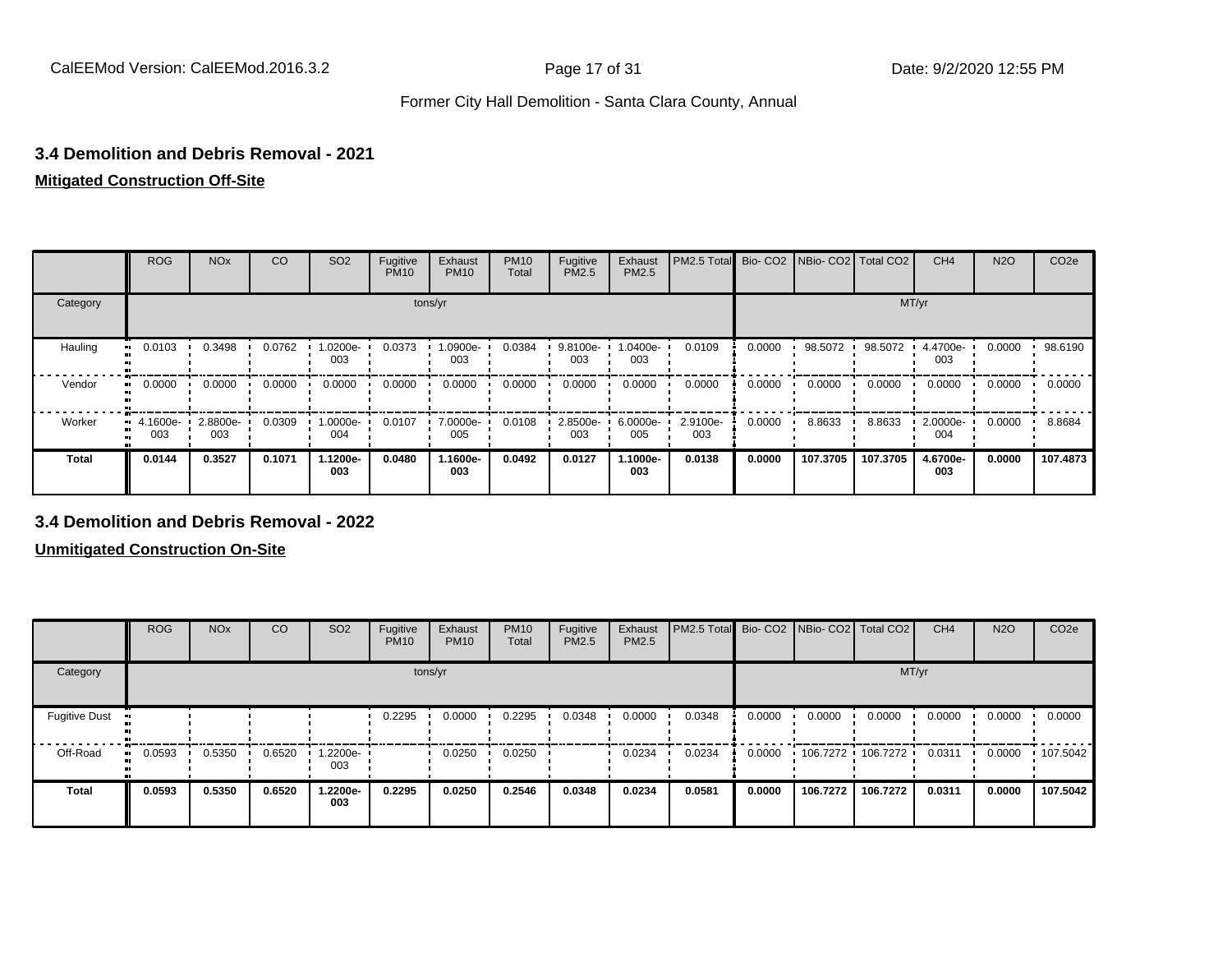## 3.4 Demolition and Debris Removal - 2021

**Mitigated Construction Off-Site**

| | ROG | NOx | CO | SO2 | Fugitive PM10 | Exhaust PM10 | PM10 Total | Fugitive PM2.5 | Exhaust PM2.5 | PM2.5 Total | Bio- CO2 | NBio- CO2 | Total CO2 | CH4 | N2O | CO2e |
|---|---|---|---|---|---|---|---|---|---|---|---|---|---|---|---|---|
| Category | | | | | | tons/yr | | | | | | | | MT/yr | | |
| Hauling | 0.0103 | 0.3498 | 0.0762 | 1.0200e-003 | 0.0373 | 1.0900e-003 | 0.0384 | 9.8100e-003 | 1.0400e-003 | 0.0109 | 0.0000 | 98.5072 | 98.5072 | 4.4700e-003 | 0.0000 | 98.6190 |
| Vendor | 0.0000 | 0.0000 | 0.0000 | 0.0000 | 0.0000 | 0.0000 | 0.0000 | 0.0000 | 0.0000 | 0.0000 | 0.0000 | 0.0000 | 0.0000 | 0.0000 | 0.0000 | 0.0000 |
| Worker | 4.1600e-003 | 2.8800e-003 | 0.0309 | 1.0000e-004 | 0.0107 | 7.0000e-005 | 0.0108 | 2.8500e-003 | 6.0000e-005 | 2.9100e-003 | 0.0000 | 8.8633 | 8.8633 | 2.0000e-004 | 0.0000 | 8.8684 |
| **Total** | **0.0144** | **0.3527** | **0.1071** | **1.1200e-003** | **0.0480** | **1.1600e-003** | **0.0492** | **0.0127** | **1.1000e-003** | **0.0138** | **0.0000** | **107.3705** | **107.3705** | **4.6700e-003** | **0.0000** | **107.4873** |

## 3.4 Demolition and Debris Removal - 2022

**Unmitigated Construction On-Site**

| | ROG | NOx | CO | SO2 | Fugitive PM10 | Exhaust PM10 | PM10 Total | Fugitive PM2.5 | Exhaust PM2.5 | PM2.5 Total | Bio- CO2 | NBio- CO2 | Total CO2 | CH4 | N2O | CO2e |
|---|---|---|---|---|---|---|---|---|---|---|---|---|---|---|---|---|
| Category | | | | | | tons/yr | | | | | | | | MT/yr | | |
| Fugitive Dust | | | | | 0.2295 | 0.0000 | 0.2295 | 0.0348 | 0.0000 | 0.0348 | 0.0000 | 0.0000 | 0.0000 | 0.0000 | 0.0000 | 0.0000 |
| Off-Road | 0.0593 | 0.5350 | 0.6520 | 1.2200e-003 | | 0.0250 | 0.0250 | | 0.0234 | 0.0234 | 0.0000 | 106.7272 | 106.7272 | 0.0311 | 0.0000 | 107.5042 |
| **Total** | **0.0593** | **0.5350** | **0.6520** | **1.2200e-003** | **0.2295** | **0.0250** | **0.2546** | **0.0348** | **0.0234** | **0.0581** | **0.0000** | **106.7272** | **106.7272** | **0.0311** | **0.0000** | **107.5042** |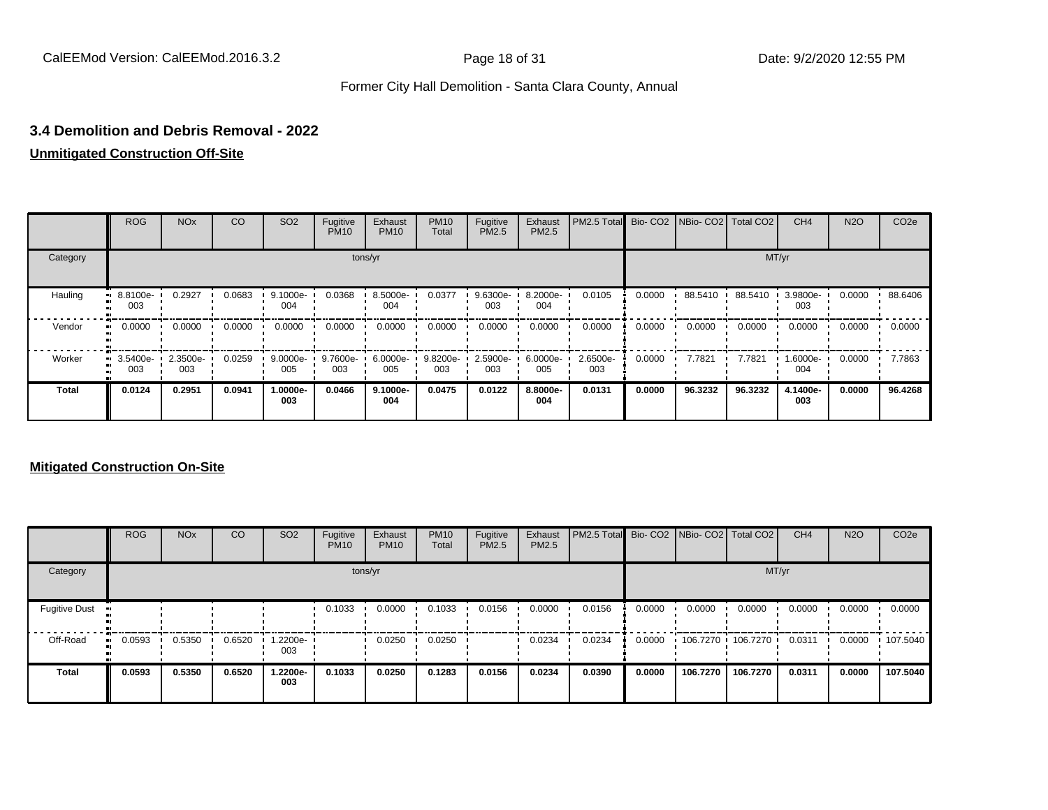## 3.4 Demolition and Debris Removal - 2022

**Unmitigated Construction Off-Site**

| | ROG | NOx | CO | SO2 | Fugitive PM10 | Exhaust PM10 | PM10 Total | Fugitive PM2.5 | Exhaust PM2.5 | PM2.5 Total | Bio- CO2 | NBio- CO2 | Total CO2 | CH4 | N2O | CO2e |
|---|---|---|---|---|---|---|---|---|---|---|---|---|---|---|---|---|
| Category | tons/yr | | | | | | | | | | MT/yr | | | | | |
| Hauling | 8.8100e-003 | 0.2927 | 0.0683 | 9.1000e-004 | 0.0368 | 8.5000e-004 | 0.0377 | 9.6300e-003 | 8.2000e-004 | 0.0105 | 0.0000 | 88.5410 | 88.5410 | 3.9800e-003 | 0.0000 | 88.6406 |
| Vendor | 0.0000 | 0.0000 | 0.0000 | 0.0000 | 0.0000 | 0.0000 | 0.0000 | 0.0000 | 0.0000 | 0.0000 | 0.0000 | 0.0000 | 0.0000 | 0.0000 | 0.0000 | 0.0000 |
| Worker | 3.5400e-003 | 2.3500e-003 | 0.0259 | 9.0000e-005 | 9.7600e-003 | 6.0000e-005 | 9.8200e-003 | 2.5900e-003 | 6.0000e-005 | 2.6500e-003 | 0.0000 | 7.7821 | 7.7821 | 1.6000e-004 | 0.0000 | 7.7863 |
| **Total** | **0.0124** | **0.2951** | **0.0941** | **1.0000e-003** | **0.0466** | **9.1000e-004** | **0.0475** | **0.0122** | **8.8000e-004** | **0.0131** | **0.0000** | **96.3232** | **96.3232** | **4.1400e-003** | **0.0000** | **96.4268** |

**Mitigated Construction On-Site**

| | ROG | NOx | CO | SO2 | Fugitive PM10 | Exhaust PM10 | PM10 Total | Fugitive PM2.5 | Exhaust PM2.5 | PM2.5 Total | Bio- CO2 | NBio- CO2 | Total CO2 | CH4 | N2O | CO2e |
|---|---|---|---|---|---|---|---|---|---|---|---|---|---|---|---|---|
| Category | tons/yr | | | | | | | | | | MT/yr | | | | | |
| Fugitive Dust | | | | | 0.1033 | 0.0000 | 0.1033 | 0.0156 | 0.0000 | 0.0156 | 0.0000 | 0.0000 | 0.0000 | 0.0000 | 0.0000 | 0.0000 |
| Off-Road | 0.0593 | 0.5350 | 0.6520 | 1.2200e-003 | | 0.0250 | 0.0250 | | 0.0234 | 0.0234 | 0.0000 | 106.7270 | 106.7270 | 0.0311 | 0.0000 | 107.5040 |
| **Total** | **0.0593** | **0.5350** | **0.6520** | **1.2200e-003** | **0.1033** | **0.0250** | **0.1283** | **0.0156** | **0.0234** | **0.0390** | **0.0000** | **106.7270** | **106.7270** | **0.0311** | **0.0000** | **107.5040** |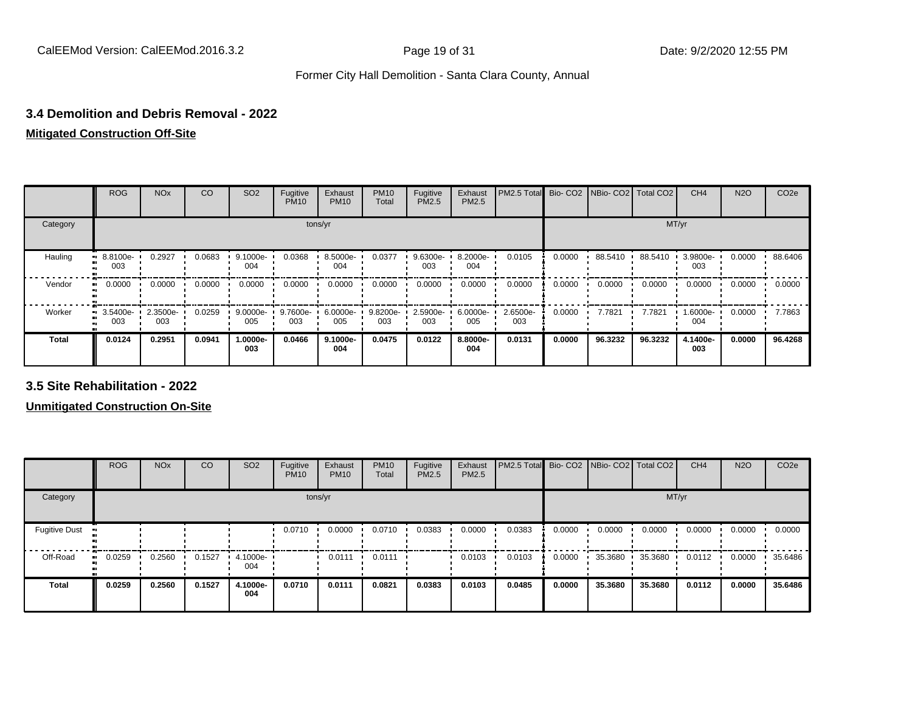## 3.4 Demolition and Debris Removal - 2022

**Mitigated Construction Off-Site**

| | ROG | NOx | CO | SO2 | Fugitive PM10 | Exhaust PM10 | PM10 Total | Fugitive PM2.5 | Exhaust PM2.5 | PM2.5 Total | Bio- CO2 | NBio- CO2 | Total CO2 | CH4 | N2O | CO2e |
|---|---|---|---|---|---|---|---|---|---|---|---|---|---|---|---|---|
| Category | tons/yr | | | | | | | | | | MT/yr | | | | | |
| Hauling | 8.8100e-003 | 0.2927 | 0.0683 | 9.1000e-004 | 0.0368 | 8.5000e-004 | 0.0377 | 9.6300e-003 | 8.2000e-004 | 0.0105 | 0.0000 | 88.5410 | 88.5410 | 3.9800e-003 | 0.0000 | 88.6406 |
| Vendor | 0.0000 | 0.0000 | 0.0000 | 0.0000 | 0.0000 | 0.0000 | 0.0000 | 0.0000 | 0.0000 | 0.0000 | 0.0000 | 0.0000 | 0.0000 | 0.0000 | 0.0000 | 0.0000 |
| Worker | 3.5400e-003 | 2.3500e-003 | 0.0259 | 9.0000e-005 | 9.7600e-003 | 6.0000e-005 | 9.8200e-003 | 2.5900e-003 | 6.0000e-005 | 2.6500e-003 | 0.0000 | 7.7821 | 7.7821 | 1.6000e-004 | 0.0000 | 7.7863 |
| **Total** | **0.0124** | **0.2951** | **0.0941** | **1.0000e-003** | **0.0466** | **9.1000e-004** | **0.0475** | **0.0122** | **8.8000e-004** | **0.0131** | **0.0000** | **96.3232** | **96.3232** | **4.1400e-003** | **0.0000** | **96.4268** |

## 3.5 Site Rehabilitation - 2022

**Unmitigated Construction On-Site**

| | ROG | NOx | CO | SO2 | Fugitive PM10 | Exhaust PM10 | PM10 Total | Fugitive PM2.5 | Exhaust PM2.5 | PM2.5 Total | Bio- CO2 | NBio- CO2 | Total CO2 | CH4 | N2O | CO2e |
|---|---|---|---|---|---|---|---|---|---|---|---|---|---|---|---|---|
| Category | tons/yr | | | | | | | | | | MT/yr | | | | | |
| Fugitive Dust | | | | | 0.0710 | 0.0000 | 0.0710 | 0.0383 | 0.0000 | 0.0383 | 0.0000 | 0.0000 | 0.0000 | 0.0000 | 0.0000 | 0.0000 |
| Off-Road | 0.0259 | 0.2560 | 0.1527 | 4.1000e-004 | | 0.0111 | 0.0111 | | 0.0103 | 0.0103 | 0.0000 | 35.3680 | 35.3680 | 0.0112 | 0.0000 | 35.6486 |
| **Total** | **0.0259** | **0.2560** | **0.1527** | **4.1000e-004** | **0.0710** | **0.0111** | **0.0821** | **0.0383** | **0.0103** | **0.0485** | **0.0000** | **35.3680** | **35.3680** | **0.0112** | **0.0000** | **35.6486** |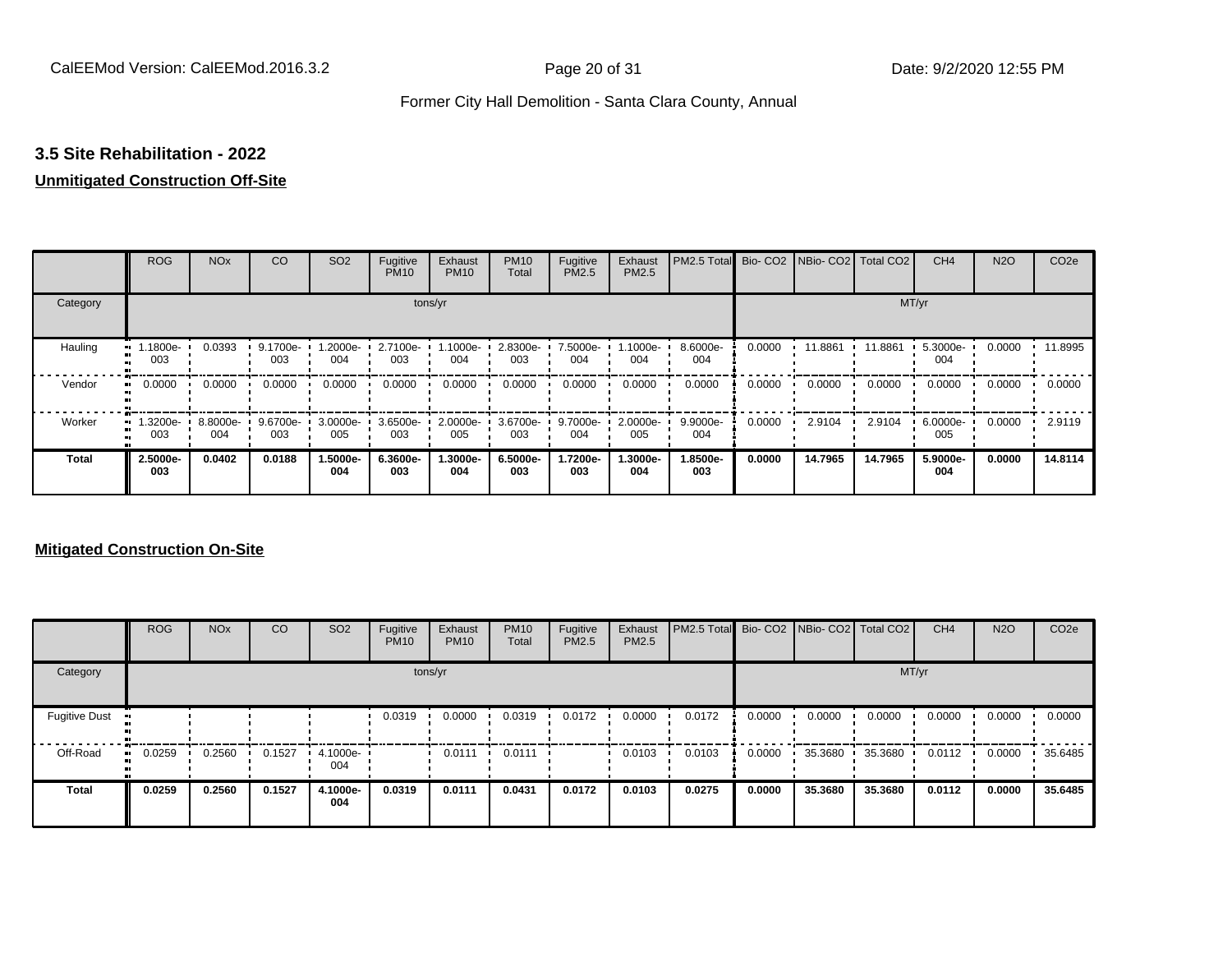## 3.5 Site Rehabilitation - 2022

**Unmitigated Construction Off-Site**

| | ROG | NOx | CO | SO2 | Fugitive PM10 | Exhaust PM10 | PM10 Total | Fugitive PM2.5 | Exhaust PM2.5 | PM2.5 Total | Bio- CO2 | NBio- CO2 | Total CO2 | CH4 | N2O | CO2e |
|---|---|---|---|---|---|---|---|---|---|---|---|---|---|---|---|---|
| Category | tons/yr | | | | | | | | | | MT/yr | | | | | |
| Hauling | 1.1800e-003 | 0.0393 | 9.1700e-003 | 1.2000e-004 | 2.7100e-003 | 1.1000e-004 | 2.8300e-003 | 7.5000e-004 | 1.1000e-004 | 8.6000e-004 | 0.0000 | 11.8861 | 11.8861 | 5.3000e-004 | 0.0000 | 11.8995 |
| Vendor | 0.0000 | 0.0000 | 0.0000 | 0.0000 | 0.0000 | 0.0000 | 0.0000 | 0.0000 | 0.0000 | 0.0000 | 0.0000 | 0.0000 | 0.0000 | 0.0000 | 0.0000 | 0.0000 |
| Worker | 1.3200e-003 | 8.8000e-004 | 9.6700e-003 | 3.0000e-005 | 3.6500e-003 | 2.0000e-005 | 3.6700e-003 | 9.7000e-004 | 2.0000e-005 | 9.9000e-004 | 0.0000 | 2.9104 | 2.9104 | 6.0000e-005 | 0.0000 | 2.9119 |
| **Total** | **2.5000e-003** | **0.0402** | **0.0188** | **1.5000e-004** | **6.3600e-003** | **1.3000e-004** | **6.5000e-003** | **1.7200e-003** | **1.3000e-004** | **1.8500e-003** | **0.0000** | **14.7965** | **14.7965** | **5.9000e-004** | **0.0000** | **14.8114** |

**Mitigated Construction On-Site**

| | ROG | NOx | CO | SO2 | Fugitive PM10 | Exhaust PM10 | PM10 Total | Fugitive PM2.5 | Exhaust PM2.5 | PM2.5 Total | Bio- CO2 | NBio- CO2 | Total CO2 | CH4 | N2O | CO2e |
|---|---|---|---|---|---|---|---|---|---|---|---|---|---|---|---|---|
| Category | tons/yr | | | | | | | | | | MT/yr | | | | | |
| Fugitive Dust | | | | | 0.0319 | 0.0000 | 0.0319 | 0.0172 | 0.0000 | 0.0172 | 0.0000 | 0.0000 | 0.0000 | 0.0000 | 0.0000 | 0.0000 |
| Off-Road | 0.0259 | 0.2560 | 0.1527 | 4.1000e-004 | | 0.0111 | 0.0111 | | 0.0103 | 0.0103 | 0.0000 | 35.3680 | 35.3680 | 0.0112 | 0.0000 | 35.6485 |
| **Total** | **0.0259** | **0.2560** | **0.1527** | **4.1000e-004** | **0.0319** | **0.0111** | **0.0431** | **0.0172** | **0.0103** | **0.0275** | **0.0000** | **35.3680** | **35.3680** | **0.0112** | **0.0000** | **35.6485** |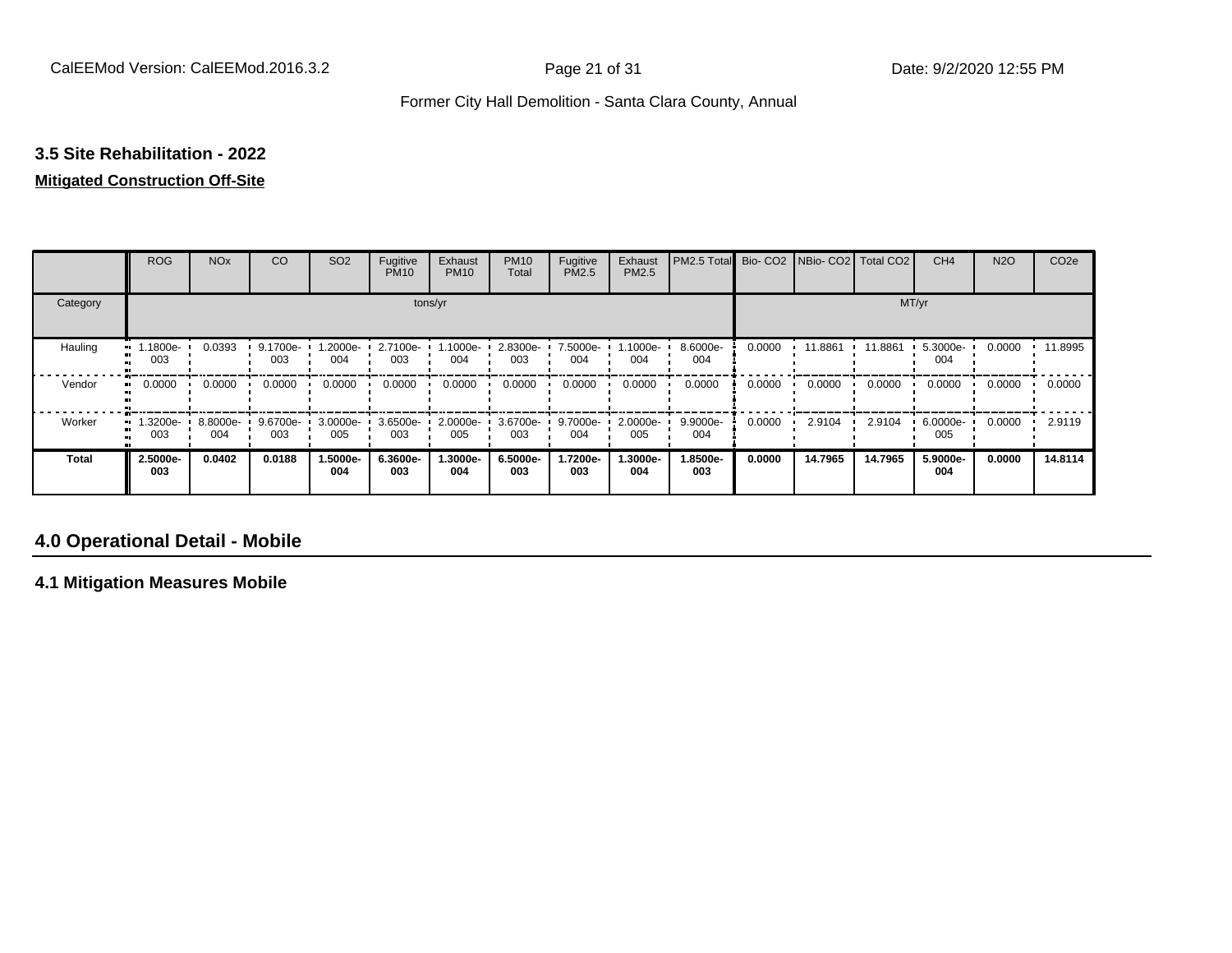### 3.5 Site Rehabilitation - 2022

**Mitigated Construction Off-Site**

| | ROG | NOx | CO | SO2 | Fugitive PM10 | Exhaust PM10 | PM10 Total | Fugitive PM2.5 | Exhaust PM2.5 | PM2.5 Total | Bio- CO2 | NBio- CO2 | Total CO2 | CH4 | N2O | CO2e |
|---|---|---|---|---|---|---|---|---|---|---|---|---|---|---|---|---|
| Category | tons/yr | | | | | | | | | | MT/yr | | | | | |
| Hauling | 1.1800e-003 | 0.0393 | 9.1700e-003 | 1.2000e-004 | 2.7100e-003 | 1.1000e-004 | 2.8300e-003 | 7.5000e-004 | 1.1000e-004 | 8.6000e-004 | 0.0000 | 11.8861 | 11.8861 | 5.3000e-004 | 0.0000 | 11.8995 |
| Vendor | 0.0000 | 0.0000 | 0.0000 | 0.0000 | 0.0000 | 0.0000 | 0.0000 | 0.0000 | 0.0000 | 0.0000 | 0.0000 | 0.0000 | 0.0000 | 0.0000 | 0.0000 | 0.0000 |
| Worker | 1.3200e-003 | 8.8000e-004 | 9.6700e-003 | 3.0000e-005 | 3.6500e-003 | 2.0000e-005 | 3.6700e-003 | 9.7000e-004 | 2.0000e-005 | 9.9000e-004 | 0.0000 | 2.9104 | 2.9104 | 6.0000e-005 | 0.0000 | 2.9119 |
| **Total** | **2.5000e-003** | **0.0402** | **0.0188** | **1.5000e-004** | **6.3600e-003** | **1.3000e-004** | **6.5000e-003** | **1.7200e-003** | **1.3000e-004** | **1.8500e-003** | **0.0000** | **14.7965** | **14.7965** | **5.9000e-004** | **0.0000** | **14.8114** |

## 4.0 Operational Detail - Mobile

### 4.1 Mitigation Measures Mobile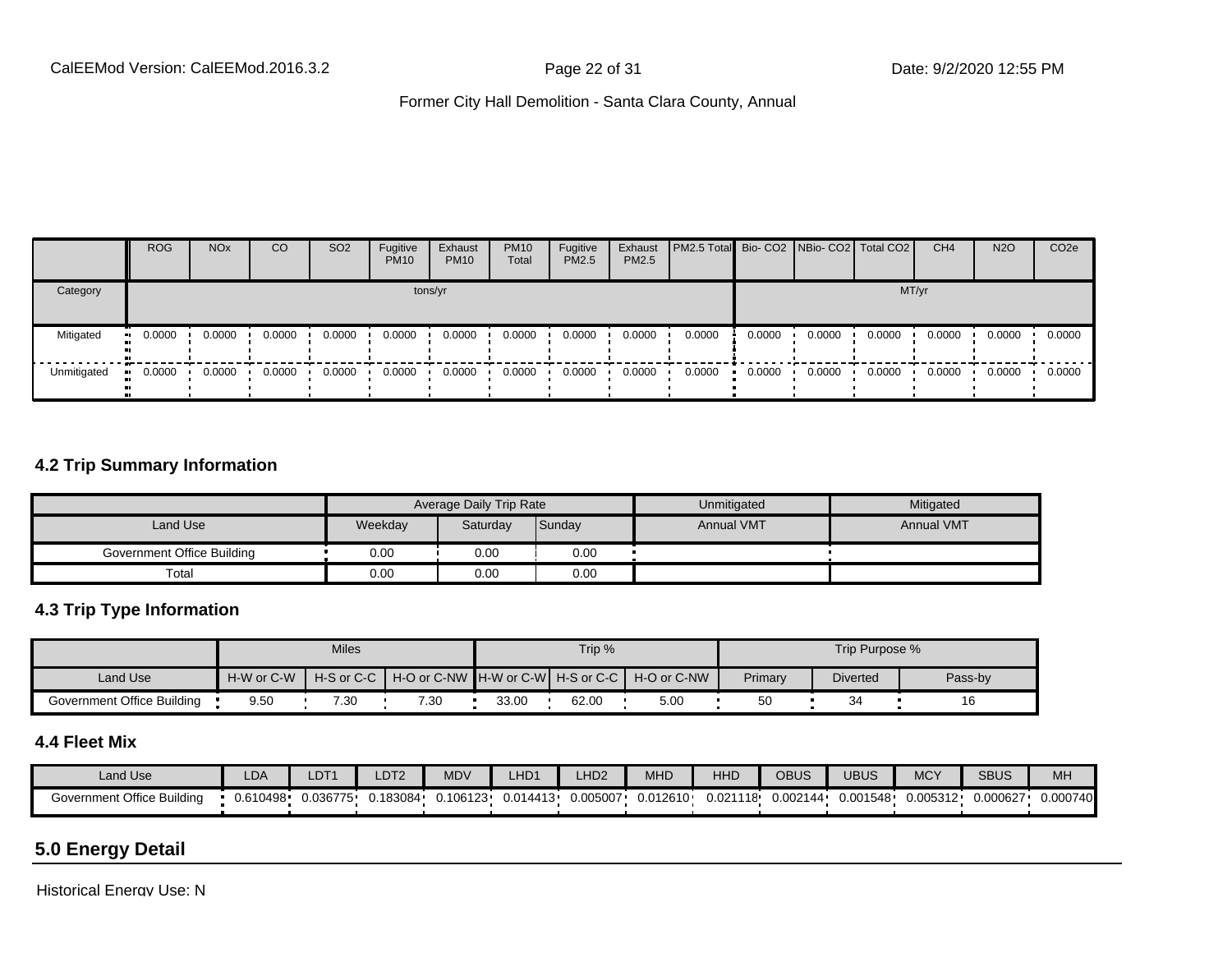| | ROG | NOx | CO | SO2 | Fugitive PM10 | Exhaust PM10 | PM10 Total | Fugitive PM2.5 | Exhaust PM2.5 | PM2.5 Total | Bio- CO2 | NBio- CO2 | Total CO2 | CH4 | N2O | CO2e |
|---|---|---|---|---|---|---|---|---|---|---|---|---|---|---|---|---|
| Category | tons/yr | | | | | | | | | | MT/yr | | | | | |
| Mitigated | 0.0000 | 0.0000 | 0.0000 | 0.0000 | 0.0000 | 0.0000 | 0.0000 | 0.0000 | 0.0000 | 0.0000 | 0.0000 | 0.0000 | 0.0000 | 0.0000 | 0.0000 | 0.0000 |
| Unmitigated | 0.0000 | 0.0000 | 0.0000 | 0.0000 | 0.0000 | 0.0000 | 0.0000 | 0.0000 | 0.0000 | 0.0000 | 0.0000 | 0.0000 | 0.0000 | 0.0000 | 0.0000 | 0.0000 |

### 4.2 Trip Summary Information

| | Average Daily Trip Rate | | | Unmitigated | Mitigated |
|---|---|---|---|---|---|
| Land Use | Weekday | Saturday | Sunday | Annual VMT | Annual VMT |
| Government Office Building | 0.00 | 0.00 | 0.00 | | |
| Total | 0.00 | 0.00 | 0.00 | | |

### 4.3 Trip Type Information

| | Miles | | | Trip % | | | Trip Purpose % | | |
|---|---|---|---|---|---|---|---|---|---|
| Land Use | H-W or C-W | H-S or C-C | H-O or C-NW | H-W or C-W | H-S or C-C | H-O or C-NW | Primary | Diverted | Pass-by |
| Government Office Building | 9.50 | 7.30 | 7.30 | 33.00 | 62.00 | 5.00 | 50 | 34 | 16 |

### 4.4 Fleet Mix

| Land Use | LDA | LDT1 | LDT2 | MDV | LHD1 | LHD2 | MHD | HHD | OBUS | UBUS | MCY | SBUS | MH |
|---|---|---|---|---|---|---|---|---|---|---|---|---|---|
| Government Office Building | 0.610498 | 0.036775 | 0.183084 | 0.106123 | 0.014413 | 0.005007 | 0.012610 | 0.021118 | 0.002144 | 0.001548 | 0.005312 | 0.000627 | 0.000740 |

## 5.0 Energy Detail

Historical Energy Use: N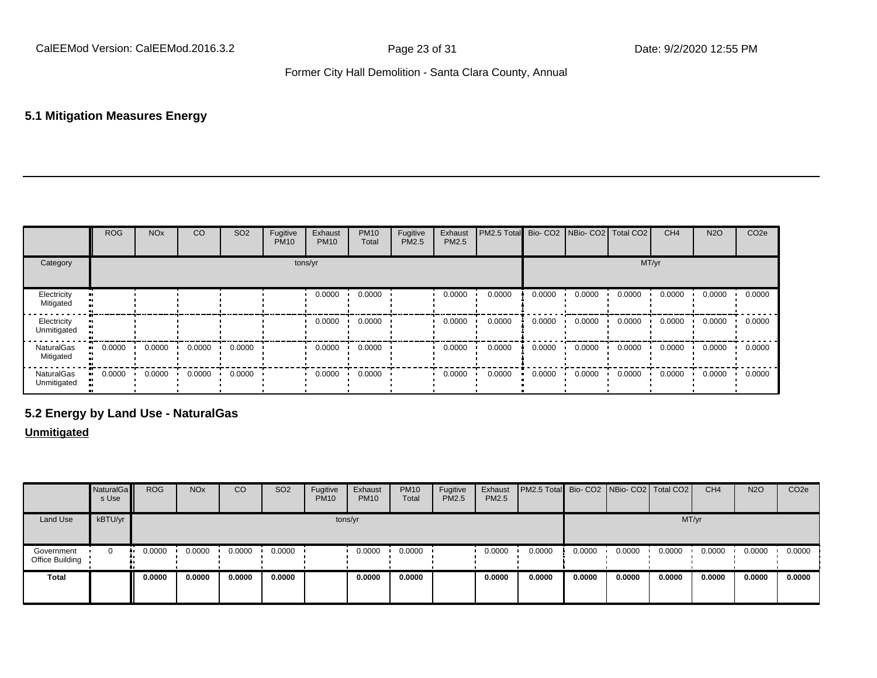## 5.1 Mitigation Measures Energy

| | ROG | NOx | CO | SO2 | Fugitive PM10 | Exhaust PM10 | PM10 Total | Fugitive PM2.5 | Exhaust PM2.5 | PM2.5 Total | Bio- CO2 | NBio- CO2 | Total CO2 | CH4 | N2O | CO2e |
|---|---|---|---|---|---|---|---|---|---|---|---|---|---|---|---|---|
| Category | tons/yr | | | | | | | | | | MT/yr | | | | | |
| Electricity Mitigated | | | | | | 0.0000 | 0.0000 | | 0.0000 | 0.0000 | 0.0000 | 0.0000 | 0.0000 | 0.0000 | 0.0000 | 0.0000 |
| Electricity Unmitigated | | | | | | 0.0000 | 0.0000 | | 0.0000 | 0.0000 | 0.0000 | 0.0000 | 0.0000 | 0.0000 | 0.0000 | 0.0000 |
| NaturalGas Mitigated | 0.0000 | 0.0000 | 0.0000 | 0.0000 | | 0.0000 | 0.0000 | | 0.0000 | 0.0000 | 0.0000 | 0.0000 | 0.0000 | 0.0000 | 0.0000 | 0.0000 |
| NaturalGas Unmitigated | 0.0000 | 0.0000 | 0.0000 | 0.0000 | | 0.0000 | 0.0000 | | 0.0000 | 0.0000 | 0.0000 | 0.0000 | 0.0000 | 0.0000 | 0.0000 | 0.0000 |

## 5.2 Energy by Land Use - NaturalGas

**Unmitigated**

| | NaturalGas Use | ROG | NOx | CO | SO2 | Fugitive PM10 | Exhaust PM10 | PM10 Total | Fugitive PM2.5 | Exhaust PM2.5 | PM2.5 Total | Bio- CO2 | NBio- CO2 | Total CO2 | CH4 | N2O | CO2e |
|---|---|---|---|---|---|---|---|---|---|---|---|---|---|---|---|---|---|
| Land Use | kBTU/yr | tons/yr | | | | | | | | | | MT/yr | | | | | |
| Government Office Building | 0 | 0.0000 | 0.0000 | 0.0000 | 0.0000 | | 0.0000 | 0.0000 | | 0.0000 | 0.0000 | 0.0000 | 0.0000 | 0.0000 | 0.0000 | 0.0000 | 0.0000 |
| **Total** | | **0.0000** | **0.0000** | **0.0000** | **0.0000** | | **0.0000** | **0.0000** | | **0.0000** | **0.0000** | **0.0000** | **0.0000** | **0.0000** | **0.0000** | **0.0000** | **0.0000** |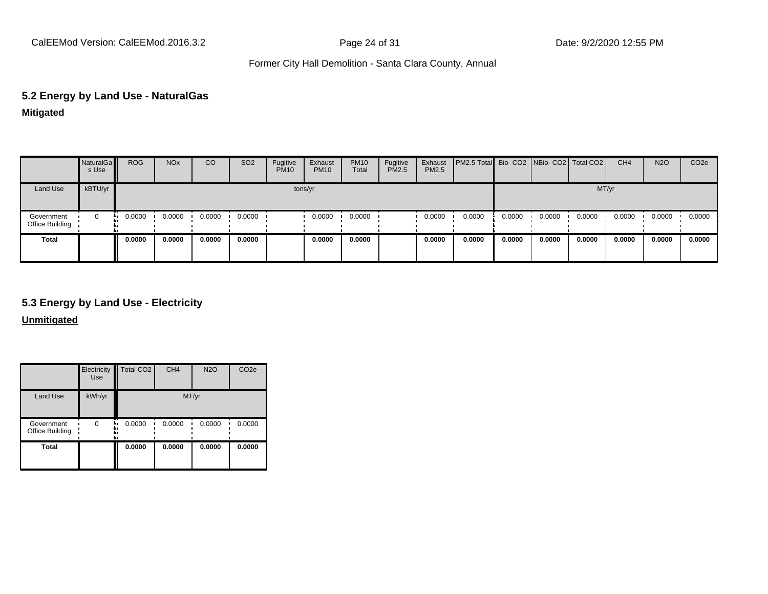## 5.2 Energy by Land Use - NaturalGas

**Mitigated**

| | NaturalGas Use | ROG | NOx | CO | SO2 | Fugitive PM10 | Exhaust PM10 | PM10 Total | Fugitive PM2.5 | Exhaust PM2.5 | PM2.5 Total | Bio- CO2 | NBio- CO2 | Total CO2 | CH4 | N2O | CO2e |
|---|---|---|---|---|---|---|---|---|---|---|---|---|---|---|---|---|---|
| Land Use | kBTU/yr | tons/yr | | | | | | | | | | MT/yr | | | | | |
| Government Office Building | 0 | 0.0000 | 0.0000 | 0.0000 | 0.0000 | | 0.0000 | 0.0000 | | 0.0000 | 0.0000 | 0.0000 | 0.0000 | 0.0000 | 0.0000 | 0.0000 | 0.0000 |
| **Total** | | **0.0000** | **0.0000** | **0.0000** | **0.0000** | | **0.0000** | **0.0000** | | **0.0000** | **0.0000** | **0.0000** | **0.0000** | **0.0000** | **0.0000** | **0.0000** | **0.0000** |

## 5.3 Energy by Land Use - Electricity

**Unmitigated**

| | Electricity Use | Total CO2 | CH4 | N2O | CO2e |
|---|---|---|---|---|---|
| Land Use | kWh/yr | MT/yr | | | |
| Government Office Building | 0 | 0.0000 | 0.0000 | 0.0000 | 0.0000 |
| **Total** | | **0.0000** | **0.0000** | **0.0000** | **0.0000** |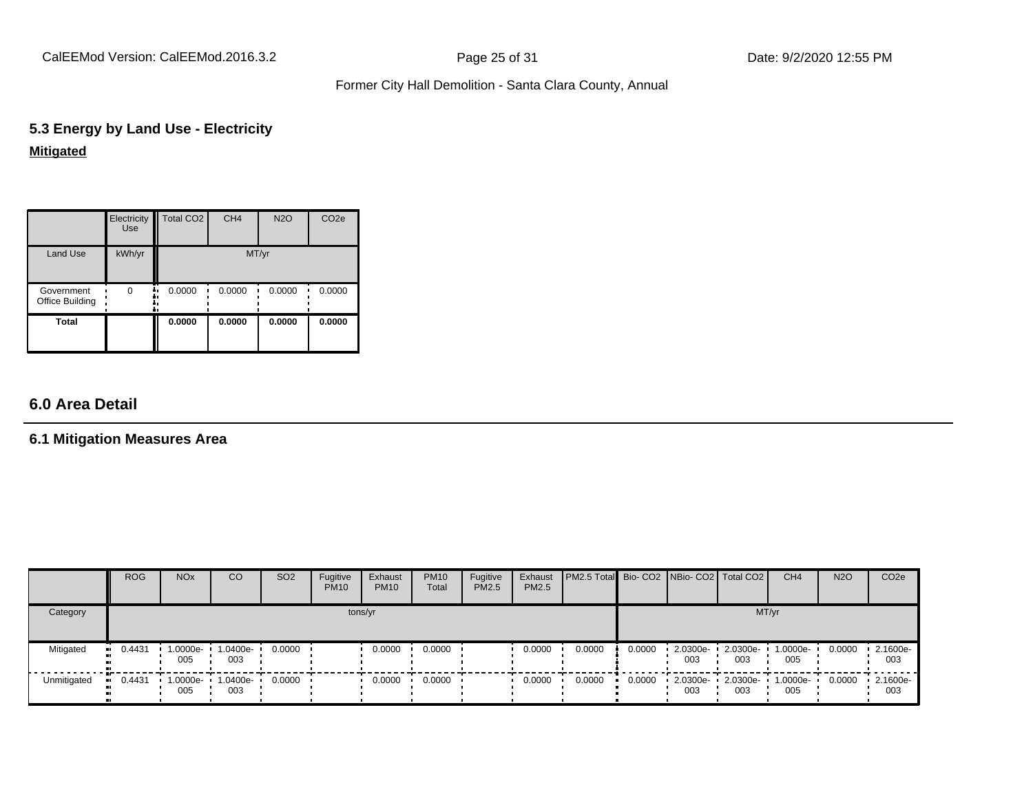## 5.3 Energy by Land Use - Electricity

**Mitigated**

| | Electricity Use | Total CO2 | CH4 | N2O | CO2e |
|---|---|---|---|---|---|
| Land Use | kWh/yr | MT/yr | | | |
| Government Office Building | 0 | 0.0000 | 0.0000 | 0.0000 | 0.0000 |
| **Total** | | **0.0000** | **0.0000** | **0.0000** | **0.0000** |

## 6.0 Area Detail

### 6.1 Mitigation Measures Area

| | ROG | NOx | CO | SO2 | Fugitive PM10 | Exhaust PM10 | PM10 Total | Fugitive PM2.5 | Exhaust PM2.5 | PM2.5 Total | Bio- CO2 | NBio- CO2 | Total CO2 | CH4 | N2O | CO2e |
|---|---|---|---|---|---|---|---|---|---|---|---|---|---|---|---|---|
| Category | tons/yr | | | | | | | | | | MT/yr | | | | | |
| Mitigated | 0.4431 | 1.0000e-005 | 1.0400e-003 | 0.0000 | | 0.0000 | 0.0000 | | 0.0000 | 0.0000 | 0.0000 | 2.0300e-003 | 2.0300e-003 | 1.0000e-005 | 0.0000 | 2.1600e-003 |
| Unmitigated | 0.4431 | 1.0000e-005 | 1.0400e-003 | 0.0000 | | 0.0000 | 0.0000 | | 0.0000 | 0.0000 | 0.0000 | 2.0300e-003 | 2.0300e-003 | 1.0000e-005 | 0.0000 | 2.1600e-003 |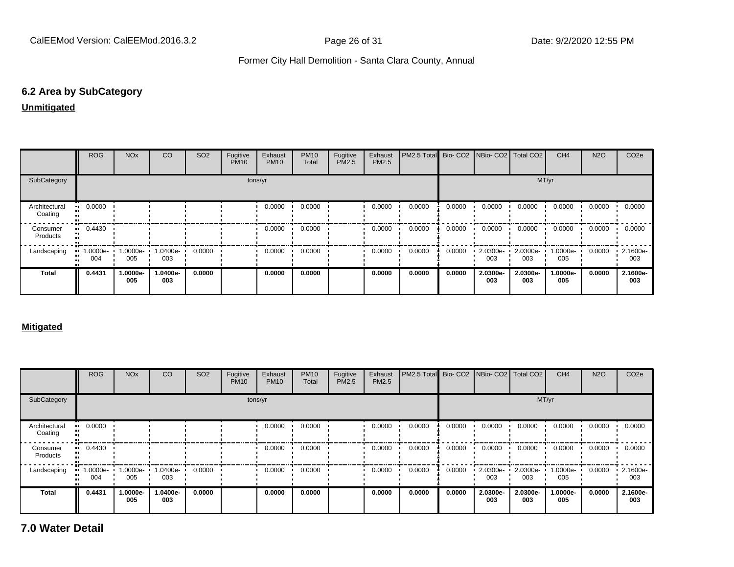### 6.2 Area by SubCategory

**Unmitigated**

| | ROG | NOx | CO | SO2 | Fugitive PM10 | Exhaust PM10 | PM10 Total | Fugitive PM2.5 | Exhaust PM2.5 | PM2.5 Total | Bio- CO2 | NBio- CO2 | Total CO2 | CH4 | N2O | CO2e |
|---|---|---|---|---|---|---|---|---|---|---|---|---|---|---|---|---|
| SubCategory | tons/yr | | | | | | | | | | MT/yr | | | | | |
| Architectural Coating | 0.0000 | | | | | 0.0000 | 0.0000 | | 0.0000 | 0.0000 | 0.0000 | 0.0000 | 0.0000 | 0.0000 | 0.0000 | 0.0000 |
| Consumer Products | 0.4430 | | | | | 0.0000 | 0.0000 | | 0.0000 | 0.0000 | 0.0000 | 0.0000 | 0.0000 | 0.0000 | 0.0000 | 0.0000 |
| Landscaping | 1.0000e-004 | 1.0000e-005 | 1.0400e-003 | 0.0000 | | 0.0000 | 0.0000 | | 0.0000 | 0.0000 | 0.0000 | 2.0300e-003 | 2.0300e-003 | 1.0000e-005 | 0.0000 | 2.1600e-003 |
| **Total** | **0.4431** | **1.0000e-005** | **1.0400e-003** | **0.0000** | | **0.0000** | **0.0000** | | **0.0000** | **0.0000** | **0.0000** | **2.0300e-003** | **2.0300e-003** | **1.0000e-005** | **0.0000** | **2.1600e-003** |

**Mitigated**

| | ROG | NOx | CO | SO2 | Fugitive PM10 | Exhaust PM10 | PM10 Total | Fugitive PM2.5 | Exhaust PM2.5 | PM2.5 Total | Bio- CO2 | NBio- CO2 | Total CO2 | CH4 | N2O | CO2e |
|---|---|---|---|---|---|---|---|---|---|---|---|---|---|---|---|---|
| SubCategory | tons/yr | | | | | | | | | | MT/yr | | | | | |
| Architectural Coating | 0.0000 | | | | | 0.0000 | 0.0000 | | 0.0000 | 0.0000 | 0.0000 | 0.0000 | 0.0000 | 0.0000 | 0.0000 | 0.0000 |
| Consumer Products | 0.4430 | | | | | 0.0000 | 0.0000 | | 0.0000 | 0.0000 | 0.0000 | 0.0000 | 0.0000 | 0.0000 | 0.0000 | 0.0000 |
| Landscaping | 1.0000e-004 | 1.0000e-005 | 1.0400e-003 | 0.0000 | | 0.0000 | 0.0000 | | 0.0000 | 0.0000 | 0.0000 | 2.0300e-003 | 2.0300e-003 | 1.0000e-005 | 0.0000 | 2.1600e-003 |
| **Total** | **0.4431** | **1.0000e-005** | **1.0400e-003** | **0.0000** | | **0.0000** | **0.0000** | | **0.0000** | **0.0000** | **0.0000** | **2.0300e-003** | **2.0300e-003** | **1.0000e-005** | **0.0000** | **2.1600e-003** |

## 7.0 Water Detail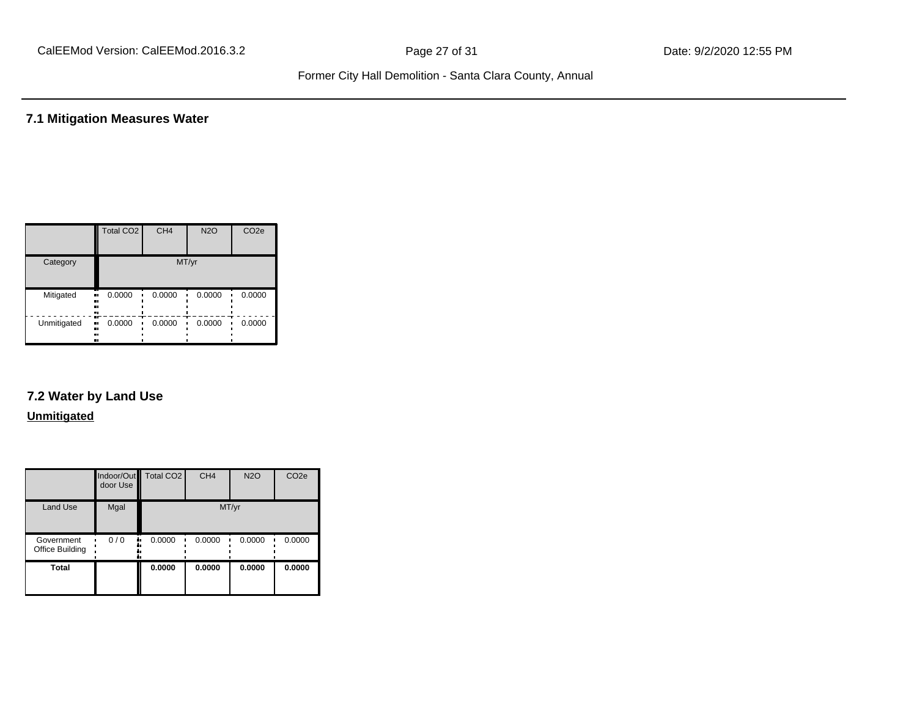## 7.1 Mitigation Measures Water

| | Total $CO_2$ | $CH_4$ | $N_2O$ | $CO_2e$ |
|---|---|---|---|---|
| Category | MT/yr | | | |
| Mitigated | 0.0000 | 0.0000 | 0.0000 | 0.0000 |
| Unmitigated | 0.0000 | 0.0000 | 0.0000 | 0.0000 |

## 7.2 Water by Land Use

**Unmitigated**

| | Indoor/Outdoor Use | Total $CO_2$ | $CH_4$ | $N_2O$ | $CO_2e$ |
|---|---|---|---|---|---|
| Land Use | Mgal | MT/yr | | | |
| Government Office Building | 0 / 0 | 0.0000 | 0.0000 | 0.0000 | 0.0000 |
| **Total** | | **0.0000** | **0.0000** | **0.0000** | **0.0000** |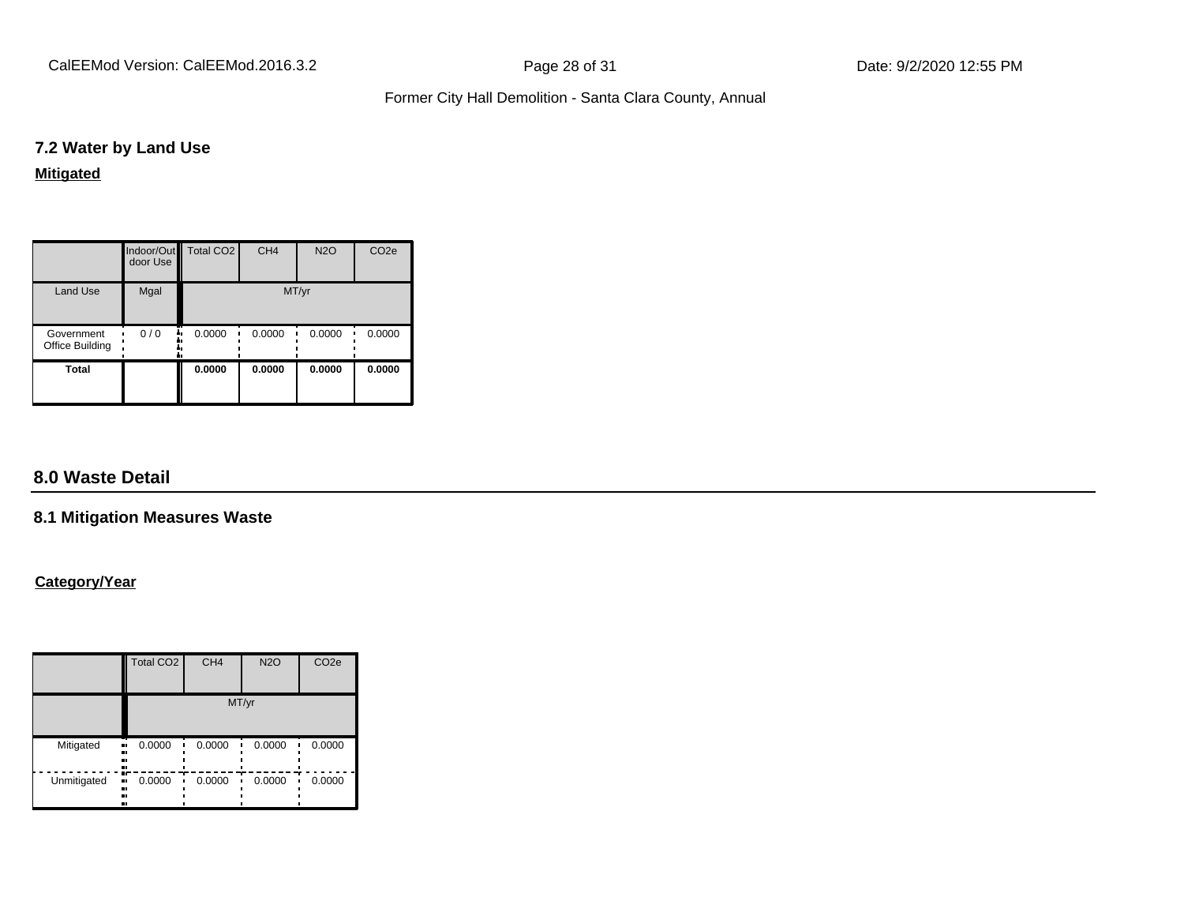## 7.2 Water by Land Use

**Mitigated**

| | Indoor/Outdoor Use | Total CO2 | CH4 | N2O | CO2e |
|---|---|---|---|---|---|
| Land Use | Mgal | MT/yr | | | |
| Government Office Building | 0 / 0 | 0.0000 | 0.0000 | 0.0000 | 0.0000 |
| **Total** | | **0.0000** | **0.0000** | **0.0000** | **0.0000** |

# 8.0 Waste Detail

## 8.1 Mitigation Measures Waste

**Category/Year**

| | Total CO2 | CH4 | N2O | CO2e |
|---|---|---|---|---|
| | MT/yr | | | |
| Mitigated | 0.0000 | 0.0000 | 0.0000 | 0.0000 |
| Unmitigated | 0.0000 | 0.0000 | 0.0000 | 0.0000 |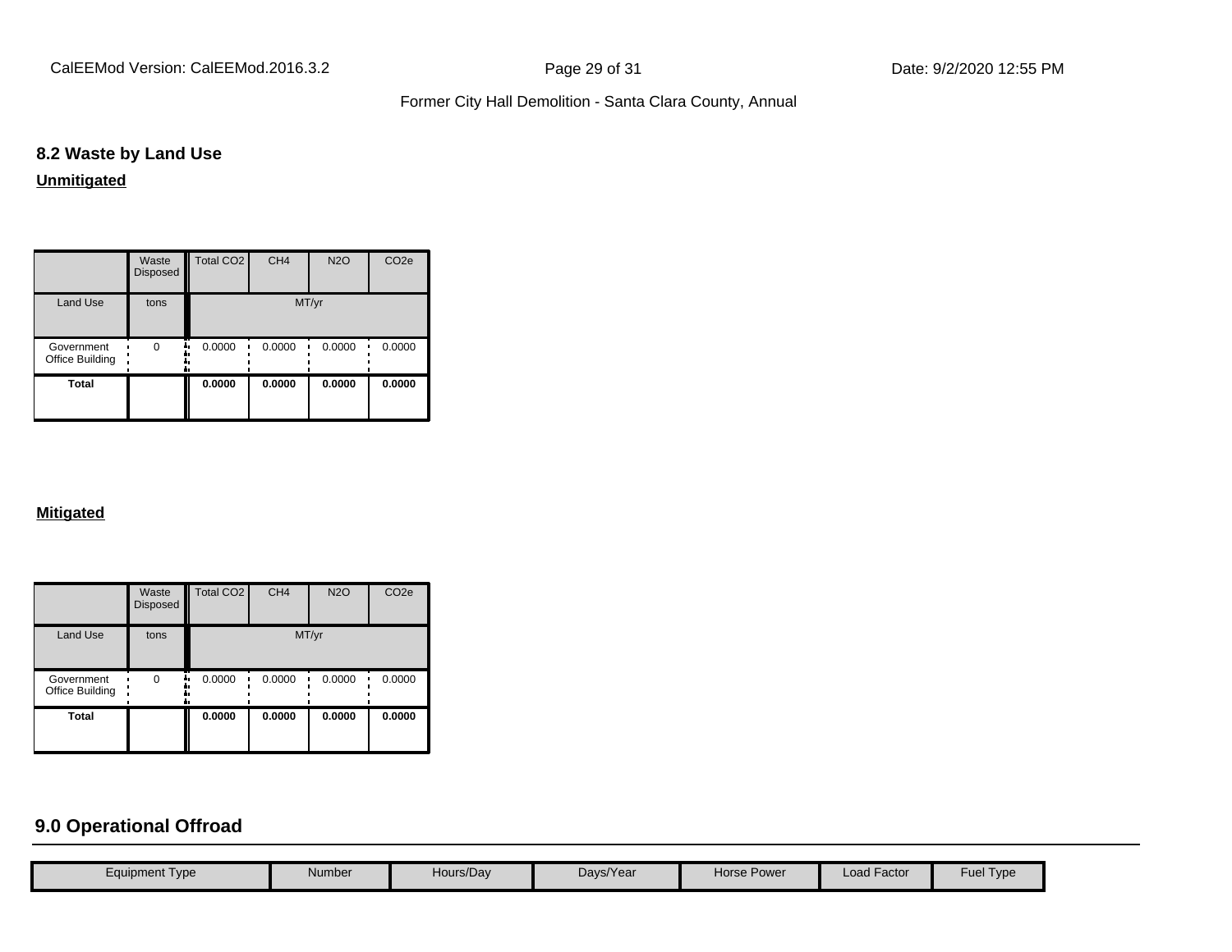## 8.2 Waste by Land Use

**Unmitigated**

| | Waste Disposed | Total CO2 | CH4 | N2O | CO2e |
|---|---|---|---|---|---|
| Land Use | tons | MT/yr | | | |
| Government Office Building | 0 | 0.0000 | 0.0000 | 0.0000 | 0.0000 |
| **Total** | | **0.0000** | **0.0000** | **0.0000** | **0.0000** |

**Mitigated**

| | Waste Disposed | Total CO2 | CH4 | N2O | CO2e |
|---|---|---|---|---|---|
| Land Use | tons | MT/yr | | | |
| Government Office Building | 0 | 0.0000 | 0.0000 | 0.0000 | 0.0000 |
| **Total** | | **0.0000** | **0.0000** | **0.0000** | **0.0000** |

# 9.0 Operational Offroad

| Equipment Type | Number | Hours/Day | Days/Year | Horse Power | Load Factor | Fuel Type |
|---|---|---|---|---|---|---|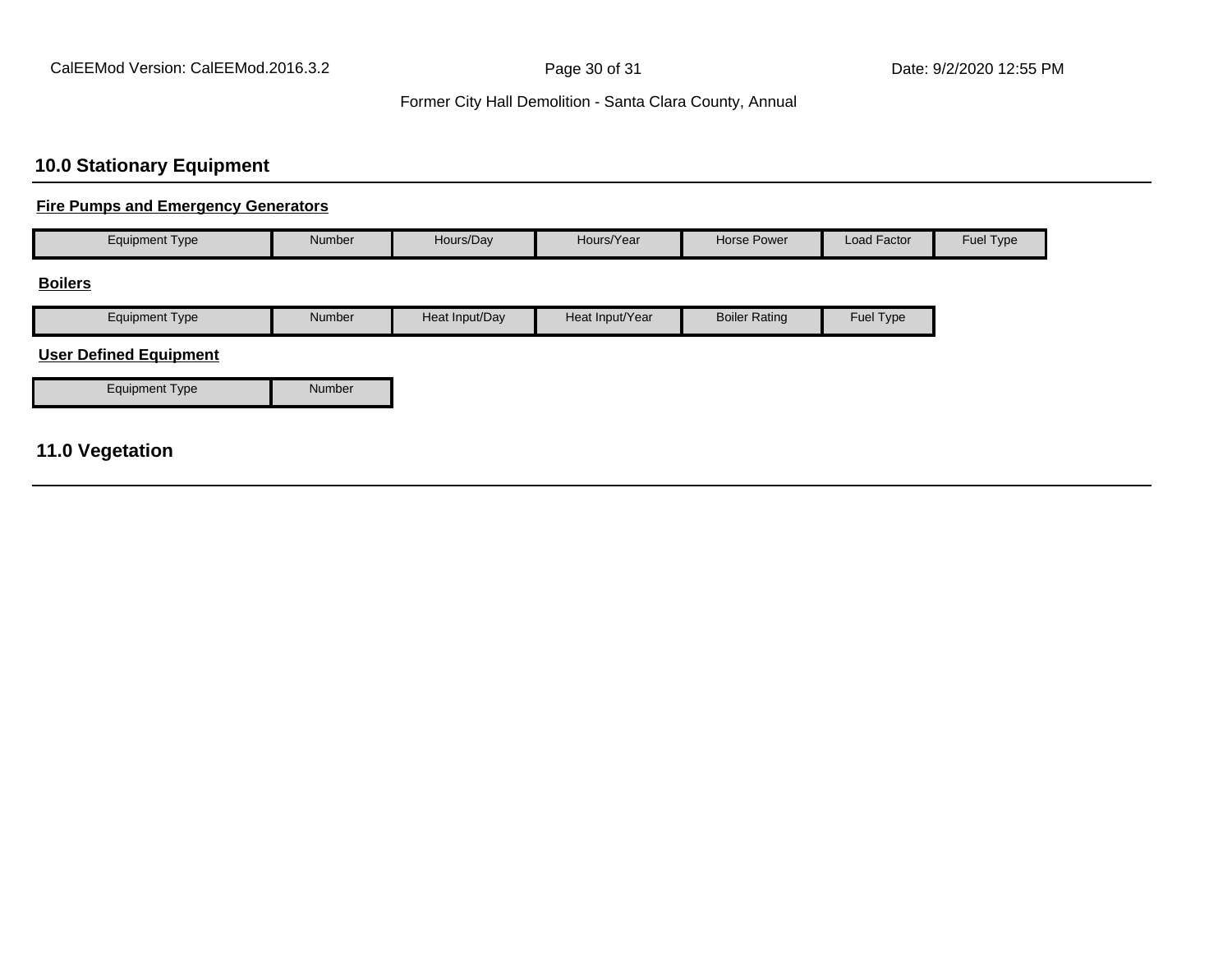## 10.0 Stationary Equipment

**Fire Pumps and Emergency Generators**

| Equipment Type | Number | Hours/Day | Hours/Year | Horse Power | Load Factor | Fuel Type |
|---|---|---|---|---|---|---|

**Boilers**

| Equipment Type | Number | Heat Input/Day | Heat Input/Year | Boiler Rating | Fuel Type |
|---|---|---|---|---|---|

**User Defined Equipment**

| Equipment Type | Number |
|---|---|

## 11.0 Vegetation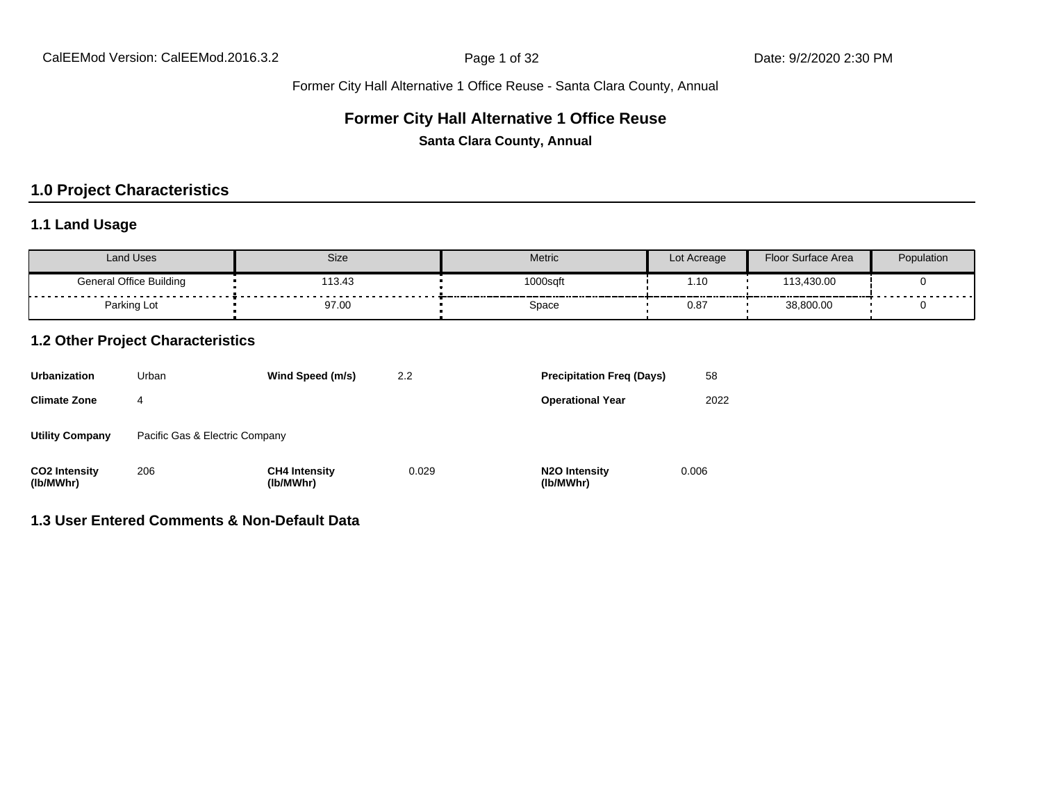# Former City Hall Alternative 1 Office Reuse

**Santa Clara County, Annual**

## 1.0 Project Characteristics

### 1.1 Land Usage

| Land Uses | Size | Metric | Lot Acreage | Floor Surface Area | Population |
|---|---|---|---|---|---|
| General Office Building | 113.43 | 1000sqft | 1.10 | 113,430.00 | 0 |
| Parking Lot | 97.00 | Space | 0.87 | 38,800.00 | 0 |

### 1.2 Other Project Characteristics

| | | | | | |
|---|---|---|---|---|---|
| **Urbanization** | Urban | **Wind Speed (m/s)** | 2.2 | **Precipitation Freq (Days)** | 58 |
| **Climate Zone** | 4 | | | **Operational Year** | 2022 |
| **Utility Company** | Pacific Gas & Electric Company | | | | |
| **$CO_2$ Intensity (lb/MWhr)** | 206 | **$CH_4$ Intensity (lb/MWhr)** | 0.029 | **$N_2O$ Intensity (lb/MWhr)** | 0.006 |

### 1.3 User Entered Comments & Non-Default Data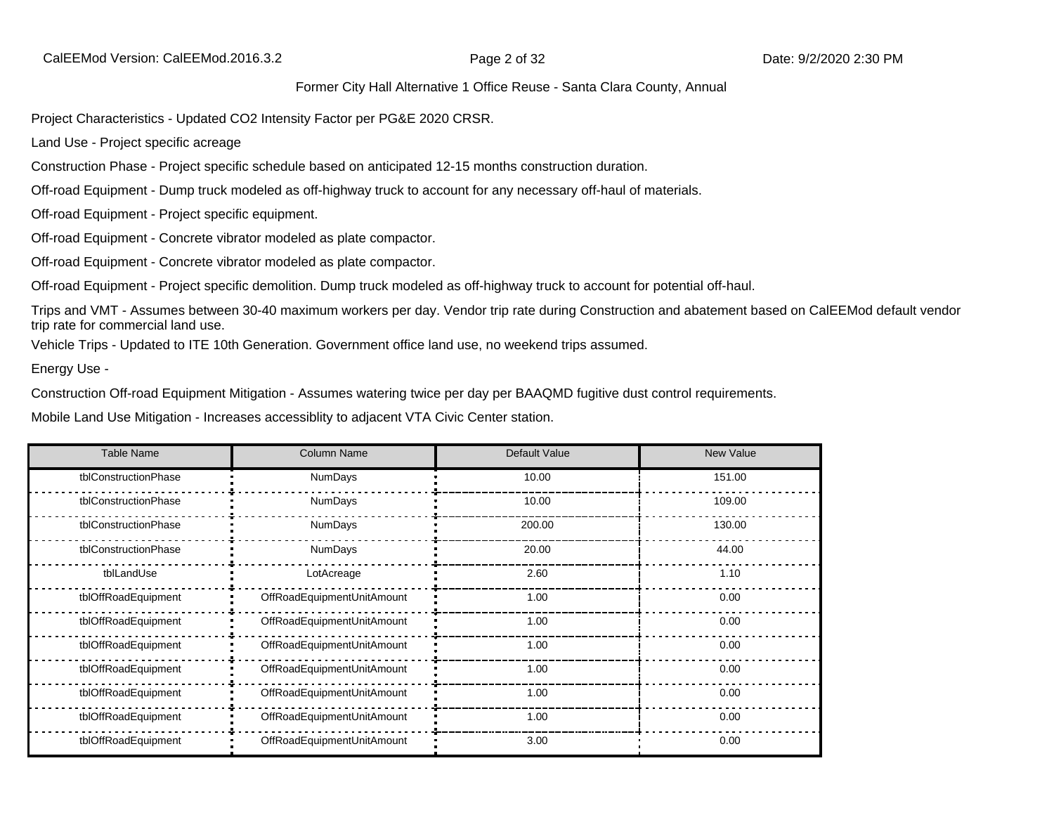Project Characteristics - Updated CO2 Intensity Factor per PG&E 2020 CRSR.

Land Use - Project specific acreage

Construction Phase - Project specific schedule based on anticipated 12-15 months construction duration.

Off-road Equipment - Dump truck modeled as off-highway truck to account for any necessary off-haul of materials.

Off-road Equipment - Project specific equipment.

Off-road Equipment - Concrete vibrator modeled as plate compactor.

Off-road Equipment - Concrete vibrator modeled as plate compactor.

Off-road Equipment - Project specific demolition. Dump truck modeled as off-highway truck to account for potential off-haul.

Trips and VMT - Assumes between 30-40 maximum workers per day. Vendor trip rate during Construction and abatement based on CalEEMod default vendor trip rate for commercial land use.

Vehicle Trips - Updated to ITE 10th Generation. Government office land use, no weekend trips assumed.

Energy Use -

Construction Off-road Equipment Mitigation - Assumes watering twice per day per BAAQMD fugitive dust control requirements.

Mobile Land Use Mitigation - Increases accessiblity to adjacent VTA Civic Center station.

| Table Name | Column Name | Default Value | New Value |
|---|---|---|---|
| tblConstructionPhase | NumDays | 10.00 | 151.00 |
| tblConstructionPhase | NumDays | 10.00 | 109.00 |
| tblConstructionPhase | NumDays | 200.00 | 130.00 |
| tblConstructionPhase | NumDays | 20.00 | 44.00 |
| tblLandUse | LotAcreage | 2.60 | 1.10 |
| tblOffRoadEquipment | OffRoadEquipmentUnitAmount | 1.00 | 0.00 |
| tblOffRoadEquipment | OffRoadEquipmentUnitAmount | 1.00 | 0.00 |
| tblOffRoadEquipment | OffRoadEquipmentUnitAmount | 1.00 | 0.00 |
| tblOffRoadEquipment | OffRoadEquipmentUnitAmount | 1.00 | 0.00 |
| tblOffRoadEquipment | OffRoadEquipmentUnitAmount | 1.00 | 0.00 |
| tblOffRoadEquipment | OffRoadEquipmentUnitAmount | 1.00 | 0.00 |
| tblOffRoadEquipment | OffRoadEquipmentUnitAmount | 3.00 | 0.00 |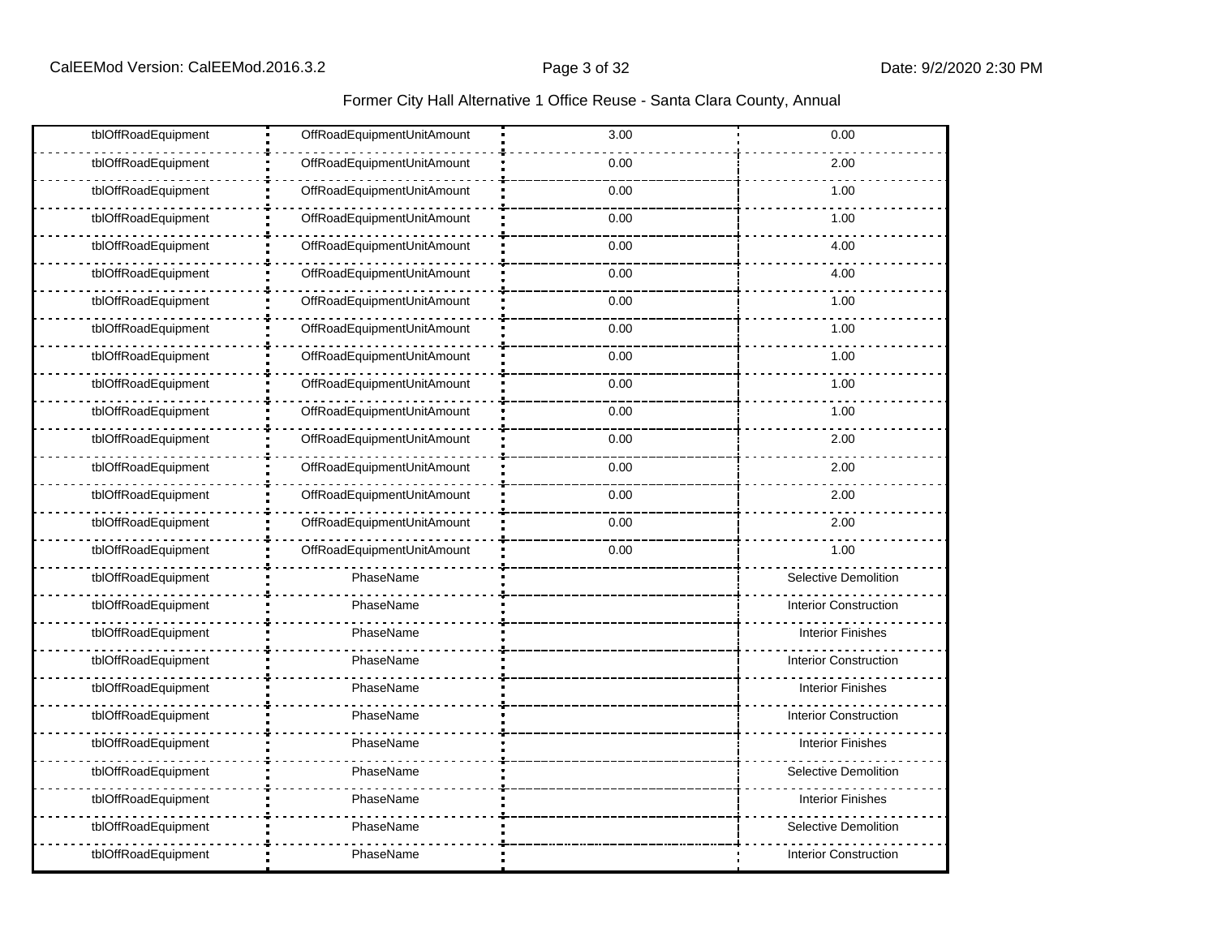| tblOffRoadEquipment | OffRoadEquipmentUnitAmount | 3.00 | 0.00 |
|---|---|---|---|
| tblOffRoadEquipment | OffRoadEquipmentUnitAmount | 0.00 | 2.00 |
| tblOffRoadEquipment | OffRoadEquipmentUnitAmount | 0.00 | 1.00 |
| tblOffRoadEquipment | OffRoadEquipmentUnitAmount | 0.00 | 1.00 |
| tblOffRoadEquipment | OffRoadEquipmentUnitAmount | 0.00 | 4.00 |
| tblOffRoadEquipment | OffRoadEquipmentUnitAmount | 0.00 | 4.00 |
| tblOffRoadEquipment | OffRoadEquipmentUnitAmount | 0.00 | 1.00 |
| tblOffRoadEquipment | OffRoadEquipmentUnitAmount | 0.00 | 1.00 |
| tblOffRoadEquipment | OffRoadEquipmentUnitAmount | 0.00 | 1.00 |
| tblOffRoadEquipment | OffRoadEquipmentUnitAmount | 0.00 | 1.00 |
| tblOffRoadEquipment | OffRoadEquipmentUnitAmount | 0.00 | 1.00 |
| tblOffRoadEquipment | OffRoadEquipmentUnitAmount | 0.00 | 2.00 |
| tblOffRoadEquipment | OffRoadEquipmentUnitAmount | 0.00 | 2.00 |
| tblOffRoadEquipment | OffRoadEquipmentUnitAmount | 0.00 | 2.00 |
| tblOffRoadEquipment | OffRoadEquipmentUnitAmount | 0.00 | 2.00 |
| tblOffRoadEquipment | OffRoadEquipmentUnitAmount | 0.00 | 1.00 |
| tblOffRoadEquipment | PhaseName | | Selective Demolition |
| tblOffRoadEquipment | PhaseName | | Interior Construction |
| tblOffRoadEquipment | PhaseName | | Interior Finishes |
| tblOffRoadEquipment | PhaseName | | Interior Construction |
| tblOffRoadEquipment | PhaseName | | Interior Finishes |
| tblOffRoadEquipment | PhaseName | | Interior Construction |
| tblOffRoadEquipment | PhaseName | | Interior Finishes |
| tblOffRoadEquipment | PhaseName | | Selective Demolition |
| tblOffRoadEquipment | PhaseName | | Interior Finishes |
| tblOffRoadEquipment | PhaseName | | Selective Demolition |
| tblOffRoadEquipment | PhaseName | | Interior Construction |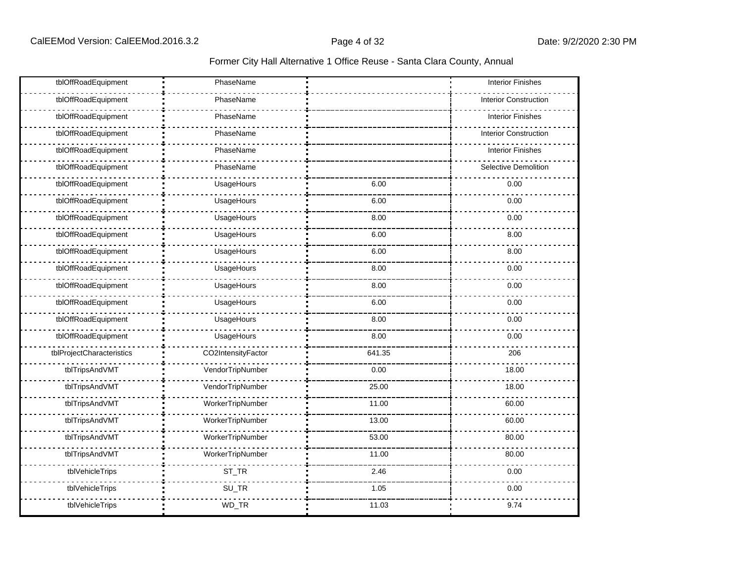Former City Hall Alternative 1 Office Reuse - Santa Clara County, Annual

| | | | |
|---|---|---|---|
| tblOffRoadEquipment | PhaseName | | Interior Finishes |
| tblOffRoadEquipment | PhaseName | | Interior Construction |
| tblOffRoadEquipment | PhaseName | | Interior Finishes |
| tblOffRoadEquipment | PhaseName | | Interior Construction |
| tblOffRoadEquipment | PhaseName | | Interior Finishes |
| tblOffRoadEquipment | PhaseName | | Selective Demolition |
| tblOffRoadEquipment | UsageHours | 6.00 | 0.00 |
| tblOffRoadEquipment | UsageHours | 6.00 | 0.00 |
| tblOffRoadEquipment | UsageHours | 8.00 | 0.00 |
| tblOffRoadEquipment | UsageHours | 6.00 | 8.00 |
| tblOffRoadEquipment | UsageHours | 6.00 | 8.00 |
| tblOffRoadEquipment | UsageHours | 8.00 | 0.00 |
| tblOffRoadEquipment | UsageHours | 8.00 | 0.00 |
| tblOffRoadEquipment | UsageHours | 6.00 | 0.00 |
| tblOffRoadEquipment | UsageHours | 8.00 | 0.00 |
| tblOffRoadEquipment | UsageHours | 8.00 | 0.00 |
| tblProjectCharacteristics | CO2IntensityFactor | 641.35 | 206 |
| tblTripsAndVMT | VendorTripNumber | 0.00 | 18.00 |
| tblTripsAndVMT | VendorTripNumber | 25.00 | 18.00 |
| tblTripsAndVMT | WorkerTripNumber | 11.00 | 60.00 |
| tblTripsAndVMT | WorkerTripNumber | 13.00 | 60.00 |
| tblTripsAndVMT | WorkerTripNumber | 53.00 | 80.00 |
| tblTripsAndVMT | WorkerTripNumber | 11.00 | 80.00 |
| tblVehicleTrips | ST_TR | 2.46 | 0.00 |
| tblVehicleTrips | SU_TR | 1.05 | 0.00 |
| tblVehicleTrips | WD_TR | 11.03 | 9.74 |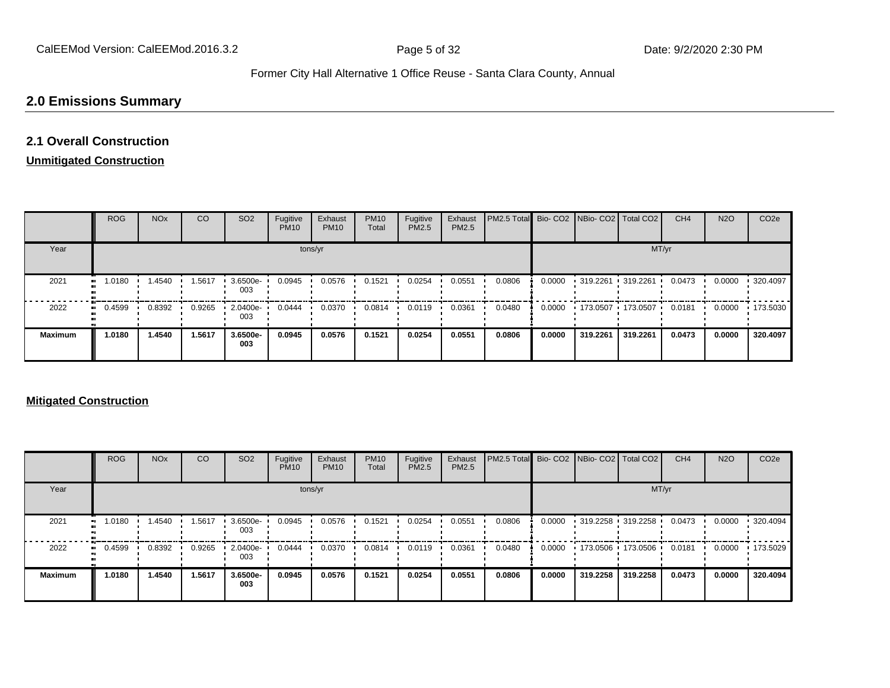## 2.0 Emissions Summary

### 2.1 Overall Construction

**Unmitigated Construction**

| | ROG | NOx | CO | SO2 | Fugitive PM10 | Exhaust PM10 | PM10 Total | Fugitive PM2.5 | Exhaust PM2.5 | PM2.5 Total | Bio- CO2 | NBio- CO2 | Total CO2 | CH4 | N2O | CO2e |
|---|---|---|---|---|---|---|---|---|---|---|---|---|---|---|---|---|
| Year | tons/yr | | | | | | | | | | MT/yr | | | | | |
| 2021 | 1.0180 | 1.4540 | 1.5617 | 3.6500e-003 | 0.0945 | 0.0576 | 0.1521 | 0.0254 | 0.0551 | 0.0806 | 0.0000 | 319.2261 | 319.2261 | 0.0473 | 0.0000 | 320.4097 |
| 2022 | 0.4599 | 0.8392 | 0.9265 | 2.0400e-003 | 0.0444 | 0.0370 | 0.0814 | 0.0119 | 0.0361 | 0.0480 | 0.0000 | 173.0507 | 173.0507 | 0.0181 | 0.0000 | 173.5030 |
| **Maximum** | **1.0180** | **1.4540** | **1.5617** | **3.6500e-003** | **0.0945** | **0.0576** | **0.1521** | **0.0254** | **0.0551** | **0.0806** | **0.0000** | **319.2261** | **319.2261** | **0.0473** | **0.0000** | **320.4097** |

**Mitigated Construction**

| | ROG | NOx | CO | SO2 | Fugitive PM10 | Exhaust PM10 | PM10 Total | Fugitive PM2.5 | Exhaust PM2.5 | PM2.5 Total | Bio- CO2 | NBio- CO2 | Total CO2 | CH4 | N2O | CO2e |
|---|---|---|---|---|---|---|---|---|---|---|---|---|---|---|---|---|
| Year | tons/yr | | | | | | | | | | MT/yr | | | | | |
| 2021 | 1.0180 | 1.4540 | 1.5617 | 3.6500e-003 | 0.0945 | 0.0576 | 0.1521 | 0.0254 | 0.0551 | 0.0806 | 0.0000 | 319.2258 | 319.2258 | 0.0473 | 0.0000 | 320.4094 |
| 2022 | 0.4599 | 0.8392 | 0.9265 | 2.0400e-003 | 0.0444 | 0.0370 | 0.0814 | 0.0119 | 0.0361 | 0.0480 | 0.0000 | 173.0506 | 173.0506 | 0.0181 | 0.0000 | 173.5029 |
| **Maximum** | **1.0180** | **1.4540** | **1.5617** | **3.6500e-003** | **0.0945** | **0.0576** | **0.1521** | **0.0254** | **0.0551** | **0.0806** | **0.0000** | **319.2258** | **319.2258** | **0.0473** | **0.0000** | **320.4094** |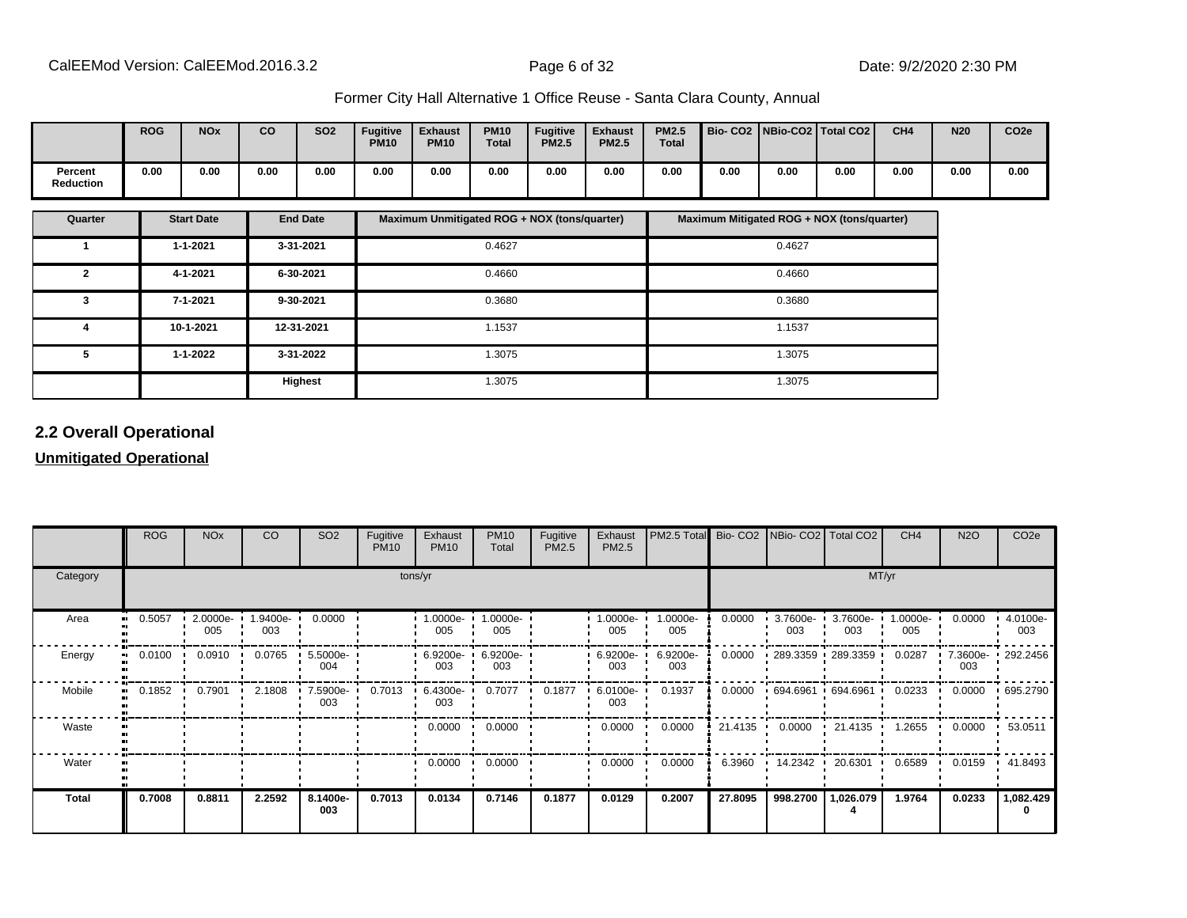Former City Hall Alternative 1 Office Reuse - Santa Clara County, Annual

| | ROG | NOx | CO | SO2 | Fugitive PM10 | Exhaust PM10 | PM10 Total | Fugitive PM2.5 | Exhaust PM2.5 | PM2.5 Total | Bio- CO2 | NBio-CO2 | Total CO2 | CH4 | N20 | CO2e |
|---|---|---|---|---|---|---|---|---|---|---|---|---|---|---|---|---|
| **Percent Reduction** | **0.00** | **0.00** | **0.00** | **0.00** | **0.00** | **0.00** | **0.00** | **0.00** | **0.00** | **0.00** | **0.00** | **0.00** | **0.00** | **0.00** | **0.00** | **0.00** |

| Quarter | Start Date | End Date | Maximum Unmitigated ROG + NOX (tons/quarter) | Maximum Mitigated ROG + NOX (tons/quarter) |
|---|---|---|---|---|
| 1 | 1-1-2021 | 3-31-2021 | 0.4627 | 0.4627 |
| 2 | 4-1-2021 | 6-30-2021 | 0.4660 | 0.4660 |
| 3 | 7-1-2021 | 9-30-2021 | 0.3680 | 0.3680 |
| 4 | 10-1-2021 | 12-31-2021 | 1.1537 | 1.1537 |
| 5 | 1-1-2022 | 3-31-2022 | 1.3075 | 1.3075 |
| | | **Highest** | 1.3075 | 1.3075 |

## 2.2 Overall Operational

**Unmitigated Operational**

| | ROG | NOx | CO | SO2 | Fugitive PM10 | Exhaust PM10 | PM10 Total | Fugitive PM2.5 | Exhaust PM2.5 | PM2.5 Total | Bio- CO2 | NBio- CO2 | Total CO2 | CH4 | N2O | CO2e |
|---|---|---|---|---|---|---|---|---|---|---|---|---|---|---|---|---|
| Category | tons/yr | | | | | | | | | | MT/yr | | | | | |
| Area | 0.5057 | 2.0000e-005 | 1.9400e-003 | 0.0000 | | 1.0000e-005 | 1.0000e-005 | | 1.0000e-005 | 1.0000e-005 | 0.0000 | 3.7600e-003 | 3.7600e-003 | 1.0000e-005 | 0.0000 | 4.0100e-003 |
| Energy | 0.0100 | 0.0910 | 0.0765 | 5.5000e-004 | | 6.9200e-003 | 6.9200e-003 | | 6.9200e-003 | 6.9200e-003 | 0.0000 | 289.3359 | 289.3359 | 0.0287 | 7.3600e-003 | 292.2456 |
| Mobile | 0.1852 | 0.7901 | 2.1808 | 7.5900e-003 | 0.7013 | 6.4300e-003 | 0.7077 | 0.1877 | 6.0100e-003 | 0.1937 | 0.0000 | 694.6961 | 694.6961 | 0.0233 | 0.0000 | 695.2790 |
| Waste | | | | | | 0.0000 | 0.0000 | | 0.0000 | 0.0000 | 21.4135 | 0.0000 | 21.4135 | 1.2655 | 0.0000 | 53.0511 |
| Water | | | | | | 0.0000 | 0.0000 | | 0.0000 | 0.0000 | 6.3960 | 14.2342 | 20.6301 | 0.6589 | 0.0159 | 41.8493 |
| **Total** | **0.7008** | **0.8811** | **2.2592** | **8.1400e-003** | **0.7013** | **0.0134** | **0.7146** | **0.1877** | **0.0129** | **0.2007** | **27.8095** | **998.2700** | **1,026.0794** | **1.9764** | **0.0233** | **1,082.4290** |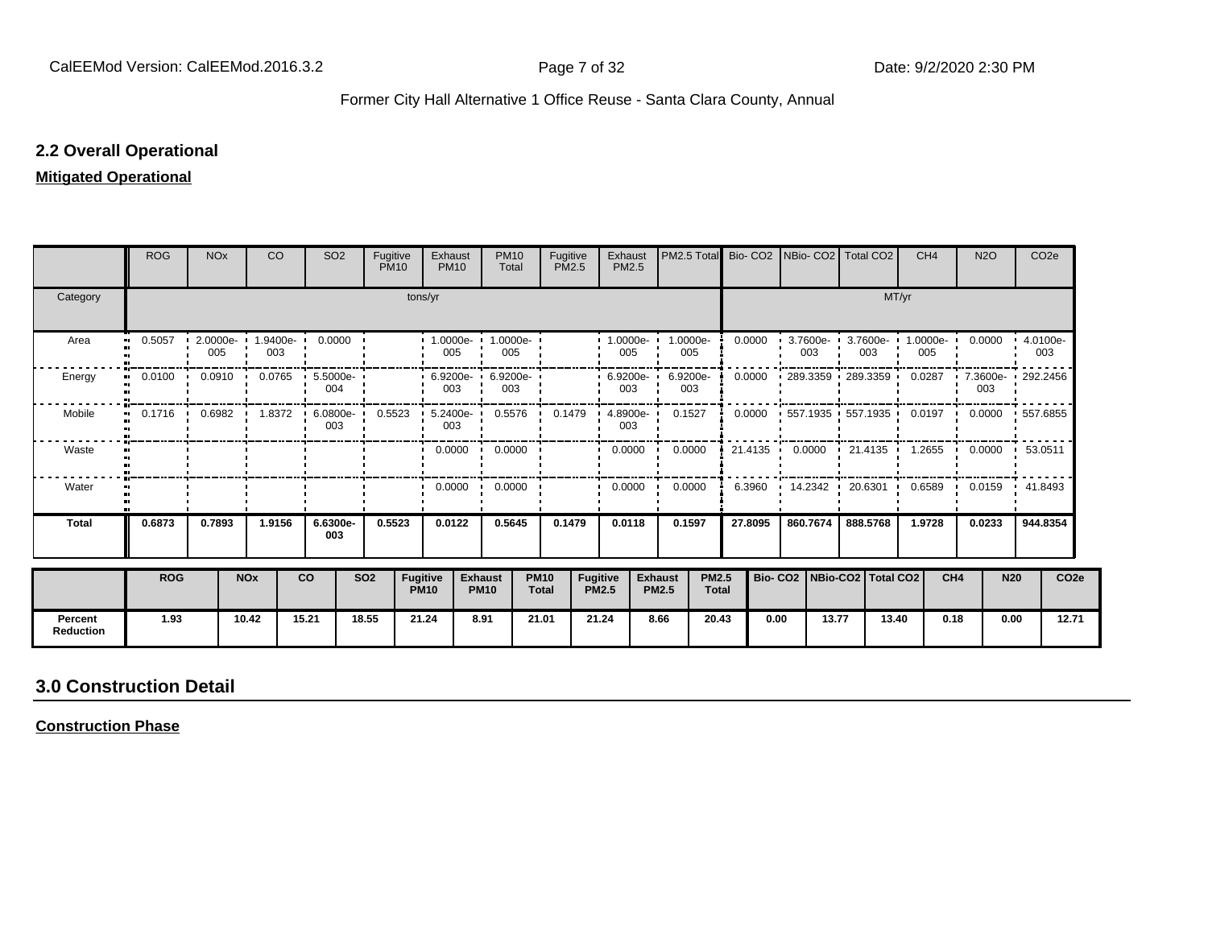## 2.2 Overall Operational

**Mitigated Operational**

| | ROG | NOx | CO | SO2 | Fugitive PM10 | Exhaust PM10 | PM10 Total | Fugitive PM2.5 | Exhaust PM2.5 | PM2.5 Total | Bio- CO2 | NBio- CO2 | Total CO2 | CH4 | N2O | CO2e |
|---|---|---|---|---|---|---|---|---|---|---|---|---|---|---|---|---|
| Category | tons/yr | | | | | | | | | | MT/yr | | | | | |
| Area | 0.5057 | 2.0000e-005 | 1.9400e-003 | 0.0000 | | 1.0000e-005 | 1.0000e-005 | | 1.0000e-005 | 1.0000e-005 | 0.0000 | 3.7600e-003 | 3.7600e-003 | 1.0000e-005 | 0.0000 | 4.0100e-003 |
| Energy | 0.0100 | 0.0910 | 0.0765 | 5.5000e-004 | | 6.9200e-003 | 6.9200e-003 | | 6.9200e-003 | 6.9200e-003 | 0.0000 | 289.3359 | 289.3359 | 0.0287 | 7.3600e-003 | 292.2456 |
| Mobile | 0.1716 | 0.6982 | 1.8372 | 6.0800e-003 | 0.5523 | 5.2400e-003 | 0.5576 | 0.1479 | 4.8900e-003 | 0.1527 | 0.0000 | 557.1935 | 557.1935 | 0.0197 | 0.0000 | 557.6855 |
| Waste | | | | | | 0.0000 | 0.0000 | | 0.0000 | 0.0000 | 21.4135 | 0.0000 | 21.4135 | 1.2655 | 0.0000 | 53.0511 |
| Water | | | | | | 0.0000 | 0.0000 | | 0.0000 | 0.0000 | 6.3960 | 14.2342 | 20.6301 | 0.6589 | 0.0159 | 41.8493 |
| **Total** | **0.6873** | **0.7893** | **1.9156** | **6.6300e-003** | **0.5523** | **0.0122** | **0.5645** | **0.1479** | **0.0118** | **0.1597** | **27.8095** | **860.7674** | **888.5768** | **1.9728** | **0.0233** | **944.8354** |

| | ROG | NOx | CO | SO2 | Fugitive PM10 | Exhaust PM10 | PM10 Total | Fugitive PM2.5 | Exhaust PM2.5 | PM2.5 Total | Bio- CO2 | NBio-CO2 | Total CO2 | CH4 | N20 | CO2e |
|---|---|---|---|---|---|---|---|---|---|---|---|---|---|---|---|---|
| **Percent Reduction** | 1.93 | 10.42 | 15.21 | 18.55 | 21.24 | 8.91 | 21.01 | 21.24 | 8.66 | 20.43 | 0.00 | 13.77 | 13.40 | 0.18 | 0.00 | 12.71 |

## 3.0 Construction Detail

**Construction Phase**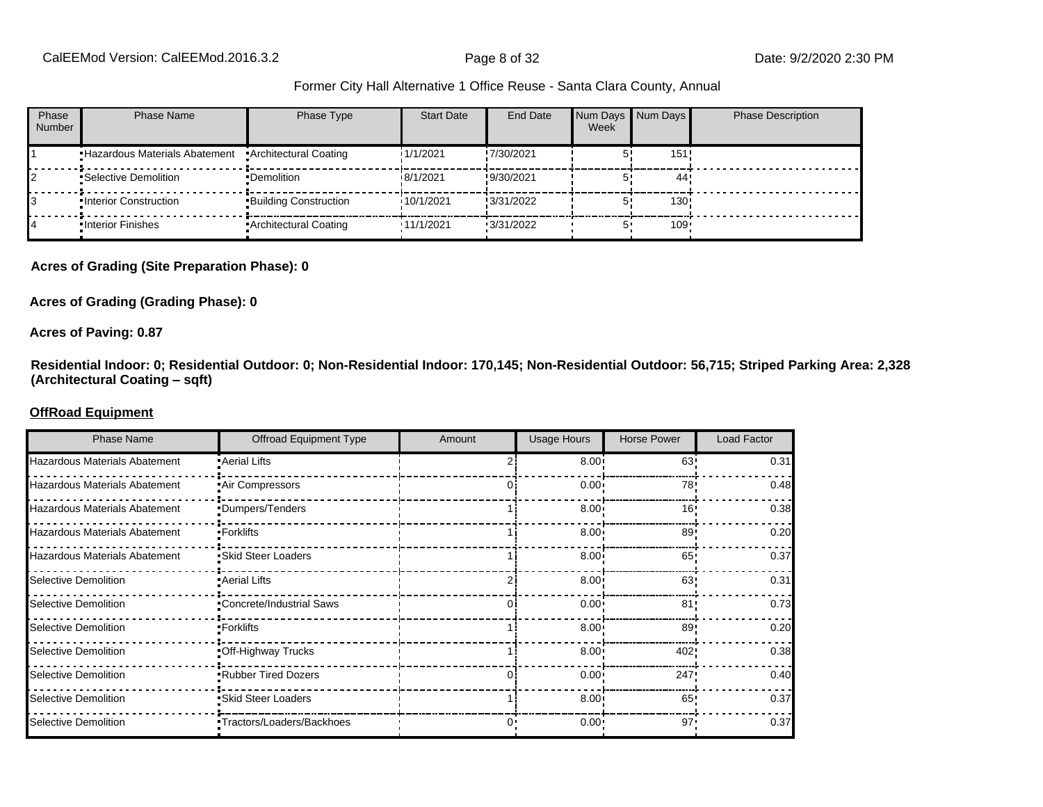| Phase Number | Phase Name | Phase Type | Start Date | End Date | Num Days Week | Num Days | Phase Description |
|---|---|---|---|---|---|---|---|
| 1 | Hazardous Materials Abatement | Architectural Coating | 1/1/2021 | 7/30/2021 | 5 | 151 | |
| 2 | Selective Demolition | Demolition | 8/1/2021 | 9/30/2021 | 5 | 44 | |
| 3 | Interior Construction | Building Construction | 10/1/2021 | 3/31/2022 | 5 | 130 | |
| 4 | Interior Finishes | Architectural Coating | 11/1/2021 | 3/31/2022 | 5 | 109 | |

**Acres of Grading (Site Preparation Phase): 0**

**Acres of Grading (Grading Phase): 0**

**Acres of Paving: 0.87**

**Residential Indoor: 0; Residential Outdoor: 0; Non-Residential Indoor: 170,145; Non-Residential Outdoor: 56,715; Striped Parking Area: 2,328 (Architectural Coating – sqft)**

**OffRoad Equipment**

| Phase Name | Offroad Equipment Type | Amount | Usage Hours | Horse Power | Load Factor |
|---|---|---|---|---|---|
| Hazardous Materials Abatement | Aerial Lifts | 2 | 8.00 | 63 | 0.31 |
| Hazardous Materials Abatement | Air Compressors | 0 | 0.00 | 78 | 0.48 |
| Hazardous Materials Abatement | Dumpers/Tenders | 1 | 8.00 | 16 | 0.38 |
| Hazardous Materials Abatement | Forklifts | 1 | 8.00 | 89 | 0.20 |
| Hazardous Materials Abatement | Skid Steer Loaders | 1 | 8.00 | 65 | 0.37 |
| Selective Demolition | Aerial Lifts | 2 | 8.00 | 63 | 0.31 |
| Selective Demolition | Concrete/Industrial Saws | 0 | 0.00 | 81 | 0.73 |
| Selective Demolition | Forklifts | 1 | 8.00 | 89 | 0.20 |
| Selective Demolition | Off-Highway Trucks | 1 | 8.00 | 402 | 0.38 |
| Selective Demolition | Rubber Tired Dozers | 0 | 0.00 | 247 | 0.40 |
| Selective Demolition | Skid Steer Loaders | 1 | 8.00 | 65 | 0.37 |
| Selective Demolition | Tractors/Loaders/Backhoes | 0 | 0.00 | 97 | 0.37 |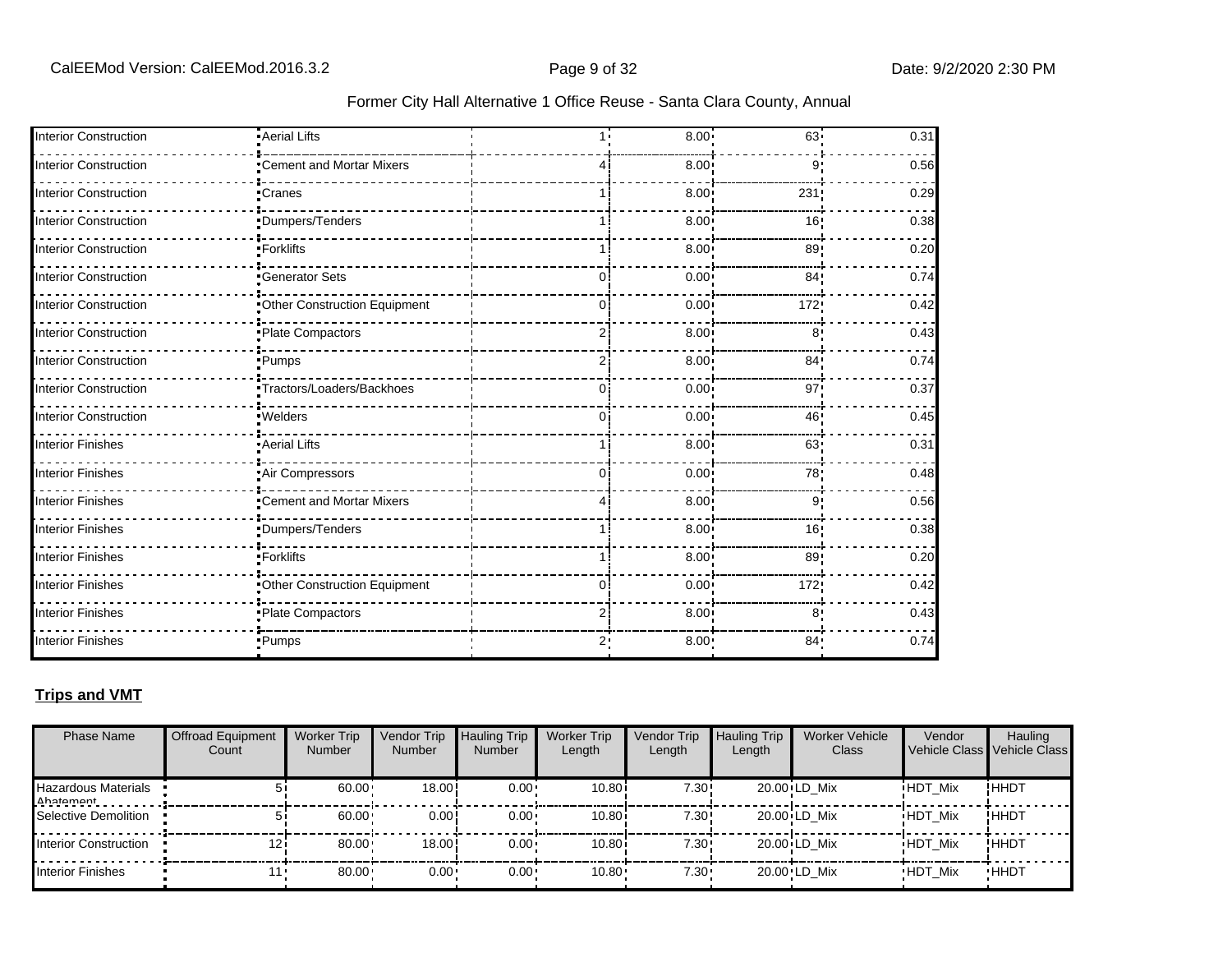| | | | | | |
|---|---|---|---|---|---|
| Interior Construction | Aerial Lifts | 1 | 8.00 | 63 | 0.31 |
| Interior Construction | Cement and Mortar Mixers | 4 | 8.00 | 9 | 0.56 |
| Interior Construction | Cranes | 1 | 8.00 | 231 | 0.29 |
| Interior Construction | Dumpers/Tenders | 1 | 8.00 | 16 | 0.38 |
| Interior Construction | Forklifts | 1 | 8.00 | 89 | 0.20 |
| Interior Construction | Generator Sets | 0 | 0.00 | 84 | 0.74 |
| Interior Construction | Other Construction Equipment | 0 | 0.00 | 172 | 0.42 |
| Interior Construction | Plate Compactors | 2 | 8.00 | 8 | 0.43 |
| Interior Construction | Pumps | 2 | 8.00 | 84 | 0.74 |
| Interior Construction | Tractors/Loaders/Backhoes | 0 | 0.00 | 97 | 0.37 |
| Interior Construction | Welders | 0 | 0.00 | 46 | 0.45 |
| Interior Finishes | Aerial Lifts | 1 | 8.00 | 63 | 0.31 |
| Interior Finishes | Air Compressors | 0 | 0.00 | 78 | 0.48 |
| Interior Finishes | Cement and Mortar Mixers | 4 | 8.00 | 9 | 0.56 |
| Interior Finishes | Dumpers/Tenders | 1 | 8.00 | 16 | 0.38 |
| Interior Finishes | Forklifts | 1 | 8.00 | 89 | 0.20 |
| Interior Finishes | Other Construction Equipment | 0 | 0.00 | 172 | 0.42 |
| Interior Finishes | Plate Compactors | 2 | 8.00 | 8 | 0.43 |
| Interior Finishes | Pumps | 2 | 8.00 | 84 | 0.74 |

**Trips and VMT**

| Phase Name | Offroad Equipment Count | Worker Trip Number | Vendor Trip Number | Hauling Trip Number | Worker Trip Length | Vendor Trip Length | Hauling Trip Length | Worker Vehicle Class | Vendor Vehicle Class | Hauling Vehicle Class |
|---|---|---|---|---|---|---|---|---|---|---|
| Hazardous Materials Abatement | 5 | 60.00 | 18.00 | 0.00 | 10.80 | 7.30 | 20.00 | LD_Mix | HDT_Mix | HHDT |
| Selective Demolition | 5 | 60.00 | 0.00 | 0.00 | 10.80 | 7.30 | 20.00 | LD_Mix | HDT_Mix | HHDT |
| Interior Construction | 12 | 80.00 | 18.00 | 0.00 | 10.80 | 7.30 | 20.00 | LD_Mix | HDT_Mix | HHDT |
| Interior Finishes | 11 | 80.00 | 0.00 | 0.00 | 10.80 | 7.30 | 20.00 | LD_Mix | HDT_Mix | HHDT |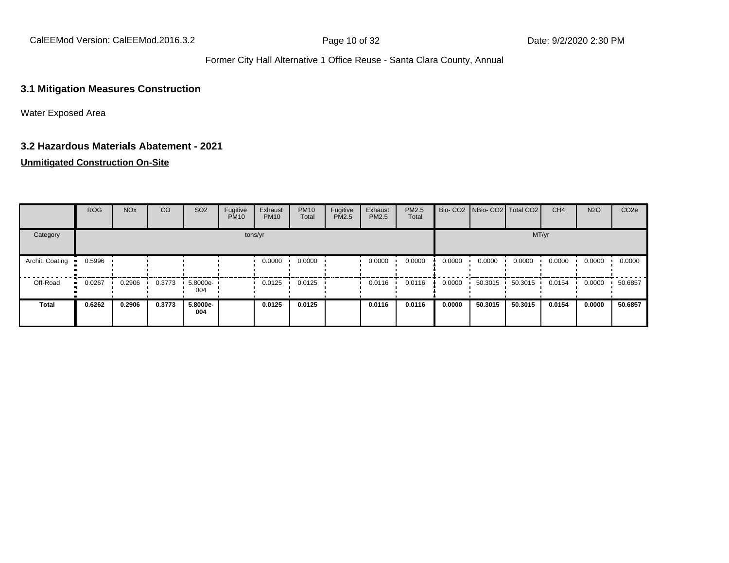### 3.1 Mitigation Measures Construction

Water Exposed Area

### 3.2 Hazardous Materials Abatement - 2021

**Unmitigated Construction On-Site**

| | ROG | NOx | CO | SO2 | Fugitive PM10 | Exhaust PM10 | PM10 Total | Fugitive PM2.5 | Exhaust PM2.5 | PM2.5 Total | Bio- CO2 | NBio- CO2 | Total CO2 | CH4 | N2O | CO2e |
|---|---|---|---|---|---|---|---|---|---|---|---|---|---|---|---|---|
| Category | tons/yr | | | | | | | | | | MT/yr | | | | | |
| Archit. Coating | 0.5996 | | | | | 0.0000 | 0.0000 | | 0.0000 | 0.0000 | 0.0000 | 0.0000 | 0.0000 | 0.0000 | 0.0000 | 0.0000 |
| Off-Road | 0.0267 | 0.2906 | 0.3773 | 5.8000e-004 | | 0.0125 | 0.0125 | | 0.0116 | 0.0116 | 0.0000 | 50.3015 | 50.3015 | 0.0154 | 0.0000 | 50.6857 |
| **Total** | **0.6262** | **0.2906** | **0.3773** | **5.8000e-004** | | **0.0125** | **0.0125** | | **0.0116** | **0.0116** | **0.0000** | **50.3015** | **50.3015** | **0.0154** | **0.0000** | **50.6857** |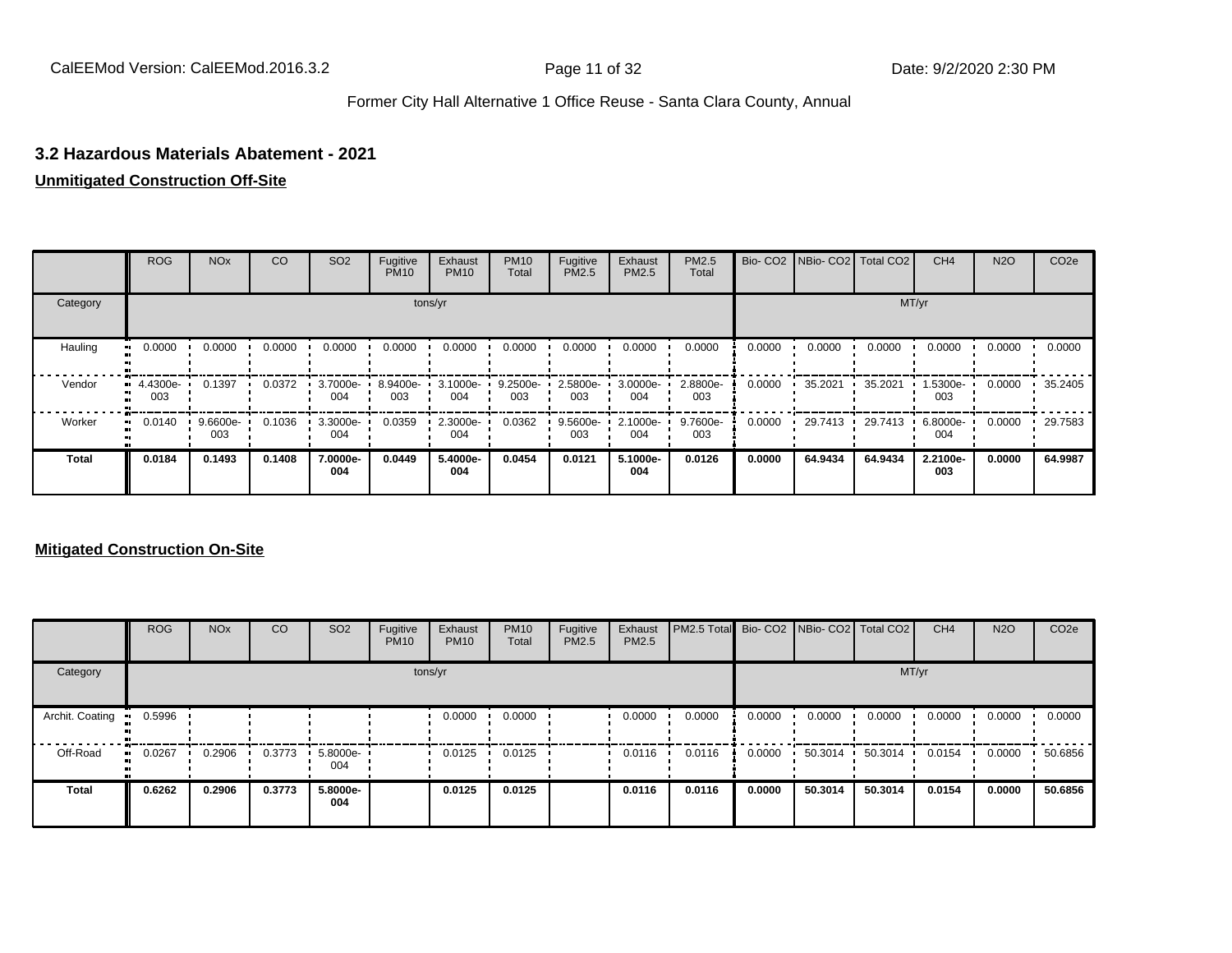## 3.2 Hazardous Materials Abatement - 2021

**Unmitigated Construction Off-Site**

| | ROG | NOx | CO | SO2 | Fugitive PM10 | Exhaust PM10 | PM10 Total | Fugitive PM2.5 | Exhaust PM2.5 | PM2.5 Total | Bio- CO2 | NBio- CO2 | Total CO2 | CH4 | N2O | CO2e |
|---|---|---|---|---|---|---|---|---|---|---|---|---|---|---|---|---|
| Category | tons/yr | | | | | | | | | | MT/yr | | | | | |
| Hauling | 0.0000 | 0.0000 | 0.0000 | 0.0000 | 0.0000 | 0.0000 | 0.0000 | 0.0000 | 0.0000 | 0.0000 | 0.0000 | 0.0000 | 0.0000 | 0.0000 | 0.0000 | 0.0000 |
| Vendor | 4.4300e-003 | 0.1397 | 0.0372 | 3.7000e-004 | 8.9400e-003 | 3.1000e-004 | 9.2500e-003 | 2.5800e-003 | 3.0000e-004 | 2.8800e-003 | 0.0000 | 35.2021 | 35.2021 | 1.5300e-003 | 0.0000 | 35.2405 |
| Worker | 0.0140 | 9.6600e-003 | 0.1036 | 3.3000e-004 | 0.0359 | 2.3000e-004 | 0.0362 | 9.5600e-003 | 2.1000e-004 | 9.7600e-003 | 0.0000 | 29.7413 | 29.7413 | 6.8000e-004 | 0.0000 | 29.7583 |
| **Total** | **0.0184** | **0.1493** | **0.1408** | **7.0000e-004** | **0.0449** | **5.4000e-004** | **0.0454** | **0.0121** | **5.1000e-004** | **0.0126** | **0.0000** | **64.9434** | **64.9434** | **2.2100e-003** | **0.0000** | **64.9987** |

**Mitigated Construction On-Site**

| | ROG | NOx | CO | SO2 | Fugitive PM10 | Exhaust PM10 | PM10 Total | Fugitive PM2.5 | Exhaust PM2.5 | PM2.5 Total | Bio- CO2 | NBio- CO2 | Total CO2 | CH4 | N2O | CO2e |
|---|---|---|---|---|---|---|---|---|---|---|---|---|---|---|---|---|
| Category | tons/yr | | | | | | | | | | MT/yr | | | | | |
| Archit. Coating | 0.5996 | | | | | 0.0000 | 0.0000 | | 0.0000 | 0.0000 | 0.0000 | 0.0000 | 0.0000 | 0.0000 | 0.0000 | 0.0000 |
| Off-Road | 0.0267 | 0.2906 | 0.3773 | 5.8000e-004 | | 0.0125 | 0.0125 | | 0.0116 | 0.0116 | 0.0000 | 50.3014 | 50.3014 | 0.0154 | 0.0000 | 50.6856 |
| **Total** | **0.6262** | **0.2906** | **0.3773** | **5.8000e-004** | | **0.0125** | **0.0125** | | **0.0116** | **0.0116** | **0.0000** | **50.3014** | **50.3014** | **0.0154** | **0.0000** | **50.6856** |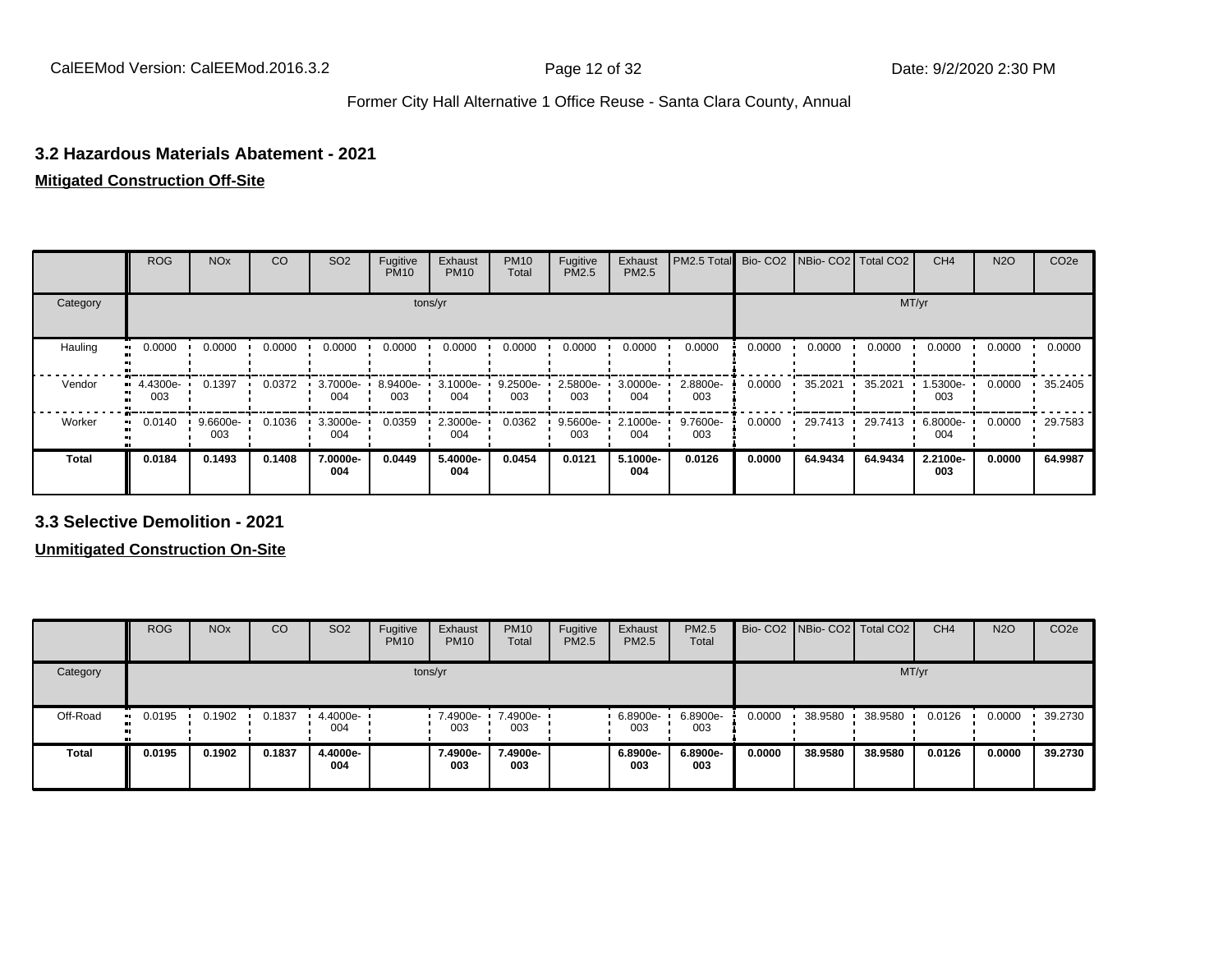### 3.2 Hazardous Materials Abatement - 2021

**Mitigated Construction Off-Site**

| | ROG | NOx | CO | SO2 | Fugitive PM10 | Exhaust PM10 | PM10 Total | Fugitive PM2.5 | Exhaust PM2.5 | PM2.5 Total | Bio- CO2 | NBio- CO2 | Total CO2 | CH4 | N2O | CO2e |
|---|---|---|---|---|---|---|---|---|---|---|---|---|---|---|---|---|
| Category | tons/yr | | | | | | | | | | MT/yr | | | | | |
| Hauling | 0.0000 | 0.0000 | 0.0000 | 0.0000 | 0.0000 | 0.0000 | 0.0000 | 0.0000 | 0.0000 | 0.0000 | 0.0000 | 0.0000 | 0.0000 | 0.0000 | 0.0000 | 0.0000 |
| Vendor | 4.4300e-003 | 0.1397 | 0.0372 | 3.7000e-004 | 8.9400e-003 | 3.1000e-004 | 9.2500e-003 | 2.5800e-003 | 3.0000e-004 | 2.8800e-003 | 0.0000 | 35.2021 | 35.2021 | 1.5300e-003 | 0.0000 | 35.2405 |
| Worker | 0.0140 | 9.6600e-003 | 0.1036 | 3.3000e-004 | 0.0359 | 2.3000e-004 | 0.0362 | 9.5600e-003 | 2.1000e-004 | 9.7600e-003 | 0.0000 | 29.7413 | 29.7413 | 6.8000e-004 | 0.0000 | 29.7583 |
| **Total** | **0.0184** | **0.1493** | **0.1408** | **7.0000e-004** | **0.0449** | **5.4000e-004** | **0.0454** | **0.0121** | **5.1000e-004** | **0.0126** | **0.0000** | **64.9434** | **64.9434** | **2.2100e-003** | **0.0000** | **64.9987** |

### 3.3 Selective Demolition - 2021

**Unmitigated Construction On-Site**

| | ROG | NOx | CO | SO2 | Fugitive PM10 | Exhaust PM10 | PM10 Total | Fugitive PM2.5 | Exhaust PM2.5 | PM2.5 Total | Bio- CO2 | NBio- CO2 | Total CO2 | CH4 | N2O | CO2e |
|---|---|---|---|---|---|---|---|---|---|---|---|---|---|---|---|---|
| Category | tons/yr | | | | | | | | | | MT/yr | | | | | |
| Off-Road | 0.0195 | 0.1902 | 0.1837 | 4.4000e-004 | | 7.4900e-003 | 7.4900e-003 | | 6.8900e-003 | 6.8900e-003 | 0.0000 | 38.9580 | 38.9580 | 0.0126 | 0.0000 | 39.2730 |
| **Total** | **0.0195** | **0.1902** | **0.1837** | **4.4000e-004** | | **7.4900e-003** | **7.4900e-003** | | **6.8900e-003** | **6.8900e-003** | **0.0000** | **38.9580** | **38.9580** | **0.0126** | **0.0000** | **39.2730** |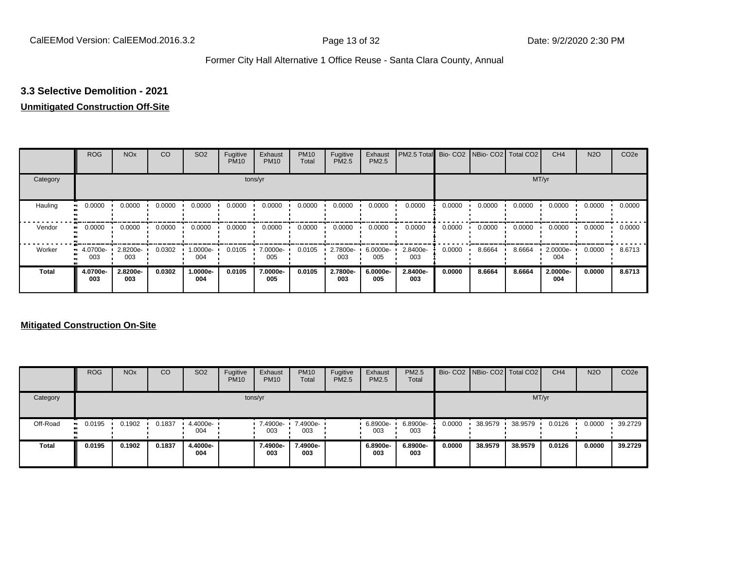### 3.3 Selective Demolition - 2021

**Unmitigated Construction Off-Site**

| | ROG | NOx | CO | SO2 | Fugitive PM10 | Exhaust PM10 | PM10 Total | Fugitive PM2.5 | Exhaust PM2.5 | PM2.5 Total | Bio- CO2 | NBio- CO2 | Total CO2 | CH4 | N2O | CO2e |
|---|---|---|---|---|---|---|---|---|---|---|---|---|---|---|---|---|
| Category | tons/yr | | | | | | | | | | MT/yr | | | | | |
| Hauling | 0.0000 | 0.0000 | 0.0000 | 0.0000 | 0.0000 | 0.0000 | 0.0000 | 0.0000 | 0.0000 | 0.0000 | 0.0000 | 0.0000 | 0.0000 | 0.0000 | 0.0000 | 0.0000 |
| Vendor | 0.0000 | 0.0000 | 0.0000 | 0.0000 | 0.0000 | 0.0000 | 0.0000 | 0.0000 | 0.0000 | 0.0000 | 0.0000 | 0.0000 | 0.0000 | 0.0000 | 0.0000 | 0.0000 |
| Worker | 4.0700e-003 | 2.8200e-003 | 0.0302 | 1.0000e-004 | 0.0105 | 7.0000e-005 | 0.0105 | 2.7800e-003 | 6.0000e-005 | 2.8400e-003 | 0.0000 | 8.6664 | 8.6664 | 2.0000e-004 | 0.0000 | 8.6713 |
| **Total** | **4.0700e-003** | **2.8200e-003** | **0.0302** | **1.0000e-004** | **0.0105** | **7.0000e-005** | **0.0105** | **2.7800e-003** | **6.0000e-005** | **2.8400e-003** | **0.0000** | **8.6664** | **8.6664** | **2.0000e-004** | **0.0000** | **8.6713** |

**Mitigated Construction On-Site**

| | ROG | NOx | CO | SO2 | Fugitive PM10 | Exhaust PM10 | PM10 Total | Fugitive PM2.5 | Exhaust PM2.5 | PM2.5 Total | Bio- CO2 | NBio- CO2 | Total CO2 | CH4 | N2O | CO2e |
|---|---|---|---|---|---|---|---|---|---|---|---|---|---|---|---|---|
| Category | tons/yr | | | | | | | | | | MT/yr | | | | | |
| Off-Road | 0.0195 | 0.1902 | 0.1837 | 4.4000e-004 | | 7.4900e-003 | 7.4900e-003 | | 6.8900e-003 | 6.8900e-003 | 0.0000 | 38.9579 | 38.9579 | 0.0126 | 0.0000 | 39.2729 |
| **Total** | **0.0195** | **0.1902** | **0.1837** | **4.4000e-004** | | **7.4900e-003** | **7.4900e-003** | | **6.8900e-003** | **6.8900e-003** | **0.0000** | **38.9579** | **38.9579** | **0.0126** | **0.0000** | **39.2729** |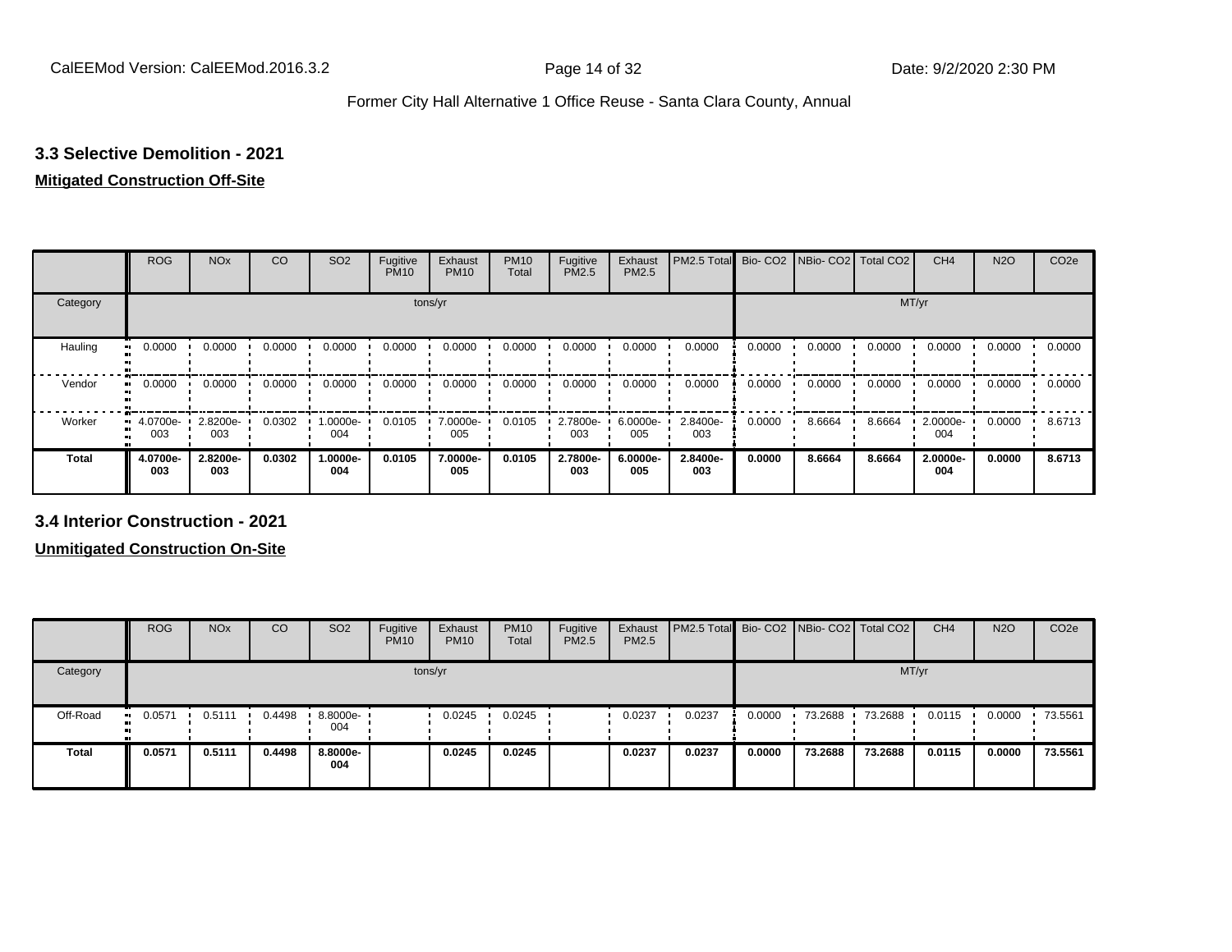## 3.3 Selective Demolition - 2021

**Mitigated Construction Off-Site**

| | ROG | NOx | CO | SO2 | Fugitive PM10 | Exhaust PM10 | PM10 Total | Fugitive PM2.5 | Exhaust PM2.5 | PM2.5 Total | Bio- CO2 | NBio- CO2 | Total CO2 | CH4 | N2O | CO2e |
|---|---|---|---|---|---|---|---|---|---|---|---|---|---|---|---|---|
| Category | tons/yr | | | | | | | | | | MT/yr | | | | | |
| Hauling | 0.0000 | 0.0000 | 0.0000 | 0.0000 | 0.0000 | 0.0000 | 0.0000 | 0.0000 | 0.0000 | 0.0000 | 0.0000 | 0.0000 | 0.0000 | 0.0000 | 0.0000 | 0.0000 |
| Vendor | 0.0000 | 0.0000 | 0.0000 | 0.0000 | 0.0000 | 0.0000 | 0.0000 | 0.0000 | 0.0000 | 0.0000 | 0.0000 | 0.0000 | 0.0000 | 0.0000 | 0.0000 | 0.0000 |
| Worker | 4.0700e-003 | 2.8200e-003 | 0.0302 | 1.0000e-004 | 0.0105 | 7.0000e-005 | 0.0105 | 2.7800e-003 | 6.0000e-005 | 2.8400e-003 | 0.0000 | 8.6664 | 8.6664 | 2.0000e-004 | 0.0000 | 8.6713 |
| **Total** | **4.0700e-003** | **2.8200e-003** | **0.0302** | **1.0000e-004** | **0.0105** | **7.0000e-005** | **0.0105** | **2.7800e-003** | **6.0000e-005** | **2.8400e-003** | **0.0000** | **8.6664** | **8.6664** | **2.0000e-004** | **0.0000** | **8.6713** |

## 3.4 Interior Construction - 2021

**Unmitigated Construction On-Site**

| | ROG | NOx | CO | SO2 | Fugitive PM10 | Exhaust PM10 | PM10 Total | Fugitive PM2.5 | Exhaust PM2.5 | PM2.5 Total | Bio- CO2 | NBio- CO2 | Total CO2 | CH4 | N2O | CO2e |
|---|---|---|---|---|---|---|---|---|---|---|---|---|---|---|---|---|
| Category | tons/yr | | | | | | | | | | MT/yr | | | | | |
| Off-Road | 0.0571 | 0.5111 | 0.4498 | 8.8000e-004 | | 0.0245 | 0.0245 | | 0.0237 | 0.0237 | 0.0000 | 73.2688 | 73.2688 | 0.0115 | 0.0000 | 73.5561 |
| **Total** | **0.0571** | **0.5111** | **0.4498** | **8.8000e-004** | | **0.0245** | **0.0245** | | **0.0237** | **0.0237** | **0.0000** | **73.2688** | **73.2688** | **0.0115** | **0.0000** | **73.5561** |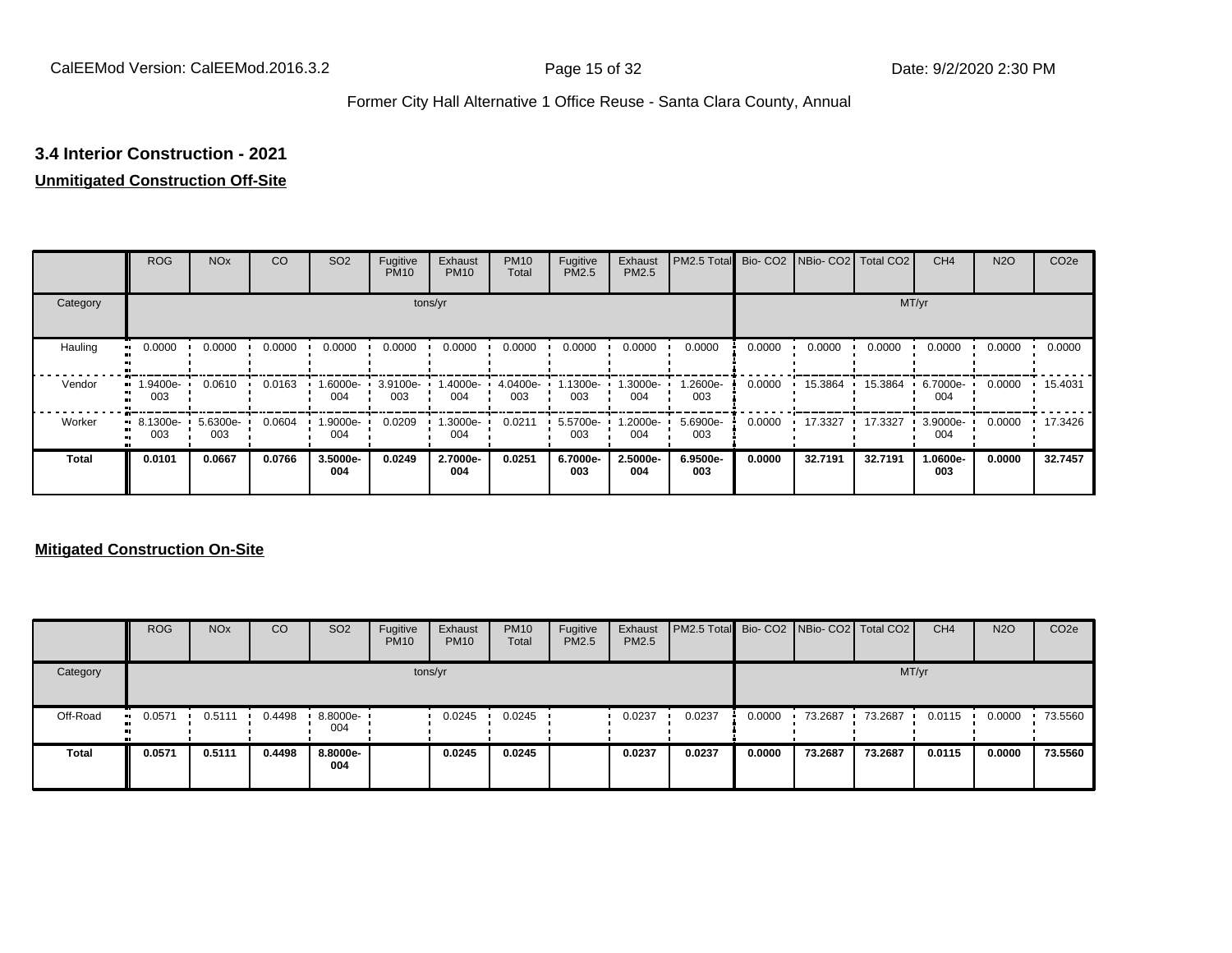## 3.4 Interior Construction - 2021

**Unmitigated Construction Off-Site**

| | ROG | NOx | CO | SO2 | Fugitive PM10 | Exhaust PM10 | PM10 Total | Fugitive PM2.5 | Exhaust PM2.5 | PM2.5 Total | Bio- CO2 | NBio- CO2 | Total CO2 | CH4 | N2O | CO2e |
|---|---|---|---|---|---|---|---|---|---|---|---|---|---|---|---|---|
| Category | | | | | tons/yr | | | | | | | | | MT/yr | | |
| Hauling | 0.0000 | 0.0000 | 0.0000 | 0.0000 | 0.0000 | 0.0000 | 0.0000 | 0.0000 | 0.0000 | 0.0000 | 0.0000 | 0.0000 | 0.0000 | 0.0000 | 0.0000 | 0.0000 |
| Vendor | 1.9400e-003 | 0.0610 | 0.0163 | 1.6000e-004 | 3.9100e-003 | 1.4000e-004 | 4.0400e-003 | 1.1300e-003 | 1.3000e-004 | 1.2600e-003 | 0.0000 | 15.3864 | 15.3864 | 6.7000e-004 | 0.0000 | 15.4031 |
| Worker | 8.1300e-003 | 5.6300e-003 | 0.0604 | 1.9000e-004 | 0.0209 | 1.3000e-004 | 0.0211 | 5.5700e-003 | 1.2000e-004 | 5.6900e-003 | 0.0000 | 17.3327 | 17.3327 | 3.9000e-004 | 0.0000 | 17.3426 |
| **Total** | **0.0101** | **0.0667** | **0.0766** | **3.5000e-004** | **0.0249** | **2.7000e-004** | **0.0251** | **6.7000e-003** | **2.5000e-004** | **6.9500e-003** | **0.0000** | **32.7191** | **32.7191** | **1.0600e-003** | **0.0000** | **32.7457** |

**Mitigated Construction On-Site**

| | ROG | NOx | CO | SO2 | Fugitive PM10 | Exhaust PM10 | PM10 Total | Fugitive PM2.5 | Exhaust PM2.5 | PM2.5 Total | Bio- CO2 | NBio- CO2 | Total CO2 | CH4 | N2O | CO2e |
|---|---|---|---|---|---|---|---|---|---|---|---|---|---|---|---|---|
| Category | | | | | tons/yr | | | | | | | | | MT/yr | | |
| Off-Road | 0.0571 | 0.5111 | 0.4498 | 8.8000e-004 | | 0.0245 | 0.0245 | | 0.0237 | 0.0237 | 0.0000 | 73.2687 | 73.2687 | 0.0115 | 0.0000 | 73.5560 |
| **Total** | **0.0571** | **0.5111** | **0.4498** | **8.8000e-004** | | **0.0245** | **0.0245** | | **0.0237** | **0.0237** | **0.0000** | **73.2687** | **73.2687** | **0.0115** | **0.0000** | **73.5560** |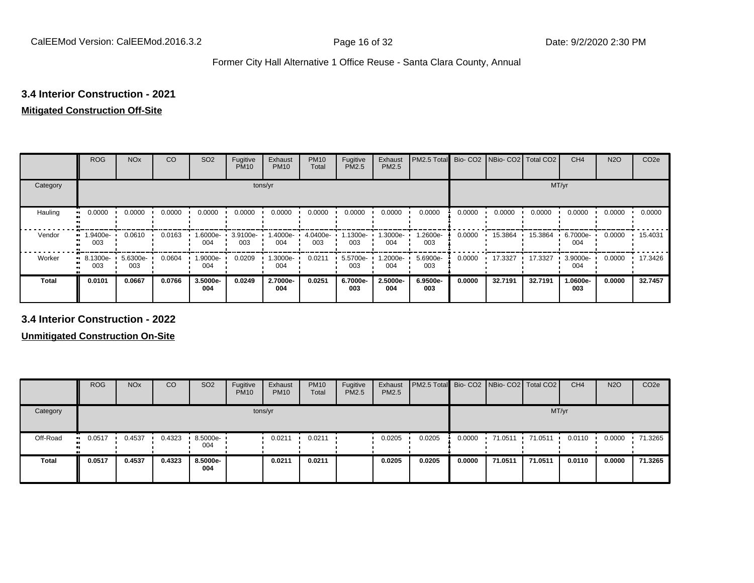### 3.4 Interior Construction - 2021

**Mitigated Construction Off-Site**

| | ROG | NOx | CO | SO2 | Fugitive PM10 | Exhaust PM10 | PM10 Total | Fugitive PM2.5 | Exhaust PM2.5 | PM2.5 Total | Bio- CO2 | NBio- CO2 | Total CO2 | CH4 | N2O | CO2e |
|---|---|---|---|---|---|---|---|---|---|---|---|---|---|---|---|---|
| Category | tons/yr | | | | | | | | | | MT/yr | | | | | |
| Hauling | 0.0000 | 0.0000 | 0.0000 | 0.0000 | 0.0000 | 0.0000 | 0.0000 | 0.0000 | 0.0000 | 0.0000 | 0.0000 | 0.0000 | 0.0000 | 0.0000 | 0.0000 | 0.0000 |
| Vendor | 1.9400e-003 | 0.0610 | 0.0163 | 1.6000e-004 | 3.9100e-003 | 1.4000e-004 | 4.0400e-003 | 1.1300e-003 | 1.3000e-004 | 1.2600e-003 | 0.0000 | 15.3864 | 15.3864 | 6.7000e-004 | 0.0000 | 15.4031 |
| Worker | 8.1300e-003 | 5.6300e-003 | 0.0604 | 1.9000e-004 | 0.0209 | 1.3000e-004 | 0.0211 | 5.5700e-003 | 1.2000e-004 | 5.6900e-003 | 0.0000 | 17.3327 | 17.3327 | 3.9000e-004 | 0.0000 | 17.3426 |
| **Total** | **0.0101** | **0.0667** | **0.0766** | **3.5000e-004** | **0.0249** | **2.7000e-004** | **0.0251** | **6.7000e-003** | **2.5000e-004** | **6.9500e-003** | **0.0000** | **32.7191** | **32.7191** | **1.0600e-003** | **0.0000** | **32.7457** |

### 3.4 Interior Construction - 2022

**Unmitigated Construction On-Site**

| | ROG | NOx | CO | SO2 | Fugitive PM10 | Exhaust PM10 | PM10 Total | Fugitive PM2.5 | Exhaust PM2.5 | PM2.5 Total | Bio- CO2 | NBio- CO2 | Total CO2 | CH4 | N2O | CO2e |
|---|---|---|---|---|---|---|---|---|---|---|---|---|---|---|---|---|
| Category | tons/yr | | | | | | | | | | MT/yr | | | | | |
| Off-Road | 0.0517 | 0.4537 | 0.4323 | 8.5000e-004 | | 0.0211 | 0.0211 | | 0.0205 | 0.0205 | 0.0000 | 71.0511 | 71.0511 | 0.0110 | 0.0000 | 71.3265 |
| **Total** | **0.0517** | **0.4537** | **0.4323** | **8.5000e-004** | | **0.0211** | **0.0211** | | **0.0205** | **0.0205** | **0.0000** | **71.0511** | **71.0511** | **0.0110** | **0.0000** | **71.3265** |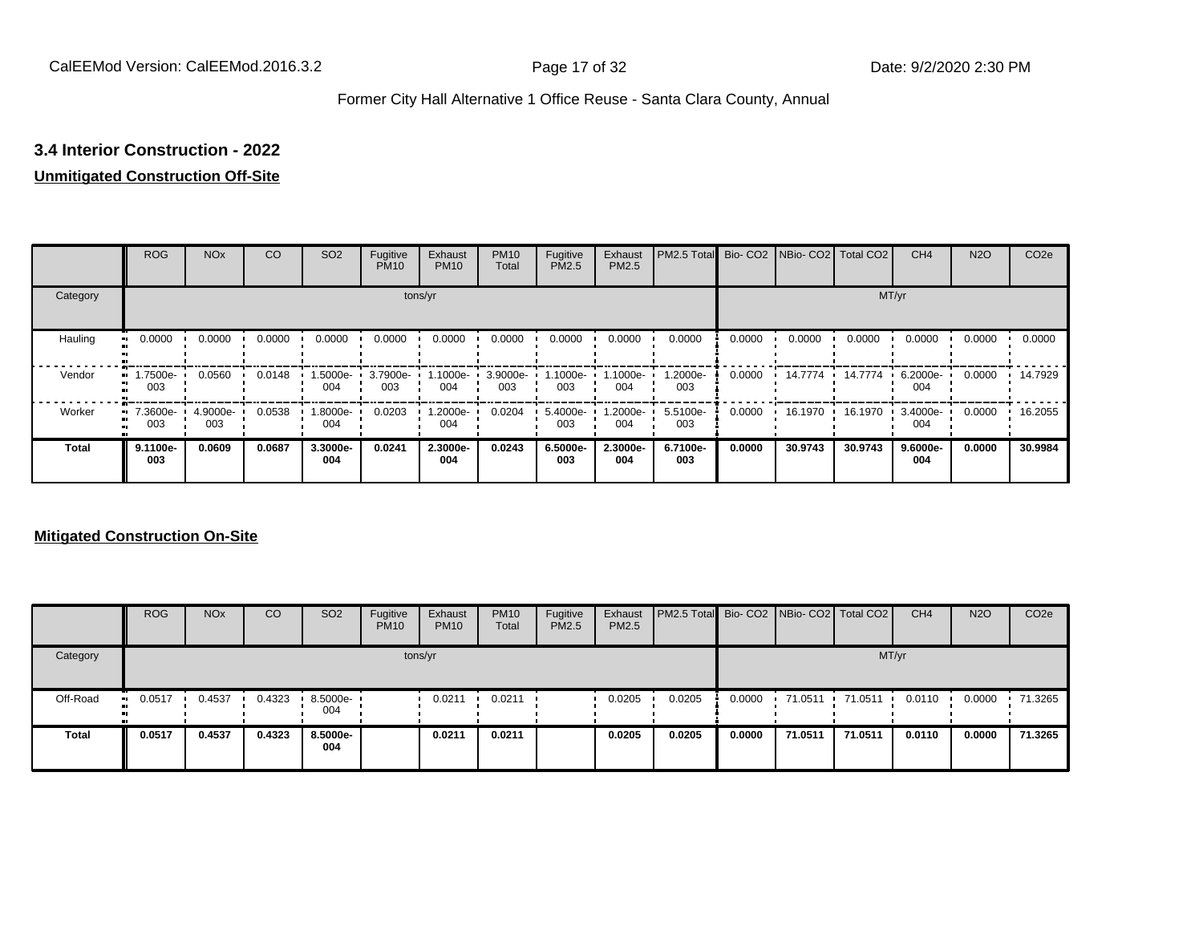### 3.4 Interior Construction - 2022

**Unmitigated Construction Off-Site**

| | ROG | NOx | CO | SO2 | Fugitive PM10 | Exhaust PM10 | PM10 Total | Fugitive PM2.5 | Exhaust PM2.5 | PM2.5 Total | Bio- CO2 | NBio- CO2 | Total CO2 | CH4 | N2O | CO2e |
|---|---|---|---|---|---|---|---|---|---|---|---|---|---|---|---|---|
| Category | tons/yr | | | | | | | | | | MT/yr | | | | | |
| Hauling | 0.0000 | 0.0000 | 0.0000 | 0.0000 | 0.0000 | 0.0000 | 0.0000 | 0.0000 | 0.0000 | 0.0000 | 0.0000 | 0.0000 | 0.0000 | 0.0000 | 0.0000 | 0.0000 |
| Vendor | 1.7500e-003 | 0.0560 | 0.0148 | 1.5000e-004 | 3.7900e-003 | 1.1000e-004 | 3.9000e-003 | 1.1000e-003 | 1.1000e-004 | 1.2000e-003 | 0.0000 | 14.7774 | 14.7774 | 6.2000e-004 | 0.0000 | 14.7929 |
| Worker | 7.3600e-003 | 4.9000e-003 | 0.0538 | 1.8000e-004 | 0.0203 | 1.2000e-004 | 0.0204 | 5.4000e-003 | 1.2000e-004 | 5.5100e-003 | 0.0000 | 16.1970 | 16.1970 | 3.4000e-004 | 0.0000 | 16.2055 |
| **Total** | **9.1100e-003** | **0.0609** | **0.0687** | **3.3000e-004** | **0.0241** | **2.3000e-004** | **0.0243** | **6.5000e-003** | **2.3000e-004** | **6.7100e-003** | **0.0000** | **30.9743** | **30.9743** | **9.6000e-004** | **0.0000** | **30.9984** |

**Mitigated Construction On-Site**

| | ROG | NOx | CO | SO2 | Fugitive PM10 | Exhaust PM10 | PM10 Total | Fugitive PM2.5 | Exhaust PM2.5 | PM2.5 Total | Bio- CO2 | NBio- CO2 | Total CO2 | CH4 | N2O | CO2e |
|---|---|---|---|---|---|---|---|---|---|---|---|---|---|---|---|---|
| Category | tons/yr | | | | | | | | | | MT/yr | | | | | |
| Off-Road | 0.0517 | 0.4537 | 0.4323 | 8.5000e-004 | | 0.0211 | 0.0211 | | 0.0205 | 0.0205 | 0.0000 | 71.0511 | 71.0511 | 0.0110 | 0.0000 | 71.3265 |
| **Total** | **0.0517** | **0.4537** | **0.4323** | **8.5000e-004** | | **0.0211** | **0.0211** | | **0.0205** | **0.0205** | **0.0000** | **71.0511** | **71.0511** | **0.0110** | **0.0000** | **71.3265** |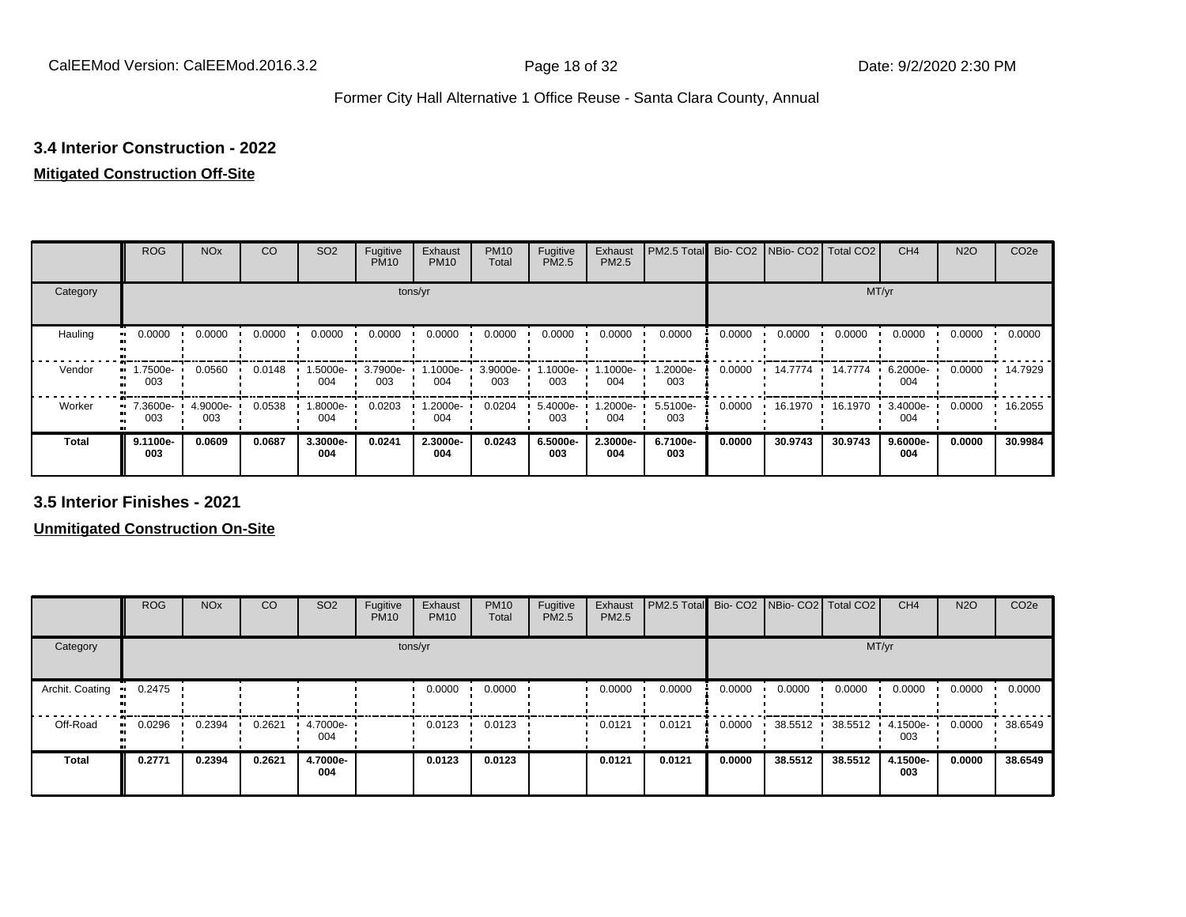## 3.4 Interior Construction - 2022

**Mitigated Construction Off-Site**

| | ROG | NOx | CO | SO2 | Fugitive PM10 | Exhaust PM10 | PM10 Total | Fugitive PM2.5 | Exhaust PM2.5 | PM2.5 Total | Bio- CO2 | NBio- CO2 | Total CO2 | CH4 | N2O | CO2e |
|---|---|---|---|---|---|---|---|---|---|---|---|---|---|---|---|---|
| Category | tons/yr | | | | | | | | | | MT/yr | | | | | |
| Hauling | 0.0000 | 0.0000 | 0.0000 | 0.0000 | 0.0000 | 0.0000 | 0.0000 | 0.0000 | 0.0000 | 0.0000 | 0.0000 | 0.0000 | 0.0000 | 0.0000 | 0.0000 | 0.0000 |
| Vendor | 1.7500e-003 | 0.0560 | 0.0148 | 1.5000e-004 | 3.7900e-003 | 1.1000e-004 | 3.9000e-003 | 1.1000e-003 | 1.1000e-004 | 1.2000e-003 | 0.0000 | 14.7774 | 14.7774 | 6.2000e-004 | 0.0000 | 14.7929 |
| Worker | 7.3600e-003 | 4.9000e-003 | 0.0538 | 1.8000e-004 | 0.0203 | 1.2000e-004 | 0.0204 | 5.4000e-003 | 1.2000e-004 | 5.5100e-003 | 0.0000 | 16.1970 | 16.1970 | 3.4000e-004 | 0.0000 | 16.2055 |
| **Total** | **9.1100e-003** | **0.0609** | **0.0687** | **3.3000e-004** | **0.0241** | **2.3000e-004** | **0.0243** | **6.5000e-003** | **2.3000e-004** | **6.7100e-003** | **0.0000** | **30.9743** | **30.9743** | **9.6000e-004** | **0.0000** | **30.9984** |

## 3.5 Interior Finishes - 2021

**Unmitigated Construction On-Site**

| | ROG | NOx | CO | SO2 | Fugitive PM10 | Exhaust PM10 | PM10 Total | Fugitive PM2.5 | Exhaust PM2.5 | PM2.5 Total | Bio- CO2 | NBio- CO2 | Total CO2 | CH4 | N2O | CO2e |
|---|---|---|---|---|---|---|---|---|---|---|---|---|---|---|---|---|
| Category | tons/yr | | | | | | | | | | MT/yr | | | | | |
| Archit. Coating | 0.2475 | | | | | 0.0000 | 0.0000 | | 0.0000 | 0.0000 | 0.0000 | 0.0000 | 0.0000 | 0.0000 | 0.0000 | 0.0000 |
| Off-Road | 0.0296 | 0.2394 | 0.2621 | 4.7000e-004 | | 0.0123 | 0.0123 | | 0.0121 | 0.0121 | 0.0000 | 38.5512 | 38.5512 | 4.1500e-003 | 0.0000 | 38.6549 |
| **Total** | **0.2771** | **0.2394** | **0.2621** | **4.7000e-004** | | **0.0123** | **0.0123** | | **0.0121** | **0.0121** | **0.0000** | **38.5512** | **38.5512** | **4.1500e-003** | **0.0000** | **38.6549** |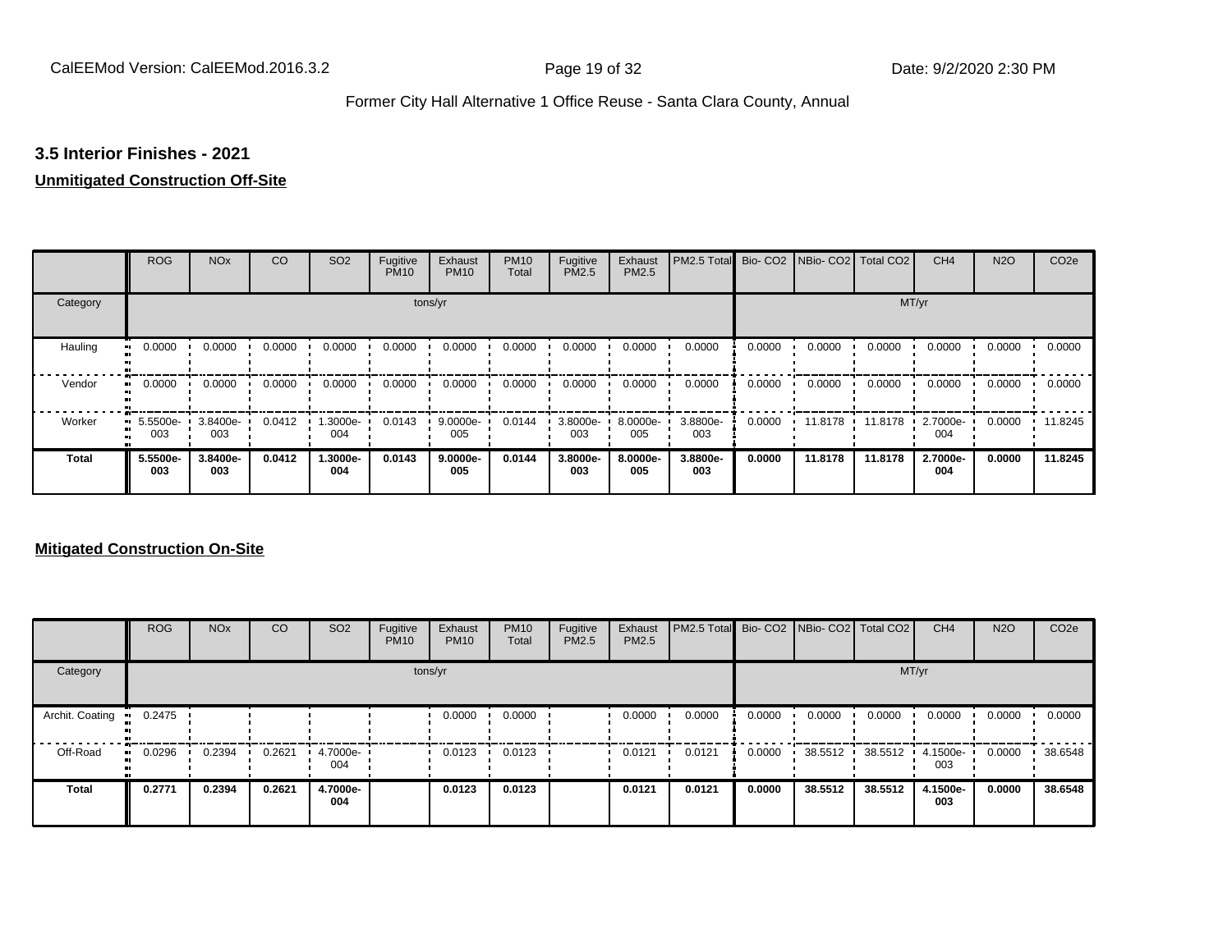## 3.5 Interior Finishes - 2021

**Unmitigated Construction Off-Site**

| | ROG | NOx | CO | SO2 | Fugitive PM10 | Exhaust PM10 | PM10 Total | Fugitive PM2.5 | Exhaust PM2.5 | PM2.5 Total | Bio- CO2 | NBio- CO2 | Total CO2 | CH4 | N2O | CO2e |
|---|---|---|---|---|---|---|---|---|---|---|---|---|---|---|---|---|
| Category | tons/yr | | | | | | | | | | MT/yr | | | | | |
| Hauling | 0.0000 | 0.0000 | 0.0000 | 0.0000 | 0.0000 | 0.0000 | 0.0000 | 0.0000 | 0.0000 | 0.0000 | 0.0000 | 0.0000 | 0.0000 | 0.0000 | 0.0000 | 0.0000 |
| Vendor | 0.0000 | 0.0000 | 0.0000 | 0.0000 | 0.0000 | 0.0000 | 0.0000 | 0.0000 | 0.0000 | 0.0000 | 0.0000 | 0.0000 | 0.0000 | 0.0000 | 0.0000 | 0.0000 |
| Worker | 5.5500e-003 | 3.8400e-003 | 0.0412 | 1.3000e-004 | 0.0143 | 9.0000e-005 | 0.0144 | 3.8000e-003 | 8.0000e-005 | 3.8800e-003 | 0.0000 | 11.8178 | 11.8178 | 2.7000e-004 | 0.0000 | 11.8245 |
| **Total** | **5.5500e-003** | **3.8400e-003** | **0.0412** | **1.3000e-004** | **0.0143** | **9.0000e-005** | **0.0144** | **3.8000e-003** | **8.0000e-005** | **3.8800e-003** | **0.0000** | **11.8178** | **11.8178** | **2.7000e-004** | **0.0000** | **11.8245** |

**Mitigated Construction On-Site**

| | ROG | NOx | CO | SO2 | Fugitive PM10 | Exhaust PM10 | PM10 Total | Fugitive PM2.5 | Exhaust PM2.5 | PM2.5 Total | Bio- CO2 | NBio- CO2 | Total CO2 | CH4 | N2O | CO2e |
|---|---|---|---|---|---|---|---|---|---|---|---|---|---|---|---|---|
| Category | tons/yr | | | | | | | | | | MT/yr | | | | | |
| Archit. Coating | 0.2475 | | | | | 0.0000 | 0.0000 | | 0.0000 | 0.0000 | 0.0000 | 0.0000 | 0.0000 | 0.0000 | 0.0000 | 0.0000 |
| Off-Road | 0.0296 | 0.2394 | 0.2621 | 4.7000e-004 | | 0.0123 | 0.0123 | | 0.0121 | 0.0121 | 0.0000 | 38.5512 | 38.5512 | 4.1500e-003 | 0.0000 | 38.6548 |
| **Total** | **0.2771** | **0.2394** | **0.2621** | **4.7000e-004** | | **0.0123** | **0.0123** | | **0.0121** | **0.0121** | **0.0000** | **38.5512** | **38.5512** | **4.1500e-003** | **0.0000** | **38.6548** |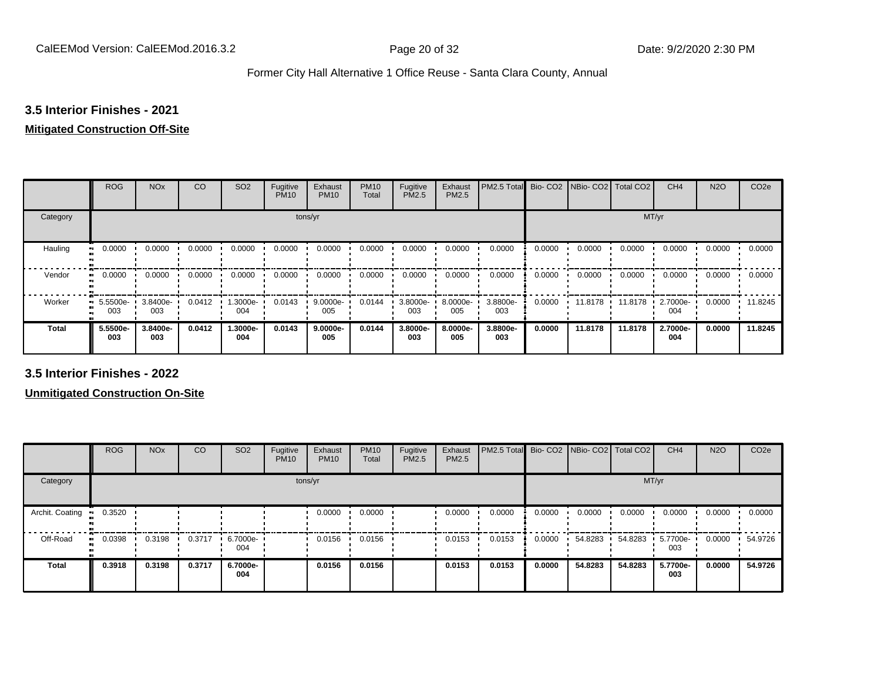### 3.5 Interior Finishes - 2021

**Mitigated Construction Off-Site**

| | ROG | NOx | CO | SO2 | Fugitive PM10 | Exhaust PM10 | PM10 Total | Fugitive PM2.5 | Exhaust PM2.5 | PM2.5 Total | Bio- CO2 | NBio- CO2 | Total CO2 | CH4 | N2O | CO2e |
|---|---|---|---|---|---|---|---|---|---|---|---|---|---|---|---|---|
| Category | tons/yr | | | | | | | | | | MT/yr | | | | | |
| Hauling | 0.0000 | 0.0000 | 0.0000 | 0.0000 | 0.0000 | 0.0000 | 0.0000 | 0.0000 | 0.0000 | 0.0000 | 0.0000 | 0.0000 | 0.0000 | 0.0000 | 0.0000 | 0.0000 |
| Vendor | 0.0000 | 0.0000 | 0.0000 | 0.0000 | 0.0000 | 0.0000 | 0.0000 | 0.0000 | 0.0000 | 0.0000 | 0.0000 | 0.0000 | 0.0000 | 0.0000 | 0.0000 | 0.0000 |
| Worker | 5.5500e-003 | 3.8400e-003 | 0.0412 | 1.3000e-004 | 0.0143 | 9.0000e-005 | 0.0144 | 3.8000e-003 | 8.0000e-005 | 3.8800e-003 | 0.0000 | 11.8178 | 11.8178 | 2.7000e-004 | 0.0000 | 11.8245 |
| **Total** | **5.5500e-003** | **3.8400e-003** | **0.0412** | **1.3000e-004** | **0.0143** | **9.0000e-005** | **0.0144** | **3.8000e-003** | **8.0000e-005** | **3.8800e-003** | **0.0000** | **11.8178** | **11.8178** | **2.7000e-004** | **0.0000** | **11.8245** |

### 3.5 Interior Finishes - 2022

**Unmitigated Construction On-Site**

| | ROG | NOx | CO | SO2 | Fugitive PM10 | Exhaust PM10 | PM10 Total | Fugitive PM2.5 | Exhaust PM2.5 | PM2.5 Total | Bio- CO2 | NBio- CO2 | Total CO2 | CH4 | N2O | CO2e |
|---|---|---|---|---|---|---|---|---|---|---|---|---|---|---|---|---|
| Category | tons/yr | | | | | | | | | | MT/yr | | | | | |
| Archit. Coating | 0.3520 | | | | | 0.0000 | 0.0000 | | 0.0000 | 0.0000 | 0.0000 | 0.0000 | 0.0000 | 0.0000 | 0.0000 | 0.0000 |
| Off-Road | 0.0398 | 0.3198 | 0.3717 | 6.7000e-004 | | 0.0156 | 0.0156 | | 0.0153 | 0.0153 | 0.0000 | 54.8283 | 54.8283 | 5.7700e-003 | 0.0000 | 54.9726 |
| **Total** | **0.3918** | **0.3198** | **0.3717** | **6.7000e-004** | | **0.0156** | **0.0156** | | **0.0153** | **0.0153** | **0.0000** | **54.8283** | **54.8283** | **5.7700e-003** | **0.0000** | **54.9726** |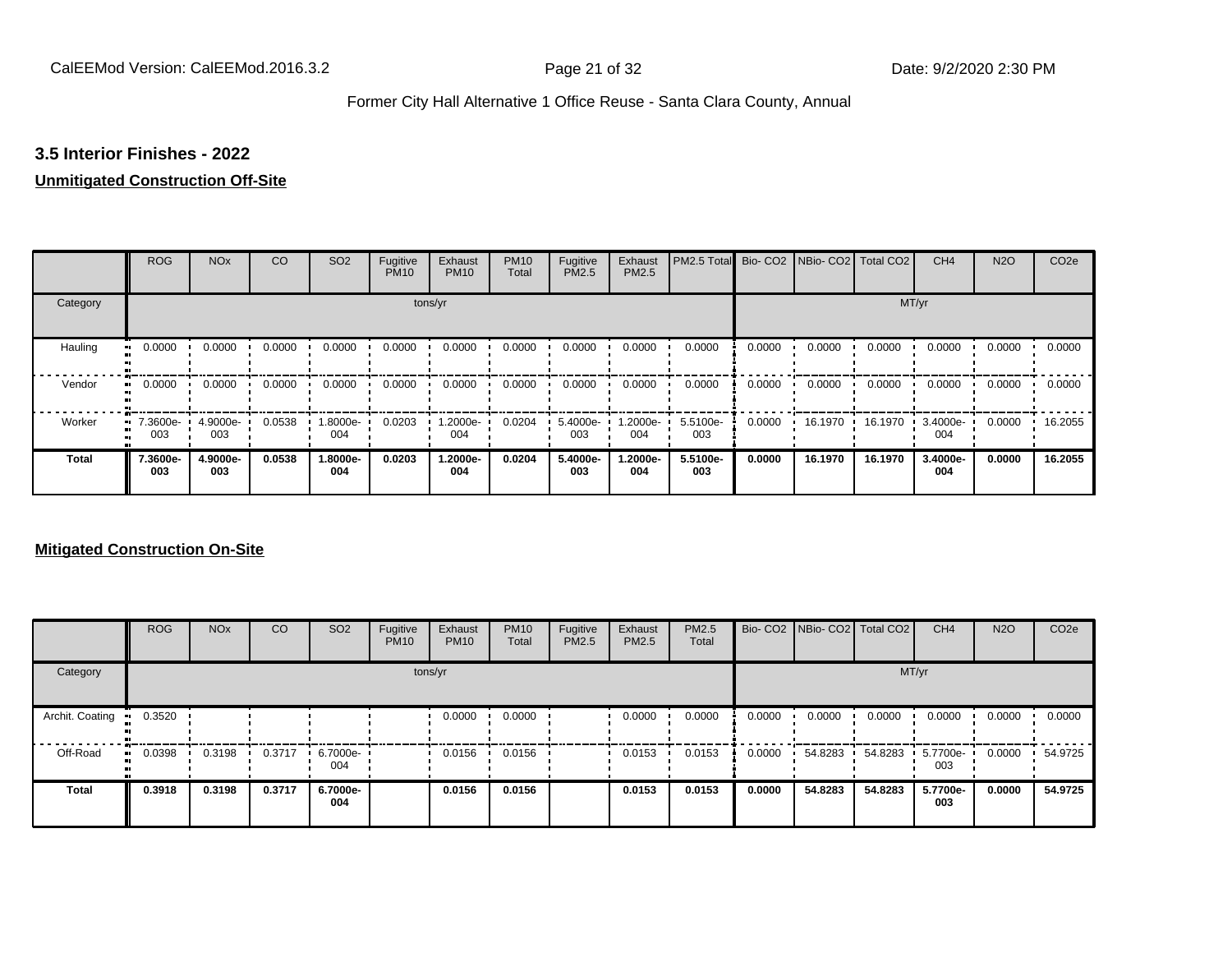## 3.5 Interior Finishes - 2022

**Unmitigated Construction Off-Site**

| | ROG | NOx | CO | SO2 | Fugitive PM10 | Exhaust PM10 | PM10 Total | Fugitive PM2.5 | Exhaust PM2.5 | PM2.5 Total | Bio- CO2 | NBio- CO2 | Total CO2 | CH4 | N2O | CO2e |
|---|---|---|---|---|---|---|---|---|---|---|---|---|---|---|---|---|
| Category | tons/yr | | | | | | | | | | MT/yr | | | | | |
| Hauling | 0.0000 | 0.0000 | 0.0000 | 0.0000 | 0.0000 | 0.0000 | 0.0000 | 0.0000 | 0.0000 | 0.0000 | 0.0000 | 0.0000 | 0.0000 | 0.0000 | 0.0000 | 0.0000 |
| Vendor | 0.0000 | 0.0000 | 0.0000 | 0.0000 | 0.0000 | 0.0000 | 0.0000 | 0.0000 | 0.0000 | 0.0000 | 0.0000 | 0.0000 | 0.0000 | 0.0000 | 0.0000 | 0.0000 |
| Worker | 7.3600e-003 | 4.9000e-003 | 0.0538 | 1.8000e-004 | 0.0203 | 1.2000e-004 | 0.0204 | 5.4000e-003 | 1.2000e-004 | 5.5100e-003 | 0.0000 | 16.1970 | 16.1970 | 3.4000e-004 | 0.0000 | 16.2055 |
| **Total** | **7.3600e-003** | **4.9000e-003** | **0.0538** | **1.8000e-004** | **0.0203** | **1.2000e-004** | **0.0204** | **5.4000e-003** | **1.2000e-004** | **5.5100e-003** | **0.0000** | **16.1970** | **16.1970** | **3.4000e-004** | **0.0000** | **16.2055** |

**Mitigated Construction On-Site**

| | ROG | NOx | CO | SO2 | Fugitive PM10 | Exhaust PM10 | PM10 Total | Fugitive PM2.5 | Exhaust PM2.5 | PM2.5 Total | Bio- CO2 | NBio- CO2 | Total CO2 | CH4 | N2O | CO2e |
|---|---|---|---|---|---|---|---|---|---|---|---|---|---|---|---|---|
| Category | tons/yr | | | | | | | | | | MT/yr | | | | | |
| Archit. Coating | 0.3520 | | | | | 0.0000 | 0.0000 | | 0.0000 | 0.0000 | 0.0000 | 0.0000 | 0.0000 | 0.0000 | 0.0000 | 0.0000 |
| Off-Road | 0.0398 | 0.3198 | 0.3717 | 6.7000e-004 | | 0.0156 | 0.0156 | | 0.0153 | 0.0153 | 0.0000 | 54.8283 | 54.8283 | 5.7700e-003 | 0.0000 | 54.9725 |
| **Total** | **0.3918** | **0.3198** | **0.3717** | **6.7000e-004** | | **0.0156** | **0.0156** | | **0.0153** | **0.0153** | **0.0000** | **54.8283** | **54.8283** | **5.7700e-003** | **0.0000** | **54.9725** |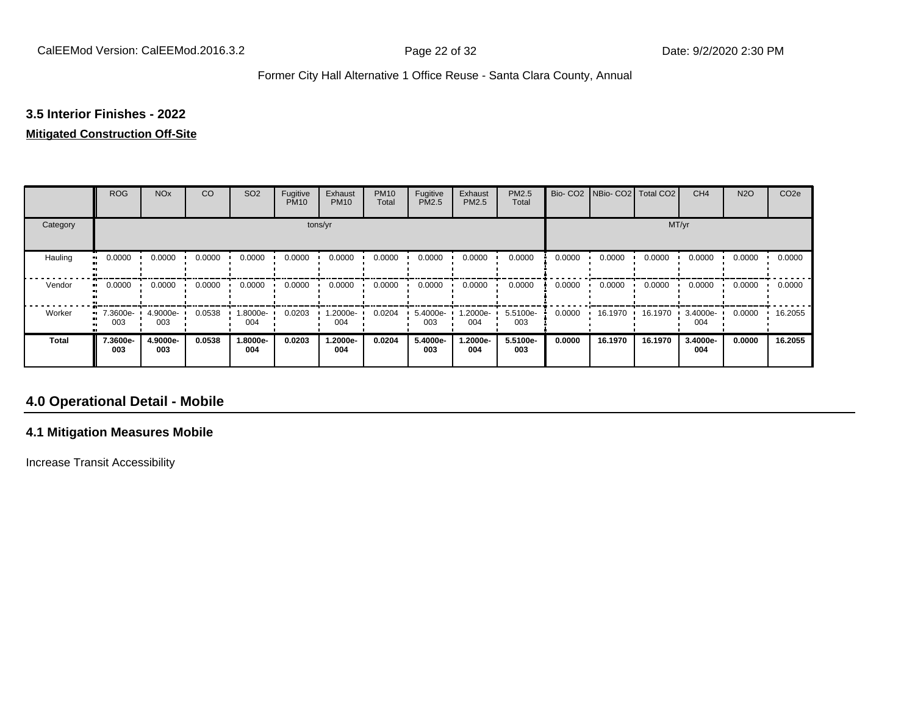### 3.5 Interior Finishes - 2022

**Mitigated Construction Off-Site**

| | ROG | NOx | CO | SO2 | Fugitive PM10 | Exhaust PM10 | PM10 Total | Fugitive PM2.5 | Exhaust PM2.5 | PM2.5 Total | Bio- CO2 | NBio- CO2 | Total CO2 | CH4 | N2O | CO2e |
|---|---|---|---|---|---|---|---|---|---|---|---|---|---|---|---|---|
| Category | tons/yr | | | | | | | | | | MT/yr | | | | | |
| Hauling | 0.0000 | 0.0000 | 0.0000 | 0.0000 | 0.0000 | 0.0000 | 0.0000 | 0.0000 | 0.0000 | 0.0000 | 0.0000 | 0.0000 | 0.0000 | 0.0000 | 0.0000 | 0.0000 |
| Vendor | 0.0000 | 0.0000 | 0.0000 | 0.0000 | 0.0000 | 0.0000 | 0.0000 | 0.0000 | 0.0000 | 0.0000 | 0.0000 | 0.0000 | 0.0000 | 0.0000 | 0.0000 | 0.0000 |
| Worker | 7.3600e-003 | 4.9000e-003 | 0.0538 | 1.8000e-004 | 0.0203 | 1.2000e-004 | 0.0204 | 5.4000e-003 | 1.2000e-004 | 5.5100e-003 | 0.0000 | 16.1970 | 16.1970 | 3.4000e-004 | 0.0000 | 16.2055 |
| **Total** | **7.3600e-003** | **4.9000e-003** | **0.0538** | **1.8000e-004** | **0.0203** | **1.2000e-004** | **0.0204** | **5.4000e-003** | **1.2000e-004** | **5.5100e-003** | **0.0000** | **16.1970** | **16.1970** | **3.4000e-004** | **0.0000** | **16.2055** |

## 4.0 Operational Detail - Mobile

### 4.1 Mitigation Measures Mobile

Increase Transit Accessibility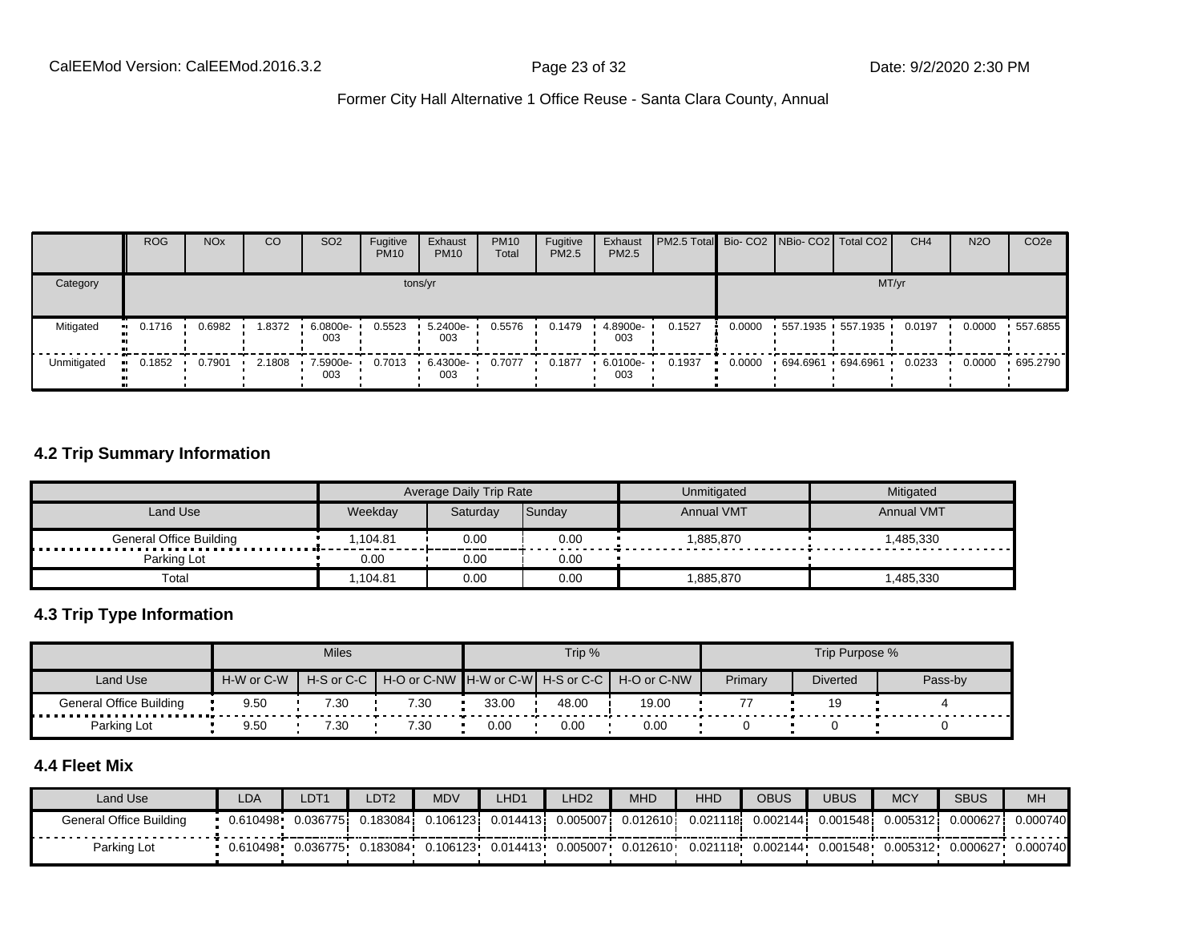| | ROG | NOx | CO | SO2 | Fugitive PM10 | Exhaust PM10 | PM10 Total | Fugitive PM2.5 | Exhaust PM2.5 | PM2.5 Total | Bio- CO2 | NBio- CO2 | Total CO2 | CH4 | N2O | CO2e |
|---|---|---|---|---|---|---|---|---|---|---|---|---|---|---|---|---|
| Category | tons/yr | | | | | | | | | | MT/yr | | | | | |
| Mitigated | 0.1716 | 0.6982 | 1.8372 | 6.0800e-003 | 0.5523 | 5.2400e-003 | 0.5576 | 0.1479 | 4.8900e-003 | 0.1527 | 0.0000 | 557.1935 | 557.1935 | 0.0197 | 0.0000 | 557.6855 |
| Unmitigated | 0.1852 | 0.7901 | 2.1808 | 7.5900e-003 | 0.7013 | 6.4300e-003 | 0.7077 | 0.1877 | 6.0100e-003 | 0.1937 | 0.0000 | 694.6961 | 694.6961 | 0.0233 | 0.0000 | 695.2790 |

### 4.2 Trip Summary Information

| | Average Daily Trip Rate | | | Unmitigated | Mitigated |
|---|---|---|---|---|---|
| Land Use | Weekday | Saturday | Sunday | Annual VMT | Annual VMT |
| General Office Building | 1,104.81 | 0.00 | 0.00 | 1,885,870 | 1,485,330 |
| Parking Lot | 0.00 | 0.00 | 0.00 | | |
| Total | 1,104.81 | 0.00 | 0.00 | 1,885,870 | 1,485,330 |

### 4.3 Trip Type Information

| | Miles | | | Trip % | | | Trip Purpose % | | |
|---|---|---|---|---|---|---|---|---|---|
| Land Use | H-W or C-W | H-S or C-C | H-O or C-NW | H-W or C-W | H-S or C-C | H-O or C-NW | Primary | Diverted | Pass-by |
| General Office Building | 9.50 | 7.30 | 7.30 | 33.00 | 48.00 | 19.00 | 77 | 19 | 4 |
| Parking Lot | 9.50 | 7.30 | 7.30 | 0.00 | 0.00 | 0.00 | 0 | 0 | 0 |

### 4.4 Fleet Mix

| Land Use | LDA | LDT1 | LDT2 | MDV | LHD1 | LHD2 | MHD | HHD | OBUS | UBUS | MCY | SBUS | MH |
|---|---|---|---|---|---|---|---|---|---|---|---|---|---|
| General Office Building | 0.610498 | 0.036775 | 0.183084 | 0.106123 | 0.014413 | 0.005007 | 0.012610 | 0.021118 | 0.002144 | 0.001548 | 0.005312 | 0.000627 | 0.000740 |
| Parking Lot | 0.610498 | 0.036775 | 0.183084 | 0.106123 | 0.014413 | 0.005007 | 0.012610 | 0.021118 | 0.002144 | 0.001548 | 0.005312 | 0.000627 | 0.000740 |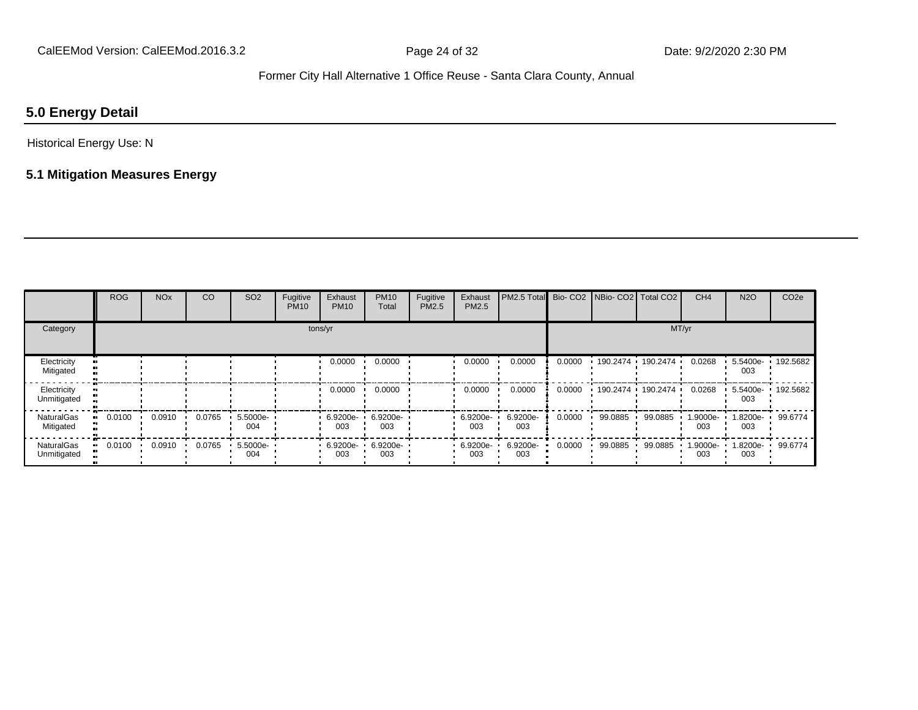## 5.0 Energy Detail

Historical Energy Use: N

### 5.1 Mitigation Measures Energy

| | ROG | NOx | CO | SO2 | Fugitive PM10 | Exhaust PM10 | PM10 Total | Fugitive PM2.5 | Exhaust PM2.5 | PM2.5 Total | Bio- CO2 | NBio- CO2 | Total CO2 | CH4 | N2O | CO2e |
|---|---|---|---|---|---|---|---|---|---|---|---|---|---|---|---|---|
| Category | tons/yr | | | | | | | | | | MT/yr | | | | | |
| Electricity Mitigated | | | | | | 0.0000 | 0.0000 | | 0.0000 | 0.0000 | 0.0000 | 190.2474 | 190.2474 | 0.0268 | 5.5400e-003 | 192.5682 |
| Electricity Unmitigated | | | | | | 0.0000 | 0.0000 | | 0.0000 | 0.0000 | 0.0000 | 190.2474 | 190.2474 | 0.0268 | 5.5400e-003 | 192.5682 |
| NaturalGas Mitigated | 0.0100 | 0.0910 | 0.0765 | 5.5000e-004 | | 6.9200e-003 | 6.9200e-003 | | 6.9200e-003 | 6.9200e-003 | 0.0000 | 99.0885 | 99.0885 | 1.9000e-003 | 1.8200e-003 | 99.6774 |
| NaturalGas Unmitigated | 0.0100 | 0.0910 | 0.0765 | 5.5000e-004 | | 6.9200e-003 | 6.9200e-003 | | 6.9200e-003 | 6.9200e-003 | 0.0000 | 99.0885 | 99.0885 | 1.9000e-003 | 1.8200e-003 | 99.6774 |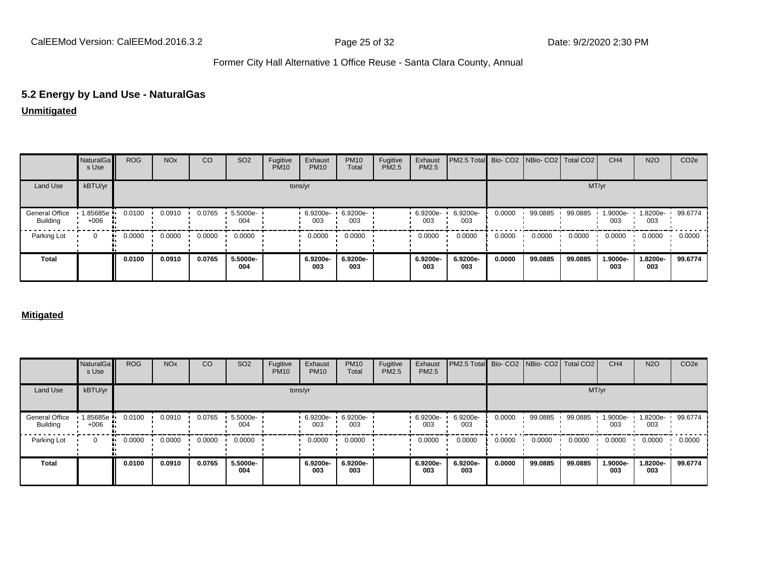## 5.2 Energy by Land Use - NaturalGas

**Unmitigated**

| | NaturalGas Use | ROG | NOx | CO | SO2 | Fugitive PM10 | Exhaust PM10 | PM10 Total | Fugitive PM2.5 | Exhaust PM2.5 | PM2.5 Total | Bio- CO2 | NBio- CO2 | Total CO2 | CH4 | N2O | CO2e |
|---|---|---|---|---|---|---|---|---|---|---|---|---|---|---|---|---|---|
| Land Use | kBTU/yr | tons/yr | | | | | | | | | | MT/yr | | | | | |
| General Office Building | 1.85685e+006 | 0.0100 | 0.0910 | 0.0765 | 5.5000e-004 | | 6.9200e-003 | 6.9200e-003 | | 6.9200e-003 | 6.9200e-003 | 0.0000 | 99.0885 | 99.0885 | 1.9000e-003 | 1.8200e-003 | 99.6774 |
| Parking Lot | 0 | 0.0000 | 0.0000 | 0.0000 | 0.0000 | | 0.0000 | 0.0000 | | 0.0000 | 0.0000 | 0.0000 | 0.0000 | 0.0000 | 0.0000 | 0.0000 | 0.0000 |
| **Total** | | **0.0100** | **0.0910** | **0.0765** | **5.5000e-004** | | **6.9200e-003** | **6.9200e-003** | | **6.9200e-003** | **6.9200e-003** | **0.0000** | **99.0885** | **99.0885** | **1.9000e-003** | **1.8200e-003** | **99.6774** |

**Mitigated**

| | NaturalGas Use | ROG | NOx | CO | SO2 | Fugitive PM10 | Exhaust PM10 | PM10 Total | Fugitive PM2.5 | Exhaust PM2.5 | PM2.5 Total | Bio- CO2 | NBio- CO2 | Total CO2 | CH4 | N2O | CO2e |
|---|---|---|---|---|---|---|---|---|---|---|---|---|---|---|---|---|---|
| Land Use | kBTU/yr | tons/yr | | | | | | | | | | MT/yr | | | | | |
| General Office Building | 1.85685e+006 | 0.0100 | 0.0910 | 0.0765 | 5.5000e-004 | | 6.9200e-003 | 6.9200e-003 | | 6.9200e-003 | 6.9200e-003 | 0.0000 | 99.0885 | 99.0885 | 1.9000e-003 | 1.8200e-003 | 99.6774 |
| Parking Lot | 0 | 0.0000 | 0.0000 | 0.0000 | 0.0000 | | 0.0000 | 0.0000 | | 0.0000 | 0.0000 | 0.0000 | 0.0000 | 0.0000 | 0.0000 | 0.0000 | 0.0000 |
| **Total** | | **0.0100** | **0.0910** | **0.0765** | **5.5000e-004** | | **6.9200e-003** | **6.9200e-003** | | **6.9200e-003** | **6.9200e-003** | **0.0000** | **99.0885** | **99.0885** | **1.9000e-003** | **1.8200e-003** | **99.6774** |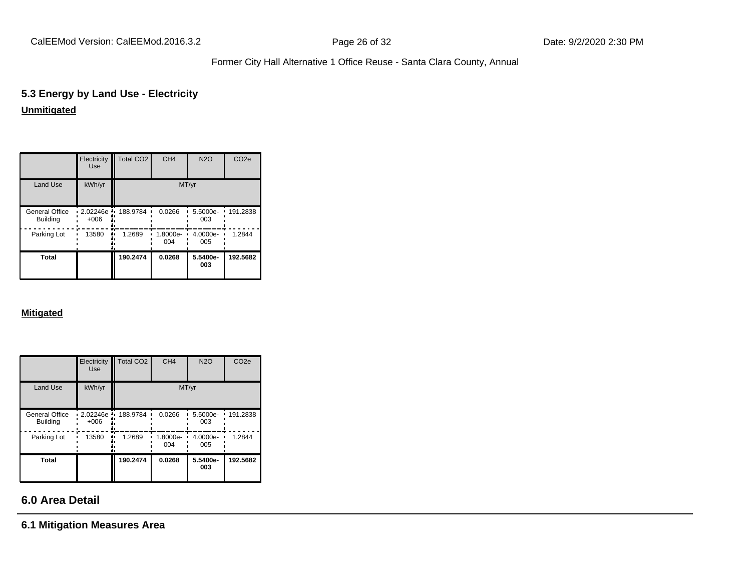## 5.3 Energy by Land Use - Electricity

**Unmitigated**

| | Electricity Use | Total CO2 | CH4 | N2O | CO2e |
|---|---|---|---|---|---|
| Land Use | kWh/yr | MT/yr | | | |
| General Office Building | 2.02246e+006 | 188.9784 | 0.0266 | 5.5000e-003 | 191.2838 |
| Parking Lot | 13580 | 1.2689 | 1.8000e-004 | 4.0000e-005 | 1.2844 |
| **Total** | | **190.2474** | **0.0268** | **5.5400e-003** | **192.5682** |

**Mitigated**

| | Electricity Use | Total CO2 | CH4 | N2O | CO2e |
|---|---|---|---|---|---|
| Land Use | kWh/yr | MT/yr | | | |
| General Office Building | 2.02246e+006 | 188.9784 | 0.0266 | 5.5000e-003 | 191.2838 |
| Parking Lot | 13580 | 1.2689 | 1.8000e-004 | 4.0000e-005 | 1.2844 |
| **Total** | | **190.2474** | **0.0268** | **5.5400e-003** | **192.5682** |

## 6.0 Area Detail

### 6.1 Mitigation Measures Area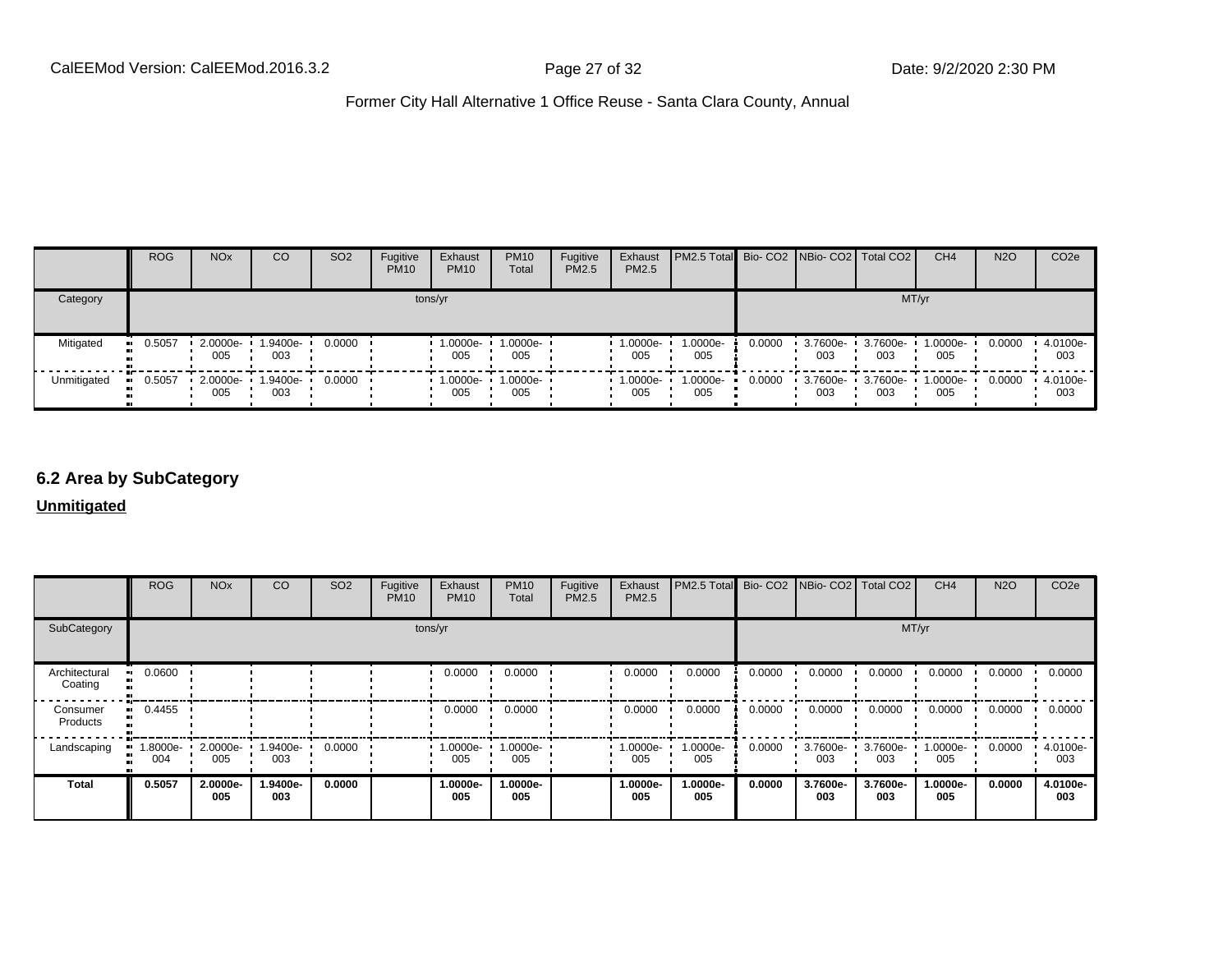Former City Hall Alternative 1 Office Reuse - Santa Clara County, Annual

| | ROG | NOx | CO | SO2 | Fugitive PM10 | Exhaust PM10 | PM10 Total | Fugitive PM2.5 | Exhaust PM2.5 | PM2.5 Total | Bio- CO2 | NBio- CO2 | Total CO2 | CH4 | N2O | CO2e |
|---|---|---|---|---|---|---|---|---|---|---|---|---|---|---|---|---|
| Category | tons/yr | | | | | | | | | | MT/yr | | | | | |
| Mitigated | 0.5057 | 2.0000e-005 | 1.9400e-003 | 0.0000 | | 1.0000e-005 | 1.0000e-005 | | 1.0000e-005 | 1.0000e-005 | 0.0000 | 3.7600e-003 | 3.7600e-003 | 1.0000e-005 | 0.0000 | 4.0100e-003 |
| Unmitigated | 0.5057 | 2.0000e-005 | 1.9400e-003 | 0.0000 | | 1.0000e-005 | 1.0000e-005 | | 1.0000e-005 | 1.0000e-005 | 0.0000 | 3.7600e-003 | 3.7600e-003 | 1.0000e-005 | 0.0000 | 4.0100e-003 |

## 6.2 Area by SubCategory

**Unmitigated**

| | ROG | NOx | CO | SO2 | Fugitive PM10 | Exhaust PM10 | PM10 Total | Fugitive PM2.5 | Exhaust PM2.5 | PM2.5 Total | Bio- CO2 | NBio- CO2 | Total CO2 | CH4 | N2O | CO2e |
|---|---|---|---|---|---|---|---|---|---|---|---|---|---|---|---|---|
| SubCategory | tons/yr | | | | | | | | | | MT/yr | | | | | |
| Architectural Coating | 0.0600 | | | | | 0.0000 | 0.0000 | | 0.0000 | 0.0000 | 0.0000 | 0.0000 | 0.0000 | 0.0000 | 0.0000 | 0.0000 |
| Consumer Products | 0.4455 | | | | | 0.0000 | 0.0000 | | 0.0000 | 0.0000 | 0.0000 | 0.0000 | 0.0000 | 0.0000 | 0.0000 | 0.0000 |
| Landscaping | 1.8000e-004 | 2.0000e-005 | 1.9400e-003 | 0.0000 | | 1.0000e-005 | 1.0000e-005 | | 1.0000e-005 | 1.0000e-005 | 0.0000 | 3.7600e-003 | 3.7600e-003 | 1.0000e-005 | 0.0000 | 4.0100e-003 |
| **Total** | **0.5057** | **2.0000e-005** | **1.9400e-003** | **0.0000** | | **1.0000e-005** | **1.0000e-005** | | **1.0000e-005** | **1.0000e-005** | **0.0000** | **3.7600e-003** | **3.7600e-003** | **1.0000e-005** | **0.0000** | **4.0100e-003** |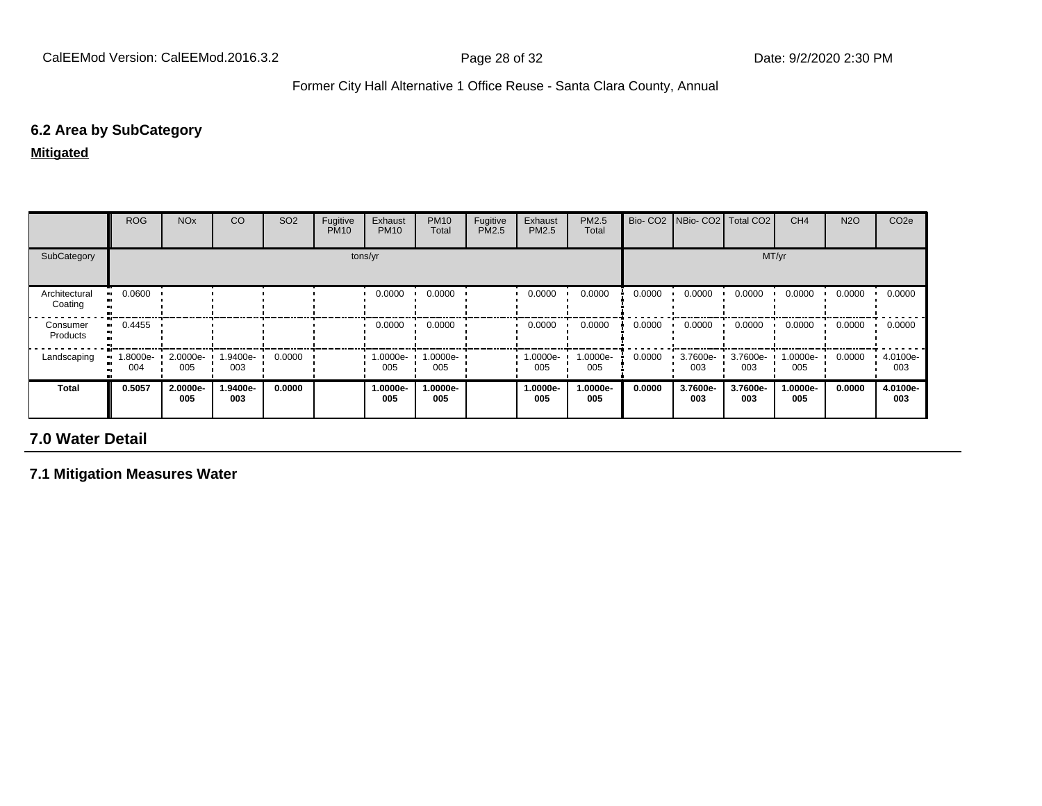## 6.2 Area by SubCategory

**Mitigated**

| | ROG | NOx | CO | SO2 | Fugitive PM10 | Exhaust PM10 | PM10 Total | Fugitive PM2.5 | Exhaust PM2.5 | PM2.5 Total | Bio- CO2 | NBio- CO2 | Total CO2 | CH4 | N2O | CO2e |
|---|---|---|---|---|---|---|---|---|---|---|---|---|---|---|---|---|
| SubCategory | tons/yr | | | | | | | | | | MT/yr | | | | | |
| Architectural Coating | 0.0600 | | | | | 0.0000 | 0.0000 | | 0.0000 | 0.0000 | 0.0000 | 0.0000 | 0.0000 | 0.0000 | 0.0000 | 0.0000 |
| Consumer Products | 0.4455 | | | | | 0.0000 | 0.0000 | | 0.0000 | 0.0000 | 0.0000 | 0.0000 | 0.0000 | 0.0000 | 0.0000 | 0.0000 |
| Landscaping | 1.8000e-004 | 2.0000e-005 | 1.9400e-003 | 0.0000 | | 1.0000e-005 | 1.0000e-005 | | 1.0000e-005 | 1.0000e-005 | 0.0000 | 3.7600e-003 | 3.7600e-003 | 1.0000e-005 | 0.0000 | 4.0100e-003 |
| **Total** | **0.5057** | **2.0000e-005** | **1.9400e-003** | **0.0000** | | **1.0000e-005** | **1.0000e-005** | | **1.0000e-005** | **1.0000e-005** | **0.0000** | **3.7600e-003** | **3.7600e-003** | **1.0000e-005** | **0.0000** | **4.0100e-003** |

# 7.0 Water Detail

## 7.1 Mitigation Measures Water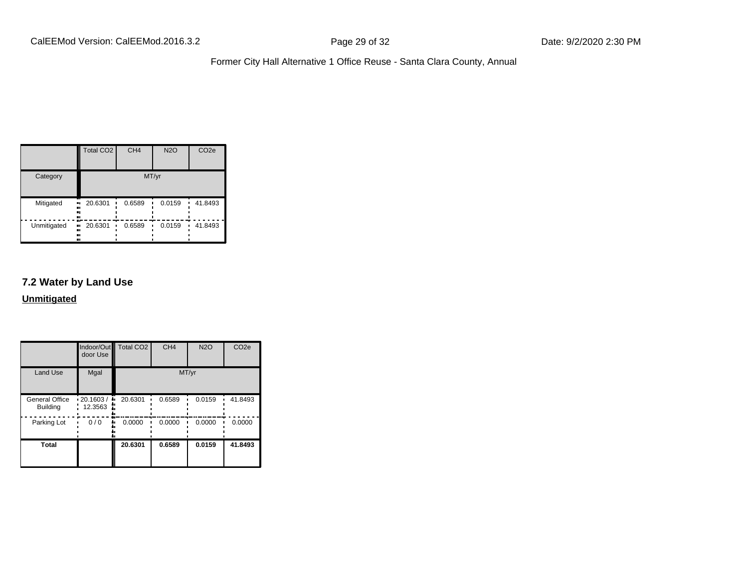| | Total $CO_2$ | $CH_4$ | $N_2O$ | $CO_2e$ |
|---|---|---|---|---|
| Category | MT/yr | | | |
| Mitigated | 20.6301 | 0.6589 | 0.0159 | 41.8493 |
| Unmitigated | 20.6301 | 0.6589 | 0.0159 | 41.8493 |

### 7.2 Water by Land Use

**Unmitigated**

| | Indoor/Outdoor Use | Total $CO_2$ | $CH_4$ | $N_2O$ | $CO_2e$ |
|---|---|---|---|---|---|
| Land Use | Mgal | MT/yr | | | |
| General Office Building | 20.1603 / 12.3563 | 20.6301 | 0.6589 | 0.0159 | 41.8493 |
| Parking Lot | 0 / 0 | 0.0000 | 0.0000 | 0.0000 | 0.0000 |
| **Total** | | **20.6301** | **0.6589** | **0.0159** | **41.8493** |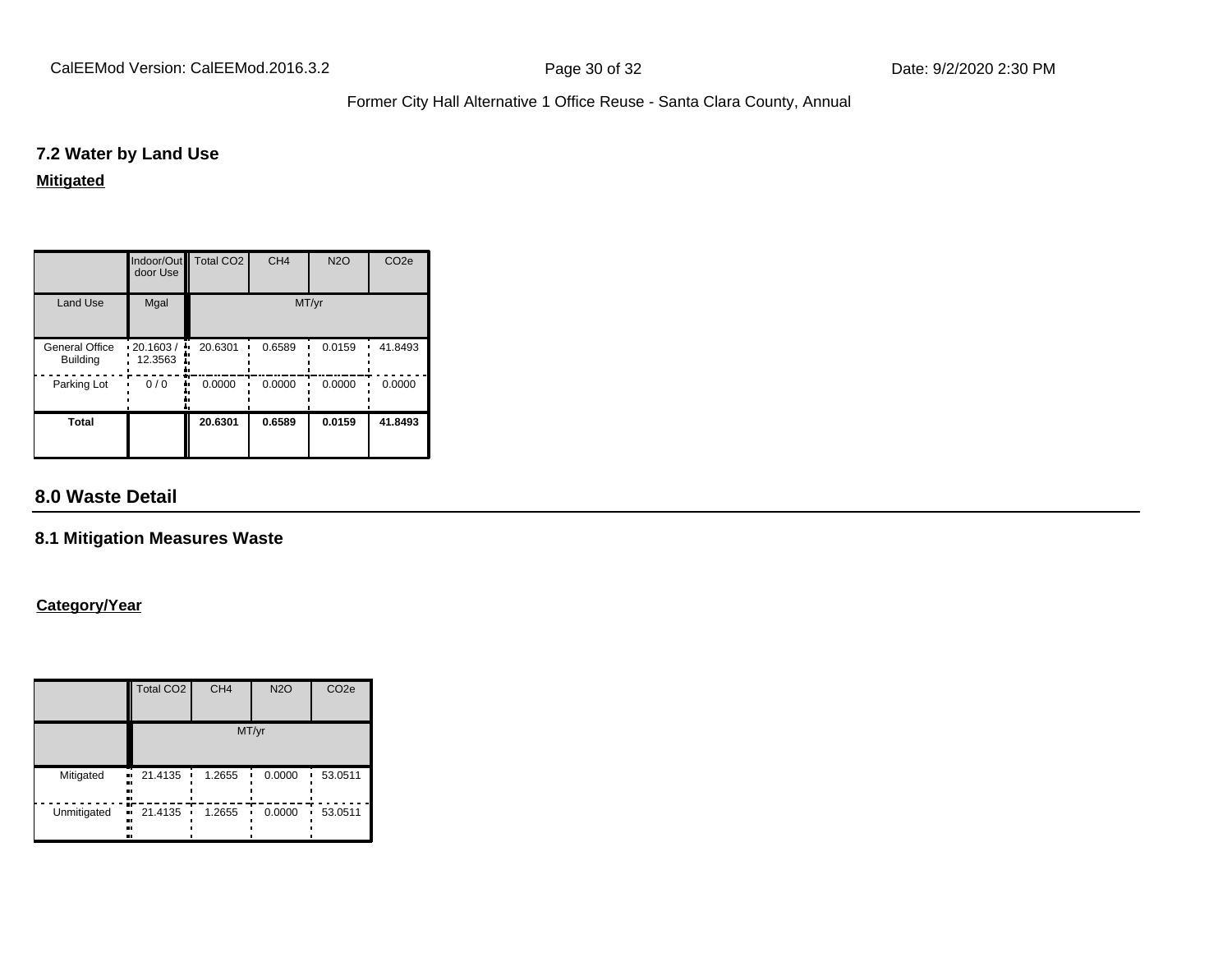### 7.2 Water by Land Use

**Mitigated**

| | Indoor/Outdoor Use | Total CO2 | CH4 | N2O | CO2e |
|---|---|---|---|---|---|
| Land Use | Mgal | MT/yr | | | |
| General Office Building | 20.1603 / 12.3563 | 20.6301 | 0.6589 | 0.0159 | 41.8493 |
| Parking Lot | 0 / 0 | 0.0000 | 0.0000 | 0.0000 | 0.0000 |
| **Total** | | **20.6301** | **0.6589** | **0.0159** | **41.8493** |

## 8.0 Waste Detail

### 8.1 Mitigation Measures Waste

**Category/Year**

| | Total CO2 | CH4 | N2O | CO2e |
|---|---|---|---|---|
| | MT/yr | | | |
| Mitigated | 21.4135 | 1.2655 | 0.0000 | 53.0511 |
| Unmitigated | 21.4135 | 1.2655 | 0.0000 | 53.0511 |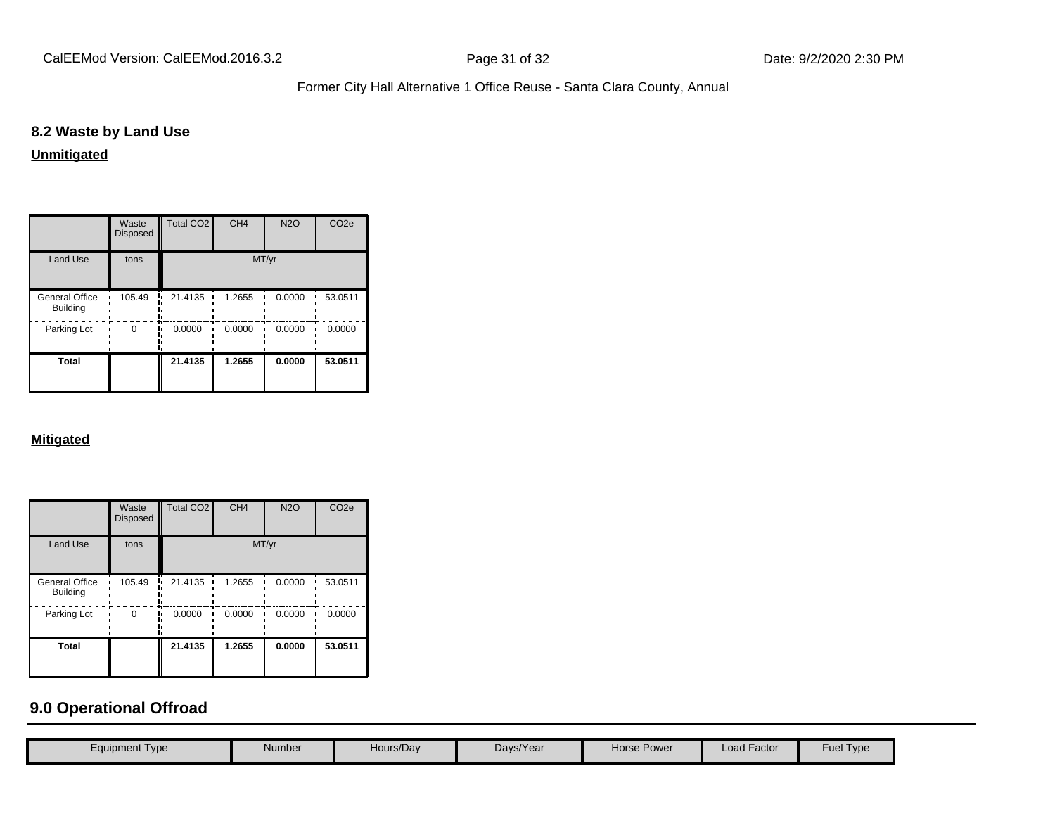## 8.2 Waste by Land Use

**Unmitigated**

| | Waste Disposed | Total CO2 | CH4 | N2O | CO2e |
|---|---|---|---|---|---|
| Land Use | tons | MT/yr | | | |
| General Office Building | 105.49 | 21.4135 | 1.2655 | 0.0000 | 53.0511 |
| Parking Lot | 0 | 0.0000 | 0.0000 | 0.0000 | 0.0000 |
| **Total** | | **21.4135** | **1.2655** | **0.0000** | **53.0511** |

**Mitigated**

| | Waste Disposed | Total CO2 | CH4 | N2O | CO2e |
|---|---|---|---|---|---|
| Land Use | tons | MT/yr | | | |
| General Office Building | 105.49 | 21.4135 | 1.2655 | 0.0000 | 53.0511 |
| Parking Lot | 0 | 0.0000 | 0.0000 | 0.0000 | 0.0000 |
| **Total** | | **21.4135** | **1.2655** | **0.0000** | **53.0511** |

## 9.0 Operational Offroad

| Equipment Type | Number | Hours/Day | Days/Year | Horse Power | Load Factor | Fuel Type |
|---|---|---|---|---|---|---|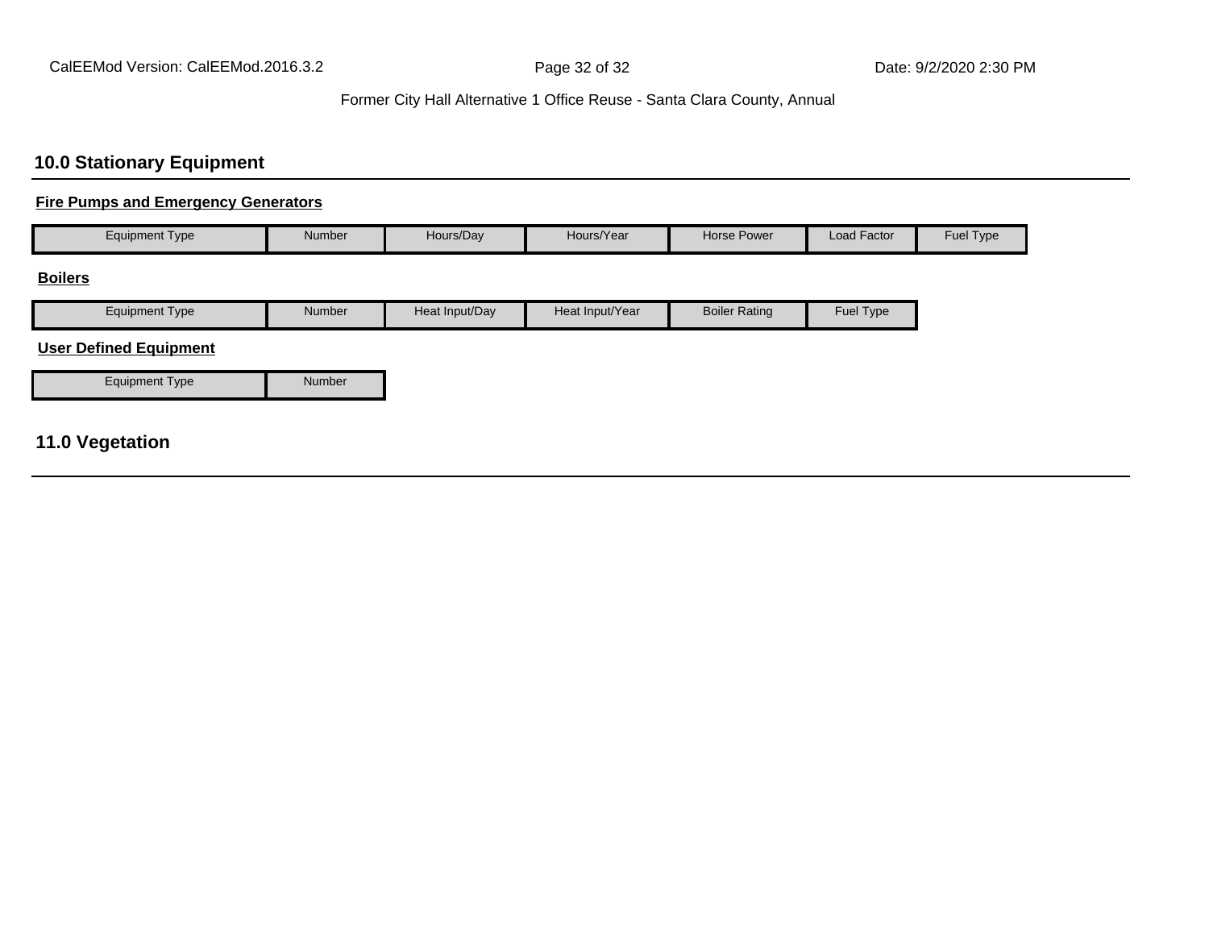## 10.0 Stationary Equipment

**Fire Pumps and Emergency Generators**

| Equipment Type | Number | Hours/Day | Hours/Year | Horse Power | Load Factor | Fuel Type |
|---|---|---|---|---|---|---|

**Boilers**

| Equipment Type | Number | Heat Input/Day | Heat Input/Year | Boiler Rating | Fuel Type |
|---|---|---|---|---|---|

**User Defined Equipment**

| Equipment Type | Number |
|---|---|

## 11.0 Vegetation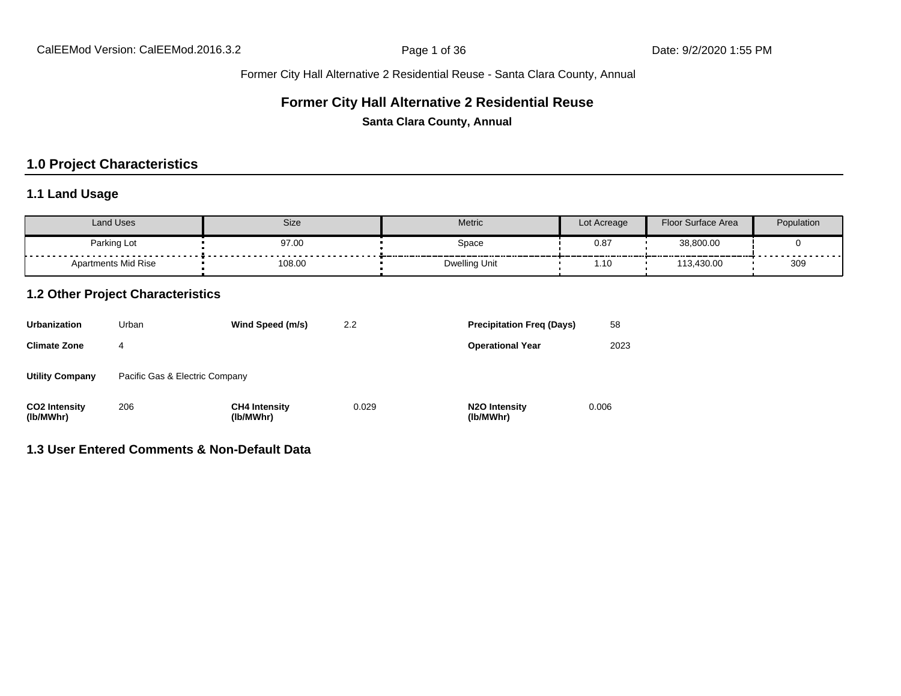# Former City Hall Alternative 2 Residential Reuse

**Santa Clara County, Annual**

## 1.0 Project Characteristics

### 1.1 Land Usage

| Land Uses | Size | Metric | Lot Acreage | Floor Surface Area | Population |
|---|---|---|---|---|---|
| Parking Lot | 97.00 | Space | 0.87 | 38,800.00 | 0 |
| Apartments Mid Rise | 108.00 | Dwelling Unit | 1.10 | 113,430.00 | 309 |

### 1.2 Other Project Characteristics

| | | | | | |
|---|---|---|---|---|---|
| **Urbanization** | Urban | **Wind Speed (m/s)** | 2.2 | **Precipitation Freq (Days)** | 58 |
| **Climate Zone** | 4 | | | **Operational Year** | 2023 |
| **Utility Company** | Pacific Gas & Electric Company | | | | |
| **CO2 Intensity (lb/MWhr)** | 206 | **CH4 Intensity (lb/MWhr)** | 0.029 | **N2O Intensity (lb/MWhr)** | 0.006 |

### 1.3 User Entered Comments & Non-Default Data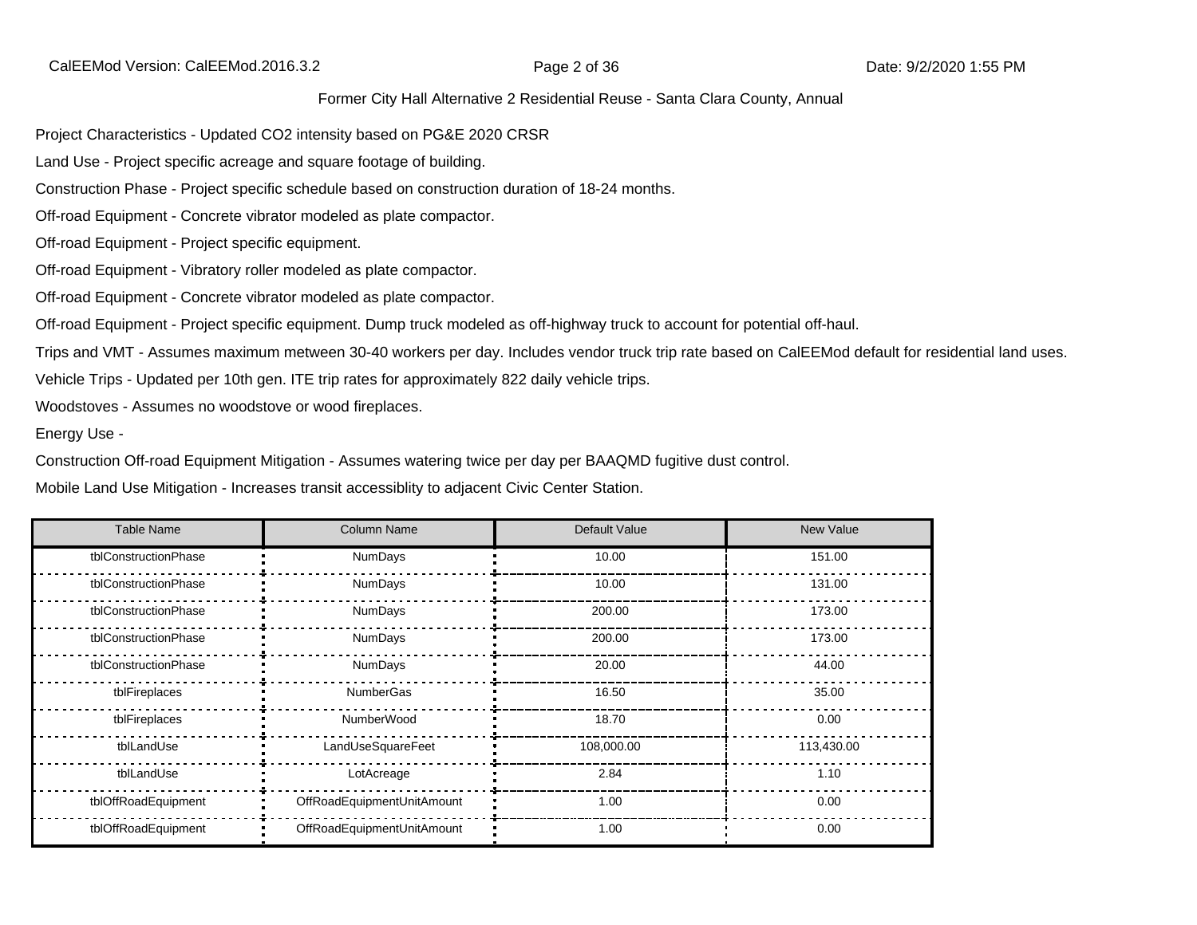Former City Hall Alternative 2 Residential Reuse - Santa Clara County, Annual

Project Characteristics - Updated CO2 intensity based on PG&E 2020 CRSR

Land Use - Project specific acreage and square footage of building.

Construction Phase - Project specific schedule based on construction duration of 18-24 months.

Off-road Equipment - Concrete vibrator modeled as plate compactor.

Off-road Equipment - Project specific equipment.

Off-road Equipment - Vibratory roller modeled as plate compactor.

Off-road Equipment - Concrete vibrator modeled as plate compactor.

Off-road Equipment - Project specific equipment. Dump truck modeled as off-highway truck to account for potential off-haul.

Trips and VMT - Assumes maximum metween 30-40 workers per day. Includes vendor truck trip rate based on CalEEMod default for residential land uses.

Vehicle Trips - Updated per 10th gen. ITE trip rates for approximately 822 daily vehicle trips.

Woodstoves - Assumes no woodstove or wood fireplaces.

Energy Use -

Construction Off-road Equipment Mitigation - Assumes watering twice per day per BAAQMD fugitive dust control.

Mobile Land Use Mitigation - Increases transit accessiblity to adjacent Civic Center Station.

| Table Name | Column Name | Default Value | New Value |
|---|---|---|---|
| tblConstructionPhase | NumDays | 10.00 | 151.00 |
| tblConstructionPhase | NumDays | 10.00 | 131.00 |
| tblConstructionPhase | NumDays | 200.00 | 173.00 |
| tblConstructionPhase | NumDays | 200.00 | 173.00 |
| tblConstructionPhase | NumDays | 20.00 | 44.00 |
| tblFireplaces | NumberGas | 16.50 | 35.00 |
| tblFireplaces | NumberWood | 18.70 | 0.00 |
| tblLandUse | LandUseSquareFeet | 108,000.00 | 113,430.00 |
| tblLandUse | LotAcreage | 2.84 | 1.10 |
| tblOffRoadEquipment | OffRoadEquipmentUnitAmount | 1.00 | 0.00 |
| tblOffRoadEquipment | OffRoadEquipmentUnitAmount | 1.00 | 0.00 |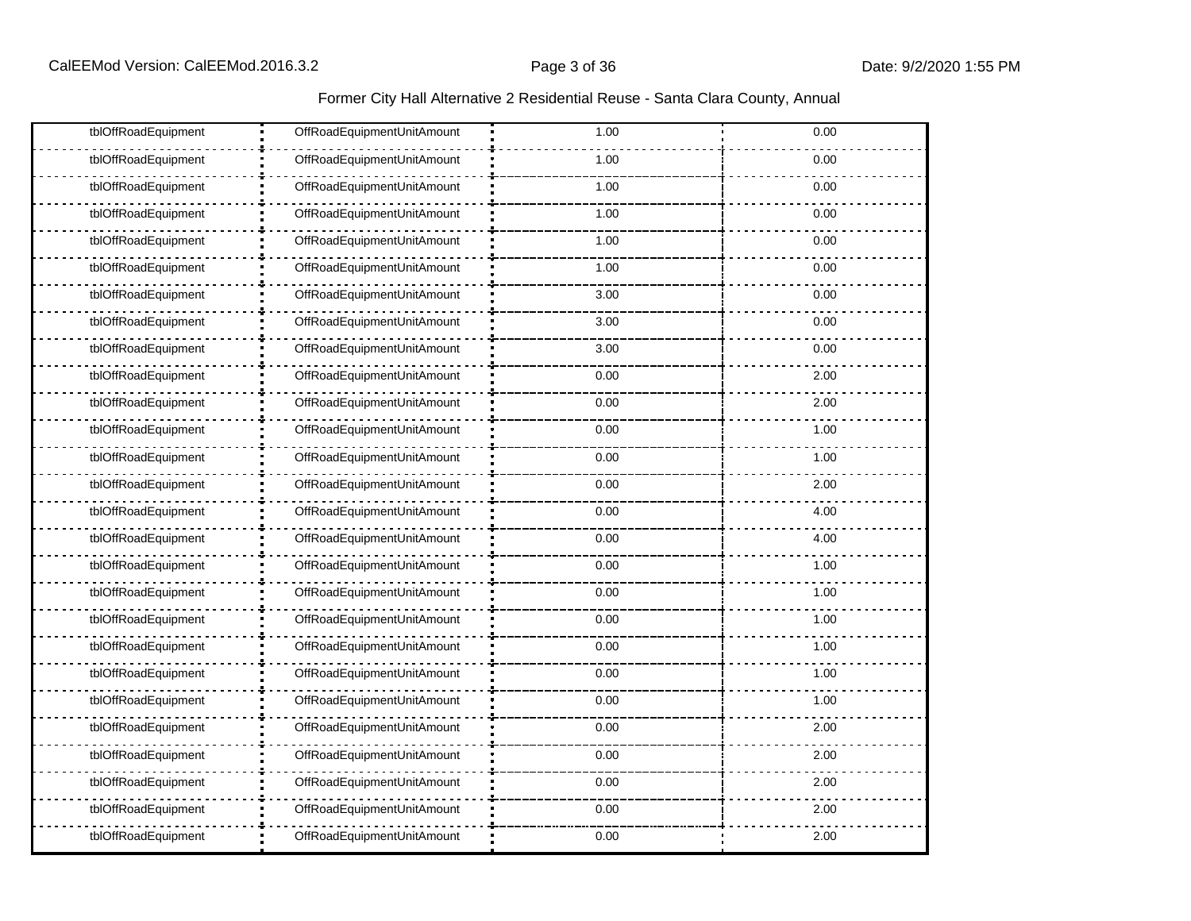| | | | |
|---|---|---|---|
| tblOffRoadEquipment | OffRoadEquipmentUnitAmount | 1.00 | 0.00 |
| tblOffRoadEquipment | OffRoadEquipmentUnitAmount | 1.00 | 0.00 |
| tblOffRoadEquipment | OffRoadEquipmentUnitAmount | 1.00 | 0.00 |
| tblOffRoadEquipment | OffRoadEquipmentUnitAmount | 1.00 | 0.00 |
| tblOffRoadEquipment | OffRoadEquipmentUnitAmount | 1.00 | 0.00 |
| tblOffRoadEquipment | OffRoadEquipmentUnitAmount | 1.00 | 0.00 |
| tblOffRoadEquipment | OffRoadEquipmentUnitAmount | 3.00 | 0.00 |
| tblOffRoadEquipment | OffRoadEquipmentUnitAmount | 3.00 | 0.00 |
| tblOffRoadEquipment | OffRoadEquipmentUnitAmount | 3.00 | 0.00 |
| tblOffRoadEquipment | OffRoadEquipmentUnitAmount | 0.00 | 2.00 |
| tblOffRoadEquipment | OffRoadEquipmentUnitAmount | 0.00 | 2.00 |
| tblOffRoadEquipment | OffRoadEquipmentUnitAmount | 0.00 | 1.00 |
| tblOffRoadEquipment | OffRoadEquipmentUnitAmount | 0.00 | 1.00 |
| tblOffRoadEquipment | OffRoadEquipmentUnitAmount | 0.00 | 2.00 |
| tblOffRoadEquipment | OffRoadEquipmentUnitAmount | 0.00 | 4.00 |
| tblOffRoadEquipment | OffRoadEquipmentUnitAmount | 0.00 | 4.00 |
| tblOffRoadEquipment | OffRoadEquipmentUnitAmount | 0.00 | 1.00 |
| tblOffRoadEquipment | OffRoadEquipmentUnitAmount | 0.00 | 1.00 |
| tblOffRoadEquipment | OffRoadEquipmentUnitAmount | 0.00 | 1.00 |
| tblOffRoadEquipment | OffRoadEquipmentUnitAmount | 0.00 | 1.00 |
| tblOffRoadEquipment | OffRoadEquipmentUnitAmount | 0.00 | 1.00 |
| tblOffRoadEquipment | OffRoadEquipmentUnitAmount | 0.00 | 1.00 |
| tblOffRoadEquipment | OffRoadEquipmentUnitAmount | 0.00 | 2.00 |
| tblOffRoadEquipment | OffRoadEquipmentUnitAmount | 0.00 | 2.00 |
| tblOffRoadEquipment | OffRoadEquipmentUnitAmount | 0.00 | 2.00 |
| tblOffRoadEquipment | OffRoadEquipmentUnitAmount | 0.00 | 2.00 |
| tblOffRoadEquipment | OffRoadEquipmentUnitAmount | 0.00 | 2.00 |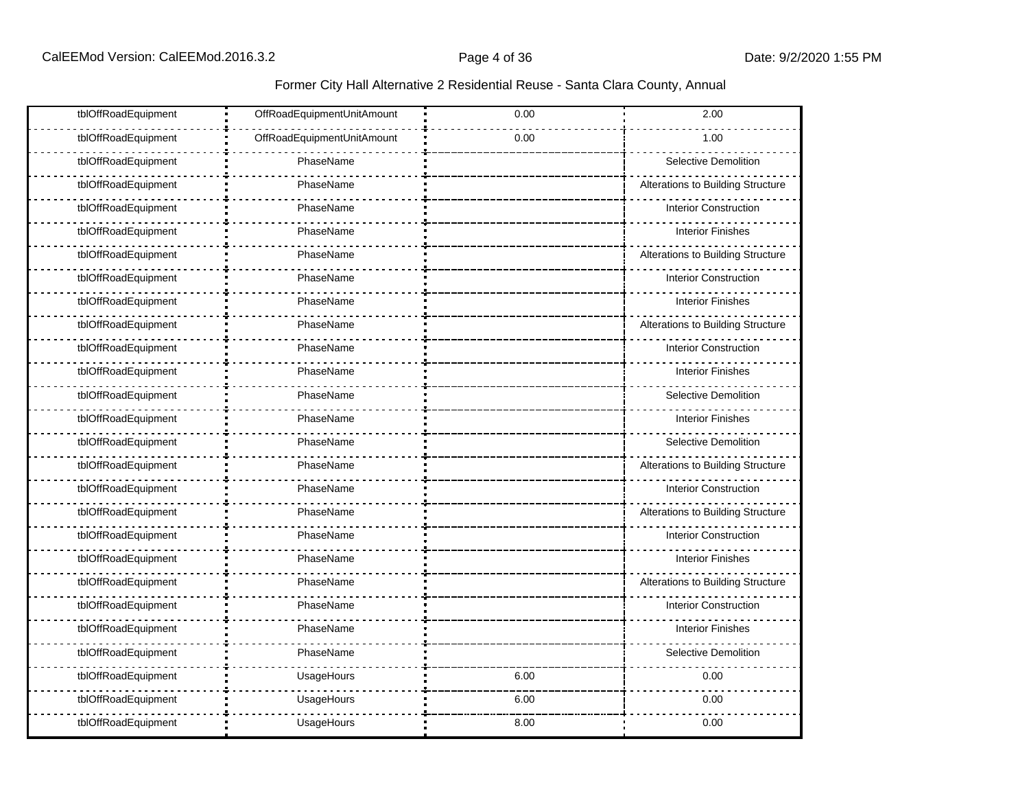| tblOffRoadEquipment | OffRoadEquipmentUnitAmount | 0.00 | 2.00 |
|---|---|---|---|
| tblOffRoadEquipment | OffRoadEquipmentUnitAmount | 0.00 | 1.00 |
| tblOffRoadEquipment | PhaseName | | Selective Demolition |
| tblOffRoadEquipment | PhaseName | | Alterations to Building Structure |
| tblOffRoadEquipment | PhaseName | | Interior Construction |
| tblOffRoadEquipment | PhaseName | | Interior Finishes |
| tblOffRoadEquipment | PhaseName | | Alterations to Building Structure |
| tblOffRoadEquipment | PhaseName | | Interior Construction |
| tblOffRoadEquipment | PhaseName | | Interior Finishes |
| tblOffRoadEquipment | PhaseName | | Alterations to Building Structure |
| tblOffRoadEquipment | PhaseName | | Interior Construction |
| tblOffRoadEquipment | PhaseName | | Interior Finishes |
| tblOffRoadEquipment | PhaseName | | Selective Demolition |
| tblOffRoadEquipment | PhaseName | | Interior Finishes |
| tblOffRoadEquipment | PhaseName | | Selective Demolition |
| tblOffRoadEquipment | PhaseName | | Alterations to Building Structure |
| tblOffRoadEquipment | PhaseName | | Interior Construction |
| tblOffRoadEquipment | PhaseName | | Alterations to Building Structure |
| tblOffRoadEquipment | PhaseName | | Interior Construction |
| tblOffRoadEquipment | PhaseName | | Interior Finishes |
| tblOffRoadEquipment | PhaseName | | Alterations to Building Structure |
| tblOffRoadEquipment | PhaseName | | Interior Construction |
| tblOffRoadEquipment | PhaseName | | Interior Finishes |
| tblOffRoadEquipment | PhaseName | | Selective Demolition |
| tblOffRoadEquipment | UsageHours | 6.00 | 0.00 |
| tblOffRoadEquipment | UsageHours | 6.00 | 0.00 |
| tblOffRoadEquipment | UsageHours | 8.00 | 0.00 |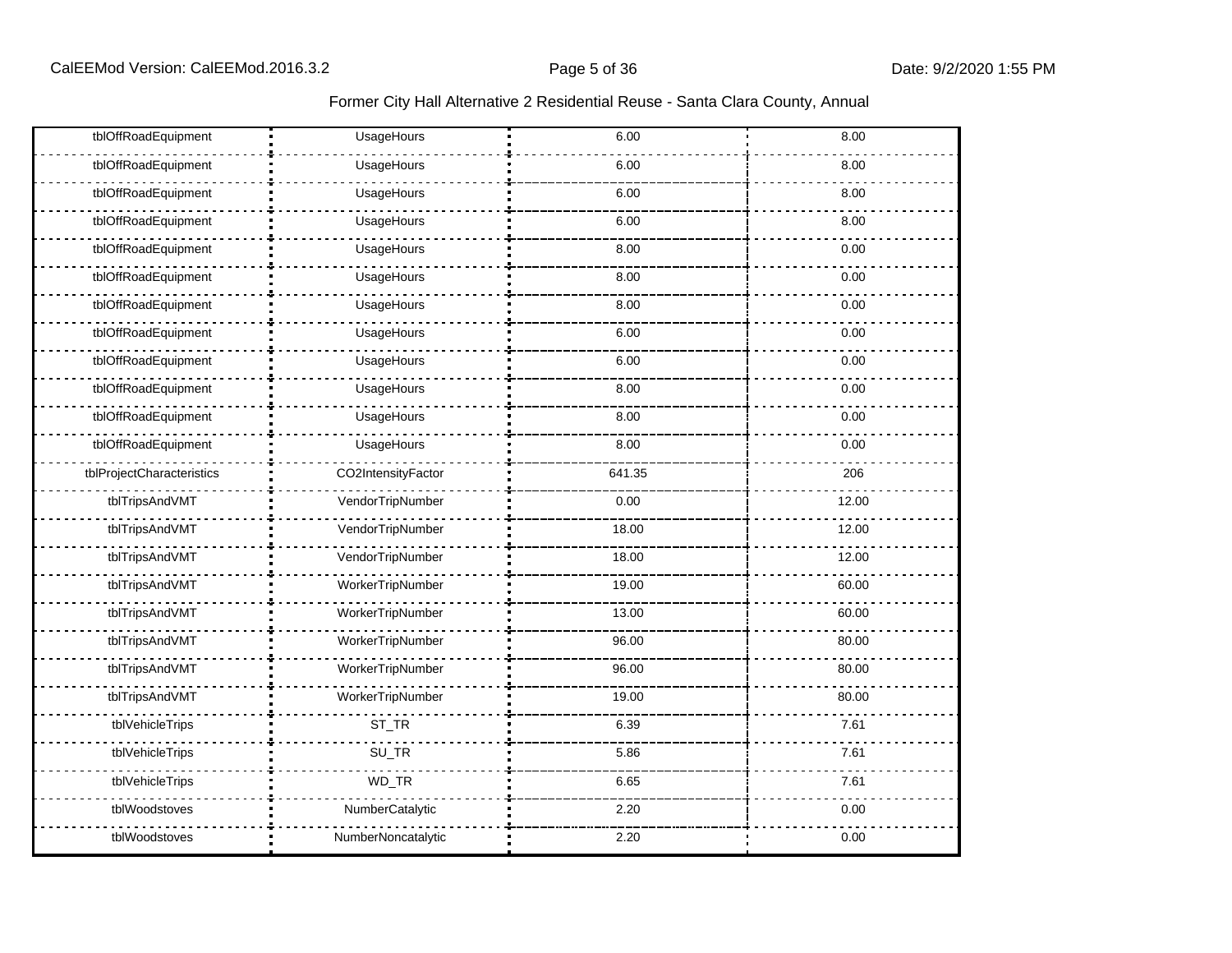Former City Hall Alternative 2 Residential Reuse - Santa Clara County, Annual

| | | | |
|---|---|---|---|
| tblOffRoadEquipment | UsageHours | 6.00 | 8.00 |
| tblOffRoadEquipment | UsageHours | 6.00 | 8.00 |
| tblOffRoadEquipment | UsageHours | 6.00 | 8.00 |
| tblOffRoadEquipment | UsageHours | 6.00 | 8.00 |
| tblOffRoadEquipment | UsageHours | 8.00 | 0.00 |
| tblOffRoadEquipment | UsageHours | 8.00 | 0.00 |
| tblOffRoadEquipment | UsageHours | 8.00 | 0.00 |
| tblOffRoadEquipment | UsageHours | 6.00 | 0.00 |
| tblOffRoadEquipment | UsageHours | 6.00 | 0.00 |
| tblOffRoadEquipment | UsageHours | 8.00 | 0.00 |
| tblOffRoadEquipment | UsageHours | 8.00 | 0.00 |
| tblOffRoadEquipment | UsageHours | 8.00 | 0.00 |
| tblProjectCharacteristics | CO2IntensityFactor | 641.35 | 206 |
| tblTripsAndVMT | VendorTripNumber | 0.00 | 12.00 |
| tblTripsAndVMT | VendorTripNumber | 18.00 | 12.00 |
| tblTripsAndVMT | VendorTripNumber | 18.00 | 12.00 |
| tblTripsAndVMT | WorkerTripNumber | 19.00 | 60.00 |
| tblTripsAndVMT | WorkerTripNumber | 13.00 | 60.00 |
| tblTripsAndVMT | WorkerTripNumber | 96.00 | 80.00 |
| tblTripsAndVMT | WorkerTripNumber | 96.00 | 80.00 |
| tblTripsAndVMT | WorkerTripNumber | 19.00 | 80.00 |
| tblVehicleTrips | ST_TR | 6.39 | 7.61 |
| tblVehicleTrips | SU_TR | 5.86 | 7.61 |
| tblVehicleTrips | WD_TR | 6.65 | 7.61 |
| tblWoodstoves | NumberCatalytic | 2.20 | 0.00 |
| tblWoodstoves | NumberNoncatalytic | 2.20 | 0.00 |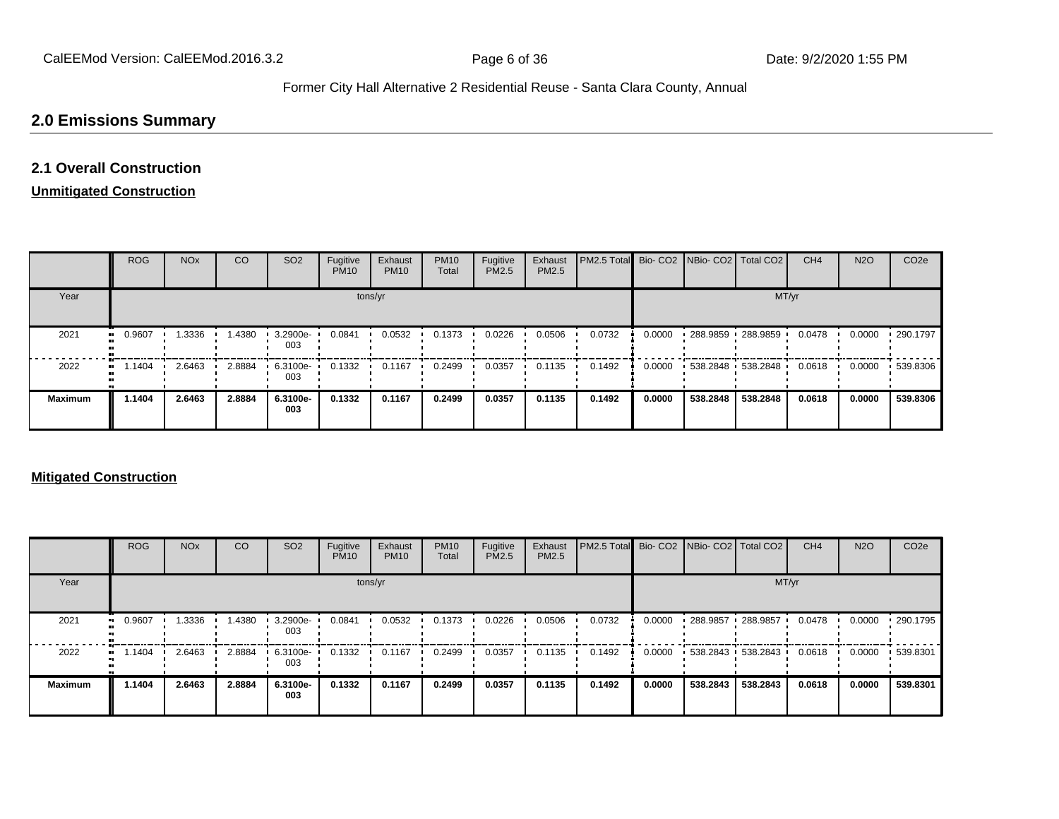## 2.0 Emissions Summary

### 2.1 Overall Construction

**Unmitigated Construction**

| | ROG | NOx | CO | SO2 | Fugitive PM10 | Exhaust PM10 | PM10 Total | Fugitive PM2.5 | Exhaust PM2.5 | PM2.5 Total | Bio- CO2 | NBio- CO2 | Total CO2 | CH4 | N2O | CO2e |
|---|---|---|---|---|---|---|---|---|---|---|---|---|---|---|---|---|
| Year | tons/yr | | | | | | | | | | MT/yr | | | | | |
| 2021 | 0.9607 | 1.3336 | 1.4380 | 3.2900e-003 | 0.0841 | 0.0532 | 0.1373 | 0.0226 | 0.0506 | 0.0732 | 0.0000 | 288.9859 | 288.9859 | 0.0478 | 0.0000 | 290.1797 |
| 2022 | 1.1404 | 2.6463 | 2.8884 | 6.3100e-003 | 0.1332 | 0.1167 | 0.2499 | 0.0357 | 0.1135 | 0.1492 | 0.0000 | 538.2848 | 538.2848 | 0.0618 | 0.0000 | 539.8306 |
| **Maximum** | **1.1404** | **2.6463** | **2.8884** | **6.3100e-003** | **0.1332** | **0.1167** | **0.2499** | **0.0357** | **0.1135** | **0.1492** | **0.0000** | **538.2848** | **538.2848** | **0.0618** | **0.0000** | **539.8306** |

**Mitigated Construction**

| | ROG | NOx | CO | SO2 | Fugitive PM10 | Exhaust PM10 | PM10 Total | Fugitive PM2.5 | Exhaust PM2.5 | PM2.5 Total | Bio- CO2 | NBio- CO2 | Total CO2 | CH4 | N2O | CO2e |
|---|---|---|---|---|---|---|---|---|---|---|---|---|---|---|---|---|
| Year | tons/yr | | | | | | | | | | MT/yr | | | | | |
| 2021 | 0.9607 | 1.3336 | 1.4380 | 3.2900e-003 | 0.0841 | 0.0532 | 0.1373 | 0.0226 | 0.0506 | 0.0732 | 0.0000 | 288.9857 | 288.9857 | 0.0478 | 0.0000 | 290.1795 |
| 2022 | 1.1404 | 2.6463 | 2.8884 | 6.3100e-003 | 0.1332 | 0.1167 | 0.2499 | 0.0357 | 0.1135 | 0.1492 | 0.0000 | 538.2843 | 538.2843 | 0.0618 | 0.0000 | 539.8301 |
| **Maximum** | **1.1404** | **2.6463** | **2.8884** | **6.3100e-003** | **0.1332** | **0.1167** | **0.2499** | **0.0357** | **0.1135** | **0.1492** | **0.0000** | **538.2843** | **538.2843** | **0.0618** | **0.0000** | **539.8301** |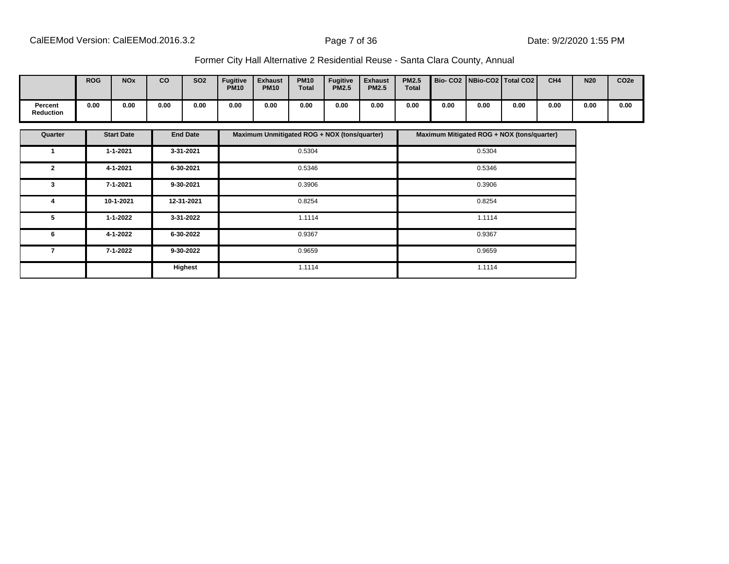Former City Hall Alternative 2 Residential Reuse - Santa Clara County, Annual

| | ROG | NOx | CO | SO2 | Fugitive PM10 | Exhaust PM10 | PM10 Total | Fugitive PM2.5 | Exhaust PM2.5 | PM2.5 Total | Bio- CO2 | NBio-CO2 | Total CO2 | CH4 | N20 | CO2e |
|---|---|---|---|---|---|---|---|---|---|---|---|---|---|---|---|---|
| Percent Reduction | 0.00 | 0.00 | 0.00 | 0.00 | 0.00 | 0.00 | 0.00 | 0.00 | 0.00 | 0.00 | 0.00 | 0.00 | 0.00 | 0.00 | 0.00 | 0.00 |

| Quarter | Start Date | End Date | Maximum Unmitigated ROG + NOX (tons/quarter) | Maximum Mitigated ROG + NOX (tons/quarter) |
|---|---|---|---|---|
| 1 | 1-1-2021 | 3-31-2021 | 0.5304 | 0.5304 |
| 2 | 4-1-2021 | 6-30-2021 | 0.5346 | 0.5346 |
| 3 | 7-1-2021 | 9-30-2021 | 0.3906 | 0.3906 |
| 4 | 10-1-2021 | 12-31-2021 | 0.8254 | 0.8254 |
| 5 | 1-1-2022 | 3-31-2022 | 1.1114 | 1.1114 |
| 6 | 4-1-2022 | 6-30-2022 | 0.9367 | 0.9367 |
| 7 | 7-1-2022 | 9-30-2022 | 0.9659 | 0.9659 |
| | | Highest | 1.1114 | 1.1114 |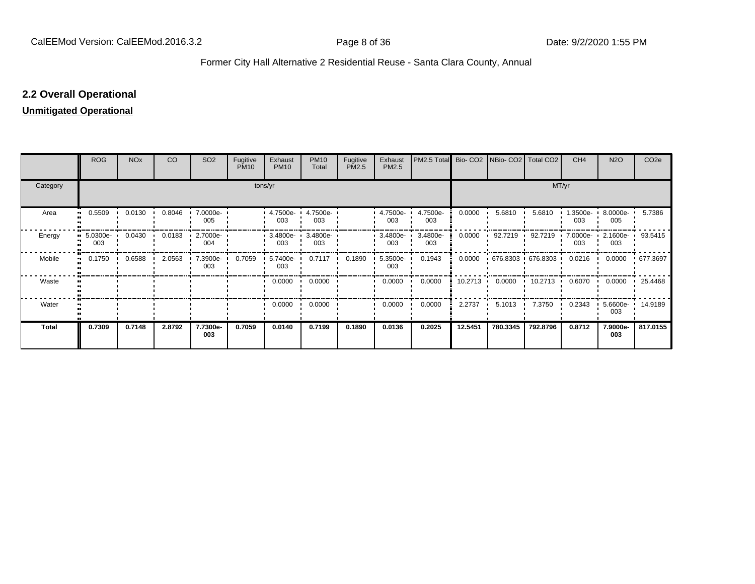## 2.2 Overall Operational

**Unmitigated Operational**

| | ROG | NOx | CO | SO2 | Fugitive PM10 | Exhaust PM10 | PM10 Total | Fugitive PM2.5 | Exhaust PM2.5 | PM2.5 Total | Bio- CO2 | NBio- CO2 | Total CO2 | CH4 | N2O | CO2e |
|---|---|---|---|---|---|---|---|---|---|---|---|---|---|---|---|---|
| Category | tons/yr | | | | | | | | | | MT/yr | | | | | |
| Area | 0.5509 | 0.0130 | 0.8046 | 7.0000e-005 | | 4.7500e-003 | 4.7500e-003 | | 4.7500e-003 | 4.7500e-003 | 0.0000 | 5.6810 | 5.6810 | 1.3500e-003 | 8.0000e-005 | 5.7386 |
| Energy | 5.0300e-003 | 0.0430 | 0.0183 | 2.7000e-004 | | 3.4800e-003 | 3.4800e-003 | | 3.4800e-003 | 3.4800e-003 | 0.0000 | 92.7219 | 92.7219 | 7.0000e-003 | 2.1600e-003 | 93.5415 |
| Mobile | 0.1750 | 0.6588 | 2.0563 | 7.3900e-003 | 0.7059 | 5.7400e-003 | 0.7117 | 0.1890 | 5.3500e-003 | 0.1943 | 0.0000 | 676.8303 | 676.8303 | 0.0216 | 0.0000 | 677.3697 |
| Waste | | | | | | 0.0000 | 0.0000 | | 0.0000 | 0.0000 | 10.2713 | 0.0000 | 10.2713 | 0.6070 | 0.0000 | 25.4468 |
| Water | | | | | | 0.0000 | 0.0000 | | 0.0000 | 0.0000 | 2.2737 | 5.1013 | 7.3750 | 0.2343 | 5.6600e-003 | 14.9189 |
| **Total** | **0.7309** | **0.7148** | **2.8792** | **7.7300e-003** | **0.7059** | **0.0140** | **0.7199** | **0.1890** | **0.0136** | **0.2025** | **12.5451** | **780.3345** | **792.8796** | **0.8712** | **7.9000e-003** | **817.0155** |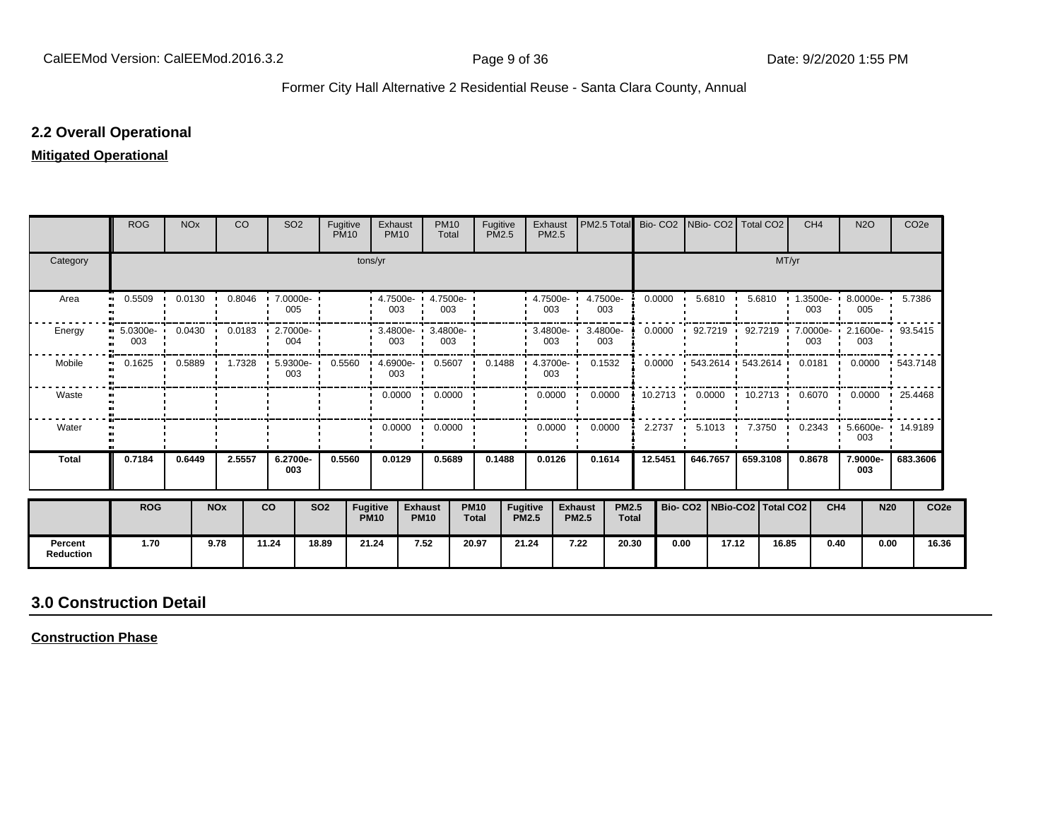## 2.2 Overall Operational

**Mitigated Operational**

| | ROG | NOx | CO | SO2 | Fugitive PM10 | Exhaust PM10 | PM10 Total | Fugitive PM2.5 | Exhaust PM2.5 | PM2.5 Total | Bio- CO2 | NBio- CO2 | Total CO2 | CH4 | N2O | CO2e |
|---|---|---|---|---|---|---|---|---|---|---|---|---|---|---|---|---|
| Category | tons/yr | | | | | | | | | | MT/yr | | | | | |
| Area | 0.5509 | 0.0130 | 0.8046 | 7.0000e-005 | | 4.7500e-003 | 4.7500e-003 | | 4.7500e-003 | 4.7500e-003 | 0.0000 | 5.6810 | 5.6810 | 1.3500e-003 | 8.0000e-005 | 5.7386 |
| Energy | 5.0300e-003 | 0.0430 | 0.0183 | 2.7000e-004 | | 3.4800e-003 | 3.4800e-003 | | 3.4800e-003 | 3.4800e-003 | 0.0000 | 92.7219 | 92.7219 | 7.0000e-003 | 2.1600e-003 | 93.5415 |
| Mobile | 0.1625 | 0.5889 | 1.7328 | 5.9300e-003 | 0.5560 | 4.6900e-003 | 0.5607 | 0.1488 | 4.3700e-003 | 0.1532 | 0.0000 | 543.2614 | 543.2614 | 0.0181 | 0.0000 | 543.7148 |
| Waste | | | | | | 0.0000 | 0.0000 | | 0.0000 | 0.0000 | 10.2713 | 0.0000 | 10.2713 | 0.6070 | 0.0000 | 25.4468 |
| Water | | | | | | 0.0000 | 0.0000 | | 0.0000 | 0.0000 | 2.2737 | 5.1013 | 7.3750 | 0.2343 | 5.6600e-003 | 14.9189 |
| **Total** | **0.7184** | **0.6449** | **2.5557** | **6.2700e-003** | **0.5560** | **0.0129** | **0.5689** | **0.1488** | **0.0126** | **0.1614** | **12.5451** | **646.7657** | **659.3108** | **0.8678** | **7.9000e-003** | **683.3606** |

| | ROG | NOx | CO | SO2 | Fugitive PM10 | Exhaust PM10 | PM10 Total | Fugitive PM2.5 | Exhaust PM2.5 | PM2.5 Total | Bio- CO2 | NBio-CO2 | Total CO2 | CH4 | N20 | CO2e |
|---|---|---|---|---|---|---|---|---|---|---|---|---|---|---|---|---|
| **Percent Reduction** | 1.70 | 9.78 | 11.24 | 18.89 | 21.24 | 7.52 | 20.97 | 21.24 | 7.22 | 20.30 | 0.00 | 17.12 | 16.85 | 0.40 | 0.00 | 16.36 |

## 3.0 Construction Detail

**Construction Phase**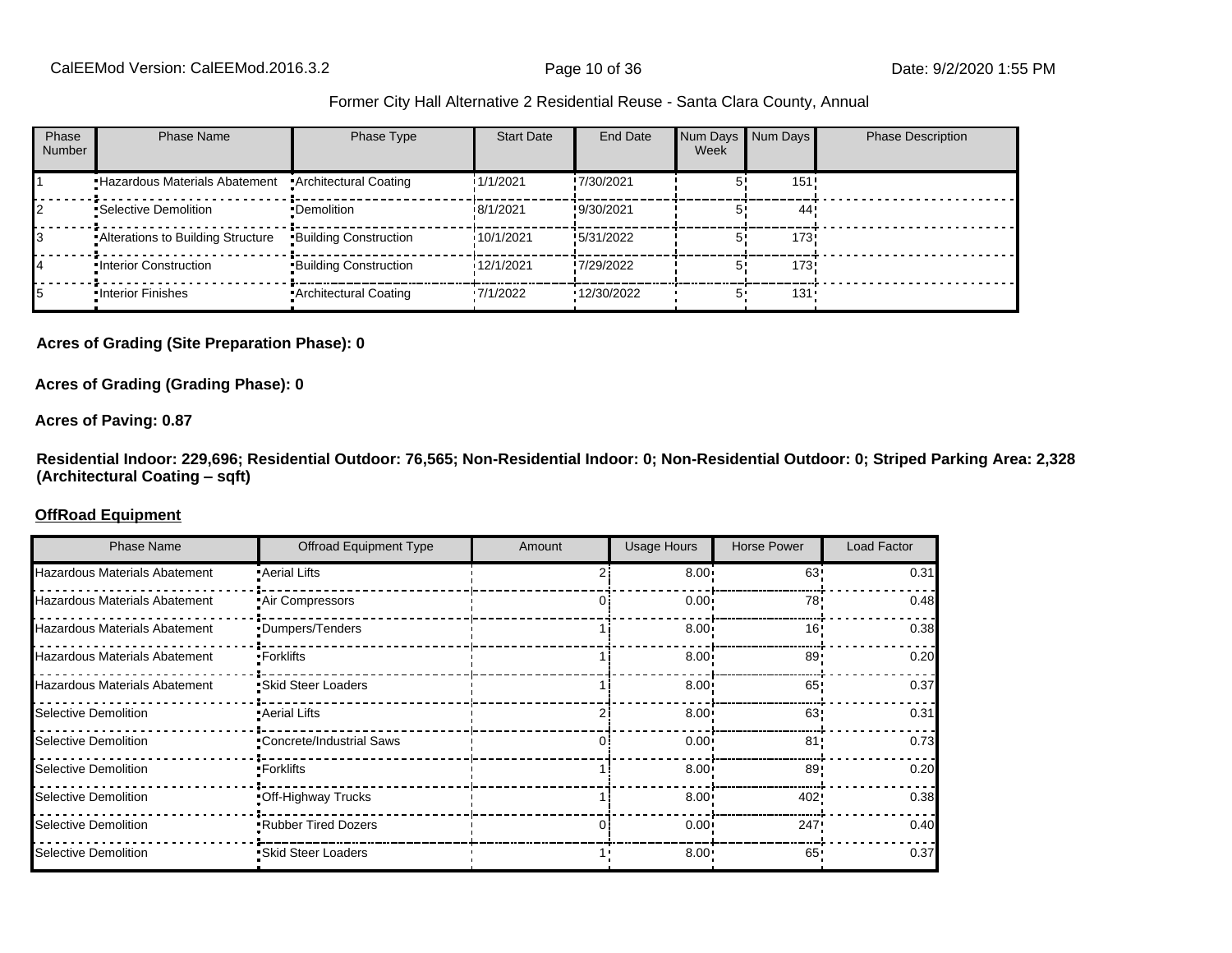Former City Hall Alternative 2 Residential Reuse - Santa Clara County, Annual

| Phase Number | Phase Name | Phase Type | Start Date | End Date | Num Days Week | Num Days | Phase Description |
|---|---|---|---|---|---|---|---|
| 1 | Hazardous Materials Abatement | Architectural Coating | 1/1/2021 | 7/30/2021 | 5 | 151 | |
| 2 | Selective Demolition | Demolition | 8/1/2021 | 9/30/2021 | 5 | 44 | |
| 3 | Alterations to Building Structure | Building Construction | 10/1/2021 | 5/31/2022 | 5 | 173 | |
| 4 | Interior Construction | Building Construction | 12/1/2021 | 7/29/2022 | 5 | 173 | |
| 5 | Interior Finishes | Architectural Coating | 7/1/2022 | 12/30/2022 | 5 | 131 | |

**Acres of Grading (Site Preparation Phase): 0**

**Acres of Grading (Grading Phase): 0**

**Acres of Paving: 0.87**

**Residential Indoor: 229,696; Residential Outdoor: 76,565; Non-Residential Indoor: 0; Non-Residential Outdoor: 0; Striped Parking Area: 2,328 (Architectural Coating – sqft)**

**OffRoad Equipment**

| Phase Name | Offroad Equipment Type | Amount | Usage Hours | Horse Power | Load Factor |
|---|---|---|---|---|---|
| Hazardous Materials Abatement | Aerial Lifts | 2 | 8.00 | 63 | 0.31 |
| Hazardous Materials Abatement | Air Compressors | 0 | 0.00 | 78 | 0.48 |
| Hazardous Materials Abatement | Dumpers/Tenders | 1 | 8.00 | 16 | 0.38 |
| Hazardous Materials Abatement | Forklifts | 1 | 8.00 | 89 | 0.20 |
| Hazardous Materials Abatement | Skid Steer Loaders | 1 | 8.00 | 65 | 0.37 |
| Selective Demolition | Aerial Lifts | 2 | 8.00 | 63 | 0.31 |
| Selective Demolition | Concrete/Industrial Saws | 0 | 0.00 | 81 | 0.73 |
| Selective Demolition | Forklifts | 1 | 8.00 | 89 | 0.20 |
| Selective Demolition | Off-Highway Trucks | 1 | 8.00 | 402 | 0.38 |
| Selective Demolition | Rubber Tired Dozers | 0 | 0.00 | 247 | 0.40 |
| Selective Demolition | Skid Steer Loaders | 1 | 8.00 | 65 | 0.37 |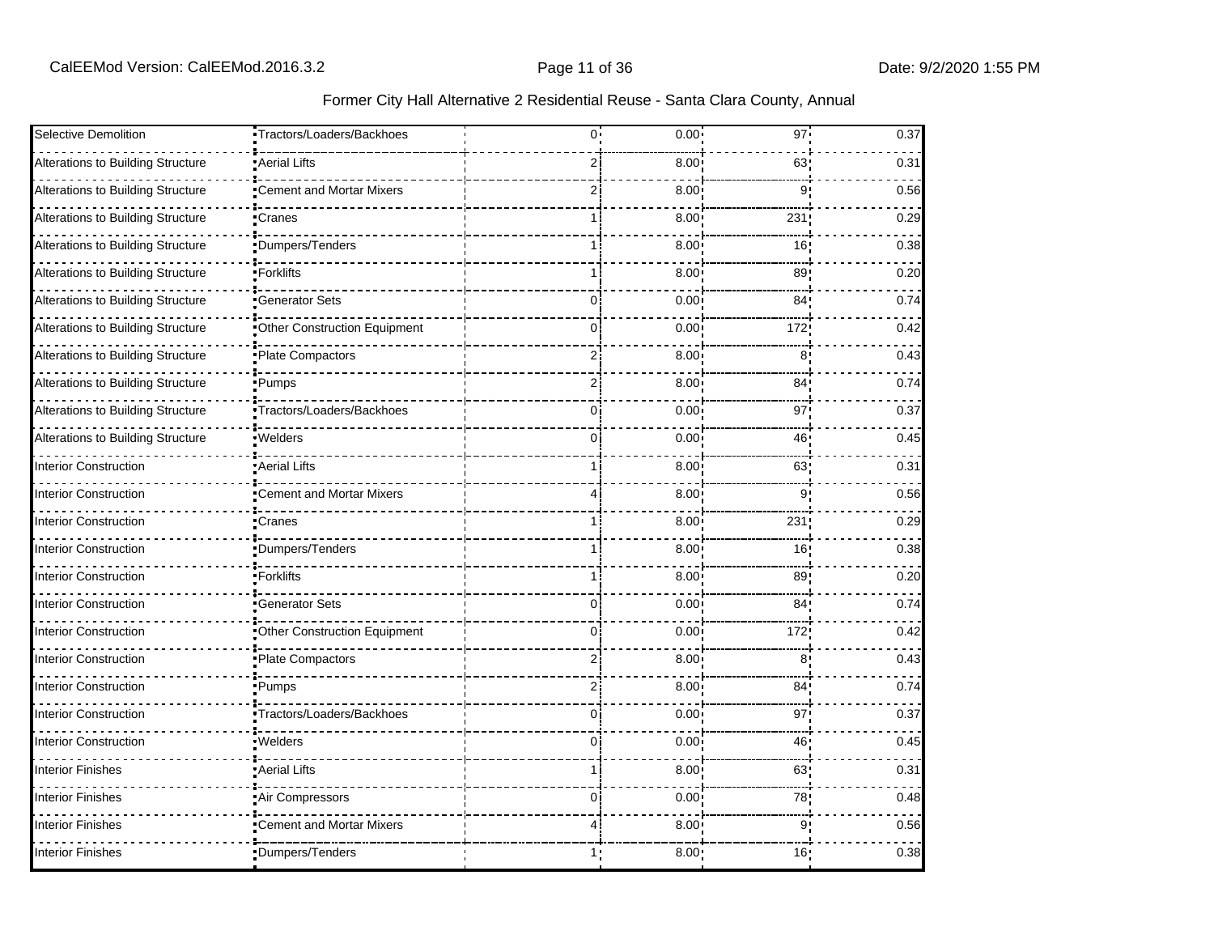Former City Hall Alternative 2 Residential Reuse - Santa Clara County, Annual

| Phase Name | Offroad Equipment Type | | Amount | Usage Hours | Horse Power | Load Factor |
|---|---|---|---|---|---|---|
| Selective Demolition | Tractors/Loaders/Backhoes | | 0 | 0.00 | 97 | 0.37 |
| Alterations to Building Structure | Aerial Lifts | | 2 | 8.00 | 63 | 0.31 |
| Alterations to Building Structure | Cement and Mortar Mixers | | 2 | 8.00 | 9 | 0.56 |
| Alterations to Building Structure | Cranes | | 1 | 8.00 | 231 | 0.29 |
| Alterations to Building Structure | Dumpers/Tenders | | 1 | 8.00 | 16 | 0.38 |
| Alterations to Building Structure | Forklifts | | 1 | 8.00 | 89 | 0.20 |
| Alterations to Building Structure | Generator Sets | | 0 | 0.00 | 84 | 0.74 |
| Alterations to Building Structure | Other Construction Equipment | | 0 | 0.00 | 172 | 0.42 |
| Alterations to Building Structure | Plate Compactors | | 2 | 8.00 | 8 | 0.43 |
| Alterations to Building Structure | Pumps | | 2 | 8.00 | 84 | 0.74 |
| Alterations to Building Structure | Tractors/Loaders/Backhoes | | 0 | 0.00 | 97 | 0.37 |
| Alterations to Building Structure | Welders | | 0 | 0.00 | 46 | 0.45 |
| Interior Construction | Aerial Lifts | | 1 | 8.00 | 63 | 0.31 |
| Interior Construction | Cement and Mortar Mixers | | 4 | 8.00 | 9 | 0.56 |
| Interior Construction | Cranes | | 1 | 8.00 | 231 | 0.29 |
| Interior Construction | Dumpers/Tenders | | 1 | 8.00 | 16 | 0.38 |
| Interior Construction | Forklifts | | 1 | 8.00 | 89 | 0.20 |
| Interior Construction | Generator Sets | | 0 | 0.00 | 84 | 0.74 |
| Interior Construction | Other Construction Equipment | | 0 | 0.00 | 172 | 0.42 |
| Interior Construction | Plate Compactors | | 2 | 8.00 | 8 | 0.43 |
| Interior Construction | Pumps | | 2 | 8.00 | 84 | 0.74 |
| Interior Construction | Tractors/Loaders/Backhoes | | 0 | 0.00 | 97 | 0.37 |
| Interior Construction | Welders | | 0 | 0.00 | 46 | 0.45 |
| Interior Finishes | Aerial Lifts | | 1 | 8.00 | 63 | 0.31 |
| Interior Finishes | Air Compressors | | 0 | 0.00 | 78 | 0.48 |
| Interior Finishes | Cement and Mortar Mixers | | 4 | 8.00 | 9 | 0.56 |
| Interior Finishes | Dumpers/Tenders | | 1 | 8.00 | 16 | 0.38 |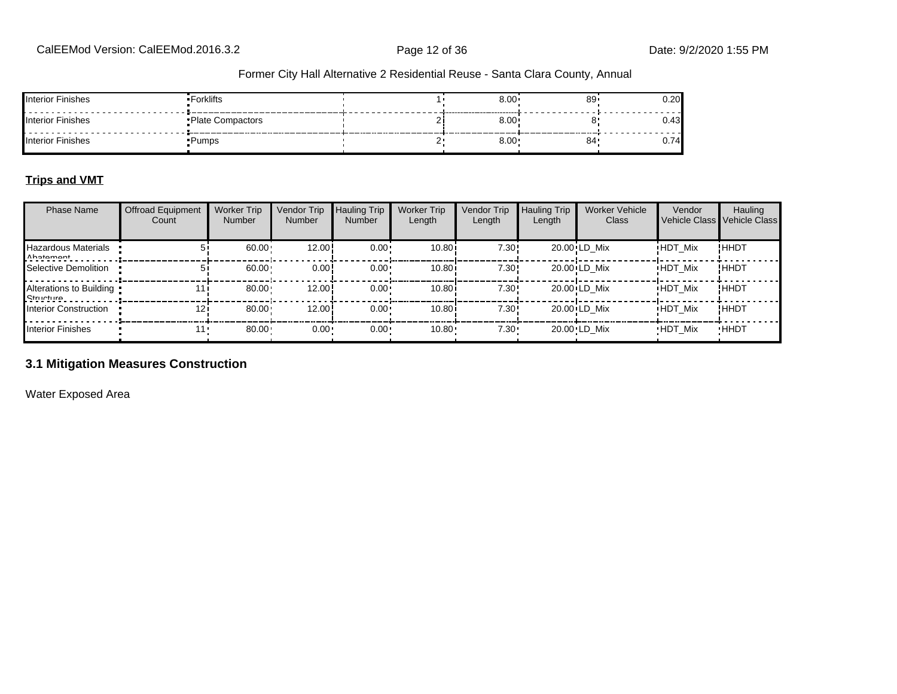| Interior Finishes | Forklifts | | 1 | 8.00 | 89 | 0.20 |
|---|---|---|---|---|---|---|
| Interior Finishes | Plate Compactors | | 2 | 8.00 | 8 | 0.43 |
| Interior Finishes | Pumps | | 2 | 8.00 | 84 | 0.74 |

**Trips and VMT**

| Phase Name | Offroad Equipment Count | Worker Trip Number | Vendor Trip Number | Hauling Trip Number | Worker Trip Length | Vendor Trip Length | Hauling Trip Length | Worker Vehicle Class | Vendor Vehicle Class | Hauling Vehicle Class |
|---|---|---|---|---|---|---|---|---|---|---|
| Hazardous Materials Abatement | 5 | 60.00 | 12.00 | 0.00 | 10.80 | 7.30 | 20.00 | LD_Mix | HDT_Mix | HHDT |
| Selective Demolition | 5 | 60.00 | 0.00 | 0.00 | 10.80 | 7.30 | 20.00 | LD_Mix | HDT_Mix | HHDT |
| Alterations to Building Structure | 11 | 80.00 | 12.00 | 0.00 | 10.80 | 7.30 | 20.00 | LD_Mix | HDT_Mix | HHDT |
| Interior Construction | 12 | 80.00 | 12.00 | 0.00 | 10.80 | 7.30 | 20.00 | LD_Mix | HDT_Mix | HHDT |
| Interior Finishes | 11 | 80.00 | 0.00 | 0.00 | 10.80 | 7.30 | 20.00 | LD_Mix | HDT_Mix | HHDT |

## 3.1 Mitigation Measures Construction

Water Exposed Area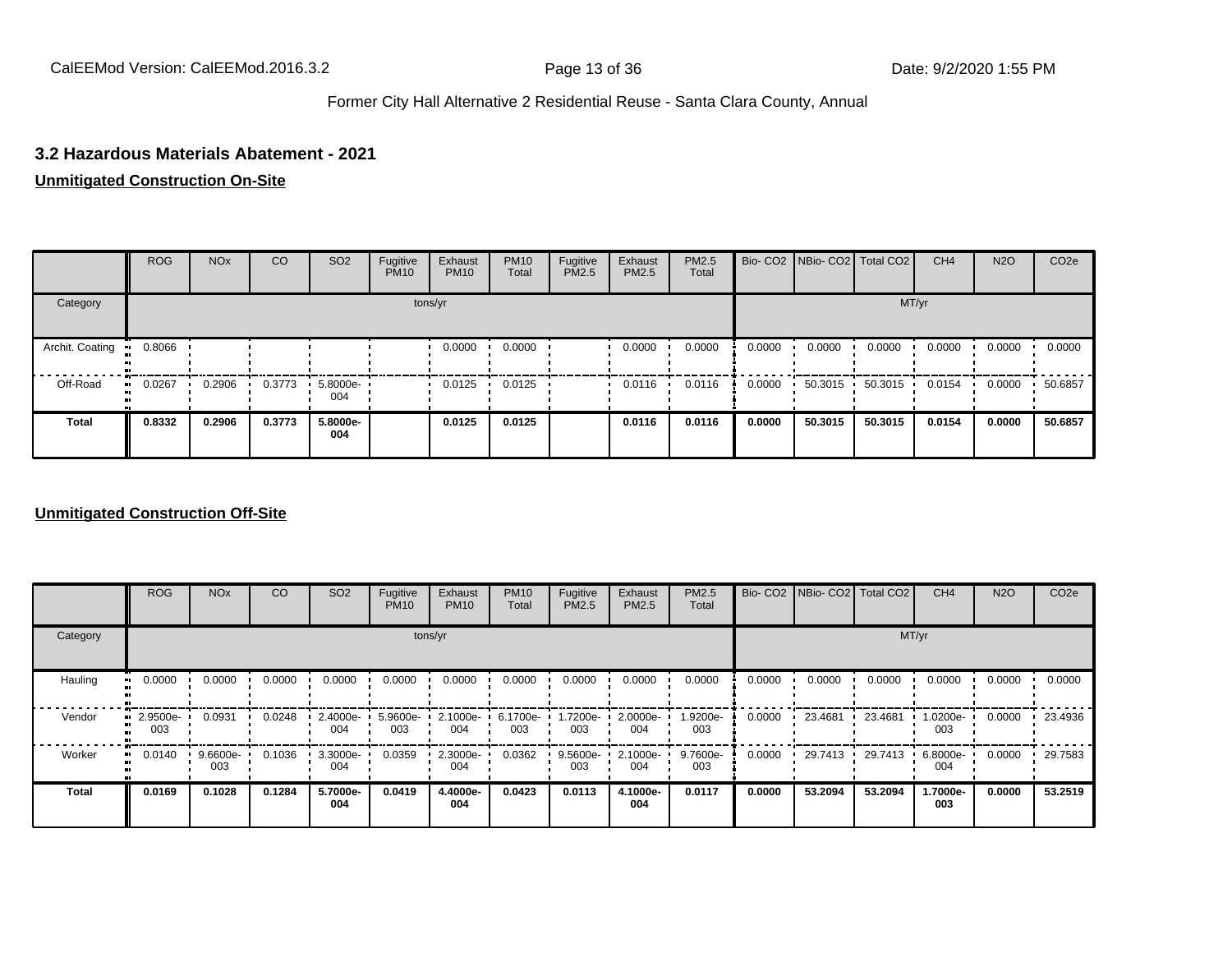### 3.2 Hazardous Materials Abatement - 2021

**Unmitigated Construction On-Site**

| | ROG | NOx | CO | SO2 | Fugitive PM10 | Exhaust PM10 | PM10 Total | Fugitive PM2.5 | Exhaust PM2.5 | PM2.5 Total | Bio- CO2 | NBio- CO2 | Total CO2 | CH4 | N2O | CO2e |
|---|---|---|---|---|---|---|---|---|---|---|---|---|---|---|---|---|
| Category | tons/yr | | | | | | | | | | MT/yr | | | | | |
| Archit. Coating | 0.8066 | | | | | 0.0000 | 0.0000 | | 0.0000 | 0.0000 | 0.0000 | 0.0000 | 0.0000 | 0.0000 | 0.0000 | 0.0000 |
| Off-Road | 0.0267 | 0.2906 | 0.3773 | 5.8000e-004 | | 0.0125 | 0.0125 | | 0.0116 | 0.0116 | 0.0000 | 50.3015 | 50.3015 | 0.0154 | 0.0000 | 50.6857 |
| **Total** | **0.8332** | **0.2906** | **0.3773** | **5.8000e-004** | | **0.0125** | **0.0125** | | **0.0116** | **0.0116** | **0.0000** | **50.3015** | **50.3015** | **0.0154** | **0.0000** | **50.6857** |

**Unmitigated Construction Off-Site**

| | ROG | NOx | CO | SO2 | Fugitive PM10 | Exhaust PM10 | PM10 Total | Fugitive PM2.5 | Exhaust PM2.5 | PM2.5 Total | Bio- CO2 | NBio- CO2 | Total CO2 | CH4 | N2O | CO2e |
|---|---|---|---|---|---|---|---|---|---|---|---|---|---|---|---|---|
| Category | tons/yr | | | | | | | | | | MT/yr | | | | | |
| Hauling | 0.0000 | 0.0000 | 0.0000 | 0.0000 | 0.0000 | 0.0000 | 0.0000 | 0.0000 | 0.0000 | 0.0000 | 0.0000 | 0.0000 | 0.0000 | 0.0000 | 0.0000 | 0.0000 |
| Vendor | 2.9500e-003 | 0.0931 | 0.0248 | 2.4000e-004 | 5.9600e-003 | 2.1000e-004 | 6.1700e-003 | 1.7200e-003 | 2.0000e-004 | 1.9200e-003 | 0.0000 | 23.4681 | 23.4681 | 1.0200e-003 | 0.0000 | 23.4936 |
| Worker | 0.0140 | 9.6600e-003 | 0.1036 | 3.3000e-004 | 0.0359 | 2.3000e-004 | 0.0362 | 9.5600e-003 | 2.1000e-004 | 9.7600e-003 | 0.0000 | 29.7413 | 29.7413 | 6.8000e-004 | 0.0000 | 29.7583 |
| **Total** | **0.0169** | **0.1028** | **0.1284** | **5.7000e-004** | **0.0419** | **4.4000e-004** | **0.0423** | **0.0113** | **4.1000e-004** | **0.0117** | **0.0000** | **53.2094** | **53.2094** | **1.7000e-003** | **0.0000** | **53.2519** |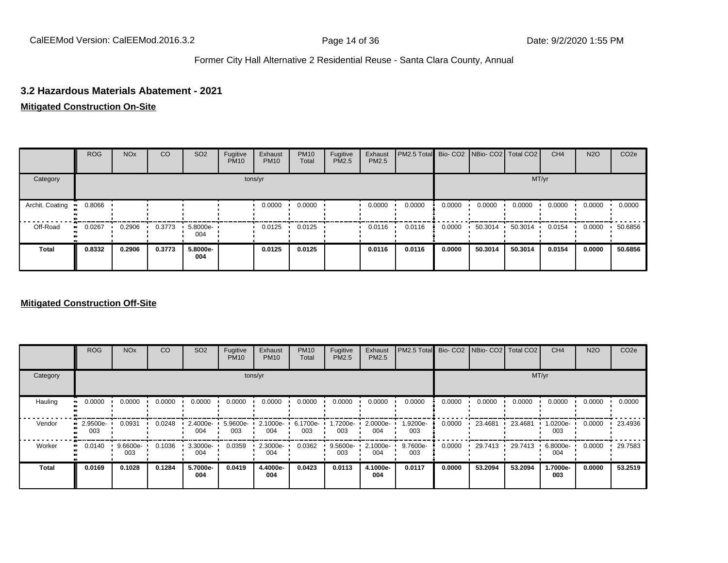### 3.2 Hazardous Materials Abatement - 2021

**Mitigated Construction On-Site**

| | ROG | NOx | CO | SO2 | Fugitive PM10 | Exhaust PM10 | PM10 Total | Fugitive PM2.5 | Exhaust PM2.5 | PM2.5 Total | Bio- CO2 | NBio- CO2 | Total CO2 | CH4 | N2O | CO2e |
|---|---|---|---|---|---|---|---|---|---|---|---|---|---|---|---|---|
| Category | tons/yr | | | | | | | | | | MT/yr | | | | | |
| Archit. Coating | 0.8066 | | | | | 0.0000 | 0.0000 | | 0.0000 | 0.0000 | 0.0000 | 0.0000 | 0.0000 | 0.0000 | 0.0000 | 0.0000 |
| Off-Road | 0.0267 | 0.2906 | 0.3773 | 5.8000e-004 | | 0.0125 | 0.0125 | | 0.0116 | 0.0116 | 0.0000 | 50.3014 | 50.3014 | 0.0154 | 0.0000 | 50.6856 |
| **Total** | **0.8332** | **0.2906** | **0.3773** | **5.8000e-004** | | **0.0125** | **0.0125** | | **0.0116** | **0.0116** | **0.0000** | **50.3014** | **50.3014** | **0.0154** | **0.0000** | **50.6856** |

**Mitigated Construction Off-Site**

| | ROG | NOx | CO | SO2 | Fugitive PM10 | Exhaust PM10 | PM10 Total | Fugitive PM2.5 | Exhaust PM2.5 | PM2.5 Total | Bio- CO2 | NBio- CO2 | Total CO2 | CH4 | N2O | CO2e |
|---|---|---|---|---|---|---|---|---|---|---|---|---|---|---|---|---|
| Category | tons/yr | | | | | | | | | | MT/yr | | | | | |
| Hauling | 0.0000 | 0.0000 | 0.0000 | 0.0000 | 0.0000 | 0.0000 | 0.0000 | 0.0000 | 0.0000 | 0.0000 | 0.0000 | 0.0000 | 0.0000 | 0.0000 | 0.0000 | 0.0000 |
| Vendor | 2.9500e-003 | 0.0931 | 0.0248 | 2.4000e-004 | 5.9600e-003 | 2.1000e-004 | 6.1700e-003 | 1.7200e-003 | 2.0000e-004 | 1.9200e-003 | 0.0000 | 23.4681 | 23.4681 | 1.0200e-003 | 0.0000 | 23.4936 |
| Worker | 0.0140 | 9.6600e-003 | 0.1036 | 3.3000e-004 | 0.0359 | 2.3000e-004 | 0.0362 | 9.5600e-003 | 2.1000e-004 | 9.7600e-003 | 0.0000 | 29.7413 | 29.7413 | 6.8000e-004 | 0.0000 | 29.7583 |
| **Total** | **0.0169** | **0.1028** | **0.1284** | **5.7000e-004** | **0.0419** | **4.4000e-004** | **0.0423** | **0.0113** | **4.1000e-004** | **0.0117** | **0.0000** | **53.2094** | **53.2094** | **1.7000e-003** | **0.0000** | **53.2519** |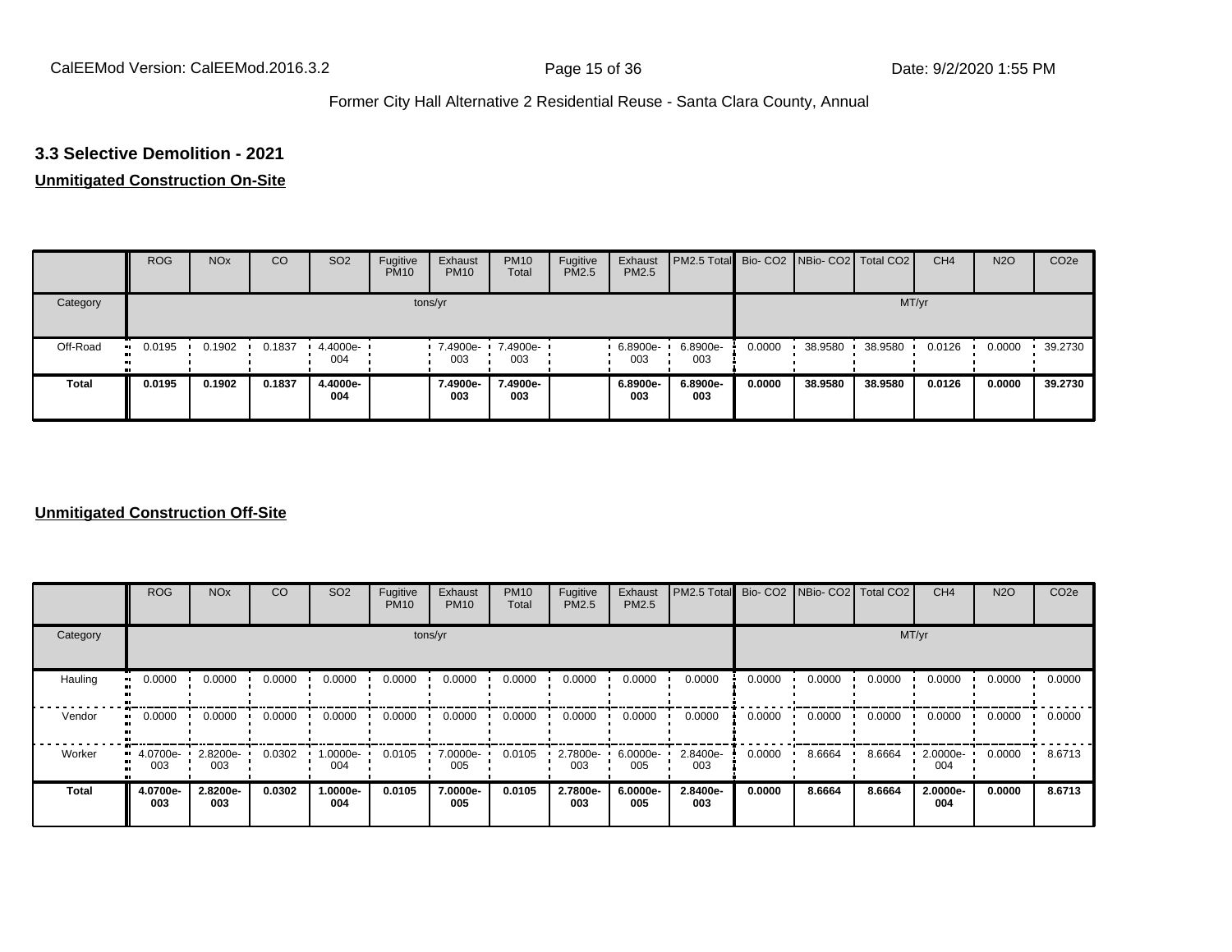## 3.3 Selective Demolition - 2021

**Unmitigated Construction On-Site**

| | ROG | NOx | CO | SO2 | Fugitive PM10 | Exhaust PM10 | PM10 Total | Fugitive PM2.5 | Exhaust PM2.5 | PM2.5 Total | Bio- CO2 | NBio- CO2 | Total CO2 | CH4 | N2O | CO2e |
|---|---|---|---|---|---|---|---|---|---|---|---|---|---|---|---|---|
| Category | tons/yr | | | | | | | | | | MT/yr | | | | | |
| Off-Road | 0.0195 | 0.1902 | 0.1837 | 4.4000e-004 | | 7.4900e-003 | 7.4900e-003 | | 6.8900e-003 | 6.8900e-003 | 0.0000 | 38.9580 | 38.9580 | 0.0126 | 0.0000 | 39.2730 |
| **Total** | **0.0195** | **0.1902** | **0.1837** | **4.4000e-004** | | **7.4900e-003** | **7.4900e-003** | | **6.8900e-003** | **6.8900e-003** | **0.0000** | **38.9580** | **38.9580** | **0.0126** | **0.0000** | **39.2730** |

**Unmitigated Construction Off-Site**

| | ROG | NOx | CO | SO2 | Fugitive PM10 | Exhaust PM10 | PM10 Total | Fugitive PM2.5 | Exhaust PM2.5 | PM2.5 Total | Bio- CO2 | NBio- CO2 | Total CO2 | CH4 | N2O | CO2e |
|---|---|---|---|---|---|---|---|---|---|---|---|---|---|---|---|---|
| Category | tons/yr | | | | | | | | | | MT/yr | | | | | |
| Hauling | 0.0000 | 0.0000 | 0.0000 | 0.0000 | 0.0000 | 0.0000 | 0.0000 | 0.0000 | 0.0000 | 0.0000 | 0.0000 | 0.0000 | 0.0000 | 0.0000 | 0.0000 | 0.0000 |
| Vendor | 0.0000 | 0.0000 | 0.0000 | 0.0000 | 0.0000 | 0.0000 | 0.0000 | 0.0000 | 0.0000 | 0.0000 | 0.0000 | 0.0000 | 0.0000 | 0.0000 | 0.0000 | 0.0000 |
| Worker | 4.0700e-003 | 2.8200e-003 | 0.0302 | 1.0000e-004 | 0.0105 | 7.0000e-005 | 0.0105 | 2.7800e-003 | 6.0000e-005 | 2.8400e-003 | 0.0000 | 8.6664 | 8.6664 | 2.0000e-004 | 0.0000 | 8.6713 |
| **Total** | **4.0700e-003** | **2.8200e-003** | **0.0302** | **1.0000e-004** | **0.0105** | **7.0000e-005** | **0.0105** | **2.7800e-003** | **6.0000e-005** | **2.8400e-003** | **0.0000** | **8.6664** | **8.6664** | **2.0000e-004** | **0.0000** | **8.6713** |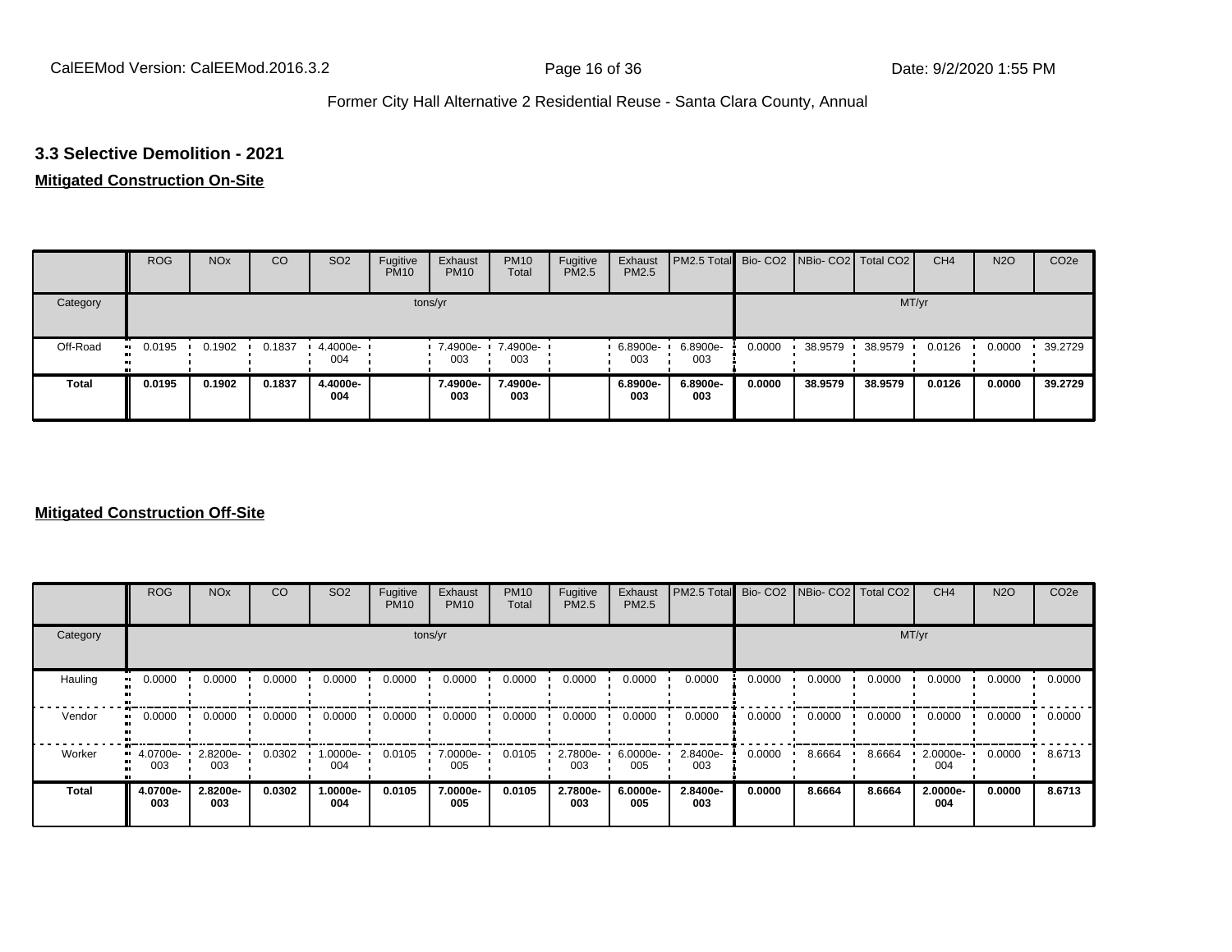### 3.3 Selective Demolition - 2021

**Mitigated Construction On-Site**

| | ROG | NOx | CO | SO2 | Fugitive PM10 | Exhaust PM10 | PM10 Total | Fugitive PM2.5 | Exhaust PM2.5 | PM2.5 Total | Bio- CO2 | NBio- CO2 | Total CO2 | CH4 | N2O | CO2e |
|---|---|---|---|---|---|---|---|---|---|---|---|---|---|---|---|---|
| Category | tons/yr | | | | | | | | | | MT/yr | | | | | |
| Off-Road | 0.0195 | 0.1902 | 0.1837 | 4.4000e-004 | | 7.4900e-003 | 7.4900e-003 | | 6.8900e-003 | 6.8900e-003 | 0.0000 | 38.9579 | 38.9579 | 0.0126 | 0.0000 | 39.2729 |
| **Total** | **0.0195** | **0.1902** | **0.1837** | **4.4000e-004** | | **7.4900e-003** | **7.4900e-003** | | **6.8900e-003** | **6.8900e-003** | **0.0000** | **38.9579** | **38.9579** | **0.0126** | **0.0000** | **39.2729** |

**Mitigated Construction Off-Site**

| | ROG | NOx | CO | SO2 | Fugitive PM10 | Exhaust PM10 | PM10 Total | Fugitive PM2.5 | Exhaust PM2.5 | PM2.5 Total | Bio- CO2 | NBio- CO2 | Total CO2 | CH4 | N2O | CO2e |
|---|---|---|---|---|---|---|---|---|---|---|---|---|---|---|---|---|
| Category | tons/yr | | | | | | | | | | MT/yr | | | | | |
| Hauling | 0.0000 | 0.0000 | 0.0000 | 0.0000 | 0.0000 | 0.0000 | 0.0000 | 0.0000 | 0.0000 | 0.0000 | 0.0000 | 0.0000 | 0.0000 | 0.0000 | 0.0000 | 0.0000 |
| Vendor | 0.0000 | 0.0000 | 0.0000 | 0.0000 | 0.0000 | 0.0000 | 0.0000 | 0.0000 | 0.0000 | 0.0000 | 0.0000 | 0.0000 | 0.0000 | 0.0000 | 0.0000 | 0.0000 |
| Worker | 4.0700e-003 | 2.8200e-003 | 0.0302 | 1.0000e-004 | 0.0105 | 7.0000e-005 | 0.0105 | 2.7800e-003 | 6.0000e-005 | 2.8400e-003 | 0.0000 | 8.6664 | 8.6664 | 2.0000e-004 | 0.0000 | 8.6713 |
| **Total** | **4.0700e-003** | **2.8200e-003** | **0.0302** | **1.0000e-004** | **0.0105** | **7.0000e-005** | **0.0105** | **2.7800e-003** | **6.0000e-005** | **2.8400e-003** | **0.0000** | **8.6664** | **8.6664** | **2.0000e-004** | **0.0000** | **8.6713** |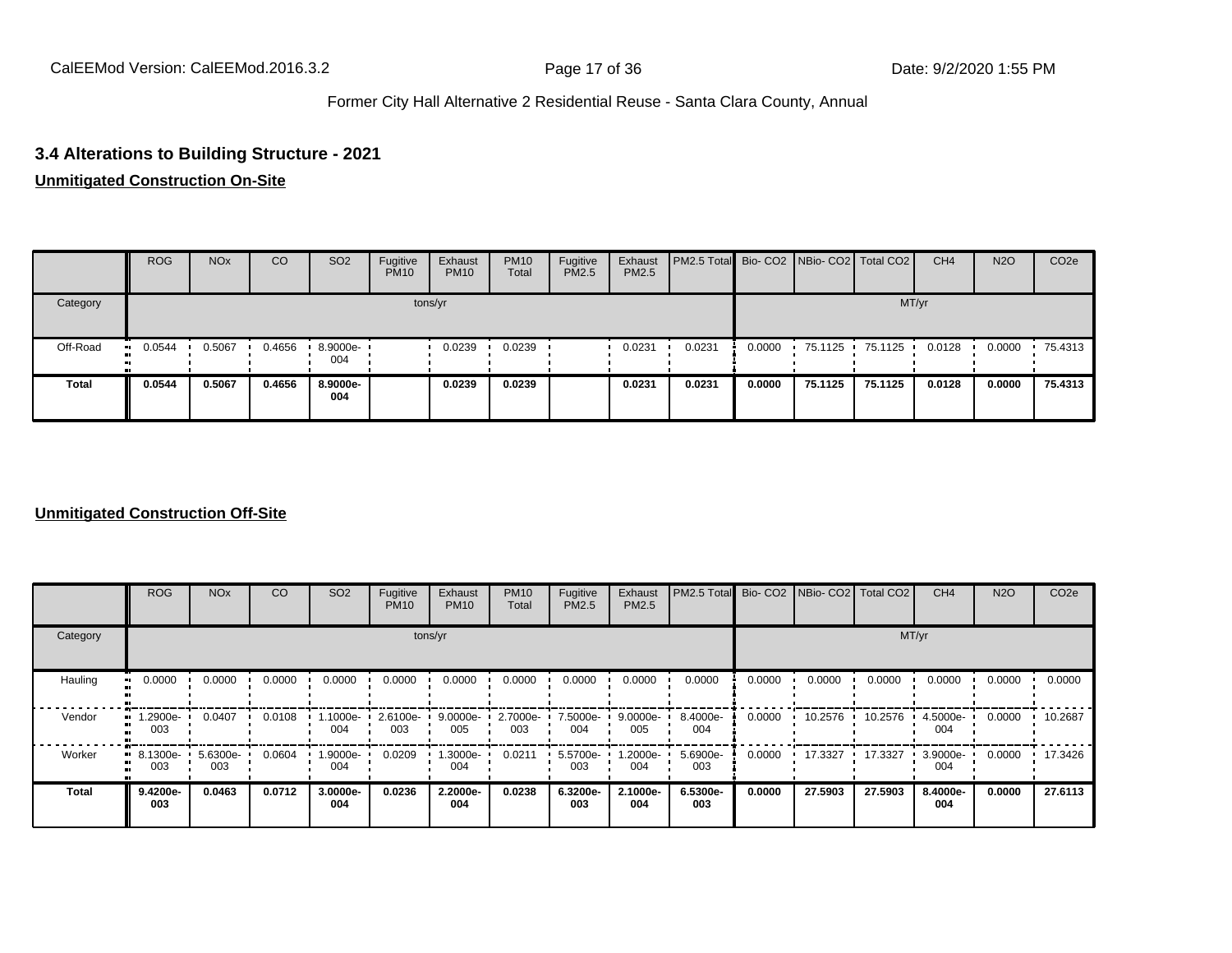## 3.4 Alterations to Building Structure - 2021

**Unmitigated Construction On-Site**

| | ROG | NOx | CO | SO2 | Fugitive PM10 | Exhaust PM10 | PM10 Total | Fugitive PM2.5 | Exhaust PM2.5 | PM2.5 Total | Bio- CO2 | NBio- CO2 | Total CO2 | CH4 | N2O | CO2e |
|---|---|---|---|---|---|---|---|---|---|---|---|---|---|---|---|---|
| Category | tons/yr | | | | | | | | | | MT/yr | | | | | |
| Off-Road | 0.0544 | 0.5067 | 0.4656 | 8.9000e-004 | | 0.0239 | 0.0239 | | 0.0231 | 0.0231 | 0.0000 | 75.1125 | 75.1125 | 0.0128 | 0.0000 | 75.4313 |
| **Total** | **0.0544** | **0.5067** | **0.4656** | **8.9000e-004** | | **0.0239** | **0.0239** | | **0.0231** | **0.0231** | **0.0000** | **75.1125** | **75.1125** | **0.0128** | **0.0000** | **75.4313** |

**Unmitigated Construction Off-Site**

| | ROG | NOx | CO | SO2 | Fugitive PM10 | Exhaust PM10 | PM10 Total | Fugitive PM2.5 | Exhaust PM2.5 | PM2.5 Total | Bio- CO2 | NBio- CO2 | Total CO2 | CH4 | N2O | CO2e |
|---|---|---|---|---|---|---|---|---|---|---|---|---|---|---|---|---|
| Category | tons/yr | | | | | | | | | | MT/yr | | | | | |
| Hauling | 0.0000 | 0.0000 | 0.0000 | 0.0000 | 0.0000 | 0.0000 | 0.0000 | 0.0000 | 0.0000 | 0.0000 | 0.0000 | 0.0000 | 0.0000 | 0.0000 | 0.0000 | 0.0000 |
| Vendor | 1.2900e-003 | 0.0407 | 0.0108 | 1.1000e-004 | 2.6100e-003 | 9.0000e-005 | 2.7000e-003 | 7.5000e-004 | 9.0000e-005 | 8.4000e-004 | 0.0000 | 10.2576 | 10.2576 | 4.5000e-004 | 0.0000 | 10.2687 |
| Worker | 8.1300e-003 | 5.6300e-003 | 0.0604 | 1.9000e-004 | 0.0209 | 1.3000e-004 | 0.0211 | 5.5700e-003 | 1.2000e-004 | 5.6900e-003 | 0.0000 | 17.3327 | 17.3327 | 3.9000e-004 | 0.0000 | 17.3426 |
| **Total** | **9.4200e-003** | **0.0463** | **0.0712** | **3.0000e-004** | **0.0236** | **2.2000e-004** | **0.0238** | **6.3200e-003** | **2.1000e-004** | **6.5300e-003** | **0.0000** | **27.5903** | **27.5903** | **8.4000e-004** | **0.0000** | **27.6113** |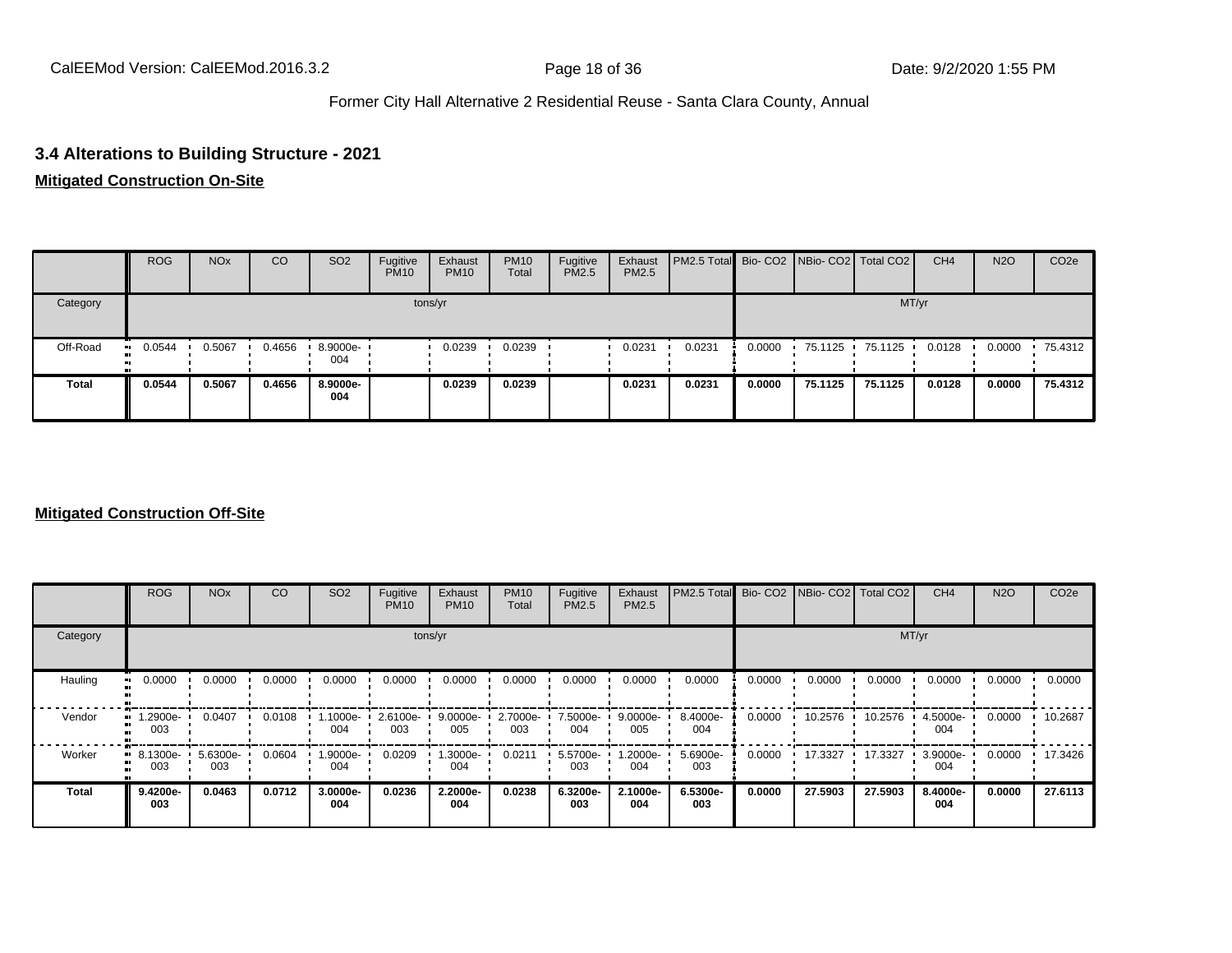## 3.4 Alterations to Building Structure - 2021

**Mitigated Construction On-Site**

| | ROG | NOx | CO | SO2 | Fugitive PM10 | Exhaust PM10 | PM10 Total | Fugitive PM2.5 | Exhaust PM2.5 | PM2.5 Total | Bio- CO2 | NBio- CO2 | Total CO2 | CH4 | N2O | CO2e |
|---|---|---|---|---|---|---|---|---|---|---|---|---|---|---|---|---|
| Category | tons/yr | | | | | | | | | | MT/yr | | | | | |
| Off-Road | 0.0544 | 0.5067 | 0.4656 | 8.9000e-004 | | 0.0239 | 0.0239 | | 0.0231 | 0.0231 | 0.0000 | 75.1125 | 75.1125 | 0.0128 | 0.0000 | 75.4312 |
| **Total** | **0.0544** | **0.5067** | **0.4656** | **8.9000e-004** | | **0.0239** | **0.0239** | | **0.0231** | **0.0231** | **0.0000** | **75.1125** | **75.1125** | **0.0128** | **0.0000** | **75.4312** |

**Mitigated Construction Off-Site**

| | ROG | NOx | CO | SO2 | Fugitive PM10 | Exhaust PM10 | PM10 Total | Fugitive PM2.5 | Exhaust PM2.5 | PM2.5 Total | Bio- CO2 | NBio- CO2 | Total CO2 | CH4 | N2O | CO2e |
|---|---|---|---|---|---|---|---|---|---|---|---|---|---|---|---|---|
| Category | tons/yr | | | | | | | | | | MT/yr | | | | | |
| Hauling | 0.0000 | 0.0000 | 0.0000 | 0.0000 | 0.0000 | 0.0000 | 0.0000 | 0.0000 | 0.0000 | 0.0000 | 0.0000 | 0.0000 | 0.0000 | 0.0000 | 0.0000 | 0.0000 |
| Vendor | 1.2900e-003 | 0.0407 | 0.0108 | 1.1000e-004 | 2.6100e-003 | 9.0000e-005 | 2.7000e-003 | 7.5000e-004 | 9.0000e-005 | 8.4000e-004 | 0.0000 | 10.2576 | 10.2576 | 4.5000e-004 | 0.0000 | 10.2687 |
| Worker | 8.1300e-003 | 5.6300e-003 | 0.0604 | 1.9000e-004 | 0.0209 | 1.3000e-004 | 0.0211 | 5.5700e-003 | 1.2000e-004 | 5.6900e-003 | 0.0000 | 17.3327 | 17.3327 | 3.9000e-004 | 0.0000 | 17.3426 |
| **Total** | **9.4200e-003** | **0.0463** | **0.0712** | **3.0000e-004** | **0.0236** | **2.2000e-004** | **0.0238** | **6.3200e-003** | **2.1000e-004** | **6.5300e-003** | **0.0000** | **27.5903** | **27.5903** | **8.4000e-004** | **0.0000** | **27.6113** |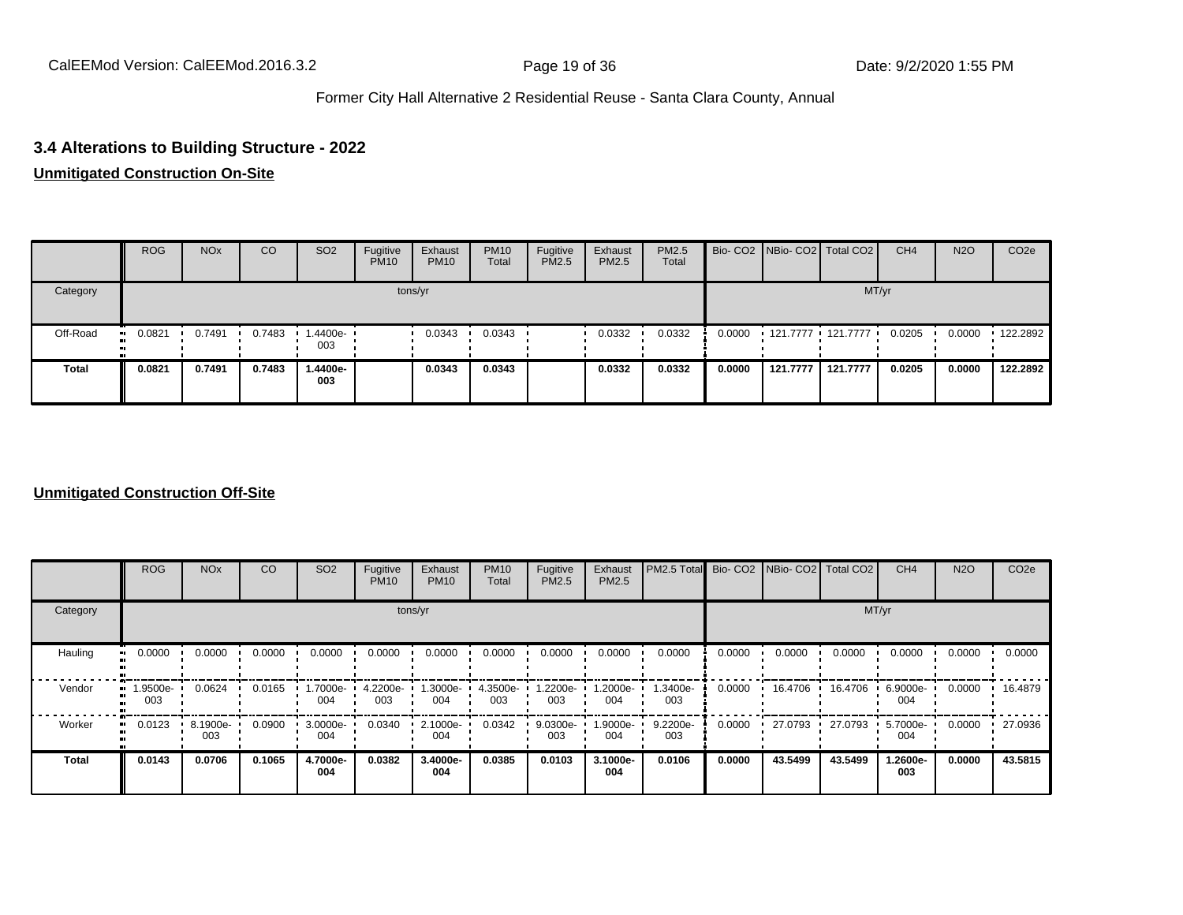## 3.4 Alterations to Building Structure - 2022

**Unmitigated Construction On-Site**

| | ROG | NOx | CO | SO2 | Fugitive PM10 | Exhaust PM10 | PM10 Total | Fugitive PM2.5 | Exhaust PM2.5 | PM2.5 Total | Bio- CO2 | NBio- CO2 | Total CO2 | CH4 | N2O | CO2e |
|---|---|---|---|---|---|---|---|---|---|---|---|---|---|---|---|---|
| Category | tons/yr | | | | | | | | | | MT/yr | | | | | |
| Off-Road | 0.0821 | 0.7491 | 0.7483 | 1.4400e-003 | | 0.0343 | 0.0343 | | 0.0332 | 0.0332 | 0.0000 | 121.7777 | 121.7777 | 0.0205 | 0.0000 | 122.2892 |
| **Total** | **0.0821** | **0.7491** | **0.7483** | **1.4400e-003** | | **0.0343** | **0.0343** | | **0.0332** | **0.0332** | **0.0000** | **121.7777** | **121.7777** | **0.0205** | **0.0000** | **122.2892** |

**Unmitigated Construction Off-Site**

| | ROG | NOx | CO | SO2 | Fugitive PM10 | Exhaust PM10 | PM10 Total | Fugitive PM2.5 | Exhaust PM2.5 | PM2.5 Total | Bio- CO2 | NBio- CO2 | Total CO2 | CH4 | N2O | CO2e |
|---|---|---|---|---|---|---|---|---|---|---|---|---|---|---|---|---|
| Category | tons/yr | | | | | | | | | | MT/yr | | | | | |
| Hauling | 0.0000 | 0.0000 | 0.0000 | 0.0000 | 0.0000 | 0.0000 | 0.0000 | 0.0000 | 0.0000 | 0.0000 | 0.0000 | 0.0000 | 0.0000 | 0.0000 | 0.0000 | 0.0000 |
| Vendor | 1.9500e-003 | 0.0624 | 0.0165 | 1.7000e-004 | 4.2200e-003 | 1.3000e-004 | 4.3500e-003 | 1.2200e-003 | 1.2000e-004 | 1.3400e-003 | 0.0000 | 16.4706 | 16.4706 | 6.9000e-004 | 0.0000 | 16.4879 |
| Worker | 0.0123 | 8.1900e-003 | 0.0900 | 3.0000e-004 | 0.0340 | 2.1000e-004 | 0.0342 | 9.0300e-003 | 1.9000e-004 | 9.2200e-003 | 0.0000 | 27.0793 | 27.0793 | 5.7000e-004 | 0.0000 | 27.0936 |
| **Total** | **0.0143** | **0.0706** | **0.1065** | **4.7000e-004** | **0.0382** | **3.4000e-004** | **0.0385** | **0.0103** | **3.1000e-004** | **0.0106** | **0.0000** | **43.5499** | **43.5499** | **1.2600e-003** | **0.0000** | **43.5815** |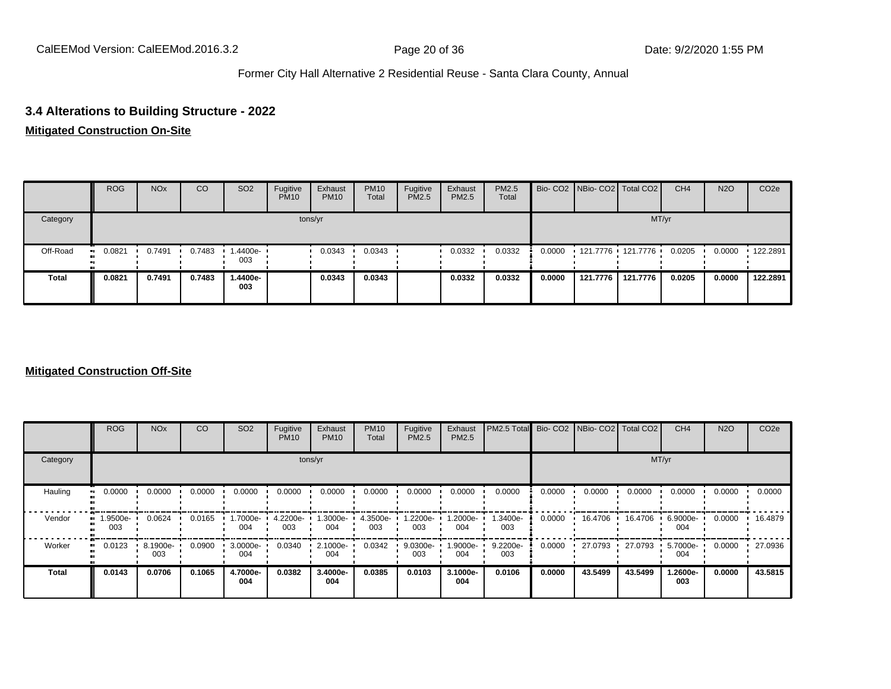## 3.4 Alterations to Building Structure - 2022

### Mitigated Construction On-Site

| | ROG | NOx | CO | SO2 | Fugitive PM10 | Exhaust PM10 | PM10 Total | Fugitive PM2.5 | Exhaust PM2.5 | PM2.5 Total | Bio- CO2 | NBio- CO2 | Total CO2 | CH4 | N2O | CO2e |
|---|---|---|---|---|---|---|---|---|---|---|---|---|---|---|---|---|
| Category | | | | | | tons/yr | | | | | | | | MT/yr | | |
| Off-Road | 0.0821 | 0.7491 | 0.7483 | 1.4400e-003 | | 0.0343 | 0.0343 | | 0.0332 | 0.0332 | 0.0000 | 121.7776 | 121.7776 | 0.0205 | 0.0000 | 122.2891 |
| **Total** | **0.0821** | **0.7491** | **0.7483** | **1.4400e-003** | | **0.0343** | **0.0343** | | **0.0332** | **0.0332** | **0.0000** | **121.7776** | **121.7776** | **0.0205** | **0.0000** | **122.2891** |

### Mitigated Construction Off-Site

| | ROG | NOx | CO | SO2 | Fugitive PM10 | Exhaust PM10 | PM10 Total | Fugitive PM2.5 | Exhaust PM2.5 | PM2.5 Total | Bio- CO2 | NBio- CO2 | Total CO2 | CH4 | N2O | CO2e |
|---|---|---|---|---|---|---|---|---|---|---|---|---|---|---|---|---|
| Category | | | | | | tons/yr | | | | | | | | MT/yr | | |
| Hauling | 0.0000 | 0.0000 | 0.0000 | 0.0000 | 0.0000 | 0.0000 | 0.0000 | 0.0000 | 0.0000 | 0.0000 | 0.0000 | 0.0000 | 0.0000 | 0.0000 | 0.0000 | 0.0000 |
| Vendor | 1.9500e-003 | 0.0624 | 0.0165 | 1.7000e-004 | 4.2200e-003 | 1.3000e-004 | 4.3500e-003 | 1.2200e-003 | 1.2000e-004 | 1.3400e-003 | 0.0000 | 16.4706 | 16.4706 | 6.9000e-004 | 0.0000 | 16.4879 |
| Worker | 0.0123 | 8.1900e-003 | 0.0900 | 3.0000e-004 | 0.0340 | 2.1000e-004 | 0.0342 | 9.0300e-003 | 1.9000e-004 | 9.2200e-003 | 0.0000 | 27.0793 | 27.0793 | 5.7000e-004 | 0.0000 | 27.0936 |
| **Total** | **0.0143** | **0.0706** | **0.1065** | **4.7000e-004** | **0.0382** | **3.4000e-004** | **0.0385** | **0.0103** | **3.1000e-004** | **0.0106** | **0.0000** | **43.5499** | **43.5499** | **1.2600e-003** | **0.0000** | **43.5815** |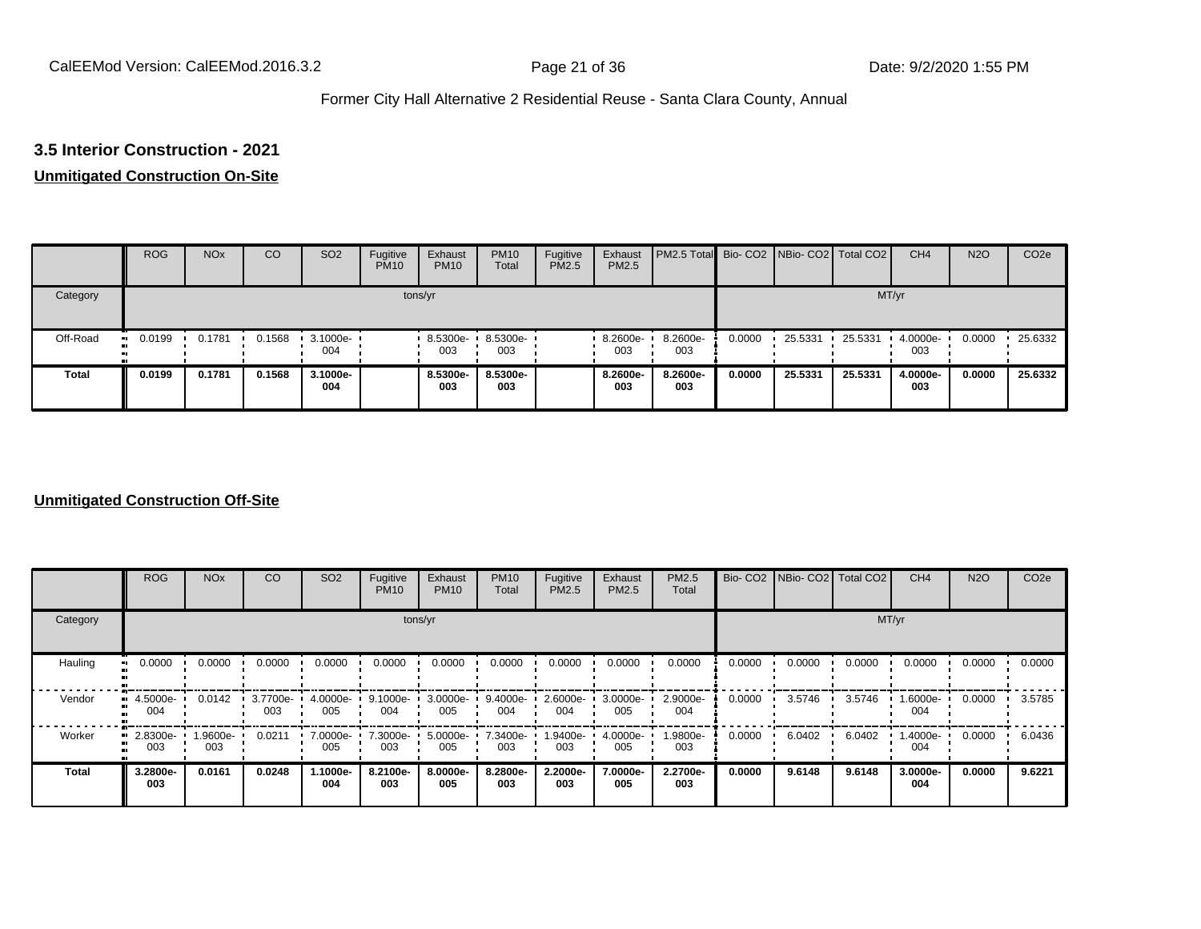### 3.5 Interior Construction - 2021

**Unmitigated Construction On-Site**

| | ROG | NOx | CO | SO2 | Fugitive PM10 | Exhaust PM10 | PM10 Total | Fugitive PM2.5 | Exhaust PM2.5 | PM2.5 Total | Bio- CO2 | NBio- CO2 | Total CO2 | CH4 | N2O | CO2e |
|---|---|---|---|---|---|---|---|---|---|---|---|---|---|---|---|---|
| Category | tons/yr | | | | | | | | | | MT/yr | | | | | |
| Off-Road | 0.0199 | 0.1781 | 0.1568 | 3.1000e-004 | | 8.5300e-003 | 8.5300e-003 | | 8.2600e-003 | 8.2600e-003 | 0.0000 | 25.5331 | 25.5331 | 4.0000e-003 | 0.0000 | 25.6332 |
| **Total** | **0.0199** | **0.1781** | **0.1568** | **3.1000e-004** | | **8.5300e-003** | **8.5300e-003** | | **8.2600e-003** | **8.2600e-003** | **0.0000** | **25.5331** | **25.5331** | **4.0000e-003** | **0.0000** | **25.6332** |

**Unmitigated Construction Off-Site**

| | ROG | NOx | CO | SO2 | Fugitive PM10 | Exhaust PM10 | PM10 Total | Fugitive PM2.5 | Exhaust PM2.5 | PM2.5 Total | Bio- CO2 | NBio- CO2 | Total CO2 | CH4 | N2O | CO2e |
|---|---|---|---|---|---|---|---|---|---|---|---|---|---|---|---|---|
| Category | tons/yr | | | | | | | | | | MT/yr | | | | | |
| Hauling | 0.0000 | 0.0000 | 0.0000 | 0.0000 | 0.0000 | 0.0000 | 0.0000 | 0.0000 | 0.0000 | 0.0000 | 0.0000 | 0.0000 | 0.0000 | 0.0000 | 0.0000 | 0.0000 |
| Vendor | 4.5000e-004 | 0.0142 | 3.7700e-003 | 4.0000e-005 | 9.1000e-004 | 3.0000e-005 | 9.4000e-004 | 2.6000e-004 | 3.0000e-005 | 2.9000e-004 | 0.0000 | 3.5746 | 3.5746 | 1.6000e-004 | 0.0000 | 3.5785 |
| Worker | 2.8300e-003 | 1.9600e-003 | 0.0211 | 7.0000e-005 | 7.3000e-003 | 5.0000e-005 | 7.3400e-003 | 1.9400e-003 | 4.0000e-005 | 1.9800e-003 | 0.0000 | 6.0402 | 6.0402 | 1.4000e-004 | 0.0000 | 6.0436 |
| **Total** | **3.2800e-003** | **0.0161** | **0.0248** | **1.1000e-004** | **8.2100e-003** | **8.0000e-005** | **8.2800e-003** | **2.2000e-003** | **7.0000e-005** | **2.2700e-003** | **0.0000** | **9.6148** | **9.6148** | **3.0000e-004** | **0.0000** | **9.6221** |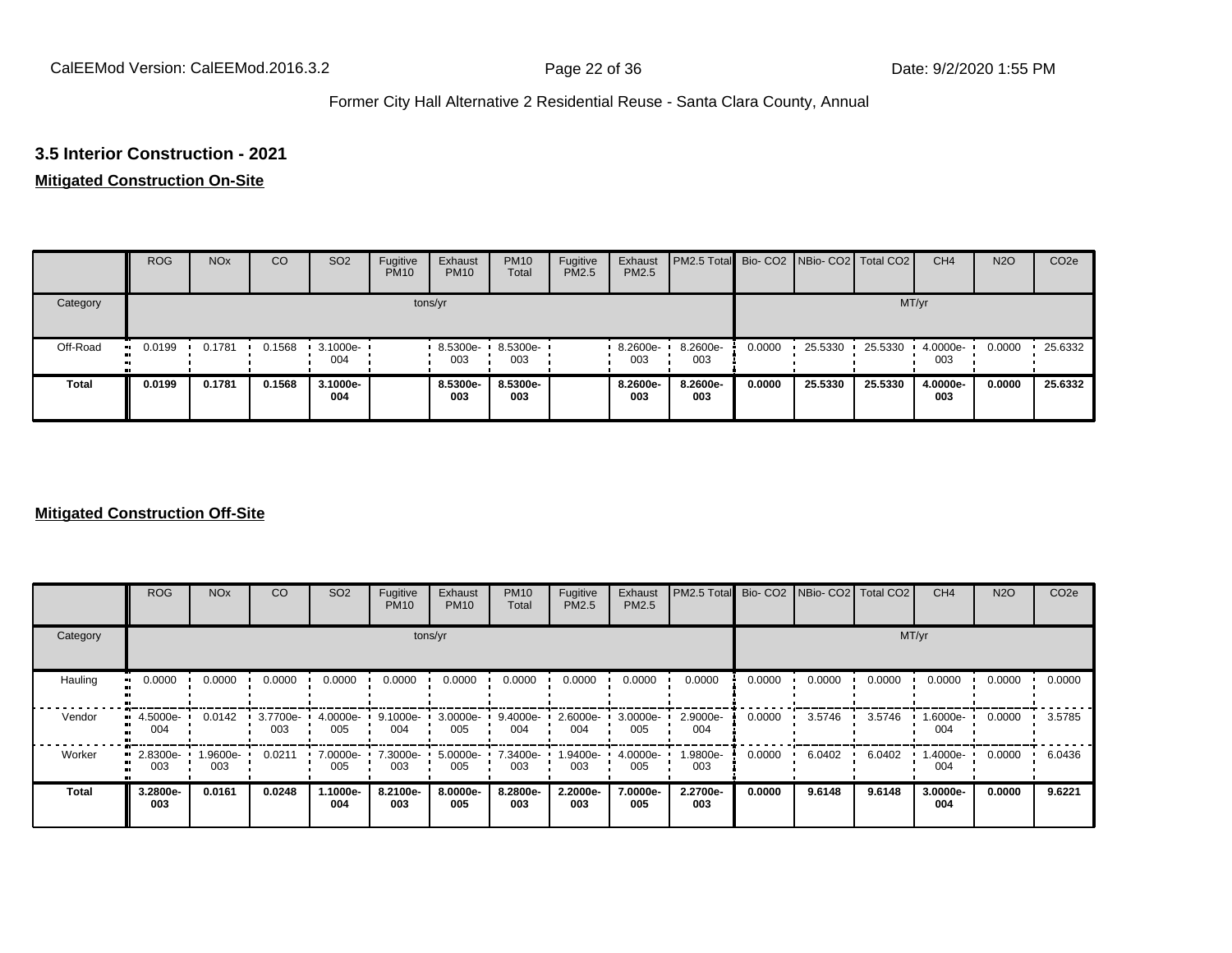### 3.5 Interior Construction - 2021

**Mitigated Construction On-Site**

| | ROG | NOx | CO | SO2 | Fugitive PM10 | Exhaust PM10 | PM10 Total | Fugitive PM2.5 | Exhaust PM2.5 | PM2.5 Total | Bio- CO2 | NBio- CO2 | Total CO2 | CH4 | N2O | CO2e |
|---|---|---|---|---|---|---|---|---|---|---|---|---|---|---|---|---|
| Category | tons/yr | | | | | | | | | | MT/yr | | | | | |
| Off-Road | 0.0199 | 0.1781 | 0.1568 | 3.1000e-004 | | 8.5300e-003 | 8.5300e-003 | | 8.2600e-003 | 8.2600e-003 | 0.0000 | 25.5330 | 25.5330 | 4.0000e-003 | 0.0000 | 25.6332 |
| **Total** | **0.0199** | **0.1781** | **0.1568** | **3.1000e-004** | | **8.5300e-003** | **8.5300e-003** | | **8.2600e-003** | **8.2600e-003** | **0.0000** | **25.5330** | **25.5330** | **4.0000e-003** | **0.0000** | **25.6332** |

**Mitigated Construction Off-Site**

| | ROG | NOx | CO | SO2 | Fugitive PM10 | Exhaust PM10 | PM10 Total | Fugitive PM2.5 | Exhaust PM2.5 | PM2.5 Total | Bio- CO2 | NBio- CO2 | Total CO2 | CH4 | N2O | CO2e |
|---|---|---|---|---|---|---|---|---|---|---|---|---|---|---|---|---|
| Category | tons/yr | | | | | | | | | | MT/yr | | | | | |
| Hauling | 0.0000 | 0.0000 | 0.0000 | 0.0000 | 0.0000 | 0.0000 | 0.0000 | 0.0000 | 0.0000 | 0.0000 | 0.0000 | 0.0000 | 0.0000 | 0.0000 | 0.0000 | 0.0000 |
| Vendor | 4.5000e-004 | 0.0142 | 3.7700e-003 | 4.0000e-005 | 9.1000e-004 | 3.0000e-005 | 9.4000e-004 | 2.6000e-004 | 3.0000e-005 | 2.9000e-004 | 0.0000 | 3.5746 | 3.5746 | 1.6000e-004 | 0.0000 | 3.5785 |
| Worker | 2.8300e-003 | 1.9600e-003 | 0.0211 | 7.0000e-005 | 7.3000e-003 | 5.0000e-005 | 7.3400e-003 | 1.9400e-003 | 4.0000e-005 | 1.9800e-003 | 0.0000 | 6.0402 | 6.0402 | 1.4000e-004 | 0.0000 | 6.0436 |
| **Total** | **3.2800e-003** | **0.0161** | **0.0248** | **1.1000e-004** | **8.2100e-003** | **8.0000e-005** | **8.2800e-003** | **2.2000e-003** | **7.0000e-005** | **2.2700e-003** | **0.0000** | **9.6148** | **9.6148** | **3.0000e-004** | **0.0000** | **9.6221** |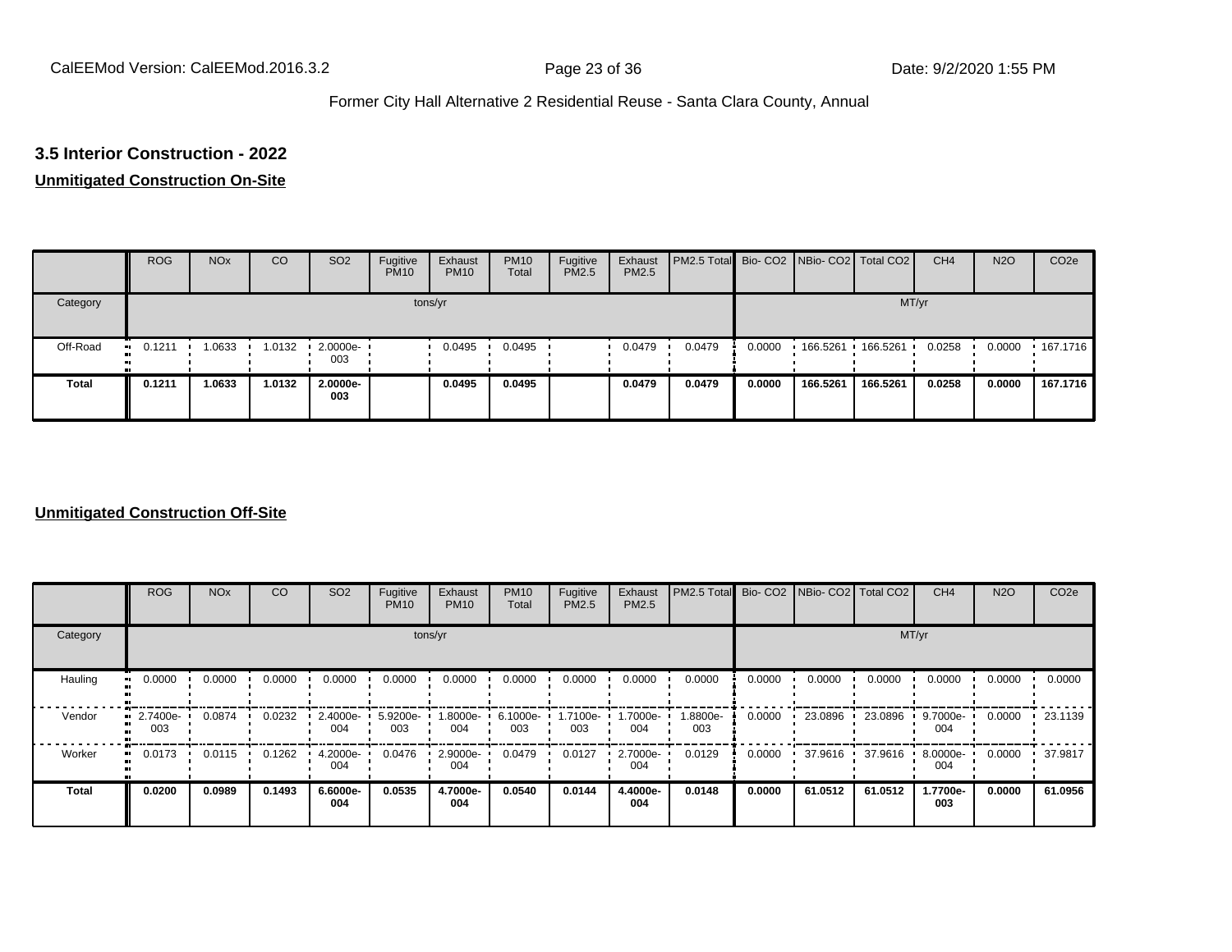### 3.5 Interior Construction - 2022

**Unmitigated Construction On-Site**

| | ROG | NOx | CO | SO2 | Fugitive PM10 | Exhaust PM10 | PM10 Total | Fugitive PM2.5 | Exhaust PM2.5 | PM2.5 Total | Bio- CO2 | NBio- CO2 | Total CO2 | CH4 | N2O | CO2e |
|---|---|---|---|---|---|---|---|---|---|---|---|---|---|---|---|---|
| Category | tons/yr | | | | | | | | | | MT/yr | | | | | |
| Off-Road | 0.1211 | 1.0633 | 1.0132 | 2.0000e-003 | | 0.0495 | 0.0495 | | 0.0479 | 0.0479 | 0.0000 | 166.5261 | 166.5261 | 0.0258 | 0.0000 | 167.1716 |
| **Total** | **0.1211** | **1.0633** | **1.0132** | **2.0000e-003** | | **0.0495** | **0.0495** | | **0.0479** | **0.0479** | **0.0000** | **166.5261** | **166.5261** | **0.0258** | **0.0000** | **167.1716** |

**Unmitigated Construction Off-Site**

| | ROG | NOx | CO | SO2 | Fugitive PM10 | Exhaust PM10 | PM10 Total | Fugitive PM2.5 | Exhaust PM2.5 | PM2.5 Total | Bio- CO2 | NBio- CO2 | Total CO2 | CH4 | N2O | CO2e |
|---|---|---|---|---|---|---|---|---|---|---|---|---|---|---|---|---|
| Category | tons/yr | | | | | | | | | | MT/yr | | | | | |
| Hauling | 0.0000 | 0.0000 | 0.0000 | 0.0000 | 0.0000 | 0.0000 | 0.0000 | 0.0000 | 0.0000 | 0.0000 | 0.0000 | 0.0000 | 0.0000 | 0.0000 | 0.0000 | 0.0000 |
| Vendor | 2.7400e-003 | 0.0874 | 0.0232 | 2.4000e-004 | 5.9200e-003 | 1.8000e-004 | 6.1000e-003 | 1.7100e-003 | 1.7000e-004 | 1.8800e-003 | 0.0000 | 23.0896 | 23.0896 | 9.7000e-004 | 0.0000 | 23.1139 |
| Worker | 0.0173 | 0.0115 | 0.1262 | 4.2000e-004 | 0.0476 | 2.9000e-004 | 0.0479 | 0.0127 | 2.7000e-004 | 0.0129 | 0.0000 | 37.9616 | 37.9616 | 8.0000e-004 | 0.0000 | 37.9817 |
| **Total** | **0.0200** | **0.0989** | **0.1493** | **6.6000e-004** | **0.0535** | **4.7000e-004** | **0.0540** | **0.0144** | **4.4000e-004** | **0.0148** | **0.0000** | **61.0512** | **61.0512** | **1.7700e-003** | **0.0000** | **61.0956** |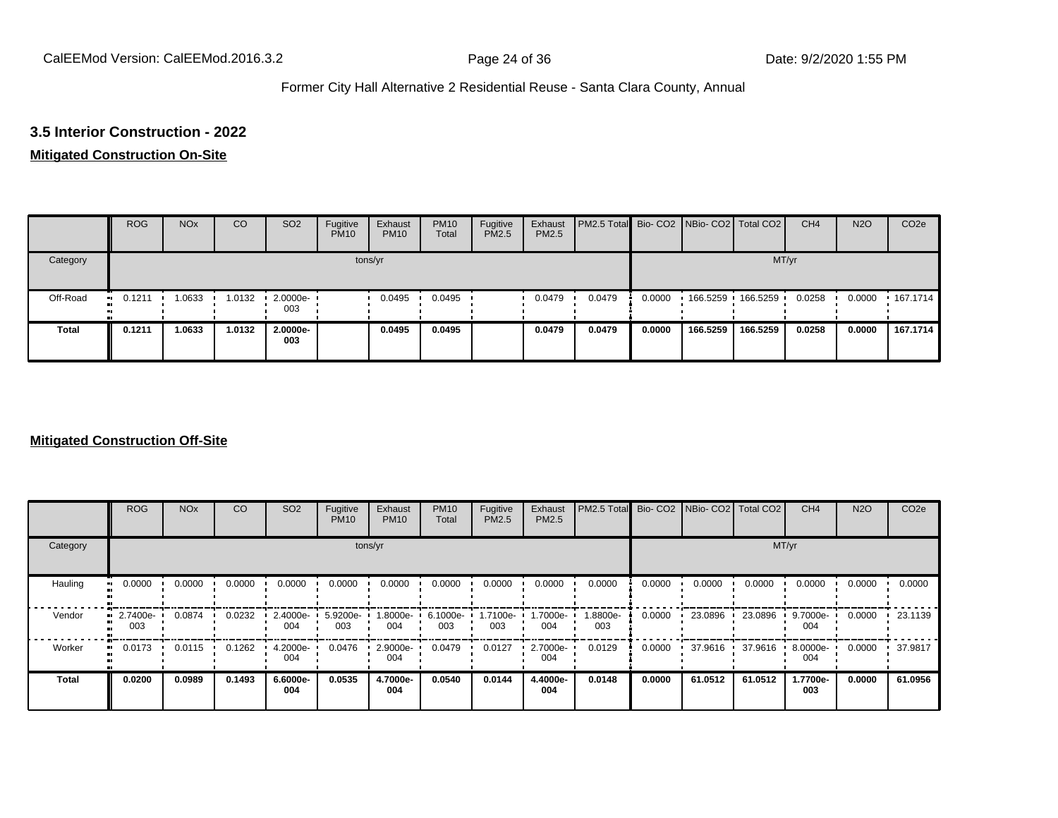## 3.5 Interior Construction - 2022

**Mitigated Construction On-Site**

| | ROG | NOx | CO | SO2 | Fugitive PM10 | Exhaust PM10 | PM10 Total | Fugitive PM2.5 | Exhaust PM2.5 | PM2.5 Total | Bio- CO2 | NBio- CO2 | Total CO2 | CH4 | N2O | CO2e |
|---|---|---|---|---|---|---|---|---|---|---|---|---|---|---|---|---|
| Category | tons/yr | | | | | | | | | | MT/yr | | | | | |
| Off-Road | 0.1211 | 1.0633 | 1.0132 | 2.0000e-003 | | 0.0495 | 0.0495 | | 0.0479 | 0.0479 | 0.0000 | 166.5259 | 166.5259 | 0.0258 | 0.0000 | 167.1714 |
| **Total** | **0.1211** | **1.0633** | **1.0132** | **2.0000e-003** | | **0.0495** | **0.0495** | | **0.0479** | **0.0479** | **0.0000** | **166.5259** | **166.5259** | **0.0258** | **0.0000** | **167.1714** |

**Mitigated Construction Off-Site**

| | ROG | NOx | CO | SO2 | Fugitive PM10 | Exhaust PM10 | PM10 Total | Fugitive PM2.5 | Exhaust PM2.5 | PM2.5 Total | Bio- CO2 | NBio- CO2 | Total CO2 | CH4 | N2O | CO2e |
|---|---|---|---|---|---|---|---|---|---|---|---|---|---|---|---|---|
| Category | tons/yr | | | | | | | | | | MT/yr | | | | | |
| Hauling | 0.0000 | 0.0000 | 0.0000 | 0.0000 | 0.0000 | 0.0000 | 0.0000 | 0.0000 | 0.0000 | 0.0000 | 0.0000 | 0.0000 | 0.0000 | 0.0000 | 0.0000 | 0.0000 |
| Vendor | 2.7400e-003 | 0.0874 | 0.0232 | 2.4000e-004 | 5.9200e-003 | 1.8000e-004 | 6.1000e-003 | 1.7100e-003 | 1.7000e-004 | 1.8800e-003 | 0.0000 | 23.0896 | 23.0896 | 9.7000e-004 | 0.0000 | 23.1139 |
| Worker | 0.0173 | 0.0115 | 0.1262 | 4.2000e-004 | 0.0476 | 2.9000e-004 | 0.0479 | 0.0127 | 2.7000e-004 | 0.0129 | 0.0000 | 37.9616 | 37.9616 | 8.0000e-004 | 0.0000 | 37.9817 |
| **Total** | **0.0200** | **0.0989** | **0.1493** | **6.6000e-004** | **0.0535** | **4.7000e-004** | **0.0540** | **0.0144** | **4.4000e-004** | **0.0148** | **0.0000** | **61.0512** | **61.0512** | **1.7700e-003** | **0.0000** | **61.0956** |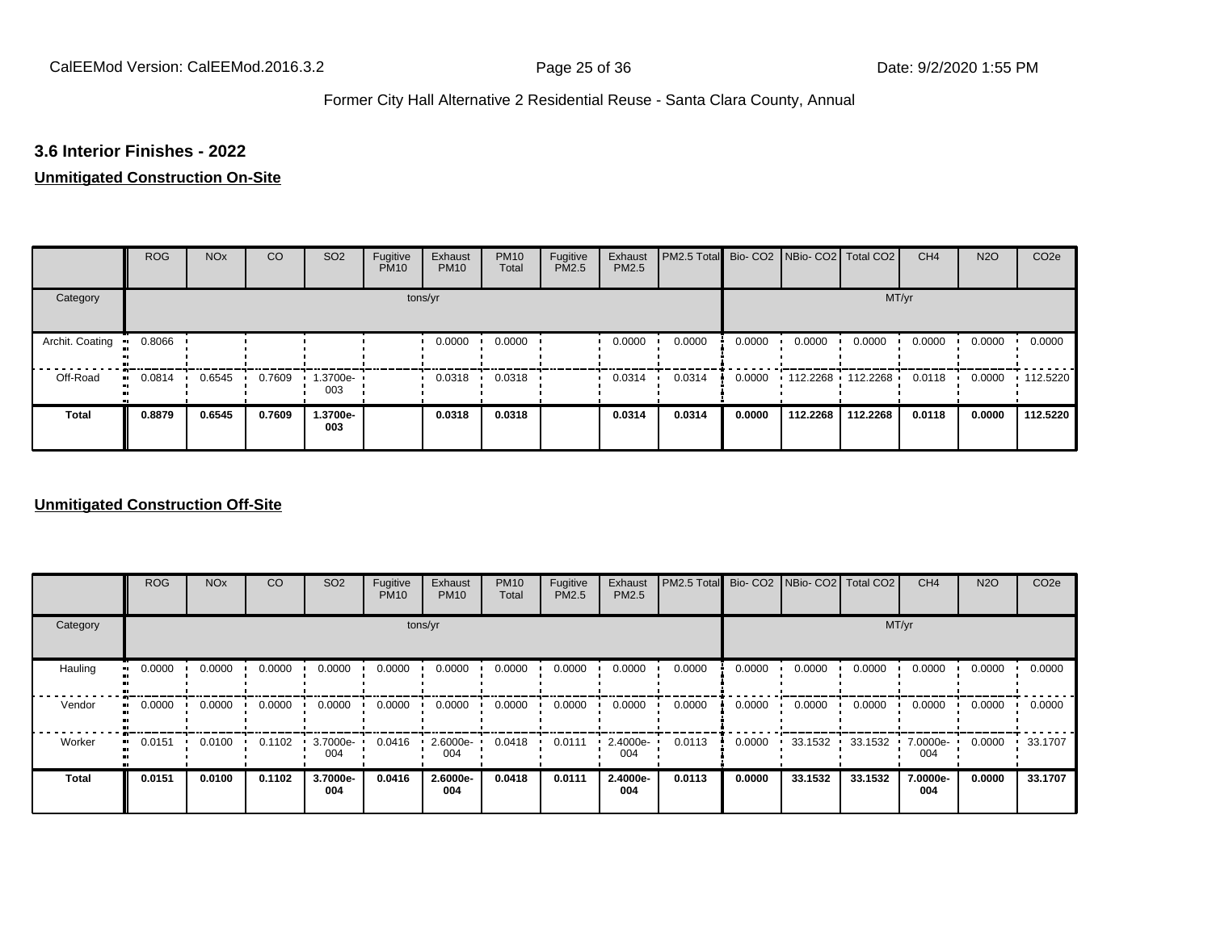## 3.6 Interior Finishes - 2022

**Unmitigated Construction On-Site**

| | ROG | NOx | CO | SO2 | Fugitive PM10 | Exhaust PM10 | PM10 Total | Fugitive PM2.5 | Exhaust PM2.5 | PM2.5 Total | Bio- CO2 | NBio- CO2 | Total CO2 | CH4 | N2O | CO2e |
|---|---|---|---|---|---|---|---|---|---|---|---|---|---|---|---|---|
| Category | tons/yr | | | | | | | | | | MT/yr | | | | | |
| Archit. Coating | 0.8066 | | | | | 0.0000 | 0.0000 | | 0.0000 | 0.0000 | 0.0000 | 0.0000 | 0.0000 | 0.0000 | 0.0000 | 0.0000 |
| Off-Road | 0.0814 | 0.6545 | 0.7609 | 1.3700e-003 | | 0.0318 | 0.0318 | | 0.0314 | 0.0314 | 0.0000 | 112.2268 | 112.2268 | 0.0118 | 0.0000 | 112.5220 |
| **Total** | **0.8879** | **0.6545** | **0.7609** | **1.3700e-003** | | **0.0318** | **0.0318** | | **0.0314** | **0.0314** | **0.0000** | **112.2268** | **112.2268** | **0.0118** | **0.0000** | **112.5220** |

**Unmitigated Construction Off-Site**

| | ROG | NOx | CO | SO2 | Fugitive PM10 | Exhaust PM10 | PM10 Total | Fugitive PM2.5 | Exhaust PM2.5 | PM2.5 Total | Bio- CO2 | NBio- CO2 | Total CO2 | CH4 | N2O | CO2e |
|---|---|---|---|---|---|---|---|---|---|---|---|---|---|---|---|---|
| Category | tons/yr | | | | | | | | | | MT/yr | | | | | |
| Hauling | 0.0000 | 0.0000 | 0.0000 | 0.0000 | 0.0000 | 0.0000 | 0.0000 | 0.0000 | 0.0000 | 0.0000 | 0.0000 | 0.0000 | 0.0000 | 0.0000 | 0.0000 | 0.0000 |
| Vendor | 0.0000 | 0.0000 | 0.0000 | 0.0000 | 0.0000 | 0.0000 | 0.0000 | 0.0000 | 0.0000 | 0.0000 | 0.0000 | 0.0000 | 0.0000 | 0.0000 | 0.0000 | 0.0000 |
| Worker | 0.0151 | 0.0100 | 0.1102 | 3.7000e-004 | 0.0416 | 2.6000e-004 | 0.0418 | 0.0111 | 2.4000e-004 | 0.0113 | 0.0000 | 33.1532 | 33.1532 | 7.0000e-004 | 0.0000 | 33.1707 |
| **Total** | **0.0151** | **0.0100** | **0.1102** | **3.7000e-004** | **0.0416** | **2.6000e-004** | **0.0418** | **0.0111** | **2.4000e-004** | **0.0113** | **0.0000** | **33.1532** | **33.1532** | **7.0000e-004** | **0.0000** | **33.1707** |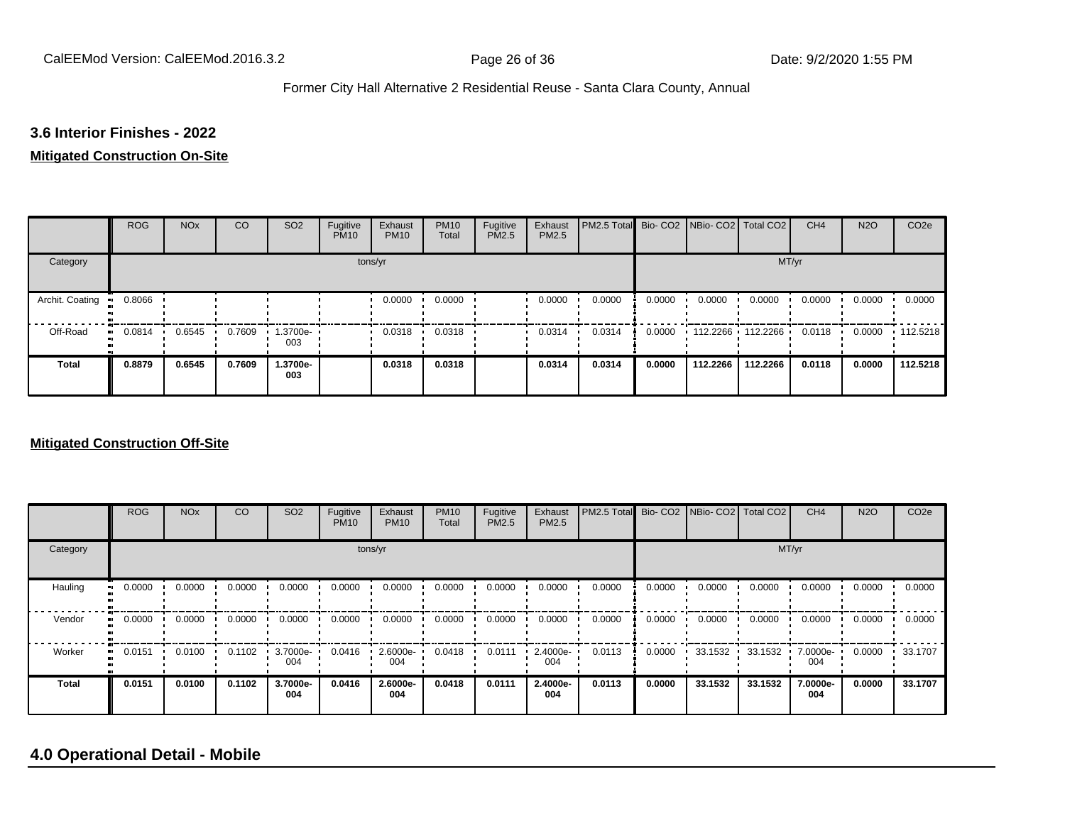Former City Hall Alternative 2 Residential Reuse - Santa Clara County, Annual

### 3.6 Interior Finishes - 2022

**Mitigated Construction On-Site**

| | ROG | NOx | CO | SO2 | Fugitive PM10 | Exhaust PM10 | PM10 Total | Fugitive PM2.5 | Exhaust PM2.5 | PM2.5 Total | Bio- CO2 | NBio- CO2 | Total CO2 | CH4 | N2O | CO2e |
|---|---|---|---|---|---|---|---|---|---|---|---|---|---|---|---|---|
| Category | tons/yr | | | | | | | | | | MT/yr | | | | | |
| Archit. Coating | 0.8066 | | | | | 0.0000 | 0.0000 | | 0.0000 | 0.0000 | 0.0000 | 0.0000 | 0.0000 | 0.0000 | 0.0000 | 0.0000 |
| Off-Road | 0.0814 | 0.6545 | 0.7609 | 1.3700e-003 | | 0.0318 | 0.0318 | | 0.0314 | 0.0314 | 0.0000 | 112.2266 | 112.2266 | 0.0118 | 0.0000 | 112.5218 |
| **Total** | **0.8879** | **0.6545** | **0.7609** | **1.3700e-003** | | **0.0318** | **0.0318** | | **0.0314** | **0.0314** | **0.0000** | **112.2266** | **112.2266** | **0.0118** | **0.0000** | **112.5218** |

**Mitigated Construction Off-Site**

| | ROG | NOx | CO | SO2 | Fugitive PM10 | Exhaust PM10 | PM10 Total | Fugitive PM2.5 | Exhaust PM2.5 | PM2.5 Total | Bio- CO2 | NBio- CO2 | Total CO2 | CH4 | N2O | CO2e |
|---|---|---|---|---|---|---|---|---|---|---|---|---|---|---|---|---|
| Category | tons/yr | | | | | | | | | | MT/yr | | | | | |
| Hauling | 0.0000 | 0.0000 | 0.0000 | 0.0000 | 0.0000 | 0.0000 | 0.0000 | 0.0000 | 0.0000 | 0.0000 | 0.0000 | 0.0000 | 0.0000 | 0.0000 | 0.0000 | 0.0000 |
| Vendor | 0.0000 | 0.0000 | 0.0000 | 0.0000 | 0.0000 | 0.0000 | 0.0000 | 0.0000 | 0.0000 | 0.0000 | 0.0000 | 0.0000 | 0.0000 | 0.0000 | 0.0000 | 0.0000 |
| Worker | 0.0151 | 0.0100 | 0.1102 | 3.7000e-004 | 0.0416 | 2.6000e-004 | 0.0418 | 0.0111 | 2.4000e-004 | 0.0113 | 0.0000 | 33.1532 | 33.1532 | 7.0000e-004 | 0.0000 | 33.1707 |
| **Total** | **0.0151** | **0.0100** | **0.1102** | **3.7000e-004** | **0.0416** | **2.6000e-004** | **0.0418** | **0.0111** | **2.4000e-004** | **0.0113** | **0.0000** | **33.1532** | **33.1532** | **7.0000e-004** | **0.0000** | **33.1707** |

## 4.0 Operational Detail - Mobile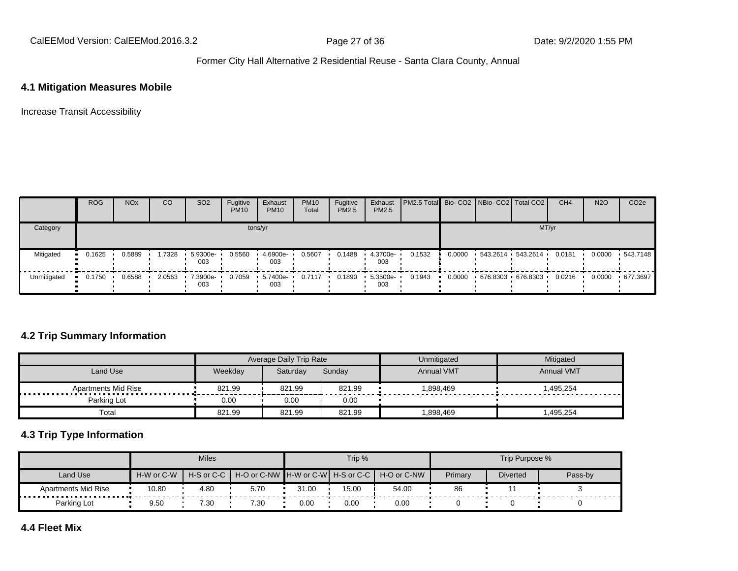## 4.1 Mitigation Measures Mobile

Increase Transit Accessibility

| | ROG | NOx | CO | SO2 | Fugitive PM10 | Exhaust PM10 | PM10 Total | Fugitive PM2.5 | Exhaust PM2.5 | PM2.5 Total | Bio- CO2 | NBio- CO2 | Total CO2 | CH4 | N2O | CO2e |
|---|---|---|---|---|---|---|---|---|---|---|---|---|---|---|---|---|
| Category | tons/yr | | | | | | | | | | MT/yr | | | | | |
| Mitigated | 0.1625 | 0.5889 | 1.7328 | 5.9300e-003 | 0.5560 | 4.6900e-003 | 0.5607 | 0.1488 | 4.3700e-003 | 0.1532 | 0.0000 | 543.2614 | 543.2614 | 0.0181 | 0.0000 | 543.7148 |
| Unmitigated | 0.1750 | 0.6588 | 2.0563 | 7.3900e-003 | 0.7059 | 5.7400e-003 | 0.7117 | 0.1890 | 5.3500e-003 | 0.1943 | 0.0000 | 676.8303 | 676.8303 | 0.0216 | 0.0000 | 677.3697 |

## 4.2 Trip Summary Information

| | Average Daily Trip Rate | | | Unmitigated | Mitigated |
|---|---|---|---|---|---|
| Land Use | Weekday | Saturday | Sunday | Annual VMT | Annual VMT |
| Apartments Mid Rise | 821.99 | 821.99 | 821.99 | 1,898,469 | 1,495,254 |
| Parking Lot | 0.00 | 0.00 | 0.00 | | |
| Total | 821.99 | 821.99 | 821.99 | 1,898,469 | 1,495,254 |

## 4.3 Trip Type Information

| | Miles | | | Trip % | | | Trip Purpose % | | |
|---|---|---|---|---|---|---|---|---|---|
| Land Use | H-W or C-W | H-S or C-C | H-O or C-NW | H-W or C-W | H-S or C-C | H-O or C-NW | Primary | Diverted | Pass-by |
| Apartments Mid Rise | 10.80 | 4.80 | 5.70 | 31.00 | 15.00 | 54.00 | 86 | 11 | 3 |
| Parking Lot | 9.50 | 7.30 | 7.30 | 0.00 | 0.00 | 0.00 | 0 | 0 | 0 |

## 4.4 Fleet Mix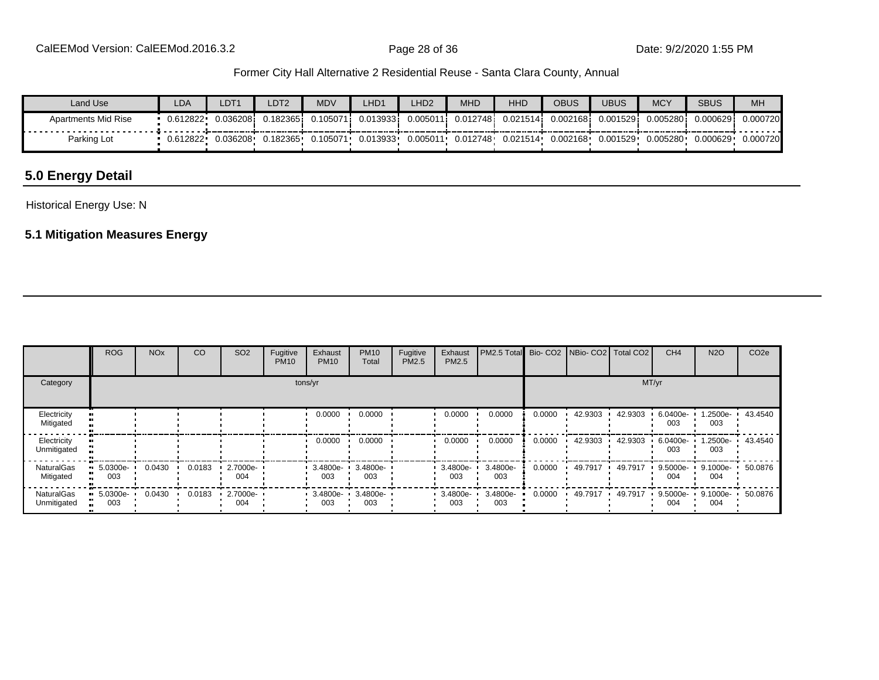| Land Use | LDA | LDT1 | LDT2 | MDV | LHD1 | LHD2 | MHD | HHD | OBUS | UBUS | MCY | SBUS | MH |
|---|---|---|---|---|---|---|---|---|---|---|---|---|---|
| Apartments Mid Rise | 0.612822 | 0.036208 | 0.182365 | 0.105071 | 0.013933 | 0.005011 | 0.012748 | 0.021514 | 0.002168 | 0.001529 | 0.005280 | 0.000629 | 0.000720 |
| Parking Lot | 0.612822 | 0.036208 | 0.182365 | 0.105071 | 0.013933 | 0.005011 | 0.012748 | 0.021514 | 0.002168 | 0.001529 | 0.005280 | 0.000629 | 0.000720 |

## 5.0 Energy Detail

Historical Energy Use: N

### 5.1 Mitigation Measures Energy

| | ROG | NOx | CO | SO2 | Fugitive PM10 | Exhaust PM10 | PM10 Total | Fugitive PM2.5 | Exhaust PM2.5 | PM2.5 Total | Bio- CO2 | NBio- CO2 | Total CO2 | CH4 | N2O | CO2e |
|---|---|---|---|---|---|---|---|---|---|---|---|---|---|---|---|---|
| Category | tons/yr | | | | | | | | | | MT/yr | | | | | |
| Electricity Mitigated | | | | | | 0.0000 | 0.0000 | | 0.0000 | 0.0000 | 0.0000 | 42.9303 | 42.9303 | 6.0400e-003 | 1.2500e-003 | 43.4540 |
| Electricity Unmitigated | | | | | | 0.0000 | 0.0000 | | 0.0000 | 0.0000 | 0.0000 | 42.9303 | 42.9303 | 6.0400e-003 | 1.2500e-003 | 43.4540 |
| NaturalGas Mitigated | 5.0300e-003 | 0.0430 | 0.0183 | 2.7000e-004 | | 3.4800e-003 | 3.4800e-003 | | 3.4800e-003 | 3.4800e-003 | 0.0000 | 49.7917 | 49.7917 | 9.5000e-004 | 9.1000e-004 | 50.0876 |
| NaturalGas Unmitigated | 5.0300e-003 | 0.0430 | 0.0183 | 2.7000e-004 | | 3.4800e-003 | 3.4800e-003 | | 3.4800e-003 | 3.4800e-003 | 0.0000 | 49.7917 | 49.7917 | 9.5000e-004 | 9.1000e-004 | 50.0876 |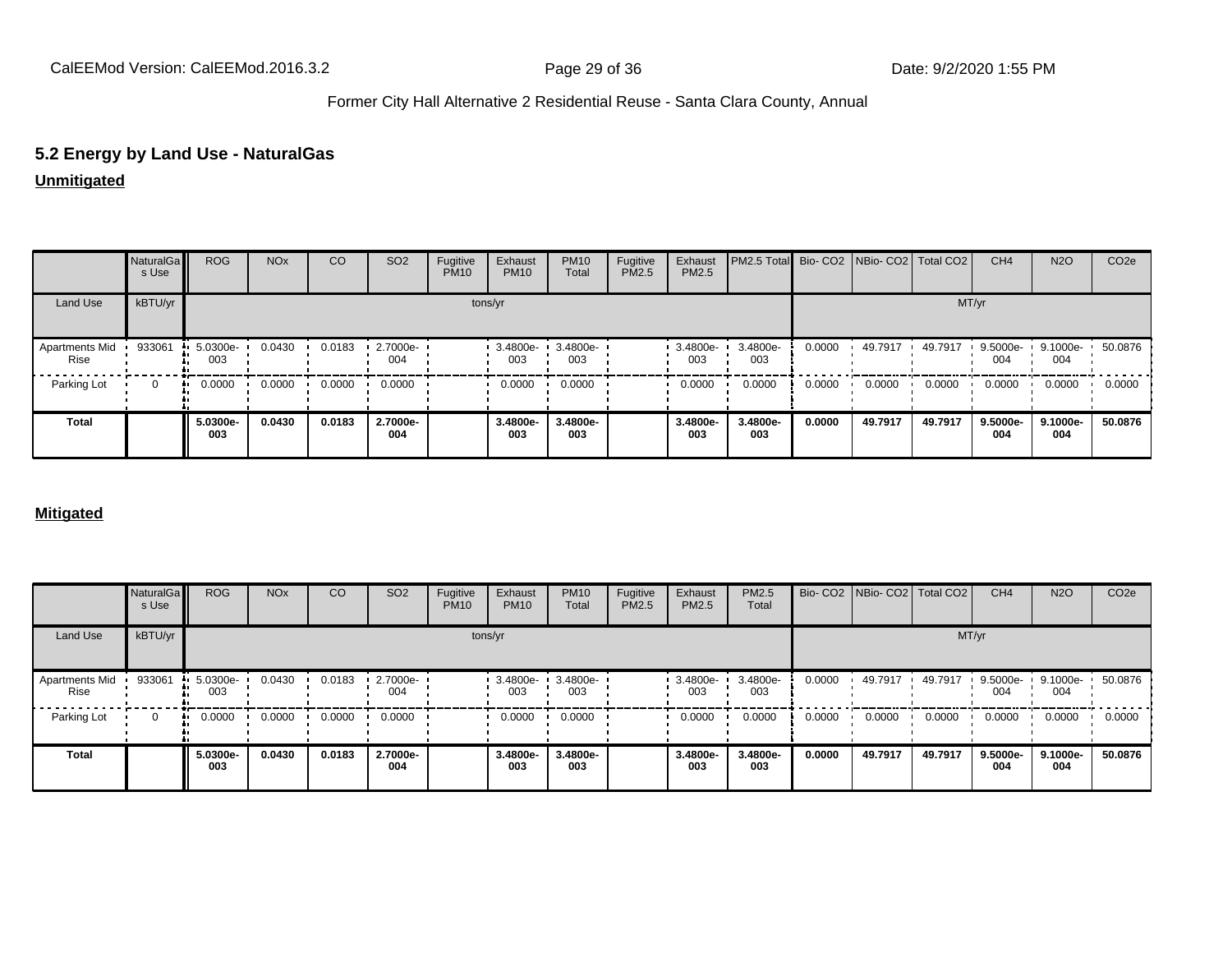## 5.2 Energy by Land Use - NaturalGas

**Unmitigated**

| | NaturalGas Use | ROG | NOx | CO | SO2 | Fugitive PM10 | Exhaust PM10 | PM10 Total | Fugitive PM2.5 | Exhaust PM2.5 | PM2.5 Total | Bio- CO2 | NBio- CO2 | Total CO2 | CH4 | N2O | CO2e |
|---|---|---|---|---|---|---|---|---|---|---|---|---|---|---|---|---|---|
| Land Use | kBTU/yr | tons/yr | | | | | | | | | | MT/yr | | | | | |
| Apartments Mid Rise | 933061 | 5.0300e-003 | 0.0430 | 0.0183 | 2.7000e-004 | | 3.4800e-003 | 3.4800e-003 | | 3.4800e-003 | 3.4800e-003 | 0.0000 | 49.7917 | 49.7917 | 9.5000e-004 | 9.1000e-004 | 50.0876 |
| Parking Lot | 0 | 0.0000 | 0.0000 | 0.0000 | 0.0000 | | 0.0000 | 0.0000 | | 0.0000 | 0.0000 | 0.0000 | 0.0000 | 0.0000 | 0.0000 | 0.0000 | 0.0000 |
| **Total** | | **5.0300e-003** | **0.0430** | **0.0183** | **2.7000e-004** | | **3.4800e-003** | **3.4800e-003** | | **3.4800e-003** | **3.4800e-003** | **0.0000** | **49.7917** | **49.7917** | **9.5000e-004** | **9.1000e-004** | **50.0876** |

**Mitigated**

| | NaturalGas Use | ROG | NOx | CO | SO2 | Fugitive PM10 | Exhaust PM10 | PM10 Total | Fugitive PM2.5 | Exhaust PM2.5 | PM2.5 Total | Bio- CO2 | NBio- CO2 | Total CO2 | CH4 | N2O | CO2e |
|---|---|---|---|---|---|---|---|---|---|---|---|---|---|---|---|---|---|
| Land Use | kBTU/yr | tons/yr | | | | | | | | | | MT/yr | | | | | |
| Apartments Mid Rise | 933061 | 5.0300e-003 | 0.0430 | 0.0183 | 2.7000e-004 | | 3.4800e-003 | 3.4800e-003 | | 3.4800e-003 | 3.4800e-003 | 0.0000 | 49.7917 | 49.7917 | 9.5000e-004 | 9.1000e-004 | 50.0876 |
| Parking Lot | 0 | 0.0000 | 0.0000 | 0.0000 | 0.0000 | | 0.0000 | 0.0000 | | 0.0000 | 0.0000 | 0.0000 | 0.0000 | 0.0000 | 0.0000 | 0.0000 | 0.0000 |
| **Total** | | **5.0300e-003** | **0.0430** | **0.0183** | **2.7000e-004** | | **3.4800e-003** | **3.4800e-003** | | **3.4800e-003** | **3.4800e-003** | **0.0000** | **49.7917** | **49.7917** | **9.5000e-004** | **9.1000e-004** | **50.0876** |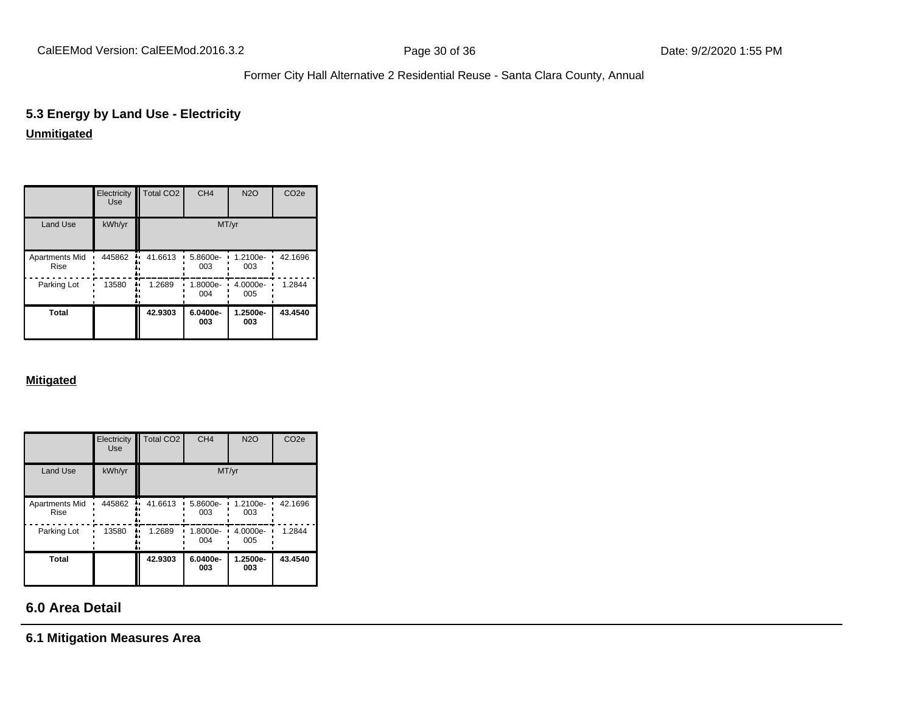## 5.3 Energy by Land Use - Electricity

**Unmitigated**

| | Electricity Use | Total $CO_2$ | $CH_4$ | $N_2O$ | $CO_2e$ |
|---|---|---|---|---|---|
| Land Use | kWh/yr | MT/yr | | | |
| Apartments Mid Rise | 445862 | 41.6613 | 5.8600e-003 | 1.2100e-003 | 42.1696 |
| Parking Lot | 13580 | 1.2689 | 1.8000e-004 | 4.0000e-005 | 1.2844 |
| **Total** | | **42.9303** | **6.0400e-003** | **1.2500e-003** | **43.4540** |

**Mitigated**

| | Electricity Use | Total $CO_2$ | $CH_4$ | $N_2O$ | $CO_2e$ |
|---|---|---|---|---|---|
| Land Use | kWh/yr | MT/yr | | | |
| Apartments Mid Rise | 445862 | 41.6613 | 5.8600e-003 | 1.2100e-003 | 42.1696 |
| Parking Lot | 13580 | 1.2689 | 1.8000e-004 | 4.0000e-005 | 1.2844 |
| **Total** | | **42.9303** | **6.0400e-003** | **1.2500e-003** | **43.4540** |

# 6.0 Area Detail

## 6.1 Mitigation Measures Area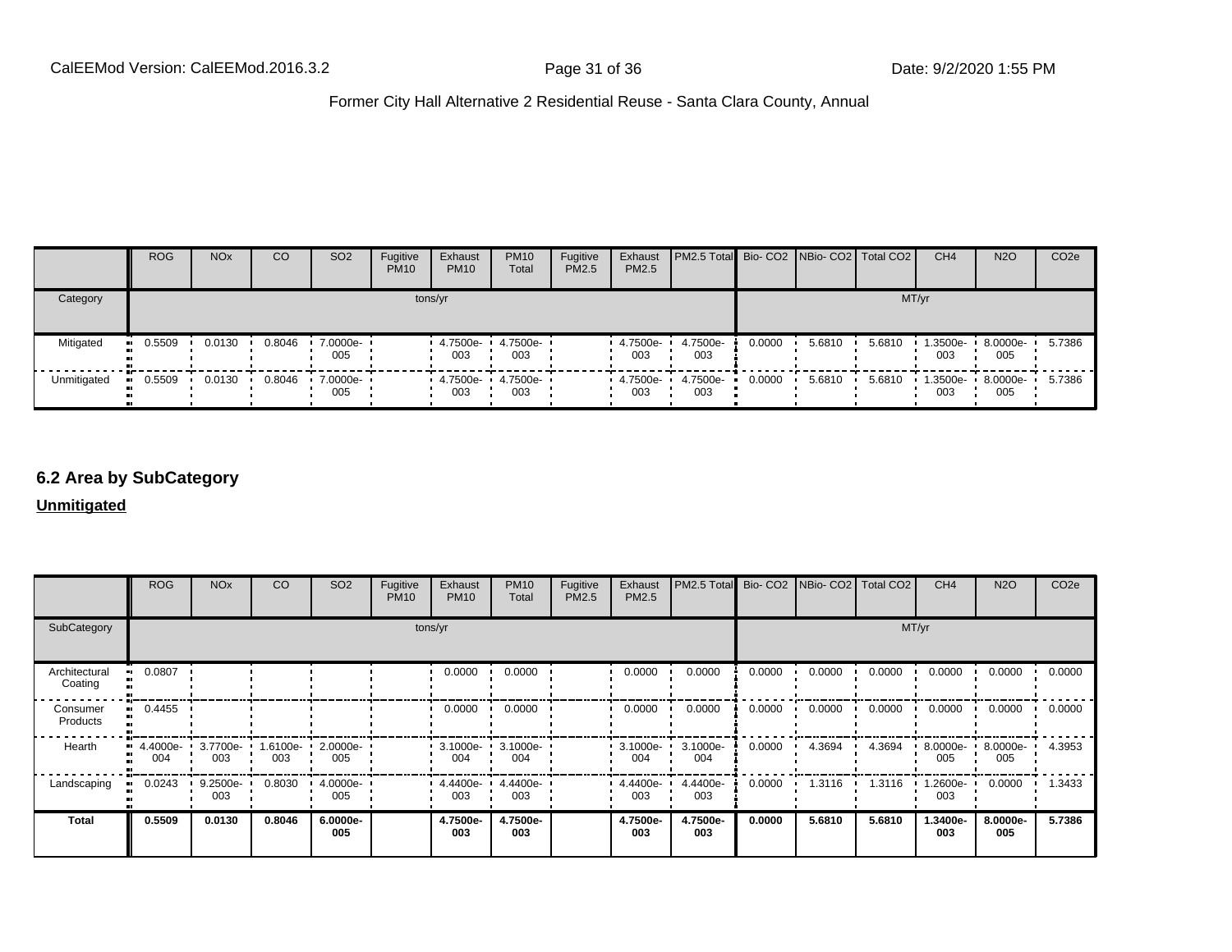| | ROG | NOx | CO | SO2 | Fugitive PM10 | Exhaust PM10 | PM10 Total | Fugitive PM2.5 | Exhaust PM2.5 | PM2.5 Total | Bio- CO2 | NBio- CO2 | Total CO2 | CH4 | N2O | CO2e |
|---|---|---|---|---|---|---|---|---|---|---|---|---|---|---|---|---|
| Category | tons/yr | | | | | | | | | | MT/yr | | | | | |
| Mitigated | 0.5509 | 0.0130 | 0.8046 | 7.0000e-005 | | 4.7500e-003 | 4.7500e-003 | | 4.7500e-003 | 4.7500e-003 | 0.0000 | 5.6810 | 5.6810 | 1.3500e-003 | 8.0000e-005 | 5.7386 |
| Unmitigated | 0.5509 | 0.0130 | 0.8046 | 7.0000e-005 | | 4.7500e-003 | 4.7500e-003 | | 4.7500e-003 | 4.7500e-003 | 0.0000 | 5.6810 | 5.6810 | 1.3500e-003 | 8.0000e-005 | 5.7386 |

## 6.2 Area by SubCategory

**Unmitigated**

| | ROG | NOx | CO | SO2 | Fugitive PM10 | Exhaust PM10 | PM10 Total | Fugitive PM2.5 | Exhaust PM2.5 | PM2.5 Total | Bio- CO2 | NBio- CO2 | Total CO2 | CH4 | N2O | CO2e |
|---|---|---|---|---|---|---|---|---|---|---|---|---|---|---|---|---|
| SubCategory | tons/yr | | | | | | | | | | MT/yr | | | | | |
| Architectural Coating | 0.0807 | | | | | 0.0000 | 0.0000 | | 0.0000 | 0.0000 | 0.0000 | 0.0000 | 0.0000 | 0.0000 | 0.0000 | 0.0000 |
| Consumer Products | 0.4455 | | | | | 0.0000 | 0.0000 | | 0.0000 | 0.0000 | 0.0000 | 0.0000 | 0.0000 | 0.0000 | 0.0000 | 0.0000 |
| Hearth | 4.4000e-004 | 3.7700e-003 | 1.6100e-003 | 2.0000e-005 | | 3.1000e-004 | 3.1000e-004 | | 3.1000e-004 | 3.1000e-004 | 0.0000 | 4.3694 | 4.3694 | 8.0000e-005 | 8.0000e-005 | 4.3953 |
| Landscaping | 0.0243 | 9.2500e-003 | 0.8030 | 4.0000e-005 | | 4.4400e-003 | 4.4400e-003 | | 4.4400e-003 | 4.4400e-003 | 0.0000 | 1.3116 | 1.3116 | 1.2600e-003 | 0.0000 | 1.3433 |
| **Total** | **0.5509** | **0.0130** | **0.8046** | **6.0000e-005** | | **4.7500e-003** | **4.7500e-003** | | **4.7500e-003** | **4.7500e-003** | **0.0000** | **5.6810** | **5.6810** | **1.3400e-003** | **8.0000e-005** | **5.7386** |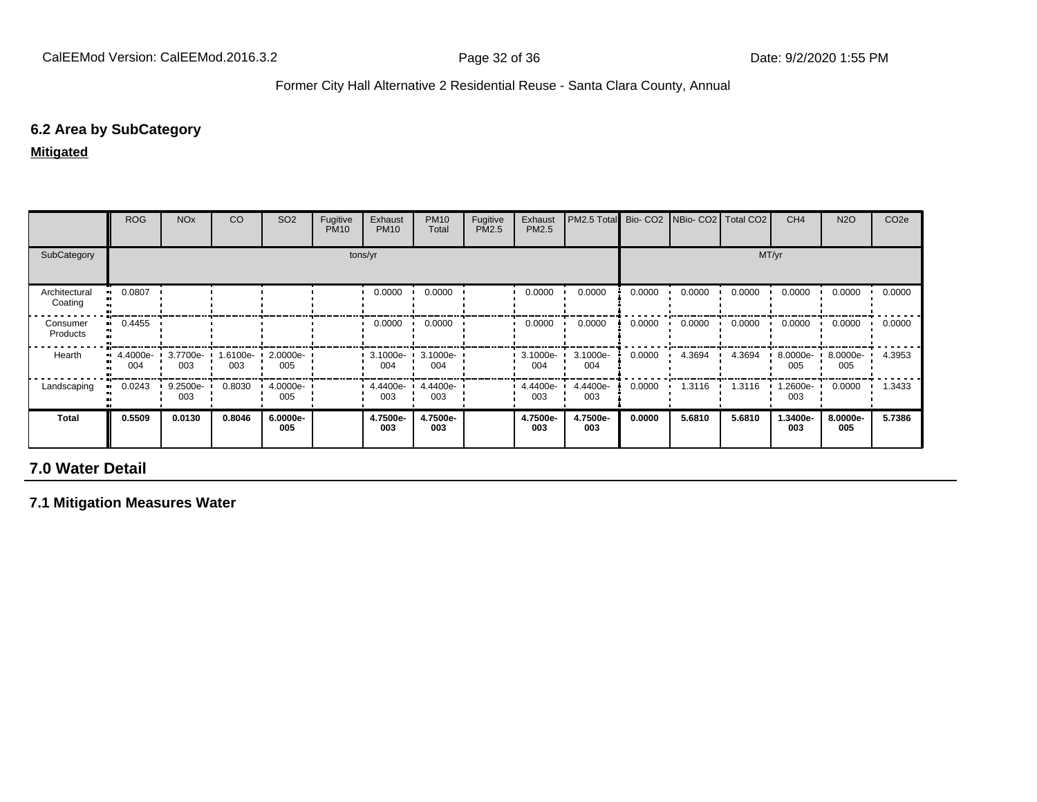## 6.2 Area by SubCategory

**Mitigated**

| | ROG | NOx | CO | SO2 | Fugitive PM10 | Exhaust PM10 | PM10 Total | Fugitive PM2.5 | Exhaust PM2.5 | PM2.5 Total | Bio- CO2 | NBio- CO2 | Total CO2 | CH4 | N2O | CO2e |
|---|---|---|---|---|---|---|---|---|---|---|---|---|---|---|---|---|
| SubCategory | tons/yr | | | | | | | | | | MT/yr | | | | | |
| Architectural Coating | 0.0807 | | | | | 0.0000 | 0.0000 | | 0.0000 | 0.0000 | 0.0000 | 0.0000 | 0.0000 | 0.0000 | 0.0000 | 0.0000 |
| Consumer Products | 0.4455 | | | | | 0.0000 | 0.0000 | | 0.0000 | 0.0000 | 0.0000 | 0.0000 | 0.0000 | 0.0000 | 0.0000 | 0.0000 |
| Hearth | 4.4000e-004 | 3.7700e-003 | 1.6100e-003 | 2.0000e-005 | | 3.1000e-004 | 3.1000e-004 | | 3.1000e-004 | 3.1000e-004 | 0.0000 | 4.3694 | 4.3694 | 8.0000e-005 | 8.0000e-005 | 4.3953 |
| Landscaping | 0.0243 | 9.2500e-003 | 0.8030 | 4.0000e-005 | | 4.4400e-003 | 4.4400e-003 | | 4.4400e-003 | 4.4400e-003 | 0.0000 | 1.3116 | 1.3116 | 1.2600e-003 | 0.0000 | 1.3433 |
| **Total** | **0.5509** | **0.0130** | **0.8046** | **6.0000e-005** | | **4.7500e-003** | **4.7500e-003** | | **4.7500e-003** | **4.7500e-003** | **0.0000** | **5.6810** | **5.6810** | **1.3400e-003** | **8.0000e-005** | **5.7386** |

# 7.0 Water Detail

## 7.1 Mitigation Measures Water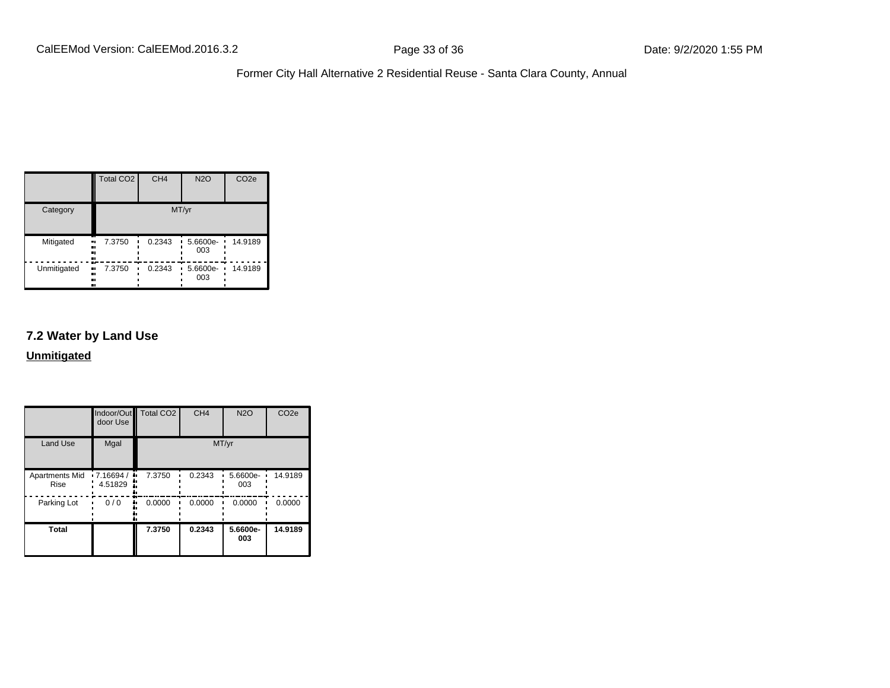|  | Total CO2 | CH4 | N2O | CO2e |
| --- | --- | --- | --- | --- |
| Category | MT/yr | | | |
| Mitigated | 7.3750 | 0.2343 | 5.6600e-003 | 14.9189 |
| Unmitigated | 7.3750 | 0.2343 | 5.6600e-003 | 14.9189 |

### 7.2 Water by Land Use

**Unmitigated**

|  | Indoor/Outdoor Use | Total CO2 | CH4 | N2O | CO2e |
| --- | --- | --- | --- | --- | --- |
| Land Use | Mgal | MT/yr | | | |
| Apartments Mid Rise | 7.16694 / 4.51829 | 7.3750 | 0.2343 | 5.6600e-003 | 14.9189 |
| Parking Lot | 0 / 0 | 0.0000 | 0.0000 | 0.0000 | 0.0000 |
| **Total** |  | **7.3750** | **0.2343** | **5.6600e-003** | **14.9189** |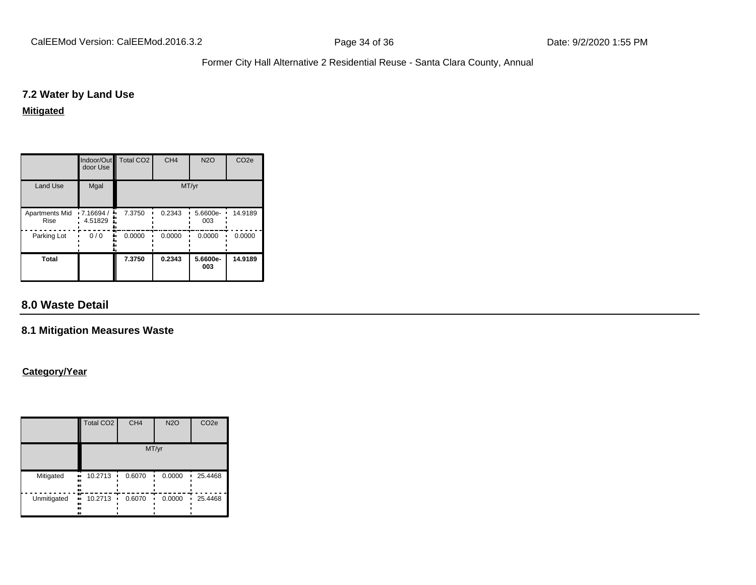## 7.2 Water by Land Use

**Mitigated**

| | Indoor/Outdoor Use | Total CO2 | CH4 | N2O | CO2e |
|---|---|---|---|---|---|
| Land Use | Mgal | MT/yr | | | |
| Apartments Mid Rise | 7.16694 / 4.51829 | 7.3750 | 0.2343 | 5.6600e-003 | 14.9189 |
| Parking Lot | 0 / 0 | 0.0000 | 0.0000 | 0.0000 | 0.0000 |
| **Total** | | **7.3750** | **0.2343** | **5.6600e-003** | **14.9189** |

## 8.0 Waste Detail

### 8.1 Mitigation Measures Waste

**Category/Year**

| | Total CO2 | CH4 | N2O | CO2e |
|---|---|---|---|---|
| | MT/yr | | | |
| Mitigated | 10.2713 | 0.6070 | 0.0000 | 25.4468 |
| Unmitigated | 10.2713 | 0.6070 | 0.0000 | 25.4468 |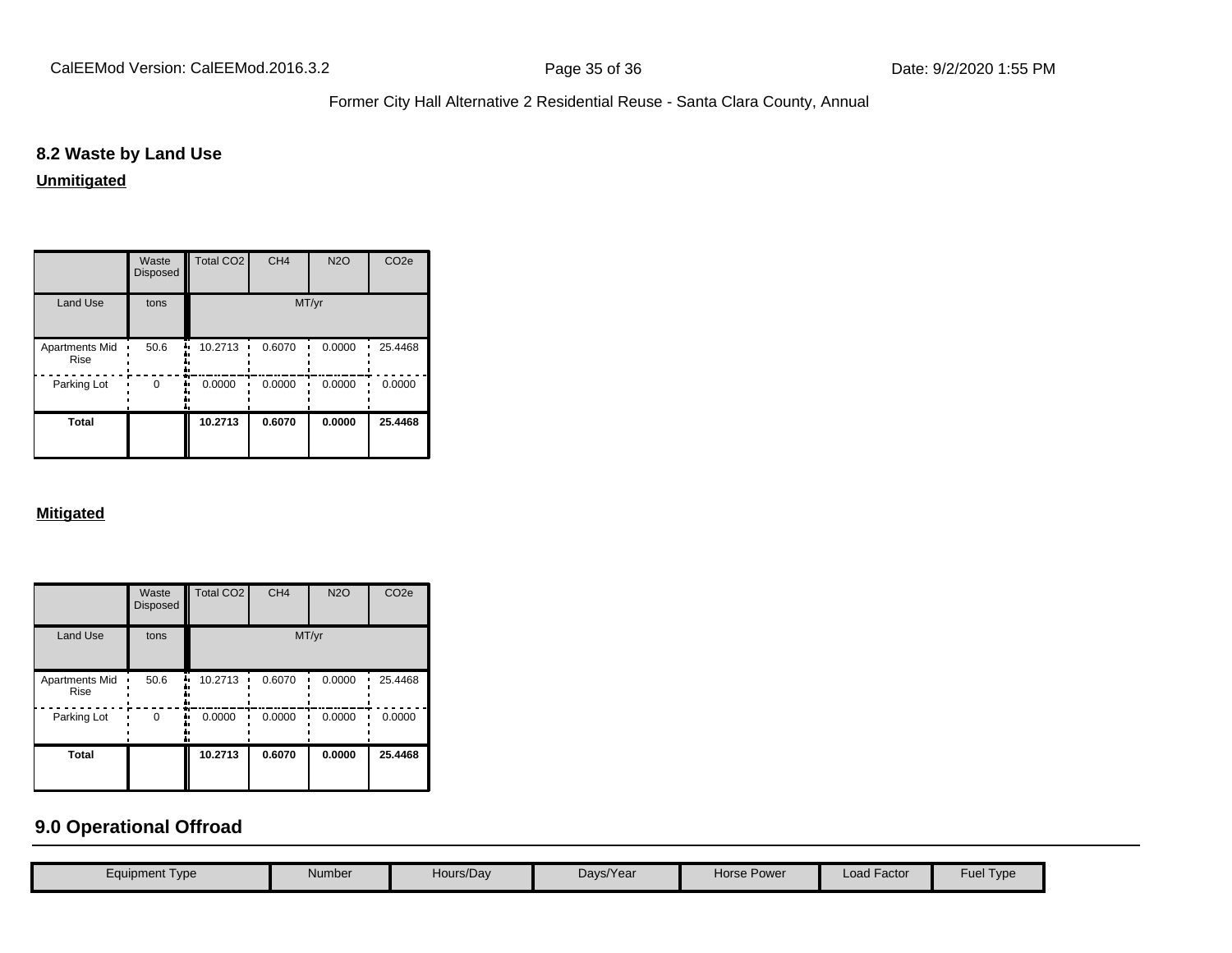### 8.2 Waste by Land Use

**Unmitigated**

| | Waste Disposed | Total CO2 | CH4 | N2O | CO2e |
|---|---|---|---|---|---|
| Land Use | tons | MT/yr | | | |
| Apartments Mid Rise | 50.6 | 10.2713 | 0.6070 | 0.0000 | 25.4468 |
| Parking Lot | 0 | 0.0000 | 0.0000 | 0.0000 | 0.0000 |
| **Total** | | **10.2713** | **0.6070** | **0.0000** | **25.4468** |

**Mitigated**

| | Waste Disposed | Total CO2 | CH4 | N2O | CO2e |
|---|---|---|---|---|---|
| Land Use | tons | MT/yr | | | |
| Apartments Mid Rise | 50.6 | 10.2713 | 0.6070 | 0.0000 | 25.4468 |
| Parking Lot | 0 | 0.0000 | 0.0000 | 0.0000 | 0.0000 |
| **Total** | | **10.2713** | **0.6070** | **0.0000** | **25.4468** |

## 9.0 Operational Offroad

| Equipment Type | Number | Hours/Day | Days/Year | Horse Power | Load Factor | Fuel Type |
|---|---|---|---|---|---|---|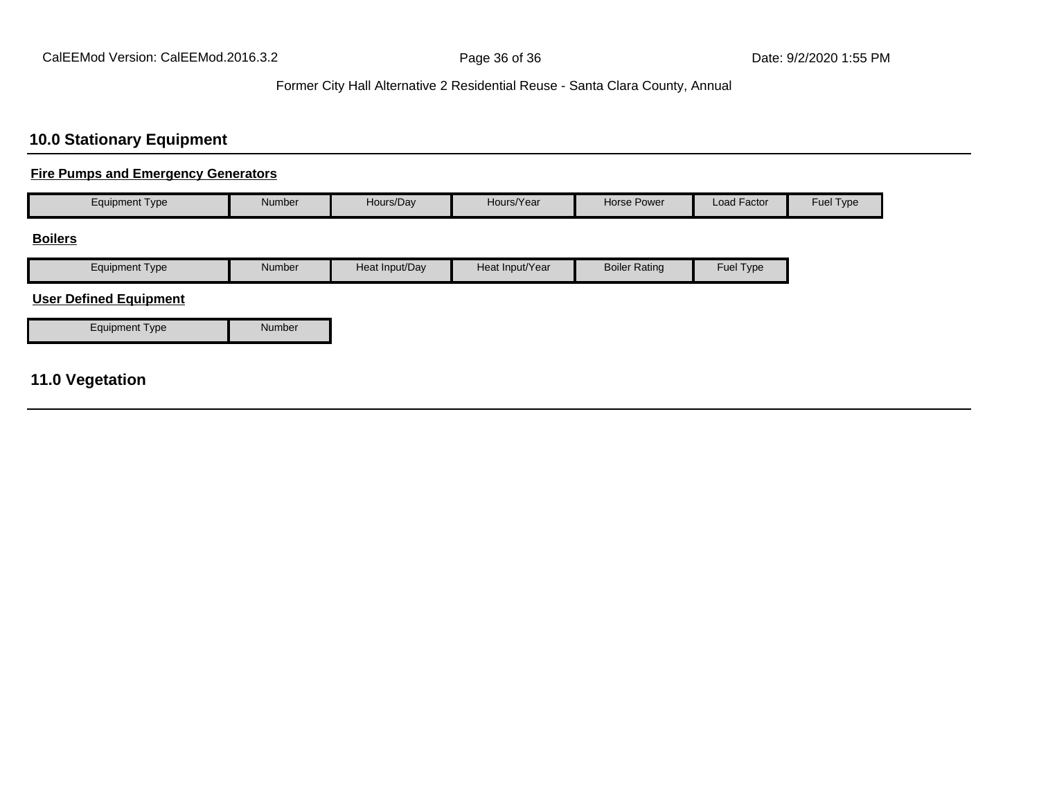## 10.0 Stationary Equipment

**Fire Pumps and Emergency Generators**

| Equipment Type | Number | Hours/Day | Hours/Year | Horse Power | Load Factor | Fuel Type |
| --- | --- | --- | --- | --- | --- | --- |

**Boilers**

| Equipment Type | Number | Heat Input/Day | Heat Input/Year | Boiler Rating | Fuel Type |
| --- | --- | --- | --- | --- | --- |

**User Defined Equipment**

| Equipment Type | Number |
| --- | --- |

## 11.0 Vegetation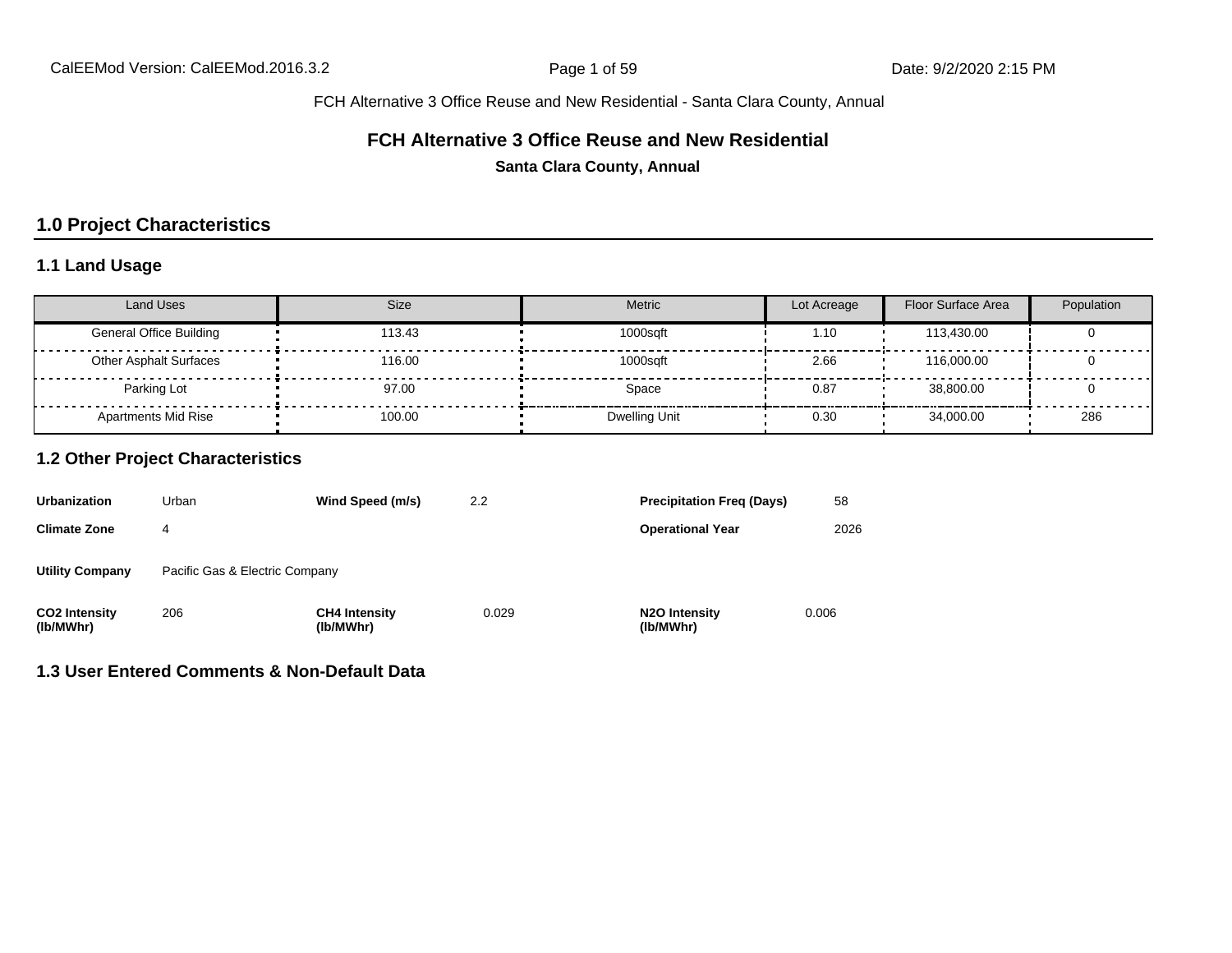FCH Alternative 3 Office Reuse and New Residential - Santa Clara County, Annual

# FCH Alternative 3 Office Reuse and New Residential

**Santa Clara County, Annual**

## 1.0 Project Characteristics

### 1.1 Land Usage

| Land Uses | Size | Metric | Lot Acreage | Floor Surface Area | Population |
|---|---|---|---|---|---|
| General Office Building | 113.43 | 1000sqft | 1.10 | 113,430.00 | 0 |
| Other Asphalt Surfaces | 116.00 | 1000sqft | 2.66 | 116,000.00 | 0 |
| Parking Lot | 97.00 | Space | 0.87 | 38,800.00 | 0 |
| Apartments Mid Rise | 100.00 | Dwelling Unit | 0.30 | 34,000.00 | 286 |

### 1.2 Other Project Characteristics

| | | | | | |
|---|---|---|---|---|---|
| **Urbanization** | Urban | **Wind Speed (m/s)** | 2.2 | **Precipitation Freq (Days)** | 58 |
| **Climate Zone** | 4 | | | **Operational Year** | 2026 |
| **Utility Company** | Pacific Gas & Electric Company | | | | |
| **CO2 Intensity (lb/MWhr)** | 206 | **CH4 Intensity (lb/MWhr)** | 0.029 | **N2O Intensity (lb/MWhr)** | 0.006 |

### 1.3 User Entered Comments & Non-Default Data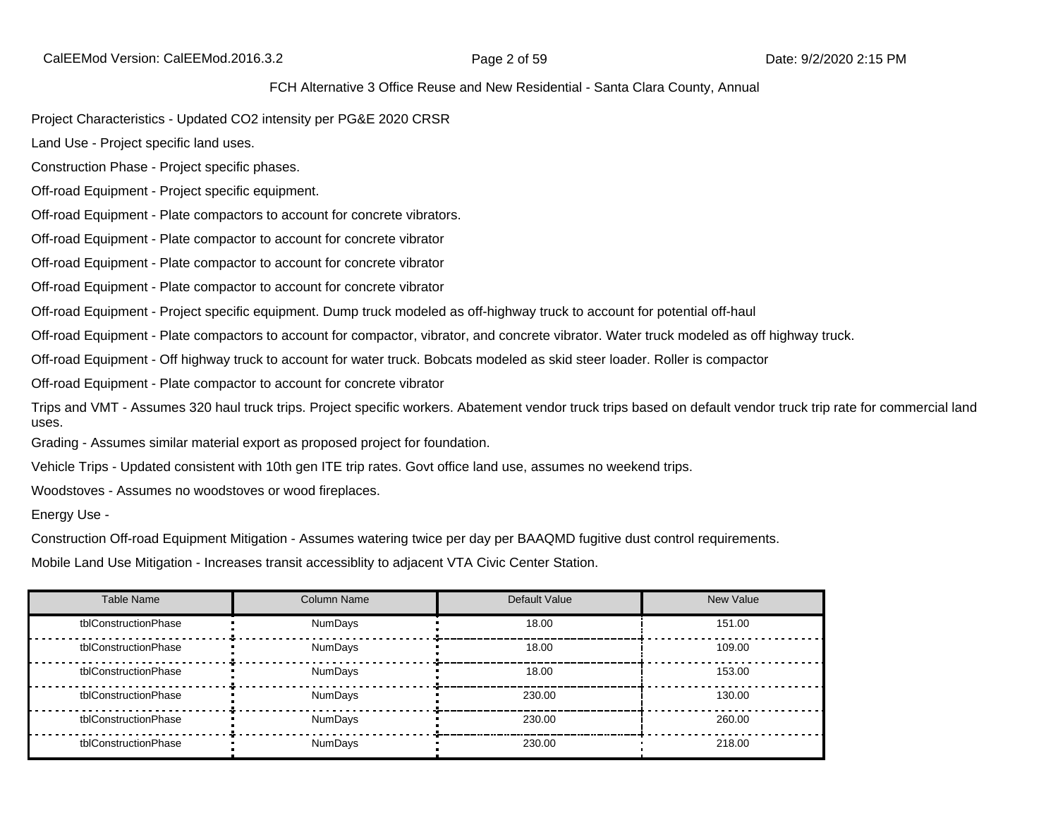FCH Alternative 3 Office Reuse and New Residential - Santa Clara County, Annual

Project Characteristics - Updated CO2 intensity per PG&E 2020 CRSR

Land Use - Project specific land uses.

Construction Phase - Project specific phases.

Off-road Equipment - Project specific equipment.

Off-road Equipment - Plate compactors to account for concrete vibrators.

Off-road Equipment - Plate compactor to account for concrete vibrator

Off-road Equipment - Plate compactor to account for concrete vibrator

Off-road Equipment - Plate compactor to account for concrete vibrator

Off-road Equipment - Project specific equipment. Dump truck modeled as off-highway truck to account for potential off-haul

Off-road Equipment - Plate compactors to account for compactor, vibrator, and concrete vibrator. Water truck modeled as off highway truck.

Off-road Equipment - Off highway truck to account for water truck. Bobcats modeled as skid steer loader. Roller is compactor

Off-road Equipment - Plate compactor to account for concrete vibrator

Trips and VMT - Assumes 320 haul truck trips. Project specific workers. Abatement vendor truck trips based on default vendor truck trip rate for commercial land uses.

Grading - Assumes similar material export as proposed project for foundation.

Vehicle Trips - Updated consistent with 10th gen ITE trip rates. Govt office land use, assumes no weekend trips.

Woodstoves - Assumes no woodstoves or wood fireplaces.

Energy Use -

Construction Off-road Equipment Mitigation - Assumes watering twice per day per BAAQMD fugitive dust control requirements.

Mobile Land Use Mitigation - Increases transit accessiblity to adjacent VTA Civic Center Station.

| Table Name | Column Name | Default Value | New Value |
|---|---|---|---|
| tblConstructionPhase | NumDays | 18.00 | 151.00 |
| tblConstructionPhase | NumDays | 18.00 | 109.00 |
| tblConstructionPhase | NumDays | 18.00 | 153.00 |
| tblConstructionPhase | NumDays | 230.00 | 130.00 |
| tblConstructionPhase | NumDays | 230.00 | 260.00 |
| tblConstructionPhase | NumDays | 230.00 | 218.00 |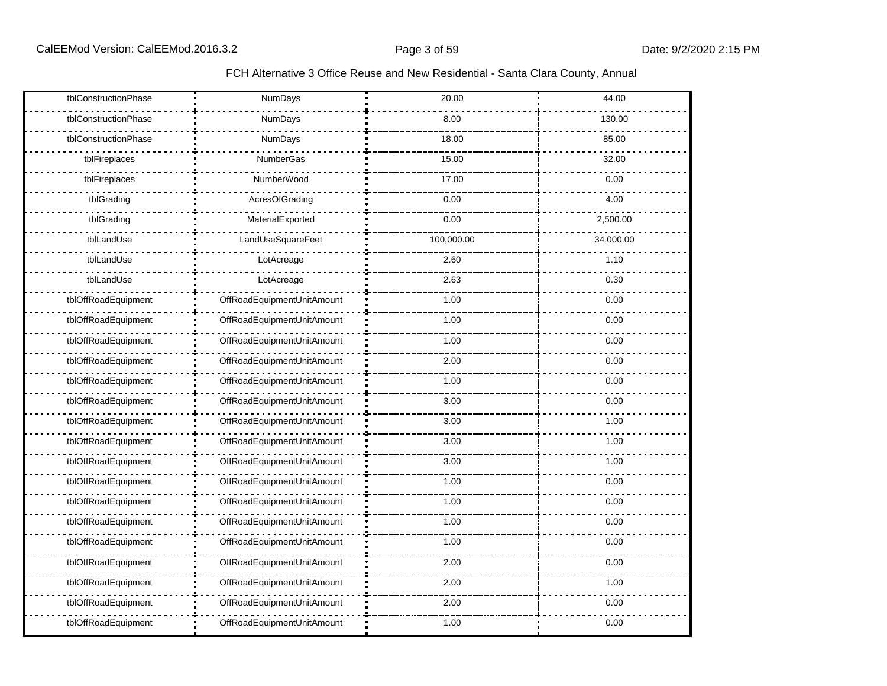FCH Alternative 3 Office Reuse and New Residential - Santa Clara County, Annual

| | | | |
|---|---|---|---|
| tblConstructionPhase | NumDays | 20.00 | 44.00 |
| tblConstructionPhase | NumDays | 8.00 | 130.00 |
| tblConstructionPhase | NumDays | 18.00 | 85.00 |
| tblFireplaces | NumberGas | 15.00 | 32.00 |
| tblFireplaces | NumberWood | 17.00 | 0.00 |
| tblGrading | AcresOfGrading | 0.00 | 4.00 |
| tblGrading | MaterialExported | 0.00 | 2,500.00 |
| tblLandUse | LandUseSquareFeet | 100,000.00 | 34,000.00 |
| tblLandUse | LotAcreage | 2.60 | 1.10 |
| tblLandUse | LotAcreage | 2.63 | 0.30 |
| tblOffRoadEquipment | OffRoadEquipmentUnitAmount | 1.00 | 0.00 |
| tblOffRoadEquipment | OffRoadEquipmentUnitAmount | 1.00 | 0.00 |
| tblOffRoadEquipment | OffRoadEquipmentUnitAmount | 1.00 | 0.00 |
| tblOffRoadEquipment | OffRoadEquipmentUnitAmount | 2.00 | 0.00 |
| tblOffRoadEquipment | OffRoadEquipmentUnitAmount | 1.00 | 0.00 |
| tblOffRoadEquipment | OffRoadEquipmentUnitAmount | 3.00 | 0.00 |
| tblOffRoadEquipment | OffRoadEquipmentUnitAmount | 3.00 | 1.00 |
| tblOffRoadEquipment | OffRoadEquipmentUnitAmount | 3.00 | 1.00 |
| tblOffRoadEquipment | OffRoadEquipmentUnitAmount | 3.00 | 1.00 |
| tblOffRoadEquipment | OffRoadEquipmentUnitAmount | 1.00 | 0.00 |
| tblOffRoadEquipment | OffRoadEquipmentUnitAmount | 1.00 | 0.00 |
| tblOffRoadEquipment | OffRoadEquipmentUnitAmount | 1.00 | 0.00 |
| tblOffRoadEquipment | OffRoadEquipmentUnitAmount | 1.00 | 0.00 |
| tblOffRoadEquipment | OffRoadEquipmentUnitAmount | 2.00 | 0.00 |
| tblOffRoadEquipment | OffRoadEquipmentUnitAmount | 2.00 | 1.00 |
| tblOffRoadEquipment | OffRoadEquipmentUnitAmount | 2.00 | 0.00 |
| tblOffRoadEquipment | OffRoadEquipmentUnitAmount | 1.00 | 0.00 |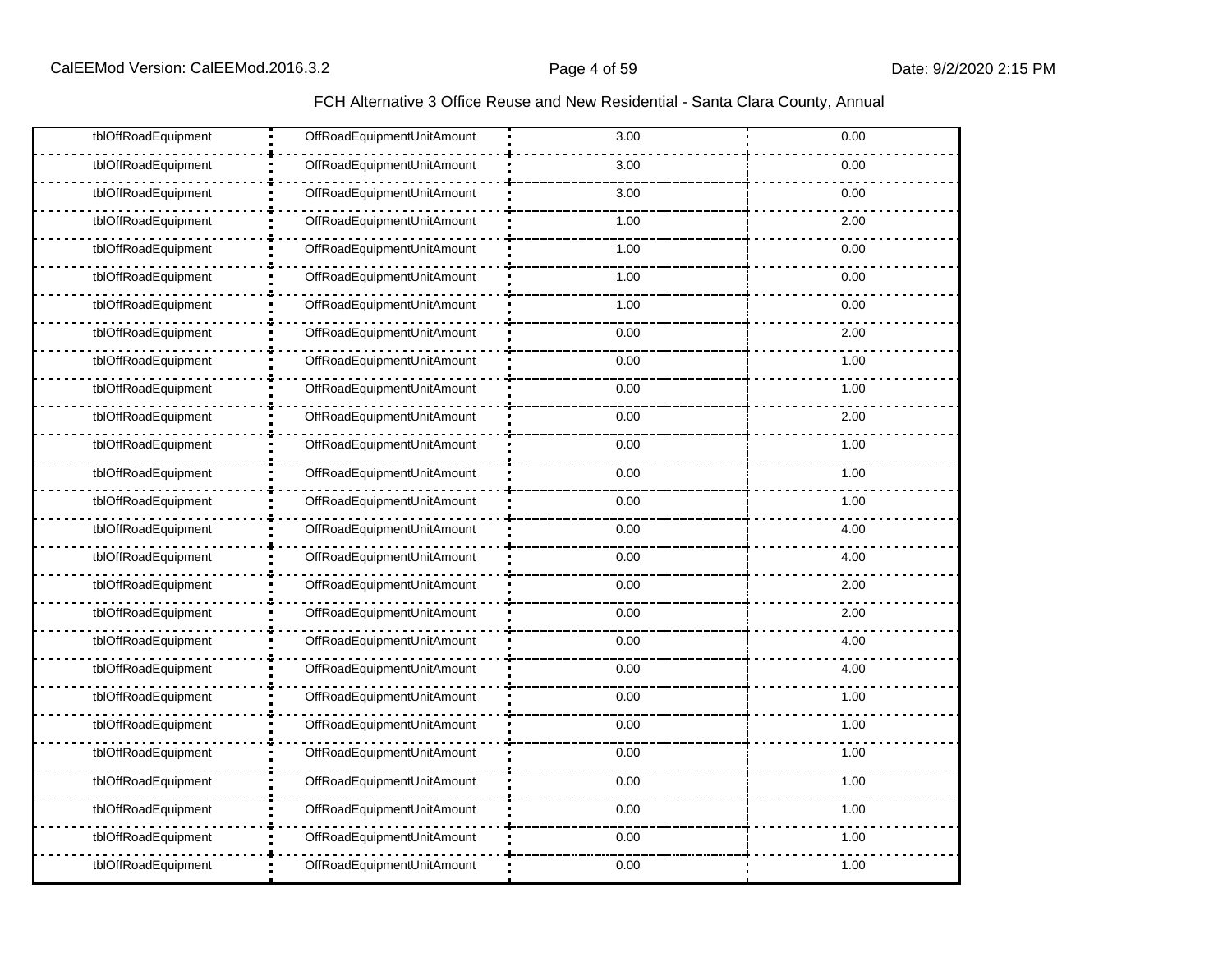FCH Alternative 3 Office Reuse and New Residential - Santa Clara County, Annual

| | | | |
|---|---|---|---|
| tblOffRoadEquipment | OffRoadEquipmentUnitAmount | 3.00 | 0.00 |
| tblOffRoadEquipment | OffRoadEquipmentUnitAmount | 3.00 | 0.00 |
| tblOffRoadEquipment | OffRoadEquipmentUnitAmount | 3.00 | 0.00 |
| tblOffRoadEquipment | OffRoadEquipmentUnitAmount | 1.00 | 2.00 |
| tblOffRoadEquipment | OffRoadEquipmentUnitAmount | 1.00 | 0.00 |
| tblOffRoadEquipment | OffRoadEquipmentUnitAmount | 1.00 | 0.00 |
| tblOffRoadEquipment | OffRoadEquipmentUnitAmount | 1.00 | 0.00 |
| tblOffRoadEquipment | OffRoadEquipmentUnitAmount | 0.00 | 2.00 |
| tblOffRoadEquipment | OffRoadEquipmentUnitAmount | 0.00 | 1.00 |
| tblOffRoadEquipment | OffRoadEquipmentUnitAmount | 0.00 | 1.00 |
| tblOffRoadEquipment | OffRoadEquipmentUnitAmount | 0.00 | 2.00 |
| tblOffRoadEquipment | OffRoadEquipmentUnitAmount | 0.00 | 1.00 |
| tblOffRoadEquipment | OffRoadEquipmentUnitAmount | 0.00 | 1.00 |
| tblOffRoadEquipment | OffRoadEquipmentUnitAmount | 0.00 | 1.00 |
| tblOffRoadEquipment | OffRoadEquipmentUnitAmount | 0.00 | 4.00 |
| tblOffRoadEquipment | OffRoadEquipmentUnitAmount | 0.00 | 4.00 |
| tblOffRoadEquipment | OffRoadEquipmentUnitAmount | 0.00 | 2.00 |
| tblOffRoadEquipment | OffRoadEquipmentUnitAmount | 0.00 | 2.00 |
| tblOffRoadEquipment | OffRoadEquipmentUnitAmount | 0.00 | 4.00 |
| tblOffRoadEquipment | OffRoadEquipmentUnitAmount | 0.00 | 4.00 |
| tblOffRoadEquipment | OffRoadEquipmentUnitAmount | 0.00 | 1.00 |
| tblOffRoadEquipment | OffRoadEquipmentUnitAmount | 0.00 | 1.00 |
| tblOffRoadEquipment | OffRoadEquipmentUnitAmount | 0.00 | 1.00 |
| tblOffRoadEquipment | OffRoadEquipmentUnitAmount | 0.00 | 1.00 |
| tblOffRoadEquipment | OffRoadEquipmentUnitAmount | 0.00 | 1.00 |
| tblOffRoadEquipment | OffRoadEquipmentUnitAmount | 0.00 | 1.00 |
| tblOffRoadEquipment | OffRoadEquipmentUnitAmount | 0.00 | 1.00 |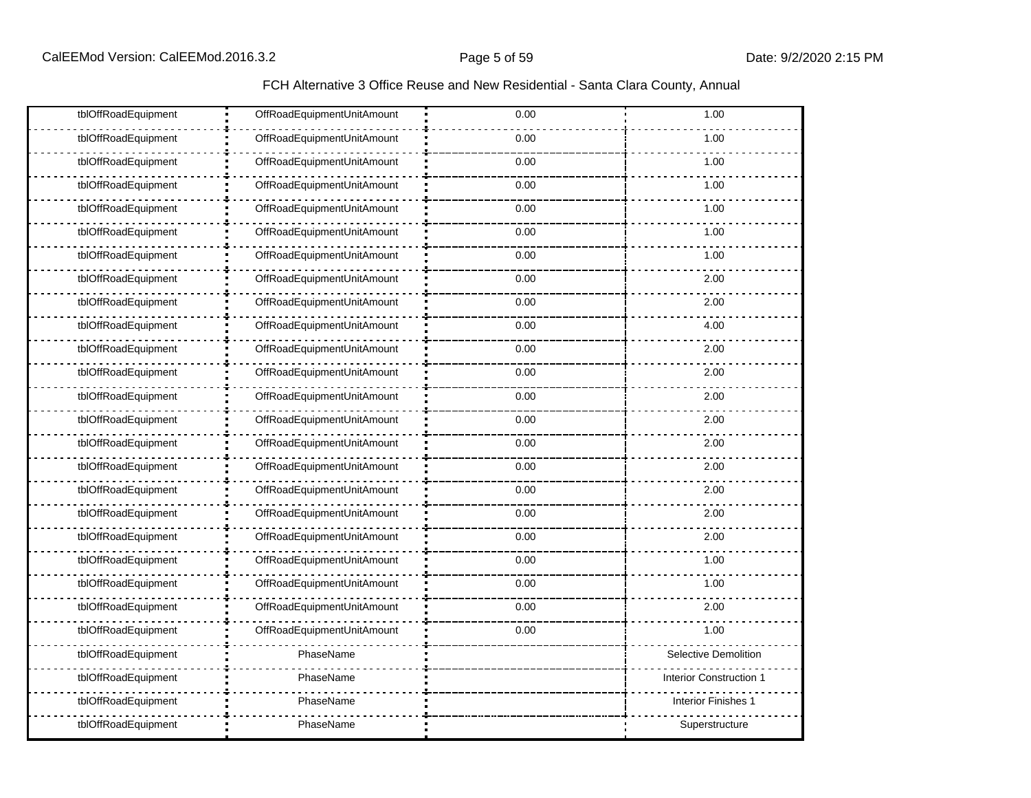| tblOffRoadEquipment | OffRoadEquipmentUnitAmount | 0.00 | 1.00 |
|---|---|---|---|
| tblOffRoadEquipment | OffRoadEquipmentUnitAmount | 0.00 | 1.00 |
| tblOffRoadEquipment | OffRoadEquipmentUnitAmount | 0.00 | 1.00 |
| tblOffRoadEquipment | OffRoadEquipmentUnitAmount | 0.00 | 1.00 |
| tblOffRoadEquipment | OffRoadEquipmentUnitAmount | 0.00 | 1.00 |
| tblOffRoadEquipment | OffRoadEquipmentUnitAmount | 0.00 | 1.00 |
| tblOffRoadEquipment | OffRoadEquipmentUnitAmount | 0.00 | 1.00 |
| tblOffRoadEquipment | OffRoadEquipmentUnitAmount | 0.00 | 2.00 |
| tblOffRoadEquipment | OffRoadEquipmentUnitAmount | 0.00 | 2.00 |
| tblOffRoadEquipment | OffRoadEquipmentUnitAmount | 0.00 | 4.00 |
| tblOffRoadEquipment | OffRoadEquipmentUnitAmount | 0.00 | 2.00 |
| tblOffRoadEquipment | OffRoadEquipmentUnitAmount | 0.00 | 2.00 |
| tblOffRoadEquipment | OffRoadEquipmentUnitAmount | 0.00 | 2.00 |
| tblOffRoadEquipment | OffRoadEquipmentUnitAmount | 0.00 | 2.00 |
| tblOffRoadEquipment | OffRoadEquipmentUnitAmount | 0.00 | 2.00 |
| tblOffRoadEquipment | OffRoadEquipmentUnitAmount | 0.00 | 2.00 |
| tblOffRoadEquipment | OffRoadEquipmentUnitAmount | 0.00 | 2.00 |
| tblOffRoadEquipment | OffRoadEquipmentUnitAmount | 0.00 | 2.00 |
| tblOffRoadEquipment | OffRoadEquipmentUnitAmount | 0.00 | 2.00 |
| tblOffRoadEquipment | OffRoadEquipmentUnitAmount | 0.00 | 1.00 |
| tblOffRoadEquipment | OffRoadEquipmentUnitAmount | 0.00 | 1.00 |
| tblOffRoadEquipment | OffRoadEquipmentUnitAmount | 0.00 | 2.00 |
| tblOffRoadEquipment | OffRoadEquipmentUnitAmount | 0.00 | 1.00 |
| tblOffRoadEquipment | PhaseName | | Selective Demolition |
| tblOffRoadEquipment | PhaseName | | Interior Construction 1 |
| tblOffRoadEquipment | PhaseName | | Interior Finishes 1 |
| tblOffRoadEquipment | PhaseName | | Superstructure |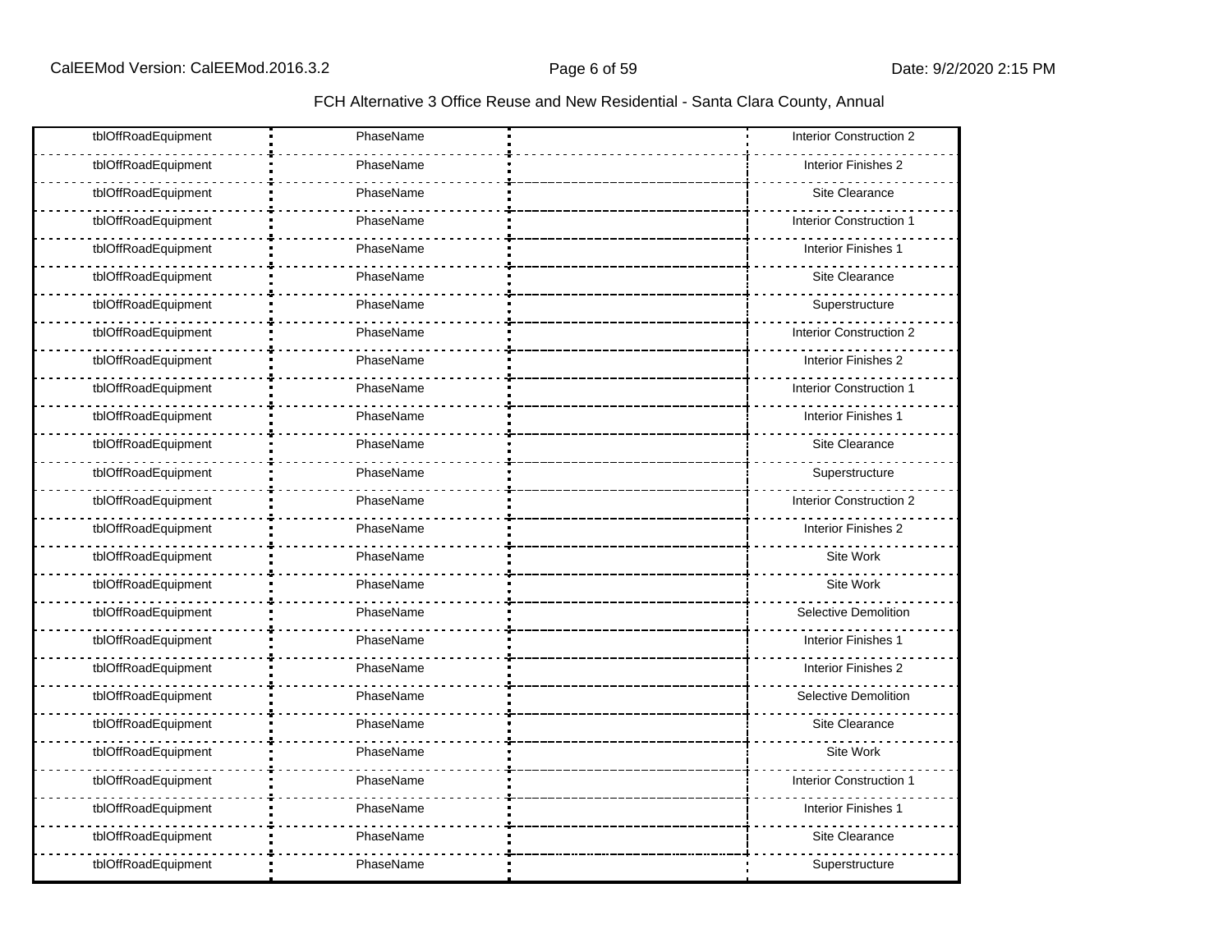| | | | |
|---|---|---|---|
| tblOffRoadEquipment | PhaseName | | Interior Construction 2 |
| tblOffRoadEquipment | PhaseName | | Interior Finishes 2 |
| tblOffRoadEquipment | PhaseName | | Site Clearance |
| tblOffRoadEquipment | PhaseName | | Interior Construction 1 |
| tblOffRoadEquipment | PhaseName | | Interior Finishes 1 |
| tblOffRoadEquipment | PhaseName | | Site Clearance |
| tblOffRoadEquipment | PhaseName | | Superstructure |
| tblOffRoadEquipment | PhaseName | | Interior Construction 2 |
| tblOffRoadEquipment | PhaseName | | Interior Finishes 2 |
| tblOffRoadEquipment | PhaseName | | Interior Construction 1 |
| tblOffRoadEquipment | PhaseName | | Interior Finishes 1 |
| tblOffRoadEquipment | PhaseName | | Site Clearance |
| tblOffRoadEquipment | PhaseName | | Superstructure |
| tblOffRoadEquipment | PhaseName | | Interior Construction 2 |
| tblOffRoadEquipment | PhaseName | | Interior Finishes 2 |
| tblOffRoadEquipment | PhaseName | | Site Work |
| tblOffRoadEquipment | PhaseName | | Site Work |
| tblOffRoadEquipment | PhaseName | | Selective Demolition |
| tblOffRoadEquipment | PhaseName | | Interior Finishes 1 |
| tblOffRoadEquipment | PhaseName | | Interior Finishes 2 |
| tblOffRoadEquipment | PhaseName | | Selective Demolition |
| tblOffRoadEquipment | PhaseName | | Site Clearance |
| tblOffRoadEquipment | PhaseName | | Site Work |
| tblOffRoadEquipment | PhaseName | | Interior Construction 1 |
| tblOffRoadEquipment | PhaseName | | Interior Finishes 1 |
| tblOffRoadEquipment | PhaseName | | Site Clearance |
| tblOffRoadEquipment | PhaseName | | Superstructure |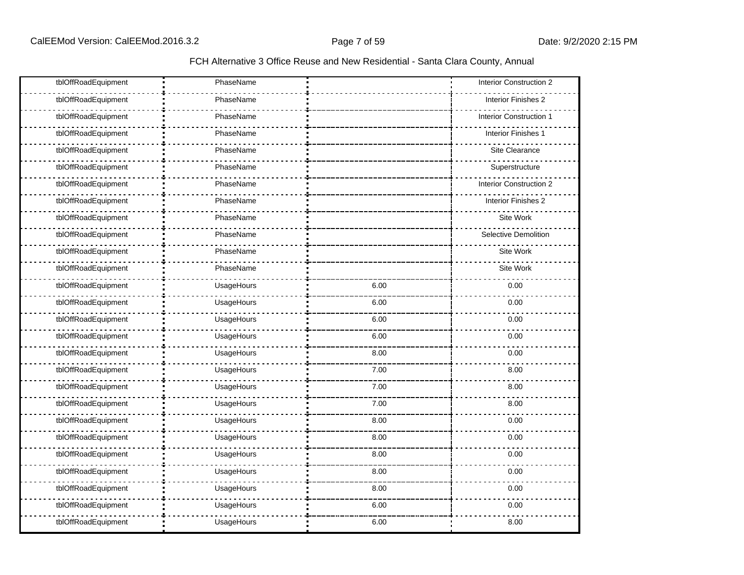FCH Alternative 3 Office Reuse and New Residential - Santa Clara County, Annual

| | | | |
|---|---|---|---|
| tblOffRoadEquipment | PhaseName | | Interior Construction 2 |
| tblOffRoadEquipment | PhaseName | | Interior Finishes 2 |
| tblOffRoadEquipment | PhaseName | | Interior Construction 1 |
| tblOffRoadEquipment | PhaseName | | Interior Finishes 1 |
| tblOffRoadEquipment | PhaseName | | Site Clearance |
| tblOffRoadEquipment | PhaseName | | Superstructure |
| tblOffRoadEquipment | PhaseName | | Interior Construction 2 |
| tblOffRoadEquipment | PhaseName | | Interior Finishes 2 |
| tblOffRoadEquipment | PhaseName | | Site Work |
| tblOffRoadEquipment | PhaseName | | Selective Demolition |
| tblOffRoadEquipment | PhaseName | | Site Work |
| tblOffRoadEquipment | PhaseName | | Site Work |
| tblOffRoadEquipment | UsageHours | 6.00 | 0.00 |
| tblOffRoadEquipment | UsageHours | 6.00 | 0.00 |
| tblOffRoadEquipment | UsageHours | 6.00 | 0.00 |
| tblOffRoadEquipment | UsageHours | 6.00 | 0.00 |
| tblOffRoadEquipment | UsageHours | 8.00 | 0.00 |
| tblOffRoadEquipment | UsageHours | 7.00 | 8.00 |
| tblOffRoadEquipment | UsageHours | 7.00 | 8.00 |
| tblOffRoadEquipment | UsageHours | 7.00 | 8.00 |
| tblOffRoadEquipment | UsageHours | 8.00 | 0.00 |
| tblOffRoadEquipment | UsageHours | 8.00 | 0.00 |
| tblOffRoadEquipment | UsageHours | 8.00 | 0.00 |
| tblOffRoadEquipment | UsageHours | 8.00 | 0.00 |
| tblOffRoadEquipment | UsageHours | 8.00 | 0.00 |
| tblOffRoadEquipment | UsageHours | 6.00 | 0.00 |
| tblOffRoadEquipment | UsageHours | 6.00 | 8.00 |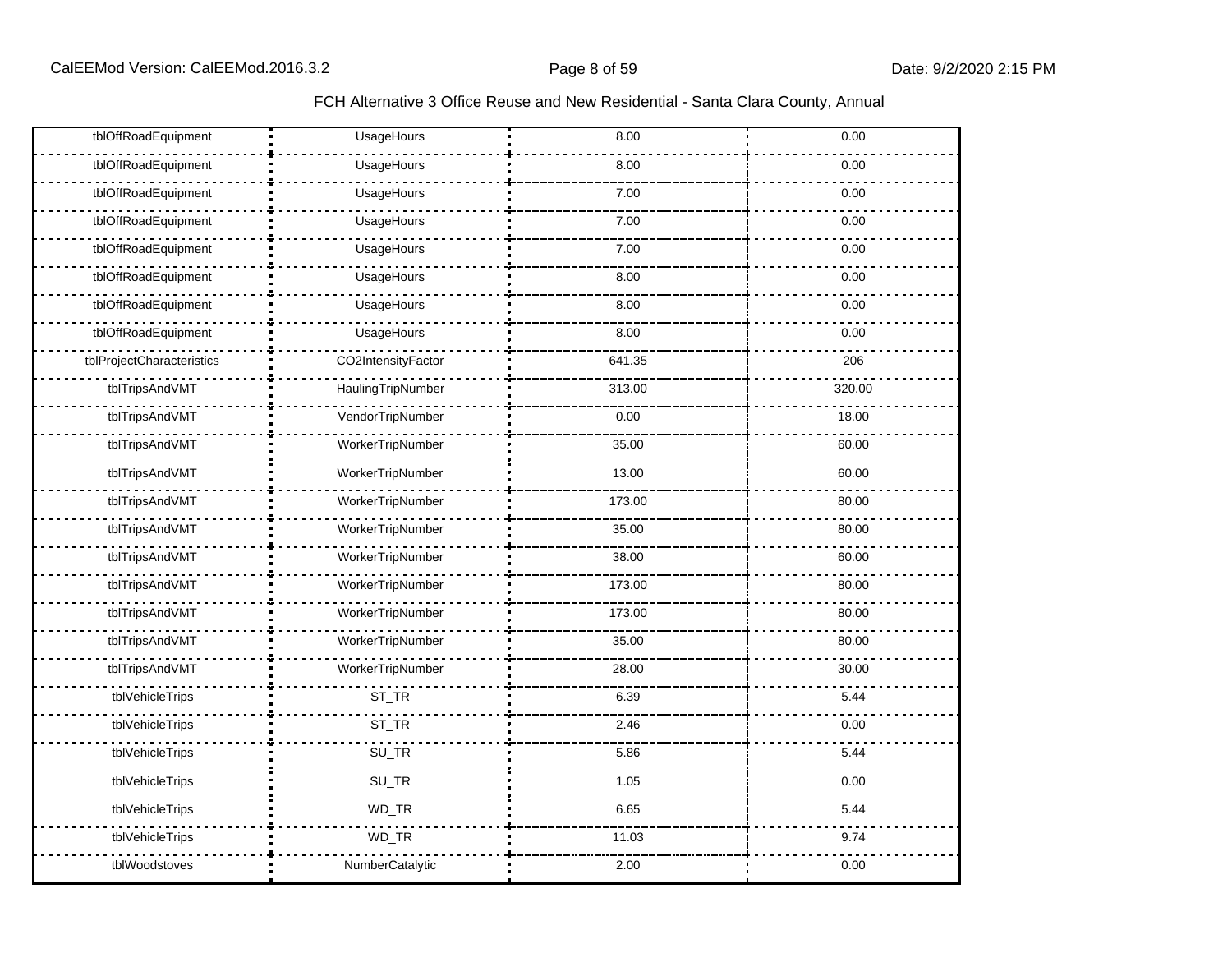FCH Alternative 3 Office Reuse and New Residential - Santa Clara County, Annual

| | | | |
|---|---|---|---|
| tblOffRoadEquipment | UsageHours | 8.00 | 0.00 |
| tblOffRoadEquipment | UsageHours | 8.00 | 0.00 |
| tblOffRoadEquipment | UsageHours | 7.00 | 0.00 |
| tblOffRoadEquipment | UsageHours | 7.00 | 0.00 |
| tblOffRoadEquipment | UsageHours | 7.00 | 0.00 |
| tblOffRoadEquipment | UsageHours | 8.00 | 0.00 |
| tblOffRoadEquipment | UsageHours | 8.00 | 0.00 |
| tblOffRoadEquipment | UsageHours | 8.00 | 0.00 |
| tblProjectCharacteristics | CO2IntensityFactor | 641.35 | 206 |
| tblTripsAndVMT | HaulingTripNumber | 313.00 | 320.00 |
| tblTripsAndVMT | VendorTripNumber | 0.00 | 18.00 |
| tblTripsAndVMT | WorkerTripNumber | 35.00 | 60.00 |
| tblTripsAndVMT | WorkerTripNumber | 13.00 | 60.00 |
| tblTripsAndVMT | WorkerTripNumber | 173.00 | 80.00 |
| tblTripsAndVMT | WorkerTripNumber | 35.00 | 80.00 |
| tblTripsAndVMT | WorkerTripNumber | 38.00 | 60.00 |
| tblTripsAndVMT | WorkerTripNumber | 173.00 | 80.00 |
| tblTripsAndVMT | WorkerTripNumber | 173.00 | 80.00 |
| tblTripsAndVMT | WorkerTripNumber | 35.00 | 80.00 |
| tblTripsAndVMT | WorkerTripNumber | 28.00 | 30.00 |
| tblVehicleTrips | ST_TR | 6.39 | 5.44 |
| tblVehicleTrips | ST_TR | 2.46 | 0.00 |
| tblVehicleTrips | SU_TR | 5.86 | 5.44 |
| tblVehicleTrips | SU_TR | 1.05 | 0.00 |
| tblVehicleTrips | WD_TR | 6.65 | 5.44 |
| tblVehicleTrips | WD_TR | 11.03 | 9.74 |
| tblWoodstoves | NumberCatalytic | 2.00 | 0.00 |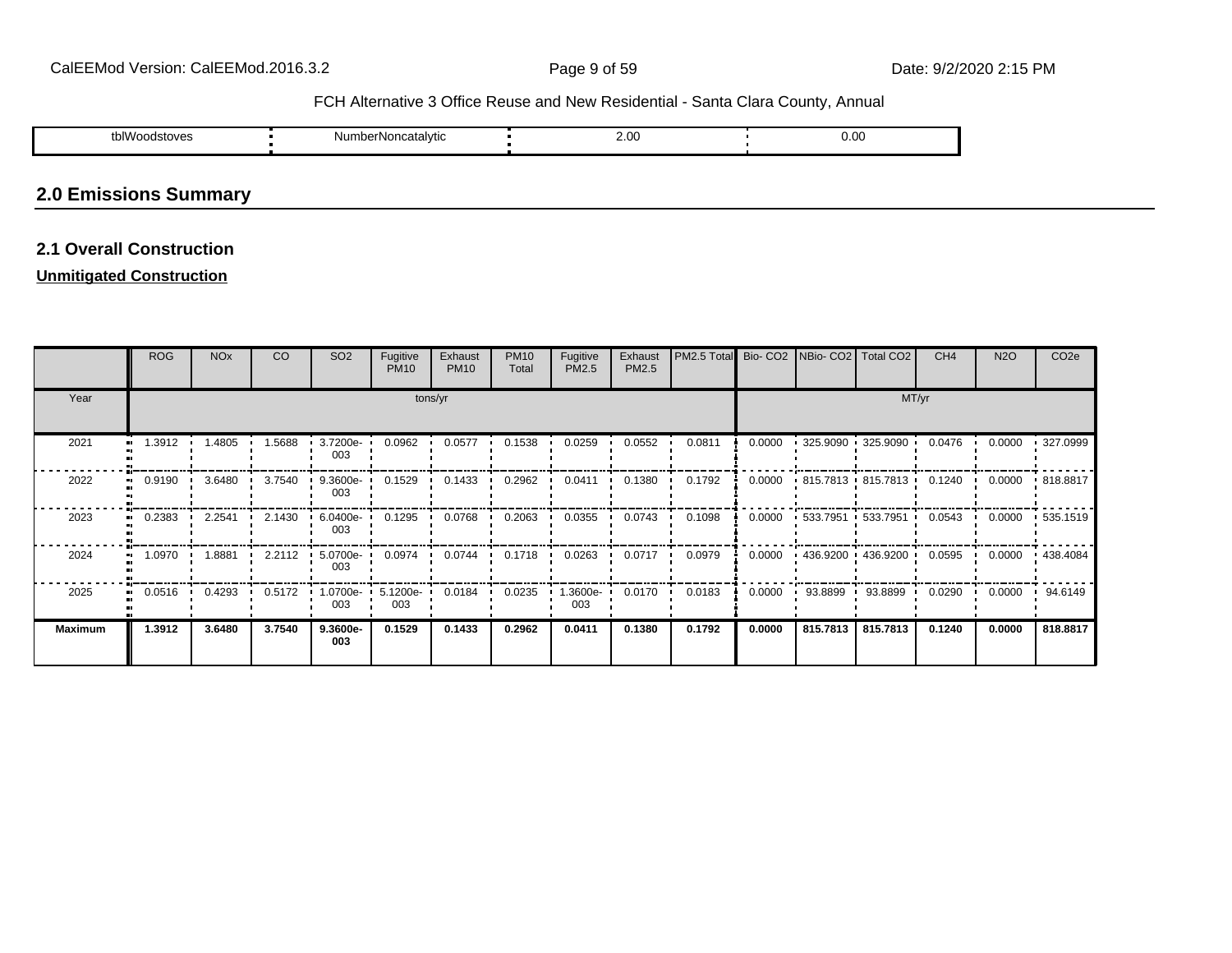| tblWoodstoves | NumberNoncatalytic | 2.00 | 0.00 |
|---|---|---|---|

## 2.0 Emissions Summary

### 2.1 Overall Construction

**Unmitigated Construction**

| | ROG | NOx | CO | SO2 | Fugitive PM10 | Exhaust PM10 | PM10 Total | Fugitive PM2.5 | Exhaust PM2.5 | PM2.5 Total | Bio- CO2 | NBio- CO2 | Total CO2 | CH4 | N2O | CO2e |
|---|---|---|---|---|---|---|---|---|---|---|---|---|---|---|---|---|
| Year | tons/yr | | | | | | | | | | MT/yr | | | | | |
| 2021 | 1.3912 | 1.4805 | 1.5688 | 3.7200e-003 | 0.0962 | 0.0577 | 0.1538 | 0.0259 | 0.0552 | 0.0811 | 0.0000 | 325.9090 | 325.9090 | 0.0476 | 0.0000 | 327.0999 |
| 2022 | 0.9190 | 3.6480 | 3.7540 | 9.3600e-003 | 0.1529 | 0.1433 | 0.2962 | 0.0411 | 0.1380 | 0.1792 | 0.0000 | 815.7813 | 815.7813 | 0.1240 | 0.0000 | 818.8817 |
| 2023 | 0.2383 | 2.2541 | 2.1430 | 6.0400e-003 | 0.1295 | 0.0768 | 0.2063 | 0.0355 | 0.0743 | 0.1098 | 0.0000 | 533.7951 | 533.7951 | 0.0543 | 0.0000 | 535.1519 |
| 2024 | 1.0970 | 1.8881 | 2.2112 | 5.0700e-003 | 0.0974 | 0.0744 | 0.1718 | 0.0263 | 0.0717 | 0.0979 | 0.0000 | 436.9200 | 436.9200 | 0.0595 | 0.0000 | 438.4084 |
| 2025 | 0.0516 | 0.4293 | 0.5172 | 1.0700e-003 | 5.1200e-003 | 0.0184 | 0.0235 | 1.3600e-003 | 0.0170 | 0.0183 | 0.0000 | 93.8899 | 93.8899 | 0.0290 | 0.0000 | 94.6149 |
| **Maximum** | **1.3912** | **3.6480** | **3.7540** | **9.3600e-003** | **0.1529** | **0.1433** | **0.2962** | **0.0411** | **0.1380** | **0.1792** | **0.0000** | **815.7813** | **815.7813** | **0.1240** | **0.0000** | **818.8817** |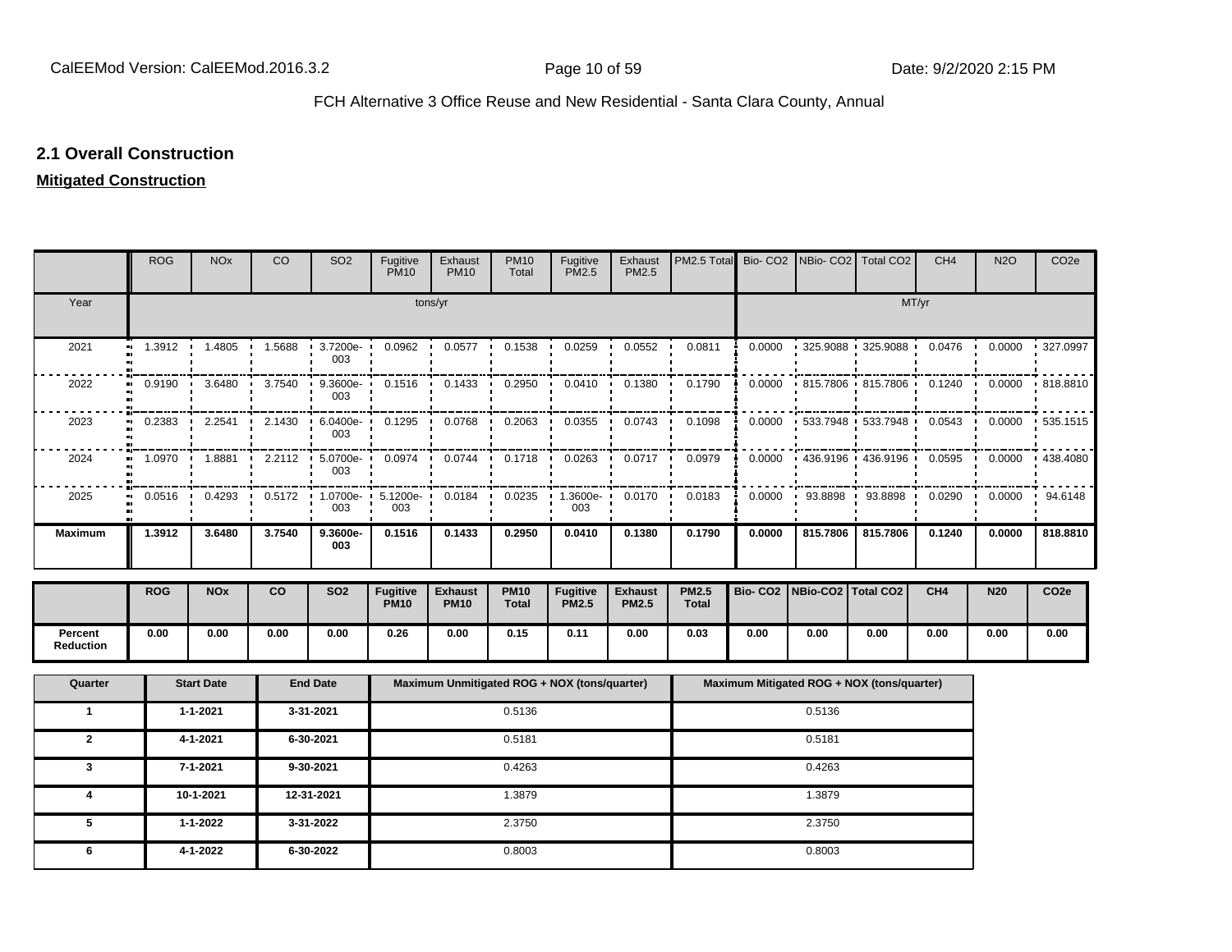## 2.1 Overall Construction

**Mitigated Construction**

| | ROG | NOx | CO | SO2 | Fugitive PM10 | Exhaust PM10 | PM10 Total | Fugitive PM2.5 | Exhaust PM2.5 | PM2.5 Total | Bio- CO2 | NBio- CO2 | Total CO2 | CH4 | N2O | CO2e |
|---|---|---|---|---|---|---|---|---|---|---|---|---|---|---|---|---|
| Year | tons/yr | | | | | | | | | | MT/yr | | | | | |
| 2021 | 1.3912 | 1.4805 | 1.5688 | 3.7200e-003 | 0.0962 | 0.0577 | 0.1538 | 0.0259 | 0.0552 | 0.0811 | 0.0000 | 325.9088 | 325.9088 | 0.0476 | 0.0000 | 327.0997 |
| 2022 | 0.9190 | 3.6480 | 3.7540 | 9.3600e-003 | 0.1516 | 0.1433 | 0.2950 | 0.0410 | 0.1380 | 0.1790 | 0.0000 | 815.7806 | 815.7806 | 0.1240 | 0.0000 | 818.8810 |
| 2023 | 0.2383 | 2.2541 | 2.1430 | 6.0400e-003 | 0.1295 | 0.0768 | 0.2063 | 0.0355 | 0.0743 | 0.1098 | 0.0000 | 533.7948 | 533.7948 | 0.0543 | 0.0000 | 535.1515 |
| 2024 | 1.0970 | 1.8881 | 2.2112 | 5.0700e-003 | 0.0974 | 0.0744 | 0.1718 | 0.0263 | 0.0717 | 0.0979 | 0.0000 | 436.9196 | 436.9196 | 0.0595 | 0.0000 | 438.4080 |
| 2025 | 0.0516 | 0.4293 | 0.5172 | 1.0700e-003 | 5.1200e-003 | 0.0184 | 0.0235 | 1.3600e-003 | 0.0170 | 0.0183 | 0.0000 | 93.8898 | 93.8898 | 0.0290 | 0.0000 | 94.6148 |
| **Maximum** | **1.3912** | **3.6480** | **3.7540** | **9.3600e-003** | **0.1516** | **0.1433** | **0.2950** | **0.0410** | **0.1380** | **0.1790** | **0.0000** | **815.7806** | **815.7806** | **0.1240** | **0.0000** | **818.8810** |

| | ROG | NOx | CO | SO2 | Fugitive PM10 | Exhaust PM10 | PM10 Total | Fugitive PM2.5 | Exhaust PM2.5 | PM2.5 Total | Bio- CO2 | NBio-CO2 | Total CO2 | CH4 | N20 | CO2e |
|---|---|---|---|---|---|---|---|---|---|---|---|---|---|---|---|---|
| **Percent Reduction** | 0.00 | 0.00 | 0.00 | 0.00 | 0.26 | 0.00 | 0.15 | 0.11 | 0.00 | 0.03 | 0.00 | 0.00 | 0.00 | 0.00 | 0.00 | 0.00 |

| Quarter | Start Date | End Date | Maximum Unmitigated ROG + NOX (tons/quarter) | Maximum Mitigated ROG + NOX (tons/quarter) |
|---|---|---|---|---|
| 1 | 1-1-2021 | 3-31-2021 | 0.5136 | 0.5136 |
| 2 | 4-1-2021 | 6-30-2021 | 0.5181 | 0.5181 |
| 3 | 7-1-2021 | 9-30-2021 | 0.4263 | 0.4263 |
| 4 | 10-1-2021 | 12-31-2021 | 1.3879 | 1.3879 |
| 5 | 1-1-2022 | 3-31-2022 | 2.3750 | 2.3750 |
| 6 | 4-1-2022 | 6-30-2022 | 0.8003 | 0.8003 |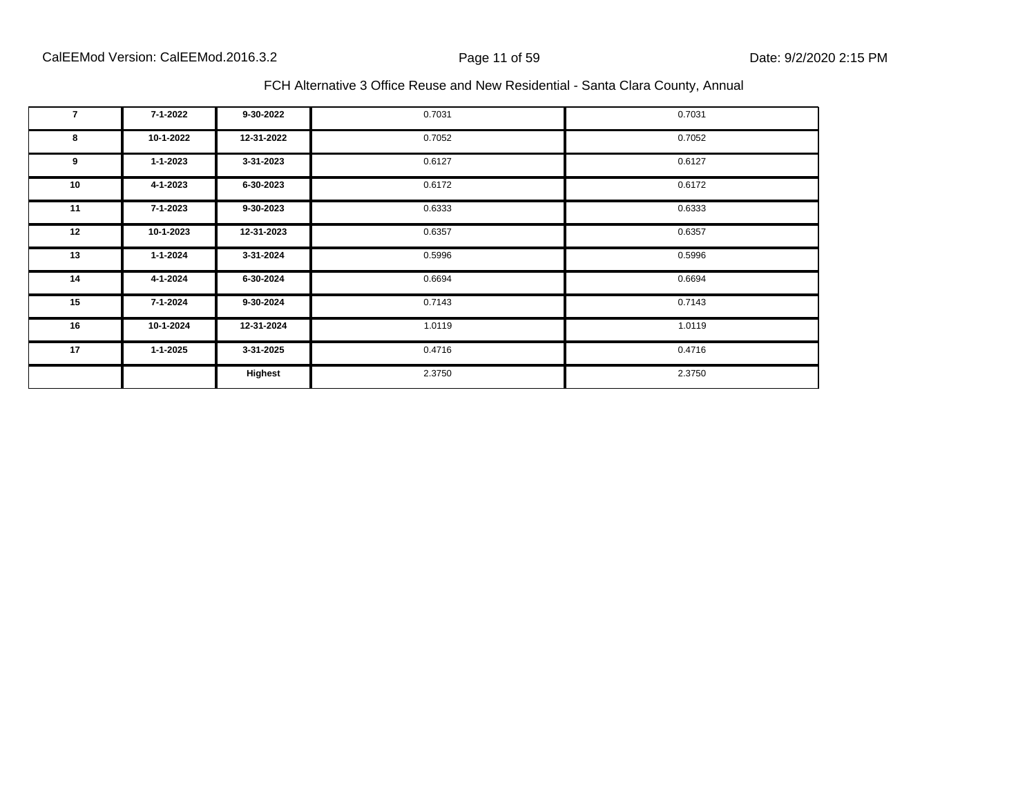| 7 | 7-1-2022 | 9-30-2022 | 0.7031 | 0.7031 |
|---|---|---|---|---|
| 8 | 10-1-2022 | 12-31-2022 | 0.7052 | 0.7052 |
| 9 | 1-1-2023 | 3-31-2023 | 0.6127 | 0.6127 |
| 10 | 4-1-2023 | 6-30-2023 | 0.6172 | 0.6172 |
| 11 | 7-1-2023 | 9-30-2023 | 0.6333 | 0.6333 |
| 12 | 10-1-2023 | 12-31-2023 | 0.6357 | 0.6357 |
| 13 | 1-1-2024 | 3-31-2024 | 0.5996 | 0.5996 |
| 14 | 4-1-2024 | 6-30-2024 | 0.6694 | 0.6694 |
| 15 | 7-1-2024 | 9-30-2024 | 0.7143 | 0.7143 |
| 16 | 10-1-2024 | 12-31-2024 | 1.0119 | 1.0119 |
| 17 | 1-1-2025 | 3-31-2025 | 0.4716 | 0.4716 |
| | | **Highest** | 2.3750 | 2.3750 |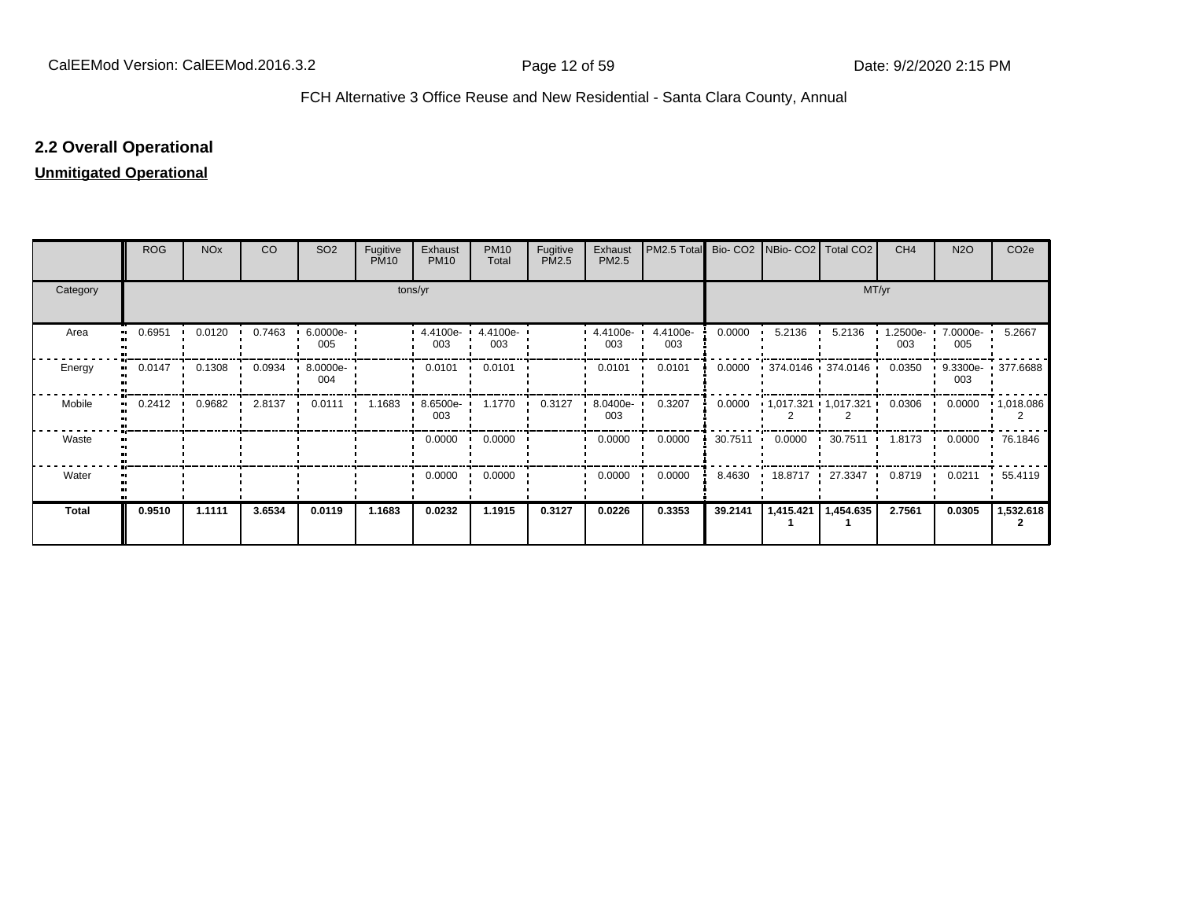## 2.2 Overall Operational

**Unmitigated Operational**

| | ROG | NOx | CO | SO2 | Fugitive PM10 | Exhaust PM10 | PM10 Total | Fugitive PM2.5 | Exhaust PM2.5 | PM2.5 Total | Bio- CO2 | NBio- CO2 | Total CO2 | CH4 | N2O | CO2e |
|---|---|---|---|---|---|---|---|---|---|---|---|---|---|---|---|---|
| Category | tons/yr | | | | | | | | | | MT/yr | | | | | |
| Area | 0.6951 | 0.0120 | 0.7463 | 6.0000e-005 | | 4.4100e-003 | 4.4100e-003 | | 4.4100e-003 | 4.4100e-003 | 0.0000 | 5.2136 | 5.2136 | 1.2500e-003 | 7.0000e-005 | 5.2667 |
| Energy | 0.0147 | 0.1308 | 0.0934 | 8.0000e-004 | | 0.0101 | 0.0101 | | 0.0101 | 0.0101 | 0.0000 | 374.0146 | 374.0146 | 0.0350 | 9.3300e-003 | 377.6688 |
| Mobile | 0.2412 | 0.9682 | 2.8137 | 0.0111 | 1.1683 | 8.6500e-003 | 1.1770 | 0.3127 | 8.0400e-003 | 0.3207 | 0.0000 | 1,017.3212 | 1,017.3212 | 0.0306 | 0.0000 | 1,018.0862 |
| Waste | | | | | | 0.0000 | 0.0000 | | 0.0000 | 0.0000 | 30.7511 | 0.0000 | 30.7511 | 1.8173 | 0.0000 | 76.1846 |
| Water | | | | | | 0.0000 | 0.0000 | | 0.0000 | 0.0000 | 8.4630 | 18.8717 | 27.3347 | 0.8719 | 0.0211 | 55.4119 |
| **Total** | **0.9510** | **1.1111** | **3.6534** | **0.0119** | **1.1683** | **0.0232** | **1.1915** | **0.3127** | **0.0226** | **0.3353** | **39.2141** | **1,415.4211** | **1,454.6351** | **2.7561** | **0.0305** | **1,532.6182** |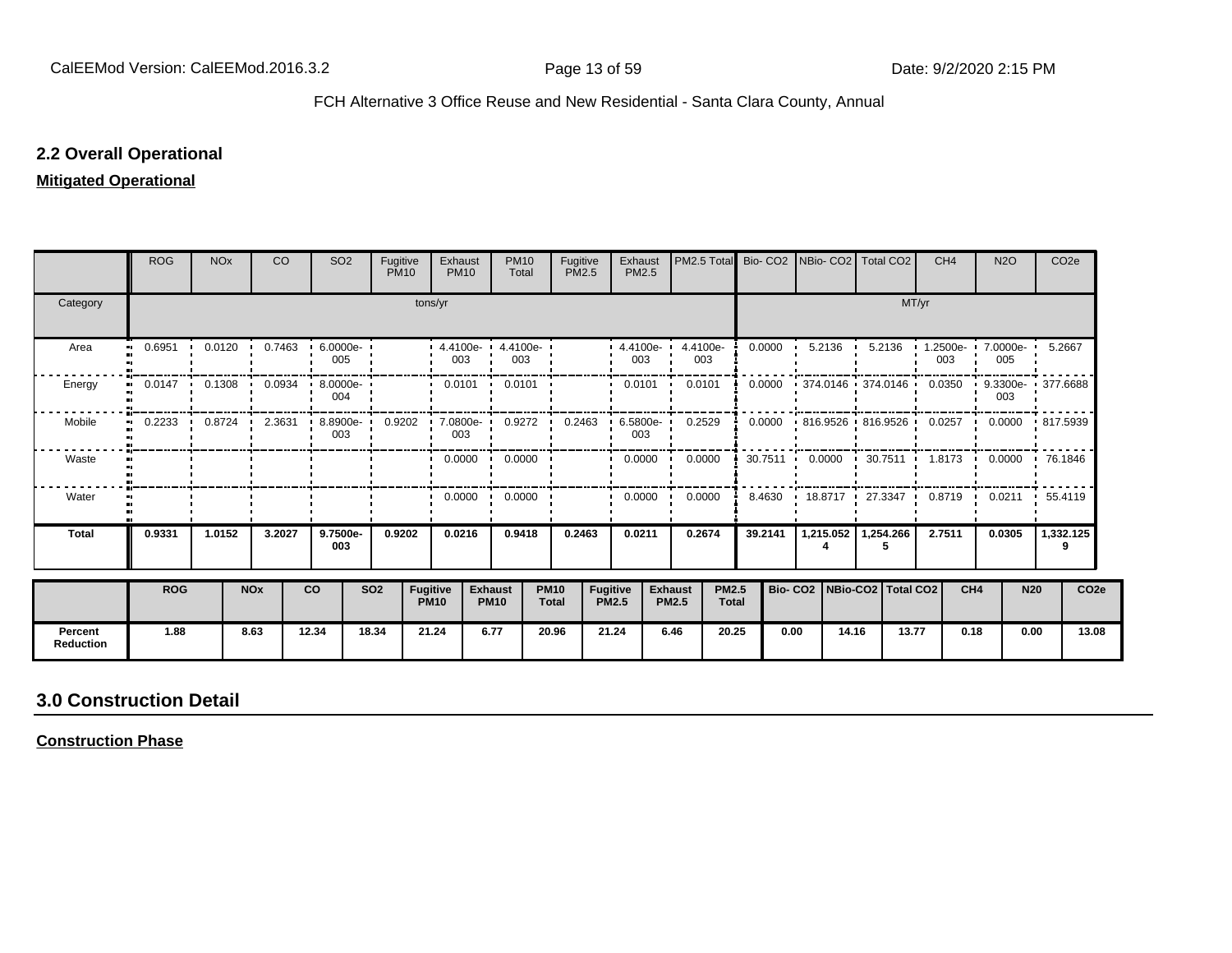## 2.2 Overall Operational

**Mitigated Operational**

| | ROG | NOx | CO | SO2 | Fugitive PM10 | Exhaust PM10 | PM10 Total | Fugitive PM2.5 | Exhaust PM2.5 | PM2.5 Total | Bio- CO2 | NBio- CO2 | Total CO2 | CH4 | N2O | CO2e |
|---|---|---|---|---|---|---|---|---|---|---|---|---|---|---|---|---|
| Category | tons/yr | | | | | | | | | | MT/yr | | | | | |
| Area | 0.6951 | 0.0120 | 0.7463 | 6.0000e-005 | | 4.4100e-003 | 4.4100e-003 | | 4.4100e-003 | 4.4100e-003 | 0.0000 | 5.2136 | 5.2136 | 1.2500e-003 | 7.0000e-005 | 5.2667 |
| Energy | 0.0147 | 0.1308 | 0.0934 | 8.0000e-004 | | 0.0101 | 0.0101 | | 0.0101 | 0.0101 | 0.0000 | 374.0146 | 374.0146 | 0.0350 | 9.3300e-003 | 377.6688 |
| Mobile | 0.2233 | 0.8724 | 2.3631 | 8.8900e-003 | 0.9202 | 7.0800e-003 | 0.9272 | 0.2463 | 6.5800e-003 | 0.2529 | 0.0000 | 816.9526 | 816.9526 | 0.0257 | 0.0000 | 817.5939 |
| Waste | | | | | | 0.0000 | 0.0000 | | 0.0000 | 0.0000 | 30.7511 | 0.0000 | 30.7511 | 1.8173 | 0.0000 | 76.1846 |
| Water | | | | | | 0.0000 | 0.0000 | | 0.0000 | 0.0000 | 8.4630 | 18.8717 | 27.3347 | 0.8719 | 0.0211 | 55.4119 |
| **Total** | **0.9331** | **1.0152** | **3.2027** | **9.7500e-003** | **0.9202** | **0.0216** | **0.9418** | **0.2463** | **0.0211** | **0.2674** | **39.2141** | **1,215.0524** | **1,254.2665** | **2.7511** | **0.0305** | **1,332.1259** |

| | ROG | NOx | CO | SO2 | Fugitive PM10 | Exhaust PM10 | PM10 Total | Fugitive PM2.5 | Exhaust PM2.5 | PM2.5 Total | Bio- CO2 | NBio-CO2 | Total CO2 | CH4 | N20 | CO2e |
|---|---|---|---|---|---|---|---|---|---|---|---|---|---|---|---|---|
| **Percent Reduction** | 1.88 | 8.63 | 12.34 | 18.34 | 21.24 | 6.77 | 20.96 | 21.24 | 6.46 | 20.25 | 0.00 | 14.16 | 13.77 | 0.18 | 0.00 | 13.08 |

# 3.0 Construction Detail

**Construction Phase**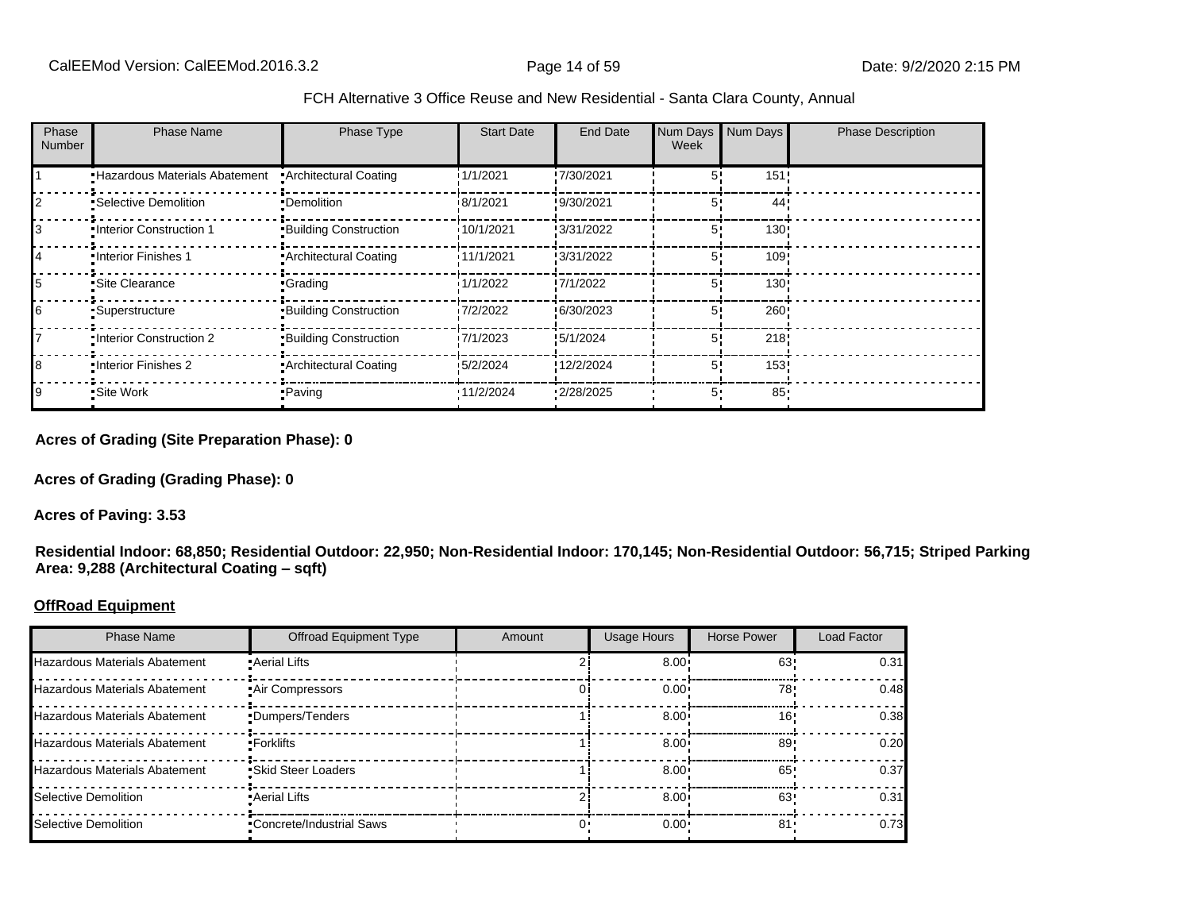FCH Alternative 3 Office Reuse and New Residential - Santa Clara County, Annual

| Phase Number | Phase Name | Phase Type | Start Date | End Date | Num Days Week | Num Days | Phase Description |
|---|---|---|---|---|---|---|---|
| 1 | Hazardous Materials Abatement | Architectural Coating | 1/1/2021 | 7/30/2021 | 5 | 151 | |
| 2 | Selective Demolition | Demolition | 8/1/2021 | 9/30/2021 | 5 | 44 | |
| 3 | Interior Construction 1 | Building Construction | 10/1/2021 | 3/31/2022 | 5 | 130 | |
| 4 | Interior Finishes 1 | Architectural Coating | 11/1/2021 | 3/31/2022 | 5 | 109 | |
| 5 | Site Clearance | Grading | 1/1/2022 | 7/1/2022 | 5 | 130 | |
| 6 | Superstructure | Building Construction | 7/2/2022 | 6/30/2023 | 5 | 260 | |
| 7 | Interior Construction 2 | Building Construction | 7/1/2023 | 5/1/2024 | 5 | 218 | |
| 8 | Interior Finishes 2 | Architectural Coating | 5/2/2024 | 12/2/2024 | 5 | 153 | |
| 9 | Site Work | Paving | 11/2/2024 | 2/28/2025 | 5 | 85 | |

**Acres of Grading (Site Preparation Phase): 0**

**Acres of Grading (Grading Phase): 0**

**Acres of Paving: 3.53**

**Residential Indoor: 68,850; Residential Outdoor: 22,950; Non-Residential Indoor: 170,145; Non-Residential Outdoor: 56,715; Striped Parking Area: 9,288 (Architectural Coating – sqft)**

**OffRoad Equipment**

| Phase Name | Offroad Equipment Type | Amount | Usage Hours | Horse Power | Load Factor |
|---|---|---|---|---|---|
| Hazardous Materials Abatement | Aerial Lifts | 2 | 8.00 | 63 | 0.31 |
| Hazardous Materials Abatement | Air Compressors | 0 | 0.00 | 78 | 0.48 |
| Hazardous Materials Abatement | Dumpers/Tenders | 1 | 8.00 | 16 | 0.38 |
| Hazardous Materials Abatement | Forklifts | 1 | 8.00 | 89 | 0.20 |
| Hazardous Materials Abatement | Skid Steer Loaders | 1 | 8.00 | 65 | 0.37 |
| Selective Demolition | Aerial Lifts | 2 | 8.00 | 63 | 0.31 |
| Selective Demolition | Concrete/Industrial Saws | 0 | 0.00 | 81 | 0.73 |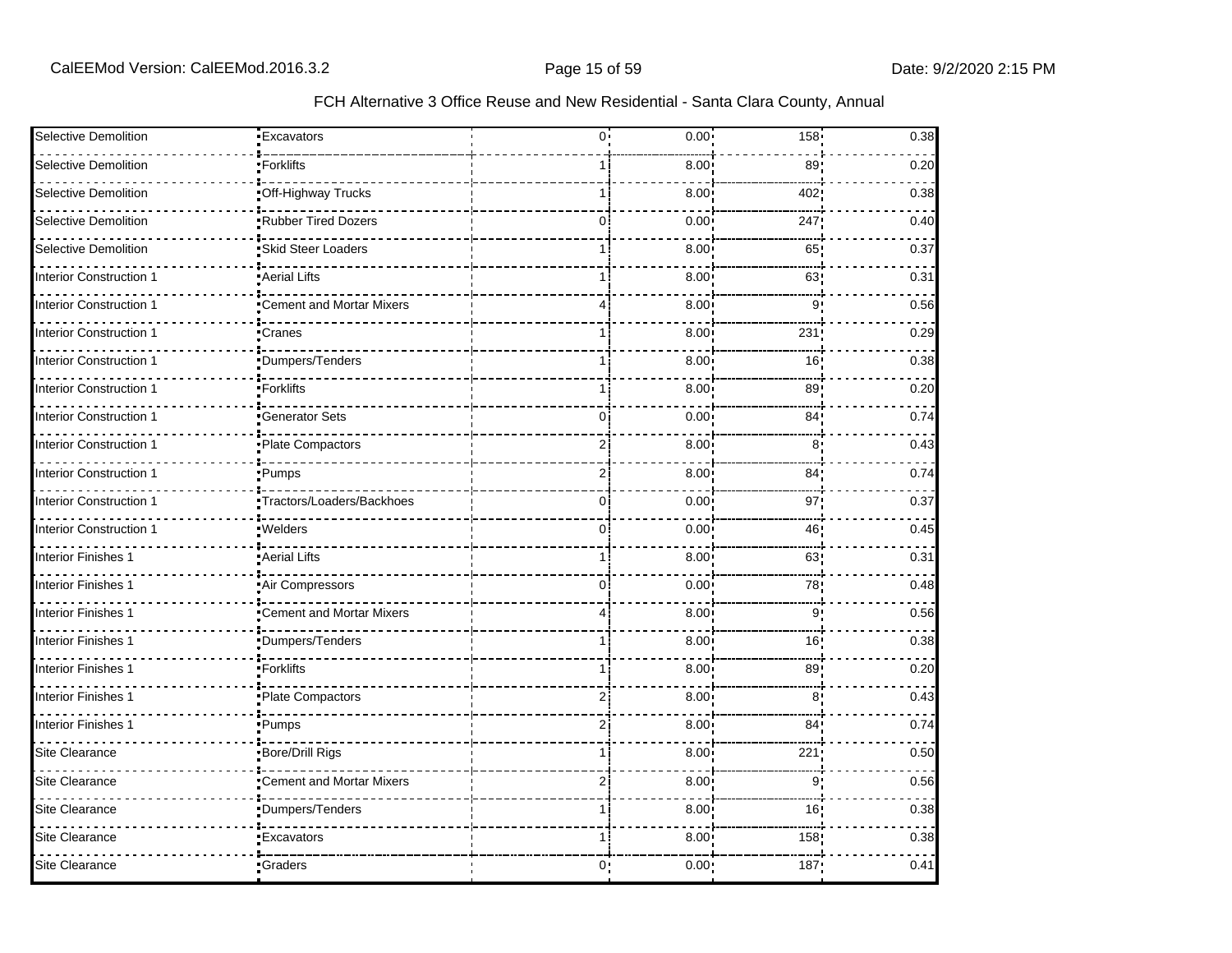FCH Alternative 3 Office Reuse and New Residential - Santa Clara County, Annual

| | | | | | |
|---|---|---|---|---|---|
| Selective Demolition | Excavators | 0 | 0.00 | 158 | 0.38 |
| Selective Demolition | Forklifts | 1 | 8.00 | 89 | 0.20 |
| Selective Demolition | Off-Highway Trucks | 1 | 8.00 | 402 | 0.38 |
| Selective Demolition | Rubber Tired Dozers | 0 | 0.00 | 247 | 0.40 |
| Selective Demolition | Skid Steer Loaders | 1 | 8.00 | 65 | 0.37 |
| Interior Construction 1 | Aerial Lifts | 1 | 8.00 | 63 | 0.31 |
| Interior Construction 1 | Cement and Mortar Mixers | 4 | 8.00 | 9 | 0.56 |
| Interior Construction 1 | Cranes | 1 | 8.00 | 231 | 0.29 |
| Interior Construction 1 | Dumpers/Tenders | 1 | 8.00 | 16 | 0.38 |
| Interior Construction 1 | Forklifts | 1 | 8.00 | 89 | 0.20 |
| Interior Construction 1 | Generator Sets | 0 | 0.00 | 84 | 0.74 |
| Interior Construction 1 | Plate Compactors | 2 | 8.00 | 8 | 0.43 |
| Interior Construction 1 | Pumps | 2 | 8.00 | 84 | 0.74 |
| Interior Construction 1 | Tractors/Loaders/Backhoes | 0 | 0.00 | 97 | 0.37 |
| Interior Construction 1 | Welders | 0 | 0.00 | 46 | 0.45 |
| Interior Finishes 1 | Aerial Lifts | 1 | 8.00 | 63 | 0.31 |
| Interior Finishes 1 | Air Compressors | 0 | 0.00 | 78 | 0.48 |
| Interior Finishes 1 | Cement and Mortar Mixers | 4 | 8.00 | 9 | 0.56 |
| Interior Finishes 1 | Dumpers/Tenders | 1 | 8.00 | 16 | 0.38 |
| Interior Finishes 1 | Forklifts | 1 | 8.00 | 89 | 0.20 |
| Interior Finishes 1 | Plate Compactors | 2 | 8.00 | 8 | 0.43 |
| Interior Finishes 1 | Pumps | 2 | 8.00 | 84 | 0.74 |
| Site Clearance | Bore/Drill Rigs | 1 | 8.00 | 221 | 0.50 |
| Site Clearance | Cement and Mortar Mixers | 2 | 8.00 | 9 | 0.56 |
| Site Clearance | Dumpers/Tenders | 1 | 8.00 | 16 | 0.38 |
| Site Clearance | Excavators | 1 | 8.00 | 158 | 0.38 |
| Site Clearance | Graders | 0 | 0.00 | 187 | 0.41 |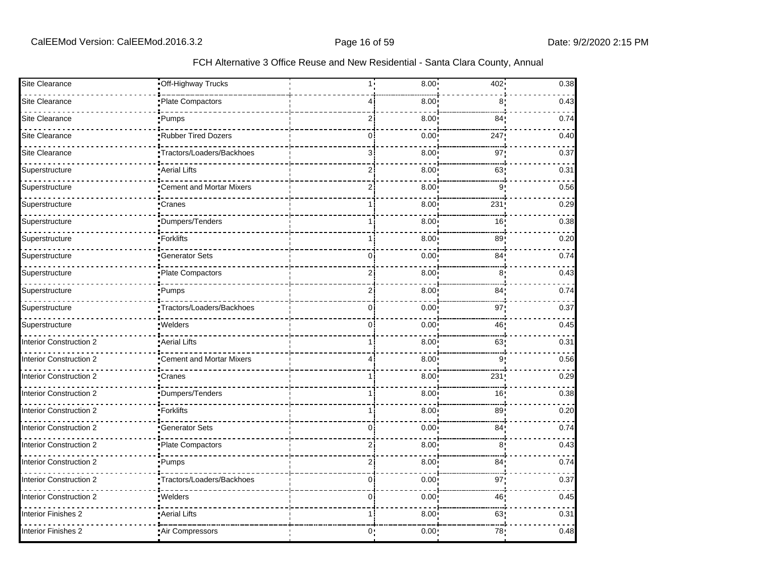| | | | | | | |
|---|---|---|---|---|---|---|
| Site Clearance | Off-Highway Trucks | | 1 | 8.00 | 402 | 0.38 |
| Site Clearance | Plate Compactors | | 4 | 8.00 | 8 | 0.43 |
| Site Clearance | Pumps | | 2 | 8.00 | 84 | 0.74 |
| Site Clearance | Rubber Tired Dozers | | 0 | 0.00 | 247 | 0.40 |
| Site Clearance | Tractors/Loaders/Backhoes | | 3 | 8.00 | 97 | 0.37 |
| Superstructure | Aerial Lifts | | 2 | 8.00 | 63 | 0.31 |
| Superstructure | Cement and Mortar Mixers | | 2 | 8.00 | 9 | 0.56 |
| Superstructure | Cranes | | 1 | 8.00 | 231 | 0.29 |
| Superstructure | Dumpers/Tenders | | 1 | 8.00 | 16 | 0.38 |
| Superstructure | Forklifts | | 1 | 8.00 | 89 | 0.20 |
| Superstructure | Generator Sets | | 0 | 0.00 | 84 | 0.74 |
| Superstructure | Plate Compactors | | 2 | 8.00 | 8 | 0.43 |
| Superstructure | Pumps | | 2 | 8.00 | 84 | 0.74 |
| Superstructure | Tractors/Loaders/Backhoes | | 0 | 0.00 | 97 | 0.37 |
| Superstructure | Welders | | 0 | 0.00 | 46 | 0.45 |
| Interior Construction 2 | Aerial Lifts | | 1 | 8.00 | 63 | 0.31 |
| Interior Construction 2 | Cement and Mortar Mixers | | 4 | 8.00 | 9 | 0.56 |
| Interior Construction 2 | Cranes | | 1 | 8.00 | 231 | 0.29 |
| Interior Construction 2 | Dumpers/Tenders | | 1 | 8.00 | 16 | 0.38 |
| Interior Construction 2 | Forklifts | | 1 | 8.00 | 89 | 0.20 |
| Interior Construction 2 | Generator Sets | | 0 | 0.00 | 84 | 0.74 |
| Interior Construction 2 | Plate Compactors | | 2 | 8.00 | 8 | 0.43 |
| Interior Construction 2 | Pumps | | 2 | 8.00 | 84 | 0.74 |
| Interior Construction 2 | Tractors/Loaders/Backhoes | | 0 | 0.00 | 97 | 0.37 |
| Interior Construction 2 | Welders | | 0 | 0.00 | 46 | 0.45 |
| Interior Finishes 2 | Aerial Lifts | | 1 | 8.00 | 63 | 0.31 |
| Interior Finishes 2 | Air Compressors | | 0 | 0.00 | 78 | 0.48 |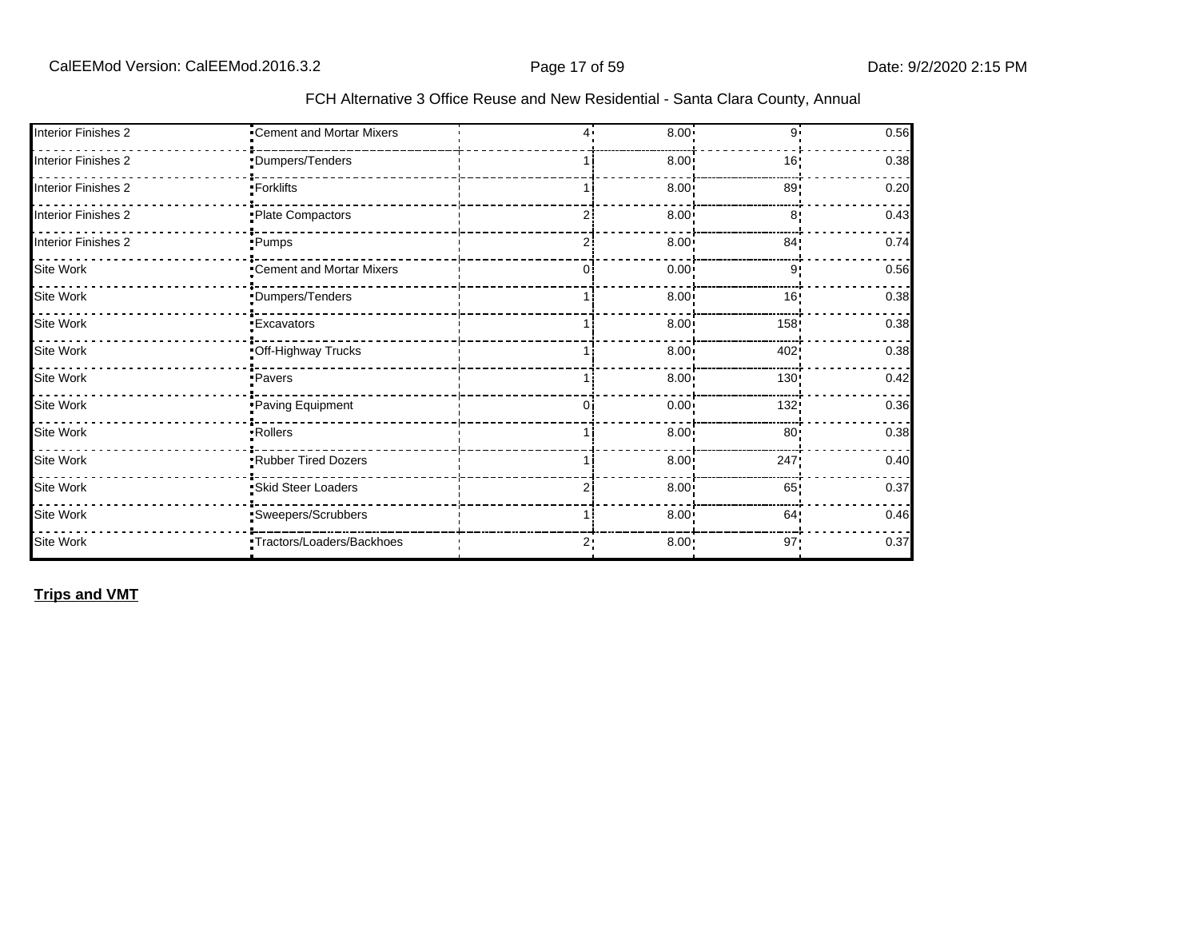| Phase Name | Offroad Equipment Type | Amount | Usage Hours | Horse Power | Load Factor |
|---|---|---|---|---|---|
| Interior Finishes 2 | Cement and Mortar Mixers | 4 | 8.00 | 9 | 0.56 |
| Interior Finishes 2 | Dumpers/Tenders | 1 | 8.00 | 16 | 0.38 |
| Interior Finishes 2 | Forklifts | 1 | 8.00 | 89 | 0.20 |
| Interior Finishes 2 | Plate Compactors | 2 | 8.00 | 8 | 0.43 |
| Interior Finishes 2 | Pumps | 2 | 8.00 | 84 | 0.74 |
| Site Work | Cement and Mortar Mixers | 0 | 0.00 | 9 | 0.56 |
| Site Work | Dumpers/Tenders | 1 | 8.00 | 16 | 0.38 |
| Site Work | Excavators | 1 | 8.00 | 158 | 0.38 |
| Site Work | Off-Highway Trucks | 1 | 8.00 | 402 | 0.38 |
| Site Work | Pavers | 1 | 8.00 | 130 | 0.42 |
| Site Work | Paving Equipment | 0 | 0.00 | 132 | 0.36 |
| Site Work | Rollers | 1 | 8.00 | 80 | 0.38 |
| Site Work | Rubber Tired Dozers | 1 | 8.00 | 247 | 0.40 |
| Site Work | Skid Steer Loaders | 2 | 8.00 | 65 | 0.37 |
| Site Work | Sweepers/Scrubbers | 1 | 8.00 | 64 | 0.46 |
| Site Work | Tractors/Loaders/Backhoes | 2 | 8.00 | 97 | 0.37 |

**Trips and VMT**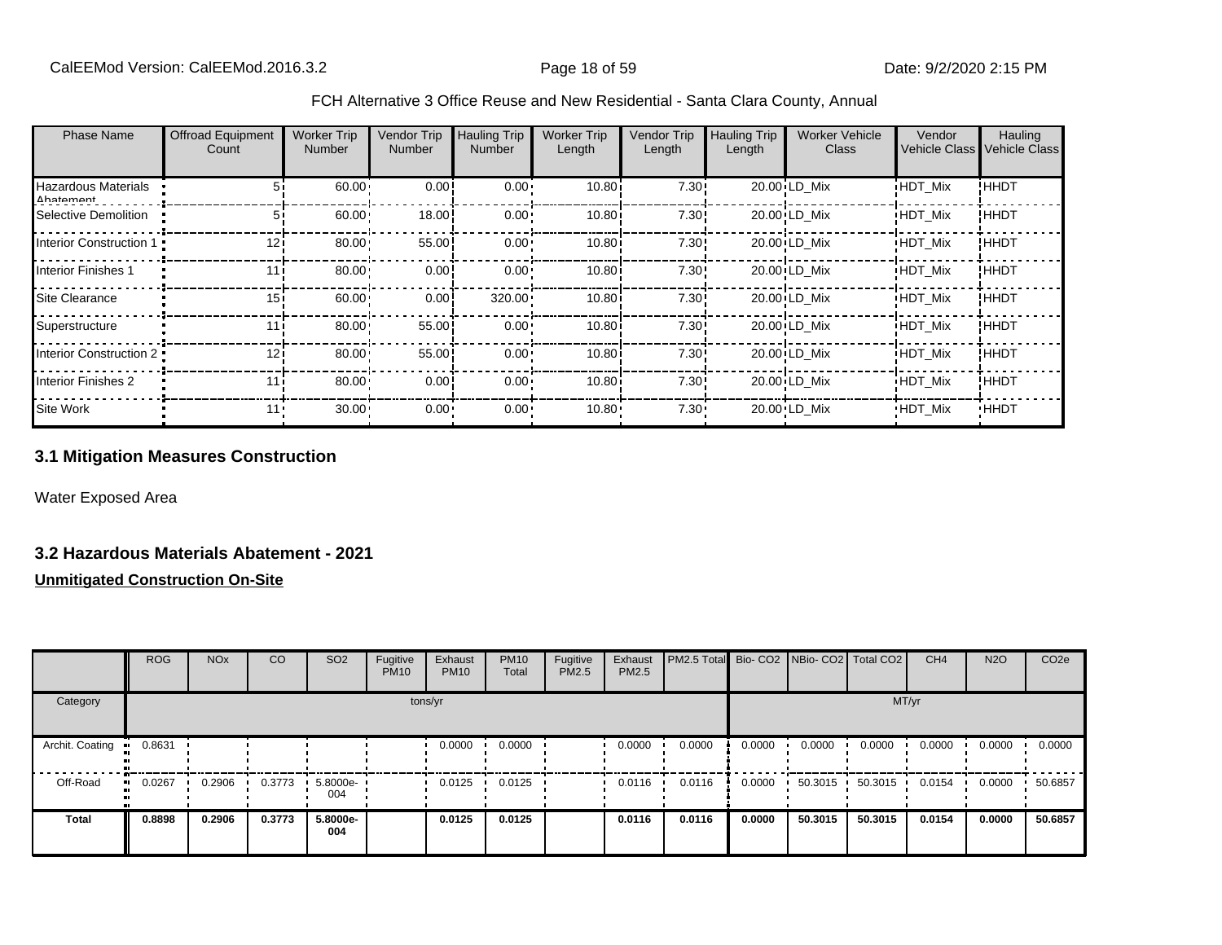FCH Alternative 3 Office Reuse and New Residential - Santa Clara County, Annual

| Phase Name | Offroad Equipment Count | Worker Trip Number | Vendor Trip Number | Hauling Trip Number | Worker Trip Length | Vendor Trip Length | Hauling Trip Length | Worker Vehicle Class | Vendor Vehicle Class | Hauling Vehicle Class |
|---|---|---|---|---|---|---|---|---|---|---|
| Hazardous Materials Abatement | 5 | 60.00 | 0.00 | 0.00 | 10.80 | 7.30 | 20.00 | LD_Mix | HDT_Mix | HHDT |
| Selective Demolition | 5 | 60.00 | 18.00 | 0.00 | 10.80 | 7.30 | 20.00 | LD_Mix | HDT_Mix | HHDT |
| Interior Construction 1 | 12 | 80.00 | 55.00 | 0.00 | 10.80 | 7.30 | 20.00 | LD_Mix | HDT_Mix | HHDT |
| Interior Finishes 1 | 11 | 80.00 | 0.00 | 0.00 | 10.80 | 7.30 | 20.00 | LD_Mix | HDT_Mix | HHDT |
| Site Clearance | 15 | 60.00 | 0.00 | 320.00 | 10.80 | 7.30 | 20.00 | LD_Mix | HDT_Mix | HHDT |
| Superstructure | 11 | 80.00 | 55.00 | 0.00 | 10.80 | 7.30 | 20.00 | LD_Mix | HDT_Mix | HHDT |
| Interior Construction 2 | 12 | 80.00 | 55.00 | 0.00 | 10.80 | 7.30 | 20.00 | LD_Mix | HDT_Mix | HHDT |
| Interior Finishes 2 | 11 | 80.00 | 0.00 | 0.00 | 10.80 | 7.30 | 20.00 | LD_Mix | HDT_Mix | HHDT |
| Site Work | 11 | 30.00 | 0.00 | 0.00 | 10.80 | 7.30 | 20.00 | LD_Mix | HDT_Mix | HHDT |

### 3.1 Mitigation Measures Construction

Water Exposed Area

### 3.2 Hazardous Materials Abatement - 2021

**Unmitigated Construction On-Site**

| | ROG | NOx | CO | SO2 | Fugitive PM10 | Exhaust PM10 | PM10 Total | Fugitive PM2.5 | Exhaust PM2.5 | PM2.5 Total | Bio- CO2 | NBio- CO2 | Total CO2 | CH4 | N2O | CO2e |
|---|---|---|---|---|---|---|---|---|---|---|---|---|---|---|---|---|
| Category | tons/yr | | | | | | | | | | MT/yr | | | | | |
| Archit. Coating | 0.8631 | | | | | 0.0000 | 0.0000 | | 0.0000 | 0.0000 | 0.0000 | 0.0000 | 0.0000 | 0.0000 | 0.0000 | 0.0000 |
| Off-Road | 0.0267 | 0.2906 | 0.3773 | 5.8000e-004 | | 0.0125 | 0.0125 | | 0.0116 | 0.0116 | 0.0000 | 50.3015 | 50.3015 | 0.0154 | 0.0000 | 50.6857 |
| **Total** | **0.8898** | **0.2906** | **0.3773** | **5.8000e-004** | | **0.0125** | **0.0125** | | **0.0116** | **0.0116** | **0.0000** | **50.3015** | **50.3015** | **0.0154** | **0.0000** | **50.6857** |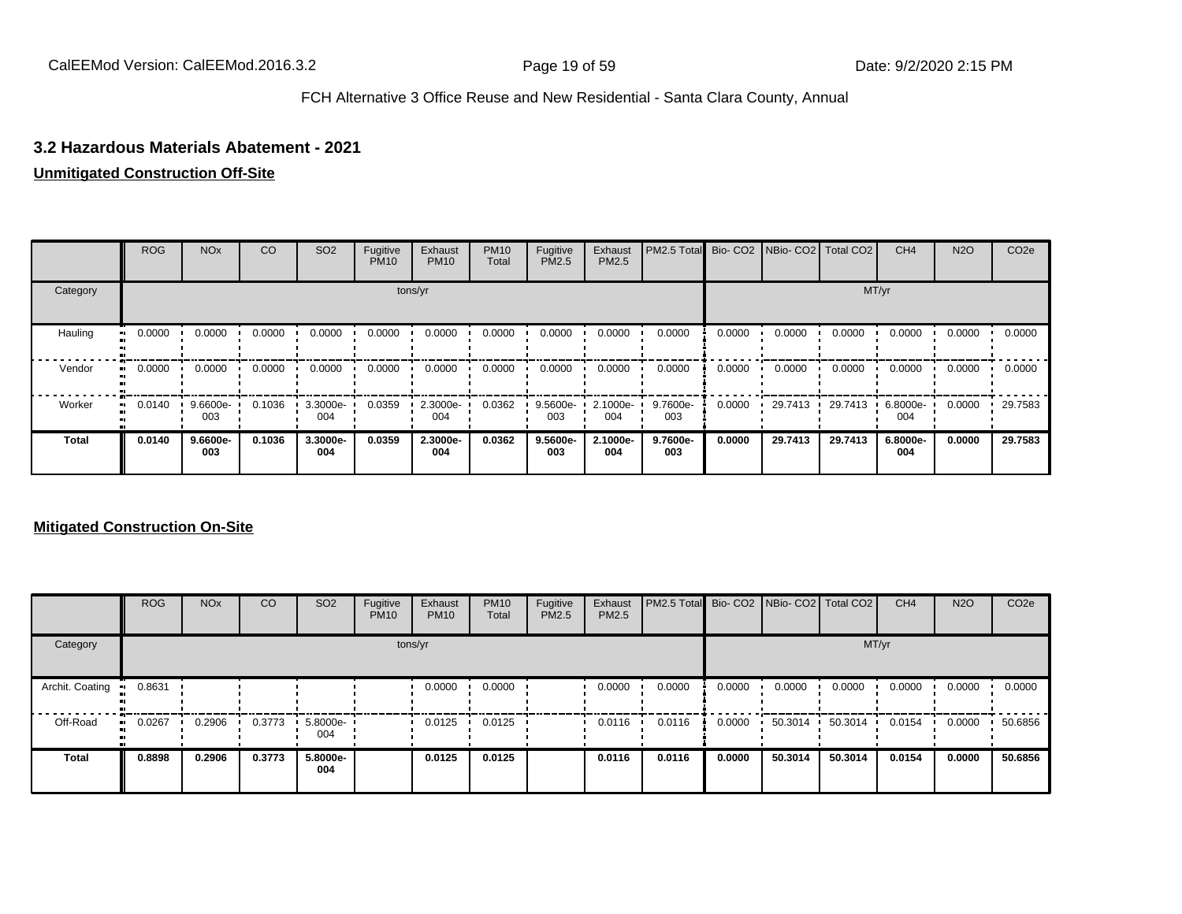## 3.2 Hazardous Materials Abatement - 2021

**Unmitigated Construction Off-Site**

| | ROG | NOx | CO | SO2 | Fugitive PM10 | Exhaust PM10 | PM10 Total | Fugitive PM2.5 | Exhaust PM2.5 | PM2.5 Total | Bio- CO2 | NBio- CO2 | Total CO2 | CH4 | N2O | CO2e |
|---|---|---|---|---|---|---|---|---|---|---|---|---|---|---|---|---|
| Category | tons/yr | | | | | | | | | | MT/yr | | | | | |
| Hauling | 0.0000 | 0.0000 | 0.0000 | 0.0000 | 0.0000 | 0.0000 | 0.0000 | 0.0000 | 0.0000 | 0.0000 | 0.0000 | 0.0000 | 0.0000 | 0.0000 | 0.0000 | 0.0000 |
| Vendor | 0.0000 | 0.0000 | 0.0000 | 0.0000 | 0.0000 | 0.0000 | 0.0000 | 0.0000 | 0.0000 | 0.0000 | 0.0000 | 0.0000 | 0.0000 | 0.0000 | 0.0000 | 0.0000 |
| Worker | 0.0140 | 9.6600e-003 | 0.1036 | 3.3000e-004 | 0.0359 | 2.3000e-004 | 0.0362 | 9.5600e-003 | 2.1000e-004 | 9.7600e-003 | 0.0000 | 29.7413 | 29.7413 | 6.8000e-004 | 0.0000 | 29.7583 |
| **Total** | **0.0140** | **9.6600e-003** | **0.1036** | **3.3000e-004** | **0.0359** | **2.3000e-004** | **0.0362** | **9.5600e-003** | **2.1000e-004** | **9.7600e-003** | **0.0000** | **29.7413** | **29.7413** | **6.8000e-004** | **0.0000** | **29.7583** |

**Mitigated Construction On-Site**

| | ROG | NOx | CO | SO2 | Fugitive PM10 | Exhaust PM10 | PM10 Total | Fugitive PM2.5 | Exhaust PM2.5 | PM2.5 Total | Bio- CO2 | NBio- CO2 | Total CO2 | CH4 | N2O | CO2e |
|---|---|---|---|---|---|---|---|---|---|---|---|---|---|---|---|---|
| Category | tons/yr | | | | | | | | | | MT/yr | | | | | |
| Archit. Coating | 0.8631 | | | | | 0.0000 | 0.0000 | | 0.0000 | 0.0000 | 0.0000 | 0.0000 | 0.0000 | 0.0000 | 0.0000 | 0.0000 |
| Off-Road | 0.0267 | 0.2906 | 0.3773 | 5.8000e-004 | | 0.0125 | 0.0125 | | 0.0116 | 0.0116 | 0.0000 | 50.3014 | 50.3014 | 0.0154 | 0.0000 | 50.6856 |
| **Total** | **0.8898** | **0.2906** | **0.3773** | **5.8000e-004** | | **0.0125** | **0.0125** | | **0.0116** | **0.0116** | **0.0000** | **50.3014** | **50.3014** | **0.0154** | **0.0000** | **50.6856** |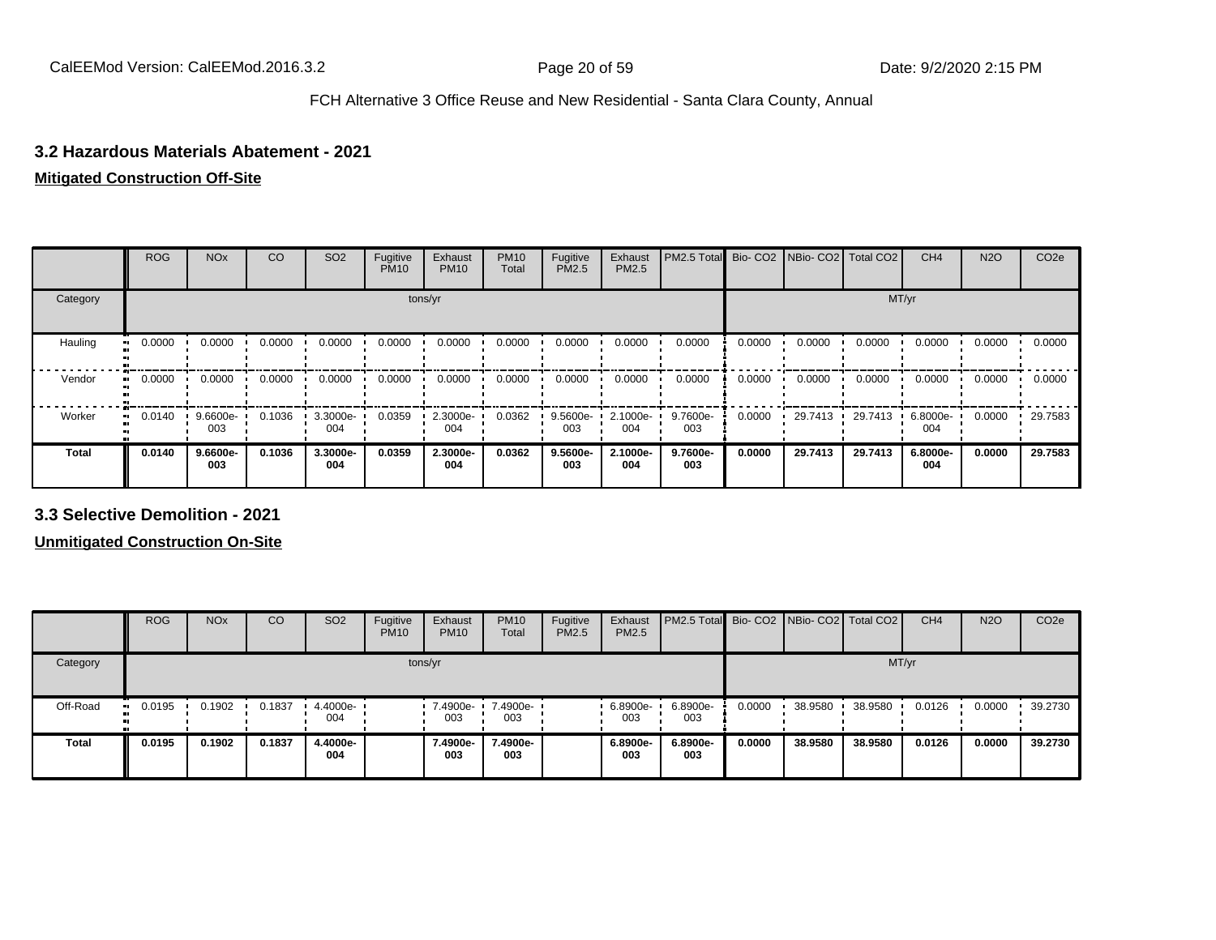## 3.2 Hazardous Materials Abatement - 2021

**Mitigated Construction Off-Site**

| | ROG | NOx | CO | SO2 | Fugitive PM10 | Exhaust PM10 | PM10 Total | Fugitive PM2.5 | Exhaust PM2.5 | PM2.5 Total | Bio- CO2 | NBio- CO2 | Total CO2 | CH4 | N2O | CO2e |
|---|---|---|---|---|---|---|---|---|---|---|---|---|---|---|---|---|
| Category | tons/yr | | | | | | | | | | MT/yr | | | | | |
| Hauling | 0.0000 | 0.0000 | 0.0000 | 0.0000 | 0.0000 | 0.0000 | 0.0000 | 0.0000 | 0.0000 | 0.0000 | 0.0000 | 0.0000 | 0.0000 | 0.0000 | 0.0000 | 0.0000 |
| Vendor | 0.0000 | 0.0000 | 0.0000 | 0.0000 | 0.0000 | 0.0000 | 0.0000 | 0.0000 | 0.0000 | 0.0000 | 0.0000 | 0.0000 | 0.0000 | 0.0000 | 0.0000 | 0.0000 |
| Worker | 0.0140 | 9.6600e-003 | 0.1036 | 3.3000e-004 | 0.0359 | 2.3000e-004 | 0.0362 | 9.5600e-003 | 2.1000e-004 | 9.7600e-003 | 0.0000 | 29.7413 | 29.7413 | 6.8000e-004 | 0.0000 | 29.7583 |
| **Total** | **0.0140** | **9.6600e-003** | **0.1036** | **3.3000e-004** | **0.0359** | **2.3000e-004** | **0.0362** | **9.5600e-003** | **2.1000e-004** | **9.7600e-003** | **0.0000** | **29.7413** | **29.7413** | **6.8000e-004** | **0.0000** | **29.7583** |

## 3.3 Selective Demolition - 2021

**Unmitigated Construction On-Site**

| | ROG | NOx | CO | SO2 | Fugitive PM10 | Exhaust PM10 | PM10 Total | Fugitive PM2.5 | Exhaust PM2.5 | PM2.5 Total | Bio- CO2 | NBio- CO2 | Total CO2 | CH4 | N2O | CO2e |
|---|---|---|---|---|---|---|---|---|---|---|---|---|---|---|---|---|
| Category | tons/yr | | | | | | | | | | MT/yr | | | | | |
| Off-Road | 0.0195 | 0.1902 | 0.1837 | 4.4000e-004 | | 7.4900e-003 | 7.4900e-003 | | 6.8900e-003 | 6.8900e-003 | 0.0000 | 38.9580 | 38.9580 | 0.0126 | 0.0000 | 39.2730 |
| **Total** | **0.0195** | **0.1902** | **0.1837** | **4.4000e-004** | | **7.4900e-003** | **7.4900e-003** | | **6.8900e-003** | **6.8900e-003** | **0.0000** | **38.9580** | **38.9580** | **0.0126** | **0.0000** | **39.2730** |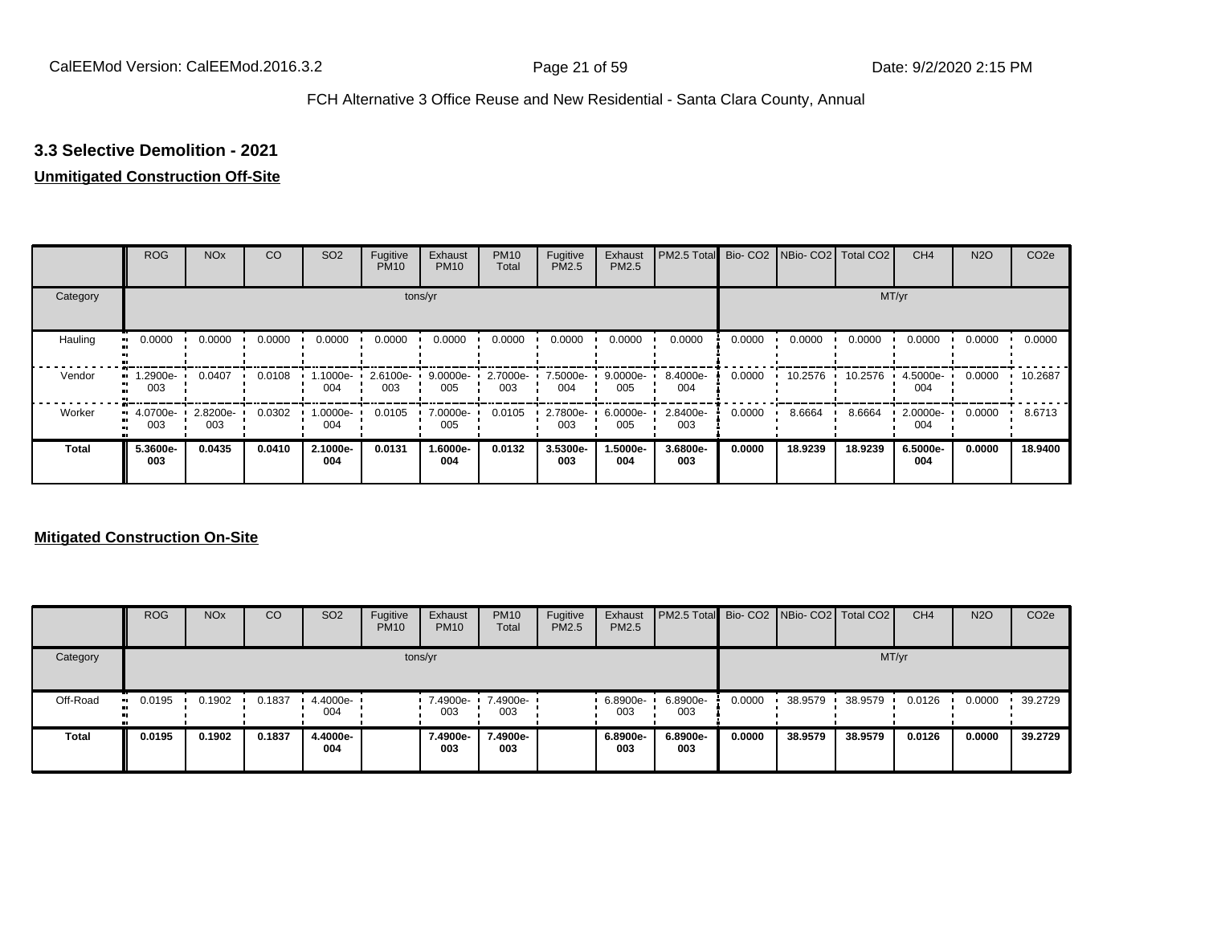## 3.3 Selective Demolition - 2021

**Unmitigated Construction Off-Site**

| | ROG | NOx | CO | SO2 | Fugitive PM10 | Exhaust PM10 | PM10 Total | Fugitive PM2.5 | Exhaust PM2.5 | PM2.5 Total | Bio- CO2 | NBio- CO2 | Total CO2 | CH4 | N2O | CO2e |
|---|---|---|---|---|---|---|---|---|---|---|---|---|---|---|---|---|
| Category | tons/yr | | | | | | | | | | MT/yr | | | | | |
| Hauling | 0.0000 | 0.0000 | 0.0000 | 0.0000 | 0.0000 | 0.0000 | 0.0000 | 0.0000 | 0.0000 | 0.0000 | 0.0000 | 0.0000 | 0.0000 | 0.0000 | 0.0000 | 0.0000 |
| Vendor | 1.2900e-003 | 0.0407 | 0.0108 | 1.1000e-004 | 2.6100e-003 | 9.0000e-005 | 2.7000e-003 | 7.5000e-004 | 9.0000e-005 | 8.4000e-004 | 0.0000 | 10.2576 | 10.2576 | 4.5000e-004 | 0.0000 | 10.2687 |
| Worker | 4.0700e-003 | 2.8200e-003 | 0.0302 | 1.0000e-004 | 0.0105 | 7.0000e-005 | 0.0105 | 2.7800e-003 | 6.0000e-005 | 2.8400e-003 | 0.0000 | 8.6664 | 8.6664 | 2.0000e-004 | 0.0000 | 8.6713 |
| **Total** | **5.3600e-003** | **0.0435** | **0.0410** | **2.1000e-004** | **0.0131** | **1.6000e-004** | **0.0132** | **3.5300e-003** | **1.5000e-004** | **3.6800e-003** | **0.0000** | **18.9239** | **18.9239** | **6.5000e-004** | **0.0000** | **18.9400** |

**Mitigated Construction On-Site**

| | ROG | NOx | CO | SO2 | Fugitive PM10 | Exhaust PM10 | PM10 Total | Fugitive PM2.5 | Exhaust PM2.5 | PM2.5 Total | Bio- CO2 | NBio- CO2 | Total CO2 | CH4 | N2O | CO2e |
|---|---|---|---|---|---|---|---|---|---|---|---|---|---|---|---|---|
| Category | tons/yr | | | | | | | | | | MT/yr | | | | | |
| Off-Road | 0.0195 | 0.1902 | 0.1837 | 4.4000e-004 | | 7.4900e-003 | 7.4900e-003 | | 6.8900e-003 | 6.8900e-003 | 0.0000 | 38.9579 | 38.9579 | 0.0126 | 0.0000 | 39.2729 |
| **Total** | **0.0195** | **0.1902** | **0.1837** | **4.4000e-004** | | **7.4900e-003** | **7.4900e-003** | | **6.8900e-003** | **6.8900e-003** | **0.0000** | **38.9579** | **38.9579** | **0.0126** | **0.0000** | **39.2729** |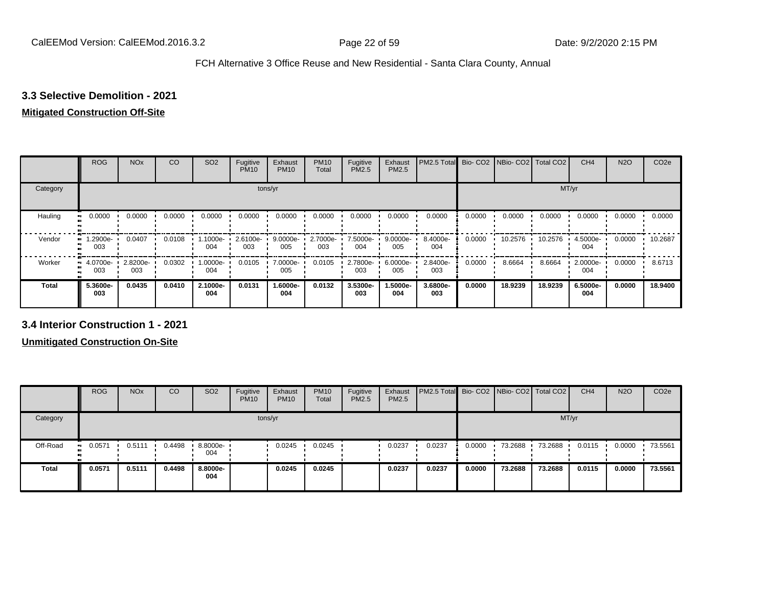### 3.3 Selective Demolition - 2021

**Mitigated Construction Off-Site**

| | ROG | NOx | CO | SO2 | Fugitive PM10 | Exhaust PM10 | PM10 Total | Fugitive PM2.5 | Exhaust PM2.5 | PM2.5 Total | Bio- CO2 | NBio- CO2 | Total CO2 | CH4 | N2O | CO2e |
|---|---|---|---|---|---|---|---|---|---|---|---|---|---|---|---|---|
| Category | tons/yr | | | | | | | | | | MT/yr | | | | | |
| Hauling | 0.0000 | 0.0000 | 0.0000 | 0.0000 | 0.0000 | 0.0000 | 0.0000 | 0.0000 | 0.0000 | 0.0000 | 0.0000 | 0.0000 | 0.0000 | 0.0000 | 0.0000 | 0.0000 |
| Vendor | 1.2900e-003 | 0.0407 | 0.0108 | 1.1000e-004 | 2.6100e-003 | 9.0000e-005 | 2.7000e-003 | 7.5000e-004 | 9.0000e-005 | 8.4000e-004 | 0.0000 | 10.2576 | 10.2576 | 4.5000e-004 | 0.0000 | 10.2687 |
| Worker | 4.0700e-003 | 2.8200e-003 | 0.0302 | 1.0000e-004 | 0.0105 | 7.0000e-005 | 0.0105 | 2.7800e-003 | 6.0000e-005 | 2.8400e-003 | 0.0000 | 8.6664 | 8.6664 | 2.0000e-004 | 0.0000 | 8.6713 |
| **Total** | **5.3600e-003** | **0.0435** | **0.0410** | **2.1000e-004** | **0.0131** | **1.6000e-004** | **0.0132** | **3.5300e-003** | **1.5000e-004** | **3.6800e-003** | **0.0000** | **18.9239** | **18.9239** | **6.5000e-004** | **0.0000** | **18.9400** |

### 3.4 Interior Construction 1 - 2021

**Unmitigated Construction On-Site**

| | ROG | NOx | CO | SO2 | Fugitive PM10 | Exhaust PM10 | PM10 Total | Fugitive PM2.5 | Exhaust PM2.5 | PM2.5 Total | Bio- CO2 | NBio- CO2 | Total CO2 | CH4 | N2O | CO2e |
|---|---|---|---|---|---|---|---|---|---|---|---|---|---|---|---|---|
| Category | tons/yr | | | | | | | | | | MT/yr | | | | | |
| Off-Road | 0.0571 | 0.5111 | 0.4498 | 8.8000e-004 | | 0.0245 | 0.0245 | | 0.0237 | 0.0237 | 0.0000 | 73.2688 | 73.2688 | 0.0115 | 0.0000 | 73.5561 |
| **Total** | **0.0571** | **0.5111** | **0.4498** | **8.8000e-004** | | **0.0245** | **0.0245** | | **0.0237** | **0.0237** | **0.0000** | **73.2688** | **73.2688** | **0.0115** | **0.0000** | **73.5561** |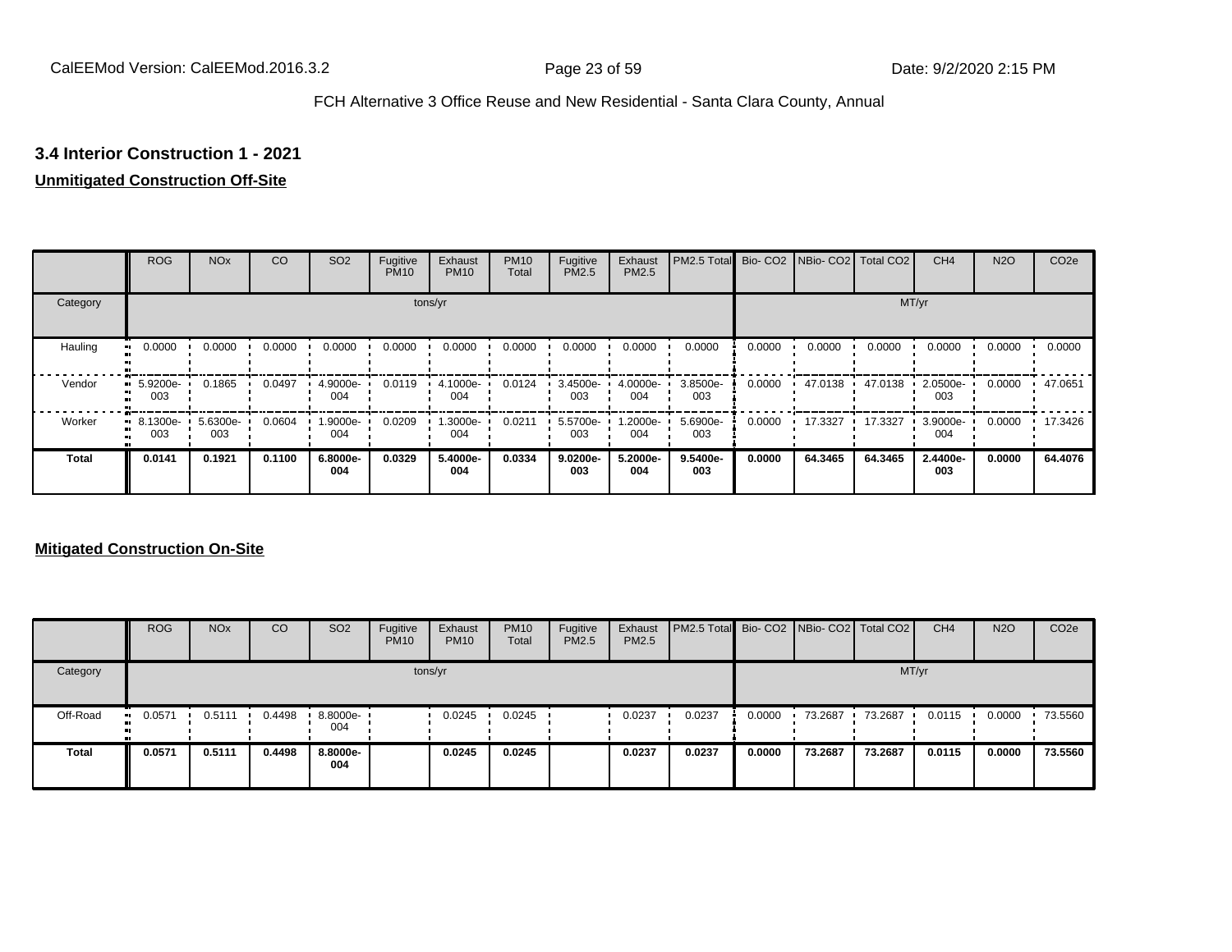### 3.4 Interior Construction 1 - 2021

**Unmitigated Construction Off-Site**

| | ROG | NOx | CO | SO2 | Fugitive PM10 | Exhaust PM10 | PM10 Total | Fugitive PM2.5 | Exhaust PM2.5 | PM2.5 Total | Bio- CO2 | NBio- CO2 | Total CO2 | CH4 | N2O | CO2e |
|---|---|---|---|---|---|---|---|---|---|---|---|---|---|---|---|---|
| Category | tons/yr | | | | | | | | | | MT/yr | | | | | |
| Hauling | 0.0000 | 0.0000 | 0.0000 | 0.0000 | 0.0000 | 0.0000 | 0.0000 | 0.0000 | 0.0000 | 0.0000 | 0.0000 | 0.0000 | 0.0000 | 0.0000 | 0.0000 | 0.0000 |
| Vendor | 5.9200e-003 | 0.1865 | 0.0497 | 4.9000e-004 | 0.0119 | 4.1000e-004 | 0.0124 | 3.4500e-003 | 4.0000e-004 | 3.8500e-003 | 0.0000 | 47.0138 | 47.0138 | 2.0500e-003 | 0.0000 | 47.0651 |
| Worker | 8.1300e-003 | 5.6300e-003 | 0.0604 | 1.9000e-004 | 0.0209 | 1.3000e-004 | 0.0211 | 5.5700e-003 | 1.2000e-004 | 5.6900e-003 | 0.0000 | 17.3327 | 17.3327 | 3.9000e-004 | 0.0000 | 17.3426 |
| **Total** | **0.0141** | **0.1921** | **0.1100** | **6.8000e-004** | **0.0329** | **5.4000e-004** | **0.0334** | **9.0200e-003** | **5.2000e-004** | **9.5400e-003** | **0.0000** | **64.3465** | **64.3465** | **2.4400e-003** | **0.0000** | **64.4076** |

**Mitigated Construction On-Site**

| | ROG | NOx | CO | SO2 | Fugitive PM10 | Exhaust PM10 | PM10 Total | Fugitive PM2.5 | Exhaust PM2.5 | PM2.5 Total | Bio- CO2 | NBio- CO2 | Total CO2 | CH4 | N2O | CO2e |
|---|---|---|---|---|---|---|---|---|---|---|---|---|---|---|---|---|
| Category | tons/yr | | | | | | | | | | MT/yr | | | | | |
| Off-Road | 0.0571 | 0.5111 | 0.4498 | 8.8000e-004 | | 0.0245 | 0.0245 | | 0.0237 | 0.0237 | 0.0000 | 73.2687 | 73.2687 | 0.0115 | 0.0000 | 73.5560 |
| **Total** | **0.0571** | **0.5111** | **0.4498** | **8.8000e-004** | | **0.0245** | **0.0245** | | **0.0237** | **0.0237** | **0.0000** | **73.2687** | **73.2687** | **0.0115** | **0.0000** | **73.5560** |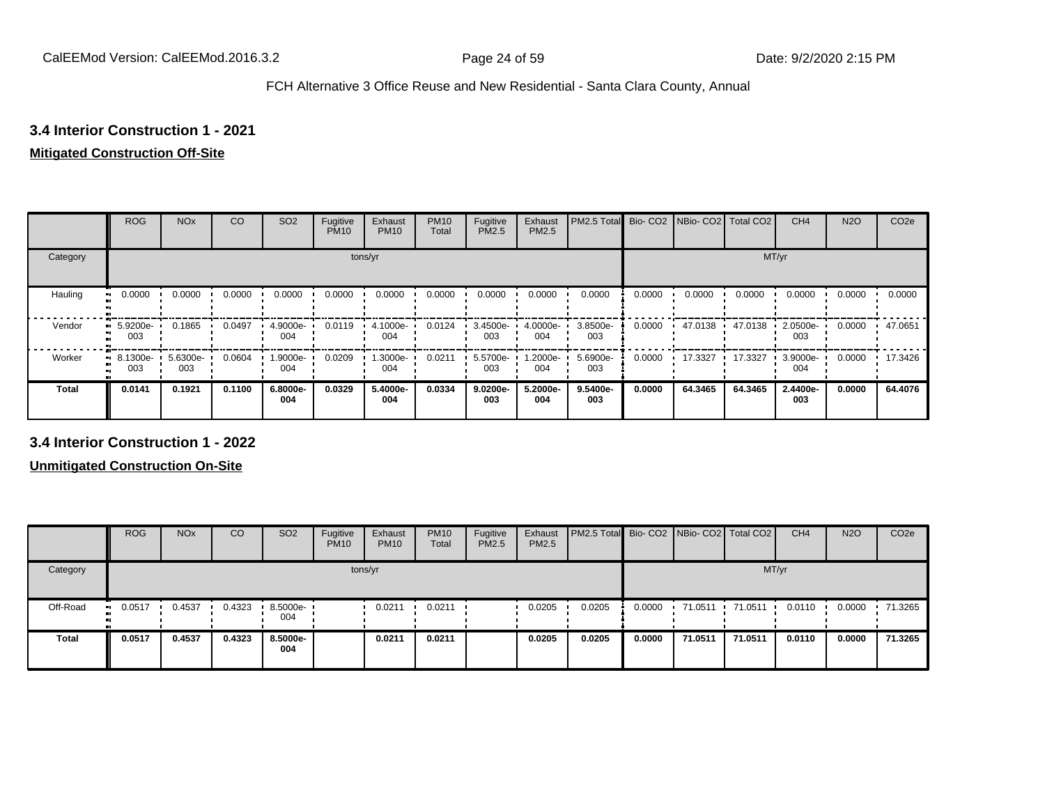FCH Alternative 3 Office Reuse and New Residential - Santa Clara County, Annual

### 3.4 Interior Construction 1 - 2021

**Mitigated Construction Off-Site**

| | ROG | NOx | CO | SO2 | Fugitive PM10 | Exhaust PM10 | PM10 Total | Fugitive PM2.5 | Exhaust PM2.5 | PM2.5 Total | Bio- CO2 | NBio- CO2 | Total CO2 | CH4 | N2O | CO2e |
|---|---|---|---|---|---|---|---|---|---|---|---|---|---|---|---|---|
| Category | tons/yr | | | | | | | | | | MT/yr | | | | | |
| Hauling | 0.0000 | 0.0000 | 0.0000 | 0.0000 | 0.0000 | 0.0000 | 0.0000 | 0.0000 | 0.0000 | 0.0000 | 0.0000 | 0.0000 | 0.0000 | 0.0000 | 0.0000 | 0.0000 |
| Vendor | 5.9200e-003 | 0.1865 | 0.0497 | 4.9000e-004 | 0.0119 | 4.1000e-004 | 0.0124 | 3.4500e-003 | 4.0000e-004 | 3.8500e-003 | 0.0000 | 47.0138 | 47.0138 | 2.0500e-003 | 0.0000 | 47.0651 |
| Worker | 8.1300e-003 | 5.6300e-003 | 0.0604 | 1.9000e-004 | 0.0209 | 1.3000e-004 | 0.0211 | 5.5700e-003 | 1.2000e-004 | 5.6900e-003 | 0.0000 | 17.3327 | 17.3327 | 3.9000e-004 | 0.0000 | 17.3426 |
| **Total** | **0.0141** | **0.1921** | **0.1100** | **6.8000e-004** | **0.0329** | **5.4000e-004** | **0.0334** | **9.0200e-003** | **5.2000e-004** | **9.5400e-003** | **0.0000** | **64.3465** | **64.3465** | **2.4400e-003** | **0.0000** | **64.4076** |

### 3.4 Interior Construction 1 - 2022

**Unmitigated Construction On-Site**

| | ROG | NOx | CO | SO2 | Fugitive PM10 | Exhaust PM10 | PM10 Total | Fugitive PM2.5 | Exhaust PM2.5 | PM2.5 Total | Bio- CO2 | NBio- CO2 | Total CO2 | CH4 | N2O | CO2e |
|---|---|---|---|---|---|---|---|---|---|---|---|---|---|---|---|---|
| Category | tons/yr | | | | | | | | | | MT/yr | | | | | |
| Off-Road | 0.0517 | 0.4537 | 0.4323 | 8.5000e-004 | | 0.0211 | 0.0211 | | 0.0205 | 0.0205 | 0.0000 | 71.0511 | 71.0511 | 0.0110 | 0.0000 | 71.3265 |
| **Total** | **0.0517** | **0.4537** | **0.4323** | **8.5000e-004** | | **0.0211** | **0.0211** | | **0.0205** | **0.0205** | **0.0000** | **71.0511** | **71.0511** | **0.0110** | **0.0000** | **71.3265** |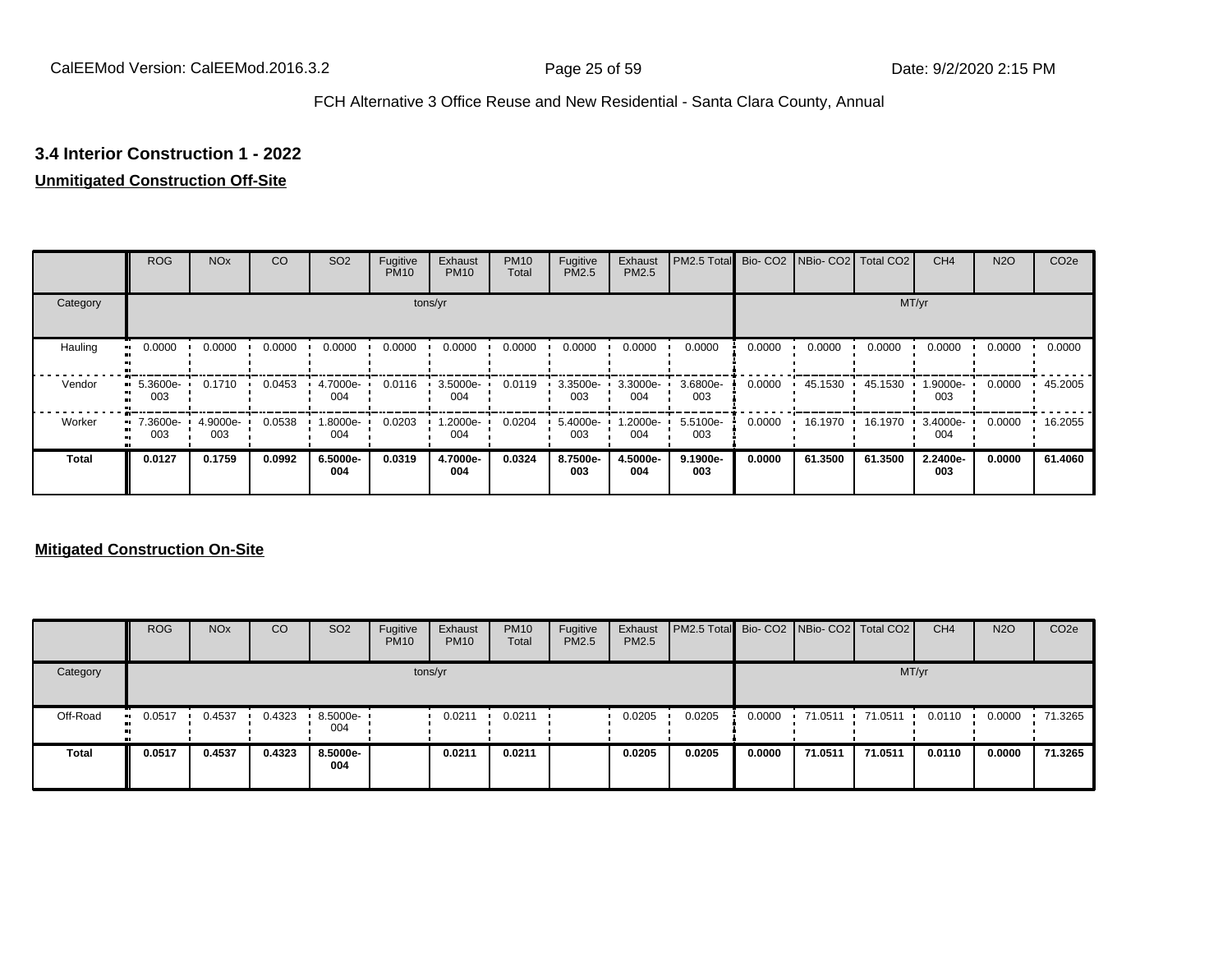### 3.4 Interior Construction 1 - 2022

**Unmitigated Construction Off-Site**

| | ROG | NOx | CO | SO2 | Fugitive PM10 | Exhaust PM10 | PM10 Total | Fugitive PM2.5 | Exhaust PM2.5 | PM2.5 Total | Bio- CO2 | NBio- CO2 | Total CO2 | CH4 | N2O | CO2e |
|---|---|---|---|---|---|---|---|---|---|---|---|---|---|---|---|---|
| Category | tons/yr | | | | | | | | | | MT/yr | | | | | |
| Hauling | 0.0000 | 0.0000 | 0.0000 | 0.0000 | 0.0000 | 0.0000 | 0.0000 | 0.0000 | 0.0000 | 0.0000 | 0.0000 | 0.0000 | 0.0000 | 0.0000 | 0.0000 | 0.0000 |
| Vendor | 5.3600e-003 | 0.1710 | 0.0453 | 4.7000e-004 | 0.0116 | 3.5000e-004 | 0.0119 | 3.3500e-003 | 3.3000e-004 | 3.6800e-003 | 0.0000 | 45.1530 | 45.1530 | 1.9000e-003 | 0.0000 | 45.2005 |
| Worker | 7.3600e-003 | 4.9000e-003 | 0.0538 | 1.8000e-004 | 0.0203 | 1.2000e-004 | 0.0204 | 5.4000e-003 | 1.2000e-004 | 5.5100e-003 | 0.0000 | 16.1970 | 16.1970 | 3.4000e-004 | 0.0000 | 16.2055 |
| **Total** | **0.0127** | **0.1759** | **0.0992** | **6.5000e-004** | **0.0319** | **4.7000e-004** | **0.0324** | **8.7500e-003** | **4.5000e-004** | **9.1900e-003** | **0.0000** | **61.3500** | **61.3500** | **2.2400e-003** | **0.0000** | **61.4060** |

**Mitigated Construction On-Site**

| | ROG | NOx | CO | SO2 | Fugitive PM10 | Exhaust PM10 | PM10 Total | Fugitive PM2.5 | Exhaust PM2.5 | PM2.5 Total | Bio- CO2 | NBio- CO2 | Total CO2 | CH4 | N2O | CO2e |
|---|---|---|---|---|---|---|---|---|---|---|---|---|---|---|---|---|
| Category | tons/yr | | | | | | | | | | MT/yr | | | | | |
| Off-Road | 0.0517 | 0.4537 | 0.4323 | 8.5000e-004 | | 0.0211 | 0.0211 | | 0.0205 | 0.0205 | 0.0000 | 71.0511 | 71.0511 | 0.0110 | 0.0000 | 71.3265 |
| **Total** | **0.0517** | **0.4537** | **0.4323** | **8.5000e-004** | | **0.0211** | **0.0211** | | **0.0205** | **0.0205** | **0.0000** | **71.0511** | **71.0511** | **0.0110** | **0.0000** | **71.3265** |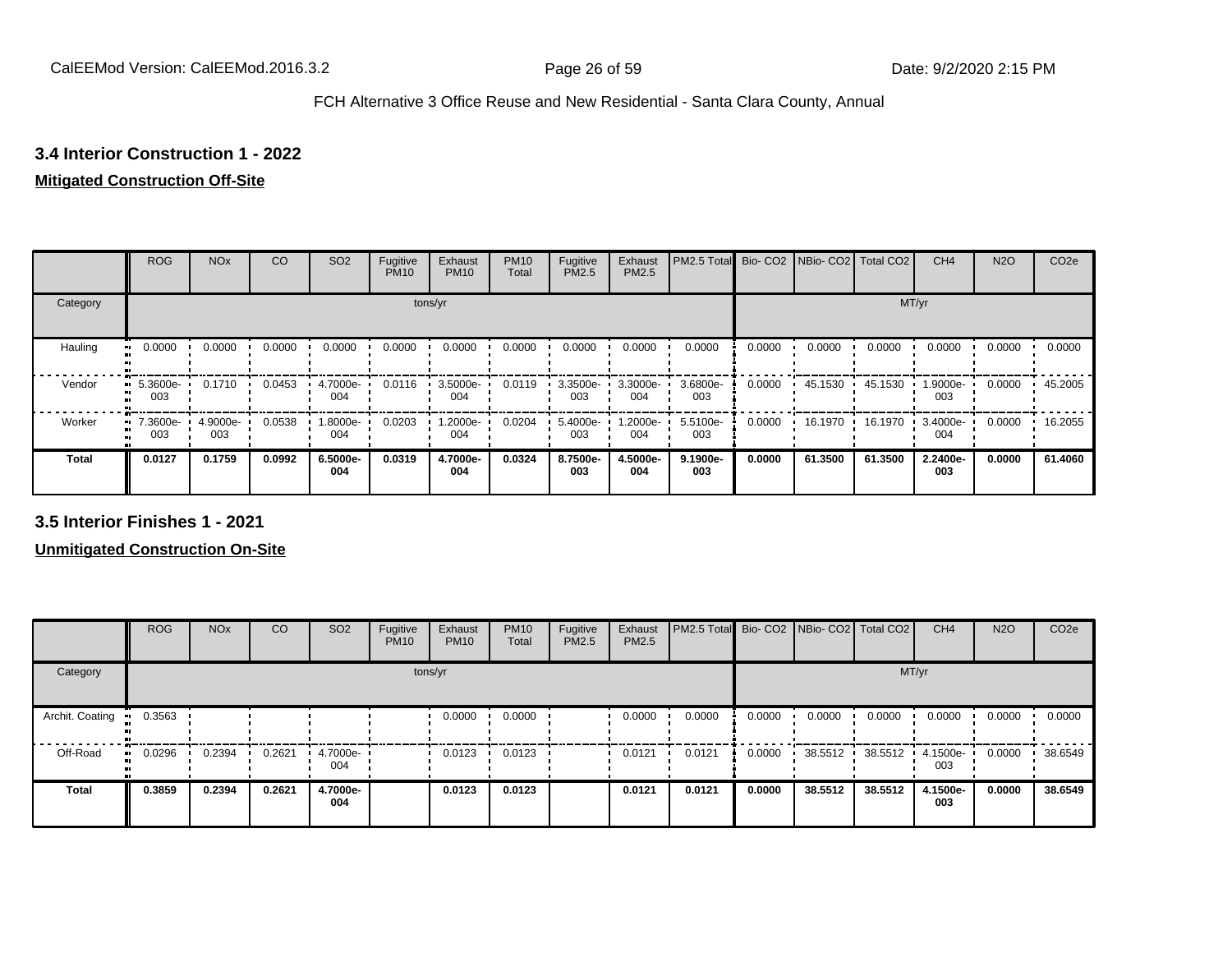### 3.4 Interior Construction 1 - 2022

**Mitigated Construction Off-Site**

| | ROG | NOx | CO | SO2 | Fugitive PM10 | Exhaust PM10 | PM10 Total | Fugitive PM2.5 | Exhaust PM2.5 | PM2.5 Total | Bio- CO2 | NBio- CO2 | Total CO2 | CH4 | N2O | CO2e |
|---|---|---|---|---|---|---|---|---|---|---|---|---|---|---|---|---|
| Category | tons/yr | | | | | | | | | | MT/yr | | | | | |
| Hauling | 0.0000 | 0.0000 | 0.0000 | 0.0000 | 0.0000 | 0.0000 | 0.0000 | 0.0000 | 0.0000 | 0.0000 | 0.0000 | 0.0000 | 0.0000 | 0.0000 | 0.0000 | 0.0000 |
| Vendor | 5.3600e-003 | 0.1710 | 0.0453 | 4.7000e-004 | 0.0116 | 3.5000e-004 | 0.0119 | 3.3500e-003 | 3.3000e-004 | 3.6800e-003 | 0.0000 | 45.1530 | 45.1530 | 1.9000e-003 | 0.0000 | 45.2005 |
| Worker | 7.3600e-003 | 4.9000e-003 | 0.0538 | 1.8000e-004 | 0.0203 | 1.2000e-004 | 0.0204 | 5.4000e-003 | 1.2000e-004 | 5.5100e-003 | 0.0000 | 16.1970 | 16.1970 | 3.4000e-004 | 0.0000 | 16.2055 |
| **Total** | **0.0127** | **0.1759** | **0.0992** | **6.5000e-004** | **0.0319** | **4.7000e-004** | **0.0324** | **8.7500e-003** | **4.5000e-004** | **9.1900e-003** | **0.0000** | **61.3500** | **61.3500** | **2.2400e-003** | **0.0000** | **61.4060** |

### 3.5 Interior Finishes 1 - 2021

**Unmitigated Construction On-Site**

| | ROG | NOx | CO | SO2 | Fugitive PM10 | Exhaust PM10 | PM10 Total | Fugitive PM2.5 | Exhaust PM2.5 | PM2.5 Total | Bio- CO2 | NBio- CO2 | Total CO2 | CH4 | N2O | CO2e |
|---|---|---|---|---|---|---|---|---|---|---|---|---|---|---|---|---|
| Category | tons/yr | | | | | | | | | | MT/yr | | | | | |
| Archit. Coating | 0.3563 | | | | | 0.0000 | 0.0000 | | 0.0000 | 0.0000 | 0.0000 | 0.0000 | 0.0000 | 0.0000 | 0.0000 | 0.0000 |
| Off-Road | 0.0296 | 0.2394 | 0.2621 | 4.7000e-004 | | 0.0123 | 0.0123 | | 0.0121 | 0.0121 | 0.0000 | 38.5512 | 38.5512 | 4.1500e-003 | 0.0000 | 38.6549 |
| **Total** | **0.3859** | **0.2394** | **0.2621** | **4.7000e-004** | | **0.0123** | **0.0123** | | **0.0121** | **0.0121** | **0.0000** | **38.5512** | **38.5512** | **4.1500e-003** | **0.0000** | **38.6549** |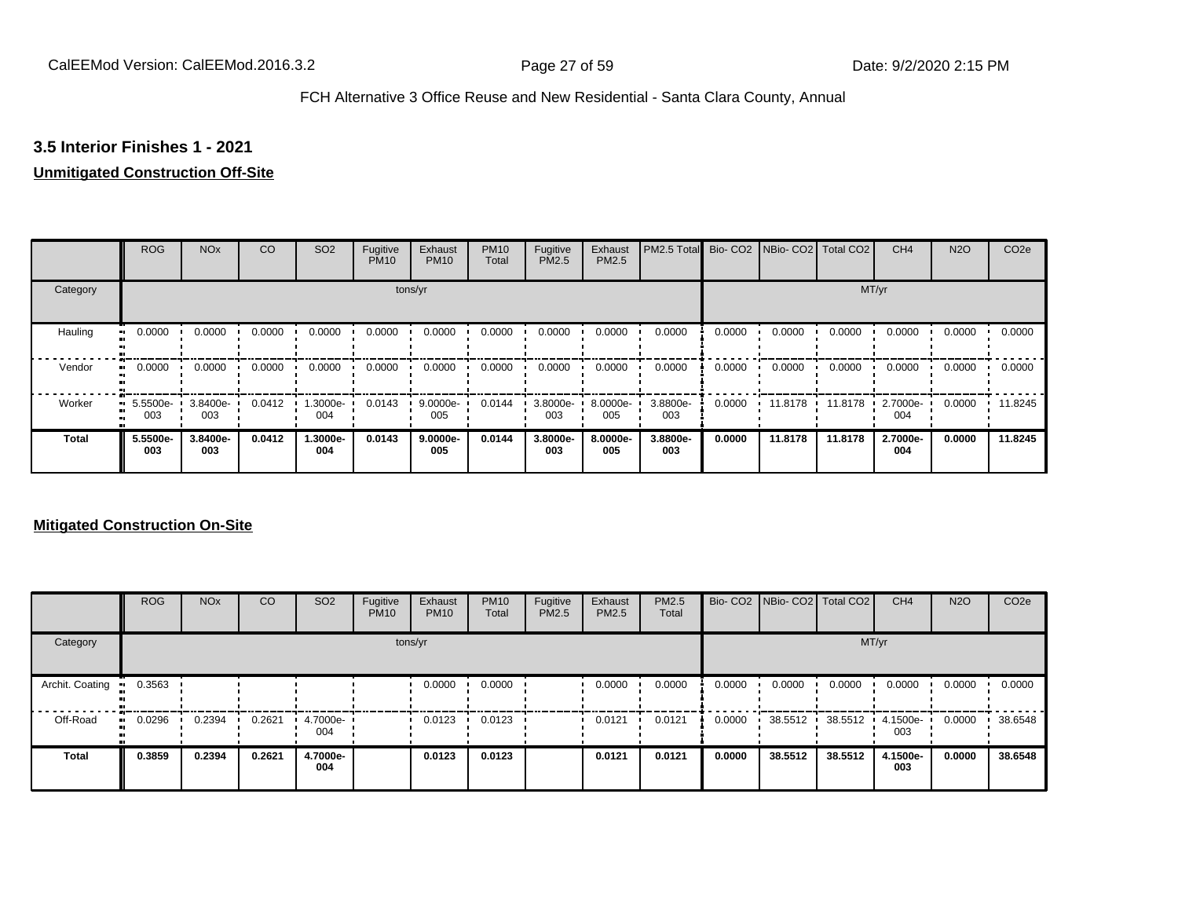### 3.5 Interior Finishes 1 - 2021

**Unmitigated Construction Off-Site**

| | ROG | NOx | CO | SO2 | Fugitive PM10 | Exhaust PM10 | PM10 Total | Fugitive PM2.5 | Exhaust PM2.5 | PM2.5 Total | Bio- CO2 | NBio- CO2 | Total CO2 | CH4 | N2O | CO2e |
|---|---|---|---|---|---|---|---|---|---|---|---|---|---|---|---|---|
| Category | tons/yr | | | | | | | | | | MT/yr | | | | | |
| Hauling | 0.0000 | 0.0000 | 0.0000 | 0.0000 | 0.0000 | 0.0000 | 0.0000 | 0.0000 | 0.0000 | 0.0000 | 0.0000 | 0.0000 | 0.0000 | 0.0000 | 0.0000 | 0.0000 |
| Vendor | 0.0000 | 0.0000 | 0.0000 | 0.0000 | 0.0000 | 0.0000 | 0.0000 | 0.0000 | 0.0000 | 0.0000 | 0.0000 | 0.0000 | 0.0000 | 0.0000 | 0.0000 | 0.0000 |
| Worker | 5.5500e-003 | 3.8400e-003 | 0.0412 | 1.3000e-004 | 0.0143 | 9.0000e-005 | 0.0144 | 3.8000e-003 | 8.0000e-005 | 3.8800e-003 | 0.0000 | 11.8178 | 11.8178 | 2.7000e-004 | 0.0000 | 11.8245 |
| **Total** | **5.5500e-003** | **3.8400e-003** | **0.0412** | **1.3000e-004** | **0.0143** | **9.0000e-005** | **0.0144** | **3.8000e-003** | **8.0000e-005** | **3.8800e-003** | **0.0000** | **11.8178** | **11.8178** | **2.7000e-004** | **0.0000** | **11.8245** |

**Mitigated Construction On-Site**

| | ROG | NOx | CO | SO2 | Fugitive PM10 | Exhaust PM10 | PM10 Total | Fugitive PM2.5 | Exhaust PM2.5 | PM2.5 Total | Bio- CO2 | NBio- CO2 | Total CO2 | CH4 | N2O | CO2e |
|---|---|---|---|---|---|---|---|---|---|---|---|---|---|---|---|---|
| Category | tons/yr | | | | | | | | | | MT/yr | | | | | |
| Archit. Coating | 0.3563 | | | | | 0.0000 | 0.0000 | | 0.0000 | 0.0000 | 0.0000 | 0.0000 | 0.0000 | 0.0000 | 0.0000 | 0.0000 |
| Off-Road | 0.0296 | 0.2394 | 0.2621 | 4.7000e-004 | | 0.0123 | 0.0123 | | 0.0121 | 0.0121 | 0.0000 | 38.5512 | 38.5512 | 4.1500e-003 | 0.0000 | 38.6548 |
| **Total** | **0.3859** | **0.2394** | **0.2621** | **4.7000e-004** | | **0.0123** | **0.0123** | | **0.0121** | **0.0121** | **0.0000** | **38.5512** | **38.5512** | **4.1500e-003** | **0.0000** | **38.6548** |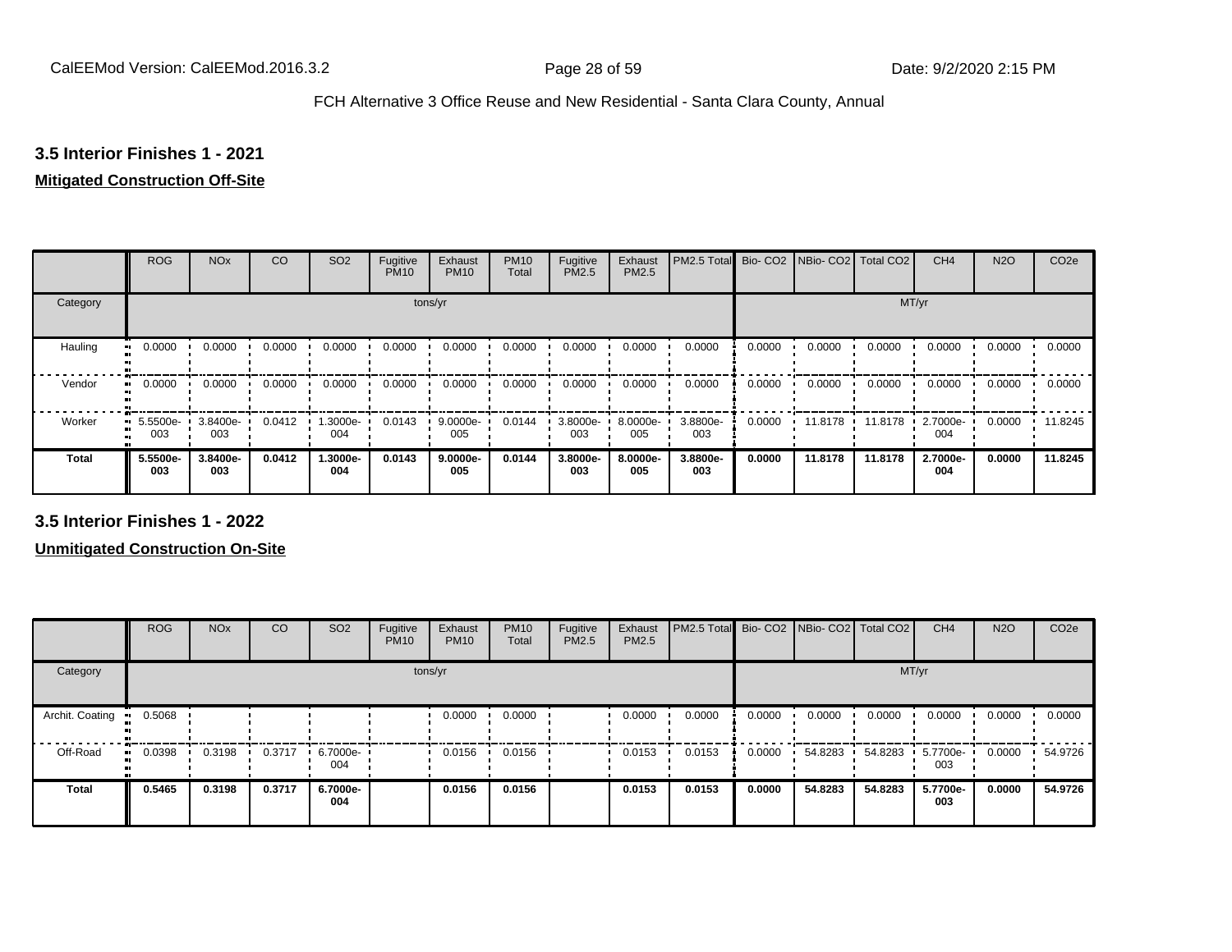### 3.5 Interior Finishes 1 - 2021

**Mitigated Construction Off-Site**

| | ROG | NOx | CO | SO2 | Fugitive PM10 | Exhaust PM10 | PM10 Total | Fugitive PM2.5 | Exhaust PM2.5 | PM2.5 Total | Bio- CO2 | NBio- CO2 | Total CO2 | CH4 | N2O | CO2e |
|---|---|---|---|---|---|---|---|---|---|---|---|---|---|---|---|---|
| Category | tons/yr | | | | | | | | | | MT/yr | | | | | |
| Hauling | 0.0000 | 0.0000 | 0.0000 | 0.0000 | 0.0000 | 0.0000 | 0.0000 | 0.0000 | 0.0000 | 0.0000 | 0.0000 | 0.0000 | 0.0000 | 0.0000 | 0.0000 | 0.0000 |
| Vendor | 0.0000 | 0.0000 | 0.0000 | 0.0000 | 0.0000 | 0.0000 | 0.0000 | 0.0000 | 0.0000 | 0.0000 | 0.0000 | 0.0000 | 0.0000 | 0.0000 | 0.0000 | 0.0000 |
| Worker | 5.5500e-003 | 3.8400e-003 | 0.0412 | 1.3000e-004 | 0.0143 | 9.0000e-005 | 0.0144 | 3.8000e-003 | 8.0000e-005 | 3.8800e-003 | 0.0000 | 11.8178 | 11.8178 | 2.7000e-004 | 0.0000 | 11.8245 |
| **Total** | **5.5500e-003** | **3.8400e-003** | **0.0412** | **1.3000e-004** | **0.0143** | **9.0000e-005** | **0.0144** | **3.8000e-003** | **8.0000e-005** | **3.8800e-003** | **0.0000** | **11.8178** | **11.8178** | **2.7000e-004** | **0.0000** | **11.8245** |

### 3.5 Interior Finishes 1 - 2022

**Unmitigated Construction On-Site**

| | ROG | NOx | CO | SO2 | Fugitive PM10 | Exhaust PM10 | PM10 Total | Fugitive PM2.5 | Exhaust PM2.5 | PM2.5 Total | Bio- CO2 | NBio- CO2 | Total CO2 | CH4 | N2O | CO2e |
|---|---|---|---|---|---|---|---|---|---|---|---|---|---|---|---|---|
| Category | tons/yr | | | | | | | | | | MT/yr | | | | | |
| Archit. Coating | 0.5068 | | | | | 0.0000 | 0.0000 | | 0.0000 | 0.0000 | 0.0000 | 0.0000 | 0.0000 | 0.0000 | 0.0000 | 0.0000 |
| Off-Road | 0.0398 | 0.3198 | 0.3717 | 6.7000e-004 | | 0.0156 | 0.0156 | | 0.0153 | 0.0153 | 0.0000 | 54.8283 | 54.8283 | 5.7700e-003 | 0.0000 | 54.9726 |
| **Total** | **0.5465** | **0.3198** | **0.3717** | **6.7000e-004** | | **0.0156** | **0.0156** | | **0.0153** | **0.0153** | **0.0000** | **54.8283** | **54.8283** | **5.7700e-003** | **0.0000** | **54.9726** |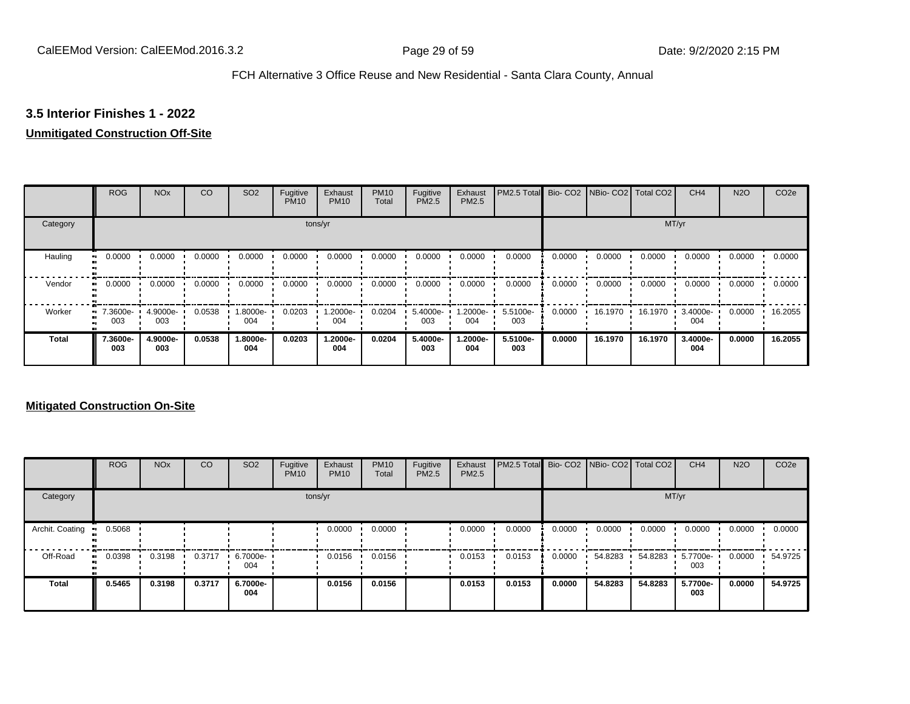## 3.5 Interior Finishes 1 - 2022

**Unmitigated Construction Off-Site**

| | ROG | NOx | CO | SO2 | Fugitive PM10 | Exhaust PM10 | PM10 Total | Fugitive PM2.5 | Exhaust PM2.5 | PM2.5 Total | Bio- CO2 | NBio- CO2 | Total CO2 | CH4 | N2O | CO2e |
|---|---|---|---|---|---|---|---|---|---|---|---|---|---|---|---|---|
| Category | tons/yr | | | | | | | | | | MT/yr | | | | | |
| Hauling | 0.0000 | 0.0000 | 0.0000 | 0.0000 | 0.0000 | 0.0000 | 0.0000 | 0.0000 | 0.0000 | 0.0000 | 0.0000 | 0.0000 | 0.0000 | 0.0000 | 0.0000 | 0.0000 |
| Vendor | 0.0000 | 0.0000 | 0.0000 | 0.0000 | 0.0000 | 0.0000 | 0.0000 | 0.0000 | 0.0000 | 0.0000 | 0.0000 | 0.0000 | 0.0000 | 0.0000 | 0.0000 | 0.0000 |
| Worker | 7.3600e-003 | 4.9000e-003 | 0.0538 | 1.8000e-004 | 0.0203 | 1.2000e-004 | 0.0204 | 5.4000e-003 | 1.2000e-004 | 5.5100e-003 | 0.0000 | 16.1970 | 16.1970 | 3.4000e-004 | 0.0000 | 16.2055 |
| **Total** | **7.3600e-003** | **4.9000e-003** | **0.0538** | **1.8000e-004** | **0.0203** | **1.2000e-004** | **0.0204** | **5.4000e-003** | **1.2000e-004** | **5.5100e-003** | **0.0000** | **16.1970** | **16.1970** | **3.4000e-004** | **0.0000** | **16.2055** |

**Mitigated Construction On-Site**

| | ROG | NOx | CO | SO2 | Fugitive PM10 | Exhaust PM10 | PM10 Total | Fugitive PM2.5 | Exhaust PM2.5 | PM2.5 Total | Bio- CO2 | NBio- CO2 | Total CO2 | CH4 | N2O | CO2e |
|---|---|---|---|---|---|---|---|---|---|---|---|---|---|---|---|---|
| Category | tons/yr | | | | | | | | | | MT/yr | | | | | |
| Archit. Coating | 0.5068 | | | | | 0.0000 | 0.0000 | | 0.0000 | 0.0000 | 0.0000 | 0.0000 | 0.0000 | 0.0000 | 0.0000 | 0.0000 |
| Off-Road | 0.0398 | 0.3198 | 0.3717 | 6.7000e-004 | | 0.0156 | 0.0156 | | 0.0153 | 0.0153 | 0.0000 | 54.8283 | 54.8283 | 5.7700e-003 | 0.0000 | 54.9725 |
| **Total** | **0.5465** | **0.3198** | **0.3717** | **6.7000e-004** | | **0.0156** | **0.0156** | | **0.0153** | **0.0153** | **0.0000** | **54.8283** | **54.8283** | **5.7700e-003** | **0.0000** | **54.9725** |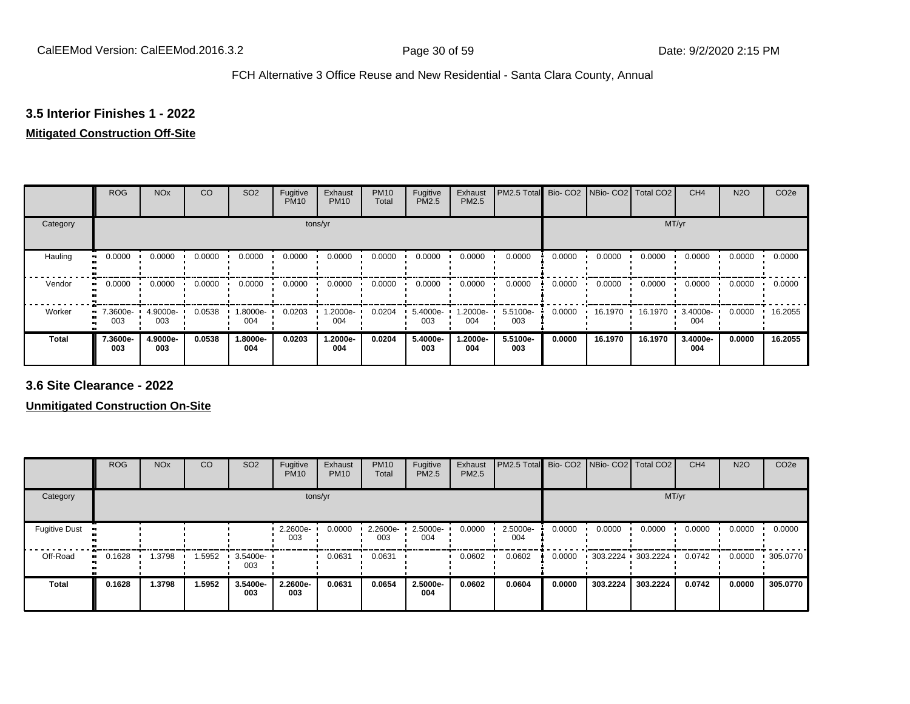### 3.5 Interior Finishes 1 - 2022

**Mitigated Construction Off-Site**

| | ROG | NOx | CO | SO2 | Fugitive PM10 | Exhaust PM10 | PM10 Total | Fugitive PM2.5 | Exhaust PM2.5 | PM2.5 Total | Bio- CO2 | NBio- CO2 | Total CO2 | CH4 | N2O | CO2e |
|---|---|---|---|---|---|---|---|---|---|---|---|---|---|---|---|---|
| Category | tons/yr | | | | | | | | | | MT/yr | | | | | |
| Hauling | 0.0000 | 0.0000 | 0.0000 | 0.0000 | 0.0000 | 0.0000 | 0.0000 | 0.0000 | 0.0000 | 0.0000 | 0.0000 | 0.0000 | 0.0000 | 0.0000 | 0.0000 | 0.0000 |
| Vendor | 0.0000 | 0.0000 | 0.0000 | 0.0000 | 0.0000 | 0.0000 | 0.0000 | 0.0000 | 0.0000 | 0.0000 | 0.0000 | 0.0000 | 0.0000 | 0.0000 | 0.0000 | 0.0000 |
| Worker | 7.3600e-003 | 4.9000e-003 | 0.0538 | 1.8000e-004 | 0.0203 | 1.2000e-004 | 0.0204 | 5.4000e-003 | 1.2000e-004 | 5.5100e-003 | 0.0000 | 16.1970 | 16.1970 | 3.4000e-004 | 0.0000 | 16.2055 |
| **Total** | **7.3600e-003** | **4.9000e-003** | **0.0538** | **1.8000e-004** | **0.0203** | **1.2000e-004** | **0.0204** | **5.4000e-003** | **1.2000e-004** | **5.5100e-003** | **0.0000** | **16.1970** | **16.1970** | **3.4000e-004** | **0.0000** | **16.2055** |

### 3.6 Site Clearance - 2022

**Unmitigated Construction On-Site**

| | ROG | NOx | CO | SO2 | Fugitive PM10 | Exhaust PM10 | PM10 Total | Fugitive PM2.5 | Exhaust PM2.5 | PM2.5 Total | Bio- CO2 | NBio- CO2 | Total CO2 | CH4 | N2O | CO2e |
|---|---|---|---|---|---|---|---|---|---|---|---|---|---|---|---|---|
| Category | tons/yr | | | | | | | | | | MT/yr | | | | | |
| Fugitive Dust | | | | | 2.2600e-003 | 0.0000 | 2.2600e-003 | 2.5000e-004 | 0.0000 | 2.5000e-004 | 0.0000 | 0.0000 | 0.0000 | 0.0000 | 0.0000 | 0.0000 |
| Off-Road | 0.1628 | 1.3798 | 1.5952 | 3.5400e-003 | | 0.0631 | 0.0631 | | 0.0602 | 0.0602 | 0.0000 | 303.2224 | 303.2224 | 0.0742 | 0.0000 | 305.0770 |
| **Total** | **0.1628** | **1.3798** | **1.5952** | **3.5400e-003** | **2.2600e-003** | **0.0631** | **0.0654** | **2.5000e-004** | **0.0602** | **0.0604** | **0.0000** | **303.2224** | **303.2224** | **0.0742** | **0.0000** | **305.0770** |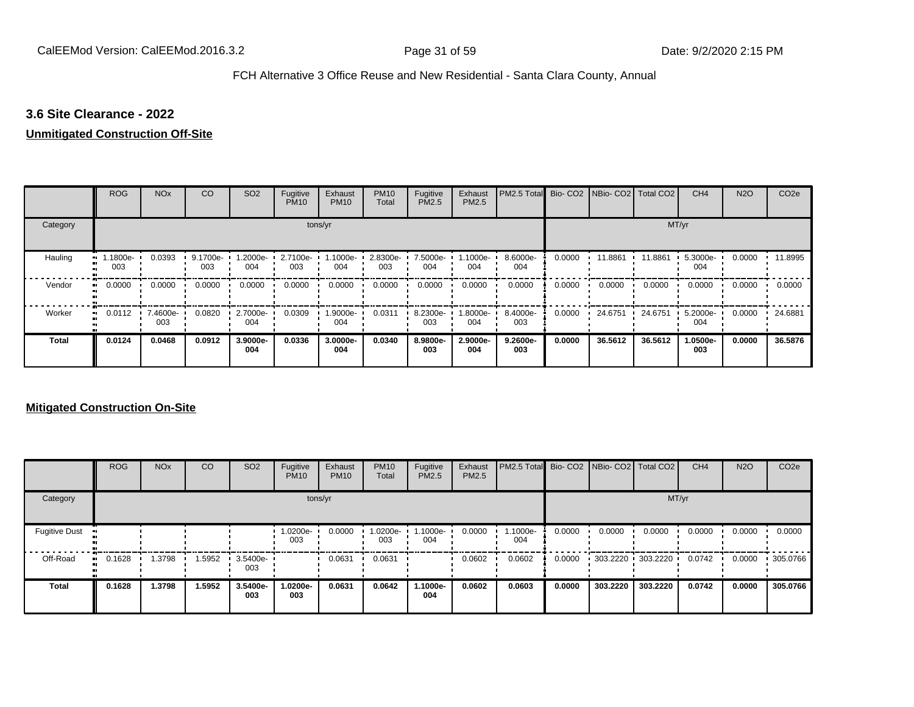### 3.6 Site Clearance - 2022

**Unmitigated Construction Off-Site**

| | ROG | NOx | CO | SO2 | Fugitive PM10 | Exhaust PM10 | PM10 Total | Fugitive PM2.5 | Exhaust PM2.5 | PM2.5 Total | Bio- CO2 | NBio- CO2 | Total CO2 | CH4 | N2O | CO2e |
|---|---|---|---|---|---|---|---|---|---|---|---|---|---|---|---|---|
| Category | tons/yr | | | | | | | | | | MT/yr | | | | | |
| Hauling | 1.1800e-003 | 0.0393 | 9.1700e-003 | 1.2000e-004 | 2.7100e-003 | 1.1000e-004 | 2.8300e-003 | 7.5000e-004 | 1.1000e-004 | 8.6000e-004 | 0.0000 | 11.8861 | 11.8861 | 5.3000e-004 | 0.0000 | 11.8995 |
| Vendor | 0.0000 | 0.0000 | 0.0000 | 0.0000 | 0.0000 | 0.0000 | 0.0000 | 0.0000 | 0.0000 | 0.0000 | 0.0000 | 0.0000 | 0.0000 | 0.0000 | 0.0000 | 0.0000 |
| Worker | 0.0112 | 7.4600e-003 | 0.0820 | 2.7000e-004 | 0.0309 | 1.9000e-004 | 0.0311 | 8.2300e-003 | 1.8000e-004 | 8.4000e-003 | 0.0000 | 24.6751 | 24.6751 | 5.2000e-004 | 0.0000 | 24.6881 |
| **Total** | **0.0124** | **0.0468** | **0.0912** | **3.9000e-004** | **0.0336** | **3.0000e-004** | **0.0340** | **8.9800e-003** | **2.9000e-004** | **9.2600e-003** | **0.0000** | **36.5612** | **36.5612** | **1.0500e-003** | **0.0000** | **36.5876** |

**Mitigated Construction On-Site**

| | ROG | NOx | CO | SO2 | Fugitive PM10 | Exhaust PM10 | PM10 Total | Fugitive PM2.5 | Exhaust PM2.5 | PM2.5 Total | Bio- CO2 | NBio- CO2 | Total CO2 | CH4 | N2O | CO2e |
|---|---|---|---|---|---|---|---|---|---|---|---|---|---|---|---|---|
| Category | tons/yr | | | | | | | | | | MT/yr | | | | | |
| Fugitive Dust | | | | | 1.0200e-003 | 0.0000 | 1.0200e-003 | 1.1000e-004 | 0.0000 | 1.1000e-004 | 0.0000 | 0.0000 | 0.0000 | 0.0000 | 0.0000 | 0.0000 |
| Off-Road | 0.1628 | 1.3798 | 1.5952 | 3.5400e-003 | | 0.0631 | 0.0631 | | 0.0602 | 0.0602 | 0.0000 | 303.2220 | 303.2220 | 0.0742 | 0.0000 | 305.0766 |
| **Total** | **0.1628** | **1.3798** | **1.5952** | **3.5400e-003** | **1.0200e-003** | **0.0631** | **0.0642** | **1.1000e-004** | **0.0602** | **0.0603** | **0.0000** | **303.2220** | **303.2220** | **0.0742** | **0.0000** | **305.0766** |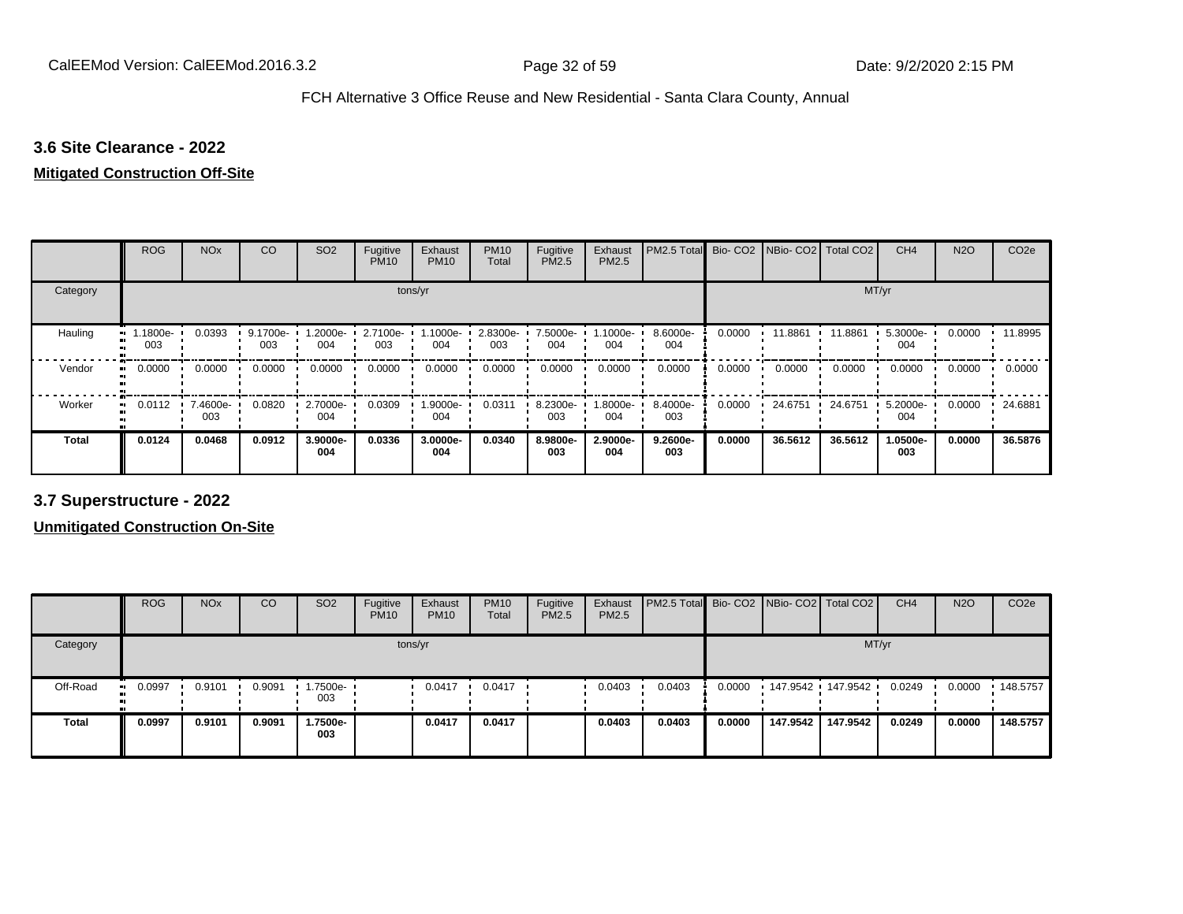## 3.6 Site Clearance - 2022

**Mitigated Construction Off-Site**

| | ROG | NOx | CO | SO2 | Fugitive PM10 | Exhaust PM10 | PM10 Total | Fugitive PM2.5 | Exhaust PM2.5 | PM2.5 Total | Bio- CO2 | NBio- CO2 | Total CO2 | CH4 | N2O | CO2e |
|---|---|---|---|---|---|---|---|---|---|---|---|---|---|---|---|---|
| Category | tons/yr | | | | | | | | | | MT/yr | | | | | |
| Hauling | 1.1800e-003 | 0.0393 | 9.1700e-003 | 1.2000e-004 | 2.7100e-003 | 1.1000e-004 | 2.8300e-003 | 7.5000e-004 | 1.1000e-004 | 8.6000e-004 | 0.0000 | 11.8861 | 11.8861 | 5.3000e-004 | 0.0000 | 11.8995 |
| Vendor | 0.0000 | 0.0000 | 0.0000 | 0.0000 | 0.0000 | 0.0000 | 0.0000 | 0.0000 | 0.0000 | 0.0000 | 0.0000 | 0.0000 | 0.0000 | 0.0000 | 0.0000 | 0.0000 |
| Worker | 0.0112 | 7.4600e-003 | 0.0820 | 2.7000e-004 | 0.0309 | 1.9000e-004 | 0.0311 | 8.2300e-003 | 1.8000e-004 | 8.4000e-003 | 0.0000 | 24.6751 | 24.6751 | 5.2000e-004 | 0.0000 | 24.6881 |
| **Total** | **0.0124** | **0.0468** | **0.0912** | **3.9000e-004** | **0.0336** | **3.0000e-004** | **0.0340** | **8.9800e-003** | **2.9000e-004** | **9.2600e-003** | **0.0000** | **36.5612** | **36.5612** | **1.0500e-003** | **0.0000** | **36.5876** |

## 3.7 Superstructure - 2022

**Unmitigated Construction On-Site**

| | ROG | NOx | CO | SO2 | Fugitive PM10 | Exhaust PM10 | PM10 Total | Fugitive PM2.5 | Exhaust PM2.5 | PM2.5 Total | Bio- CO2 | NBio- CO2 | Total CO2 | CH4 | N2O | CO2e |
|---|---|---|---|---|---|---|---|---|---|---|---|---|---|---|---|---|
| Category | tons/yr | | | | | | | | | | MT/yr | | | | | |
| Off-Road | 0.0997 | 0.9101 | 0.9091 | 1.7500e-003 | | 0.0417 | 0.0417 | | 0.0403 | 0.0403 | 0.0000 | 147.9542 | 147.9542 | 0.0249 | 0.0000 | 148.5757 |
| **Total** | **0.0997** | **0.9101** | **0.9091** | **1.7500e-003** | | **0.0417** | **0.0417** | | **0.0403** | **0.0403** | **0.0000** | **147.9542** | **147.9542** | **0.0249** | **0.0000** | **148.5757** |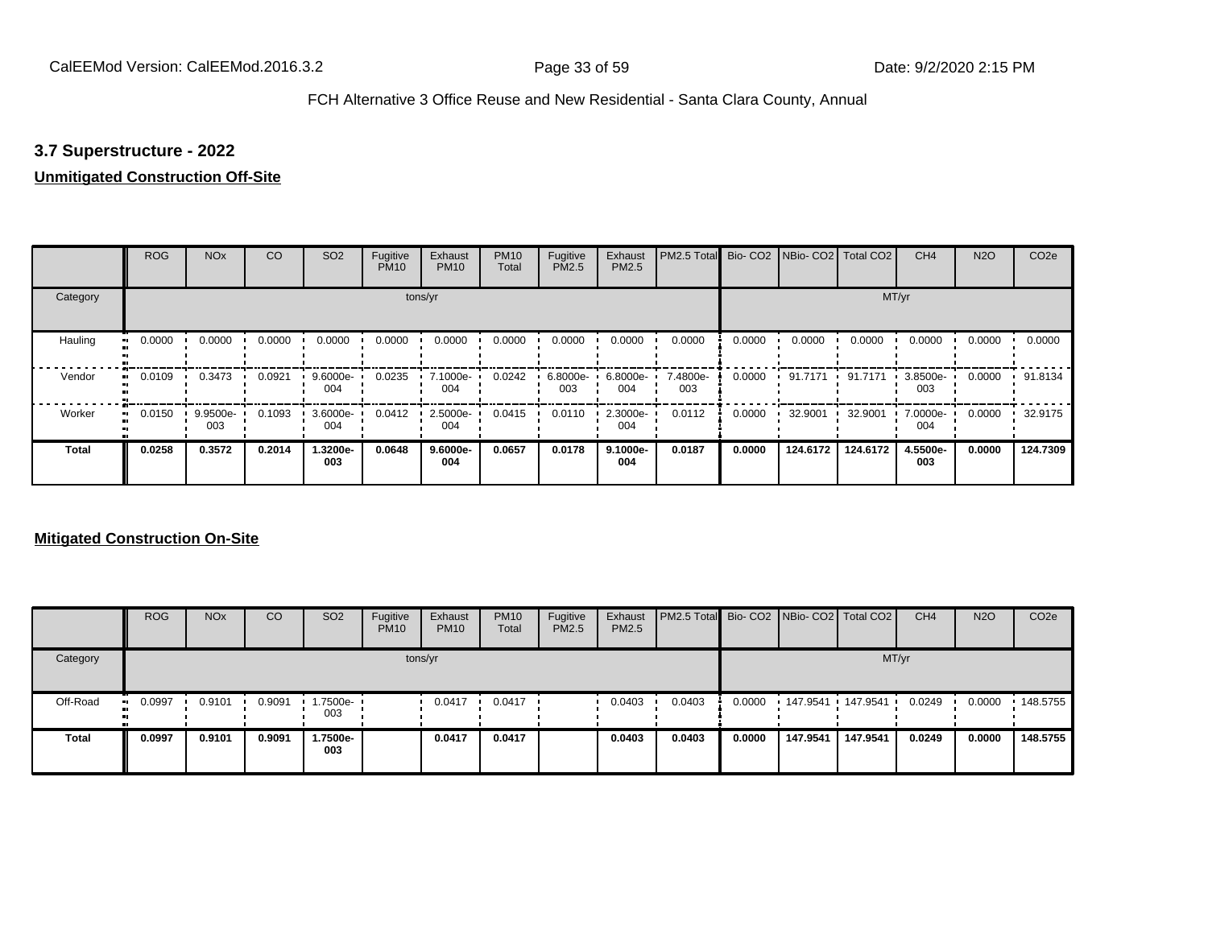## 3.7 Superstructure - 2022

**Unmitigated Construction Off-Site**

| | ROG | NOx | CO | SO2 | Fugitive PM10 | Exhaust PM10 | PM10 Total | Fugitive PM2.5 | Exhaust PM2.5 | PM2.5 Total | Bio- CO2 | NBio- CO2 | Total CO2 | CH4 | N2O | CO2e |
|---|---|---|---|---|---|---|---|---|---|---|---|---|---|---|---|---|
| Category | tons/yr | | | | | | | | | | MT/yr | | | | | |
| Hauling | 0.0000 | 0.0000 | 0.0000 | 0.0000 | 0.0000 | 0.0000 | 0.0000 | 0.0000 | 0.0000 | 0.0000 | 0.0000 | 0.0000 | 0.0000 | 0.0000 | 0.0000 | 0.0000 |
| Vendor | 0.0109 | 0.3473 | 0.0921 | 9.6000e-004 | 0.0235 | 7.1000e-004 | 0.0242 | 6.8000e-003 | 6.8000e-004 | 7.4800e-003 | 0.0000 | 91.7171 | 91.7171 | 3.8500e-003 | 0.0000 | 91.8134 |
| Worker | 0.0150 | 9.9500e-003 | 0.1093 | 3.6000e-004 | 0.0412 | 2.5000e-004 | 0.0415 | 0.0110 | 2.3000e-004 | 0.0112 | 0.0000 | 32.9001 | 32.9001 | 7.0000e-004 | 0.0000 | 32.9175 |
| **Total** | **0.0258** | **0.3572** | **0.2014** | **1.3200e-003** | **0.0648** | **9.6000e-004** | **0.0657** | **0.0178** | **9.1000e-004** | **0.0187** | **0.0000** | **124.6172** | **124.6172** | **4.5500e-003** | **0.0000** | **124.7309** |

**Mitigated Construction On-Site**

| | ROG | NOx | CO | SO2 | Fugitive PM10 | Exhaust PM10 | PM10 Total | Fugitive PM2.5 | Exhaust PM2.5 | PM2.5 Total | Bio- CO2 | NBio- CO2 | Total CO2 | CH4 | N2O | CO2e |
|---|---|---|---|---|---|---|---|---|---|---|---|---|---|---|---|---|
| Category | tons/yr | | | | | | | | | | MT/yr | | | | | |
| Off-Road | 0.0997 | 0.9101 | 0.9091 | 1.7500e-003 | | 0.0417 | 0.0417 | | 0.0403 | 0.0403 | 0.0000 | 147.9541 | 147.9541 | 0.0249 | 0.0000 | 148.5755 |
| **Total** | **0.0997** | **0.9101** | **0.9091** | **1.7500e-003** | | **0.0417** | **0.0417** | | **0.0403** | **0.0403** | **0.0000** | **147.9541** | **147.9541** | **0.0249** | **0.0000** | **148.5755** |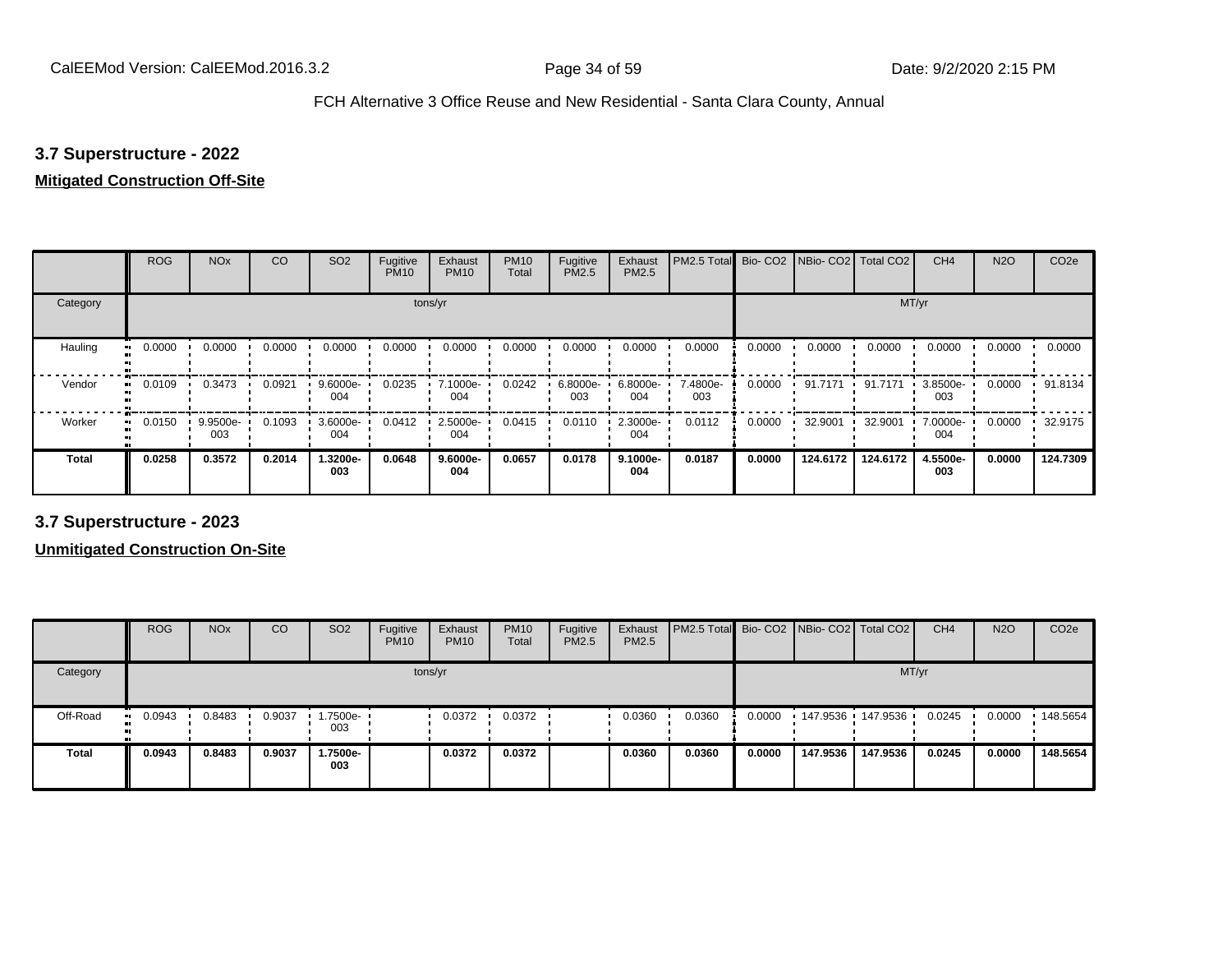### 3.7 Superstructure - 2022

**Mitigated Construction Off-Site**

| | ROG | NOx | CO | SO2 | Fugitive PM10 | Exhaust PM10 | PM10 Total | Fugitive PM2.5 | Exhaust PM2.5 | PM2.5 Total | Bio- CO2 | NBio- CO2 | Total CO2 | CH4 | N2O | CO2e |
|---|---|---|---|---|---|---|---|---|---|---|---|---|---|---|---|---|
| Category | tons/yr | | | | | | | | | | MT/yr | | | | | |
| Hauling | 0.0000 | 0.0000 | 0.0000 | 0.0000 | 0.0000 | 0.0000 | 0.0000 | 0.0000 | 0.0000 | 0.0000 | 0.0000 | 0.0000 | 0.0000 | 0.0000 | 0.0000 | 0.0000 |
| Vendor | 0.0109 | 0.3473 | 0.0921 | 9.6000e-004 | 0.0235 | 7.1000e-004 | 0.0242 | 6.8000e-003 | 6.8000e-004 | 7.4800e-003 | 0.0000 | 91.7171 | 91.7171 | 3.8500e-003 | 0.0000 | 91.8134 |
| Worker | 0.0150 | 9.9500e-003 | 0.1093 | 3.6000e-004 | 0.0412 | 2.5000e-004 | 0.0415 | 0.0110 | 2.3000e-004 | 0.0112 | 0.0000 | 32.9001 | 32.9001 | 7.0000e-004 | 0.0000 | 32.9175 |
| **Total** | **0.0258** | **0.3572** | **0.2014** | **1.3200e-003** | **0.0648** | **9.6000e-004** | **0.0657** | **0.0178** | **9.1000e-004** | **0.0187** | **0.0000** | **124.6172** | **124.6172** | **4.5500e-003** | **0.0000** | **124.7309** |

### 3.7 Superstructure - 2023

**Unmitigated Construction On-Site**

| | ROG | NOx | CO | SO2 | Fugitive PM10 | Exhaust PM10 | PM10 Total | Fugitive PM2.5 | Exhaust PM2.5 | PM2.5 Total | Bio- CO2 | NBio- CO2 | Total CO2 | CH4 | N2O | CO2e |
|---|---|---|---|---|---|---|---|---|---|---|---|---|---|---|---|---|
| Category | tons/yr | | | | | | | | | | MT/yr | | | | | |
| Off-Road | 0.0943 | 0.8483 | 0.9037 | 1.7500e-003 | | 0.0372 | 0.0372 | | 0.0360 | 0.0360 | 0.0000 | 147.9536 | 147.9536 | 0.0245 | 0.0000 | 148.5654 |
| **Total** | **0.0943** | **0.8483** | **0.9037** | **1.7500e-003** | | **0.0372** | **0.0372** | | **0.0360** | **0.0360** | **0.0000** | **147.9536** | **147.9536** | **0.0245** | **0.0000** | **148.5654** |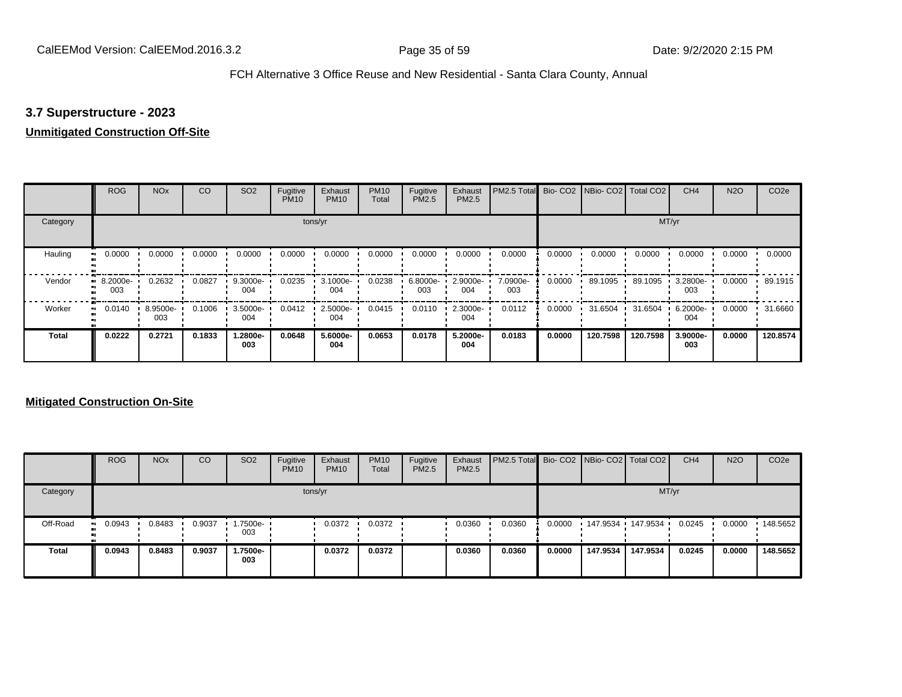### 3.7 Superstructure - 2023

**Unmitigated Construction Off-Site**

| | ROG | NOx | CO | SO2 | Fugitive PM10 | Exhaust PM10 | PM10 Total | Fugitive PM2.5 | Exhaust PM2.5 | PM2.5 Total | Bio- CO2 | NBio- CO2 | Total CO2 | CH4 | N2O | CO2e |
|---|---|---|---|---|---|---|---|---|---|---|---|---|---|---|---|---|
| Category | | | | | | tons/yr | | | | | | | | MT/yr | | |
| Hauling | 0.0000 | 0.0000 | 0.0000 | 0.0000 | 0.0000 | 0.0000 | 0.0000 | 0.0000 | 0.0000 | 0.0000 | 0.0000 | 0.0000 | 0.0000 | 0.0000 | 0.0000 | 0.0000 |
| Vendor | 8.2000e-003 | 0.2632 | 0.0827 | 9.3000e-004 | 0.0235 | 3.1000e-004 | 0.0238 | 6.8000e-003 | 2.9000e-004 | 7.0900e-003 | 0.0000 | 89.1095 | 89.1095 | 3.2800e-003 | 0.0000 | 89.1915 |
| Worker | 0.0140 | 8.9500e-003 | 0.1006 | 3.5000e-004 | 0.0412 | 2.5000e-004 | 0.0415 | 0.0110 | 2.3000e-004 | 0.0112 | 0.0000 | 31.6504 | 31.6504 | 6.2000e-004 | 0.0000 | 31.6660 |
| **Total** | **0.0222** | **0.2721** | **0.1833** | **1.2800e-003** | **0.0648** | **5.6000e-004** | **0.0653** | **0.0178** | **5.2000e-004** | **0.0183** | **0.0000** | **120.7598** | **120.7598** | **3.9000e-003** | **0.0000** | **120.8574** |

**Mitigated Construction On-Site**

| | ROG | NOx | CO | SO2 | Fugitive PM10 | Exhaust PM10 | PM10 Total | Fugitive PM2.5 | Exhaust PM2.5 | PM2.5 Total | Bio- CO2 | NBio- CO2 | Total CO2 | CH4 | N2O | CO2e |
|---|---|---|---|---|---|---|---|---|---|---|---|---|---|---|---|---|
| Category | | | | | | tons/yr | | | | | | | | MT/yr | | |
| Off-Road | 0.0943 | 0.8483 | 0.9037 | 1.7500e-003 | | 0.0372 | 0.0372 | | 0.0360 | 0.0360 | 0.0000 | 147.9534 | 147.9534 | 0.0245 | 0.0000 | 148.5652 |
| **Total** | **0.0943** | **0.8483** | **0.9037** | **1.7500e-003** | | **0.0372** | **0.0372** | | **0.0360** | **0.0360** | **0.0000** | **147.9534** | **147.9534** | **0.0245** | **0.0000** | **148.5652** |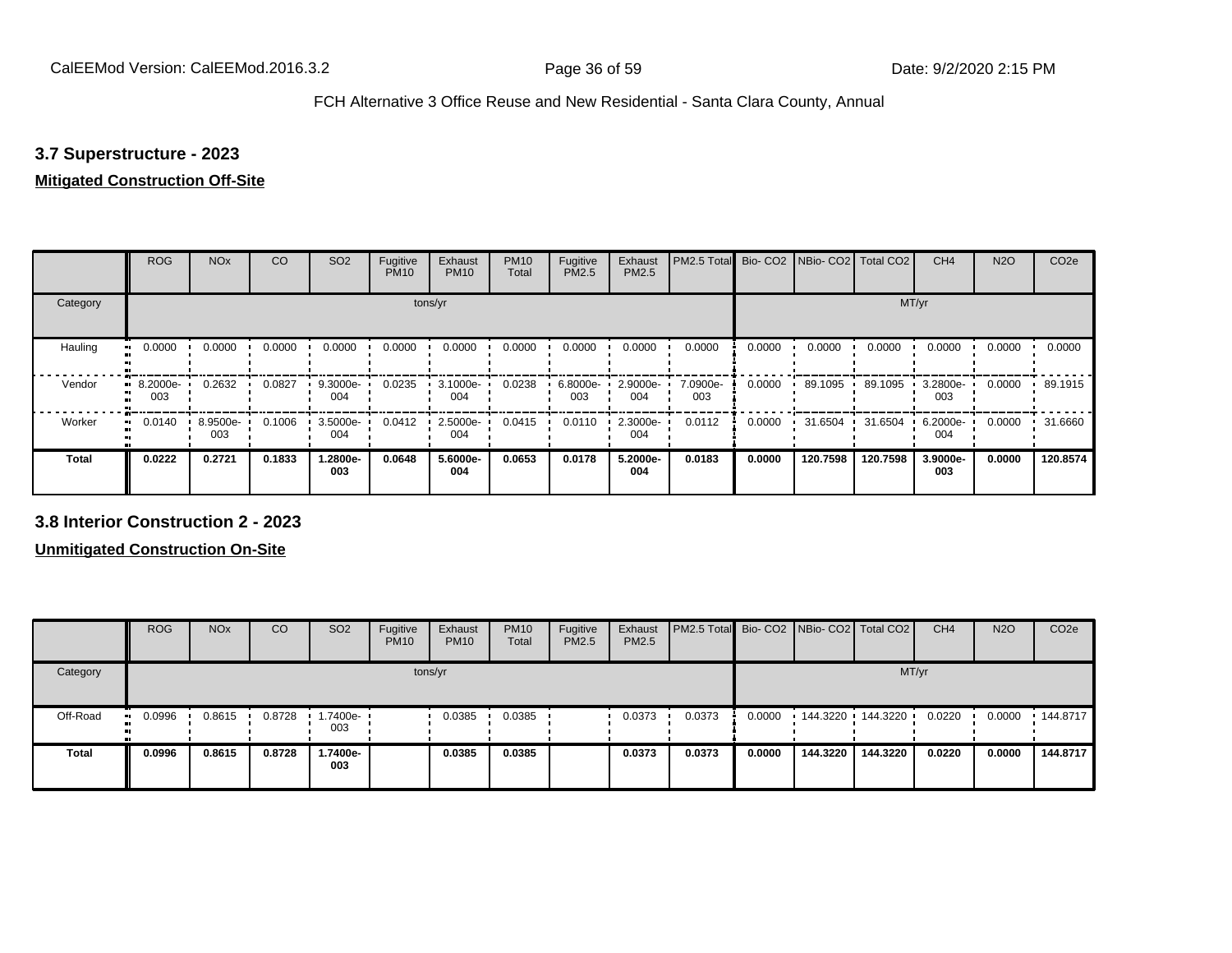### 3.7 Superstructure - 2023

**Mitigated Construction Off-Site**

| | ROG | NOx | CO | SO2 | Fugitive PM10 | Exhaust PM10 | PM10 Total | Fugitive PM2.5 | Exhaust PM2.5 | PM2.5 Total | Bio- CO2 | NBio- CO2 | Total CO2 | CH4 | N2O | CO2e |
|---|---|---|---|---|---|---|---|---|---|---|---|---|---|---|---|---|
| Category | tons/yr | | | | | | | | | | MT/yr | | | | | |
| Hauling | 0.0000 | 0.0000 | 0.0000 | 0.0000 | 0.0000 | 0.0000 | 0.0000 | 0.0000 | 0.0000 | 0.0000 | 0.0000 | 0.0000 | 0.0000 | 0.0000 | 0.0000 | 0.0000 |
| Vendor | 8.2000e-003 | 0.2632 | 0.0827 | 9.3000e-004 | 0.0235 | 3.1000e-004 | 0.0238 | 6.8000e-003 | 2.9000e-004 | 7.0900e-003 | 0.0000 | 89.1095 | 89.1095 | 3.2800e-003 | 0.0000 | 89.1915 |
| Worker | 0.0140 | 8.9500e-003 | 0.1006 | 3.5000e-004 | 0.0412 | 2.5000e-004 | 0.0415 | 0.0110 | 2.3000e-004 | 0.0112 | 0.0000 | 31.6504 | 31.6504 | 6.2000e-004 | 0.0000 | 31.6660 |
| **Total** | **0.0222** | **0.2721** | **0.1833** | **1.2800e-003** | **0.0648** | **5.6000e-004** | **0.0653** | **0.0178** | **5.2000e-004** | **0.0183** | **0.0000** | **120.7598** | **120.7598** | **3.9000e-003** | **0.0000** | **120.8574** |

### 3.8 Interior Construction 2 - 2023

**Unmitigated Construction On-Site**

| | ROG | NOx | CO | SO2 | Fugitive PM10 | Exhaust PM10 | PM10 Total | Fugitive PM2.5 | Exhaust PM2.5 | PM2.5 Total | Bio- CO2 | NBio- CO2 | Total CO2 | CH4 | N2O | CO2e |
|---|---|---|---|---|---|---|---|---|---|---|---|---|---|---|---|---|
| Category | tons/yr | | | | | | | | | | MT/yr | | | | | |
| Off-Road | 0.0996 | 0.8615 | 0.8728 | 1.7400e-003 | | 0.0385 | 0.0385 | | 0.0373 | 0.0373 | 0.0000 | 144.3220 | 144.3220 | 0.0220 | 0.0000 | 144.8717 |
| **Total** | **0.0996** | **0.8615** | **0.8728** | **1.7400e-003** | | **0.0385** | **0.0385** | | **0.0373** | **0.0373** | **0.0000** | **144.3220** | **144.3220** | **0.0220** | **0.0000** | **144.8717** |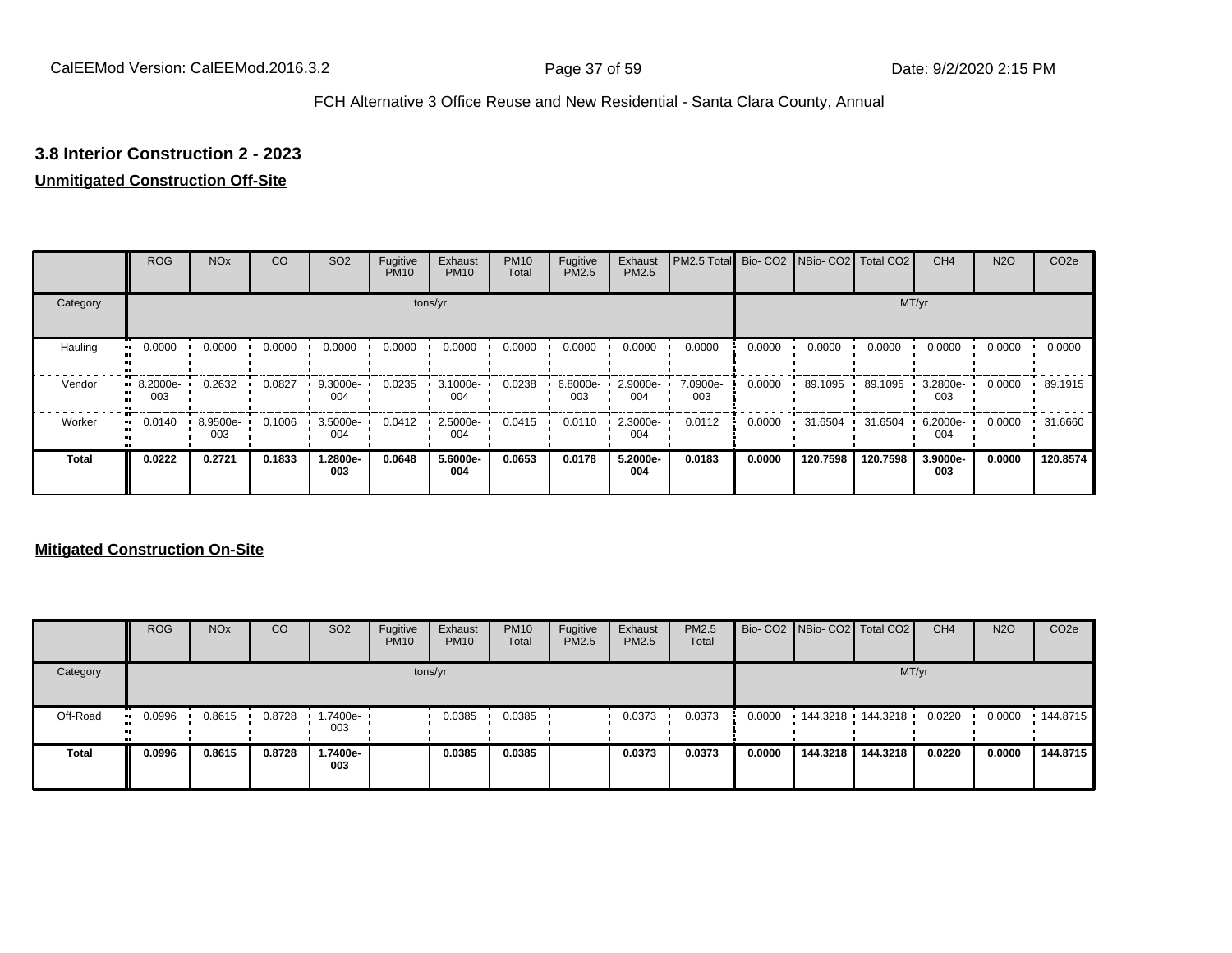## 3.8 Interior Construction 2 - 2023

**Unmitigated Construction Off-Site**

| | ROG | NOx | CO | SO2 | Fugitive PM10 | Exhaust PM10 | PM10 Total | Fugitive PM2.5 | Exhaust PM2.5 | PM2.5 Total | Bio- CO2 | NBio- CO2 | Total CO2 | CH4 | N2O | CO2e |
|---|---|---|---|---|---|---|---|---|---|---|---|---|---|---|---|---|
| Category | tons/yr | | | | | | | | | | MT/yr | | | | | |
| Hauling | 0.0000 | 0.0000 | 0.0000 | 0.0000 | 0.0000 | 0.0000 | 0.0000 | 0.0000 | 0.0000 | 0.0000 | 0.0000 | 0.0000 | 0.0000 | 0.0000 | 0.0000 | 0.0000 |
| Vendor | 8.2000e-003 | 0.2632 | 0.0827 | 9.3000e-004 | 0.0235 | 3.1000e-004 | 0.0238 | 6.8000e-003 | 2.9000e-004 | 7.0900e-003 | 0.0000 | 89.1095 | 89.1095 | 3.2800e-003 | 0.0000 | 89.1915 |
| Worker | 0.0140 | 8.9500e-003 | 0.1006 | 3.5000e-004 | 0.0412 | 2.5000e-004 | 0.0415 | 0.0110 | 2.3000e-004 | 0.0112 | 0.0000 | 31.6504 | 31.6504 | 6.2000e-004 | 0.0000 | 31.6660 |
| **Total** | **0.0222** | **0.2721** | **0.1833** | **1.2800e-003** | **0.0648** | **5.6000e-004** | **0.0653** | **0.0178** | **5.2000e-004** | **0.0183** | **0.0000** | **120.7598** | **120.7598** | **3.9000e-003** | **0.0000** | **120.8574** |

**Mitigated Construction On-Site**

| | ROG | NOx | CO | SO2 | Fugitive PM10 | Exhaust PM10 | PM10 Total | Fugitive PM2.5 | Exhaust PM2.5 | PM2.5 Total | Bio- CO2 | NBio- CO2 | Total CO2 | CH4 | N2O | CO2e |
|---|---|---|---|---|---|---|---|---|---|---|---|---|---|---|---|---|
| Category | tons/yr | | | | | | | | | | MT/yr | | | | | |
| Off-Road | 0.0996 | 0.8615 | 0.8728 | 1.7400e-003 | | 0.0385 | 0.0385 | | 0.0373 | 0.0373 | 0.0000 | 144.3218 | 144.3218 | 0.0220 | 0.0000 | 144.8715 |
| **Total** | **0.0996** | **0.8615** | **0.8728** | **1.7400e-003** | | **0.0385** | **0.0385** | | **0.0373** | **0.0373** | **0.0000** | **144.3218** | **144.3218** | **0.0220** | **0.0000** | **144.8715** |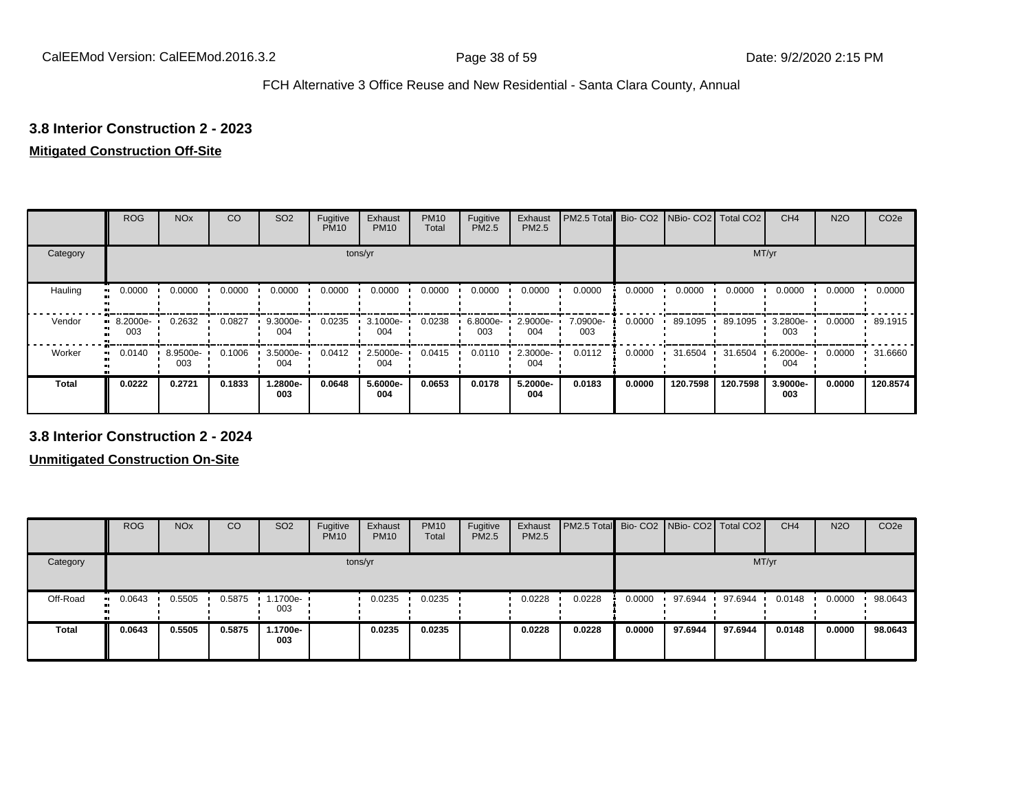### 3.8 Interior Construction 2 - 2023

**Mitigated Construction Off-Site**

| | ROG | NOx | CO | SO2 | Fugitive PM10 | Exhaust PM10 | PM10 Total | Fugitive PM2.5 | Exhaust PM2.5 | PM2.5 Total | Bio- CO2 | NBio- CO2 | Total CO2 | CH4 | N2O | CO2e |
|---|---|---|---|---|---|---|---|---|---|---|---|---|---|---|---|---|
| Category | tons/yr | | | | | | | | | | MT/yr | | | | | |
| Hauling | 0.0000 | 0.0000 | 0.0000 | 0.0000 | 0.0000 | 0.0000 | 0.0000 | 0.0000 | 0.0000 | 0.0000 | 0.0000 | 0.0000 | 0.0000 | 0.0000 | 0.0000 | 0.0000 |
| Vendor | 8.2000e-003 | 0.2632 | 0.0827 | 9.3000e-004 | 0.0235 | 3.1000e-004 | 0.0238 | 6.8000e-003 | 2.9000e-004 | 7.0900e-003 | 0.0000 | 89.1095 | 89.1095 | 3.2800e-003 | 0.0000 | 89.1915 |
| Worker | 0.0140 | 8.9500e-003 | 0.1006 | 3.5000e-004 | 0.0412 | 2.5000e-004 | 0.0415 | 0.0110 | 2.3000e-004 | 0.0112 | 0.0000 | 31.6504 | 31.6504 | 6.2000e-004 | 0.0000 | 31.6660 |
| **Total** | **0.0222** | **0.2721** | **0.1833** | **1.2800e-003** | **0.0648** | **5.6000e-004** | **0.0653** | **0.0178** | **5.2000e-004** | **0.0183** | **0.0000** | **120.7598** | **120.7598** | **3.9000e-003** | **0.0000** | **120.8574** |

### 3.8 Interior Construction 2 - 2024

**Unmitigated Construction On-Site**

| | ROG | NOx | CO | SO2 | Fugitive PM10 | Exhaust PM10 | PM10 Total | Fugitive PM2.5 | Exhaust PM2.5 | PM2.5 Total | Bio- CO2 | NBio- CO2 | Total CO2 | CH4 | N2O | CO2e |
|---|---|---|---|---|---|---|---|---|---|---|---|---|---|---|---|---|
| Category | tons/yr | | | | | | | | | | MT/yr | | | | | |
| Off-Road | 0.0643 | 0.5505 | 0.5875 | 1.1700e-003 | | 0.0235 | 0.0235 | | 0.0228 | 0.0228 | 0.0000 | 97.6944 | 97.6944 | 0.0148 | 0.0000 | 98.0643 |
| **Total** | **0.0643** | **0.5505** | **0.5875** | **1.1700e-003** | | **0.0235** | **0.0235** | | **0.0228** | **0.0228** | **0.0000** | **97.6944** | **97.6944** | **0.0148** | **0.0000** | **98.0643** |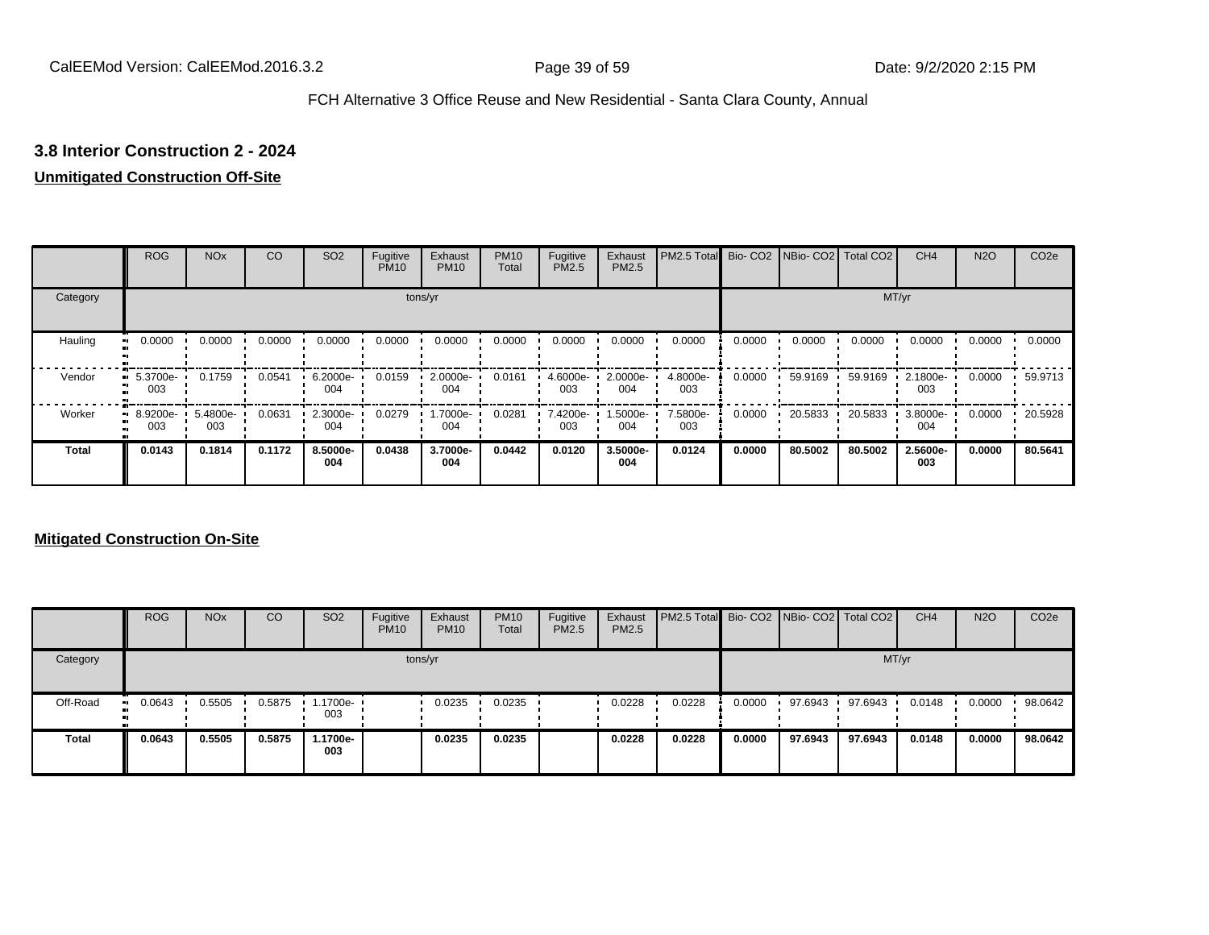### 3.8 Interior Construction 2 - 2024

**Unmitigated Construction Off-Site**

| | ROG | NOx | CO | SO2 | Fugitive PM10 | Exhaust PM10 | PM10 Total | Fugitive PM2.5 | Exhaust PM2.5 | PM2.5 Total | Bio- CO2 | NBio- CO2 | Total CO2 | CH4 | N2O | CO2e |
|---|---|---|---|---|---|---|---|---|---|---|---|---|---|---|---|---|
| Category | tons/yr | | | | | | | | | | MT/yr | | | | | |
| Hauling | 0.0000 | 0.0000 | 0.0000 | 0.0000 | 0.0000 | 0.0000 | 0.0000 | 0.0000 | 0.0000 | 0.0000 | 0.0000 | 0.0000 | 0.0000 | 0.0000 | 0.0000 | 0.0000 |
| Vendor | 5.3700e-003 | 0.1759 | 0.0541 | 6.2000e-004 | 0.0159 | 2.0000e-004 | 0.0161 | 4.6000e-003 | 2.0000e-004 | 4.8000e-003 | 0.0000 | 59.9169 | 59.9169 | 2.1800e-003 | 0.0000 | 59.9713 |
| Worker | 8.9200e-003 | 5.4800e-003 | 0.0631 | 2.3000e-004 | 0.0279 | 1.7000e-004 | 0.0281 | 7.4200e-003 | 1.5000e-004 | 7.5800e-003 | 0.0000 | 20.5833 | 20.5833 | 3.8000e-004 | 0.0000 | 20.5928 |
| **Total** | **0.0143** | **0.1814** | **0.1172** | **8.5000e-004** | **0.0438** | **3.7000e-004** | **0.0442** | **0.0120** | **3.5000e-004** | **0.0124** | **0.0000** | **80.5002** | **80.5002** | **2.5600e-003** | **0.0000** | **80.5641** |

**Mitigated Construction On-Site**

| | ROG | NOx | CO | SO2 | Fugitive PM10 | Exhaust PM10 | PM10 Total | Fugitive PM2.5 | Exhaust PM2.5 | PM2.5 Total | Bio- CO2 | NBio- CO2 | Total CO2 | CH4 | N2O | CO2e |
|---|---|---|---|---|---|---|---|---|---|---|---|---|---|---|---|---|
| Category | tons/yr | | | | | | | | | | MT/yr | | | | | |
| Off-Road | 0.0643 | 0.5505 | 0.5875 | 1.1700e-003 | | 0.0235 | 0.0235 | | 0.0228 | 0.0228 | 0.0000 | 97.6943 | 97.6943 | 0.0148 | 0.0000 | 98.0642 |
| **Total** | **0.0643** | **0.5505** | **0.5875** | **1.1700e-003** | | **0.0235** | **0.0235** | | **0.0228** | **0.0228** | **0.0000** | **97.6943** | **97.6943** | **0.0148** | **0.0000** | **98.0642** |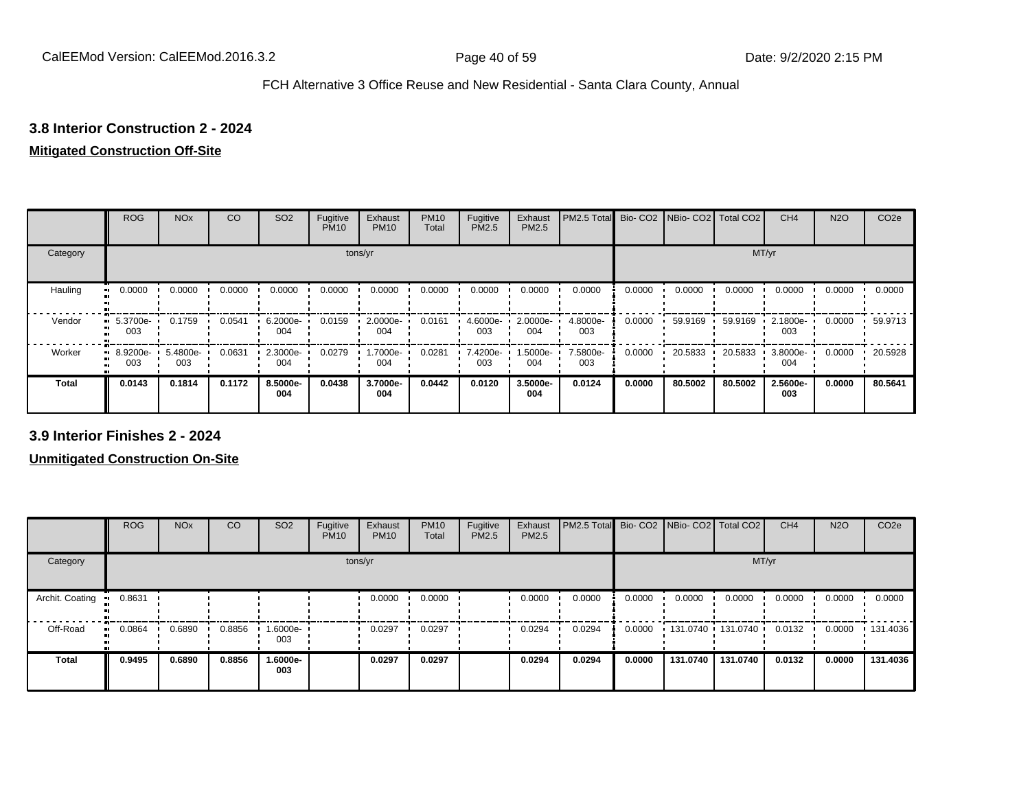## 3.8 Interior Construction 2 - 2024

**Mitigated Construction Off-Site**

| | ROG | NOx | CO | SO2 | Fugitive PM10 | Exhaust PM10 | PM10 Total | Fugitive PM2.5 | Exhaust PM2.5 | PM2.5 Total | Bio- CO2 | NBio- CO2 | Total CO2 | CH4 | N2O | CO2e |
|---|---|---|---|---|---|---|---|---|---|---|---|---|---|---|---|---|
| Category | tons/yr | | | | | | | | | | MT/yr | | | | | |
| Hauling | 0.0000 | 0.0000 | 0.0000 | 0.0000 | 0.0000 | 0.0000 | 0.0000 | 0.0000 | 0.0000 | 0.0000 | 0.0000 | 0.0000 | 0.0000 | 0.0000 | 0.0000 | 0.0000 |
| Vendor | 5.3700e-003 | 0.1759 | 0.0541 | 6.2000e-004 | 0.0159 | 2.0000e-004 | 0.0161 | 4.6000e-003 | 2.0000e-004 | 4.8000e-003 | 0.0000 | 59.9169 | 59.9169 | 2.1800e-003 | 0.0000 | 59.9713 |
| Worker | 8.9200e-003 | 5.4800e-003 | 0.0631 | 2.3000e-004 | 0.0279 | 1.7000e-004 | 0.0281 | 7.4200e-003 | 1.5000e-004 | 7.5800e-003 | 0.0000 | 20.5833 | 20.5833 | 3.8000e-004 | 0.0000 | 20.5928 |
| **Total** | **0.0143** | **0.1814** | **0.1172** | **8.5000e-004** | **0.0438** | **3.7000e-004** | **0.0442** | **0.0120** | **3.5000e-004** | **0.0124** | **0.0000** | **80.5002** | **80.5002** | **2.5600e-003** | **0.0000** | **80.5641** |

## 3.9 Interior Finishes 2 - 2024

**Unmitigated Construction On-Site**

| | ROG | NOx | CO | SO2 | Fugitive PM10 | Exhaust PM10 | PM10 Total | Fugitive PM2.5 | Exhaust PM2.5 | PM2.5 Total | Bio- CO2 | NBio- CO2 | Total CO2 | CH4 | N2O | CO2e |
|---|---|---|---|---|---|---|---|---|---|---|---|---|---|---|---|---|
| Category | tons/yr | | | | | | | | | | MT/yr | | | | | |
| Archit. Coating | 0.8631 | | | | | 0.0000 | 0.0000 | | 0.0000 | 0.0000 | 0.0000 | 0.0000 | 0.0000 | 0.0000 | 0.0000 | 0.0000 |
| Off-Road | 0.0864 | 0.6890 | 0.8856 | 1.6000e-003 | | 0.0297 | 0.0297 | | 0.0294 | 0.0294 | 0.0000 | 131.0740 | 131.0740 | 0.0132 | 0.0000 | 131.4036 |
| **Total** | **0.9495** | **0.6890** | **0.8856** | **1.6000e-003** | | **0.0297** | **0.0297** | | **0.0294** | **0.0294** | **0.0000** | **131.0740** | **131.0740** | **0.0132** | **0.0000** | **131.4036** |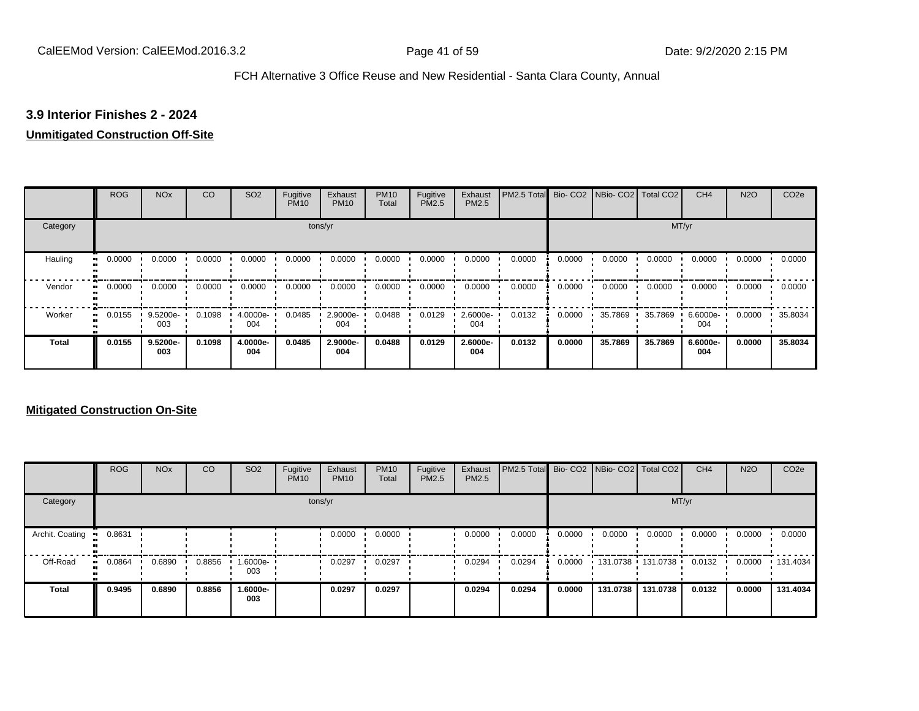### 3.9 Interior Finishes 2 - 2024

**Unmitigated Construction Off-Site**

| | ROG | NOx | CO | SO2 | Fugitive PM10 | Exhaust PM10 | PM10 Total | Fugitive PM2.5 | Exhaust PM2.5 | PM2.5 Total | Bio- CO2 | NBio- CO2 | Total CO2 | CH4 | N2O | CO2e |
|---|---|---|---|---|---|---|---|---|---|---|---|---|---|---|---|---|
| Category | tons/yr | | | | | | | | | | MT/yr | | | | | |
| Hauling | 0.0000 | 0.0000 | 0.0000 | 0.0000 | 0.0000 | 0.0000 | 0.0000 | 0.0000 | 0.0000 | 0.0000 | 0.0000 | 0.0000 | 0.0000 | 0.0000 | 0.0000 | 0.0000 |
| Vendor | 0.0000 | 0.0000 | 0.0000 | 0.0000 | 0.0000 | 0.0000 | 0.0000 | 0.0000 | 0.0000 | 0.0000 | 0.0000 | 0.0000 | 0.0000 | 0.0000 | 0.0000 | 0.0000 |
| Worker | 0.0155 | 9.5200e-003 | 0.1098 | 4.0000e-004 | 0.0485 | 2.9000e-004 | 0.0488 | 0.0129 | 2.6000e-004 | 0.0132 | 0.0000 | 35.7869 | 35.7869 | 6.6000e-004 | 0.0000 | 35.8034 |
| **Total** | **0.0155** | **9.5200e-003** | **0.1098** | **4.0000e-004** | **0.0485** | **2.9000e-004** | **0.0488** | **0.0129** | **2.6000e-004** | **0.0132** | **0.0000** | **35.7869** | **35.7869** | **6.6000e-004** | **0.0000** | **35.8034** |

**Mitigated Construction On-Site**

| | ROG | NOx | CO | SO2 | Fugitive PM10 | Exhaust PM10 | PM10 Total | Fugitive PM2.5 | Exhaust PM2.5 | PM2.5 Total | Bio- CO2 | NBio- CO2 | Total CO2 | CH4 | N2O | CO2e |
|---|---|---|---|---|---|---|---|---|---|---|---|---|---|---|---|---|
| Category | tons/yr | | | | | | | | | | MT/yr | | | | | |
| Archit. Coating | 0.8631 | | | | | 0.0000 | 0.0000 | | 0.0000 | 0.0000 | 0.0000 | 0.0000 | 0.0000 | 0.0000 | 0.0000 | 0.0000 |
| Off-Road | 0.0864 | 0.6890 | 0.8856 | 1.6000e-003 | | 0.0297 | 0.0297 | | 0.0294 | 0.0294 | 0.0000 | 131.0738 | 131.0738 | 0.0132 | 0.0000 | 131.4034 |
| **Total** | **0.9495** | **0.6890** | **0.8856** | **1.6000e-003** | | **0.0297** | **0.0297** | | **0.0294** | **0.0294** | **0.0000** | **131.0738** | **131.0738** | **0.0132** | **0.0000** | **131.4034** |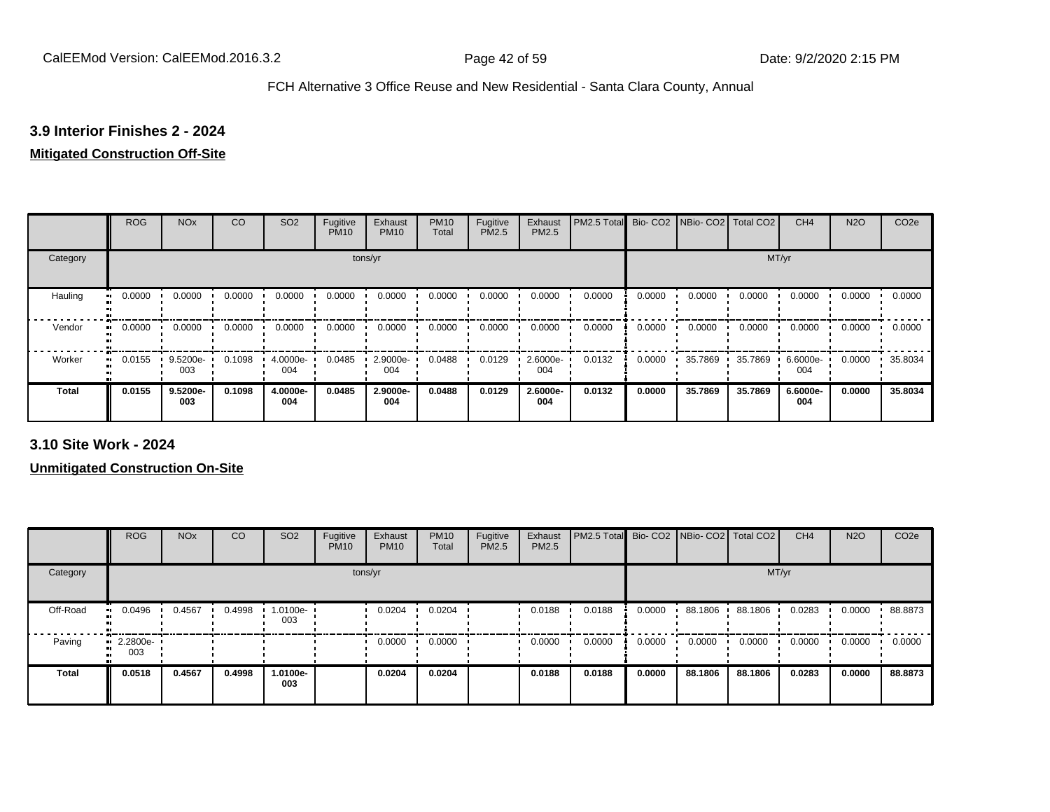## 3.9 Interior Finishes 2 - 2024

**Mitigated Construction Off-Site**

| | ROG | NOx | CO | SO2 | Fugitive PM10 | Exhaust PM10 | PM10 Total | Fugitive PM2.5 | Exhaust PM2.5 | PM2.5 Total | Bio- CO2 | NBio- CO2 | Total CO2 | CH4 | N2O | CO2e |
|---|---|---|---|---|---|---|---|---|---|---|---|---|---|---|---|---|
| Category | tons/yr | | | | | | | | | | MT/yr | | | | | |
| Hauling | 0.0000 | 0.0000 | 0.0000 | 0.0000 | 0.0000 | 0.0000 | 0.0000 | 0.0000 | 0.0000 | 0.0000 | 0.0000 | 0.0000 | 0.0000 | 0.0000 | 0.0000 | 0.0000 |
| Vendor | 0.0000 | 0.0000 | 0.0000 | 0.0000 | 0.0000 | 0.0000 | 0.0000 | 0.0000 | 0.0000 | 0.0000 | 0.0000 | 0.0000 | 0.0000 | 0.0000 | 0.0000 | 0.0000 |
| Worker | 0.0155 | 9.5200e-003 | 0.1098 | 4.0000e-004 | 0.0485 | 2.9000e-004 | 0.0488 | 0.0129 | 2.6000e-004 | 0.0132 | 0.0000 | 35.7869 | 35.7869 | 6.6000e-004 | 0.0000 | 35.8034 |
| **Total** | **0.0155** | **9.5200e-003** | **0.1098** | **4.0000e-004** | **0.0485** | **2.9000e-004** | **0.0488** | **0.0129** | **2.6000e-004** | **0.0132** | **0.0000** | **35.7869** | **35.7869** | **6.6000e-004** | **0.0000** | **35.8034** |

## 3.10 Site Work - 2024

**Unmitigated Construction On-Site**

| | ROG | NOx | CO | SO2 | Fugitive PM10 | Exhaust PM10 | PM10 Total | Fugitive PM2.5 | Exhaust PM2.5 | PM2.5 Total | Bio- CO2 | NBio- CO2 | Total CO2 | CH4 | N2O | CO2e |
|---|---|---|---|---|---|---|---|---|---|---|---|---|---|---|---|---|
| Category | tons/yr | | | | | | | | | | MT/yr | | | | | |
| Off-Road | 0.0496 | 0.4567 | 0.4998 | 1.0100e-003 | | 0.0204 | 0.0204 | | 0.0188 | 0.0188 | 0.0000 | 88.1806 | 88.1806 | 0.0283 | 0.0000 | 88.8873 |
| Paving | 2.2800e-003 | | | | | 0.0000 | 0.0000 | | 0.0000 | 0.0000 | 0.0000 | 0.0000 | 0.0000 | 0.0000 | 0.0000 | 0.0000 |
| **Total** | **0.0518** | **0.4567** | **0.4998** | **1.0100e-003** | | **0.0204** | **0.0204** | | **0.0188** | **0.0188** | **0.0000** | **88.1806** | **88.1806** | **0.0283** | **0.0000** | **88.8873** |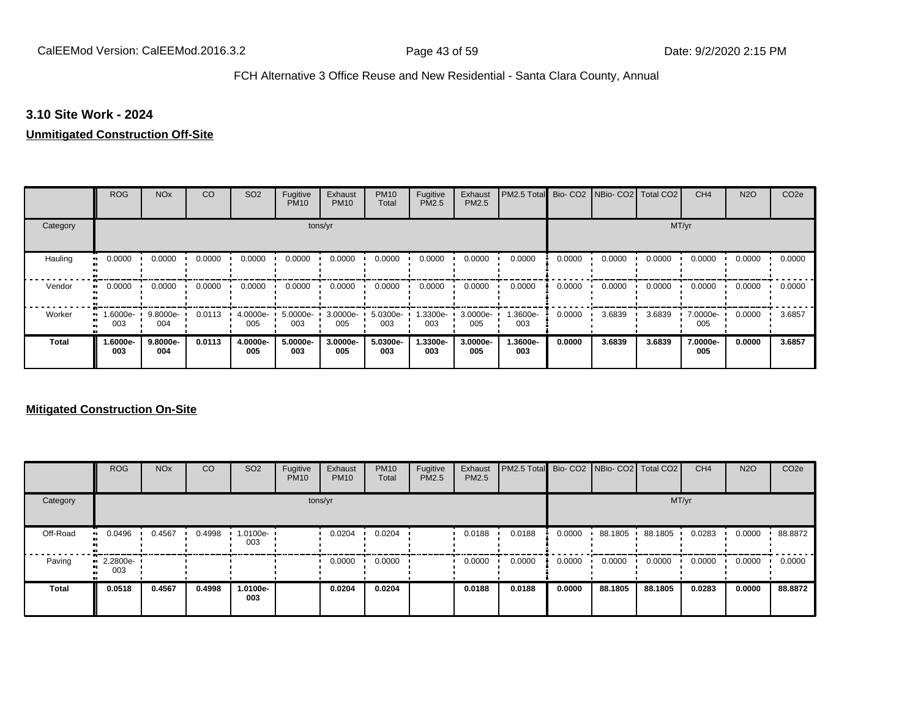### 3.10 Site Work - 2024

**Unmitigated Construction Off-Site**

| | ROG | NOx | CO | SO2 | Fugitive PM10 | Exhaust PM10 | PM10 Total | Fugitive PM2.5 | Exhaust PM2.5 | PM2.5 Total | Bio- CO2 | NBio- CO2 | Total CO2 | CH4 | N2O | CO2e |
|---|---|---|---|---|---|---|---|---|---|---|---|---|---|---|---|---|
| Category | tons/yr | | | | | | | | | | MT/yr | | | | | |
| Hauling | 0.0000 | 0.0000 | 0.0000 | 0.0000 | 0.0000 | 0.0000 | 0.0000 | 0.0000 | 0.0000 | 0.0000 | 0.0000 | 0.0000 | 0.0000 | 0.0000 | 0.0000 | 0.0000 |
| Vendor | 0.0000 | 0.0000 | 0.0000 | 0.0000 | 0.0000 | 0.0000 | 0.0000 | 0.0000 | 0.0000 | 0.0000 | 0.0000 | 0.0000 | 0.0000 | 0.0000 | 0.0000 | 0.0000 |
| Worker | 1.6000e-003 | 9.8000e-004 | 0.0113 | 4.0000e-005 | 5.0000e-003 | 3.0000e-005 | 5.0300e-003 | 1.3300e-003 | 3.0000e-005 | 1.3600e-003 | 0.0000 | 3.6839 | 3.6839 | 7.0000e-005 | 0.0000 | 3.6857 |
| **Total** | **1.6000e-003** | **9.8000e-004** | **0.0113** | **4.0000e-005** | **5.0000e-003** | **3.0000e-005** | **5.0300e-003** | **1.3300e-003** | **3.0000e-005** | **1.3600e-003** | **0.0000** | **3.6839** | **3.6839** | **7.0000e-005** | **0.0000** | **3.6857** |

**Mitigated Construction On-Site**

| | ROG | NOx | CO | SO2 | Fugitive PM10 | Exhaust PM10 | PM10 Total | Fugitive PM2.5 | Exhaust PM2.5 | PM2.5 Total | Bio- CO2 | NBio- CO2 | Total CO2 | CH4 | N2O | CO2e |
|---|---|---|---|---|---|---|---|---|---|---|---|---|---|---|---|---|
| Category | tons/yr | | | | | | | | | | MT/yr | | | | | |
| Off-Road | 0.0496 | 0.4567 | 0.4998 | 1.0100e-003 | | 0.0204 | 0.0204 | | 0.0188 | 0.0188 | 0.0000 | 88.1805 | 88.1805 | 0.0283 | 0.0000 | 88.8872 |
| Paving | 2.2800e-003 | | | | | 0.0000 | 0.0000 | | 0.0000 | 0.0000 | 0.0000 | 0.0000 | 0.0000 | 0.0000 | 0.0000 | 0.0000 |
| **Total** | **0.0518** | **0.4567** | **0.4998** | **1.0100e-003** | | **0.0204** | **0.0204** | | **0.0188** | **0.0188** | **0.0000** | **88.1805** | **88.1805** | **0.0283** | **0.0000** | **88.8872** |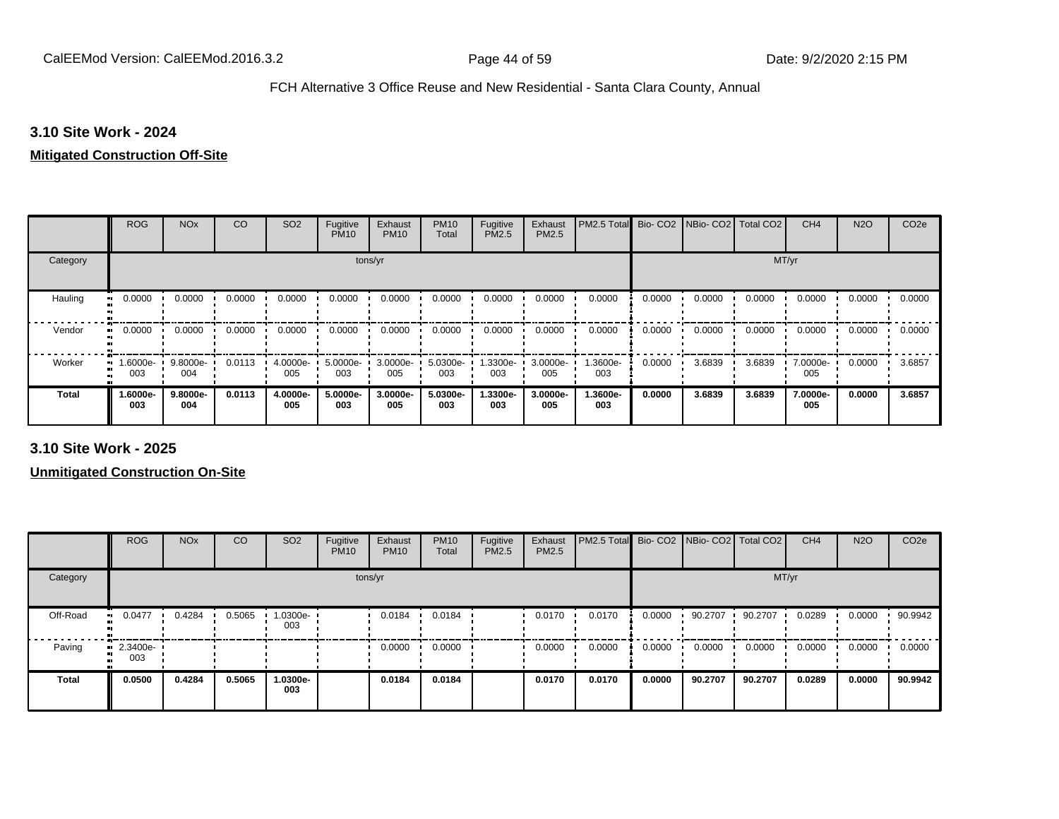### 3.10 Site Work - 2024

**Mitigated Construction Off-Site**

| | ROG | NOx | CO | SO2 | Fugitive PM10 | Exhaust PM10 | PM10 Total | Fugitive PM2.5 | Exhaust PM2.5 | PM2.5 Total | Bio- CO2 | NBio- CO2 | Total CO2 | CH4 | N2O | CO2e |
|---|---|---|---|---|---|---|---|---|---|---|---|---|---|---|---|---|
| Category | tons/yr | | | | | | | | | | MT/yr | | | | | |
| Hauling | 0.0000 | 0.0000 | 0.0000 | 0.0000 | 0.0000 | 0.0000 | 0.0000 | 0.0000 | 0.0000 | 0.0000 | 0.0000 | 0.0000 | 0.0000 | 0.0000 | 0.0000 | 0.0000 |
| Vendor | 0.0000 | 0.0000 | 0.0000 | 0.0000 | 0.0000 | 0.0000 | 0.0000 | 0.0000 | 0.0000 | 0.0000 | 0.0000 | 0.0000 | 0.0000 | 0.0000 | 0.0000 | 0.0000 |
| Worker | 1.6000e-003 | 9.8000e-004 | 0.0113 | 4.0000e-005 | 5.0000e-003 | 3.0000e-005 | 5.0300e-003 | 1.3300e-003 | 3.0000e-005 | 1.3600e-003 | 0.0000 | 3.6839 | 3.6839 | 7.0000e-005 | 0.0000 | 3.6857 |
| **Total** | **1.6000e-003** | **9.8000e-004** | **0.0113** | **4.0000e-005** | **5.0000e-003** | **3.0000e-005** | **5.0300e-003** | **1.3300e-003** | **3.0000e-005** | **1.3600e-003** | **0.0000** | **3.6839** | **3.6839** | **7.0000e-005** | **0.0000** | **3.6857** |

### 3.10 Site Work - 2025

**Unmitigated Construction On-Site**

| | ROG | NOx | CO | SO2 | Fugitive PM10 | Exhaust PM10 | PM10 Total | Fugitive PM2.5 | Exhaust PM2.5 | PM2.5 Total | Bio- CO2 | NBio- CO2 | Total CO2 | CH4 | N2O | CO2e |
|---|---|---|---|---|---|---|---|---|---|---|---|---|---|---|---|---|
| Category | tons/yr | | | | | | | | | | MT/yr | | | | | |
| Off-Road | 0.0477 | 0.4284 | 0.5065 | 1.0300e-003 | | 0.0184 | 0.0184 | | 0.0170 | 0.0170 | 0.0000 | 90.2707 | 90.2707 | 0.0289 | 0.0000 | 90.9942 |
| Paving | 2.3400e-003 | | | | | 0.0000 | 0.0000 | | 0.0000 | 0.0000 | 0.0000 | 0.0000 | 0.0000 | 0.0000 | 0.0000 | 0.0000 |
| **Total** | **0.0500** | **0.4284** | **0.5065** | **1.0300e-003** | | **0.0184** | **0.0184** | | **0.0170** | **0.0170** | **0.0000** | **90.2707** | **90.2707** | **0.0289** | **0.0000** | **90.9942** |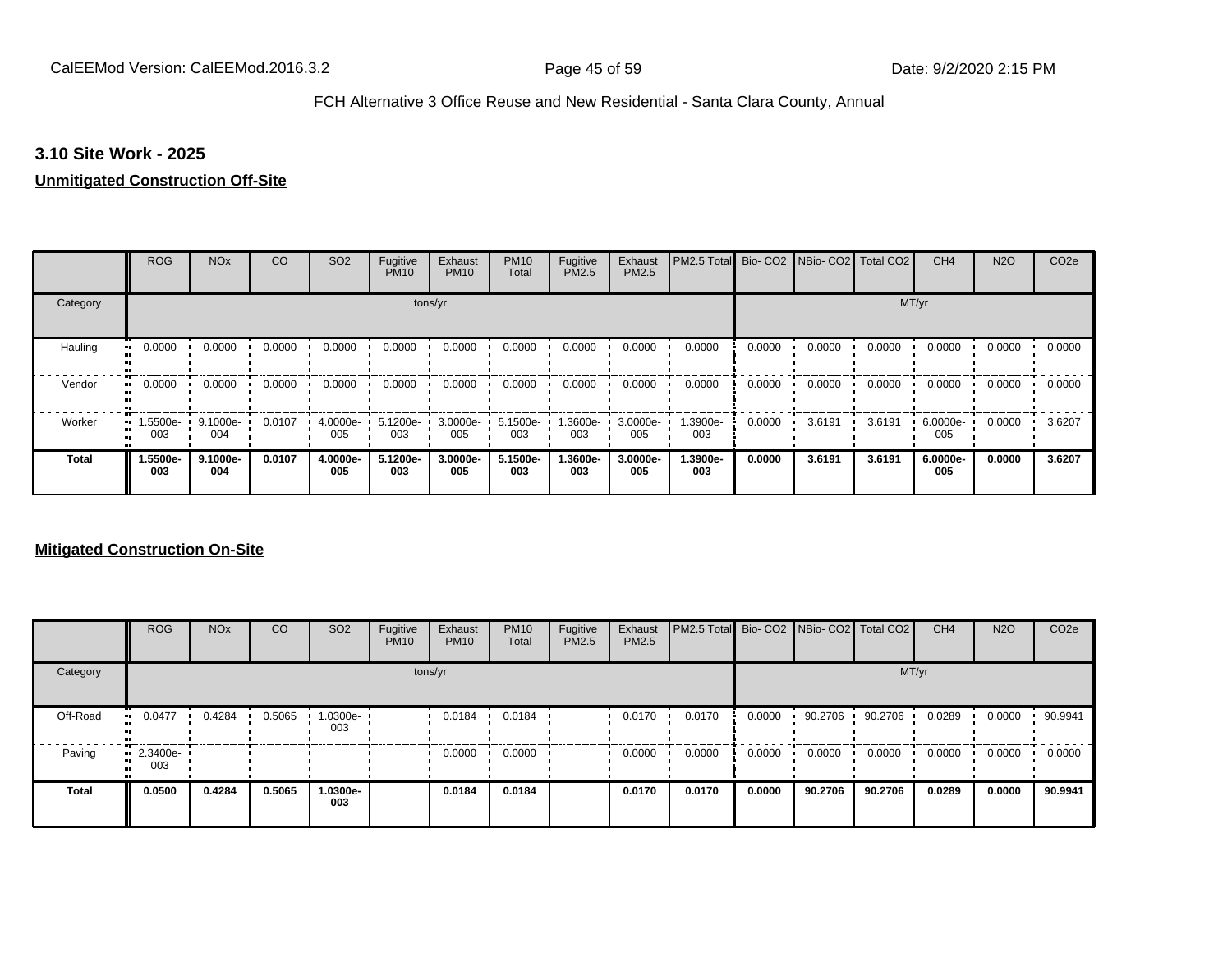## 3.10 Site Work - 2025

**Unmitigated Construction Off-Site**

| | ROG | NOx | CO | SO2 | Fugitive PM10 | Exhaust PM10 | PM10 Total | Fugitive PM2.5 | Exhaust PM2.5 | PM2.5 Total | Bio- CO2 | NBio- CO2 | Total CO2 | CH4 | N2O | CO2e |
|---|---|---|---|---|---|---|---|---|---|---|---|---|---|---|---|---|
| Category | tons/yr | | | | | | | | | | MT/yr | | | | | |
| Hauling | 0.0000 | 0.0000 | 0.0000 | 0.0000 | 0.0000 | 0.0000 | 0.0000 | 0.0000 | 0.0000 | 0.0000 | 0.0000 | 0.0000 | 0.0000 | 0.0000 | 0.0000 | 0.0000 |
| Vendor | 0.0000 | 0.0000 | 0.0000 | 0.0000 | 0.0000 | 0.0000 | 0.0000 | 0.0000 | 0.0000 | 0.0000 | 0.0000 | 0.0000 | 0.0000 | 0.0000 | 0.0000 | 0.0000 |
| Worker | 1.5500e-003 | 9.1000e-004 | 0.0107 | 4.0000e-005 | 5.1200e-003 | 3.0000e-005 | 5.1500e-003 | 1.3600e-003 | 3.0000e-005 | 1.3900e-003 | 0.0000 | 3.6191 | 3.6191 | 6.0000e-005 | 0.0000 | 3.6207 |
| **Total** | **1.5500e-003** | **9.1000e-004** | **0.0107** | **4.0000e-005** | **5.1200e-003** | **3.0000e-005** | **5.1500e-003** | **1.3600e-003** | **3.0000e-005** | **1.3900e-003** | **0.0000** | **3.6191** | **3.6191** | **6.0000e-005** | **0.0000** | **3.6207** |

**Mitigated Construction On-Site**

| | ROG | NOx | CO | SO2 | Fugitive PM10 | Exhaust PM10 | PM10 Total | Fugitive PM2.5 | Exhaust PM2.5 | PM2.5 Total | Bio- CO2 | NBio- CO2 | Total CO2 | CH4 | N2O | CO2e |
|---|---|---|---|---|---|---|---|---|---|---|---|---|---|---|---|---|
| Category | tons/yr | | | | | | | | | | MT/yr | | | | | |
| Off-Road | 0.0477 | 0.4284 | 0.5065 | 1.0300e-003 | | 0.0184 | 0.0184 | | 0.0170 | 0.0170 | 0.0000 | 90.2706 | 90.2706 | 0.0289 | 0.0000 | 90.9941 |
| Paving | 2.3400e-003 | | | | | 0.0000 | 0.0000 | | 0.0000 | 0.0000 | 0.0000 | 0.0000 | 0.0000 | 0.0000 | 0.0000 | 0.0000 |
| **Total** | **0.0500** | **0.4284** | **0.5065** | **1.0300e-003** | | **0.0184** | **0.0184** | | **0.0170** | **0.0170** | **0.0000** | **90.2706** | **90.2706** | **0.0289** | **0.0000** | **90.9941** |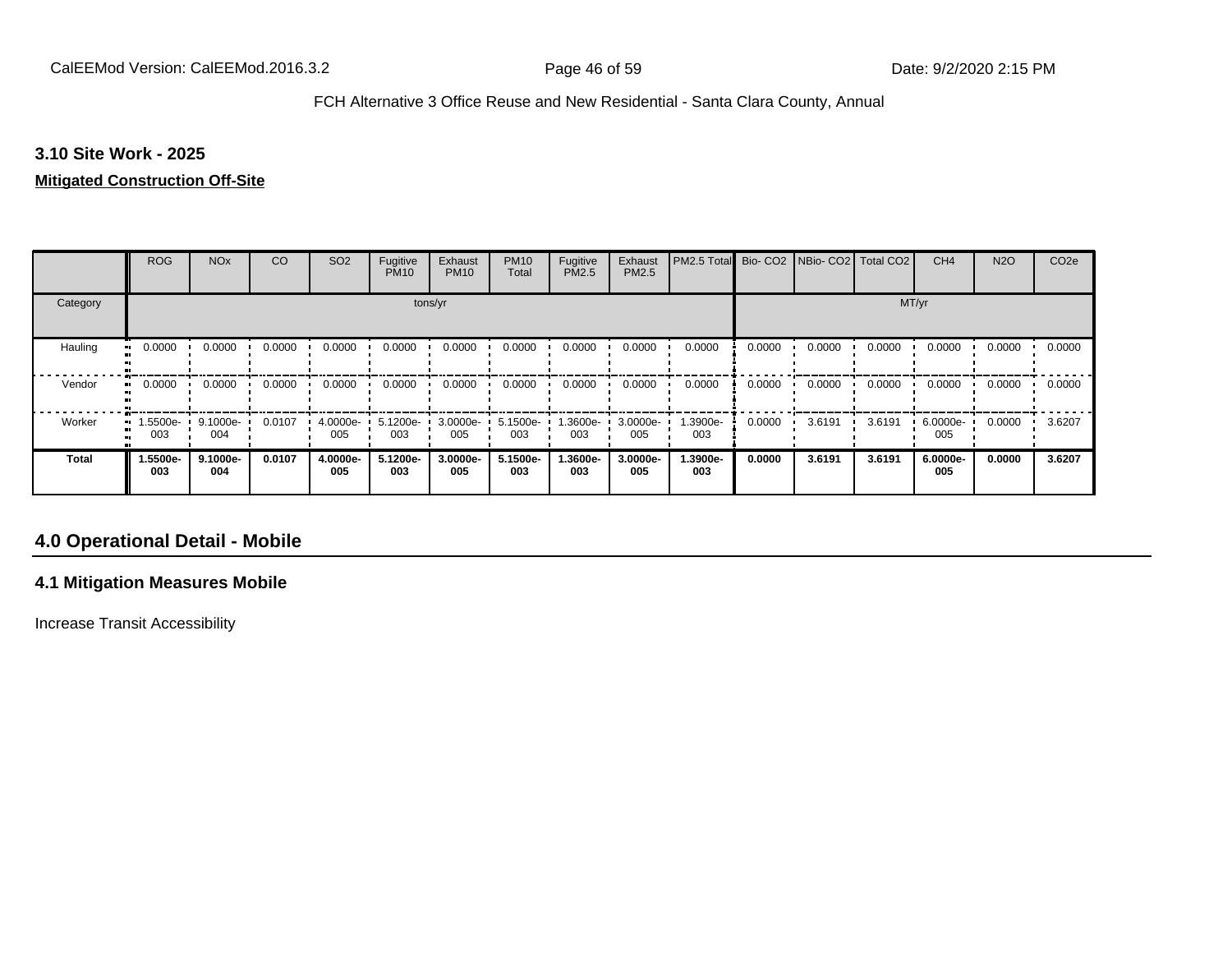### 3.10 Site Work - 2025

**Mitigated Construction Off-Site**

| | ROG | NOx | CO | SO2 | Fugitive PM10 | Exhaust PM10 | PM10 Total | Fugitive PM2.5 | Exhaust PM2.5 | PM2.5 Total | Bio- CO2 | NBio- CO2 | Total CO2 | CH4 | N2O | CO2e |
|---|---|---|---|---|---|---|---|---|---|---|---|---|---|---|---|---|
| Category | tons/yr | | | | | | | | | | MT/yr | | | | | |
| Hauling | 0.0000 | 0.0000 | 0.0000 | 0.0000 | 0.0000 | 0.0000 | 0.0000 | 0.0000 | 0.0000 | 0.0000 | 0.0000 | 0.0000 | 0.0000 | 0.0000 | 0.0000 | 0.0000 |
| Vendor | 0.0000 | 0.0000 | 0.0000 | 0.0000 | 0.0000 | 0.0000 | 0.0000 | 0.0000 | 0.0000 | 0.0000 | 0.0000 | 0.0000 | 0.0000 | 0.0000 | 0.0000 | 0.0000 |
| Worker | 1.5500e-003 | 9.1000e-004 | 0.0107 | 4.0000e-005 | 5.1200e-003 | 3.0000e-005 | 5.1500e-003 | 1.3600e-003 | 3.0000e-005 | 1.3900e-003 | 0.0000 | 3.6191 | 3.6191 | 6.0000e-005 | 0.0000 | 3.6207 |
| **Total** | **1.5500e-003** | **9.1000e-004** | **0.0107** | **4.0000e-005** | **5.1200e-003** | **3.0000e-005** | **5.1500e-003** | **1.3600e-003** | **3.0000e-005** | **1.3900e-003** | **0.0000** | **3.6191** | **3.6191** | **6.0000e-005** | **0.0000** | **3.6207** |

## 4.0 Operational Detail - Mobile

### 4.1 Mitigation Measures Mobile

Increase Transit Accessibility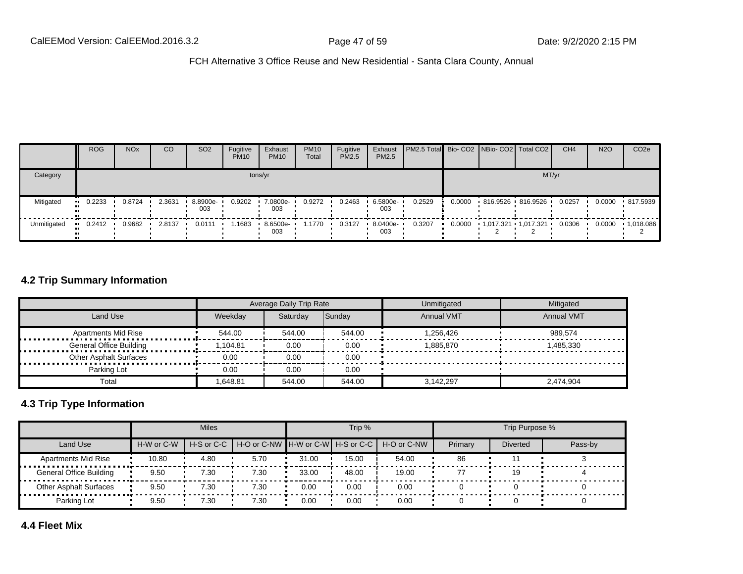FCH Alternative 3 Office Reuse and New Residential - Santa Clara County, Annual

| | ROG | NOx | CO | SO2 | Fugitive PM10 | Exhaust PM10 | PM10 Total | Fugitive PM2.5 | Exhaust PM2.5 | PM2.5 Total | Bio- CO2 | NBio- CO2 | Total CO2 | CH4 | N2O | CO2e |
|---|---|---|---|---|---|---|---|---|---|---|---|---|---|---|---|---|
| Category | tons/yr | | | | | | | | | | MT/yr | | | | | |
| Mitigated | 0.2233 | 0.8724 | 2.3631 | 8.8900e-003 | 0.9202 | 7.0800e-003 | 0.9272 | 0.2463 | 6.5800e-003 | 0.2529 | 0.0000 | 816.9526 | 816.9526 | 0.0257 | 0.0000 | 817.5939 |
| Unmitigated | 0.2412 | 0.9682 | 2.8137 | 0.0111 | 1.1683 | 8.6500e-003 | 1.1770 | 0.3127 | 8.0400e-003 | 0.3207 | 0.0000 | 1,017.3212 | 1,017.3212 | 0.0306 | 0.0000 | 1,018.0862 |

## 4.2 Trip Summary Information

| | Average Daily Trip Rate | | | Unmitigated | Mitigated |
|---|---|---|---|---|---|
| Land Use | Weekday | Saturday | Sunday | Annual VMT | Annual VMT |
| Apartments Mid Rise | 544.00 | 544.00 | 544.00 | 1,256,426 | 989,574 |
| General Office Building | 1,104.81 | 0.00 | 0.00 | 1,885,870 | 1,485,330 |
| Other Asphalt Surfaces | 0.00 | 0.00 | 0.00 | | |
| Parking Lot | 0.00 | 0.00 | 0.00 | | |
| Total | 1,648.81 | 544.00 | 544.00 | 3,142,297 | 2,474,904 |

## 4.3 Trip Type Information

| | Miles | | | Trip % | | | Trip Purpose % | | |
|---|---|---|---|---|---|---|---|---|---|
| Land Use | H-W or C-W | H-S or C-C | H-O or C-NW | H-W or C-W | H-S or C-C | H-O or C-NW | Primary | Diverted | Pass-by |
| Apartments Mid Rise | 10.80 | 4.80 | 5.70 | 31.00 | 15.00 | 54.00 | 86 | 11 | 3 |
| General Office Building | 9.50 | 7.30 | 7.30 | 33.00 | 48.00 | 19.00 | 77 | 19 | 4 |
| Other Asphalt Surfaces | 9.50 | 7.30 | 7.30 | 0.00 | 0.00 | 0.00 | 0 | 0 | 0 |
| Parking Lot | 9.50 | 7.30 | 7.30 | 0.00 | 0.00 | 0.00 | 0 | 0 | 0 |

## 4.4 Fleet Mix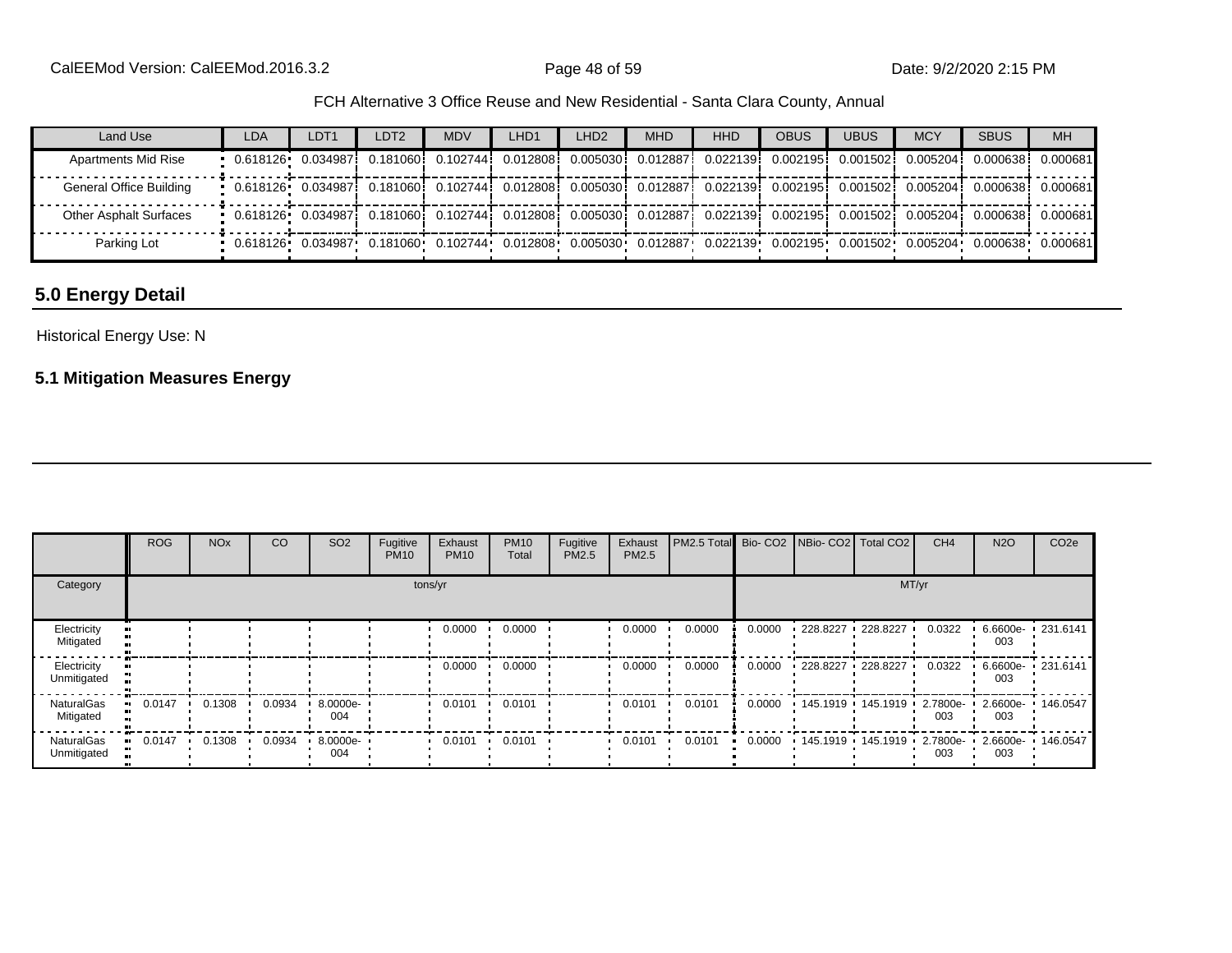FCH Alternative 3 Office Reuse and New Residential - Santa Clara County, Annual

| Land Use | LDA | LDT1 | LDT2 | MDV | LHD1 | LHD2 | MHD | HHD | OBUS | UBUS | MCY | SBUS | MH |
|---|---|---|---|---|---|---|---|---|---|---|---|---|---|
| Apartments Mid Rise | 0.618126 | 0.034987 | 0.181060 | 0.102744 | 0.012808 | 0.005030 | 0.012887 | 0.022139 | 0.002195 | 0.001502 | 0.005204 | 0.000638 | 0.000681 |
| General Office Building | 0.618126 | 0.034987 | 0.181060 | 0.102744 | 0.012808 | 0.005030 | 0.012887 | 0.022139 | 0.002195 | 0.001502 | 0.005204 | 0.000638 | 0.000681 |
| Other Asphalt Surfaces | 0.618126 | 0.034987 | 0.181060 | 0.102744 | 0.012808 | 0.005030 | 0.012887 | 0.022139 | 0.002195 | 0.001502 | 0.005204 | 0.000638 | 0.000681 |
| Parking Lot | 0.618126 | 0.034987 | 0.181060 | 0.102744 | 0.012808 | 0.005030 | 0.012887 | 0.022139 | 0.002195 | 0.001502 | 0.005204 | 0.000638 | 0.000681 |

## 5.0 Energy Detail

Historical Energy Use: N

### 5.1 Mitigation Measures Energy

| | ROG | NOx | CO | SO2 | Fugitive PM10 | Exhaust PM10 | PM10 Total | Fugitive PM2.5 | Exhaust PM2.5 | PM2.5 Total | Bio- CO2 | NBio- CO2 | Total CO2 | CH4 | N2O | CO2e |
|---|---|---|---|---|---|---|---|---|---|---|---|---|---|---|---|---|
| Category | tons/yr | | | | | | | | | | MT/yr | | | | | |
| Electricity Mitigated | | | | | | 0.0000 | 0.0000 | | 0.0000 | 0.0000 | 0.0000 | 228.8227 | 228.8227 | 0.0322 | 6.6600e-003 | 231.6141 |
| Electricity Unmitigated | | | | | | 0.0000 | 0.0000 | | 0.0000 | 0.0000 | 0.0000 | 228.8227 | 228.8227 | 0.0322 | 6.6600e-003 | 231.6141 |
| NaturalGas Mitigated | 0.0147 | 0.1308 | 0.0934 | 8.0000e-004 | | 0.0101 | 0.0101 | | 0.0101 | 0.0101 | 0.0000 | 145.1919 | 145.1919 | 2.7800e-003 | 2.6600e-003 | 146.0547 |
| NaturalGas Unmitigated | 0.0147 | 0.1308 | 0.0934 | 8.0000e-004 | | 0.0101 | 0.0101 | | 0.0101 | 0.0101 | 0.0000 | 145.1919 | 145.1919 | 2.7800e-003 | 2.6600e-003 | 146.0547 |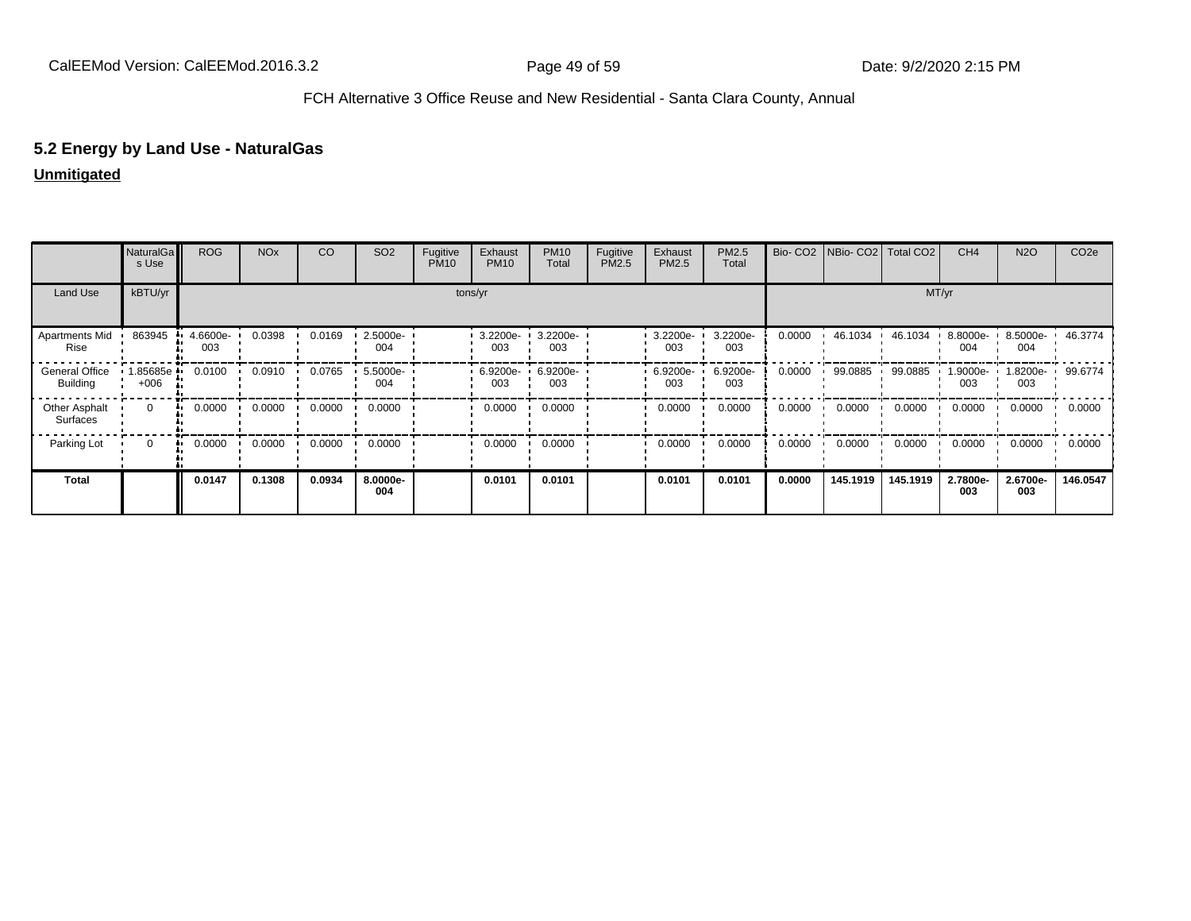## 5.2 Energy by Land Use - NaturalGas

**Unmitigated**

| | NaturalGas Use | ROG | NOx | CO | SO2 | Fugitive PM10 | Exhaust PM10 | PM10 Total | Fugitive PM2.5 | Exhaust PM2.5 | PM2.5 Total | Bio- CO2 | NBio- CO2 | Total CO2 | CH4 | N2O | CO2e |
|---|---|---|---|---|---|---|---|---|---|---|---|---|---|---|---|---|---|
| Land Use | kBTU/yr | tons/yr | | | | | | | | | | MT/yr | | | | | |
| Apartments Mid Rise | 863945 | 4.6600e-003 | 0.0398 | 0.0169 | 2.5000e-004 | | 3.2200e-003 | 3.2200e-003 | | 3.2200e-003 | 3.2200e-003 | 0.0000 | 46.1034 | 46.1034 | 8.8000e-004 | 8.5000e-004 | 46.3774 |
| General Office Building | 1.85685e+006 | 0.0100 | 0.0910 | 0.0765 | 5.5000e-004 | | 6.9200e-003 | 6.9200e-003 | | 6.9200e-003 | 6.9200e-003 | 0.0000 | 99.0885 | 99.0885 | 1.9000e-003 | 1.8200e-003 | 99.6774 |
| Other Asphalt Surfaces | 0 | 0.0000 | 0.0000 | 0.0000 | 0.0000 | | 0.0000 | 0.0000 | | 0.0000 | 0.0000 | 0.0000 | 0.0000 | 0.0000 | 0.0000 | 0.0000 | 0.0000 |
| Parking Lot | 0 | 0.0000 | 0.0000 | 0.0000 | 0.0000 | | 0.0000 | 0.0000 | | 0.0000 | 0.0000 | 0.0000 | 0.0000 | 0.0000 | 0.0000 | 0.0000 | 0.0000 |
| **Total** | | **0.0147** | **0.1308** | **0.0934** | **8.0000e-004** | | **0.0101** | **0.0101** | | **0.0101** | **0.0101** | **0.0000** | **145.1919** | **145.1919** | **2.7800e-003** | **2.6700e-003** | **146.0547** |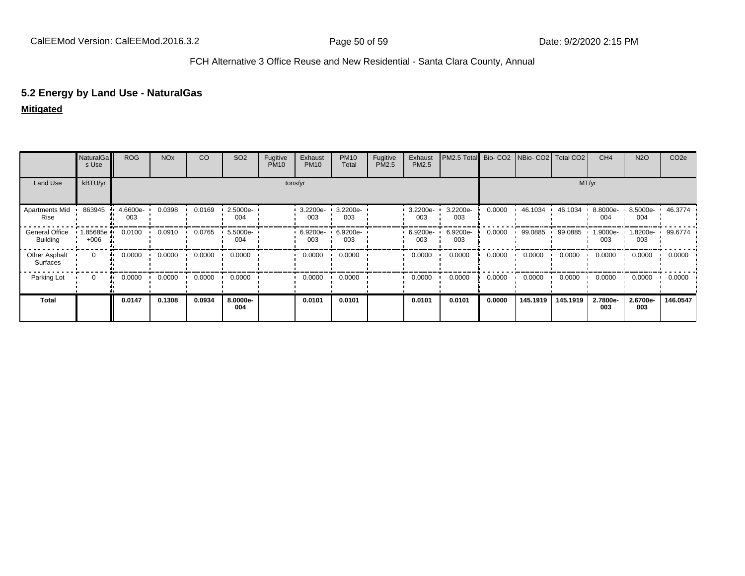## 5.2 Energy by Land Use - NaturalGas

**Mitigated**

| | NaturalGas Use | ROG | NOx | CO | SO2 | Fugitive PM10 | Exhaust PM10 | PM10 Total | Fugitive PM2.5 | Exhaust PM2.5 | PM2.5 Total | Bio- CO2 | NBio- CO2 | Total CO2 | CH4 | N2O | CO2e |
|---|---|---|---|---|---|---|---|---|---|---|---|---|---|---|---|---|---|
| Land Use | kBTU/yr | tons/yr | | | | | | | | | | MT/yr | | | | | |
| Apartments Mid Rise | 863945 | 4.6600e-003 | 0.0398 | 0.0169 | 2.5000e-004 | | 3.2200e-003 | 3.2200e-003 | | 3.2200e-003 | 3.2200e-003 | 0.0000 | 46.1034 | 46.1034 | 8.8000e-004 | 8.5000e-004 | 46.3774 |
| General Office Building | 1.85685e+006 | 0.0100 | 0.0910 | 0.0765 | 5.5000e-004 | | 6.9200e-003 | 6.9200e-003 | | 6.9200e-003 | 6.9200e-003 | 0.0000 | 99.0885 | 99.0885 | 1.9000e-003 | 1.8200e-003 | 99.6774 |
| Other Asphalt Surfaces | 0 | 0.0000 | 0.0000 | 0.0000 | 0.0000 | | 0.0000 | 0.0000 | | 0.0000 | 0.0000 | 0.0000 | 0.0000 | 0.0000 | 0.0000 | 0.0000 | 0.0000 |
| Parking Lot | 0 | 0.0000 | 0.0000 | 0.0000 | 0.0000 | | 0.0000 | 0.0000 | | 0.0000 | 0.0000 | 0.0000 | 0.0000 | 0.0000 | 0.0000 | 0.0000 | 0.0000 |
| **Total** | | **0.0147** | **0.1308** | **0.0934** | **8.0000e-004** | | **0.0101** | **0.0101** | | **0.0101** | **0.0101** | **0.0000** | **145.1919** | **145.1919** | **2.7800e-003** | **2.6700e-003** | **146.0547** |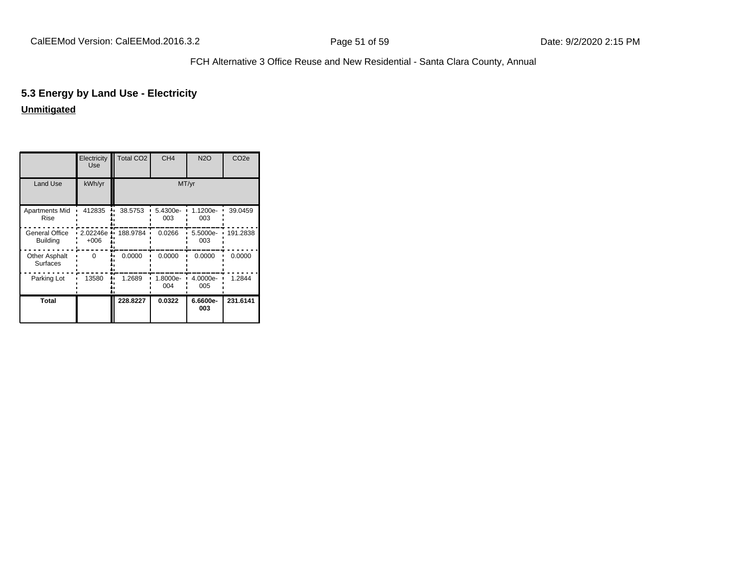## 5.3 Energy by Land Use - Electricity

**Unmitigated**

| | Electricity Use | Total CO2 | CH4 | N2O | CO2e |
|---|---|---|---|---|---|
| Land Use | kWh/yr | MT/yr | | | |
| Apartments Mid Rise | 412835 | 38.5753 | 5.4300e-003 | 1.1200e-003 | 39.0459 |
| General Office Building | 2.02246e+006 | 188.9784 | 0.0266 | 5.5000e-003 | 191.2838 |
| Other Asphalt Surfaces | 0 | 0.0000 | 0.0000 | 0.0000 | 0.0000 |
| Parking Lot | 13580 | 1.2689 | 1.8000e-004 | 4.0000e-005 | 1.2844 |
| **Total** | | **228.8227** | **0.0322** | **6.6600e-003** | **231.6141** |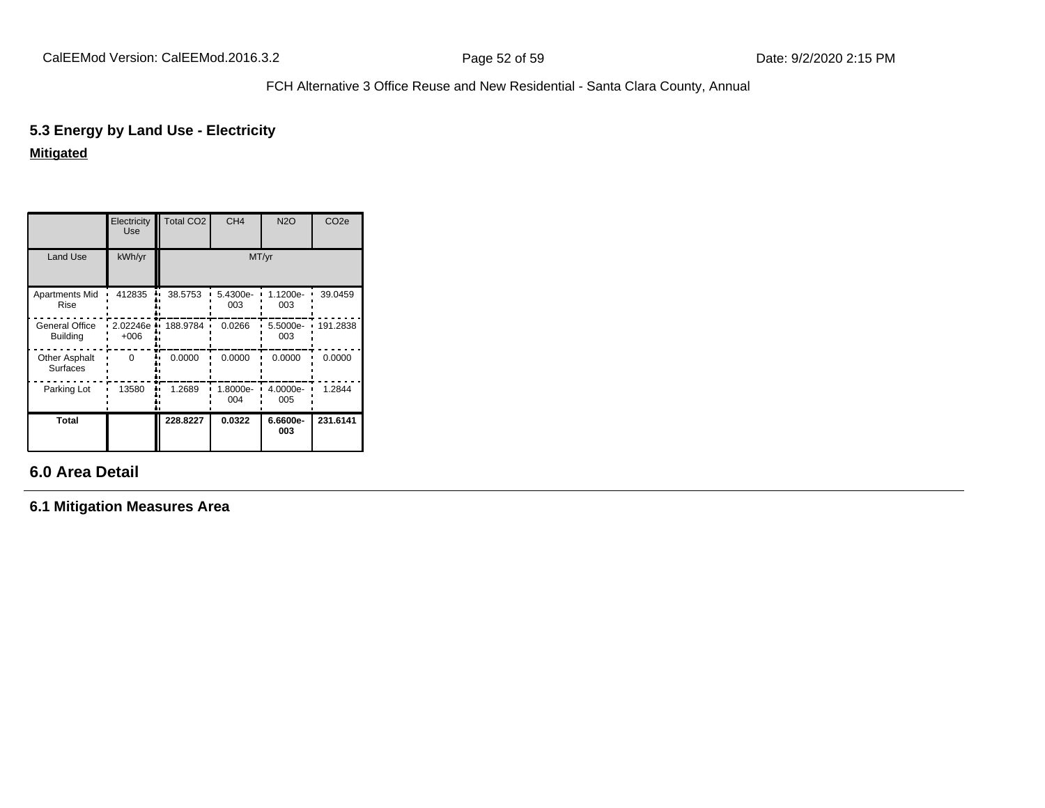## 5.3 Energy by Land Use - Electricity

**Mitigated**

| | Electricity Use | Total CO2 | CH4 | N2O | CO2e |
|---|---|---|---|---|---|
| Land Use | kWh/yr | MT/yr | | | |
| Apartments Mid Rise | 412835 | 38.5753 | 5.4300e-003 | 1.1200e-003 | 39.0459 |
| General Office Building | 2.02246e+006 | 188.9784 | 0.0266 | 5.5000e-003 | 191.2838 |
| Other Asphalt Surfaces | 0 | 0.0000 | 0.0000 | 0.0000 | 0.0000 |
| Parking Lot | 13580 | 1.2689 | 1.8000e-004 | 4.0000e-005 | 1.2844 |
| **Total** | | **228.8227** | **0.0322** | **6.6600e-003** | **231.6141** |

## 6.0 Area Detail

### 6.1 Mitigation Measures Area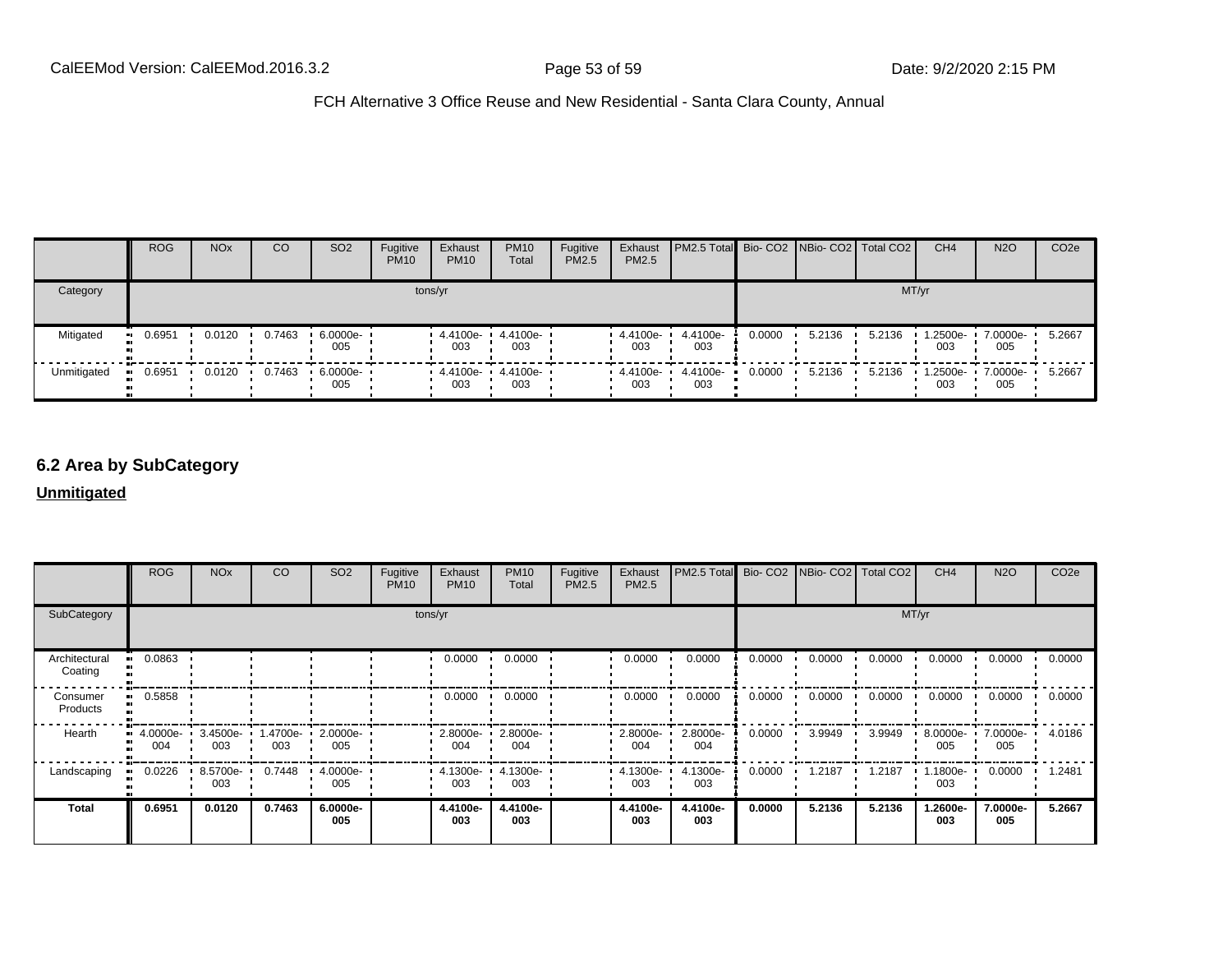FCH Alternative 3 Office Reuse and New Residential - Santa Clara County, Annual

| | ROG | NOx | CO | SO2 | Fugitive PM10 | Exhaust PM10 | PM10 Total | Fugitive PM2.5 | Exhaust PM2.5 | PM2.5 Total | Bio- CO2 | NBio- CO2 | Total CO2 | CH4 | N2O | CO2e |
|---|---|---|---|---|---|---|---|---|---|---|---|---|---|---|---|---|
| Category | tons/yr | | | | | | | | | | MT/yr | | | | | |
| Mitigated | 0.6951 | 0.0120 | 0.7463 | 6.0000e-005 | | 4.4100e-003 | 4.4100e-003 | | 4.4100e-003 | 4.4100e-003 | 0.0000 | 5.2136 | 5.2136 | 1.2500e-003 | 7.0000e-005 | 5.2667 |
| Unmitigated | 0.6951 | 0.0120 | 0.7463 | 6.0000e-005 | | 4.4100e-003 | 4.4100e-003 | | 4.4100e-003 | 4.4100e-003 | 0.0000 | 5.2136 | 5.2136 | 1.2500e-003 | 7.0000e-005 | 5.2667 |

## 6.2 Area by SubCategory

**Unmitigated**

| | ROG | NOx | CO | SO2 | Fugitive PM10 | Exhaust PM10 | PM10 Total | Fugitive PM2.5 | Exhaust PM2.5 | PM2.5 Total | Bio- CO2 | NBio- CO2 | Total CO2 | CH4 | N2O | CO2e |
|---|---|---|---|---|---|---|---|---|---|---|---|---|---|---|---|---|
| SubCategory | tons/yr | | | | | | | | | | MT/yr | | | | | |
| Architectural Coating | 0.0863 | | | | | 0.0000 | 0.0000 | | 0.0000 | 0.0000 | 0.0000 | 0.0000 | 0.0000 | 0.0000 | 0.0000 | 0.0000 |
| Consumer Products | 0.5858 | | | | | 0.0000 | 0.0000 | | 0.0000 | 0.0000 | 0.0000 | 0.0000 | 0.0000 | 0.0000 | 0.0000 | 0.0000 |
| Hearth | 4.0000e-004 | 3.4500e-003 | 1.4700e-003 | 2.0000e-005 | | 2.8000e-004 | 2.8000e-004 | | 2.8000e-004 | 2.8000e-004 | 0.0000 | 3.9949 | 3.9949 | 8.0000e-005 | 7.0000e-005 | 4.0186 |
| Landscaping | 0.0226 | 8.5700e-003 | 0.7448 | 4.0000e-005 | | 4.1300e-003 | 4.1300e-003 | | 4.1300e-003 | 4.1300e-003 | 0.0000 | 1.2187 | 1.2187 | 1.1800e-003 | 0.0000 | 1.2481 |
| **Total** | **0.6951** | **0.0120** | **0.7463** | **6.0000e-005** | | **4.4100e-003** | **4.4100e-003** | | **4.4100e-003** | **4.4100e-003** | **0.0000** | **5.2136** | **5.2136** | **1.2600e-003** | **7.0000e-005** | **5.2667** |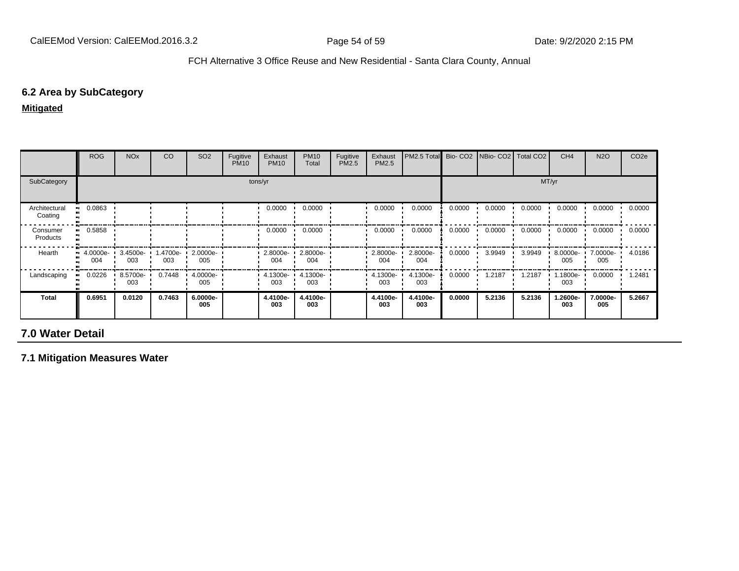### 6.2 Area by SubCategory

**Mitigated**

| | ROG | NOx | CO | SO2 | Fugitive PM10 | Exhaust PM10 | PM10 Total | Fugitive PM2.5 | Exhaust PM2.5 | PM2.5 Total | Bio- CO2 | NBio- CO2 | Total CO2 | CH4 | N2O | CO2e |
|---|---|---|---|---|---|---|---|---|---|---|---|---|---|---|---|---|
| SubCategory | tons/yr | | | | | | | | | | MT/yr | | | | | |
| Architectural Coating | 0.0863 | | | | | 0.0000 | 0.0000 | | 0.0000 | 0.0000 | 0.0000 | 0.0000 | 0.0000 | 0.0000 | 0.0000 | 0.0000 |
| Consumer Products | 0.5858 | | | | | 0.0000 | 0.0000 | | 0.0000 | 0.0000 | 0.0000 | 0.0000 | 0.0000 | 0.0000 | 0.0000 | 0.0000 |
| Hearth | 4.0000e-004 | 3.4500e-003 | 1.4700e-003 | 2.0000e-005 | | 2.8000e-004 | 2.8000e-004 | | 2.8000e-004 | 2.8000e-004 | 0.0000 | 3.9949 | 3.9949 | 8.0000e-005 | 7.0000e-005 | 4.0186 |
| Landscaping | 0.0226 | 8.5700e-003 | 0.7448 | 4.0000e-005 | | 4.1300e-003 | 4.1300e-003 | | 4.1300e-003 | 4.1300e-003 | 0.0000 | 1.2187 | 1.2187 | 1.1800e-003 | 0.0000 | 1.2481 |
| **Total** | **0.6951** | **0.0120** | **0.7463** | **6.0000e-005** | | **4.4100e-003** | **4.4100e-003** | | **4.4100e-003** | **4.4100e-003** | **0.0000** | **5.2136** | **5.2136** | **1.2600e-003** | **7.0000e-005** | **5.2667** |

## 7.0 Water Detail

### 7.1 Mitigation Measures Water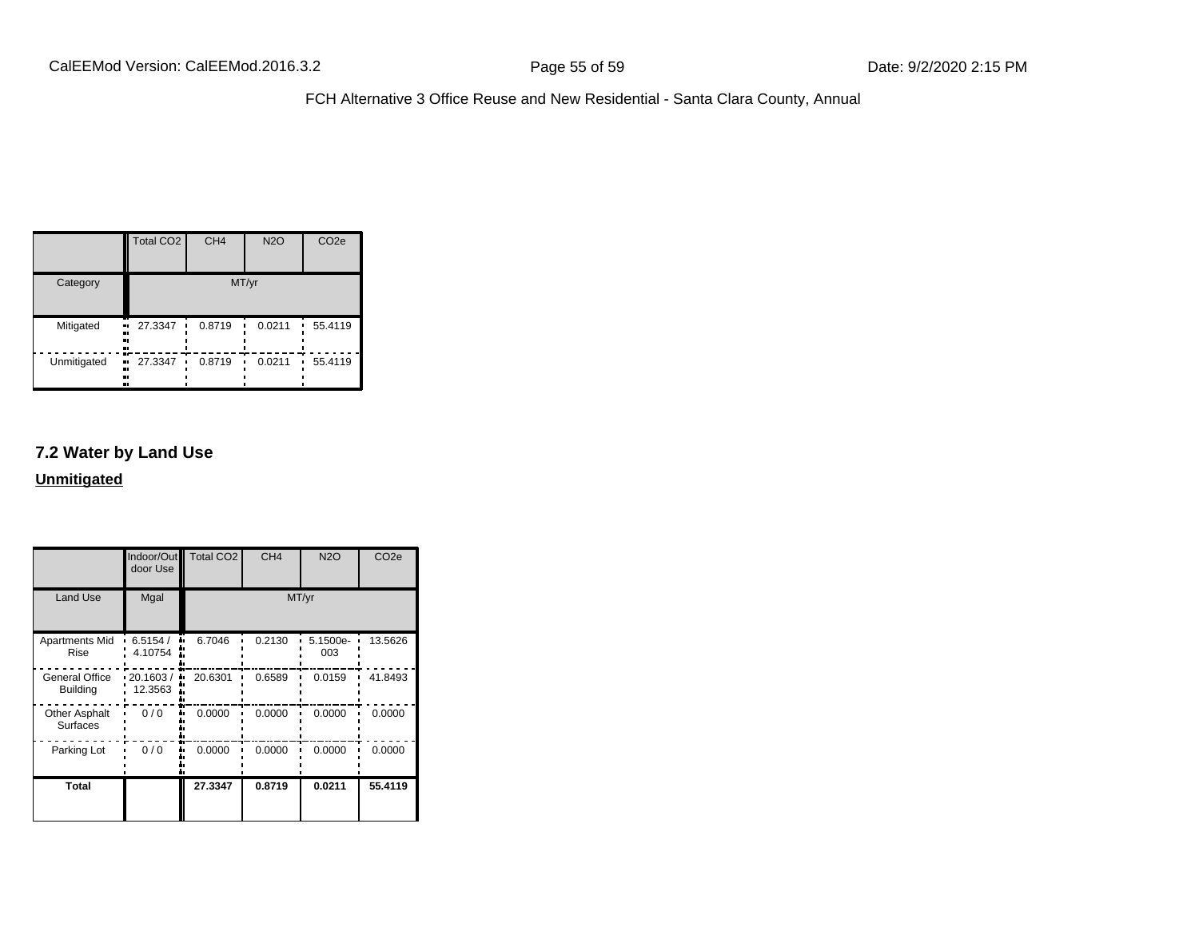| | Total CO2 | CH4 | N2O | CO2e |
|---|---|---|---|---|
| Category | MT/yr | | | |
| Mitigated | 27.3347 | 0.8719 | 0.0211 | 55.4119 |
| Unmitigated | 27.3347 | 0.8719 | 0.0211 | 55.4119 |

## 7.2 Water by Land Use

**Unmitigated**

| | Indoor/Outdoor Use | Total CO2 | CH4 | N2O | CO2e |
|---|---|---|---|---|---|
| Land Use | Mgal | MT/yr | | | |
| Apartments Mid Rise | 6.5154 / 4.10754 | 6.7046 | 0.2130 | 5.1500e-003 | 13.5626 |
| General Office Building | 20.1603 / 12.3563 | 20.6301 | 0.6589 | 0.0159 | 41.8493 |
| Other Asphalt Surfaces | 0 / 0 | 0.0000 | 0.0000 | 0.0000 | 0.0000 |
| Parking Lot | 0 / 0 | 0.0000 | 0.0000 | 0.0000 | 0.0000 |
| **Total** | | **27.3347** | **0.8719** | **0.0211** | **55.4119** |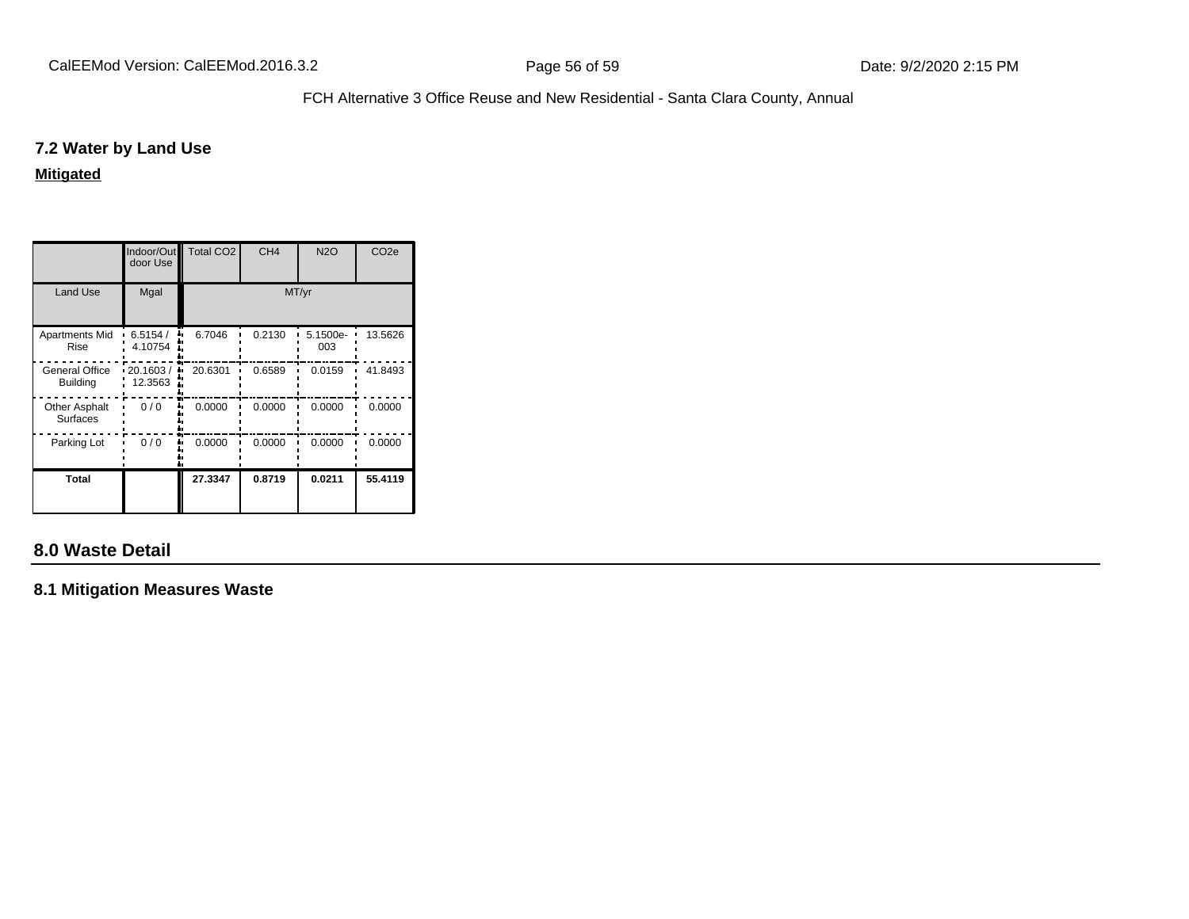## 7.2 Water by Land Use

**Mitigated**

| | Indoor/Outdoor Use | Total CO2 | CH4 | N2O | CO2e |
|---|---|---|---|---|---|
| Land Use | Mgal | MT/yr | | | |
| Apartments Mid Rise | 6.5154 / 4.10754 | 6.7046 | 0.2130 | 5.1500e-003 | 13.5626 |
| General Office Building | 20.1603 / 12.3563 | 20.6301 | 0.6589 | 0.0159 | 41.8493 |
| Other Asphalt Surfaces | 0 / 0 | 0.0000 | 0.0000 | 0.0000 | 0.0000 |
| Parking Lot | 0 / 0 | 0.0000 | 0.0000 | 0.0000 | 0.0000 |
| **Total** | | **27.3347** | **0.8719** | **0.0211** | **55.4119** |

## 8.0 Waste Detail

### 8.1 Mitigation Measures Waste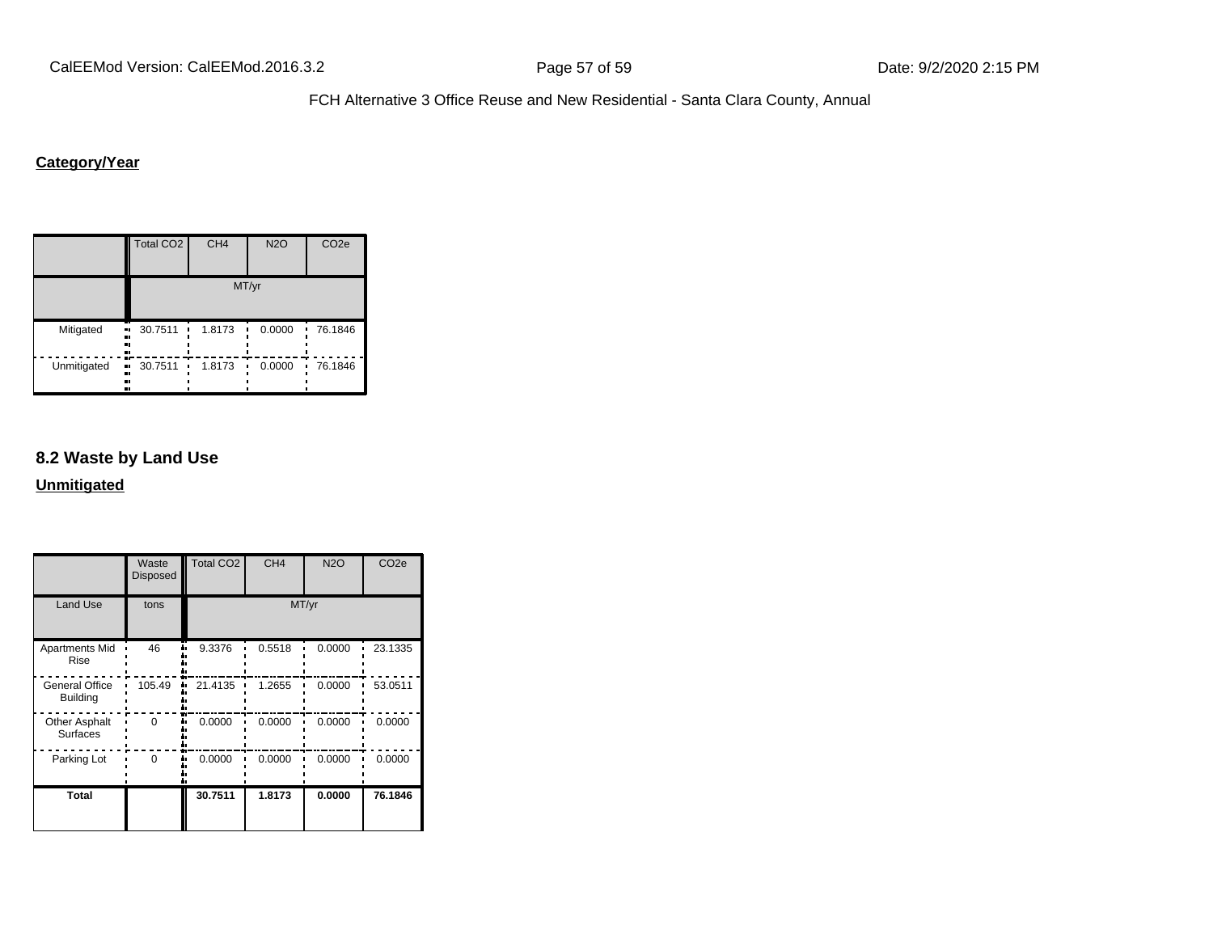**Category/Year**

| | Total CO2 | CH4 | N2O | CO2e |
|---|---|---|---|---|
| | MT/yr | | | |
| Mitigated | 30.7511 | 1.8173 | 0.0000 | 76.1846 |
| Unmitigated | 30.7511 | 1.8173 | 0.0000 | 76.1846 |

## 8.2 Waste by Land Use

**Unmitigated**

| | Waste Disposed | Total CO2 | CH4 | N2O | CO2e |
|---|---|---|---|---|---|
| Land Use | tons | MT/yr | | | |
| Apartments Mid Rise | 46 | 9.3376 | 0.5518 | 0.0000 | 23.1335 |
| General Office Building | 105.49 | 21.4135 | 1.2655 | 0.0000 | 53.0511 |
| Other Asphalt Surfaces | 0 | 0.0000 | 0.0000 | 0.0000 | 0.0000 |
| Parking Lot | 0 | 0.0000 | 0.0000 | 0.0000 | 0.0000 |
| **Total** | | **30.7511** | **1.8173** | **0.0000** | **76.1846** |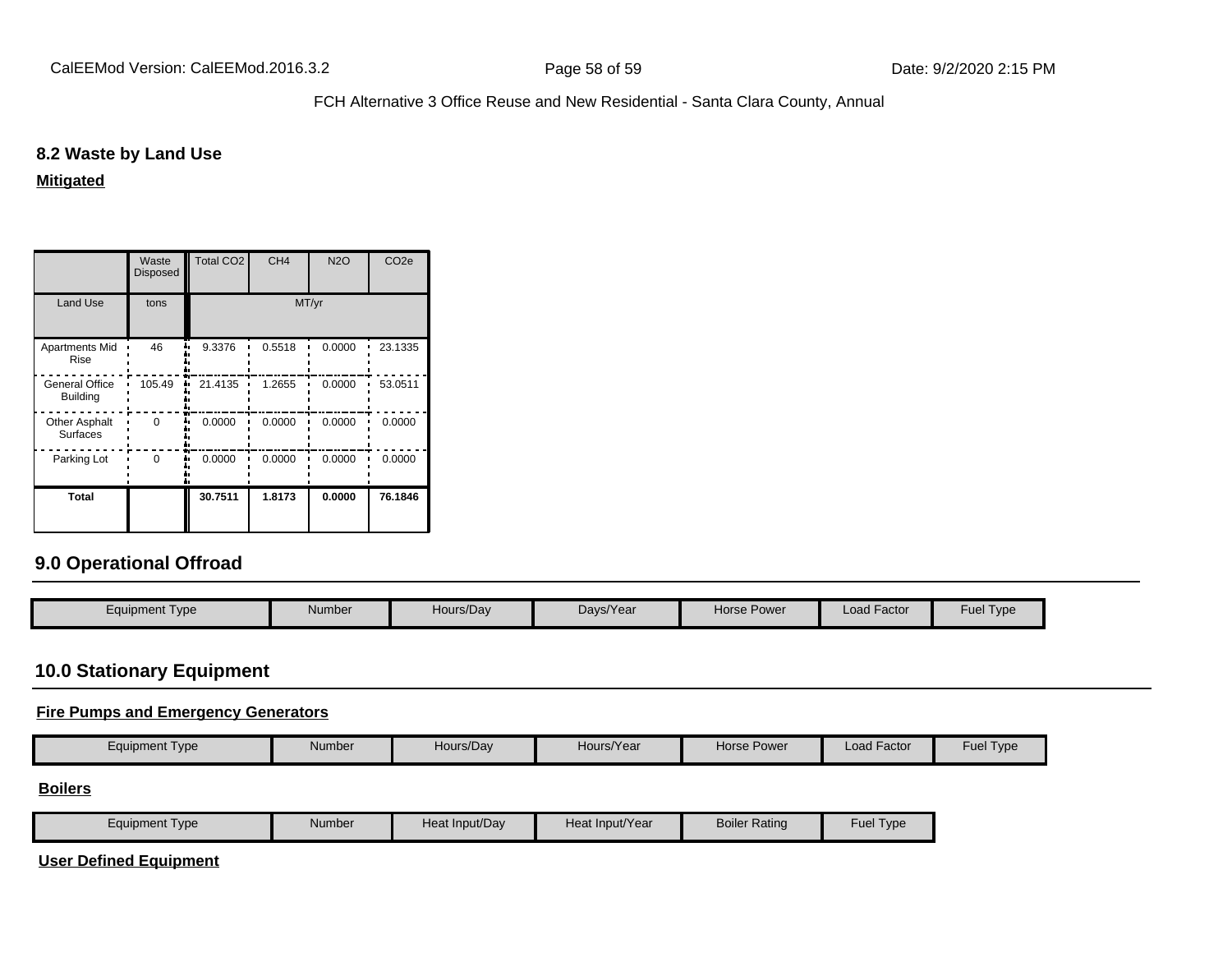### 8.2 Waste by Land Use

**Mitigated**

| | Waste Disposed | Total $CO_2$ | $CH_4$ | $N_2O$ | $CO_2e$ |
|---|---|---|---|---|---|
| Land Use | tons | MT/yr | | | |
| Apartments Mid Rise | 46 | 9.3376 | 0.5518 | 0.0000 | 23.1335 |
| General Office Building | 105.49 | 21.4135 | 1.2655 | 0.0000 | 53.0511 |
| Other Asphalt Surfaces | 0 | 0.0000 | 0.0000 | 0.0000 | 0.0000 |
| Parking Lot | 0 | 0.0000 | 0.0000 | 0.0000 | 0.0000 |
| **Total** | | **30.7511** | **1.8173** | **0.0000** | **76.1846** |

## 9.0 Operational Offroad

| Equipment Type | Number | Hours/Day | Days/Year | Horse Power | Load Factor | Fuel Type |
|---|---|---|---|---|---|---|

## 10.0 Stationary Equipment

**Fire Pumps and Emergency Generators**

| Equipment Type | Number | Hours/Day | Hours/Year | Horse Power | Load Factor | Fuel Type |
|---|---|---|---|---|---|---|

**Boilers**

| Equipment Type | Number | Heat Input/Day | Heat Input/Year | Boiler Rating | Fuel Type |
|---|---|---|---|---|---|

**User Defined Equipment**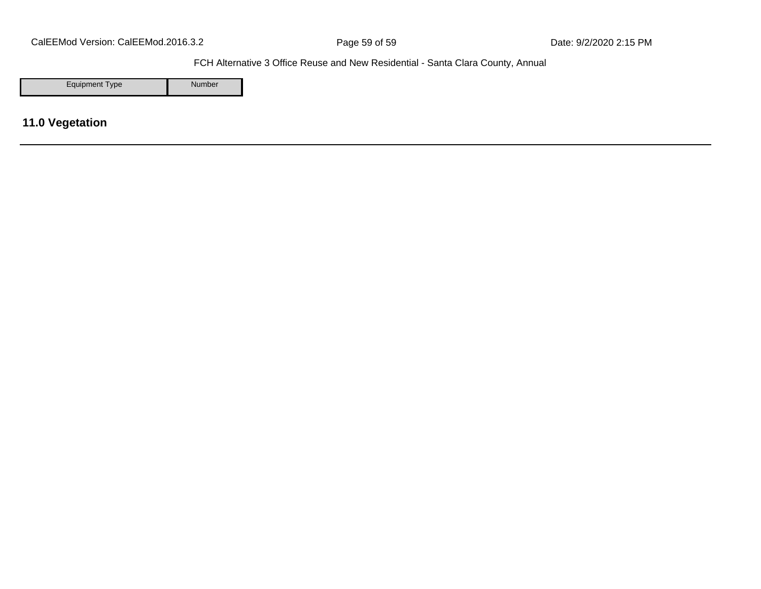| Equipment Type | Number |
|---|---|

## 11.0 Vegetation